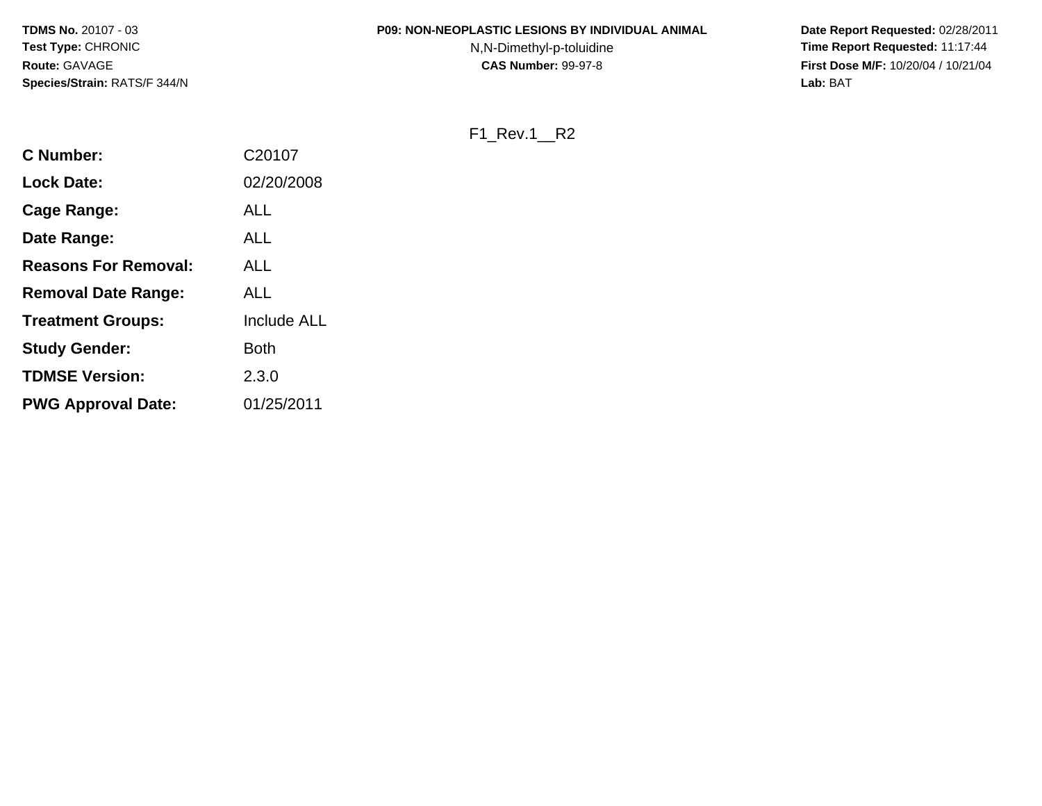**TDMS No.** 20107 - 03
**Test Type:** CHRONIC
**Route:** GAVAGE
**Species/Strain:** RATS/F 344/N

**P09: NON-NEOPLASTIC LESIONS BY INDIVIDUAL ANIMAL**
N,N-Dimethyl-p-toluidine
**CAS Number:** 99-97-8

**Date Report Requested:** 02/28/2011
**Time Report Requested:** 11:17:44
**First Dose M/F:** 10/20/04 / 10/21/04
**Lab:** BAT

F1_Rev.1__R2

| | |
|---|---|
| **C Number:** | C20107 |
| **Lock Date:** | 02/20/2008 |
| **Cage Range:** | ALL |
| **Date Range:** | ALL |
| **Reasons For Removal:** | ALL |
| **Removal Date Range:** | ALL |
| **Treatment Groups:** | Include ALL |
| **Study Gender:** | Both |
| **TDMSE Version:** | 2.3.0 |
| **PWG Approval Date:** | 01/25/2011 |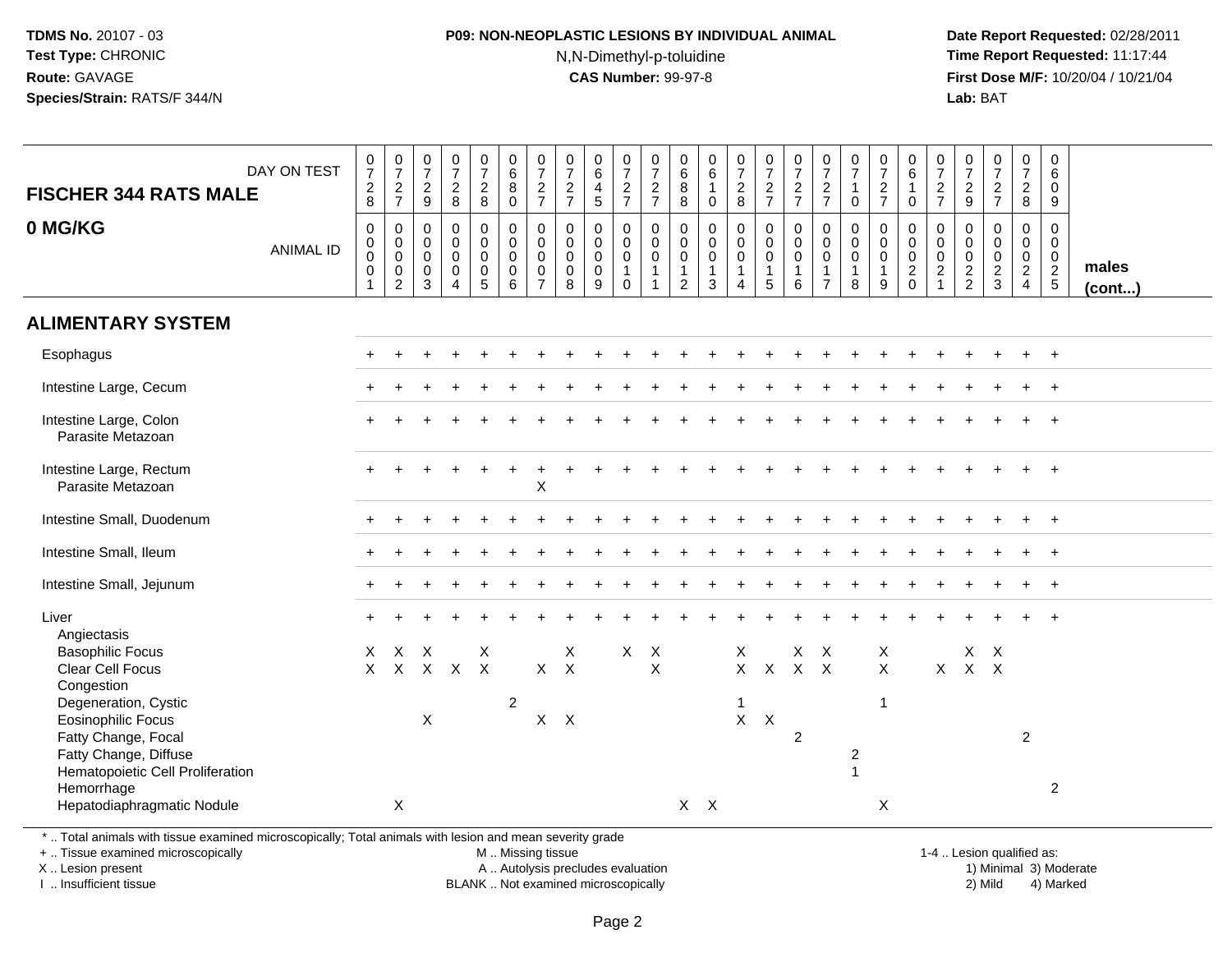**TDMS No.** 20107 - 03
**Test Type:** CHRONIC
**Route:** GAVAGE
**Species/Strain:** RATS/F 344/N

**P09: NON-NEOPLASTIC LESIONS BY INDIVIDUAL ANIMAL**
N,N-Dimethyl-p-toluidine
**CAS Number:** 99-97-8

**Date Report Requested:** 02/28/2011
**Time Report Requested:** 11:17:44
**First Dose M/F:** 10/20/04 / 10/21/04
**Lab:** BAT

## FISCHER 344 RATS MALE
## 0 MG/KG

| DAY ON TEST | 0728 | 0727 | 0729 | 0728 | 0728 | 0680 | 0727 | 0727 | 0645 | 0727 | 0727 | 0688 | 0610 | 0728 | 0727 | 0727 | 0727 | 0710 | 0727 | 0610 | 0727 | 0729 | 0727 | 0728 | 0609 | |
|---|---|---|---|---|---|---|---|---|---|---|---|---|---|---|---|---|---|---|---|---|---|---|---|---|---|---|
| ANIMAL ID | 0001 | 0002 | 0003 | 0004 | 0005 | 0006 | 0007 | 0008 | 0009 | 0010 | 0011 | 0012 | 0013 | 0014 | 0015 | 0016 | 0017 | 0018 | 0019 | 0020 | 0021 | 0022 | 0023 | 0024 | 0025 | males (cont...) |
| **ALIMENTARY SYSTEM** | | | | | | | | | | | | | | | | | | | | | | | | | | |
| Esophagus | + | + | + | + | + | + | + | + | + | + | + | + | + | + | + | + | + | + | + | + | + | + | + | + | + | |
| Intestine Large, Cecum | + | + | + | + | + | + | + | + | + | + | + | + | + | + | + | + | + | + | + | + | + | + | + | + | + | |
| Intestine Large, Colon | + | + | + | + | + | + | + | + | + | + | + | + | + | + | + | + | + | + | + | + | + | + | + | + | + | |
| Parasite Metazoan | | | | | | | | | | | | | | | | | | | | | | | | | | |
| Intestine Large, Rectum | + | + | + | + | + | + | + | + | + | + | + | + | + | + | + | + | + | + | + | + | + | + | + | + | + | |
| Parasite Metazoan | | | | | | | X | | | | | | | | | | | | | | | | | | | |
| Intestine Small, Duodenum | + | + | + | + | + | + | + | + | + | + | + | + | + | + | + | + | + | + | + | + | + | + | + | + | + | |
| Intestine Small, Ileum | + | + | + | + | + | + | + | + | + | + | + | + | + | + | + | + | + | + | + | + | + | + | + | + | + | |
| Intestine Small, Jejunum | + | + | + | + | + | + | + | + | + | + | + | + | + | + | + | + | + | + | + | + | + | + | + | + | + | |
| Liver | + | + | + | + | + | + | + | + | + | + | + | + | + | + | + | + | + | + | + | + | + | + | + | + | + | |
| Angiectasis | | | | | | | | | | | | | | | | | | | | | | | | | | |
| Basophilic Focus | X | X | X | | X | | | X | | X | X | | | X | | X | X | | X | | | X | X | | | |
| Clear Cell Focus | X | X | X | X | X | | X | X | | | X | | | X | X | X | X | | X | | X | X | X | | | |
| Congestion | | | | | | | | | | | | | | | | | | | | | | | | | | |
| Degeneration, Cystic | | | | | | 2 | | | | | | | | 1 | | | | | 1 | | | | | | | |
| Eosinophilic Focus | | | X | | | | X | X | | | | | | X | X | | | | | | | | | | | |
| Fatty Change, Focal | | | | | | | | | | | | | | | | 2 | | | | | | | | 2 | | |
| Fatty Change, Diffuse | | | | | | | | | | | | | | | | | | 2 | | | | | | | | |
| Hematopoietic Cell Proliferation | | | | | | | | | | | | | | | | | | 1 | | | | | | | | |
| Hemorrhage | | | | | | | | | | | | | | | | | | | | | | | | | 2 | |
| Hepatodiaphragmatic Nodule | | X | | | | | | | | | | X | X | | | | | | X | | | | | | | |

\* .. Total animals with tissue examined microscopically; Total animals with lesion and mean severity grade
\+ .. Tissue examined microscopically
X .. Lesion present
I .. Insufficient tissue

M .. Missing tissue
A .. Autolysis precludes evaluation
BLANK .. Not examined microscopically

1-4 .. Lesion qualified as:
1) Minimal 3) Moderate
2) Mild 4) Marked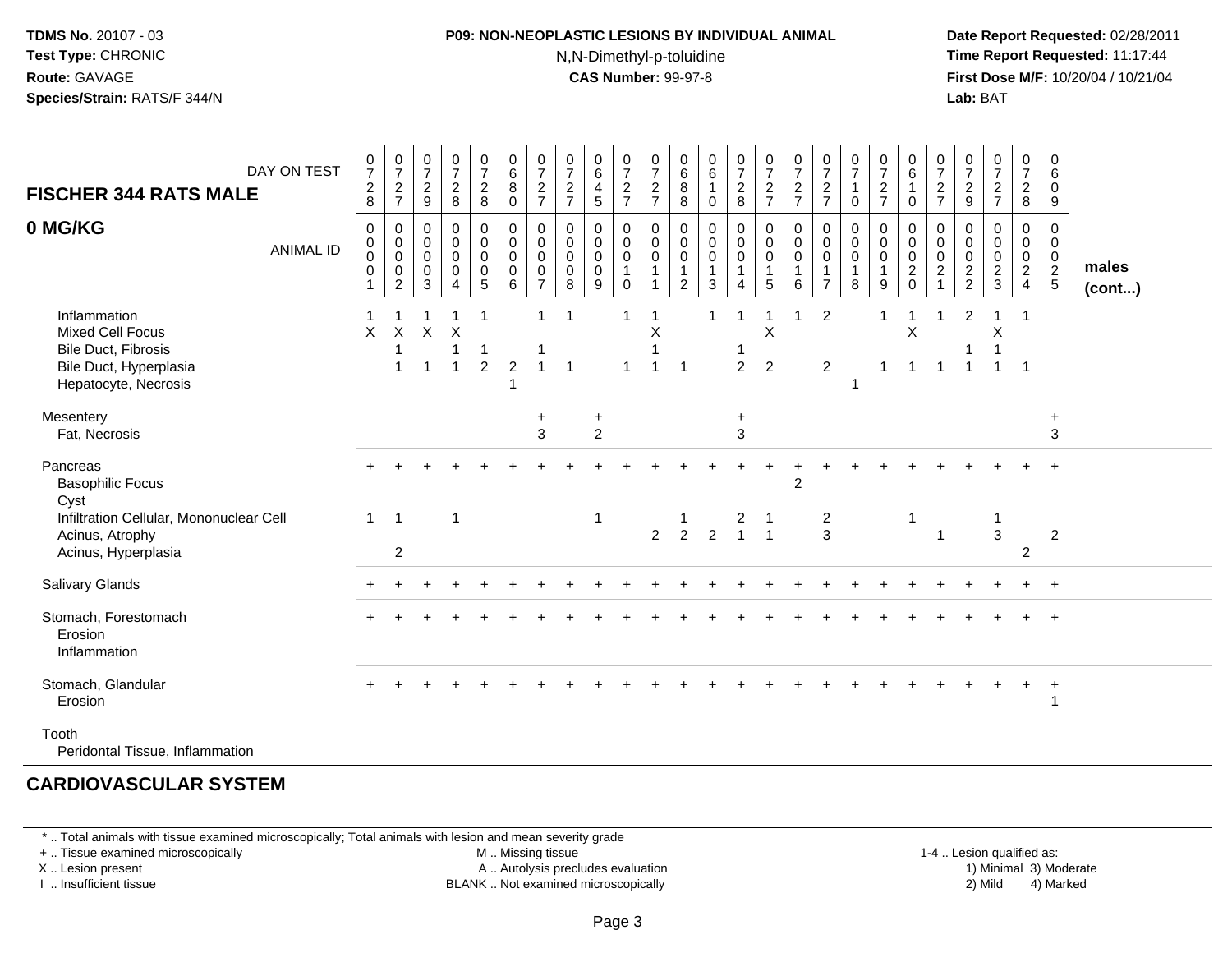**TDMS No.** 20107 - 03
**Test Type:** CHRONIC
**Route:** GAVAGE
**Species/Strain:** RATS/F 344/N

**P09: NON-NEOPLASTIC LESIONS BY INDIVIDUAL ANIMAL**
N,N-Dimethyl-p-toluidine
**CAS Number:** 99-97-8

**Date Report Requested:** 02/28/2011
**Time Report Requested:** 11:17:44
**First Dose M/F:** 10/20/04 / 10/21/04
**Lab:** BAT

## FISCHER 344 RATS MALE

## 0 MG/KG

| DAY ON TEST | 0728 | 0727 | 0729 | 0728 | 0728 | 0680 | 0727 | 0727 | 0645 | 0727 | 0727 | 0688 | 0610 | 0728 | 0727 | 0727 | 0727 | 0710 | 0727 | 0610 | 0727 | 0729 | 0727 | 0728 | 0609 | |
|---|---|---|---|---|---|---|---|---|---|---|---|---|---|---|---|---|---|---|---|---|---|---|---|---|---|---|
| ANIMAL ID | 0001 | 0002 | 0003 | 0004 | 0005 | 0006 | 0007 | 0008 | 0009 | 0010 | 0011 | 0012 | 0013 | 0014 | 0015 | 0016 | 0017 | 0018 | 0019 | 0020 | 0021 | 0022 | 0023 | 0024 | 0025 | males (cont...) |
| Inflammation | 1 | 1 | 1 | 1 | 1 | | 1 | 1 | | 1 | 1 | | 1 | 1 | 1 | 1 | 2 | | 1 | 1 | 1 | 2 | 1 | 1 | | |
| Mixed Cell Focus | X | X | X | X | | | | | | | X | | | | X | | | | | X | | | X | | | |
| Bile Duct, Fibrosis | | 1 | | 1 | 1 | | 1 | | | | 1 | | | 1 | | | | | | | | 1 | 1 | | | |
| Bile Duct, Hyperplasia | | 1 | 1 | 1 | 2 | 2 | 1 | 1 | | 1 | 1 | 1 | | 2 | 2 | | 2 | | 1 | 1 | 1 | 1 | 1 | 1 | | |
| Hepatocyte, Necrosis | | | | | | 1 | | | | | | | | | | | | 1 | | | | | | | | |
| Mesentery | | | | | | | + | | + | | | | | + | | | | | | | | | | | + | |
| Fat, Necrosis | | | | | | | 3 | | 2 | | | | | 3 | | | | | | | | | | | 3 | |
| Pancreas | + | + | + | + | + | + | + | + | + | + | + | + | + | + | + | + | + | + | + | + | + | + | + | + | + | |
| Basophilic Focus | | | | | | | | | | | | | | | | 2 | | | | | | | | | | |
| Cyst | | | | | | | | | | | | | | | | | | | | | | | | | | |
| Infiltration Cellular, Mononuclear Cell | 1 | 1 | | 1 | | | | | 1 | | | 1 | | 2 | 1 | | 2 | | | 1 | | | 1 | | | |
| Acinus, Atrophy | | | | | | | | | | | 2 | 2 | 2 | 1 | 1 | | 3 | | | | 1 | | 3 | | 2 | |
| Acinus, Hyperplasia | | 2 | | | | | | | | | | | | | | | | | | | | | | 2 | | |
| Salivary Glands | + | + | + | + | + | + | + | + | + | + | + | + | + | + | + | + | + | + | + | + | + | + | + | + | + | |
| Stomach, Forestomach | + | + | + | + | + | + | + | + | + | + | + | + | + | + | + | + | + | + | + | + | + | + | + | + | + | |
| Erosion | | | | | | | | | | | | | | | | | | | | | | | | | | |
| Inflammation | | | | | | | | | | | | | | | | | | | | | | | | | | |
| Stomach, Glandular | + | + | + | + | + | + | + | + | + | + | + | + | + | + | + | + | + | + | + | + | + | + | + | + | + | |
| Erosion | | | | | | | | | | | | | | | | | | | | | | | | | 1 | |
| Tooth | | | | | | | | | | | | | | | | | | | | | | | | | | |
| Peridontal Tissue, Inflammation | | | | | | | | | | | | | | | | | | | | | | | | | | |

## CARDIOVASCULAR SYSTEM

\* .. Total animals with tissue examined microscopically; Total animals with lesion and mean severity grade
+ .. Tissue examined microscopically
X .. Lesion present
I .. Insufficient tissue
M .. Missing tissue
A .. Autolysis precludes evaluation
BLANK .. Not examined microscopically
1-4 .. Lesion qualified as: 1) Minimal 2) Mild 3) Moderate 4) Marked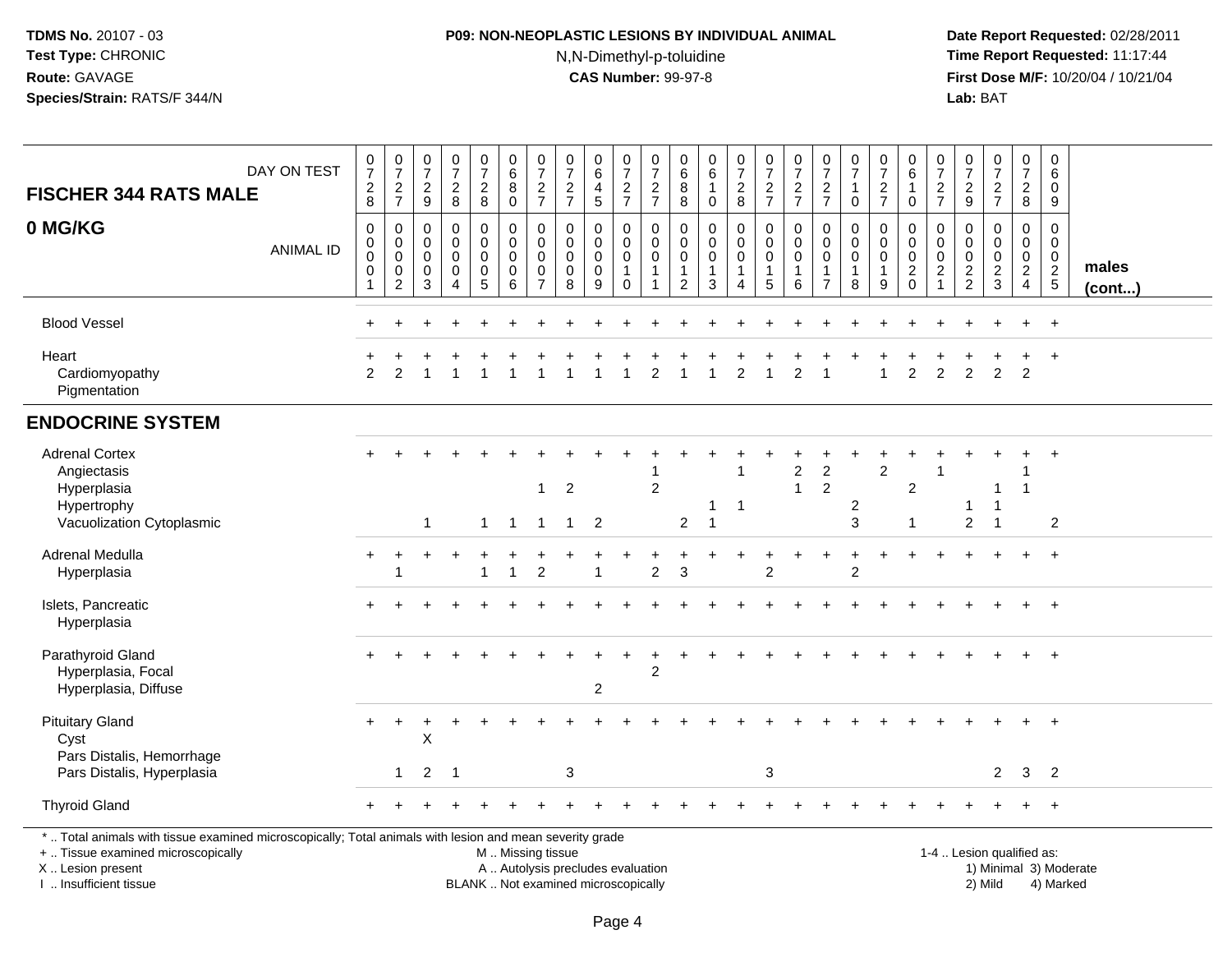**TDMS No.** 20107 - 03
**Test Type:** CHRONIC
**Route:** GAVAGE
**Species/Strain:** RATS/F 344/N

**P09: NON-NEOPLASTIC LESIONS BY INDIVIDUAL ANIMAL**
N,N-Dimethyl-p-toluidine
**CAS Number:** 99-97-8

**Date Report Requested:** 02/28/2011
**Time Report Requested:** 11:17:44
**First Dose M/F:** 10/20/04 / 10/21/04
**Lab:** BAT

| FISCHER 344 RATS MALE — DAY ON TEST | 0728 | 0727 | 0729 | 0728 | 0728 | 0680 | 0727 | 0727 | 0645 | 0727 | 0727 | 0688 | 0610 | 0728 | 0727 | 0727 | 0727 | 0710 | 0727 | 0610 | 0727 | 0729 | 0727 | 0728 | 0609 | |
|---|---|---|---|---|---|---|---|---|---|---|---|---|---|---|---|---|---|---|---|---|---|---|---|---|---|---|
| **0 MG/KG** — ANIMAL ID | 0001 | 0002 | 0003 | 0004 | 0005 | 0006 | 0007 | 0008 | 0009 | 0010 | 0011 | 0012 | 0013 | 0014 | 0015 | 0016 | 0017 | 0018 | 0019 | 0020 | 0021 | 0022 | 0023 | 0024 | 0025 | **males (cont...)** |
| Blood Vessel | + | + | + | + | + | + | + | + | + | + | + | + | + | + | + | + | + | + | + | + | + | + | + | + | + | |
| Heart | + | + | + | + | + | + | + | + | + | + | + | + | + | + | + | + | + | + | + | + | + | + | + | + | + | |
| Cardiomyopathy | 2 | 2 | 1 | 1 | 1 | 1 | 1 | 1 | 1 | 1 | 2 | 1 | 1 | 2 | 1 | 2 | 1 | | 1 | 2 | 2 | 2 | 2 | 2 | | |
| Pigmentation | | | | | | | | | | | | | | | | | | | | | | | | | | |
| **ENDOCRINE SYSTEM** | | | | | | | | | | | | | | | | | | | | | | | | | | |
| Adrenal Cortex | + | + | + | + | + | + | + | + | + | + | + | + | + | + | + | + | + | + | + | + | + | + | + | + | + | |
| Angiectasis | | | | | | | | | | | 1 | | | 1 | | 2 | 2 | | 2 | | 1 | | | 1 | | |
| Hyperplasia | | | | | | | 1 | 2 | | | 2 | | | | | 1 | 2 | | | 2 | | | 1 | 1 | | |
| Hypertrophy | | | | | | | | | | | | | 1 | 1 | | | | 2 | | | | 1 | 1 | | | |
| Vacuolization Cytoplasmic | | | 1 | | 1 | 1 | 1 | 1 | 2 | | | 2 | 1 | | | | | 3 | | 1 | | 2 | 1 | | 2 | |
| Adrenal Medulla | + | + | + | + | + | + | + | + | + | + | + | + | + | + | + | + | + | + | + | + | + | + | + | + | + | |
| Hyperplasia | | 1 | | | 1 | 1 | 2 | | 1 | | 2 | 3 | | | 2 | | | 2 | | | | | | | | |
| Islets, Pancreatic | + | + | + | + | + | + | + | + | + | + | + | + | + | + | + | + | + | + | + | + | + | + | + | + | + | |
| Hyperplasia | | | | | | | | | | | | | | | | | | | | | | | | | | |
| Parathyroid Gland | + | + | + | + | + | + | + | + | + | + | + | + | + | + | + | + | + | + | + | + | + | + | + | + | + | |
| Hyperplasia, Focal | | | | | | | | | | | 2 | | | | | | | | | | | | | | | |
| Hyperplasia, Diffuse | | | | | | | | | 2 | | | | | | | | | | | | | | | | | |
| Pituitary Gland | + | + | + | + | + | + | + | + | + | + | + | + | + | + | + | + | + | + | + | + | + | + | + | + | + | |
| Cyst | | | X | | | | | | | | | | | | | | | | | | | | | | | |
| Pars Distalis, Hemorrhage | | | | | | | | | | | | | | | | | | | | | | | | | | |
| Pars Distalis, Hyperplasia | | 1 | 2 | 1 | | | | 3 | | | | | | | 3 | | | | | | | | 2 | 3 | 2 | |
| Thyroid Gland | + | + | + | + | + | + | + | + | + | + | + | + | + | + | + | + | + | + | + | + | + | + | + | + | + | |

* .. Total animals with tissue examined microscopically; Total animals with lesion and mean severity grade
+ .. Tissue examined microscopically
X .. Lesion present
I .. Insufficient tissue

M .. Missing tissue
A .. Autolysis precludes evaluation
BLANK .. Not examined microscopically

1-4 .. Lesion qualified as:
1) Minimal 3) Moderate
2) Mild 4) Marked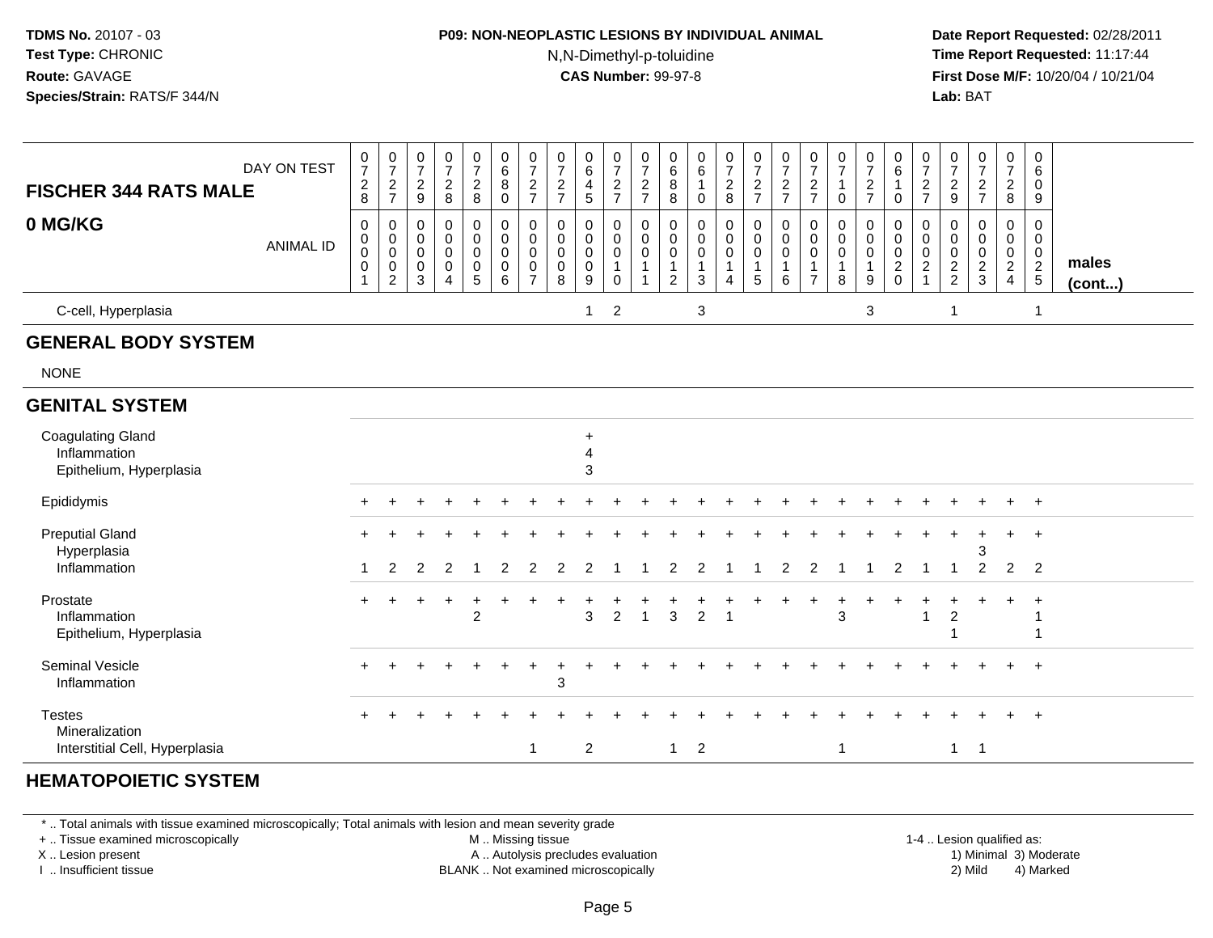**TDMS No.** 20107 - 03
**Test Type:** CHRONIC
**Route:** GAVAGE
**Species/Strain:** RATS/F 344/N

**P09: NON-NEOPLASTIC LESIONS BY INDIVIDUAL ANIMAL**
N,N-Dimethyl-p-toluidine
**CAS Number:** 99-97-8

**Date Report Requested:** 02/28/2011
**Time Report Requested:** 11:17:44
**First Dose M/F:** 10/20/04 / 10/21/04
**Lab:** BAT

| FISCHER 344 RATS MALE — DAY ON TEST | 0728 | 0727 | 0729 | 0728 | 0728 | 0680 | 0727 | 0727 | 0645 | 0727 | 0727 | 0688 | 0610 | 0728 | 0727 | 0727 | 0727 | 0710 | 0727 | 0610 | 0727 | 0729 | 0727 | 0728 | 0609 | |
|---|---|---|---|---|---|---|---|---|---|---|---|---|---|---|---|---|---|---|---|---|---|---|---|---|---|---|
| **0 MG/KG** — ANIMAL ID | 0001 | 0002 | 0003 | 0004 | 0005 | 0006 | 0007 | 0008 | 0009 | 0010 | 0011 | 0012 | 0013 | 0014 | 0015 | 0016 | 0017 | 0018 | 0019 | 0020 | 0021 | 0022 | 0023 | 0024 | 0025 | **males (cont...)** |
| C-cell, Hyperplasia | | | | | | | | | 1 | 2 | | | 3 | | | | | | 3 | | | 1 | | | 1 | |
| **GENERAL BODY SYSTEM** | | | | | | | | | | | | | | | | | | | | | | | | | | |
| NONE | | | | | | | | | | | | | | | | | | | | | | | | | | |
| **GENITAL SYSTEM** | | | | | | | | | | | | | | | | | | | | | | | | | | |
| Coagulating Gland | | | | | | | | | + | | | | | | | | | | | | | | | | | |
| Inflammation | | | | | | | | | 4 | | | | | | | | | | | | | | | | | |
| Epithelium, Hyperplasia | | | | | | | | | 3 | | | | | | | | | | | | | | | | | |
| Epididymis | + | + | + | + | + | + | + | + | + | + | + | + | + | + | + | + | + | + | + | + | + | + | + | + | + | |
| Preputial Gland | + | + | + | + | + | + | + | + | + | + | + | + | + | + | + | + | + | + | + | + | + | + | + | + | + | |
| Hyperplasia | | | | | | | | | | | | | | | | | | | | | | | 3 | | | |
| Inflammation | 1 | 2 | 2 | 2 | 1 | 2 | 2 | 2 | 2 | 1 | 1 | 2 | 2 | 1 | 1 | 2 | 2 | 1 | 1 | 2 | 1 | 1 | 2 | 2 | 2 | |
| Prostate | + | + | + | + | + | + | + | + | + | + | + | + | + | + | + | + | + | + | + | + | + | + | + | + | + | |
| Inflammation | | | | | 2 | | | | 3 | 2 | 1 | 3 | 2 | 1 | | | | 3 | | | 1 | 2 | | | 1 | |
| Epithelium, Hyperplasia | | | | | | | | | | | | | | | | | | | | | | 1 | | | 1 | |
| Seminal Vesicle | + | + | + | + | + | + | + | + | + | + | + | + | + | + | + | + | + | + | + | + | + | + | + | + | + | |
| Inflammation | | | | | | | | 3 | | | | | | | | | | | | | | | | | | |
| Testes | + | + | + | + | + | + | + | + | + | + | + | + | + | + | + | + | + | + | + | + | + | + | + | + | + | |
| Mineralization | | | | | | | | | | | | | | | | | | | | | | | | | | |
| Interstitial Cell, Hyperplasia | | | | | | | 1 | | 2 | | | 1 | 2 | | | | | 1 | | | | 1 | 1 | | | |
| **HEMATOPOIETIC SYSTEM** | | | | | | | | | | | | | | | | | | | | | | | | | | |

\* .. Total animals with tissue examined microscopically; Total animals with lesion and mean severity grade
\+ .. Tissue examined microscopically
X .. Lesion present
I .. Insufficient tissue
M .. Missing tissue
A .. Autolysis precludes evaluation
BLANK .. Not examined microscopically
1-4 .. Lesion qualified as: 1) Minimal 2) Mild 3) Moderate 4) Marked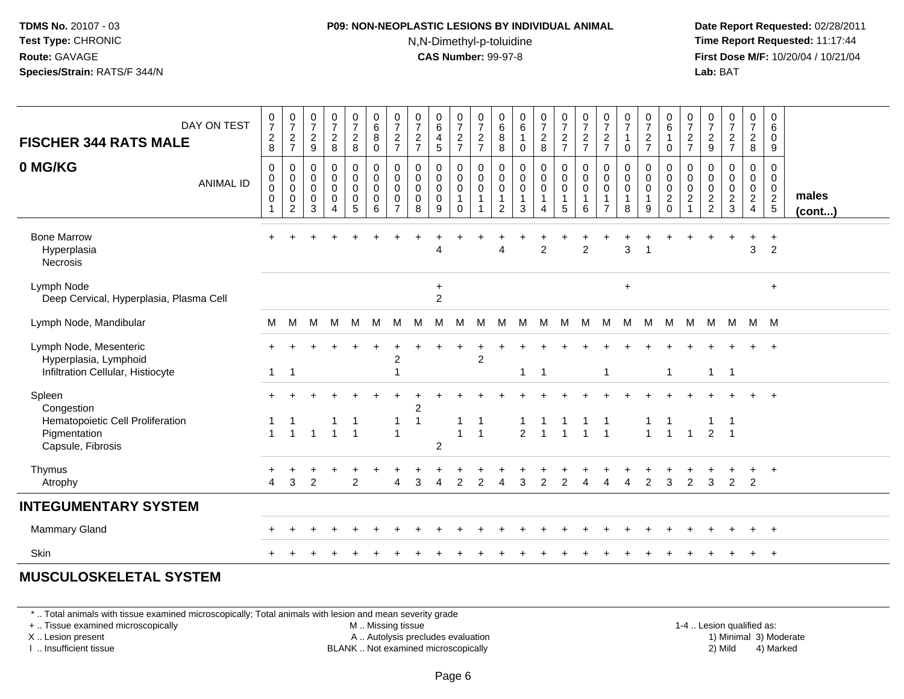**TDMS No.** 20107 - 03
**Test Type:** CHRONIC
**Route:** GAVAGE
**Species/Strain:** RATS/F 344/N

**P09: NON-NEOPLASTIC LESIONS BY INDIVIDUAL ANIMAL**
N,N-Dimethyl-p-toluidine
**CAS Number:** 99-97-8

**Date Report Requested:** 02/28/2011
**Time Report Requested:** 11:17:44
**First Dose M/F:** 10/20/04 / 10/21/04
**Lab:** BAT

| FISCHER 344 RATS MALE — DAY ON TEST | 0728 | 0727 | 0729 | 0728 | 0728 | 0680 | 0727 | 0727 | 0645 | 0727 | 0727 | 0688 | 0610 | 0728 | 0727 | 0727 | 0727 | 0710 | 0727 | 0610 | 0727 | 0729 | 0727 | 0728 | 0609 | |
|---|---|---|---|---|---|---|---|---|---|---|---|---|---|---|---|---|---|---|---|---|---|---|---|---|---|---|
| **0 MG/KG** — ANIMAL ID | 0001 | 0002 | 0003 | 0004 | 0005 | 0006 | 0007 | 0008 | 0009 | 0010 | 0011 | 0012 | 0013 | 0014 | 0015 | 0016 | 0017 | 0018 | 0019 | 0020 | 0021 | 0022 | 0023 | 0024 | 0025 | **males (cont...)** |
| Bone Marrow | + | + | + | + | + | + | + | + | + | + | + | + | + | + | + | + | + | + | + | + | + | + | + | + | + | |
| Hyperplasia | | | | | | | | | 4 | | | 4 | | 2 | | 2 | | 3 | 1 | | | | | 3 | 2 | |
| Necrosis | | | | | | | | | | | | | | | | | | | | | | | | | | |
| Lymph Node | | | | | | | | | + | | | | | | | | | + | | | | | | | + | |
| Deep Cervical, Hyperplasia, Plasma Cell | | | | | | | | | 2 | | | | | | | | | | | | | | | | | |
| Lymph Node, Mandibular | M | M | M | M | M | M | M | M | M | M | M | M | M | M | M | M | M | M | M | M | M | M | M | M | M | |
| Lymph Node, Mesenteric | + | + | + | + | + | + | + | + | + | + | + | + | + | + | + | + | + | + | + | + | + | + | + | + | + | |
| Hyperplasia, Lymphoid | | | | | | | 2 | | | | 2 | | | | | | | | | | | | | | | |
| Infiltration Cellular, Histiocyte | 1 | 1 | | | | | 1 | | | | | | 1 | 1 | | | 1 | | | 1 | | 1 | 1 | | | |
| Spleen | + | + | + | + | + | + | + | + | + | + | + | + | + | + | + | + | + | + | + | + | + | + | + | + | + | |
| Congestion | | | | | | | | 2 | | | | | | | | | | | | | | | | | | |
| Hematopoietic Cell Proliferation | 1 | 1 | | 1 | 1 | | 1 | 1 | | 1 | 1 | | 1 | 1 | 1 | 1 | 1 | | 1 | 1 | | 1 | 1 | | | |
| Pigmentation | 1 | 1 | 1 | 1 | 1 | | 1 | | | 1 | 1 | | 2 | 1 | 1 | 1 | 1 | | 1 | 1 | 1 | 2 | 1 | | | |
| Capsule, Fibrosis | | | | | | | | | 2 | | | | | | | | | | | | | | | | | |
| Thymus | + | + | + | + | + | + | + | + | + | + | + | + | + | + | + | + | + | + | + | + | + | + | + | + | + | |
| Atrophy | 4 | 3 | 2 | | 2 | | 4 | 3 | 4 | 2 | 2 | 4 | 3 | 2 | 2 | 4 | 4 | 4 | 2 | 3 | 2 | 3 | 2 | 2 | | |
| **INTEGUMENTARY SYSTEM** | | | | | | | | | | | | | | | | | | | | | | | | | | |
| Mammary Gland | + | + | + | + | + | + | + | + | + | + | + | + | + | + | + | + | + | + | + | + | + | + | + | + | + | |
| Skin | + | + | + | + | + | + | + | + | + | + | + | + | + | + | + | + | + | + | + | + | + | + | + | + | + | |
| **MUSCULOSKELETAL SYSTEM** | | | | | | | | | | | | | | | | | | | | | | | | | | |

\* .. Total animals with tissue examined microscopically; Total animals with lesion and mean severity grade
\+ .. Tissue examined microscopically
X .. Lesion present
I .. Insufficient tissue

M .. Missing tissue
A .. Autolysis precludes evaluation
BLANK .. Not examined microscopically

1-4 .. Lesion qualified as:
1) Minimal 3) Moderate
2) Mild 4) Marked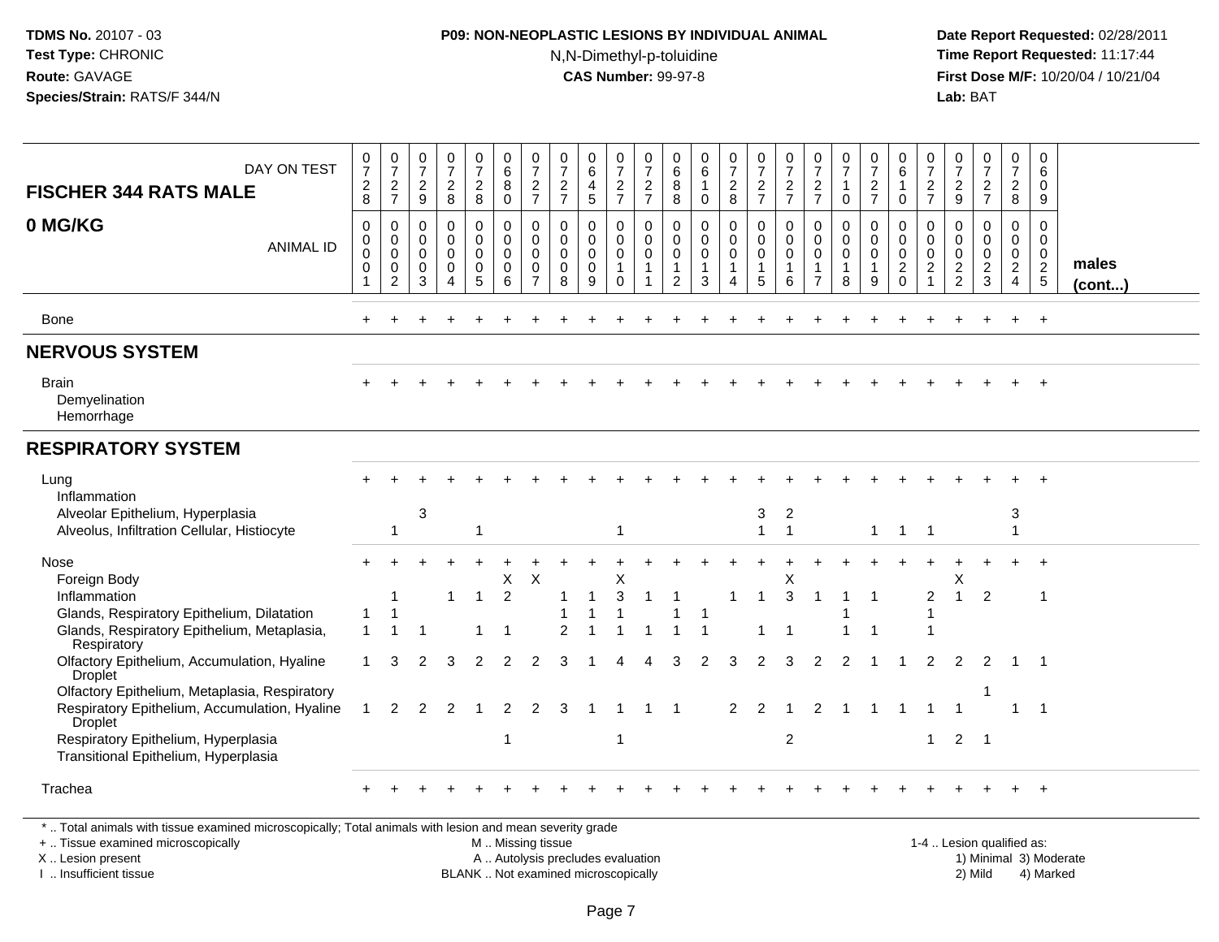**TDMS No.** 20107 - 03
**Test Type:** CHRONIC
**Route:** GAVAGE
**Species/Strain:** RATS/F 344/N

**P09: NON-NEOPLASTIC LESIONS BY INDIVIDUAL ANIMAL**
N,N-Dimethyl-p-toluidine
**CAS Number:** 99-97-8

**Date Report Requested:** 02/28/2011
**Time Report Requested:** 11:17:44
**First Dose M/F:** 10/20/04 / 10/21/04
**Lab:** BAT

| FISCHER 344 RATS MALE — 0 MG/KG | | | | | | | | | | | | | | | | | | | | | | | | | | |
|---|---|---|---|---|---|---|---|---|---|---|---|---|---|---|---|---|---|---|---|---|---|---|---|---|---|---|
| DAY ON TEST | 0728 | 0727 | 0729 | 0728 | 0728 | 0680 | 0727 | 0727 | 0645 | 0727 | 0727 | 0688 | 0610 | 0728 | 0727 | 0727 | 0727 | 0710 | 0727 | 0610 | 0727 | 0729 | 0727 | 0728 | 0609 | |
| ANIMAL ID | 0001 | 0002 | 0003 | 0004 | 0005 | 0006 | 0007 | 0008 | 0009 | 0010 | 0011 | 0012 | 0013 | 0014 | 0015 | 0016 | 0017 | 0018 | 0019 | 0020 | 0021 | 0022 | 0023 | 0024 | 0025 | males (cont...) |
| Bone | + | + | + | + | + | + | + | + | + | + | + | + | + | + | + | + | + | + | + | + | + | + | + | + | + | |
| **NERVOUS SYSTEM** | | | | | | | | | | | | | | | | | | | | | | | | | | |
| Brain | + | + | + | + | + | + | + | + | + | + | + | + | + | + | + | + | + | + | + | + | + | + | + | + | + | |
| Demyelination | | | | | | | | | | | | | | | | | | | | | | | | | | |
| Hemorrhage | | | | | | | | | | | | | | | | | | | | | | | | | | |
| **RESPIRATORY SYSTEM** | | | | | | | | | | | | | | | | | | | | | | | | | | |
| Lung | + | + | + | + | + | + | + | + | + | + | + | + | + | + | + | + | + | + | + | + | + | + | + | + | + | |
| Inflammation | | | | | | | | | | | | | | | | | | | | | | | | | | |
| Alveolar Epithelium, Hyperplasia | | | 3 | | | | | | | | | | | | 3 | 2 | | | | | | | | 3 | | |
| Alveolus, Infiltration Cellular, Histiocyte | | 1 | | | 1 | | | | | 1 | | | | | 1 | 1 | | | 1 | 1 | 1 | | | 1 | | |
| Nose | + | + | + | + | + | + | + | + | + | + | + | + | + | + | + | + | + | + | + | + | + | + | + | + | + | |
| Foreign Body | | | | | | X | X | | | X | | | | | | X | | | | | | X | | | | |
| Inflammation | | 1 | | 1 | 1 | 2 | | 1 | 1 | 3 | 1 | 1 | | 1 | 1 | 3 | 1 | 1 | 1 | | 2 | 1 | 2 | | 1 | |
| Glands, Respiratory Epithelium, Dilatation | 1 | 1 | | | | | | 1 | 1 | 1 | | 1 | 1 | | | | | 1 | | | 1 | | | | | |
| Glands, Respiratory Epithelium, Metaplasia, Respiratory | 1 | 1 | 1 | | 1 | 1 | | 2 | 1 | 1 | 1 | 1 | 1 | | 1 | 1 | | 1 | 1 | | 1 | | | | | |
| Olfactory Epithelium, Accumulation, Hyaline Droplet | 1 | 3 | 2 | 3 | 2 | 2 | 2 | 3 | 1 | 4 | 4 | 3 | 2 | 3 | 2 | 3 | 2 | 2 | 1 | 1 | 2 | 2 | 2 | 1 | 1 | |
| Olfactory Epithelium, Metaplasia, Respiratory | | | | | | | | | | | | | | | | | | | | | | | 1 | | | |
| Respiratory Epithelium, Accumulation, Hyaline Droplet | 1 | 2 | 2 | 2 | 1 | 2 | 2 | 3 | 1 | 1 | 1 | 1 | | 2 | 2 | 1 | 2 | 1 | 1 | 1 | 1 | 1 | | 1 | 1 | |
| Respiratory Epithelium, Hyperplasia | | | | | | 1 | | | | 1 | | | | | | 2 | | | | | 1 | 2 | 1 | | | |
| Transitional Epithelium, Hyperplasia | | | | | | | | | | | | | | | | | | | | | | | | | | |
| Trachea | + | + | + | + | + | + | + | + | + | + | + | + | + | + | + | + | + | + | + | + | + | + | + | + | + | |

\* .. Total animals with tissue examined microscopically; Total animals with lesion and mean severity grade
+ .. Tissue examined microscopically
X .. Lesion present
I .. Insufficient tissue
M .. Missing tissue
A .. Autolysis precludes evaluation
BLANK .. Not examined microscopically
1-4 .. Lesion qualified as:
1) Minimal
2) Mild
3) Moderate
4) Marked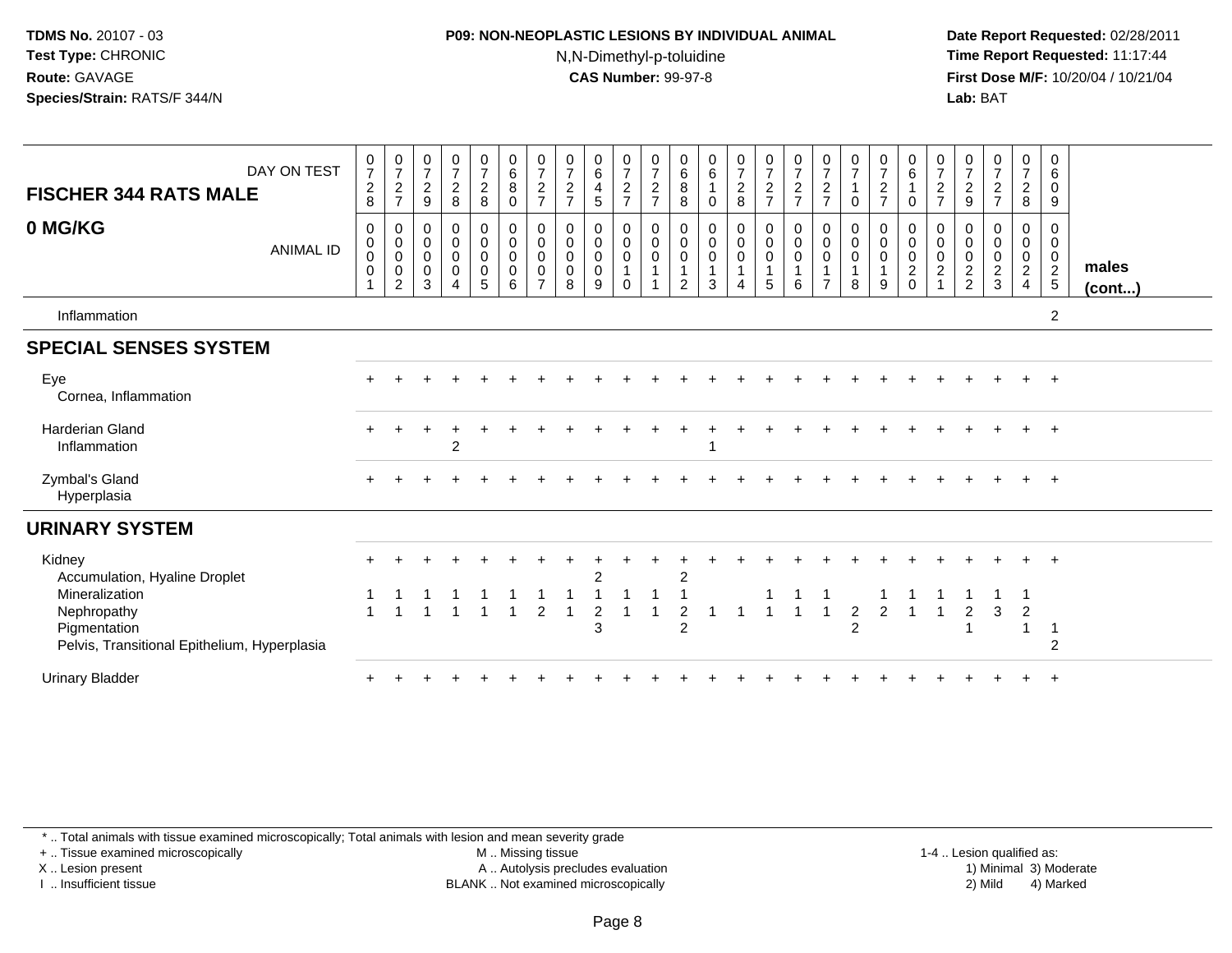**TDMS No.** 20107 - 03
**Test Type:** CHRONIC
**Route:** GAVAGE
**Species/Strain:** RATS/F 344/N

**P09: NON-NEOPLASTIC LESIONS BY INDIVIDUAL ANIMAL**
N,N-Dimethyl-p-toluidine
**CAS Number:** 99-97-8

**Date Report Requested:** 02/28/2011
**Time Report Requested:** 11:17:44
**First Dose M/F:** 10/20/04 / 10/21/04
**Lab:** BAT

| FISCHER 344 RATS MALE — DAY ON TEST | 0728 | 0727 | 0729 | 0728 | 0728 | 0680 | 0727 | 0727 | 0645 | 0727 | 0727 | 0688 | 0610 | 0728 | 0727 | 0727 | 0727 | 0710 | 0727 | 0610 | 0727 | 0729 | 0727 | 0728 | 0609 | |
|---|---|---|---|---|---|---|---|---|---|---|---|---|---|---|---|---|---|---|---|---|---|---|---|---|---|---|
| **0 MG/KG** — ANIMAL ID | 0001 | 0002 | 0003 | 0004 | 0005 | 0006 | 0007 | 0008 | 0009 | 0010 | 0011 | 0012 | 0013 | 0014 | 0015 | 0016 | 0017 | 0018 | 0019 | 0020 | 0021 | 0022 | 0023 | 0024 | 0025 | **males (cont...)** |
| Inflammation | | | | | | | | | | | | | | | | | | | | | | | | | 2 | |
| **SPECIAL SENSES SYSTEM** | | | | | | | | | | | | | | | | | | | | | | | | | | |
| Eye | + | + | + | + | + | + | + | + | + | + | + | + | + | + | + | + | + | + | + | + | + | + | + | + | + | |
| Cornea, Inflammation | | | | | | | | | | | | | | | | | | | | | | | | | | |
| Harderian Gland | + | + | + | + | + | + | + | + | + | + | + | + | + | + | + | + | + | + | + | + | + | + | + | + | + | |
| Inflammation | | | | 2 | | | | | | | | | 1 | | | | | | | | | | | | | |
| Zymbal's Gland | + | + | + | + | + | + | + | + | + | + | + | + | + | + | + | + | + | + | + | + | + | + | + | + | + | |
| Hyperplasia | | | | | | | | | | | | | | | | | | | | | | | | | | |
| **URINARY SYSTEM** | | | | | | | | | | | | | | | | | | | | | | | | | | |
| Kidney | + | + | + | + | + | + | + | + | + | + | + | + | + | + | + | + | + | + | + | + | + | + | + | + | + | |
| Accumulation, Hyaline Droplet | | | | | | | | | 2 | | | 2 | | | | | | | | | | | | | | |
| Mineralization | 1 | 1 | 1 | 1 | 1 | 1 | 1 | 1 | 1 | 1 | 1 | 1 | | | 1 | 1 | 1 | | 1 | 1 | 1 | 1 | 1 | 1 | | |
| Nephropathy | 1 | 1 | 1 | 1 | 1 | 1 | 2 | 1 | 2 | 1 | 1 | 2 | 1 | 1 | 1 | 1 | 1 | 2 | 2 | 1 | 1 | 2 | 3 | 2 | | |
| Pigmentation | | | | | | | | | 3 | | | 2 | | | | | | 2 | | | | 1 | | 1 | 1 | |
| Pelvis, Transitional Epithelium, Hyperplasia | | | | | | | | | | | | | | | | | | | | | | | | | 2 | |
| Urinary Bladder | + | + | + | + | + | + | + | + | + | + | + | + | + | + | + | + | + | + | + | + | + | + | + | + | + | |

\* .. Total animals with tissue examined microscopically; Total animals with lesion and mean severity grade
+ .. Tissue examined microscopically
X .. Lesion present
I .. Insufficient tissue
M .. Missing tissue
A .. Autolysis precludes evaluation
BLANK .. Not examined microscopically
1-4 .. Lesion qualified as:
1) Minimal 3) Moderate
2) Mild 4) Marked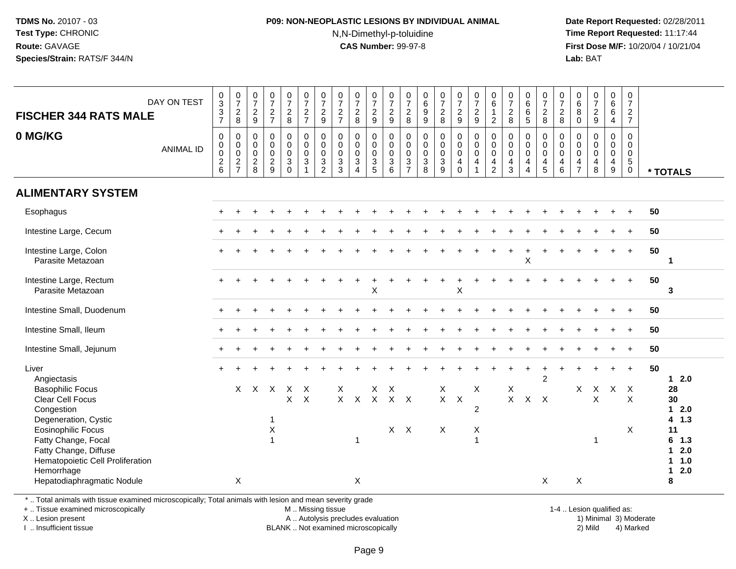**TDMS No.** 20107 - 03
**Test Type:** CHRONIC
**Route:** GAVAGE
**Species/Strain:** RATS/F 344/N

**P09: NON-NEOPLASTIC LESIONS BY INDIVIDUAL ANIMAL**
N,N-Dimethyl-p-toluidine
**CAS Number:** 99-97-8

**Date Report Requested:** 02/28/2011
**Time Report Requested:** 11:17:44
**First Dose M/F:** 10/20/04 / 10/21/04
**Lab:** BAT

## FISCHER 344 RATS MALE
## 0 MG/KG

| DAY ON TEST | 0337 | 0728 | 0729 | 0727 | 0728 | 0727 | 0729 | 0727 | 0728 | 0729 | 0729 | 0728 | 0699 | 0728 | 0729 | 0729 | 0612 | 0728 | 0665 | 0728 | 0728 | 0680 | 0729 | 0664 | 0727 | |
|---|---|---|---|---|---|---|---|---|---|---|---|---|---|---|---|---|---|---|---|---|---|---|---|---|---|---|
| **ANIMAL ID** | 0026 | 0027 | 0028 | 0029 | 0030 | 0031 | 0032 | 0033 | 0034 | 0035 | 0036 | 0037 | 0038 | 0039 | 0040 | 0041 | 0042 | 0043 | 0044 | 0045 | 0046 | 0047 | 0048 | 0049 | 0050 | *** TOTALS** |
| **ALIMENTARY SYSTEM** | | | | | | | | | | | | | | | | | | | | | | | | | | |
| Esophagus | + | + | + | + | + | + | + | + | + | + | + | + | + | + | + | + | + | + | + | + | + | + | + | + | + | 50 |
| Intestine Large, Cecum | + | + | + | + | + | + | + | + | + | + | + | + | + | + | + | + | + | + | + | + | + | + | + | + | + | 50 |
| Intestine Large, Colon | + | + | + | + | + | + | + | + | + | + | + | + | + | + | + | + | + | + | + | + | + | + | + | + | + | 50 |
| Parasite Metazoan | | | | | | | | | | | | | | | | | | | X | | | | | | | 1 |
| Intestine Large, Rectum | + | + | + | + | + | + | + | + | + | + | + | + | + | + | + | + | + | + | + | + | + | + | + | + | + | 50 |
| Parasite Metazoan | | | | | | | | | | X | | | | | X | | | | | | | | | | | 3 |
| Intestine Small, Duodenum | + | + | + | + | + | + | + | + | + | + | + | + | + | + | + | + | + | + | + | + | + | + | + | + | + | 50 |
| Intestine Small, Ileum | + | + | + | + | + | + | + | + | + | + | + | + | + | + | + | + | + | + | + | + | + | + | + | + | + | 50 |
| Intestine Small, Jejunum | + | + | + | + | + | + | + | + | + | + | + | + | + | + | + | + | + | + | + | + | + | + | + | + | + | 50 |
| Liver | + | + | + | + | + | + | + | + | + | + | + | + | + | + | + | + | + | + | + | + | + | + | + | + | + | 50 |
| Angiectasis | | | | | | | | | | | | | | | | | | | | 2 | | | | | | 1 2.0 |
| Basophilic Focus | | X | X | X | X | X | | X | | X | X | | | X | | X | | X | | | | X | X | X | X | 28 |
| Clear Cell Focus | | | | | X | X | | X | X | X | X | X | | X | X | | | X | X | X | | | X | | X | 30 |
| Congestion | | | | | | | | | | | | | | | | 2 | | | | | | | | | | 1 2.0 |
| Degeneration, Cystic | | | | 1 | | | | | | | | | | | | | | | | | | | | | | 4 1.3 |
| Eosinophilic Focus | | | | X | | | | | | | X | X | | X | | X | | | | | | | | | X | 11 |
| Fatty Change, Focal | | | | 1 | | | | | 1 | | | | | | | 1 | | | | | | | 1 | | | 6 1.3 |
| Fatty Change, Diffuse | | | | | | | | | | | | | | | | | | | | | | | | | | 1 2.0 |
| Hematopoietic Cell Proliferation | | | | | | | | | | | | | | | | | | | | | | | | | | 1 1.0 |
| Hemorrhage | | | | | | | | | | | | | | | | | | | | | | | | | | 1 2.0 |
| Hepatodiaphragmatic Nodule | | X | | | | | | | X | | | | | | | | | | | X | | X | | | | 8 |

\* .. Total animals with tissue examined microscopically; Total animals with lesion and mean severity grade
\+ .. Tissue examined microscopically
X .. Lesion present
I .. Insufficient tissue

M .. Missing tissue
A .. Autolysis precludes evaluation
BLANK .. Not examined microscopically

1-4 .. Lesion qualified as:
1) Minimal 3) Moderate
2) Mild 4) Marked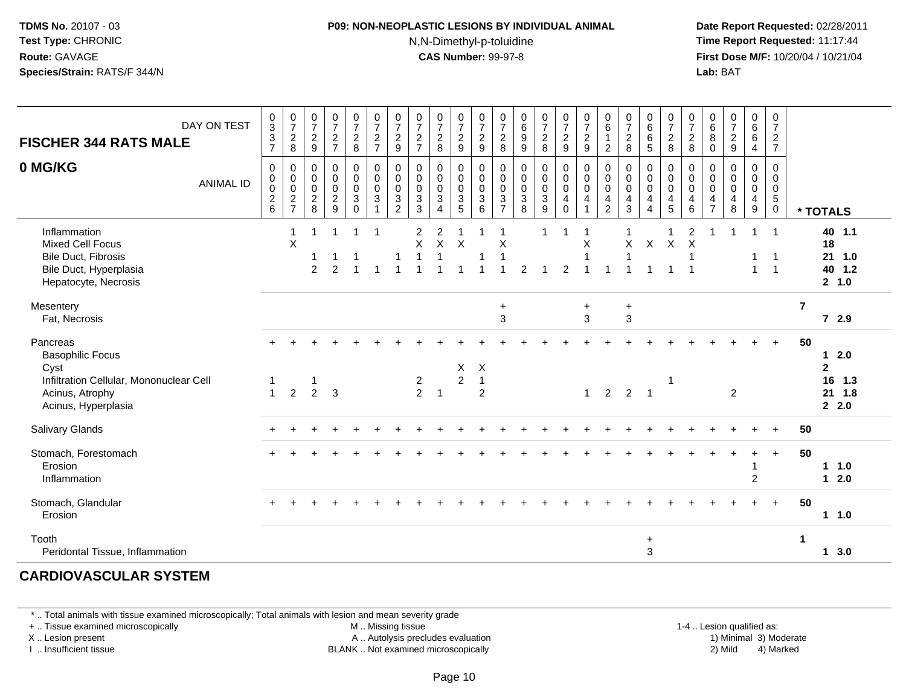**TDMS No.** 20107 - 03
**Test Type:** CHRONIC
**Route:** GAVAGE
**Species/Strain:** RATS/F 344/N

**P09: NON-NEOPLASTIC LESIONS BY INDIVIDUAL ANIMAL**
N,N-Dimethyl-p-toluidine
**CAS Number:** 99-97-8

**Date Report Requested:** 02/28/2011
**Time Report Requested:** 11:17:44
**First Dose M/F:** 10/20/04 / 10/21/04
**Lab:** BAT

## FISCHER 344 RATS MALE
## 0 MG/KG

| DAY ON TEST | 0337 | 0728 | 0729 | 0727 | 0728 | 0727 | 0729 | 0727 | 0728 | 0729 | 0729 | 0728 | 0699 | 0728 | 0729 | 0729 | 0612 | 0728 | 0665 | 0728 | 0728 | 0680 | 0729 | 0664 | 0727 | | |
|---|---|---|---|---|---|---|---|---|---|---|---|---|---|---|---|---|---|---|---|---|---|---|---|---|---|---|---|
| **ANIMAL ID** | 0026 | 0027 | 0028 | 0029 | 0030 | 0031 | 0032 | 0033 | 0034 | 0035 | 0036 | 0037 | 0038 | 0039 | 0040 | 0041 | 0042 | 0043 | 0044 | 0045 | 0046 | 0047 | 0048 | 0049 | 0050 | | **\* TOTALS** |
| Inflammation | | 1 | 1 | 1 | 1 | 1 | | 2 | 2 | 1 | 1 | 1 | | 1 | 1 | 1 | | 1 | | 1 | 2 | 1 | 1 | 1 | 1 | | 40 1.1 |
| Mixed Cell Focus | | X | | | | | | X | X | X | | X | | | | X | | X | X | X | X | | | | | | 18 |
| Bile Duct, Fibrosis | | | 1 | 1 | 1 | | 1 | 1 | 1 | | 1 | 1 | | | | 1 | | 1 | | | 1 | | | 1 | 1 | | 21 1.0 |
| Bile Duct, Hyperplasia | | | 2 | 2 | 1 | 1 | 1 | 1 | 1 | 1 | 1 | 1 | 2 | 1 | 2 | 1 | 1 | 1 | 1 | 1 | 1 | | | 1 | 1 | | 40 1.2 |
| Hepatocyte, Necrosis | | | | | | | | | | | | | | | | | | | | | | | | | | | 2 1.0 |
| Mesentery | | | | | | | | | | | | + | | | | + | | + | | | | | | | | 7 | |
| Fat, Necrosis | | | | | | | | | | | | 3 | | | | 3 | | 3 | | | | | | | | | 7 2.9 |
| Pancreas | + | + | + | + | + | + | + | + | + | + | + | + | + | + | + | + | + | + | + | + | + | + | + | + | + | 50 | |
| Basophilic Focus | | | | | | | | | | | | | | | | | | | | | | | | | | | 1 2.0 |
| Cyst | | | | | | | | | | X | X | | | | | | | | | | | | | | | | 2 |
| Infiltration Cellular, Mononuclear Cell | 1 | | 1 | | | | | 2 | | 2 | 1 | | | | | | | | | 1 | | | | | | | 16 1.3 |
| Acinus, Atrophy | 1 | 2 | 2 | 3 | | | | 2 | 1 | | 2 | | | | | 1 | 2 | 2 | 1 | | | | 2 | | | | 21 1.8 |
| Acinus, Hyperplasia | | | | | | | | | | | | | | | | | | | | | | | | | | | 2 2.0 |
| Salivary Glands | + | + | + | + | + | + | + | + | + | + | + | + | + | + | + | + | + | + | + | + | + | + | + | + | + | 50 | |
| Stomach, Forestomach | + | + | + | + | + | + | + | + | + | + | + | + | + | + | + | + | + | + | + | + | + | + | + | + | + | 50 | |
| Erosion | | | | | | | | | | | | | | | | | | | | | | | | 1 | | | 1 1.0 |
| Inflammation | | | | | | | | | | | | | | | | | | | | | | | | 2 | | | 1 2.0 |
| Stomach, Glandular | + | + | + | + | + | + | + | + | + | + | + | + | + | + | + | + | + | + | + | + | + | + | + | + | + | 50 | |
| Erosion | | | | | | | | | | | | | | | | | | | | | | | | | | | 1 1.0 |
| Tooth | | | | | | | | | | | | | | | | | | | + | | | | | | | 1 | |
| Peridontal Tissue, Inflammation | | | | | | | | | | | | | | | | | | | 3 | | | | | | | | 1 3.0 |

## CARDIOVASCULAR SYSTEM

\* .. Total animals with tissue examined microscopically; Total animals with lesion and mean severity grade
+ .. Tissue examined microscopically
X .. Lesion present
I .. Insufficient tissue
M .. Missing tissue
A .. Autolysis precludes evaluation
BLANK .. Not examined microscopically
1-4 .. Lesion qualified as:
1) Minimal 3) Moderate
2) Mild 4) Marked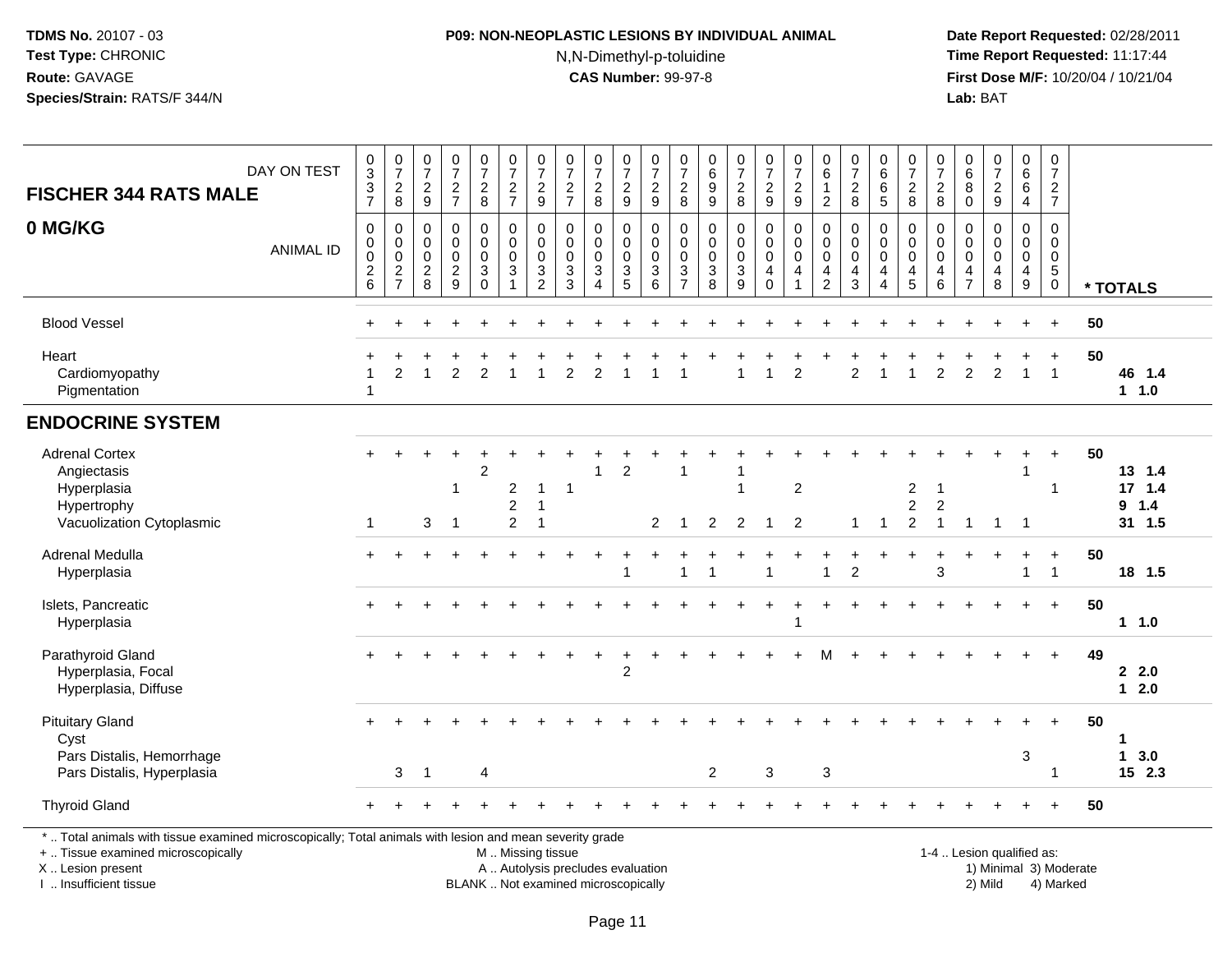**TDMS No.** 20107 - 03
**Test Type:** CHRONIC
**Route:** GAVAGE
**Species/Strain:** RATS/F 344/N

**P09: NON-NEOPLASTIC LESIONS BY INDIVIDUAL ANIMAL**
N,N-Dimethyl-p-toluidine
**CAS Number:** 99-97-8

**Date Report Requested:** 02/28/2011
**Time Report Requested:** 11:17:44
**First Dose M/F:** 10/20/04 / 10/21/04
**Lab:** BAT

| FISCHER 344 RATS MALE — DAY ON TEST | 0337 | 0728 | 0729 | 0727 | 0728 | 0727 | 0729 | 0727 | 0728 | 0729 | 0729 | 0728 | 0699 | 0728 | 0729 | 0729 | 0612 | 0728 | 0665 | 0728 | 0728 | 0680 | 0729 | 0664 | 0727 | |
|---|---|---|---|---|---|---|---|---|---|---|---|---|---|---|---|---|---|---|---|---|---|---|---|---|---|---|
| **0 MG/KG** — ANIMAL ID | 0026 | 0027 | 0028 | 0029 | 0030 | 0031 | 0032 | 0033 | 0034 | 0035 | 0036 | 0037 | 0038 | 0039 | 0040 | 0041 | 0042 | 0043 | 0044 | 0045 | 0046 | 0047 | 0048 | 0049 | 0050 | * TOTALS |
| Blood Vessel | + | + | + | + | + | + | + | + | + | + | + | + | + | + | + | + | + | + | + | + | + | + | + | + | + | 50 |
| Heart | + | + | + | + | + | + | + | + | + | + | + | + | + | + | + | + | + | + | + | + | + | + | + | + | + | 50 |
| Cardiomyopathy | 1 | 2 | 1 | 2 | 2 | 1 | 1 | 2 | 2 | 1 | 1 | 1 | | 1 | 1 | 2 | | 2 | 1 | 1 | 2 | 2 | 2 | 1 | 1 | 46 1.4 |
| Pigmentation | 1 | | | | | | | | | | | | | | | | | | | | | | | | | 1 1.0 |
| **ENDOCRINE SYSTEM** | | | | | | | | | | | | | | | | | | | | | | | | | | |
| Adrenal Cortex | + | + | + | + | + | + | + | + | + | + | + | + | + | + | + | + | + | + | + | + | + | + | + | + | + | 50 |
| Angiectasis | | | | | 2 | | | | 1 | 2 | | 1 | | 1 | | | | | | | | | | 1 | | 13 1.4 |
| Hyperplasia | | | | 1 | | 2 | 1 | 1 | | | | | | 1 | | 2 | | | | 2 | 1 | | | | 1 | 17 1.4 |
| Hypertrophy | | | | | | 2 | 1 | | | | | | | | | | | | | 2 | 2 | | | | | 9 1.4 |
| Vacuolization Cytoplasmic | 1 | | 3 | 1 | | 2 | 1 | | | | 2 | 1 | 2 | 2 | 1 | 2 | | 1 | 1 | 2 | 1 | 1 | 1 | 1 | | 31 1.5 |
| Adrenal Medulla | + | + | + | + | + | + | + | + | + | + | + | + | + | + | + | + | + | + | + | + | + | + | + | + | + | 50 |
| Hyperplasia | | | | | | | | | | 1 | | 1 | 1 | | 1 | | 1 | 2 | | | 3 | | | 1 | 1 | 18 1.5 |
| Islets, Pancreatic | + | + | + | + | + | + | + | + | + | + | + | + | + | + | + | + | + | + | + | + | + | + | + | + | + | 50 |
| Hyperplasia | | | | | | | | | | | | | | | | 1 | | | | | | | | | | 1 1.0 |
| Parathyroid Gland | + | + | + | + | + | + | + | + | + | + | + | + | + | + | + | + | M | + | + | + | + | + | + | + | + | 49 |
| Hyperplasia, Focal | | | | | | | | | | 2 | | | | | | | | | | | | | | | | 2 2.0 |
| Hyperplasia, Diffuse | | | | | | | | | | | | | | | | | | | | | | | | | | 1 2.0 |
| Pituitary Gland | + | + | + | + | + | + | + | + | + | + | + | + | + | + | + | + | + | + | + | + | + | + | + | + | + | 50 |
| Cyst | | | | | | | | | | | | | | | | | | | | | | | | | | 1 |
| Pars Distalis, Hemorrhage | | | | | | | | | | | | | | | | | | | | | | | | 3 | | 1 3.0 |
| Pars Distalis, Hyperplasia | | 3 | 1 | | 4 | | | | | | | | 2 | | 3 | | 3 | | | | | | | | 1 | 15 2.3 |
| Thyroid Gland | + | + | + | + | + | + | + | + | + | + | + | + | + | + | + | + | + | + | + | + | + | + | + | + | + | 50 |

\* .. Total animals with tissue examined microscopically; Total animals with lesion and mean severity grade
\+ .. Tissue examined microscopically
X .. Lesion present
I .. Insufficient tissue

M .. Missing tissue
A .. Autolysis precludes evaluation
BLANK .. Not examined microscopically

1-4 .. Lesion qualified as:
1) Minimal 3) Moderate
2) Mild 4) Marked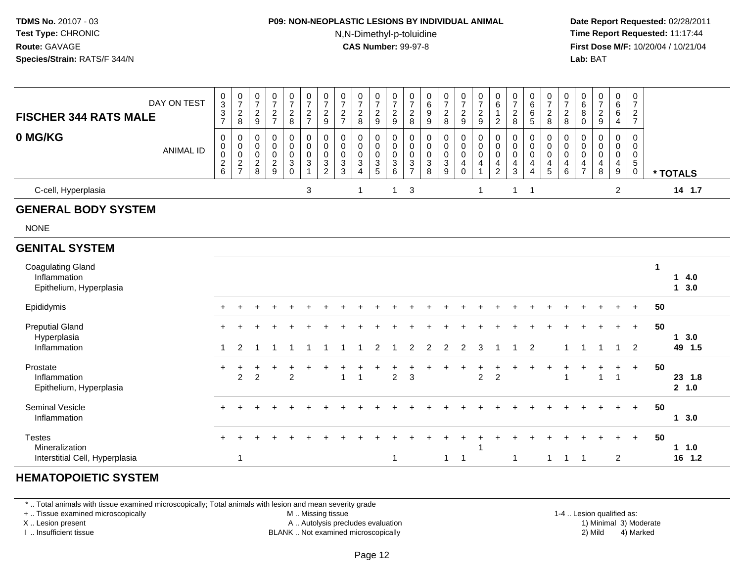**TDMS No.** 20107 - 03
**Test Type:** CHRONIC
**Route:** GAVAGE
**Species/Strain:** RATS/F 344/N

**P09: NON-NEOPLASTIC LESIONS BY INDIVIDUAL ANIMAL**
N,N-Dimethyl-p-toluidine
**CAS Number:** 99-97-8

**Date Report Requested:** 02/28/2011
**Time Report Requested:** 11:17:44
**First Dose M/F:** 10/20/04 / 10/21/04
**Lab:** BAT

| FISCHER 344 RATS MALE / 0 MG/KG — DAY ON TEST | 0337 | 0728 | 0729 | 0727 | 0728 | 0727 | 0729 | 0727 | 0728 | 0729 | 0729 | 0728 | 0699 | 0728 | 0729 | 0729 | 0612 | 0728 | 0665 | 0728 | 0728 | 0680 | 0729 | 0664 | 0727 | |
|---|---|---|---|---|---|---|---|---|---|---|---|---|---|---|---|---|---|---|---|---|---|---|---|---|---|---|
| **ANIMAL ID** | 0026 | 0027 | 0028 | 0029 | 0030 | 0031 | 0032 | 0033 | 0034 | 0035 | 0036 | 0037 | 0038 | 0039 | 0040 | 0041 | 0042 | 0043 | 0044 | 0045 | 0046 | 0047 | 0048 | 0049 | 0050 | *** TOTALS** |
| C-cell, Hyperplasia | | | | | | 3 | | | 1 | | 1 | 3 | | | | 1 | | 1 | 1 | | | | | 2 | | **14 1.7** |
| **GENERAL BODY SYSTEM** | | | | | | | | | | | | | | | | | | | | | | | | | | |
| NONE | | | | | | | | | | | | | | | | | | | | | | | | | | |
| **GENITAL SYSTEM** | | | | | | | | | | | | | | | | | | | | | | | | | | |
| Coagulating Gland | | | | | | | | | | | | | | | | | | | | | | | | | | **1** |
| Inflammation | | | | | | | | | | | | | | | | | | | | | | | | | | **1 4.0** |
| Epithelium, Hyperplasia | | | | | | | | | | | | | | | | | | | | | | | | | | **1 3.0** |
| Epididymis | + | + | + | + | + | + | + | + | + | + | + | + | + | + | + | + | + | + | + | + | + | + | + | + | + | **50** |
| Preputial Gland | + | + | + | + | + | + | + | + | + | + | + | + | + | + | + | + | + | + | + | + | + | + | + | + | + | **50** |
| Hyperplasia | | | | | | | | | | | | | | | | | | | | | | | | | | **1 3.0** |
| Inflammation | 1 | 2 | 1 | 1 | 1 | 1 | 1 | 1 | 1 | 2 | 1 | 2 | 2 | 2 | 2 | 3 | 1 | 1 | 2 | | 1 | 1 | 1 | 1 | 2 | **49 1.5** |
| Prostate | + | + | + | + | + | + | + | + | + | + | + | + | + | + | + | + | + | + | + | + | + | + | + | + | + | **50** |
| Inflammation | | 2 | 2 | | 2 | | | 1 | 1 | | 2 | 3 | | | | 2 | 2 | | | | 1 | | 1 | 1 | | **23 1.8** |
| Epithelium, Hyperplasia | | | | | | | | | | | | | | | | | | | | | | | | | | **2 1.0** |
| Seminal Vesicle | + | + | + | + | + | + | + | + | + | + | + | + | + | + | + | + | + | + | + | + | + | + | + | + | + | **50** |
| Inflammation | | | | | | | | | | | | | | | | | | | | | | | | | | **1 3.0** |
| Testes | + | + | + | + | + | + | + | + | + | + | + | + | + | + | + | + | + | + | + | + | + | + | + | + | + | **50** |
| Mineralization | | | | | | | | | | | | | | | | 1 | | | | | | | | | | **1 1.0** |
| Interstitial Cell, Hyperplasia | | 1 | | | | | | | | | 1 | | | 1 | 1 | | | 1 | | 1 | 1 | 1 | | 2 | | **16 1.2** |

## HEMATOPOIETIC SYSTEM

\* .. Total animals with tissue examined microscopically; Total animals with lesion and mean severity grade
\+ .. Tissue examined microscopically
X .. Lesion present
I .. Insufficient tissue
M .. Missing tissue
A .. Autolysis precludes evaluation
BLANK .. Not examined microscopically
1-4 .. Lesion qualified as: 1) Minimal 2) Mild 3) Moderate 4) Marked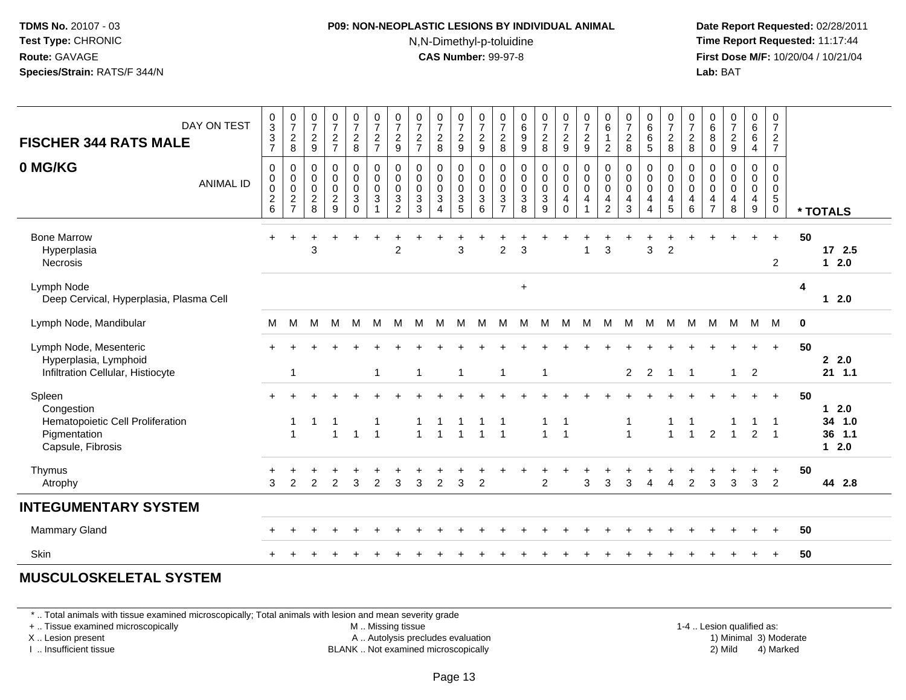| FISCHER 344 RATS MALE 0 MG/KG | | | | | | | | | | | | | | | | | | | | | | | | | | * TOTALS |
|---|---|---|---|---|---|---|---|---|---|---|---|---|---|---|---|---|---|---|---|---|---|---|---|---|---|---|
| DAY ON TEST | 0337 | 0728 | 0729 | 0727 | 0728 | 0727 | 0729 | 0727 | 0728 | 0729 | 0729 | 0728 | 0699 | 0728 | 0729 | 0729 | 0612 | 0728 | 0665 | 0728 | 0728 | 0680 | 0729 | 0664 | 0727 | |
| ANIMAL ID | 0026 | 0027 | 0028 | 0029 | 0030 | 0031 | 0032 | 0033 | 0034 | 0035 | 0036 | 0037 | 0038 | 0039 | 0040 | 0041 | 0042 | 0043 | 0044 | 0045 | 0046 | 0047 | 0048 | 0049 | 0050 | |
| Bone Marrow | + | + | + | + | + | + | + | + | + | + | + | + | + | + | + | + | + | + | + | + | + | + | + | + | + | 50 |
| Hyperplasia | | | 3 | | | | 2 | | | 3 | | 2 | 3 | | | 1 | 3 | | 3 | 2 | | | | | | 17 2.5 |
| Necrosis | | | | | | | | | | | | | | | | | | | | | | | | | 2 | 1 2.0 |
| Lymph Node | | | | | | | | | | | | | + | | | | | | | | | | | | | 4 |
| Deep Cervical, Hyperplasia, Plasma Cell | | | | | | | | | | | | | | | | | | | | | | | | | | 1 2.0 |
| Lymph Node, Mandibular | M | M | M | M | M | M | M | M | M | M | M | M | M | M | M | M | M | M | M | M | M | M | M | M | M | 0 |
| Lymph Node, Mesenteric | + | + | + | + | + | + | + | + | + | + | + | + | + | + | + | + | + | + | + | + | + | + | + | + | + | 50 |
| Hyperplasia, Lymphoid | | | | | | | | | | | | | | | | | | | | | | | | | | 2 2.0 |
| Infiltration Cellular, Histiocyte | | 1 | | | | 1 | | 1 | | 1 | | 1 | | 1 | | | | 2 | 2 | 1 | 1 | | 1 | 2 | | 21 1.1 |
| Spleen | + | + | + | + | + | + | + | + | + | + | + | + | + | + | + | + | + | + | + | + | + | + | + | + | + | 50 |
| Congestion | | | | | | | | | | | | | | | | | | | | | | | | | | 1 2.0 |
| Hematopoietic Cell Proliferation | | 1 | 1 | 1 | | 1 | | 1 | 1 | 1 | 1 | 1 | | 1 | 1 | | | 1 | | 1 | 1 | | 1 | 1 | 1 | 34 1.0 |
| Pigmentation | | 1 | | 1 | 1 | 1 | | 1 | 1 | 1 | 1 | 1 | | 1 | 1 | | | 1 | | 1 | 1 | 2 | 1 | 2 | 1 | 36 1.1 |
| Capsule, Fibrosis | | | | | | | | | | | | | | | | | | | | | | | | | | 1 2.0 |
| Thymus | + | + | + | + | + | + | + | + | + | + | + | + | + | + | + | + | + | + | + | + | + | + | + | + | + | 50 |
| Atrophy | 3 | 2 | 2 | 2 | 3 | 2 | 3 | 3 | 2 | 3 | 2 | | | 2 | | 3 | 3 | 3 | 4 | 4 | 2 | 3 | 3 | 3 | 2 | 44 2.8 |
| **INTEGUMENTARY SYSTEM** | | | | | | | | | | | | | | | | | | | | | | | | | | |
| Mammary Gland | + | + | + | + | + | + | + | + | + | + | + | + | + | + | + | + | + | + | + | + | + | + | + | + | + | 50 |
| Skin | + | + | + | + | + | + | + | + | + | + | + | + | + | + | + | + | + | + | + | + | + | + | + | + | + | 50 |

## MUSCULOSKELETAL SYSTEM

* .. Total animals with tissue examined microscopically; Total animals with lesion and mean severity grade
+ .. Tissue examined microscopically
X .. Lesion present
I .. Insufficient tissue
M .. Missing tissue
A .. Autolysis precludes evaluation
BLANK .. Not examined microscopically
1-4 .. Lesion qualified as: 1) Minimal 2) Mild 3) Moderate 4) Marked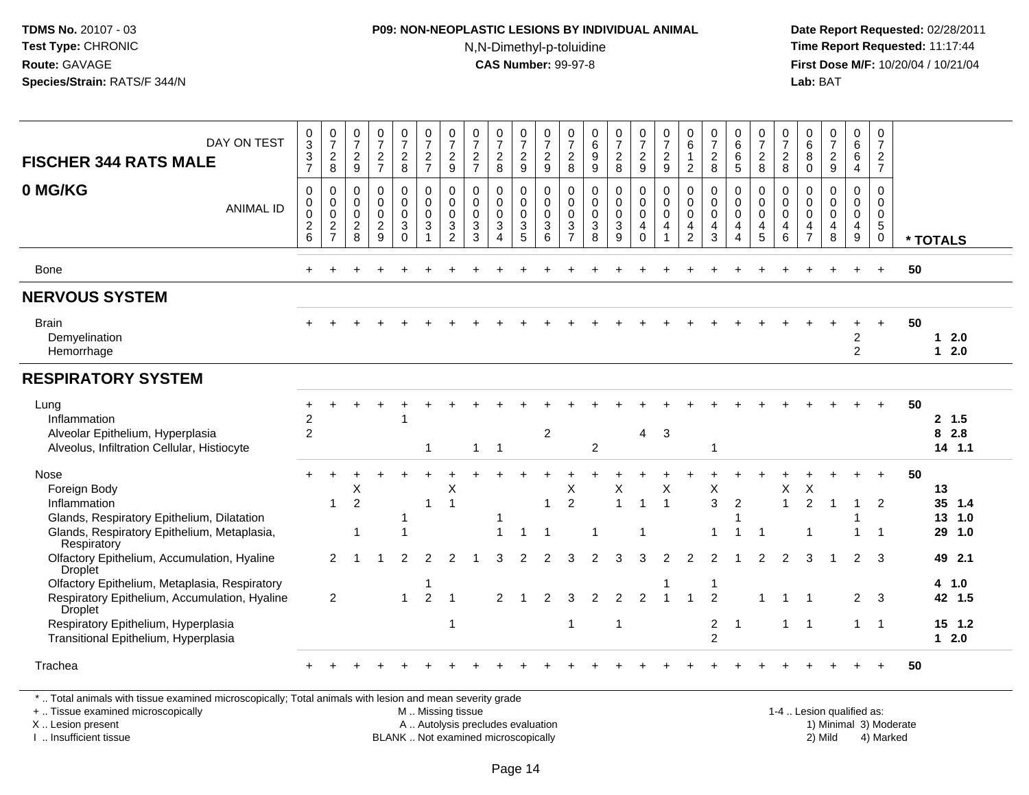**TDMS No.** 20107 - 03
**Test Type:** CHRONIC
**Route:** GAVAGE
**Species/Strain:** RATS/F 344/N

**P09: NON-NEOPLASTIC LESIONS BY INDIVIDUAL ANIMAL**
N,N-Dimethyl-p-toluidine
**CAS Number:** 99-97-8

**Date Report Requested:** 02/28/2011
**Time Report Requested:** 11:17:44
**First Dose M/F:** 10/20/04 / 10/21/04
**Lab:** BAT

## FISCHER 344 RATS MALE
## 0 MG/KG

| DAY ON TEST | 0337 | 0728 | 0729 | 0727 | 0728 | 0727 | 0729 | 0727 | 0728 | 0729 | 0729 | 0728 | 0699 | 0728 | 0729 | 0729 | 0612 | 0728 | 0665 | 0728 | 0728 | 0680 | 0729 | 0664 | 0727 | |
|---|---|---|---|---|---|---|---|---|---|---|---|---|---|---|---|---|---|---|---|---|---|---|---|---|---|---|
| **ANIMAL ID** | 0026 | 0027 | 0028 | 0029 | 0030 | 0031 | 0032 | 0033 | 0034 | 0035 | 0036 | 0037 | 0038 | 0039 | 0040 | 0041 | 0042 | 0043 | 0044 | 0045 | 0046 | 0047 | 0048 | 0049 | 0050 | *** TOTALS** |
| Bone | + | + | + | + | + | + | + | + | + | + | + | + | + | + | + | + | + | + | + | + | + | + | + | + | + | 50 |
| **NERVOUS SYSTEM** | | | | | | | | | | | | | | | | | | | | | | | | | | |
| Brain | + | + | + | + | + | + | + | + | + | + | + | + | + | + | + | + | + | + | + | + | + | + | + | + | + | 50 |
| Demyelination | | | | | | | | | | | | | | | | | | | | | | | | 2 | | **1 2.0** |
| Hemorrhage | | | | | | | | | | | | | | | | | | | | | | | | 2 | | **1 2.0** |
| **RESPIRATORY SYSTEM** | | | | | | | | | | | | | | | | | | | | | | | | | | |
| Lung | + | + | + | + | + | + | + | + | + | + | + | + | + | + | + | + | + | + | + | + | + | + | + | + | + | 50 |
| Inflammation | 2 | | | | 1 | | | | | | | | | | | | | | | | | | | | | **2 1.5** |
| Alveolar Epithelium, Hyperplasia | 2 | | | | | | | | | | 2 | | | | 4 | 3 | | | | | | | | | | **8 2.8** |
| Alveolus, Infiltration Cellular, Histiocyte | | | | | | 1 | | 1 | 1 | | | | 2 | | | | | 1 | | | | | | | | **14 1.1** |
| Nose | + | + | + | + | + | + | + | + | + | + | + | + | + | + | + | + | + | + | + | + | + | + | + | + | + | 50 |
| Foreign Body | | | X | | | | X | | | | | X | | X | | X | | X | | | X | X | | | | **13** |
| Inflammation | | 1 | 2 | | | 1 | 1 | | | | 1 | 2 | | 1 | 1 | 1 | | 3 | 2 | | 1 | 2 | 1 | 1 | 2 | **35 1.4** |
| Glands, Respiratory Epithelium, Dilatation | | | | | 1 | | | | 1 | | | | | | | | | | 1 | | | | | 1 | | **13 1.0** |
| Glands, Respiratory Epithelium, Metaplasia, Respiratory | | | 1 | | 1 | | | | 1 | 1 | 1 | | 1 | | 1 | | | 1 | 1 | 1 | | 1 | | 1 | 1 | **29 1.0** |
| Olfactory Epithelium, Accumulation, Hyaline Droplet | | 2 | 1 | 1 | 2 | 2 | 2 | 1 | 3 | 2 | 2 | 3 | 2 | 3 | 3 | 2 | 2 | 2 | 1 | 2 | 2 | 3 | 1 | 2 | 3 | **49 2.1** |
| Olfactory Epithelium, Metaplasia, Respiratory | | | | | | 1 | | | | | | | | | | 1 | | 1 | | | | | | | | **4 1.0** |
| Respiratory Epithelium, Accumulation, Hyaline Droplet | | 2 | | | 1 | 2 | 1 | | 2 | 1 | 2 | 3 | 2 | 2 | 2 | 1 | 1 | 2 | | 1 | 1 | 1 | | 2 | 3 | **42 1.5** |
| Respiratory Epithelium, Hyperplasia | | | | | | | 1 | | | | | 1 | | 1 | | | | 2 | 1 | | 1 | 1 | | 1 | 1 | **15 1.2** |
| Transitional Epithelium, Hyperplasia | | | | | | | | | | | | | | | | | | 2 | | | | | | | | **1 2.0** |
| Trachea | + | + | + | + | + | + | + | + | + | + | + | + | + | + | + | + | + | + | + | + | + | + | + | + | + | 50 |

\* .. Total animals with tissue examined microscopically; Total animals with lesion and mean severity grade
\+ .. Tissue examined microscopically
X .. Lesion present
I .. Insufficient tissue

M .. Missing tissue
A .. Autolysis precludes evaluation
BLANK .. Not examined microscopically

1-4 .. Lesion qualified as:
1) Minimal 3) Moderate
2) Mild 4) Marked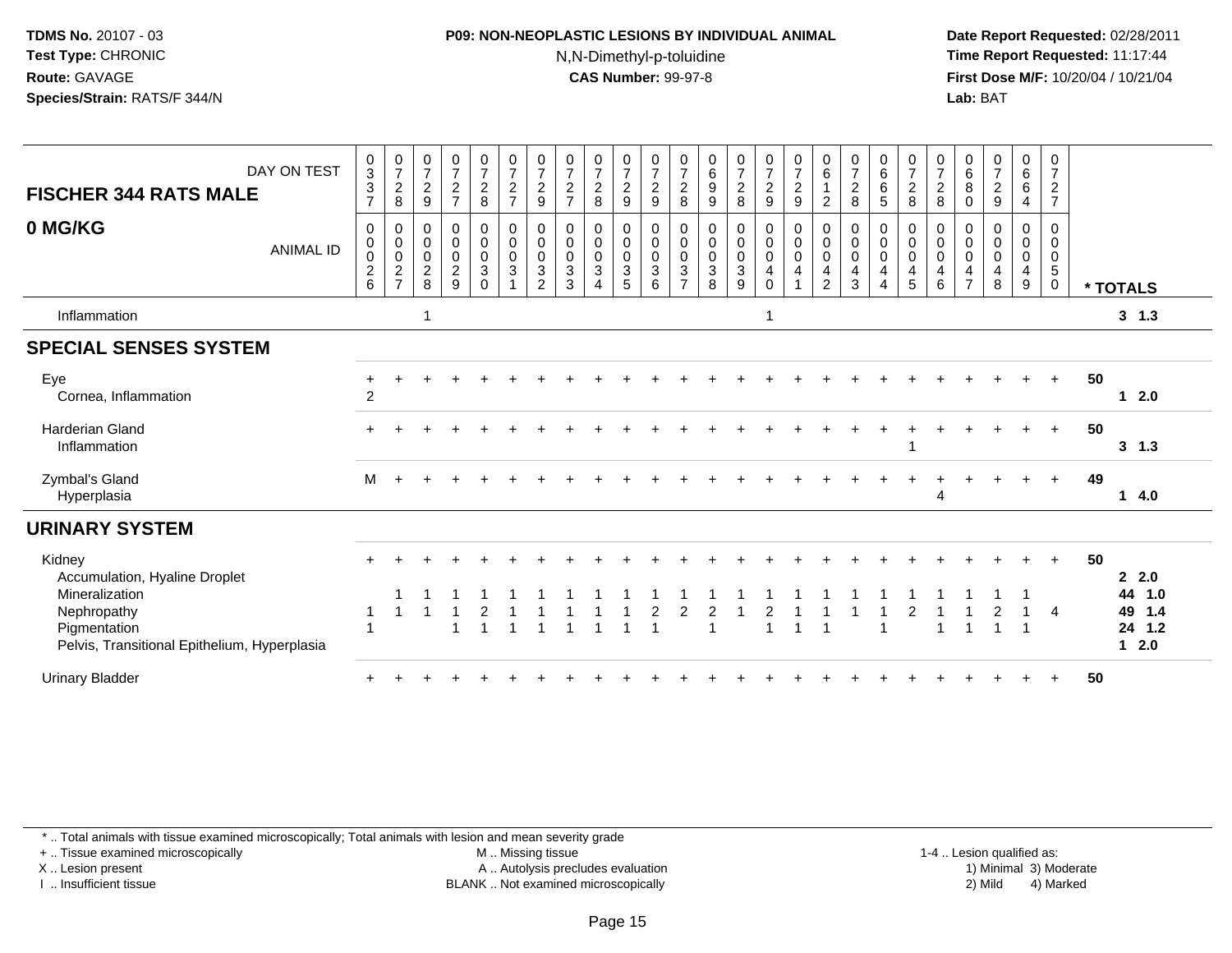**TDMS No.** 20107 - 03
**Test Type:** CHRONIC
**Route:** GAVAGE
**Species/Strain:** RATS/F 344/N

**P09: NON-NEOPLASTIC LESIONS BY INDIVIDUAL ANIMAL**
N,N-Dimethyl-p-toluidine
**CAS Number:** 99-97-8

**Date Report Requested:** 02/28/2011
**Time Report Requested:** 11:17:44
**First Dose M/F:** 10/20/04 / 10/21/04
**Lab:** BAT

**FISCHER 344 RATS MALE**

**0 MG/KG**

| DAY ON TEST | 0337 | 0728 | 0729 | 0727 | 0728 | 0727 | 0729 | 0727 | 0728 | 0729 | 0729 | 0728 | 0699 | 0728 | 0729 | 0729 | 0612 | 0728 | 0665 | 0728 | 0728 | 0680 | 0729 | 0664 | 0727 | |
|---|---|---|---|---|---|---|---|---|---|---|---|---|---|---|---|---|---|---|---|---|---|---|---|---|---|---|
| **ANIMAL ID** | 0026 | 0027 | 0028 | 0029 | 0030 | 0031 | 0032 | 0033 | 0034 | 0035 | 0036 | 0037 | 0038 | 0039 | 0040 | 0041 | 0042 | 0043 | 0044 | 0045 | 0046 | 0047 | 0048 | 0049 | 0050 | *** TOTALS** |
| Inflammation | | | 1 | | | | | | | | | | | | 1 | | | | | | | | | | | 3 1.3 |
| **SPECIAL SENSES SYSTEM** | | | | | | | | | | | | | | | | | | | | | | | | | | |
| Eye | + | + | + | + | + | + | + | + | + | + | + | + | + | + | + | + | + | + | + | + | + | + | + | + | + | 50 |
| Cornea, Inflammation | 2 | | | | | | | | | | | | | | | | | | | | | | | | | 1 2.0 |
| Harderian Gland | + | + | + | + | + | + | + | + | + | + | + | + | + | + | + | + | + | + | + | + | + | + | + | + | + | 50 |
| Inflammation | | | | | | | | | | | | | | | | | | | | 1 | | | | | | 3 1.3 |
| Zymbal's Gland | M | + | + | + | + | + | + | + | + | + | + | + | + | + | + | + | + | + | + | + | + | + | + | + | + | 49 |
| Hyperplasia | | | | | | | | | | | | | | | | | | | | | 4 | | | | | 1 4.0 |
| **URINARY SYSTEM** | | | | | | | | | | | | | | | | | | | | | | | | | | |
| Kidney | + | + | + | + | + | + | + | + | + | + | + | + | + | + | + | + | + | + | + | + | + | + | + | + | + | 50 |
| Accumulation, Hyaline Droplet | | | | | | | | | | | | | | | | | | | | | | | | | | 2 2.0 |
| Mineralization | | 1 | 1 | 1 | 1 | 1 | 1 | 1 | 1 | 1 | 1 | 1 | 1 | 1 | 1 | 1 | 1 | 1 | 1 | 1 | 1 | 1 | 1 | 1 | | 44 1.0 |
| Nephropathy | 1 | 1 | 1 | 1 | 2 | 1 | 1 | 1 | 1 | 1 | 2 | 2 | 2 | 1 | 2 | 1 | 1 | 1 | 1 | 2 | 1 | 1 | 2 | 1 | 4 | 49 1.4 |
| Pigmentation | 1 | | | 1 | 1 | 1 | 1 | 1 | 1 | 1 | 1 | | 1 | | 1 | 1 | 1 | | 1 | | 1 | 1 | 1 | 1 | | 24 1.2 |
| Pelvis, Transitional Epithelium, Hyperplasia | | | | | | | | | | | | | | | | | | | | | | | | | | 1 2.0 |
| Urinary Bladder | + | + | + | + | + | + | + | + | + | + | + | + | + | + | + | + | + | + | + | + | + | + | + | + | + | 50 |

\* .. Total animals with tissue examined microscopically; Total animals with lesion and mean severity grade
\+ .. Tissue examined microscopically
X .. Lesion present
I .. Insufficient tissue
M .. Missing tissue
A .. Autolysis precludes evaluation
BLANK .. Not examined microscopically
1-4 .. Lesion qualified as: 1) Minimal 2) Mild 3) Moderate 4) Marked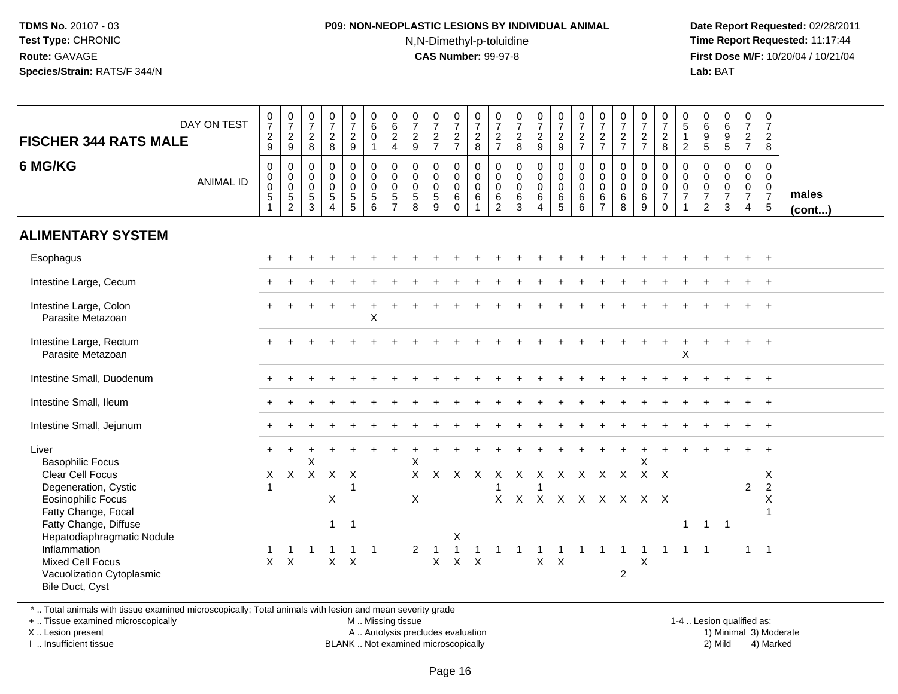TDMS No. 20107 - 03
Test Type: CHRONIC
Route: GAVAGE
Species/Strain: RATS/F 344/N

**P09: NON-NEOPLASTIC LESIONS BY INDIVIDUAL ANIMAL**
N,N-Dimethyl-p-toluidine
**CAS Number:** 99-97-8

Date Report Requested: 02/28/2011
Time Report Requested: 11:17:44
First Dose M/F: 10/20/04 / 10/21/04
Lab: BAT

| FISCHER 344 RATS MALE — DAY ON TEST | 0729 | 0729 | 0728 | 0728 | 0729 | 0601 | 0624 | 0729 | 0727 | 0727 | 0728 | 0727 | 0728 | 0729 | 0729 | 0727 | 0727 | 0727 | 0727 | 0728 | 0512 | 0695 | 0695 | 0727 | 0728 | |
|---|---|---|---|---|---|---|---|---|---|---|---|---|---|---|---|---|---|---|---|---|---|---|---|---|---|---|
| **6 MG/KG** — ANIMAL ID | 0051 | 0052 | 0053 | 0054 | 0055 | 0056 | 0057 | 0058 | 0059 | 0060 | 0061 | 0062 | 0063 | 0064 | 0065 | 0066 | 0067 | 0068 | 0069 | 0070 | 0071 | 0072 | 0073 | 0074 | 0075 | **males (cont...)** |
| **ALIMENTARY SYSTEM** | | | | | | | | | | | | | | | | | | | | | | | | | | |
| Esophagus | + | + | + | + | + | + | + | + | + | + | + | + | + | + | + | + | + | + | + | + | + | + | + | + | + | |
| Intestine Large, Cecum | + | + | + | + | + | + | + | + | + | + | + | + | + | + | + | + | + | + | + | + | + | + | + | + | + | |
| Intestine Large, Colon | + | + | + | + | + | + | + | + | + | + | + | + | + | + | + | + | + | + | + | + | + | + | + | + | + | |
| Parasite Metazoan | | | | | | X | | | | | | | | | | | | | | | | | | | | |
| Intestine Large, Rectum | + | + | + | + | + | + | + | + | + | + | + | + | + | + | + | + | + | + | + | + | + | + | + | + | + | |
| Parasite Metazoan | | | | | | | | | | | | | | | | | | | | | X | | | | | |
| Intestine Small, Duodenum | + | + | + | + | + | + | + | + | + | + | + | + | + | + | + | + | + | + | + | + | + | + | + | + | + | |
| Intestine Small, Ileum | + | + | + | + | + | + | + | + | + | + | + | + | + | + | + | + | + | + | + | + | + | + | + | + | + | |
| Intestine Small, Jejunum | + | + | + | + | + | + | + | + | + | + | + | + | + | + | + | + | + | + | + | + | + | + | + | + | + | |
| Liver | + | + | + | + | + | + | + | + | + | + | + | + | + | + | + | + | + | + | + | + | + | + | + | + | + | |
| Basophilic Focus | | | X | | | | | X | | | | | | | | | | | X | | | | | | | |
| Clear Cell Focus | X | X | X | X | X | | | X | X | X | X | X | X | X | X | X | X | X | X | X | | | | | X | |
| Degeneration, Cystic | 1 | | | | 1 | | | | | | | 1 | | 1 | | | | | | | | | | 2 | 2 | |
| Eosinophilic Focus | | | | X | | | | X | | | | X | X | X | X | X | X | X | X | X | | | | | X | |
| Fatty Change, Focal | | | | | | | | | | | | | | | | | | | | | | | | | 1 | |
| Fatty Change, Diffuse | | | | 1 | 1 | | | | | | | | | | | | | | | | 1 | 1 | 1 | | | |
| Hepatodiaphragmatic Nodule | | | | | | | | | | X | | | | | | | | | | | | | | | | |
| Inflammation | 1 | 1 | 1 | 1 | 1 | 1 | | 2 | 1 | 1 | 1 | 1 | 1 | 1 | 1 | 1 | 1 | 1 | 1 | 1 | 1 | 1 | | 1 | 1 | |
| Mixed Cell Focus | X | X | | X | X | | | | X | X | X | | | X | X | | | | X | | | | | | | |
| Vacuolization Cytoplasmic | | | | | | | | | | | | | | | | | | 2 | | | | | | | | |
| Bile Duct, Cyst | | | | | | | | | | | | | | | | | | | | | | | | | | |

\* .. Total animals with tissue examined microscopically; Total animals with lesion and mean severity grade
\+ .. Tissue examined microscopically
X .. Lesion present
I .. Insufficient tissue

M .. Missing tissue
A .. Autolysis precludes evaluation
BLANK .. Not examined microscopically

1-4 .. Lesion qualified as:
1) Minimal 3) Moderate
2) Mild 4) Marked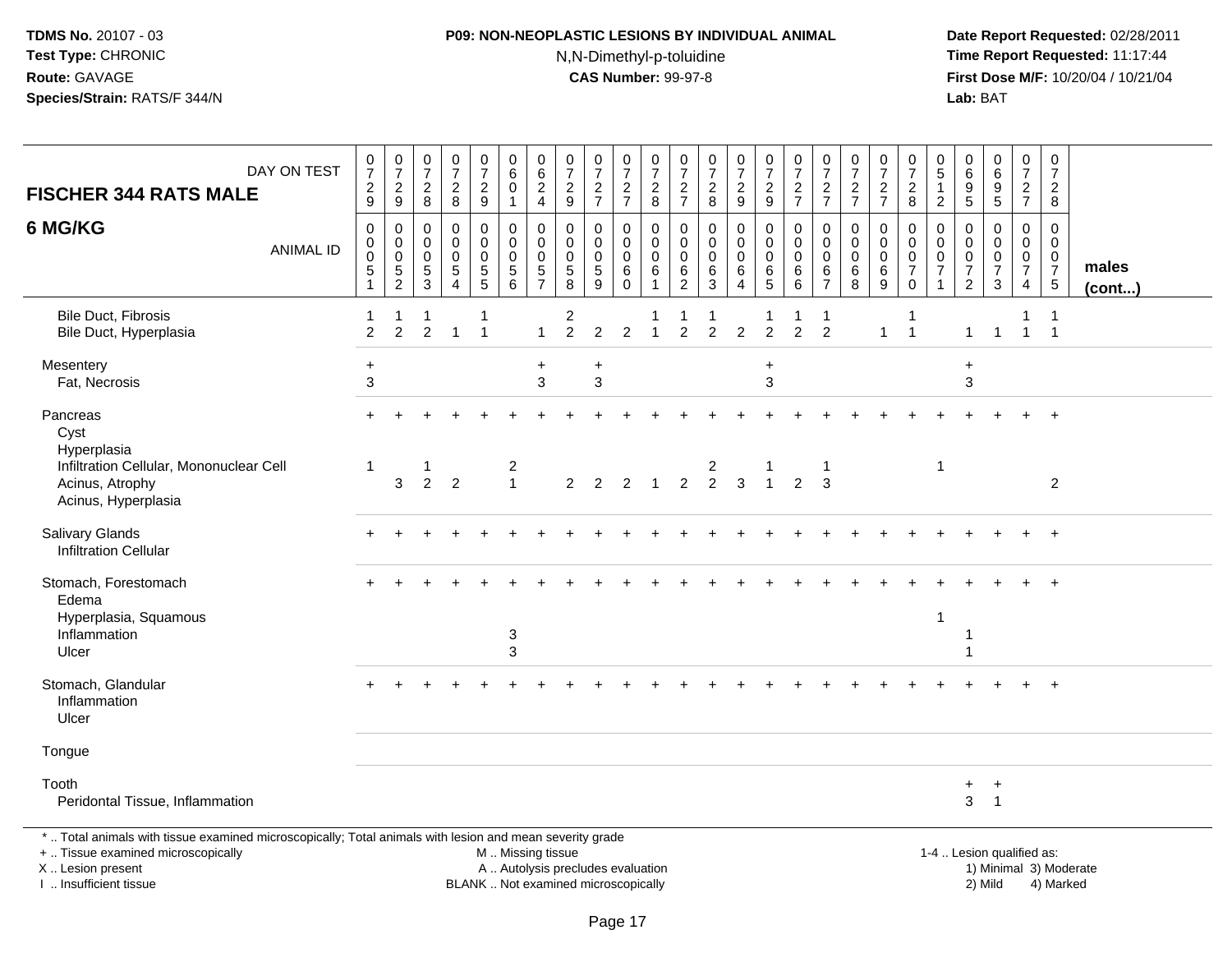**TDMS No.** 20107 - 03
**Test Type:** CHRONIC
**Route:** GAVAGE
**Species/Strain:** RATS/F 344/N

**P09: NON-NEOPLASTIC LESIONS BY INDIVIDUAL ANIMAL**
N,N-Dimethyl-p-toluidine
**CAS Number:** 99-97-8

**Date Report Requested:** 02/28/2011
**Time Report Requested:** 11:17:44
**First Dose M/F:** 10/20/04 / 10/21/04
**Lab:** BAT

## FISCHER 344 RATS MALE
## 6 MG/KG

| DAY ON TEST | 0729 | 0729 | 0728 | 0728 | 0729 | 0601 | 0624 | 0729 | 0727 | 0727 | 0728 | 0727 | 0728 | 0729 | 0729 | 0727 | 0727 | 0727 | 0727 | 0728 | 0512 | 0695 | 0695 | 0727 | 0728 | |
|---|---|---|---|---|---|---|---|---|---|---|---|---|---|---|---|---|---|---|---|---|---|---|---|---|---|---|
| **ANIMAL ID** | 0051 | 0052 | 0053 | 0054 | 0055 | 0056 | 0057 | 0058 | 0059 | 0060 | 0061 | 0062 | 0063 | 0064 | 0065 | 0066 | 0067 | 0068 | 0069 | 0070 | 0071 | 0072 | 0073 | 0074 | 0075 | **males (cont...)** |
| Bile Duct, Fibrosis | 1 | 1 | 1 | | 1 | | | 2 | | | 1 | 1 | 1 | | 1 | 1 | 1 | | | 1 | | | | 1 | 1 | |
| Bile Duct, Hyperplasia | 2 | 2 | 2 | 1 | 1 | | 1 | 2 | 2 | 2 | 1 | 2 | 2 | 2 | 2 | 2 | 2 | | 1 | 1 | | 1 | 1 | 1 | 1 | |
| Mesentery | + | | | | | | + | | + | | | | | | + | | | | | | | + | | | | |
| Fat, Necrosis | 3 | | | | | | 3 | | 3 | | | | | | 3 | | | | | | | 3 | | | | |
| Pancreas | + | + | + | + | + | + | + | + | + | + | + | + | + | + | + | + | + | + | + | + | + | + | + | + | + | |
| Cyst | | | | | | | | | | | | | | | | | | | | | | | | | | |
| Hyperplasia | | | | | | | | | | | | | | | | | | | | | | | | | | |
| Infiltration Cellular, Mononuclear Cell | 1 | | 1 | | | 2 | | | | | | | 2 | | 1 | | 1 | | | | 1 | | | | | |
| Acinus, Atrophy | | 3 | 2 | 2 | | 1 | | 2 | 2 | 2 | 1 | 2 | 2 | 3 | 1 | 2 | 3 | | | | | | | | 2 | |
| Acinus, Hyperplasia | | | | | | | | | | | | | | | | | | | | | | | | | | |
| Salivary Glands | + | + | + | + | + | + | + | + | + | + | + | + | + | + | + | + | + | + | + | + | + | + | + | + | + | |
| Infiltration Cellular | | | | | | | | | | | | | | | | | | | | | | | | | | |
| Stomach, Forestomach | + | + | + | + | + | + | + | + | + | + | + | + | + | + | + | + | + | + | + | + | + | + | + | + | + | |
| Edema | | | | | | | | | | | | | | | | | | | | | | | | | | |
| Hyperplasia, Squamous | | | | | | | | | | | | | | | | | | | | | 1 | | | | | |
| Inflammation | | | | | | 3 | | | | | | | | | | | | | | | | 1 | | | | |
| Ulcer | | | | | | 3 | | | | | | | | | | | | | | | | 1 | | | | |
| Stomach, Glandular | + | + | + | + | + | + | + | + | + | + | + | + | + | + | + | + | + | + | + | + | + | + | + | + | + | |
| Inflammation | | | | | | | | | | | | | | | | | | | | | | | | | | |
| Ulcer | | | | | | | | | | | | | | | | | | | | | | | | | | |
| Tongue | | | | | | | | | | | | | | | | | | | | | | | | | | |
| Tooth | | | | | | | | | | | | | | | | | | | | | | + | + | | | |
| Peridontal Tissue, Inflammation | | | | | | | | | | | | | | | | | | | | | | 3 | 1 | | | |

\* .. Total animals with tissue examined microscopically; Total animals with lesion and mean severity grade
+ .. Tissue examined microscopically
X .. Lesion present
I .. Insufficient tissue

M .. Missing tissue
A .. Autolysis precludes evaluation
BLANK .. Not examined microscopically

1-4 .. Lesion qualified as:
1) Minimal 3) Moderate
2) Mild 4) Marked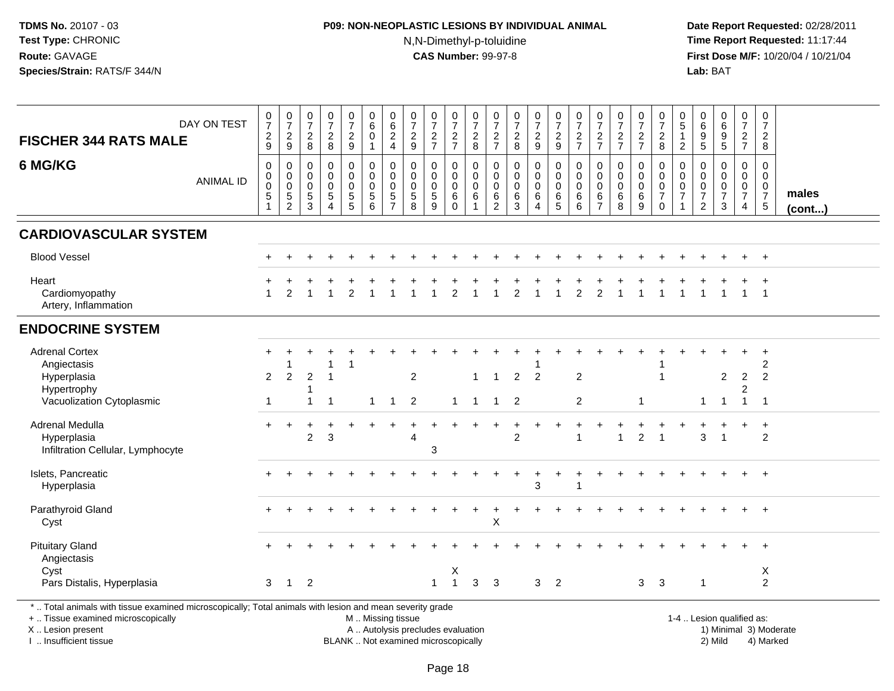**TDMS No.** 20107 - 03
**Test Type:** CHRONIC
**Route:** GAVAGE
**Species/Strain:** RATS/F 344/N

**P09: NON-NEOPLASTIC LESIONS BY INDIVIDUAL ANIMAL**
N,N-Dimethyl-p-toluidine
**CAS Number:** 99-97-8

**Date Report Requested:** 02/28/2011
**Time Report Requested:** 11:17:44
**First Dose M/F:** 10/20/04 / 10/21/04
**Lab:** BAT

| FISCHER 344 RATS MALE — DAY ON TEST | 0729 | 0729 | 0728 | 0728 | 0729 | 0601 | 0624 | 0729 | 0727 | 0727 | 0728 | 0727 | 0728 | 0729 | 0729 | 0727 | 0727 | 0727 | 0727 | 0728 | 0512 | 0695 | 0695 | 0727 | 0728 | |
|---|---|---|---|---|---|---|---|---|---|---|---|---|---|---|---|---|---|---|---|---|---|---|---|---|---|---|
| **6 MG/KG** — ANIMAL ID | 0051 | 0052 | 0053 | 0054 | 0055 | 0056 | 0057 | 0058 | 0059 | 0060 | 0061 | 0062 | 0063 | 0064 | 0065 | 0066 | 0067 | 0068 | 0069 | 0070 | 0071 | 0072 | 0073 | 0074 | 0075 | **males (cont...)** |
| **CARDIOVASCULAR SYSTEM** | | | | | | | | | | | | | | | | | | | | | | | | | | |
| Blood Vessel | + | + | + | + | + | + | + | + | + | + | + | + | + | + | + | + | + | + | + | + | + | + | + | + | + | |
| Heart | + | + | + | + | + | + | + | + | + | + | + | + | + | + | + | + | + | + | + | + | + | + | + | + | + | |
| Cardiomyopathy | 1 | 2 | 1 | 1 | 2 | 1 | 1 | 1 | 1 | 2 | 1 | 1 | 2 | 1 | 1 | 2 | 2 | 1 | 1 | 1 | 1 | 1 | 1 | 1 | 1 | |
| Artery, Inflammation | | | | | | | | | | | | | | | | | | | | | | | | | | |
| **ENDOCRINE SYSTEM** | | | | | | | | | | | | | | | | | | | | | | | | | | |
| Adrenal Cortex | + | + | + | + | + | + | + | + | + | + | + | + | + | + | + | + | + | + | + | + | + | + | + | + | + | |
| Angiectasis | | 1 | | 1 | 1 | | | | | | | | | 1 | | | | | | 1 | | | | | 2 | |
| Hyperplasia | 2 | 2 | 2 | 1 | | | | 2 | | | 1 | 1 | 2 | 2 | | 2 | | | | 1 | | | 2 | 2 | 2 | |
| Hypertrophy | | | 1 | | | | | | | | | | | | | | | | | | | | | 2 | | |
| Vacuolization Cytoplasmic | 1 | | 1 | 1 | | 1 | 1 | 2 | | 1 | 1 | 1 | 2 | | | 2 | | | 1 | | | 1 | 1 | 1 | 1 | |
| Adrenal Medulla | + | + | + | + | + | + | + | + | + | + | + | + | + | + | + | + | + | + | + | + | + | + | + | + | + | |
| Hyperplasia | | | 2 | 3 | | | | 4 | | | | | 2 | | | 1 | | 1 | 2 | 1 | | 3 | 1 | | 2 | |
| Infiltration Cellular, Lymphocyte | | | | | | | | | 3 | | | | | | | | | | | | | | | | | |
| Islets, Pancreatic | + | + | + | + | + | + | + | + | + | + | + | + | + | + | + | + | + | + | + | + | + | + | + | + | + | |
| Hyperplasia | | | | | | | | | | | | | | 3 | | 1 | | | | | | | | | | |
| Parathyroid Gland | + | + | + | + | + | + | + | + | + | + | + | + | + | + | + | + | + | + | + | + | + | + | + | + | + | |
| Cyst | | | | | | | | | | | | X | | | | | | | | | | | | | | |
| Pituitary Gland | + | + | + | + | + | + | + | + | + | + | + | + | + | + | + | + | + | + | + | + | + | + | + | + | + | |
| Angiectasis | | | | | | | | | | | | | | | | | | | | | | | | | | |
| Cyst | | | | | | | | | | X | | | | | | | | | | | | | | | X | |
| Pars Distalis, Hyperplasia | 3 | 1 | 2 | | | | | | 1 | 1 | 3 | 3 | | 3 | 2 | | | | 3 | 3 | | 1 | | | 2 | |

* .. Total animals with tissue examined microscopically; Total animals with lesion and mean severity grade
+ .. Tissue examined microscopically
X .. Lesion present
I .. Insufficient tissue

M .. Missing tissue
A .. Autolysis precludes evaluation
BLANK .. Not examined microscopically

1-4 .. Lesion qualified as:
1) Minimal 3) Moderate
2) Mild 4) Marked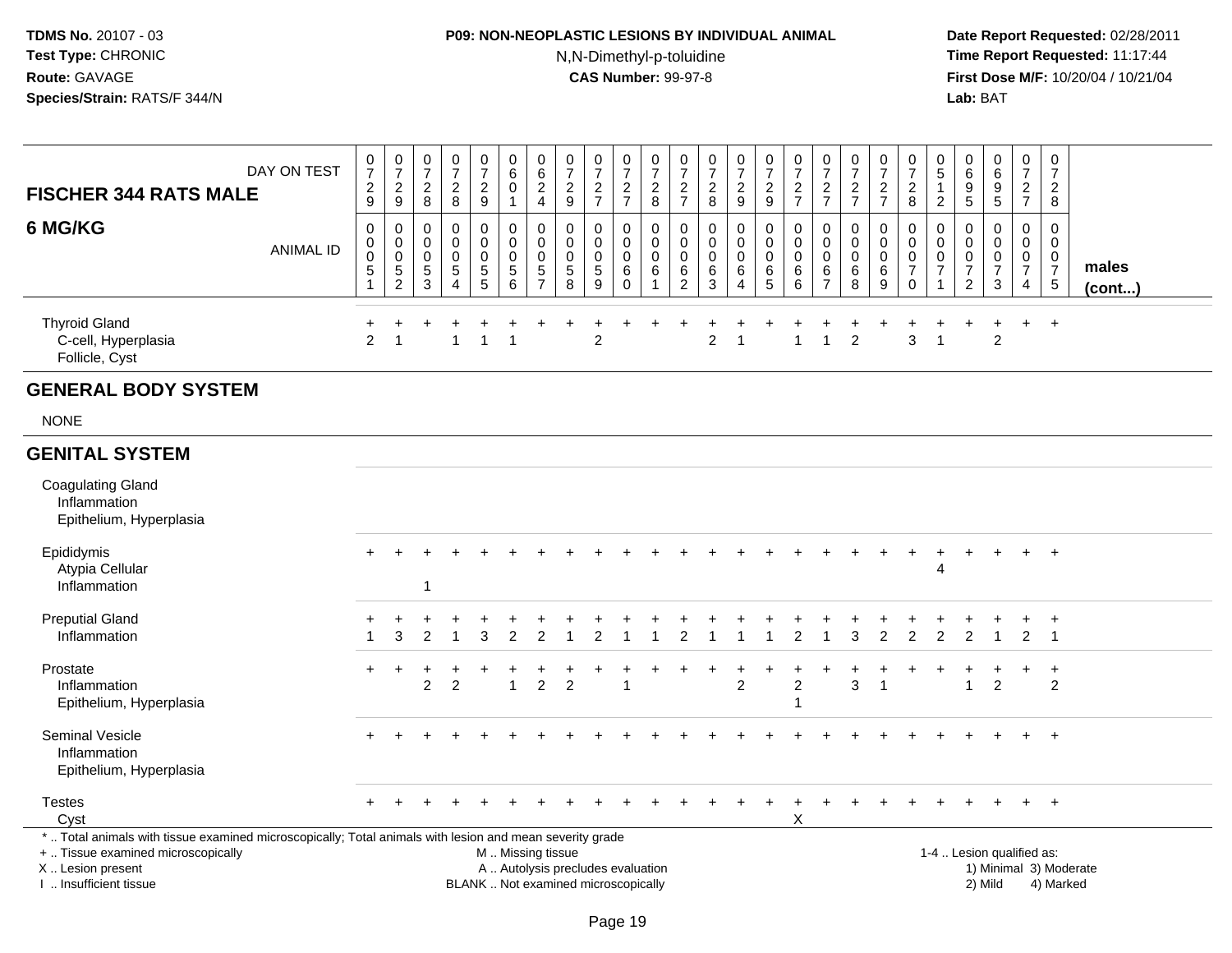**TDMS No.** 20107 - 03
**Test Type:** CHRONIC
**Route:** GAVAGE
**Species/Strain:** RATS/F 344/N

**P09: NON-NEOPLASTIC LESIONS BY INDIVIDUAL ANIMAL**
N,N-Dimethyl-p-toluidine
**CAS Number:** 99-97-8

**Date Report Requested:** 02/28/2011
**Time Report Requested:** 11:17:44
**First Dose M/F:** 10/20/04 / 10/21/04
**Lab:** BAT

| FISCHER 344 RATS MALE 6 MG/KG | | | | | | | | | | | | | | | | | | | | | | | | | | |
|---|---|---|---|---|---|---|---|---|---|---|---|---|---|---|---|---|---|---|---|---|---|---|---|---|---|---|
| DAY ON TEST | 0729 | 0729 | 0728 | 0728 | 0729 | 0601 | 0624 | 0729 | 0727 | 0727 | 0728 | 0727 | 0728 | 0729 | 0729 | 0727 | 0727 | 0727 | 0727 | 0728 | 0512 | 0695 | 0695 | 0727 | 0728 | |
| ANIMAL ID | 0000051 | 0000052 | 0000053 | 0000054 | 0000055 | 0000056 | 0000057 | 0000058 | 0000059 | 0000060 | 0000061 | 0000062 | 0000063 | 0000064 | 0000065 | 0000066 | 0000067 | 0000068 | 0000069 | 0000070 | 0000071 | 0000072 | 0000073 | 0000074 | 0000075 | males (cont...) |
| Thyroid Gland | + | + | + | + | + | + | + | + | + | + | + | + | + | + | + | + | + | + | + | + | + | + | + | + | + | |
| C-cell, Hyperplasia | 2 | 1 | | 1 | 1 | 1 | | | 2 | | | | 2 | 1 | | 1 | 1 | 2 | | 3 | 1 | | 2 | | | |
| Follicle, Cyst | | | | | | | | | | | | | | | | | | | | | | | | | | |
| **GENERAL BODY SYSTEM** | | | | | | | | | | | | | | | | | | | | | | | | | | |
| NONE | | | | | | | | | | | | | | | | | | | | | | | | | | |
| **GENITAL SYSTEM** | | | | | | | | | | | | | | | | | | | | | | | | | | |
| Coagulating Gland | | | | | | | | | | | | | | | | | | | | | | | | | | |
| Inflammation | | | | | | | | | | | | | | | | | | | | | | | | | | |
| Epithelium, Hyperplasia | | | | | | | | | | | | | | | | | | | | | | | | | | |
| Epididymis | + | + | + | + | + | + | + | + | + | + | + | + | + | + | + | + | + | + | + | + | + | + | + | + | + | |
| Atypia Cellular | | | | | | | | | | | | | | | | | | | | | 4 | | | | | |
| Inflammation | | | 1 | | | | | | | | | | | | | | | | | | | | | | | |
| Preputial Gland | + | + | + | + | + | + | + | + | + | + | + | + | + | + | + | + | + | + | + | + | + | + | + | + | + | |
| Inflammation | 1 | 3 | 2 | 1 | 3 | 2 | 2 | 1 | 2 | 1 | 1 | 2 | 1 | 1 | 1 | 2 | 1 | 3 | 2 | 2 | 2 | 2 | 1 | 2 | 1 | |
| Prostate | + | + | + | + | + | + | + | + | + | + | + | + | + | + | + | + | + | + | + | + | + | + | + | + | + | |
| Inflammation | | | 2 | 2 | | 1 | 2 | 2 | | 1 | | | | 2 | | 2 | | 3 | 1 | | | 1 | 2 | | 2 | |
| Epithelium, Hyperplasia | | | | | | | | | | | | | | | | 1 | | | | | | | | | | |
| Seminal Vesicle | + | + | + | + | + | + | + | + | + | + | + | + | + | + | + | + | + | + | + | + | + | + | + | + | + | |
| Inflammation | | | | | | | | | | | | | | | | | | | | | | | | | | |
| Epithelium, Hyperplasia | | | | | | | | | | | | | | | | | | | | | | | | | | |
| Testes | + | + | + | + | + | + | + | + | + | + | + | + | + | + | + | + | + | + | + | + | + | + | + | + | + | |
| Cyst | | | | | | | | | | | | | | | | X | | | | | | | | | | |

\* .. Total animals with tissue examined microscopically; Total animals with lesion and mean severity grade
+ .. Tissue examined microscopically
X .. Lesion present
I .. Insufficient tissue

M .. Missing tissue
A .. Autolysis precludes evaluation
BLANK .. Not examined microscopically

1-4 .. Lesion qualified as:
1) Minimal 3) Moderate
2) Mild 4) Marked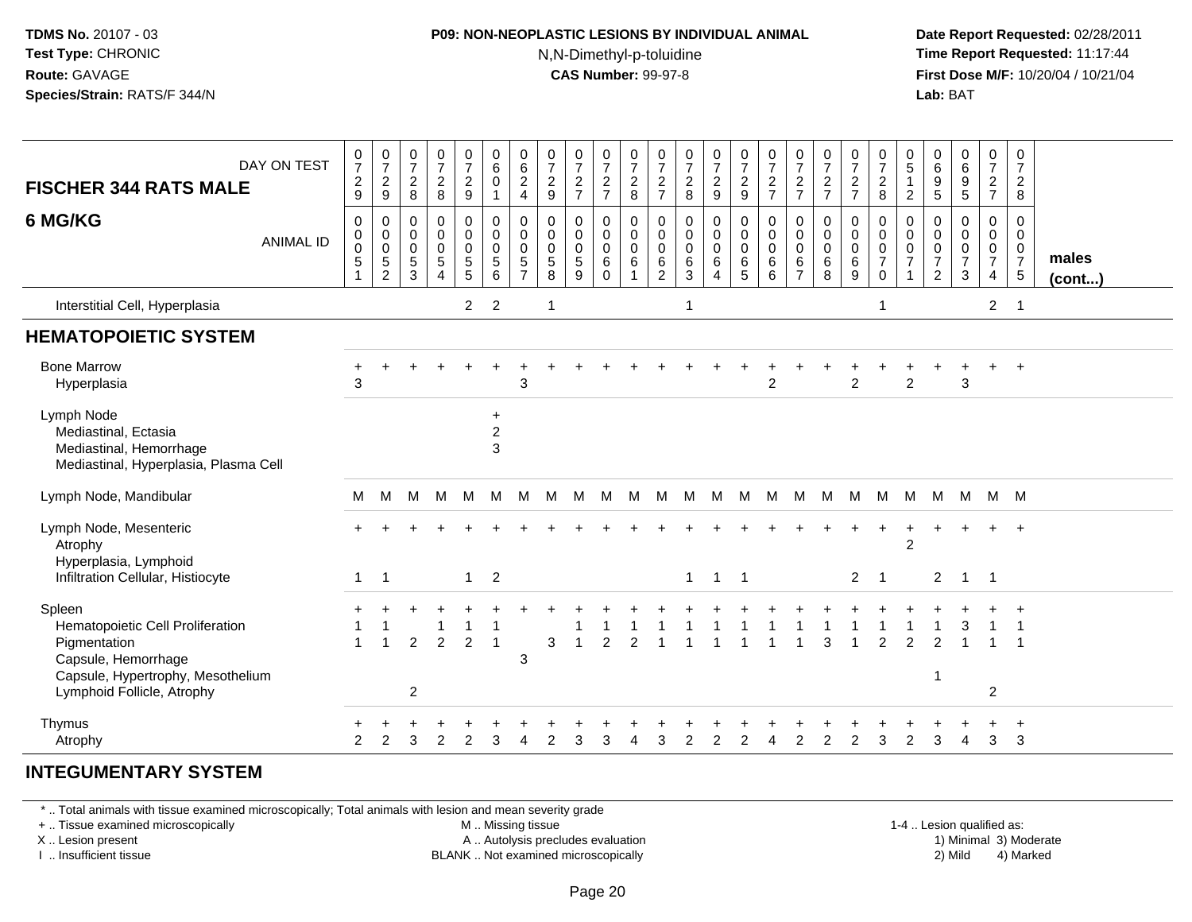**TDMS No.** 20107 - 03
**Test Type:** CHRONIC
**Route:** GAVAGE
**Species/Strain:** RATS/F 344/N

**P09: NON-NEOPLASTIC LESIONS BY INDIVIDUAL ANIMAL**
N,N-Dimethyl-p-toluidine
**CAS Number:** 99-97-8

**Date Report Requested:** 02/28/2011
**Time Report Requested:** 11:17:44
**First Dose M/F:** 10/20/04 / 10/21/04
**Lab:** BAT

| FISCHER 344 RATS MALE 6 MG/KG | | | | | | | | | | | | | | | | | | | | | | | | | | |
|---|---|---|---|---|---|---|---|---|---|---|---|---|---|---|---|---|---|---|---|---|---|---|---|---|---|---|
| DAY ON TEST | 0729 | 0729 | 0728 | 0728 | 0729 | 0601 | 0624 | 0729 | 0727 | 0727 | 0728 | 0727 | 0728 | 0729 | 0729 | 0727 | 0727 | 0727 | 0727 | 0728 | 0512 | 0695 | 0695 | 0727 | 0728 | |
| ANIMAL ID | 0051 | 0052 | 0053 | 0054 | 0055 | 0056 | 0057 | 0058 | 0059 | 0060 | 0061 | 0062 | 0063 | 0064 | 0065 | 0066 | 0067 | 0068 | 0069 | 0070 | 0071 | 0072 | 0073 | 0074 | 0075 | males (cont...) |
| Interstitial Cell, Hyperplasia | | | | | 2 | 2 | | 1 | | | | | 1 | | | | | | | 1 | | | | 2 | 1 | |
| **HEMATOPOIETIC SYSTEM** | | | | | | | | | | | | | | | | | | | | | | | | | | |
| Bone Marrow | + | + | + | + | + | + | + | + | + | + | + | + | + | + | + | + | + | + | + | + | + | + | + | + | + | |
| Hyperplasia | 3 | | | | | | 3 | | | | | | | | | 2 | | | 2 | | 2 | | 3 | | | |
| Lymph Node | | | | | | + | | | | | | | | | | | | | | | | | | | | |
| Mediastinal, Ectasia | | | | | | 2 | | | | | | | | | | | | | | | | | | | | |
| Mediastinal, Hemorrhage | | | | | | 3 | | | | | | | | | | | | | | | | | | | | |
| Mediastinal, Hyperplasia, Plasma Cell | | | | | | | | | | | | | | | | | | | | | | | | | | |
| Lymph Node, Mandibular | M | M | M | M | M | M | M | M | M | M | M | M | M | M | M | M | M | M | M | M | M | M | M | M | M | |
| Lymph Node, Mesenteric | + | + | + | + | + | + | + | + | + | + | + | + | + | + | + | + | + | + | + | + | + | + | + | + | + | |
| Atrophy | | | | | | | | | | | | | | | | | | | | | 2 | | | | | |
| Hyperplasia, Lymphoid | | | | | | | | | | | | | | | | | | | | | | | | | | |
| Infiltration Cellular, Histiocyte | 1 | 1 | | | 1 | 2 | | | | | | | 1 | 1 | 1 | | | | 2 | 1 | | 2 | 1 | 1 | | |
| Spleen | + | + | + | + | + | + | + | + | + | + | + | + | + | + | + | + | + | + | + | + | + | + | + | + | + | |
| Hematopoietic Cell Proliferation | 1 | 1 | | 1 | 1 | 1 | | | 1 | 1 | 1 | 1 | 1 | 1 | 1 | 1 | 1 | 1 | 1 | 1 | 1 | 1 | 3 | 1 | 1 | |
| Pigmentation | 1 | 1 | 2 | 2 | 2 | 1 | | 3 | 1 | 2 | 2 | 1 | 1 | 1 | 1 | 1 | 1 | 3 | 1 | 2 | 2 | 2 | 1 | 1 | 1 | |
| Capsule, Hemorrhage | | | | | | | 3 | | | | | | | | | | | | | | | | | | | |
| Capsule, Hypertrophy, Mesothelium | | | | | | | | | | | | | | | | | | | | | | 1 | | | | |
| Lymphoid Follicle, Atrophy | | | 2 | | | | | | | | | | | | | | | | | | | | | 2 | | |
| Thymus | + | + | + | + | + | + | + | + | + | + | + | + | + | + | + | + | + | + | + | + | + | + | + | + | + | |
| Atrophy | 2 | 2 | 3 | 2 | 2 | 3 | 4 | 2 | 3 | 3 | 4 | 3 | 2 | 2 | 2 | 4 | 2 | 2 | 2 | 3 | 2 | 3 | 4 | 3 | 3 | |

**INTEGUMENTARY SYSTEM**

* .. Total animals with tissue examined microscopically; Total animals with lesion and mean severity grade
+ .. Tissue examined microscopically
X .. Lesion present
I .. Insufficient tissue

M .. Missing tissue
A .. Autolysis precludes evaluation
BLANK .. Not examined microscopically

1-4 .. Lesion qualified as:
1) Minimal 3) Moderate
2) Mild 4) Marked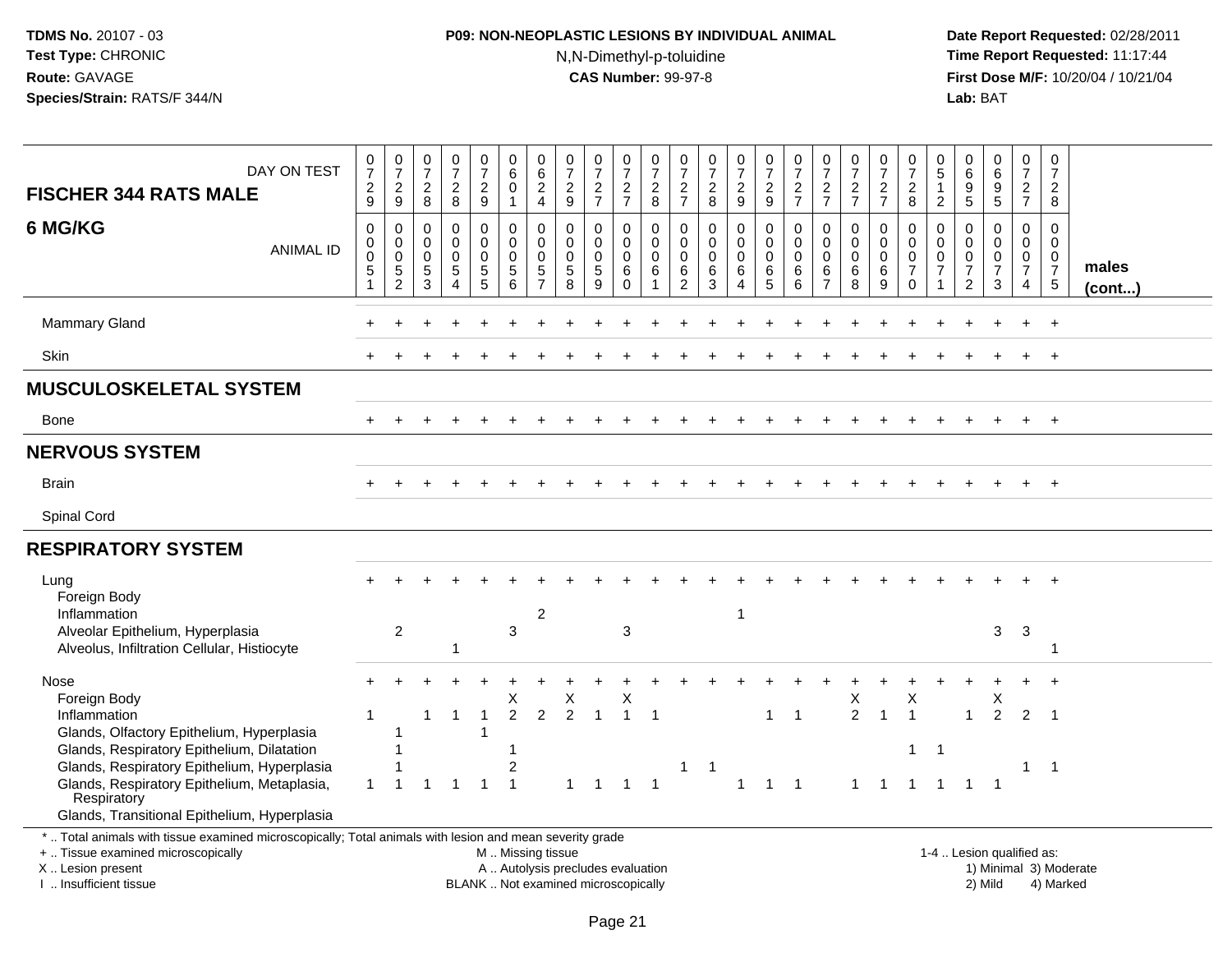TDMS No. 20107 - 03
Test Type: CHRONIC
Route: GAVAGE
Species/Strain: RATS/F 344/N

**P09: NON-NEOPLASTIC LESIONS BY INDIVIDUAL ANIMAL**
N,N-Dimethyl-p-toluidine
**CAS Number:** 99-97-8

Date Report Requested: 02/28/2011
Time Report Requested: 11:17:44
First Dose M/F: 10/20/04 / 10/21/04
Lab: BAT

| FISCHER 344 RATS MALE — DAY ON TEST | 0729 | 0729 | 0728 | 0728 | 0729 | 0601 | 0624 | 0729 | 0727 | 0727 | 0728 | 0727 | 0728 | 0729 | 0729 | 0727 | 0727 | 0727 | 0727 | 0728 | 0512 | 0695 | 0695 | 0727 | 0728 | |
|---|---|---|---|---|---|---|---|---|---|---|---|---|---|---|---|---|---|---|---|---|---|---|---|---|---|---|
| **6 MG/KG** — ANIMAL ID | 0051 | 0052 | 0053 | 0054 | 0055 | 0056 | 0057 | 0058 | 0059 | 0060 | 0061 | 0062 | 0063 | 0064 | 0065 | 0066 | 0067 | 0068 | 0069 | 0070 | 0071 | 0072 | 0073 | 0074 | 0075 | **males (cont...)** |
| Mammary Gland | + | + | + | + | + | + | + | + | + | + | + | + | + | + | + | + | + | + | + | + | + | + | + | + | + | |
| Skin | + | + | + | + | + | + | + | + | + | + | + | + | + | + | + | + | + | + | + | + | + | + | + | + | + | |
| **MUSCULOSKELETAL SYSTEM** | | | | | | | | | | | | | | | | | | | | | | | | | | |
| Bone | + | + | + | + | + | + | + | + | + | + | + | + | + | + | + | + | + | + | + | + | + | + | + | + | + | |
| **NERVOUS SYSTEM** | | | | | | | | | | | | | | | | | | | | | | | | | | |
| Brain | + | + | + | + | + | + | + | + | + | + | + | + | + | + | + | + | + | + | + | + | + | + | + | + | + | |
| Spinal Cord | | | | | | | | | | | | | | | | | | | | | | | | | | |
| **RESPIRATORY SYSTEM** | | | | | | | | | | | | | | | | | | | | | | | | | | |
| Lung | + | + | + | + | + | + | + | + | + | + | + | + | + | + | + | + | + | + | + | + | + | + | + | + | + | |
| Foreign Body | | | | | | | | | | | | | | | | | | | | | | | | | | |
| Inflammation | | | | | | | 2 | | | | | | | 1 | | | | | | | | | | | | |
| Alveolar Epithelium, Hyperplasia | | 2 | | | | 3 | | | | 3 | | | | | | | | | | | | | 3 | 3 | | |
| Alveolus, Infiltration Cellular, Histiocyte | | | | 1 | | | | | | | | | | | | | | | | | | | | | 1 | |
| Nose | + | + | + | + | + | + | + | + | + | + | + | + | + | + | + | + | + | + | + | + | + | + | + | + | + | |
| Foreign Body | | | | | | X | | X | | X | | | | | | | | X | | X | | | X | | | |
| Inflammation | 1 | | 1 | 1 | 1 | 2 | 2 | 2 | 1 | 1 | 1 | | | | 1 | 1 | | 2 | 1 | 1 | | 1 | 2 | 2 | 1 | |
| Glands, Olfactory Epithelium, Hyperplasia | | 1 | | | 1 | | | | | | | | | | | | | | | | | | | | | |
| Glands, Respiratory Epithelium, Dilatation | | 1 | | | | 1 | | | | | | | | | | | | | | 1 | 1 | | | | | |
| Glands, Respiratory Epithelium, Hyperplasia | | 1 | | | | 2 | | | | | | 1 | 1 | | | | | | | | | | | 1 | 1 | |
| Glands, Respiratory Epithelium, Metaplasia, Respiratory | 1 | 1 | 1 | 1 | 1 | 1 | | 1 | 1 | 1 | 1 | | | 1 | 1 | 1 | | 1 | 1 | 1 | 1 | 1 | 1 | | | |
| Glands, Transitional Epithelium, Hyperplasia | | | | | | | | | | | | | | | | | | | | | | | | | | |

\* .. Total animals with tissue examined microscopically; Total animals with lesion and mean severity grade
+ .. Tissue examined microscopically
X .. Lesion present
I .. Insufficient tissue

M .. Missing tissue
A .. Autolysis precludes evaluation
BLANK .. Not examined microscopically

1-4 .. Lesion qualified as:
1) Minimal 3) Moderate
2) Mild 4) Marked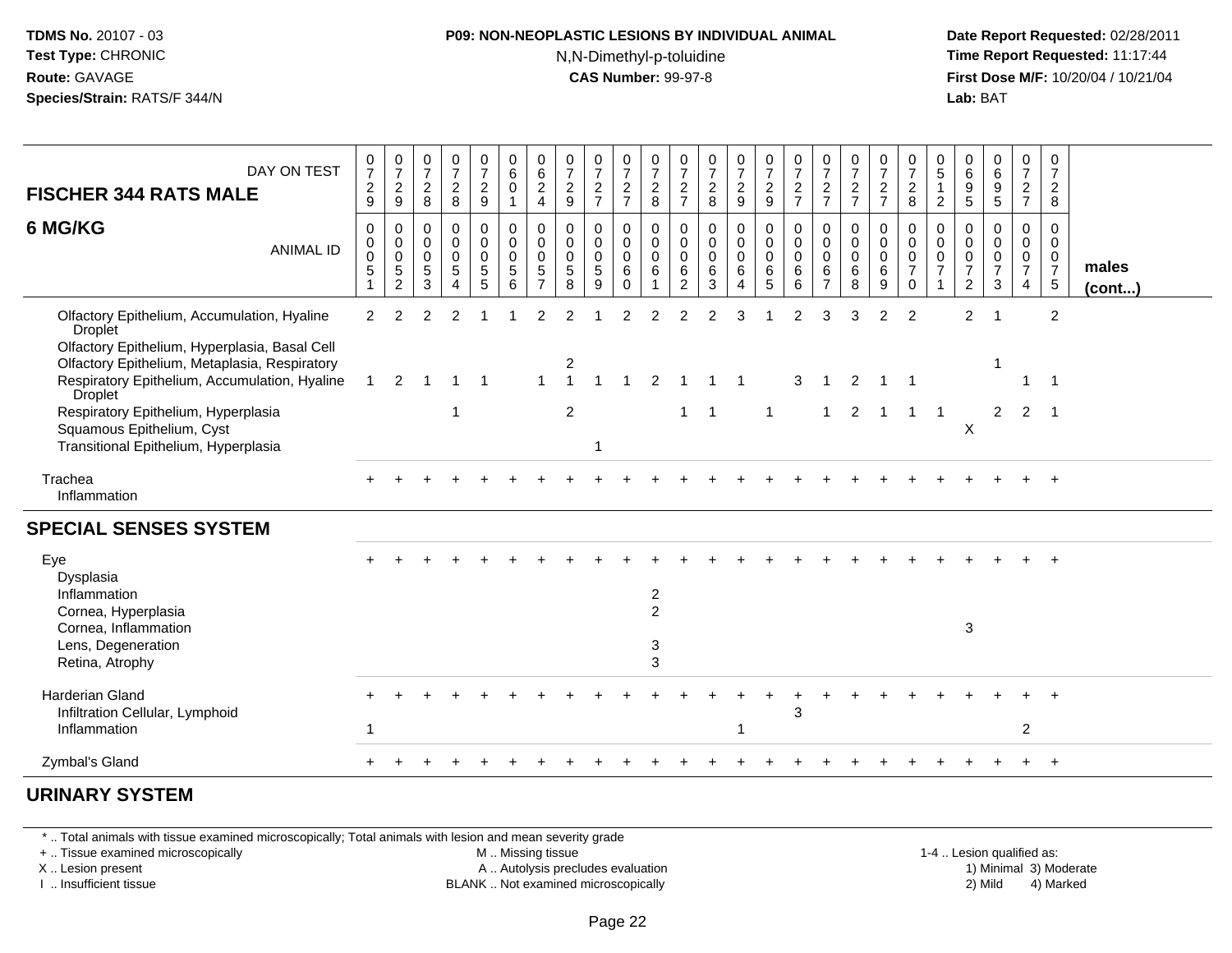# P09: NON-NEOPLASTIC LESIONS BY INDIVIDUAL ANIMAL

N,N-Dimethyl-p-toluidine

**CAS Number:** 99-97-8

## FISCHER 344 RATS MALE 6 MG/KG (cont...)

| DAY ON TEST | 0729 | 0729 | 0728 | 0728 | 0729 | 0601 | 0624 | 0729 | 0727 | 0727 | 0728 | 0727 | 0728 | 0729 | 0729 | 0727 | 0727 | 0727 | 0727 | 0728 | 0512 | 0695 | 0695 | 0727 | 0728 |
|---|---|---|---|---|---|---|---|---|---|---|---|---|---|---|---|---|---|---|---|---|---|---|---|---|---|
| **ANIMAL ID** | 0051 | 0052 | 0053 | 0054 | 0055 | 0056 | 0057 | 0058 | 0059 | 0060 | 0061 | 0062 | 0063 | 0064 | 0065 | 0066 | 0067 | 0068 | 0069 | 0070 | 0071 | 0072 | 0073 | 0074 | 0075 |
| Olfactory Epithelium, Accumulation, Hyaline Droplet | 2 | 2 | 2 | 2 | 1 | 1 | 2 | 2 | 1 | 2 | 2 | 2 | 2 | 3 | 1 | 2 | 3 | 3 | 2 | 2 | | 2 | 1 | | 2 |
| Olfactory Epithelium, Hyperplasia, Basal Cell | | | | | | | | | | | | | | | | | | | | | | | | | |
| Olfactory Epithelium, Metaplasia, Respiratory | | | | | | | | 2 | | | | | | | | | | | | | | | 1 | | |
| Respiratory Epithelium, Accumulation, Hyaline Droplet | 1 | 2 | 1 | 1 | 1 | | 1 | 1 | 1 | 1 | 2 | 1 | 1 | 1 | | 3 | 1 | 2 | 1 | 1 | | | | 1 | 1 |
| Respiratory Epithelium, Hyperplasia | | | | 1 | | | | 2 | | | | 1 | 1 | | 1 | | 1 | 2 | 1 | 1 | 1 | | 2 | 2 | 1 |
| Squamous Epithelium, Cyst | | | | | | | | | | | | | | | | | | | | | | X | | | |
| Transitional Epithelium, Hyperplasia | | | | | | | | | 1 | | | | | | | | | | | | | | | | |
| Trachea | + | + | + | + | + | + | + | + | + | + | + | + | + | + | + | + | + | + | + | + | + | + | + | + | + |
| Inflammation | | | | | | | | | | | | | | | | | | | | | | | | | |
| **SPECIAL SENSES SYSTEM** | | | | | | | | | | | | | | | | | | | | | | | | | |
| Eye | + | + | + | + | + | + | + | + | + | + | + | + | + | + | + | + | + | + | + | + | + | + | + | + | + |
| Dysplasia | | | | | | | | | | | | | | | | | | | | | | | | | |
| Inflammation | | | | | | | | | | | 2 | | | | | | | | | | | | | | |
| Cornea, Hyperplasia | | | | | | | | | | | 2 | | | | | | | | | | | | | | |
| Cornea, Inflammation | | | | | | | | | | | | | | | | | | | | | | 3 | | | |
| Lens, Degeneration | | | | | | | | | | | 3 | | | | | | | | | | | | | | |
| Retina, Atrophy | | | | | | | | | | | 3 | | | | | | | | | | | | | | |
| Harderian Gland | + | + | + | + | + | + | + | + | + | + | + | + | + | + | + | + | + | + | + | + | + | + | + | + | + |
| Infiltration Cellular, Lymphoid | | | | | | | | | | | | | | | | 3 | | | | | | | | | |
| Inflammation | 1 | | | | | | | | | | | | | 1 | | | | | | | | | | 2 | |
| Zymbal's Gland | + | + | + | + | + | + | + | + | + | + | + | + | + | + | + | + | + | + | + | + | + | + | + | + | + |

## URINARY SYSTEM

\* .. Total animals with tissue examined microscopically; Total animals with lesion and mean severity grade

+ .. Tissue examined microscopically &nbsp;&nbsp; M .. Missing tissue &nbsp;&nbsp; 1-4 .. Lesion qualified as:
X .. Lesion present &nbsp;&nbsp; A .. Autolysis precludes evaluation &nbsp;&nbsp; 1) Minimal 3) Moderate
I .. Insufficient tissue &nbsp;&nbsp; BLANK .. Not examined microscopically &nbsp;&nbsp; 2) Mild 4) Marked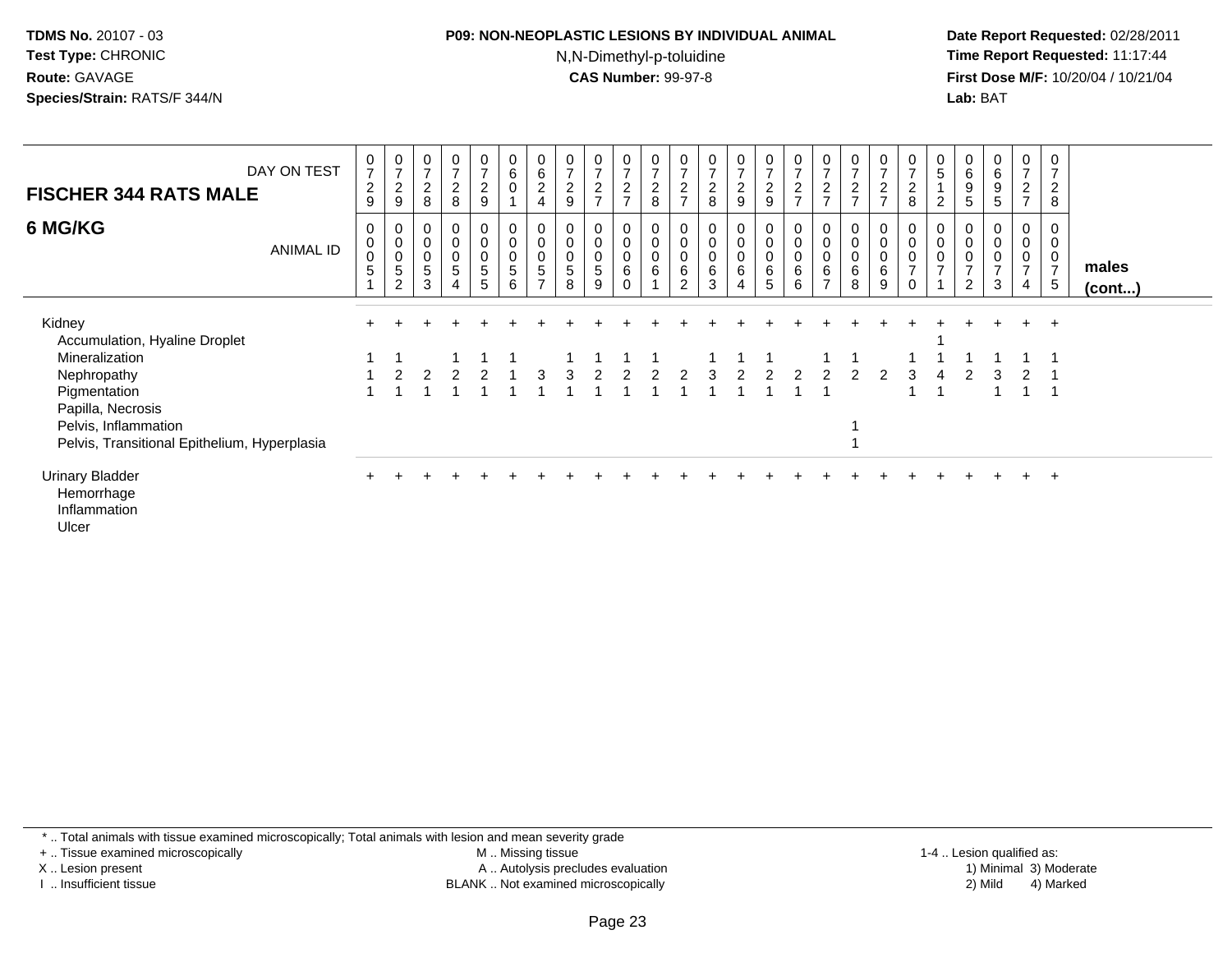TDMS No. 20107 - 03
Test Type: CHRONIC
Route: GAVAGE
Species/Strain: RATS/F 344/N

**P09: NON-NEOPLASTIC LESIONS BY INDIVIDUAL ANIMAL**
N,N-Dimethyl-p-toluidine
**CAS Number:** 99-97-8

Date Report Requested: 02/28/2011
Time Report Requested: 11:17:44
First Dose M/F: 10/20/04 / 10/21/04
Lab: BAT

| **FISCHER 344 RATS MALE** DAY ON TEST | 0729 | 0729 | 0728 | 0728 | 0729 | 0601 | 0624 | 0729 | 0727 | 0727 | 0728 | 0727 | 0728 | 0729 | 0729 | 0727 | 0727 | 0727 | 0727 | 0728 | 0512 | 0695 | 0695 | 0727 | 0728 | |
|---|---|---|---|---|---|---|---|---|---|---|---|---|---|---|---|---|---|---|---|---|---|---|---|---|---|---|
| **6 MG/KG** ANIMAL ID | 0051 | 0052 | 0053 | 0054 | 0055 | 0056 | 0057 | 0058 | 0059 | 0060 | 0061 | 0062 | 0063 | 0064 | 0065 | 0066 | 0067 | 0068 | 0069 | 0070 | 0071 | 0072 | 0073 | 0074 | 0075 | **males (cont...)** |
| Kidney | + | + | + | + | + | + | + | + | + | + | + | + | + | + | + | + | + | + | + | + | + | + | + | + | + | |
| Accumulation, Hyaline Droplet | | | | | | | | | | | | | | | | | | | | | 1 | | | | | |
| Mineralization | 1 | 1 | | 1 | 1 | 1 | | 1 | 1 | 1 | 1 | | 1 | 1 | 1 | | 1 | 1 | | 1 | 1 | 1 | 1 | 1 | 1 | |
| Nephropathy | 1 | 2 | 2 | 2 | 2 | 1 | 3 | 3 | 2 | 2 | 2 | 2 | 3 | 2 | 2 | 2 | 2 | 2 | 2 | 3 | 4 | 2 | 3 | 2 | 1 | |
| Pigmentation | 1 | 1 | 1 | 1 | 1 | 1 | 1 | 1 | 1 | 1 | 1 | 1 | 1 | 1 | 1 | 1 | 1 | | | 1 | 1 | | 1 | 1 | 1 | |
| Papilla, Necrosis | | | | | | | | | | | | | | | | | | | | | | | | | | |
| Pelvis, Inflammation | | | | | | | | | | | | | | | | | | 1 | | | | | | | | |
| Pelvis, Transitional Epithelium, Hyperplasia | | | | | | | | | | | | | | | | | | 1 | | | | | | | | |
| Urinary Bladder | + | + | + | + | + | + | + | + | + | + | + | + | + | + | + | + | + | + | + | + | + | + | + | + | + | |
| Hemorrhage | | | | | | | | | | | | | | | | | | | | | | | | | | |
| Inflammation | | | | | | | | | | | | | | | | | | | | | | | | | | |
| Ulcer | | | | | | | | | | | | | | | | | | | | | | | | | | |

* .. Total animals with tissue examined microscopically; Total animals with lesion and mean severity grade
+ .. Tissue examined microscopically
X .. Lesion present
I .. Insufficient tissue

M .. Missing tissue
A .. Autolysis precludes evaluation
BLANK .. Not examined microscopically

1-4 .. Lesion qualified as:
1) Minimal 3) Moderate
2) Mild 4) Marked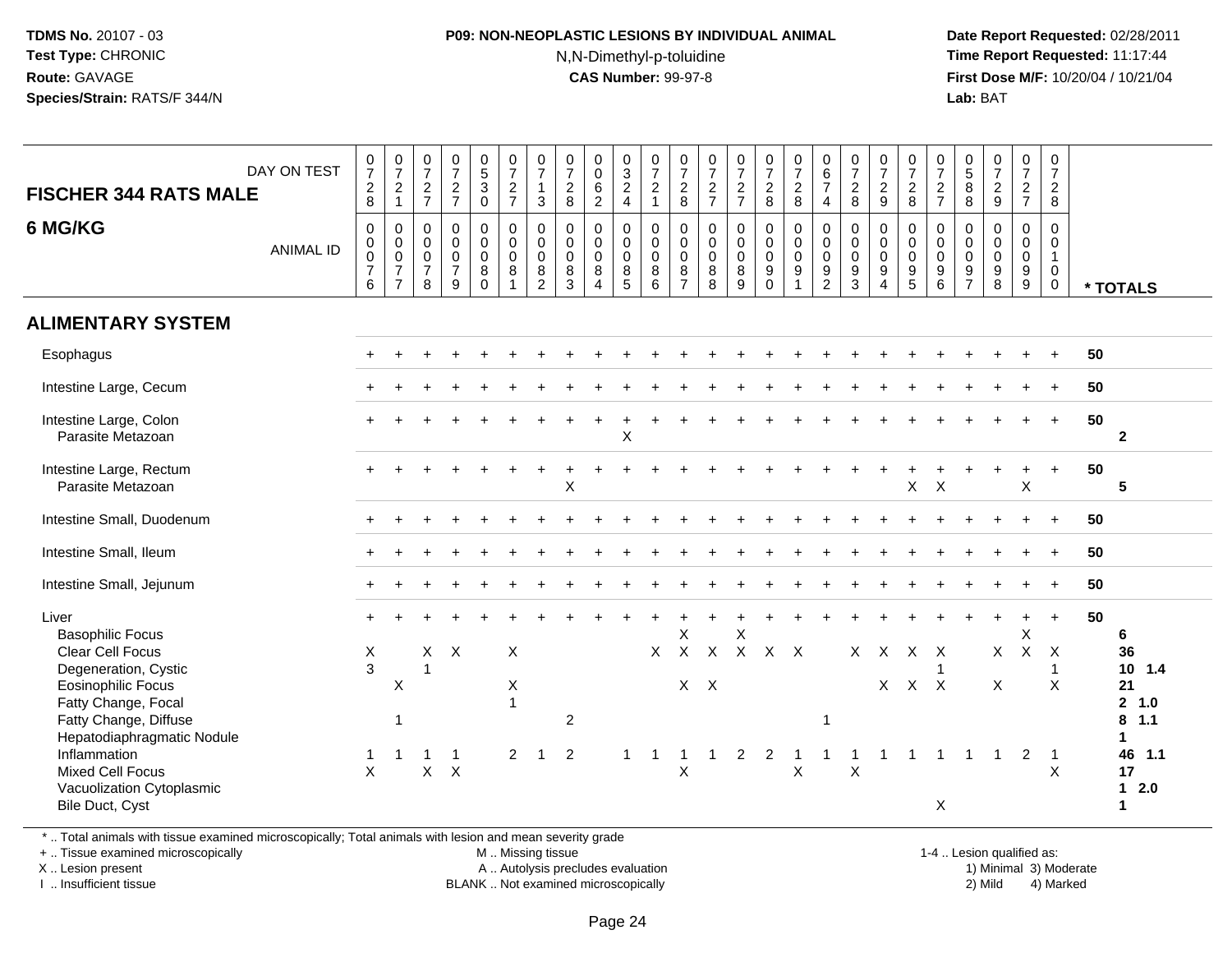**TDMS No.** 20107 - 03
**Test Type:** CHRONIC
**Route:** GAVAGE
**Species/Strain:** RATS/F 344/N

**P09: NON-NEOPLASTIC LESIONS BY INDIVIDUAL ANIMAL**
N,N-Dimethyl-p-toluidine
**CAS Number:** 99-97-8

**Date Report Requested:** 02/28/2011
**Time Report Requested:** 11:17:44
**First Dose M/F:** 10/20/04 / 10/21/04
**Lab:** BAT

| FISCHER 344 RATS MALE — DAY ON TEST | 0728 | 0721 | 0727 | 0727 | 0530 | 0727 | 0713 | 0728 | 0062 | 0324 | 0721 | 0728 | 0727 | 0727 | 0728 | 0728 | 0674 | 0728 | 0729 | 0728 | 0727 | 0588 | 0729 | 0727 | 0728 | |
|---|---|---|---|---|---|---|---|---|---|---|---|---|---|---|---|---|---|---|---|---|---|---|---|---|---|---|
| **6 MG/KG** — ANIMAL ID | 0076 | 0077 | 0078 | 0079 | 0080 | 0081 | 0082 | 0083 | 0084 | 0085 | 0086 | 0087 | 0088 | 0089 | 0090 | 0091 | 0092 | 0093 | 0094 | 0095 | 0096 | 0097 | 0098 | 0099 | 0100 | * TOTALS |
| **ALIMENTARY SYSTEM** | | | | | | | | | | | | | | | | | | | | | | | | | | |
| Esophagus | + | + | + | + | + | + | + | + | + | + | + | + | + | + | + | + | + | + | + | + | + | + | + | + | + | 50 |
| Intestine Large, Cecum | + | + | + | + | + | + | + | + | + | + | + | + | + | + | + | + | + | + | + | + | + | + | + | + | + | 50 |
| Intestine Large, Colon | + | + | + | + | + | + | + | + | + | + | + | + | + | + | + | + | + | + | + | + | + | + | + | + | + | 50 |
| Parasite Metazoan | | | | | | | | | | X | | | | | | | | | | | | | | | | 2 |
| Intestine Large, Rectum | + | + | + | + | + | + | + | + | + | + | + | + | + | + | + | + | + | + | + | + | + | + | + | + | + | 50 |
| Parasite Metazoan | | | | | | | | X | | | | | | | | | | | | X | X | | | X | | 5 |
| Intestine Small, Duodenum | + | + | + | + | + | + | + | + | + | + | + | + | + | + | + | + | + | + | + | + | + | + | + | + | + | 50 |
| Intestine Small, Ileum | + | + | + | + | + | + | + | + | + | + | + | + | + | + | + | + | + | + | + | + | + | + | + | + | + | 50 |
| Intestine Small, Jejunum | + | + | + | + | + | + | + | + | + | + | + | + | + | + | + | + | + | + | + | + | + | + | + | + | + | 50 |
| Liver | + | + | + | + | + | + | + | + | + | + | + | + | + | + | + | + | + | + | + | + | + | + | + | + | + | 50 |
| Basophilic Focus | | | | | | | | | | | | X | | X | | | | | | | | | | X | | 6 |
| Clear Cell Focus | X | | X | X | | X | | | | | X | X | X | X | X | X | | X | X | X | X | | X | X | X | 36 |
| Degeneration, Cystic | 3 | | 1 | | | | | | | | | | | | | | | | | | 1 | | | | 1 | 10 1.4 |
| Eosinophilic Focus | | X | | | | X | | | | | | X | X | | | | | | X | X | X | | X | | X | 21 |
| Fatty Change, Focal | | | | | | 1 | | | | | | | | | | | | | | | | | | | | 2 1.0 |
| Fatty Change, Diffuse | | 1 | | | | | | 2 | | | | | | | | | 1 | | | | | | | | | 8 1.1 |
| Hepatodiaphragmatic Nodule | | | | | | | | | | | | | | | | | | | | | | | | | | 1 |
| Inflammation | 1 | 1 | 1 | 1 | | 2 | 1 | 2 | | 1 | 1 | 1 | 1 | 2 | 2 | 1 | 1 | 1 | 1 | 1 | 1 | 1 | 1 | 2 | 1 | 46 1.1 |
| Mixed Cell Focus | X | | X | X | | | | | | | | X | | | | X | | X | | | | | | | X | 17 |
| Vacuolization Cytoplasmic | | | | | | | | | | | | | | | | | | | | | | | | | | 1 2.0 |
| Bile Duct, Cyst | | | | | | | | | | | | | | | | | | | | | X | | | | | 1 |

* .. Total animals with tissue examined microscopically; Total animals with lesion and mean severity grade
+ .. Tissue examined microscopically
X .. Lesion present
I .. Insufficient tissue

M .. Missing tissue
A .. Autolysis precludes evaluation
BLANK .. Not examined microscopically

1-4 .. Lesion qualified as:
1) Minimal 3) Moderate
2) Mild 4) Marked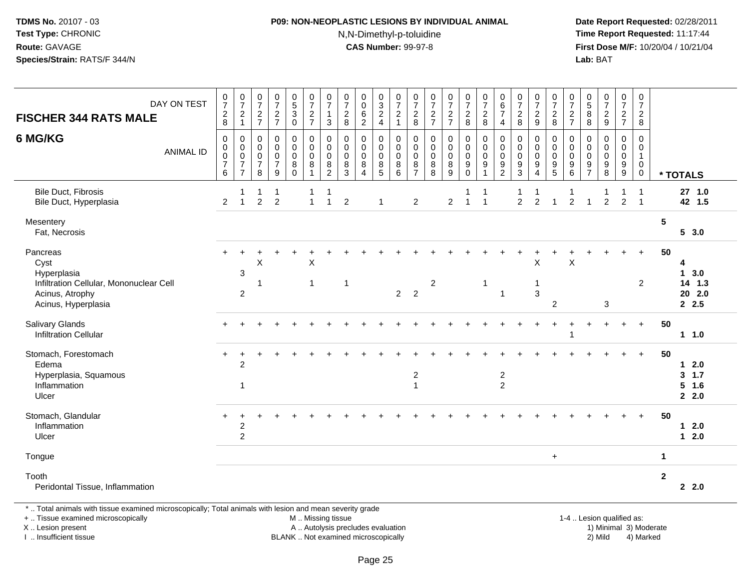**TDMS No.** 20107 - 03
**Test Type:** CHRONIC
**Route:** GAVAGE
**Species/Strain:** RATS/F 344/N

## P09: NON-NEOPLASTIC LESIONS BY INDIVIDUAL ANIMAL

N,N-Dimethyl-p-toluidine
**CAS Number:** 99-97-8

**Date Report Requested:** 02/28/2011
**Time Report Requested:** 11:17:44
**First Dose M/F:** 10/20/04 / 10/21/04
**Lab:** BAT

| FISCHER 344 RATS MALE — DAY ON TEST | 0728 | 0721 | 0727 | 0727 | 0530 | 0727 | 0713 | 0728 | 0062 | 0324 | 0721 | 0728 | 0727 | 0727 | 0728 | 0728 | 0674 | 0728 | 0729 | 0728 | 0727 | 0588 | 0729 | 0727 | 0728 | |
|---|---|---|---|---|---|---|---|---|---|---|---|---|---|---|---|---|---|---|---|---|---|---|---|---|---|---|
| **6 MG/KG** — ANIMAL ID | 0076 | 0077 | 0078 | 0079 | 0080 | 0081 | 0082 | 0083 | 0084 | 0085 | 0086 | 0087 | 0088 | 0089 | 0090 | 0091 | 0092 | 0093 | 0094 | 0095 | 0096 | 0097 | 0098 | 0099 | 0100 | *** TOTALS** |
| Bile Duct, Fibrosis | | 1 | 1 | 1 | | 1 | 1 | | | | | | | | 1 | 1 | | 1 | 1 | | 1 | | 1 | 1 | 1 | 27 1.0 |
| Bile Duct, Hyperplasia | 2 | 1 | 2 | 2 | | 1 | 1 | 2 | | 1 | | 2 | | 2 | 1 | 1 | | 2 | 2 | 1 | 2 | 1 | 2 | 2 | 1 | 42 1.5 |
| Mesentery | | | | | | | | | | | | | | | | | | | | | | | | | | 5 |
| Fat, Necrosis | | | | | | | | | | | | | | | | | | | | | | | | | | 5 3.0 |
| Pancreas | + | + | + | + | + | + | + | + | + | + | + | + | + | + | + | + | + | + | + | + | + | + | + | + | + | 50 |
| Cyst | | | X | | | X | | | | | | | | | | | | | X | | X | | | | | 4 |
| Hyperplasia | | 3 | | | | | | | | | | | | | | | | | | | | | | | | 1 3.0 |
| Infiltration Cellular, Mononuclear Cell | | | 1 | | | 1 | | 1 | | | | | 2 | | | 1 | | | 1 | | | | | | 2 | 14 1.3 |
| Acinus, Atrophy | | 2 | | | | | | | | | 2 | 2 | | | | | 1 | | 3 | | | | | | | 20 2.0 |
| Acinus, Hyperplasia | | | | | | | | | | | | | | | | | | | | 2 | | | 3 | | | 2 2.5 |
| Salivary Glands | + | + | + | + | + | + | + | + | + | + | + | + | + | + | + | + | + | + | + | + | + | + | + | + | + | 50 |
| Infiltration Cellular | | | | | | | | | | | | | | | | | | | | | 1 | | | | | 1 1.0 |
| Stomach, Forestomach | + | + | + | + | + | + | + | + | + | + | + | + | + | + | + | + | + | + | + | + | + | + | + | + | + | 50 |
| Edema | | 2 | | | | | | | | | | | | | | | | | | | | | | | | 1 2.0 |
| Hyperplasia, Squamous | | | | | | | | | | | | 2 | | | | | 2 | | | | | | | | | 3 1.7 |
| Inflammation | | 1 | | | | | | | | | | 1 | | | | | 2 | | | | | | | | | 5 1.6 |
| Ulcer | | | | | | | | | | | | | | | | | | | | | | | | | | 2 2.0 |
| Stomach, Glandular | + | + | + | + | + | + | + | + | + | + | + | + | + | + | + | + | + | + | + | + | + | + | + | + | + | 50 |
| Inflammation | | 2 | | | | | | | | | | | | | | | | | | | | | | | | 1 2.0 |
| Ulcer | | 2 | | | | | | | | | | | | | | | | | | | | | | | | 1 2.0 |
| Tongue | | | | | | | | | | | | | | | | | | | | + | | | | | | 1 |
| Tooth | | | | | | | | | | | | | | | | | | | | | | | | | | 2 |
| Peridontal Tissue, Inflammation | | | | | | | | | | | | | | | | | | | | | | | | | | 2 2.0 |

* .. Total animals with tissue examined microscopically; Total animals with lesion and mean severity grade
+ .. Tissue examined microscopically
X .. Lesion present
I .. Insufficient tissue

M .. Missing tissue
A .. Autolysis precludes evaluation
BLANK .. Not examined microscopically

1-4 .. Lesion qualified as:
1) Minimal 3) Moderate
2) Mild 4) Marked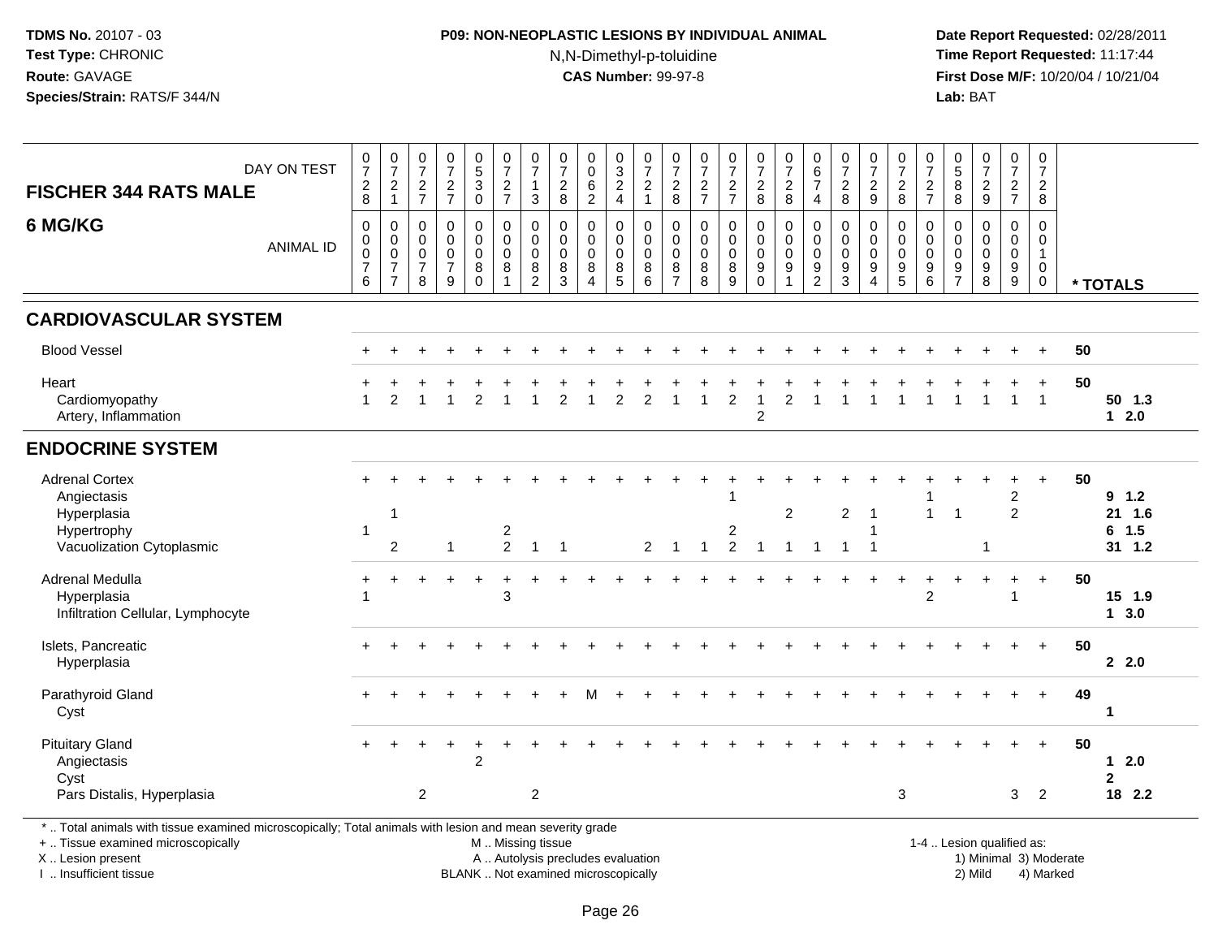**TDMS No.** 20107 - 03
**Test Type:** CHRONIC
**Route:** GAVAGE
**Species/Strain:** RATS/F 344/N

**P09: NON-NEOPLASTIC LESIONS BY INDIVIDUAL ANIMAL**
N,N-Dimethyl-p-toluidine
**CAS Number:** 99-97-8

**Date Report Requested:** 02/28/2011
**Time Report Requested:** 11:17:44
**First Dose M/F:** 10/20/04 / 10/21/04
**Lab:** BAT

| FISCHER 344 RATS MALE — DAY ON TEST | 0728 | 0721 | 0727 | 0727 | 0530 | 0727 | 0713 | 0728 | 0062 | 0324 | 0721 | 0728 | 0727 | 0727 | 0728 | 0728 | 0674 | 0728 | 0729 | 0728 | 0727 | 0588 | 0729 | 0727 | 0728 | |
|---|---|---|---|---|---|---|---|---|---|---|---|---|---|---|---|---|---|---|---|---|---|---|---|---|---|---|
| **6 MG/KG** — ANIMAL ID | 00076 | 00077 | 00078 | 00079 | 00080 | 00081 | 00082 | 00083 | 00084 | 00085 | 00086 | 00087 | 00088 | 00089 | 00090 | 00091 | 00092 | 00093 | 00094 | 00095 | 00096 | 00097 | 00098 | 00099 | 00100 | *** TOTALS** |
| **CARDIOVASCULAR SYSTEM** | | | | | | | | | | | | | | | | | | | | | | | | | | |
| Blood Vessel | + | + | + | + | + | + | + | + | + | + | + | + | + | + | + | + | + | + | + | + | + | + | + | + | + | 50 |
| Heart | + | + | + | + | + | + | + | + | + | + | + | + | + | + | + | + | + | + | + | + | + | + | + | + | + | 50 |
| Cardiomyopathy | 1 | 2 | 1 | 1 | 2 | 1 | 1 | 2 | 1 | 2 | 2 | 1 | 1 | 2 | 1 | 2 | 1 | 1 | 1 | 1 | 1 | 1 | 1 | 1 | 1 | 50 1.3 |
| Artery, Inflammation | | | | | | | | | | | | | | | 2 | | | | | | | | | | | 1 2.0 |
| **ENDOCRINE SYSTEM** | | | | | | | | | | | | | | | | | | | | | | | | | | |
| Adrenal Cortex | + | + | + | + | + | + | + | + | + | + | + | + | + | + | + | + | + | + | + | + | + | + | + | + | + | 50 |
| Angiectasis | | | | | | | | | | | | | | 1 | | | | | | | 1 | | | 2 | | 9 1.2 |
| Hyperplasia | | 1 | | | | | | | | | | | | | | 2 | | 2 | 1 | | 1 | 1 | | 2 | | 21 1.6 |
| Hypertrophy | 1 | | | | | 2 | | | | | | | | 2 | | | | | 1 | | | | | | | 6 1.5 |
| Vacuolization Cytoplasmic | | 2 | | 1 | | 2 | 1 | 1 | | | 2 | 1 | 1 | 2 | 1 | 1 | 1 | 1 | 1 | | | | 1 | | | 31 1.2 |
| Adrenal Medulla | + | + | + | + | + | + | + | + | + | + | + | + | + | + | + | + | + | + | + | + | + | + | + | + | + | 50 |
| Hyperplasia | 1 | | | | | 3 | | | | | | | | | | | | | | | 2 | | | 1 | | 15 1.9 |
| Infiltration Cellular, Lymphocyte | | | | | | | | | | | | | | | | | | | | | | | | | | 1 3.0 |
| Islets, Pancreatic | + | + | + | + | + | + | + | + | + | + | + | + | + | + | + | + | + | + | + | + | + | + | + | + | + | 50 |
| Hyperplasia | | | | | | | | | | | | | | | | | | | | | | | | | | 2 2.0 |
| Parathyroid Gland | + | + | + | + | + | + | + | + | M | + | + | + | + | + | + | + | + | + | + | + | + | + | + | + | + | 49 |
| Cyst | | | | | | | | | | | | | | | | | | | | | | | | | | 1 |
| Pituitary Gland | + | + | + | + | + | + | + | + | + | + | + | + | + | + | + | + | + | + | + | + | + | + | + | + | + | 50 |
| Angiectasis | | | | | 2 | | | | | | | | | | | | | | | | | | | | | 1 2.0 |
| Cyst | | | | | | | | | | | | | | | | | | | | | | | | | | 2 |
| Pars Distalis, Hyperplasia | | | 2 | | | | 2 | | | | | | | | | | | | | 3 | | | | 3 | 2 | 18 2.2 |

\* .. Total animals with tissue examined microscopically; Total animals with lesion and mean severity grade
\+ .. Tissue examined microscopically
X .. Lesion present
I .. Insufficient tissue
M .. Missing tissue
A .. Autolysis precludes evaluation
BLANK .. Not examined microscopically
1-4 .. Lesion qualified as: 1) Minimal 2) Mild 3) Moderate 4) Marked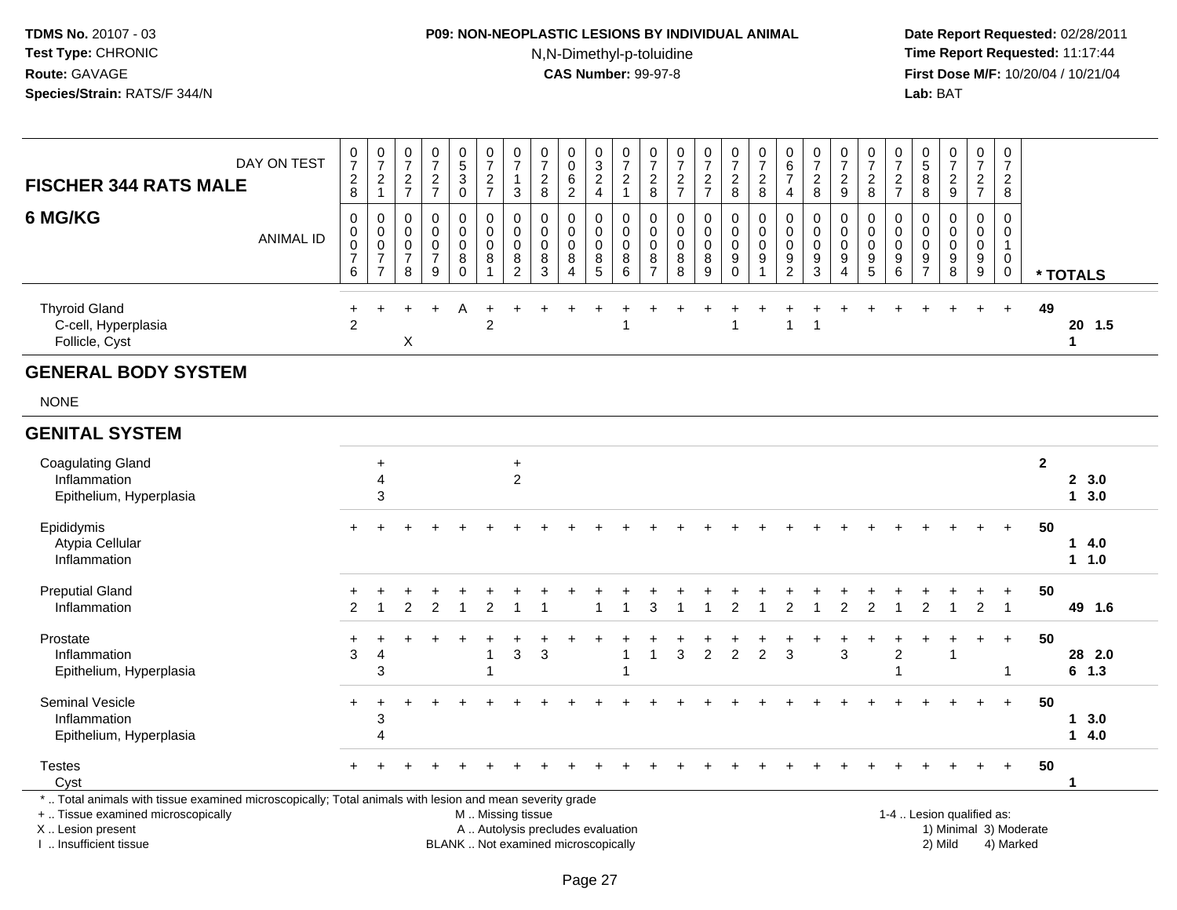TDMS No. 20107 - 03
Test Type: CHRONIC
Route: GAVAGE
Species/Strain: RATS/F 344/N

**P09: NON-NEOPLASTIC LESIONS BY INDIVIDUAL ANIMAL**
N,N-Dimethyl-p-toluidine
**CAS Number:** 99-97-8

Date Report Requested: 02/28/2011
Time Report Requested: 11:17:44
First Dose M/F: 10/20/04 / 10/21/04
Lab: BAT

| FISCHER 344 RATS MALE — DAY ON TEST | 0728 | 0721 | 0727 | 0727 | 0530 | 0727 | 0713 | 0728 | 0062 | 0324 | 0721 | 0728 | 0727 | 0727 | 0728 | 0728 | 0674 | 0728 | 0729 | 0728 | 0727 | 0588 | 0729 | 0727 | 0728 | |
|---|---|---|---|---|---|---|---|---|---|---|---|---|---|---|---|---|---|---|---|---|---|---|---|---|---|---|
| **6 MG/KG** — ANIMAL ID | 00076 | 00077 | 00078 | 00079 | 00080 | 00081 | 00082 | 00083 | 00084 | 00085 | 00086 | 00087 | 00088 | 00089 | 00090 | 00091 | 00092 | 00093 | 00094 | 00095 | 00096 | 00097 | 00098 | 00099 | 00100 | *** TOTALS** |
| Thyroid Gland | + | + | + | + | A | + | + | + | + | + | + | + | + | + | + | + | + | + | + | + | + | + | + | + | + | 49 |
| C-cell, Hyperplasia | 2 | | | | | 2 | | | | | 1 | | | | 1 | | 1 | 1 | | | | | | | | 20 1.5 |
| Follicle, Cyst | | | X | | | | | | | | | | | | | | | | | | | | | | | 1 |
| **GENERAL BODY SYSTEM** | | | | | | | | | | | | | | | | | | | | | | | | | | |
| NONE | | | | | | | | | | | | | | | | | | | | | | | | | | |
| **GENITAL SYSTEM** | | | | | | | | | | | | | | | | | | | | | | | | | | |
| Coagulating Gland | | + | | | | | + | | | | | | | | | | | | | | | | | | | 2 |
| Inflammation | | 4 | | | | | 2 | | | | | | | | | | | | | | | | | | | 2 3.0 |
| Epithelium, Hyperplasia | | 3 | | | | | | | | | | | | | | | | | | | | | | | | 1 3.0 |
| Epididymis | + | + | + | + | + | + | + | + | + | + | + | + | + | + | + | + | + | + | + | + | + | + | + | + | + | 50 |
| Atypia Cellular | | | | | | | | | | | | | | | | | | | | | | | | | | 1 4.0 |
| Inflammation | | | | | | | | | | | | | | | | | | | | | | | | | | 1 1.0 |
| Preputial Gland | + | + | + | + | + | + | + | + | + | + | + | + | + | + | + | + | + | + | + | + | + | + | + | + | + | 50 |
| Inflammation | 2 | 1 | 2 | 2 | 1 | 2 | 1 | 1 | | 1 | 1 | 3 | 1 | 1 | 2 | 1 | 2 | 1 | 2 | 2 | 1 | 2 | 1 | 2 | 1 | 49 1.6 |
| Prostate | + | + | + | + | + | + | + | + | + | + | + | + | + | + | + | + | + | + | + | + | + | + | + | + | + | 50 |
| Inflammation | 3 | 4 | | | | 1 | 3 | 3 | | | 1 | 1 | 3 | 2 | 2 | 2 | 3 | | 3 | | 2 | | 1 | | | 28 2.0 |
| Epithelium, Hyperplasia | | 3 | | | | 1 | | | | | 1 | | | | | | | | | | 1 | | | | 1 | 6 1.3 |
| Seminal Vesicle | + | + | + | + | + | + | + | + | + | + | + | + | + | + | + | + | + | + | + | + | + | + | + | + | + | 50 |
| Inflammation | | 3 | | | | | | | | | | | | | | | | | | | | | | | | 1 3.0 |
| Epithelium, Hyperplasia | | 4 | | | | | | | | | | | | | | | | | | | | | | | | 1 4.0 |
| Testes | + | + | + | + | + | + | + | + | + | + | + | + | + | + | + | + | + | + | + | + | + | + | + | + | + | 50 |
| Cyst | | | | | | | | | | | | | | | | | | | | | | | | | | 1 |

* .. Total animals with tissue examined microscopically; Total animals with lesion and mean severity grade
+ .. Tissue examined microscopically
X .. Lesion present
I .. Insufficient tissue

M .. Missing tissue
A .. Autolysis precludes evaluation
BLANK .. Not examined microscopically

1-4 .. Lesion qualified as:
1) Minimal 3) Moderate
2) Mild 4) Marked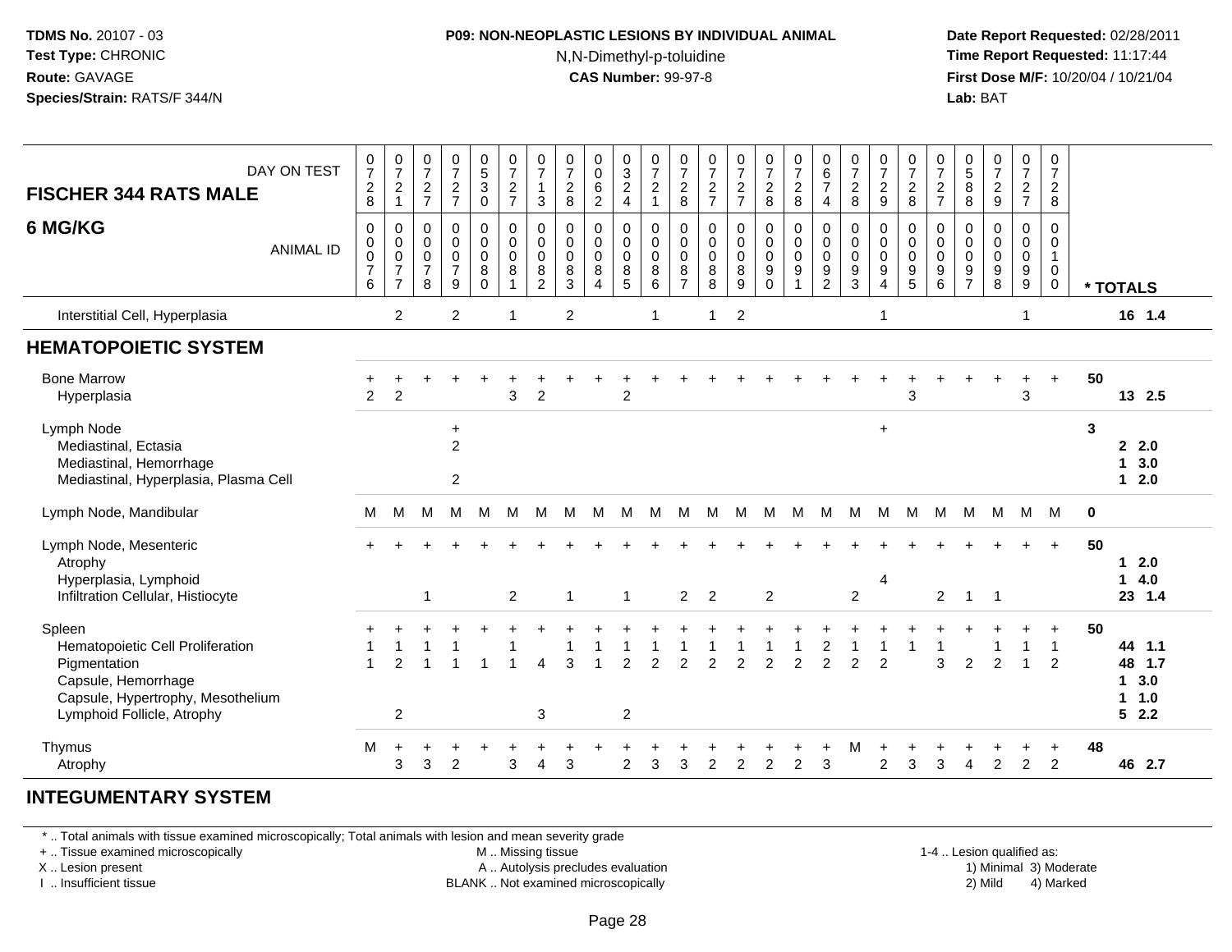**P09: NON-NEOPLASTIC LESIONS BY INDIVIDUAL ANIMAL**
N,N-Dimethyl-p-toluidine
**CAS Number:** 99-97-8

**TDMS No.** 20107 - 03
**Test Type:** CHRONIC
**Route:** GAVAGE
**Species/Strain:** RATS/F 344/N

**Date Report Requested:** 02/28/2011
**Time Report Requested:** 11:17:44
**First Dose M/F:** 10/20/04 / 10/21/04
**Lab:** BAT

**FISCHER 344 RATS MALE**
**6 MG/KG**

| DAY ON TEST | 0728 | 0721 | 0727 | 0727 | 0530 | 0727 | 0713 | 0728 | 0062 | 0324 | 0721 | 0728 | 0727 | 0727 | 0728 | 0728 | 0674 | 0728 | 0729 | 0728 | 0727 | 0588 | 0729 | 0727 | 0728 | |
|---|---|---|---|---|---|---|---|---|---|---|---|---|---|---|---|---|---|---|---|---|---|---|---|---|---|---|
| ANIMAL ID | 0076 | 0077 | 0078 | 0079 | 0080 | 0081 | 0082 | 0083 | 0084 | 0085 | 0086 | 0087 | 0088 | 0089 | 0090 | 0091 | 0092 | 0093 | 0094 | 0095 | 0096 | 0097 | 0098 | 0099 | 0100 | * TOTALS |
| Interstitial Cell, Hyperplasia | | 2 | | 2 | | 1 | | 2 | | | 1 | | 1 | 2 | | | | | 1 | | | | | 1 | | 16 1.4 |
| **HEMATOPOIETIC SYSTEM** | | | | | | | | | | | | | | | | | | | | | | | | | | |
| Bone Marrow | + | + | + | + | + | + | + | + | + | + | + | + | + | + | + | + | + | + | + | + | + | + | + | + | + | 50 |
| Hyperplasia | 2 | 2 | | | | 3 | 2 | | | 2 | | | | | | | | | | 3 | | | | 3 | | 13 2.5 |
| Lymph Node | | | | + | | | | | | | | | | | | | | | + | | | | | | | 3 |
| Mediastinal, Ectasia | | | | 2 | | | | | | | | | | | | | | | | | | | | | | 2 2.0 |
| Mediastinal, Hemorrhage | | | | | | | | | | | | | | | | | | | | | | | | | | 1 3.0 |
| Mediastinal, Hyperplasia, Plasma Cell | | | | 2 | | | | | | | | | | | | | | | | | | | | | | 1 2.0 |
| Lymph Node, Mandibular | M | M | M | M | M | M | M | M | M | M | M | M | M | M | M | M | M | M | M | M | M | M | M | M | M | 0 |
| Lymph Node, Mesenteric | + | + | + | + | + | + | + | + | + | + | + | + | + | + | + | + | + | + | + | + | + | + | + | + | + | 50 |
| Atrophy | | | | | | | | | | | | | | | | | | | | | | | | | | 1 2.0 |
| Hyperplasia, Lymphoid | | | | | | | | | | | | | | | | | | | 4 | | | | | | | 1 4.0 |
| Infiltration Cellular, Histiocyte | | | 1 | | | 2 | | 1 | | 1 | | 2 | 2 | | 2 | | | 2 | | | 2 | 1 | 1 | | | 23 1.4 |
| Spleen | + | + | + | + | + | + | + | + | + | + | + | + | + | + | + | + | + | + | + | + | + | + | + | + | + | 50 |
| Hematopoietic Cell Proliferation | 1 | 1 | 1 | 1 | | 1 | | 1 | 1 | 1 | 1 | 1 | 1 | 1 | 1 | 1 | 2 | 1 | 1 | | 1 | | 1 | 1 | 1 | 44 1.1 |
| Pigmentation | 1 | 2 | 1 | 1 | 1 | 1 | 4 | 3 | 1 | 2 | 2 | 2 | 2 | 2 | 2 | 2 | 2 | 2 | 2 | 1 | 3 | 2 | 2 | 1 | 2 | 48 1.7 |
| Capsule, Hemorrhage | | | | | | | | | | | | | | | | | | | | | | | | | | 1 3.0 |
| Capsule, Hypertrophy, Mesothelium | | | | | | | | | | | | | | | | | | | | | | | | | | 1 1.0 |
| Lymphoid Follicle, Atrophy | | 2 | | | | | 3 | | | 2 | | | | | | | | | | | | | | | | 5 2.2 |
| Thymus | M | + | + | + | + | + | + | + | + | + | + | + | + | + | + | + | + | M | + | + | + | + | + | + | + | 48 |
| Atrophy | | 3 | 3 | 2 | | 3 | 4 | 3 | | 2 | 3 | 3 | 2 | 2 | 2 | 2 | 3 | | 2 | 3 | 3 | 4 | 2 | 2 | 2 | 46 2.7 |

**INTEGUMENTARY SYSTEM**

\* .. Total animals with tissue examined microscopically; Total animals with lesion and mean severity grade
\+ .. Tissue examined microscopically
X .. Lesion present
I .. Insufficient tissue
M .. Missing tissue
A .. Autolysis precludes evaluation
BLANK .. Not examined microscopically
1-4 .. Lesion qualified as: 1) Minimal 2) Mild 3) Moderate 4) Marked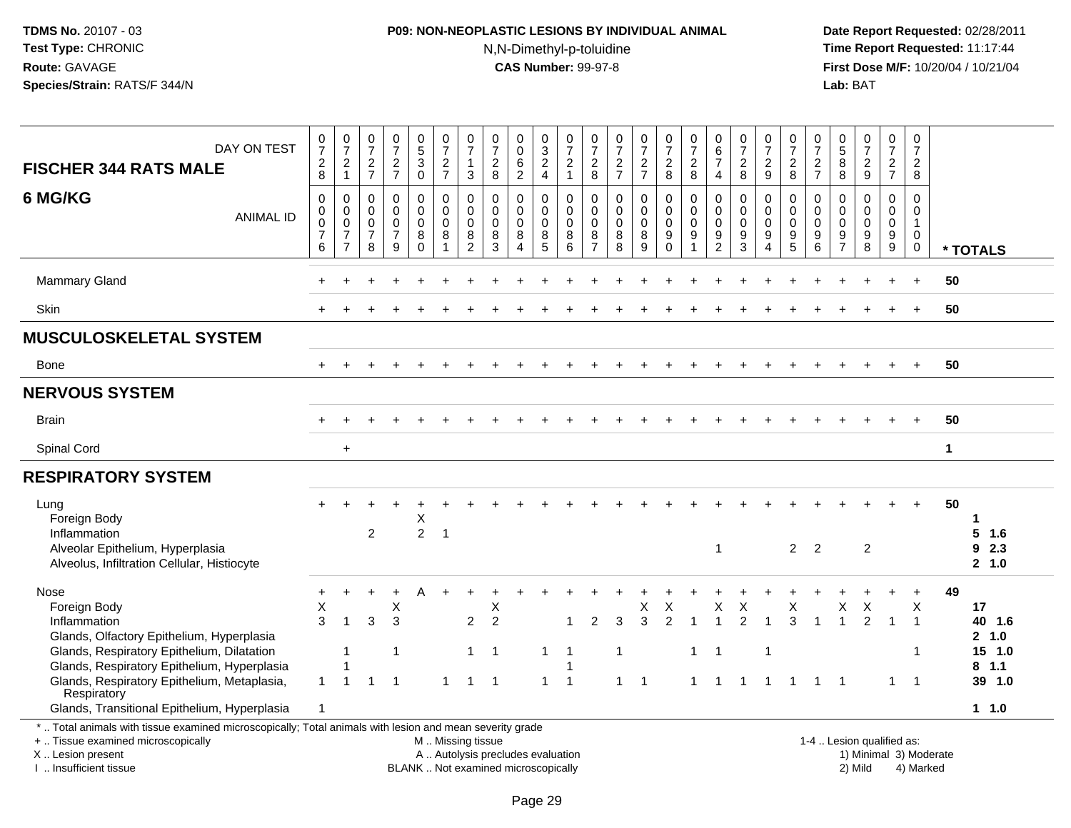**TDMS No.** 20107 - 03
**Test Type:** CHRONIC
**Route:** GAVAGE
**Species/Strain:** RATS/F 344/N

**P09: NON-NEOPLASTIC LESIONS BY INDIVIDUAL ANIMAL**
N,N-Dimethyl-p-toluidine
**CAS Number:** 99-97-8

**Date Report Requested:** 02/28/2011
**Time Report Requested:** 11:17:44
**First Dose M/F:** 10/20/04 / 10/21/04
**Lab:** BAT

| FISCHER 344 RATS MALE 6 MG/KG | | | | | | | | | | | | | | | | | | | | | | | | | | |
|---|---|---|---|---|---|---|---|---|---|---|---|---|---|---|---|---|---|---|---|---|---|---|---|---|---|---|
| DAY ON TEST | 0728 | 0721 | 0727 | 0727 | 0530 | 0727 | 0713 | 0728 | 0062 | 0324 | 0721 | 0728 | 0727 | 0727 | 0728 | 0728 | 0674 | 0728 | 0729 | 0728 | 0727 | 0588 | 0729 | 0727 | 0728 | |
| ANIMAL ID | 00076 | 00077 | 00078 | 00079 | 00080 | 00081 | 00082 | 00083 | 00084 | 00085 | 00086 | 00087 | 00088 | 00089 | 00090 | 00091 | 00092 | 00093 | 00094 | 00095 | 00096 | 00097 | 00098 | 00099 | 00100 | * TOTALS |
| Mammary Gland | + | + | + | + | + | + | + | + | + | + | + | + | + | + | + | + | + | + | + | + | + | + | + | + | + | 50 |
| Skin | + | + | + | + | + | + | + | + | + | + | + | + | + | + | + | + | + | + | + | + | + | + | + | + | + | 50 |
| **MUSCULOSKELETAL SYSTEM** | | | | | | | | | | | | | | | | | | | | | | | | | | |
| Bone | + | + | + | + | + | + | + | + | + | + | + | + | + | + | + | + | + | + | + | + | + | + | + | + | + | 50 |
| **NERVOUS SYSTEM** | | | | | | | | | | | | | | | | | | | | | | | | | | |
| Brain | + | + | + | + | + | + | + | + | + | + | + | + | + | + | + | + | + | + | + | + | + | + | + | + | + | 50 |
| Spinal Cord | | + | | | | | | | | | | | | | | | | | | | | | | | | 1 |
| **RESPIRATORY SYSTEM** | | | | | | | | | | | | | | | | | | | | | | | | | | |
| Lung | + | + | + | + | + | + | + | + | + | + | + | + | + | + | + | + | + | + | + | + | + | + | + | + | + | 50 |
| Foreign Body | | | | | X | | | | | | | | | | | | | | | | | | | | | 1 |
| Inflammation | | | 2 | | 2 | 1 | | | | | | | | | | | | | | | | | | | | 5 1.6 |
| Alveolar Epithelium, Hyperplasia | | | | | | | | | | | | | | | | | 1 | | | 2 | 2 | | 2 | | | 9 2.3 |
| Alveolus, Infiltration Cellular, Histiocyte | | | | | | | | | | | | | | | | | | | | | | | | | | 2 1.0 |
| Nose | + | + | + | + | A | + | + | + | + | + | + | + | + | + | + | + | + | + | + | + | + | + | + | + | + | 49 |
| Foreign Body | X | | | X | | | | X | | | | | | X | X | | X | X | | X | | X | X | | X | 17 |
| Inflammation | 3 | 1 | 3 | 3 | | | 2 | 2 | | | 1 | 2 | 3 | 3 | 2 | 1 | 1 | 2 | 1 | 3 | 1 | 1 | 2 | 1 | 1 | 40 1.6 |
| Glands, Olfactory Epithelium, Hyperplasia | | | | | | | | | | | | | | | | | | | | | | | | | | 2 1.0 |
| Glands, Respiratory Epithelium, Dilatation | | 1 | | 1 | | | 1 | 1 | | 1 | 1 | | 1 | | | 1 | 1 | | 1 | | | | | | 1 | 15 1.0 |
| Glands, Respiratory Epithelium, Hyperplasia | | 1 | | | | | | | | | 1 | | | | | | | | | | | | | | | 8 1.1 |
| Glands, Respiratory Epithelium, Metaplasia, Respiratory | 1 | 1 | 1 | 1 | | 1 | 1 | 1 | | 1 | 1 | | 1 | 1 | | 1 | 1 | 1 | 1 | 1 | 1 | 1 | | 1 | 1 | 39 1.0 |
| Glands, Transitional Epithelium, Hyperplasia | 1 | | | | | | | | | | | | | | | | | | | | | | | | | 1 1.0 |

\* .. Total animals with tissue examined microscopically; Total animals with lesion and mean severity grade
+ .. Tissue examined microscopically
X .. Lesion present
I .. Insufficient tissue
M .. Missing tissue
A .. Autolysis precludes evaluation
BLANK .. Not examined microscopically
1-4 .. Lesion qualified as: 1) Minimal 2) Mild 3) Moderate 4) Marked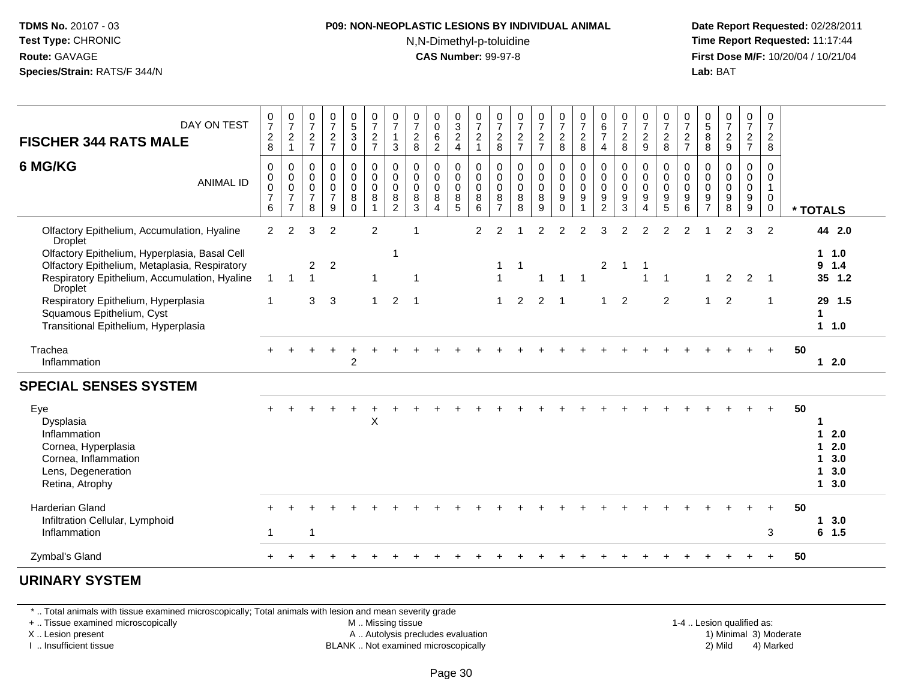**TDMS No.** 20107 - 03
**Test Type:** CHRONIC
**Route:** GAVAGE
**Species/Strain:** RATS/F 344/N

**P09: NON-NEOPLASTIC LESIONS BY INDIVIDUAL ANIMAL**
N,N-Dimethyl-p-toluidine
**CAS Number:** 99-97-8

**Date Report Requested:** 02/28/2011
**Time Report Requested:** 11:17:44
**First Dose M/F:** 10/20/04 / 10/21/04
**Lab:** BAT

| FISCHER 344 RATS MALE — DAY ON TEST | 0728 | 0721 | 0727 | 0727 | 0530 | 0727 | 0713 | 0728 | 0062 | 0324 | 0721 | 0728 | 0727 | 0727 | 0728 | 0728 | 0674 | 0728 | 0729 | 0728 | 0727 | 0588 | 0729 | 0727 | 0728 | |
|---|---|---|---|---|---|---|---|---|---|---|---|---|---|---|---|---|---|---|---|---|---|---|---|---|---|---|
| **6 MG/KG** — ANIMAL ID | 00076 | 00077 | 00078 | 00079 | 00080 | 00081 | 00082 | 00083 | 00084 | 00085 | 00086 | 00087 | 00088 | 00089 | 00090 | 00091 | 00092 | 00093 | 00094 | 00095 | 00096 | 00097 | 00098 | 00099 | 00100 | * TOTALS |
| Olfactory Epithelium, Accumulation, Hyaline Droplet | 2 | 2 | 3 | 2 | | 2 | | 1 | | | 2 | 2 | 1 | 2 | 2 | 2 | 3 | 2 | 2 | 2 | 2 | 1 | 2 | 3 | 2 | 44 2.0 |
| Olfactory Epithelium, Hyperplasia, Basal Cell | | | | | | | 1 | | | | | | | | | | | | | | | | | | | 1 1.0 |
| Olfactory Epithelium, Metaplasia, Respiratory | | | 2 | 2 | | | | | | | | 1 | 1 | | | | 2 | 1 | 1 | | | | | | | 9 1.4 |
| Respiratory Epithelium, Accumulation, Hyaline Droplet | 1 | 1 | 1 | | | 1 | | 1 | | | | 1 | | 1 | 1 | 1 | | | 1 | 1 | | 1 | 2 | 2 | 1 | 35 1.2 |
| Respiratory Epithelium, Hyperplasia | 1 | | 3 | 3 | | 1 | 2 | 1 | | | | 1 | 2 | 2 | 1 | | 1 | 2 | | 2 | | 1 | 2 | | 1 | 29 1.5 |
| Squamous Epithelium, Cyst | | | | | | | | | | | | | | | | | | | | | | | | | | 1 |
| Transitional Epithelium, Hyperplasia | | | | | | | | | | | | | | | | | | | | | | | | | | 1 1.0 |
| Trachea | + | + | + | + | + | + | + | + | + | + | + | + | + | + | + | + | + | + | + | + | + | + | + | + | + | 50 |
| Inflammation | | | | | 2 | | | | | | | | | | | | | | | | | | | | | 1 2.0 |
| **SPECIAL SENSES SYSTEM** | | | | | | | | | | | | | | | | | | | | | | | | | | |
| Eye | + | + | + | + | + | + | + | + | + | + | + | + | + | + | + | + | + | + | + | + | + | + | + | + | + | 50 |
| Dysplasia | | | | | | X | | | | | | | | | | | | | | | | | | | | 1 |
| Inflammation | | | | | | | | | | | | | | | | | | | | | | | | | | 1 2.0 |
| Cornea, Hyperplasia | | | | | | | | | | | | | | | | | | | | | | | | | | 1 2.0 |
| Cornea, Inflammation | | | | | | | | | | | | | | | | | | | | | | | | | | 1 3.0 |
| Lens, Degeneration | | | | | | | | | | | | | | | | | | | | | | | | | | 1 3.0 |
| Retina, Atrophy | | | | | | | | | | | | | | | | | | | | | | | | | | 1 3.0 |
| Harderian Gland | + | + | + | + | + | + | + | + | + | + | + | + | + | + | + | + | + | + | + | + | + | + | + | + | + | 50 |
| Infiltration Cellular, Lymphoid | | | | | | | | | | | | | | | | | | | | | | | | | | 1 3.0 |
| Inflammation | 1 | | 1 | | | | | | | | | | | | | | | | | | | | | | 3 | 6 1.5 |
| Zymbal's Gland | + | + | + | + | + | + | + | + | + | + | + | + | + | + | + | + | + | + | + | + | + | + | + | + | + | 50 |
| **URINARY SYSTEM** | | | | | | | | | | | | | | | | | | | | | | | | | | |

* .. Total animals with tissue examined microscopically; Total animals with lesion and mean severity grade
+ .. Tissue examined microscopically
X .. Lesion present
I .. Insufficient tissue
M .. Missing tissue
A .. Autolysis precludes evaluation
BLANK .. Not examined microscopically
1-4 .. Lesion qualified as: 1) Minimal 2) Mild 3) Moderate 4) Marked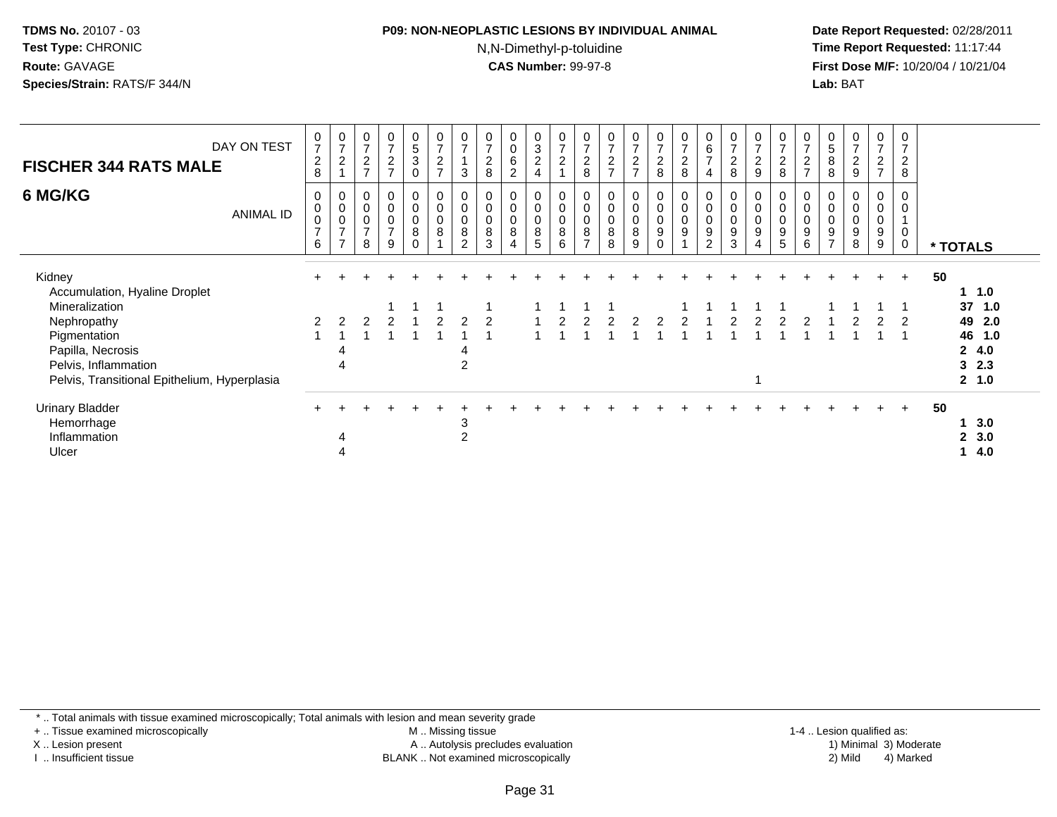**TDMS No.** 20107 - 03
**Test Type:** CHRONIC
**Route:** GAVAGE
**Species/Strain:** RATS/F 344/N

**P09: NON-NEOPLASTIC LESIONS BY INDIVIDUAL ANIMAL**
N,N-Dimethyl-p-toluidine
**CAS Number:** 99-97-8

**Date Report Requested:** 02/28/2011
**Time Report Requested:** 11:17:44
**First Dose M/F:** 10/20/04 / 10/21/04
**Lab:** BAT

| **FISCHER 344 RATS MALE** DAY ON TEST | 0728 | 0721 | 0727 | 0727 | 0530 | 0727 | 0713 | 0728 | 0062 | 0324 | 0721 | 0728 | 0727 | 0727 | 0728 | 0728 | 0674 | 0728 | 0729 | 0728 | 0727 | 0588 | 0729 | 0727 | 0728 | |
|---|---|---|---|---|---|---|---|---|---|---|---|---|---|---|---|---|---|---|---|---|---|---|---|---|---|---|
| **6 MG/KG** ANIMAL ID | 00076 | 00077 | 00078 | 00079 | 00080 | 00081 | 00082 | 00083 | 00084 | 00085 | 00086 | 00087 | 00088 | 00089 | 00090 | 00091 | 00092 | 00093 | 00094 | 00095 | 00096 | 00097 | 00098 | 00099 | 00100 | *** TOTALS** |
| Kidney | + | + | + | + | + | + | + | + | + | + | + | + | + | + | + | + | + | + | + | + | + | + | + | + | + | 50 |
| Accumulation, Hyaline Droplet | | | | | | | | | | | | | | | | | | | | | | | | | | 1 1.0 |
| Mineralization | | | | 1 | 1 | 1 | | 1 | | 1 | 1 | 1 | 1 | | | 1 | 1 | 1 | 1 | 1 | | 1 | 1 | 1 | 1 | 37 1.0 |
| Nephropathy | 2 | 2 | 2 | 2 | 1 | 2 | 2 | 2 | | 1 | 2 | 2 | 2 | 2 | 2 | 2 | 1 | 2 | 2 | 2 | 2 | 1 | 2 | 2 | 2 | 49 2.0 |
| Pigmentation | 1 | 1 | 1 | 1 | 1 | 1 | 1 | 1 | | 1 | 1 | 1 | 1 | 1 | 1 | 1 | 1 | 1 | 1 | 1 | 1 | 1 | 1 | 1 | 1 | 46 1.0 |
| Papilla, Necrosis | | 4 | | | | | 4 | | | | | | | | | | | | | | | | | | | 2 4.0 |
| Pelvis, Inflammation | | 4 | | | | | 2 | | | | | | | | | | | | | | | | | | | 3 2.3 |
| Pelvis, Transitional Epithelium, Hyperplasia | | | | | | | | | | | | | | | | | | | 1 | | | | | | | 2 1.0 |
| Urinary Bladder | + | + | + | + | + | + | + | + | + | + | + | + | + | + | + | + | + | + | + | + | + | + | + | + | + | 50 |
| Hemorrhage | | | | | | | 3 | | | | | | | | | | | | | | | | | | | 1 3.0 |
| Inflammation | | 4 | | | | | 2 | | | | | | | | | | | | | | | | | | | 2 3.0 |
| Ulcer | | 4 | | | | | | | | | | | | | | | | | | | | | | | | 1 4.0 |

* .. Total animals with tissue examined microscopically; Total animals with lesion and mean severity grade
+ .. Tissue examined microscopically
X .. Lesion present
I .. Insufficient tissue

M .. Missing tissue
A .. Autolysis precludes evaluation
BLANK .. Not examined microscopically

1-4 .. Lesion qualified as:
1) Minimal 3) Moderate
2) Mild 4) Marked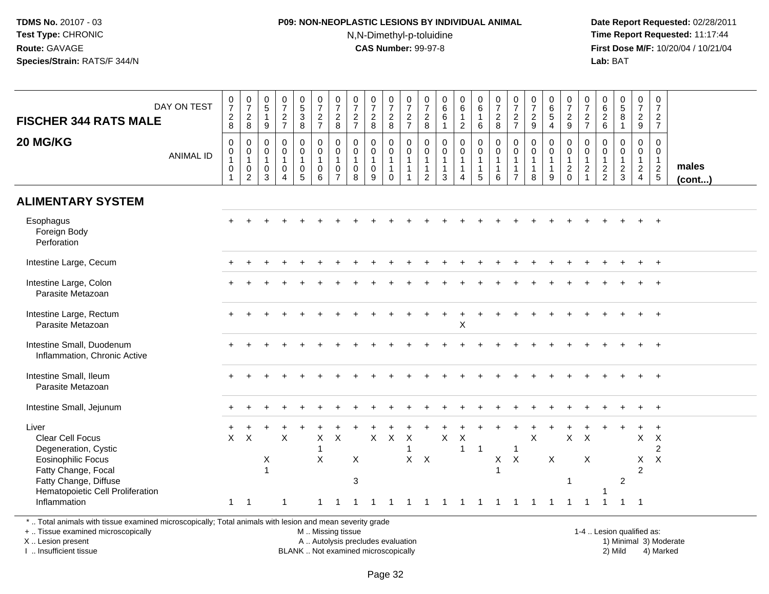TDMS No. 20107 - 03
Test Type: CHRONIC
Route: GAVAGE
Species/Strain: RATS/F 344/N

**P09: NON-NEOPLASTIC LESIONS BY INDIVIDUAL ANIMAL**
N,N-Dimethyl-p-toluidine
**CAS Number:** 99-97-8

Date Report Requested: 02/28/2011
Time Report Requested: 11:17:44
First Dose M/F: 10/20/04 / 10/21/04
Lab: BAT

| FISCHER 344 RATS MALE — DAY ON TEST | 0728 | 0728 | 0519 | 0727 | 0538 | 0727 | 0728 | 0727 | 0728 | 0728 | 0727 | 0728 | 0661 | 0612 | 0616 | 0728 | 0727 | 0729 | 0654 | 0729 | 0727 | 0626 | 0581 | 0729 | 0727 | |
|---|---|---|---|---|---|---|---|---|---|---|---|---|---|---|---|---|---|---|---|---|---|---|---|---|---|---|
| **20 MG/KG** — ANIMAL ID | 0010101 | 0010102 | 0010103 | 0010104 | 0010105 | 0010106 | 0010107 | 0010108 | 0010109 | 0010110 | 0010111 | 0010112 | 0010113 | 0010114 | 0010115 | 0010116 | 0010117 | 0010118 | 0010119 | 0010120 | 0010121 | 0010122 | 0010123 | 0010124 | 0010125 | **males (cont...)** |
| **ALIMENTARY SYSTEM** | | | | | | | | | | | | | | | | | | | | | | | | | | |
| Esophagus | + | + | + | + | + | + | + | + | + | + | + | + | + | + | + | + | + | + | + | + | + | + | + | + | + | |
| Foreign Body | | | | | | | | | | | | | | | | | | | | | | | | | | |
| Perforation | | | | | | | | | | | | | | | | | | | | | | | | | | |
| Intestine Large, Cecum | + | + | + | + | + | + | + | + | + | + | + | + | + | + | + | + | + | + | + | + | + | + | + | + | + | |
| Intestine Large, Colon | + | + | + | + | + | + | + | + | + | + | + | + | + | + | + | + | + | + | + | + | + | + | + | + | + | |
| Parasite Metazoan | | | | | | | | | | | | | | | | | | | | | | | | | | |
| Intestine Large, Rectum | + | + | + | + | + | + | + | + | + | + | + | + | + | + | + | + | + | + | + | + | + | + | + | + | + | |
| Parasite Metazoan | | | | | | | | | | | | | | X | | | | | | | | | | | | |
| Intestine Small, Duodenum | + | + | + | + | + | + | + | + | + | + | + | + | + | + | + | + | + | + | + | + | + | + | + | + | + | |
| Inflammation, Chronic Active | | | | | | | | | | | | | | | | | | | | | | | | | | |
| Intestine Small, Ileum | + | + | + | + | + | + | + | + | + | + | + | + | + | + | + | + | + | + | + | + | + | + | + | + | + | |
| Parasite Metazoan | | | | | | | | | | | | | | | | | | | | | | | | | | |
| Intestine Small, Jejunum | + | + | + | + | + | + | + | + | + | + | + | + | + | + | + | + | + | + | + | + | + | + | + | + | + | |
| Liver | + | + | + | + | + | + | + | + | + | + | + | + | + | + | + | + | + | + | + | + | + | + | + | + | + | |
| Clear Cell Focus | X | X | | X | | X | X | | X | X | X | | X | X | | | | X | | X | X | | | X | X | |
| Degeneration, Cystic | | | | | | 1 | | | | | 1 | | | 1 | 1 | | 1 | | | | | | | | 2 | |
| Eosinophilic Focus | | | X | | | X | | X | | | X | X | | | | X | X | | X | | X | | | X | X | |
| Fatty Change, Focal | | | 1 | | | | | | | | | | | | | 1 | | | | | | | | 2 | | |
| Fatty Change, Diffuse | | | | | | | | 3 | | | | | | | | | | | | 1 | | | 2 | | | |
| Hematopoietic Cell Proliferation | | | | | | | | | | | | | | | | | | | | | | 1 | | | | |
| Inflammation | 1 | 1 | | 1 | | 1 | 1 | 1 | 1 | 1 | 1 | 1 | 1 | 1 | 1 | 1 | 1 | 1 | 1 | 1 | 1 | 1 | 1 | 1 | | |

* .. Total animals with tissue examined microscopically; Total animals with lesion and mean severity grade
+ .. Tissue examined microscopically
X .. Lesion present
I .. Insufficient tissue

M .. Missing tissue
A .. Autolysis precludes evaluation
BLANK .. Not examined microscopically

1-4 .. Lesion qualified as:
1) Minimal 3) Moderate
2) Mild 4) Marked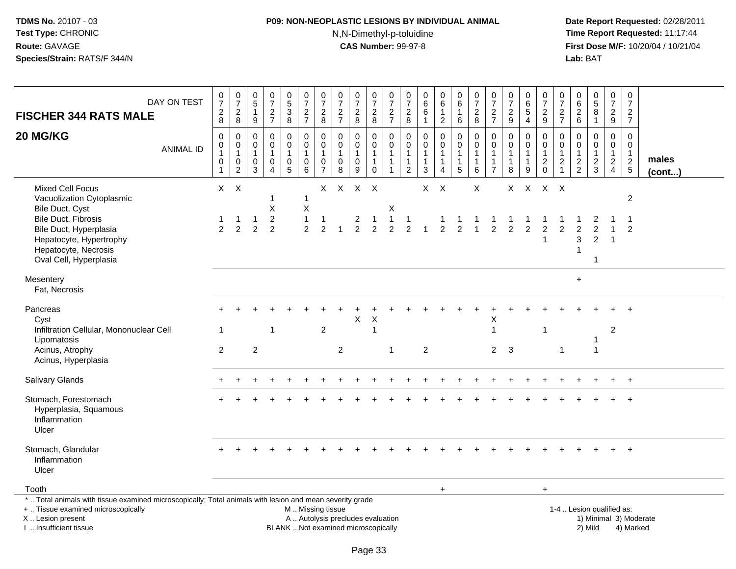**TDMS No.** 20107 - 03
**Test Type:** CHRONIC
**Route:** GAVAGE
**Species/Strain:** RATS/F 344/N

**P09: NON-NEOPLASTIC LESIONS BY INDIVIDUAL ANIMAL**
N,N-Dimethyl-p-toluidine
**CAS Number:** 99-97-8

**Date Report Requested:** 02/28/2011
**Time Report Requested:** 11:17:44
**First Dose M/F:** 10/20/04 / 10/21/04
**Lab:** BAT

| FISCHER 344 RATS MALE — DAY ON TEST | 0728 | 0728 | 0519 | 0727 | 0538 | 0727 | 0728 | 0727 | 0728 | 0728 | 0727 | 0728 | 0661 | 0612 | 0616 | 0728 | 0727 | 0729 | 0654 | 0729 | 0727 | 0626 | 0581 | 0729 | 0727 | |
|---|---|---|---|---|---|---|---|---|---|---|---|---|---|---|---|---|---|---|---|---|---|---|---|---|---|---|
| **20 MG/KG** — ANIMAL ID | 00101 | 00102 | 00103 | 00104 | 00105 | 00106 | 00107 | 00108 | 00109 | 00110 | 00111 | 00112 | 00113 | 00114 | 00115 | 00116 | 00117 | 00118 | 00119 | 00120 | 00121 | 00122 | 00123 | 00124 | 00125 | **males (cont...)** |
| Mixed Cell Focus | X | X | | | | | X | X | X | X | | | X | X | | X | | X | X | X | X | | | | | |
| Vacuolization Cytoplasmic | | | | 1 | | 1 | | | | | | | | | | | | | | | | | | | 2 | |
| Bile Duct, Cyst | | | | X | | X | | | | | X | | | | | | | | | | | | | | | |
| Bile Duct, Fibrosis | 1 | 1 | 1 | 2 | | 1 | 1 | | 2 | 1 | 1 | 1 | | 1 | 1 | 1 | 1 | 1 | 1 | 1 | 1 | 1 | 2 | 1 | 1 | |
| Bile Duct, Hyperplasia | 2 | 2 | 2 | 2 | | 2 | 2 | 1 | 2 | 2 | 2 | 2 | 1 | 2 | 2 | 1 | 2 | 2 | 2 | 2 | 2 | 2 | 2 | 1 | 2 | |
| Hepatocyte, Hypertrophy | | | | | | | | | | | | | | | | | | | | 1 | | 3 | 2 | 1 | | |
| Hepatocyte, Necrosis | | | | | | | | | | | | | | | | | | | | | | 1 | | | | |
| Oval Cell, Hyperplasia | | | | | | | | | | | | | | | | | | | | | | | 1 | | | |
| Mesentery | | | | | | | | | | | | | | | | | | | | | | + | | | | |
| Fat, Necrosis | | | | | | | | | | | | | | | | | | | | | | | | | | |
| Pancreas | + | + | + | + | + | + | + | + | + | + | + | + | + | + | + | + | + | + | + | + | + | + | + | + | + | |
| Cyst | | | | | | | | | X | X | | | | | | | X | | | | | | | | | |
| Infiltration Cellular, Mononuclear Cell | 1 | | | 1 | | | 2 | | | 1 | | | | | | | 1 | | | 1 | | | | 2 | | |
| Lipomatosis | | | | | | | | | | | | | | | | | | | | | | | 1 | | | |
| Acinus, Atrophy | 2 | | 2 | | | | | 2 | | | 1 | | 2 | | | | 2 | 3 | | | 1 | | 1 | | | |
| Acinus, Hyperplasia | | | | | | | | | | | | | | | | | | | | | | | | | | |
| Salivary Glands | + | + | + | + | + | + | + | + | + | + | + | + | + | + | + | + | + | + | + | + | + | + | + | + | + | |
| Stomach, Forestomach | + | + | + | + | + | + | + | + | + | + | + | + | + | + | + | + | + | + | + | + | + | + | + | + | + | |
| Hyperplasia, Squamous | | | | | | | | | | | | | | | | | | | | | | | | | | |
| Inflammation | | | | | | | | | | | | | | | | | | | | | | | | | | |
| Ulcer | | | | | | | | | | | | | | | | | | | | | | | | | | |
| Stomach, Glandular | + | + | + | + | + | + | + | + | + | + | + | + | + | + | + | + | + | + | + | + | + | + | + | + | + | |
| Inflammation | | | | | | | | | | | | | | | | | | | | | | | | | | |
| Ulcer | | | | | | | | | | | | | | | | | | | | | | | | | | |
| Tooth | | | | | | | | | | | | | | + | | | | | | + | | | | | | |

* .. Total animals with tissue examined microscopically; Total animals with lesion and mean severity grade
+ .. Tissue examined microscopically
X .. Lesion present
I .. Insufficient tissue

M .. Missing tissue
A .. Autolysis precludes evaluation
BLANK .. Not examined microscopically

1-4 .. Lesion qualified as:
1) Minimal 3) Moderate
2) Mild 4) Marked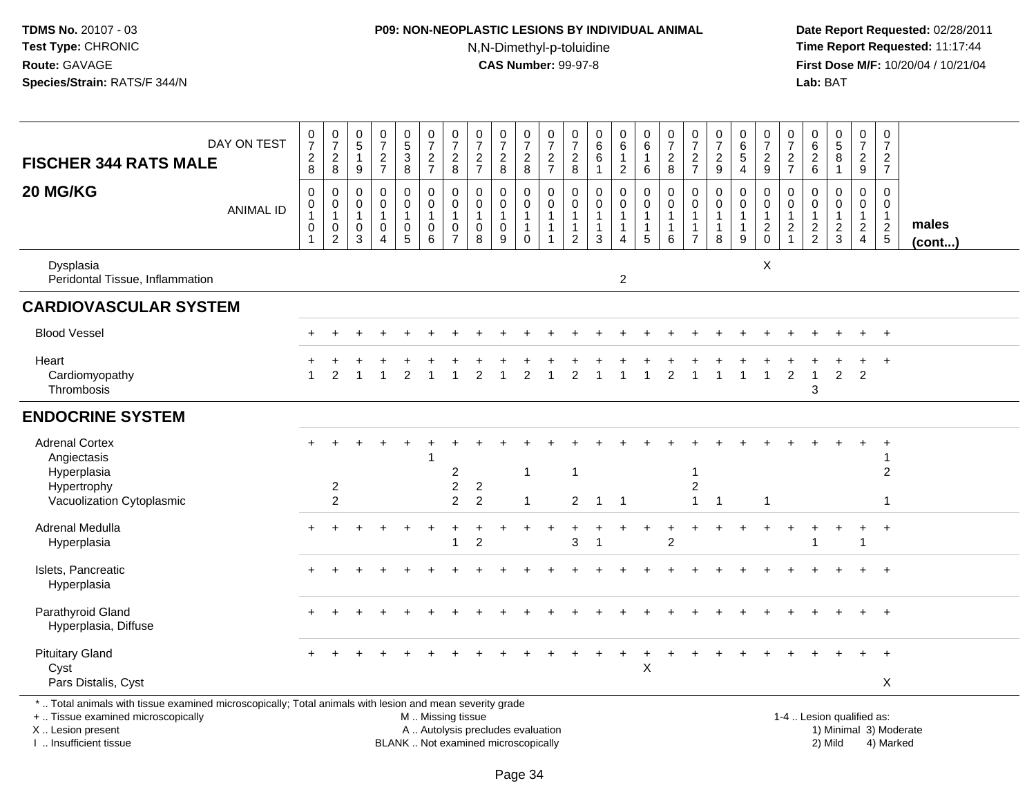| FISCHER 344 RATS MALE 20 MG/KG | 0728 | 0728 | 0519 | 0727 | 0538 | 0727 | 0728 | 0727 | 0728 | 0728 | 0727 | 0728 | 0661 | 0612 | 0616 | 0728 | 0727 | 0729 | 0654 | 0729 | 0727 | 0626 | 0581 | 0729 | 0727 |
|---|---|---|---|---|---|---|---|---|---|---|---|---|---|---|---|---|---|---|---|---|---|---|---|---|---|
| ANIMAL ID (males (cont...)) | 00101 | 00102 | 00103 | 00104 | 00105 | 00106 | 00107 | 00108 | 00109 | 00110 | 00111 | 00112 | 00113 | 00114 | 00115 | 00116 | 00117 | 00118 | 00119 | 00120 | 00121 | 00122 | 00123 | 00124 | 00125 |
| Dysplasia | | | | | | | | | | | | | | | | | | | | X | | | | | |
| Peridontal Tissue, Inflammation | | | | | | | | | | | | | | 2 | | | | | | | | | | | |
| **CARDIOVASCULAR SYSTEM** | | | | | | | | | | | | | | | | | | | | | | | | | |
| Blood Vessel | + | + | + | + | + | + | + | + | + | + | + | + | + | + | + | + | + | + | + | + | + | + | + | + | + |
| Heart | + | + | + | + | + | + | + | + | + | + | + | + | + | + | + | + | + | + | + | + | + | + | + | + | + |
| Cardiomyopathy | 1 | 2 | 1 | 1 | 2 | 1 | 1 | 2 | 1 | 2 | 1 | 2 | 1 | 1 | 1 | 2 | 1 | 1 | 1 | 1 | 2 | 1 | 2 | 2 | |
| Thrombosis | | | | | | | | | | | | | | | | | | | | | | 3 | | | |
| **ENDOCRINE SYSTEM** | | | | | | | | | | | | | | | | | | | | | | | | | |
| Adrenal Cortex | + | + | + | + | + | + | + | + | + | + | + | + | + | + | + | + | + | + | + | + | + | + | + | + | + |
| Angiectasis | | | | | | 1 | | | | | | | | | | | | | | | | | | | 1 |
| Hyperplasia | | | | | | | 2 | | | 1 | | 1 | | | | | 1 | | | | | | | | 2 |
| Hypertrophy | | 2 | | | | | 2 | 2 | | | | | | | | | 2 | | | | | | | | |
| Vacuolization Cytoplasmic | | 2 | | | | | 2 | 2 | | 1 | | 2 | 1 | 1 | | | 1 | 1 | | 1 | | | | | 1 |
| Adrenal Medulla | + | + | + | + | + | + | + | + | + | + | + | + | + | + | + | + | + | + | + | + | + | + | + | + | + |
| Hyperplasia | | | | | | | 1 | 2 | | | | 3 | 1 | | | 2 | | | | | | 1 | | 1 | |
| Islets, Pancreatic | + | + | + | + | + | + | + | + | + | + | + | + | + | + | + | + | + | + | + | + | + | + | + | + | + |
| Hyperplasia | | | | | | | | | | | | | | | | | | | | | | | | | |
| Parathyroid Gland | + | + | + | + | + | + | + | + | + | + | + | + | + | + | + | + | + | + | + | + | + | + | + | + | + |
| Hyperplasia, Diffuse | | | | | | | | | | | | | | | | | | | | | | | | | |
| Pituitary Gland | + | + | + | + | + | + | + | + | + | + | + | + | + | + | + | + | + | + | + | + | + | + | + | + | + |
| Cyst | | | | | | | | | | | | | | | X | | | | | | | | | | |
| Pars Distalis, Cyst | | | | | | | | | | | | | | | | | | | | | | | | | X |

\* .. Total animals with tissue examined microscopically; Total animals with lesion and mean severity grade
+ .. Tissue examined microscopically
X .. Lesion present
I .. Insufficient tissue
M .. Missing tissue
A .. Autolysis precludes evaluation
BLANK .. Not examined microscopically
1-4 .. Lesion qualified as: 1) Minimal 2) Mild 3) Moderate 4) Marked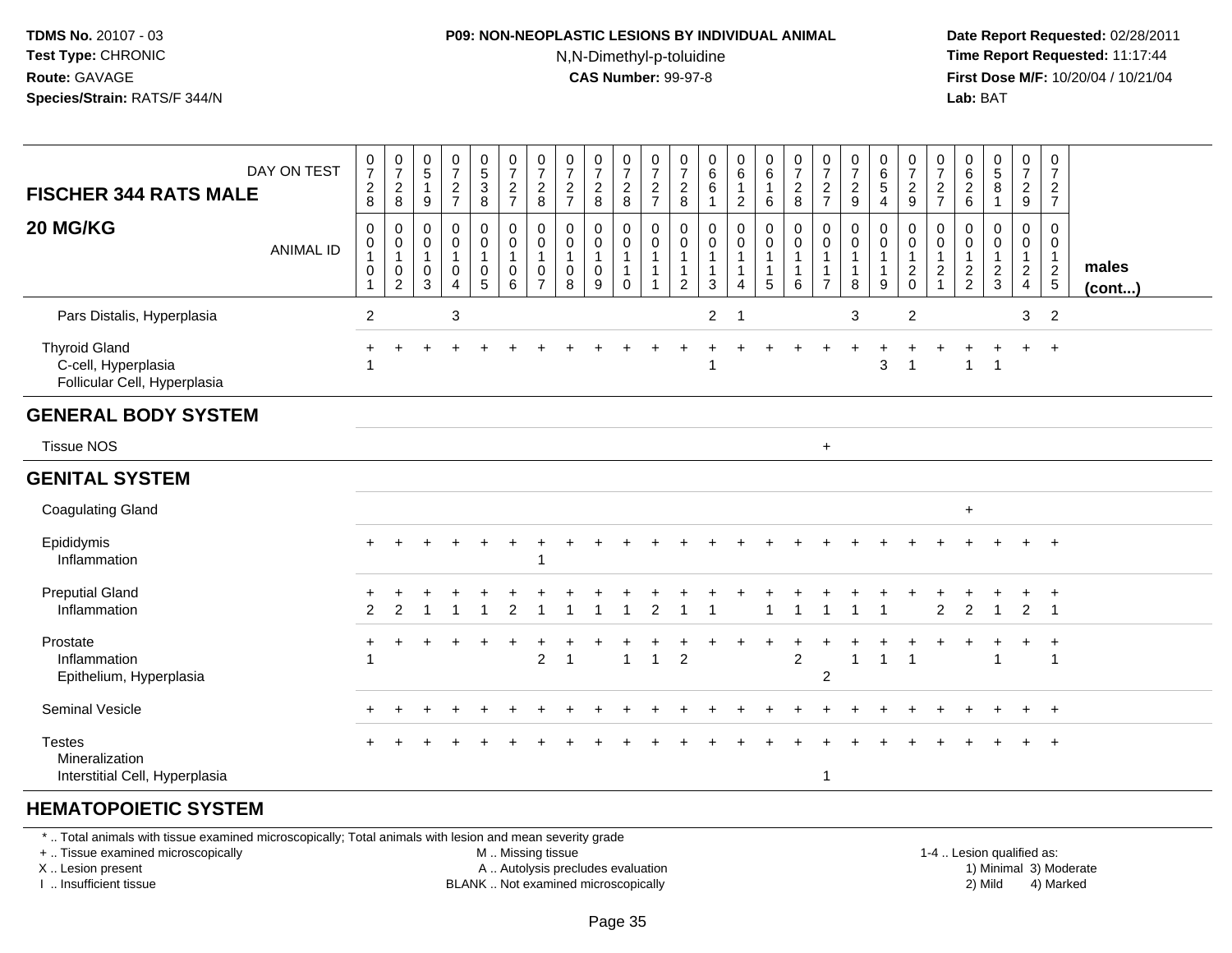**TDMS No.** 20107 - 03
**Test Type:** CHRONIC
**Route:** GAVAGE
**Species/Strain:** RATS/F 344/N

**P09: NON-NEOPLASTIC LESIONS BY INDIVIDUAL ANIMAL**
N,N-Dimethyl-p-toluidine
**CAS Number:** 99-97-8

**Date Report Requested:** 02/28/2011
**Time Report Requested:** 11:17:44
**First Dose M/F:** 10/20/04 / 10/21/04
**Lab:** BAT

| FISCHER 344 RATS MALE 20 MG/KG | 0728 | 0728 | 0519 | 0727 | 0538 | 0727 | 0728 | 0727 | 0728 | 0728 | 0727 | 0728 | 0661 | 0612 | 0616 | 0728 | 0727 | 0729 | 0654 | 0729 | 0727 | 0626 | 0581 | 0729 | 0727 | males (cont...) |
|---|---|---|---|---|---|---|---|---|---|---|---|---|---|---|---|---|---|---|---|---|---|---|---|---|---|---|
| ANIMAL ID | 00101 | 00102 | 00103 | 00104 | 00105 | 00106 | 00107 | 00108 | 00109 | 00110 | 00111 | 00112 | 00113 | 00114 | 00115 | 00116 | 00117 | 00118 | 00119 | 00120 | 00121 | 00122 | 00123 | 00124 | 00125 | |
| Pars Distalis, Hyperplasia | 2 | | | 3 | | | | | | | | | 2 | 1 | | | | 3 | | 2 | | | | 3 | 2 | |
| Thyroid Gland | + | + | + | + | + | + | + | + | + | + | + | + | + | + | + | + | + | + | + | + | + | + | + | + | + | |
| C-cell, Hyperplasia | 1 | | | | | | | | | | | | 1 | | | | | | 3 | 1 | | 1 | 1 | | | |
| Follicular Cell, Hyperplasia | | | | | | | | | | | | | | | | | | | | | | | | | | |
| **GENERAL BODY SYSTEM** | | | | | | | | | | | | | | | | | | | | | | | | | | |
| Tissue NOS | | | | | | | | | | | | | | | | | + | | | | | | | | | |
| **GENITAL SYSTEM** | | | | | | | | | | | | | | | | | | | | | | | | | | |
| Coagulating Gland | | | | | | | | | | | | | | | | | | | | | | + | | | | |
| Epididymis | + | + | + | + | + | + | + | + | + | + | + | + | + | + | + | + | + | + | + | + | + | + | + | + | + | |
| Inflammation | | | | | | | 1 | | | | | | | | | | | | | | | | | | | |
| Preputial Gland | + | + | + | + | + | + | + | + | + | + | + | + | + | + | + | + | + | + | + | + | + | + | + | + | + | |
| Inflammation | 2 | 2 | 1 | 1 | 1 | 2 | 1 | 1 | 1 | 1 | 2 | 1 | 1 | | 1 | 1 | 1 | 1 | 1 | | 2 | 2 | 1 | 2 | 1 | |
| Prostate | + | + | + | + | + | + | + | + | + | + | + | + | + | + | + | + | + | + | + | + | + | + | + | + | + | |
| Inflammation | 1 | | | | | | 2 | 1 | | 1 | 1 | 2 | | | | 2 | | 1 | 1 | 1 | | | 1 | | 1 | |
| Epithelium, Hyperplasia | | | | | | | | | | | | | | | | | 2 | | | | | | | | | |
| Seminal Vesicle | + | + | + | + | + | + | + | + | + | + | + | + | + | + | + | + | + | + | + | + | + | + | + | + | + | |
| Testes | + | + | + | + | + | + | + | + | + | + | + | + | + | + | + | + | + | + | + | + | + | + | + | + | + | |
| Mineralization | | | | | | | | | | | | | | | | | | | | | | | | | | |
| Interstitial Cell, Hyperplasia | | | | | | | | | | | | | | | | | 1 | | | | | | | | | |
| **HEMATOPOIETIC SYSTEM** | | | | | | | | | | | | | | | | | | | | | | | | | | |

\* .. Total animals with tissue examined microscopically; Total animals with lesion and mean severity grade
\+ .. Tissue examined microscopically
X .. Lesion present
I .. Insufficient tissue

M .. Missing tissue
A .. Autolysis precludes evaluation
BLANK .. Not examined microscopically

1-4 .. Lesion qualified as:
1) Minimal 3) Moderate
2) Mild 4) Marked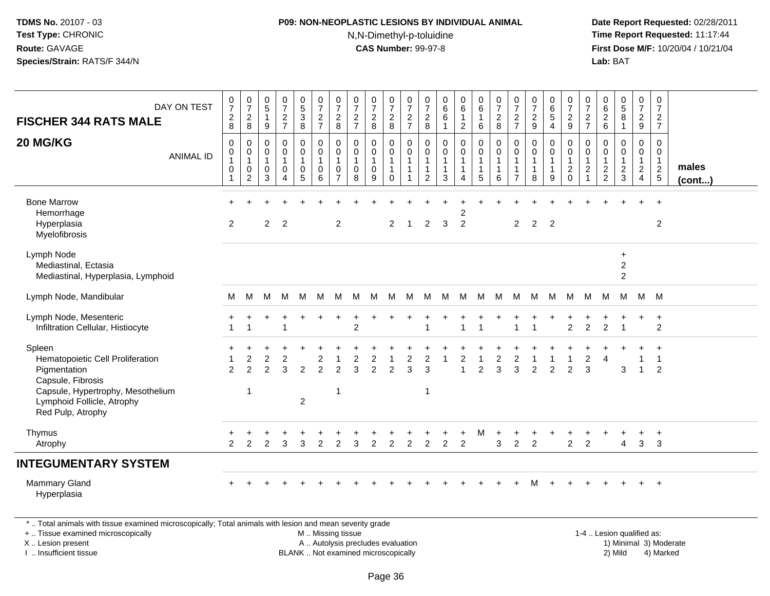N,N-Dimethyl-p-toluidine
**CAS Number:** 99-97-8

**TDMS No.** 20107 - 03
**Test Type:** CHRONIC
**Route:** GAVAGE
**Species/Strain:** RATS/F 344/N

**P09: NON-NEOPLASTIC LESIONS BY INDIVIDUAL ANIMAL**

**Date Report Requested:** 02/28/2011
**Time Report Requested:** 11:17:44
**First Dose M/F:** 10/20/04 / 10/21/04
**Lab:** BAT

| FISCHER 344 RATS MALE — DAY ON TEST | 0728 | 0728 | 0519 | 0727 | 0538 | 0727 | 0728 | 0727 | 0728 | 0728 | 0727 | 0728 | 0661 | 0612 | 0616 | 0728 | 0727 | 0729 | 0654 | 0729 | 0727 | 0626 | 0581 | 0729 | 0727 | |
|---|---|---|---|---|---|---|---|---|---|---|---|---|---|---|---|---|---|---|---|---|---|---|---|---|---|---|
| **20 MG/KG** — ANIMAL ID | 0101 | 0102 | 0103 | 0104 | 0105 | 0106 | 0107 | 0108 | 0109 | 0110 | 0111 | 0112 | 0113 | 0114 | 0115 | 0116 | 0117 | 0118 | 0119 | 0120 | 0121 | 0122 | 0123 | 0124 | 0125 | **males (cont...)** |
| Bone Marrow | + | + | + | + | + | + | + | + | + | + | + | + | + | + | + | + | + | + | + | + | + | + | + | + | + | |
| Hemorrhage | | | | | | | | | | | | | | 2 | | | | | | | | | | | | |
| Hyperplasia | 2 | | 2 | 2 | | | 2 | | | 2 | 1 | 2 | 3 | 2 | | | 2 | 2 | 2 | | | | | | 2 | |
| Myelofibrosis | | | | | | | | | | | | | | | | | | | | | | | | | | |
| Lymph Node | | | | | | | | | | | | | | | | | | | | | | | + | | | |
| Mediastinal, Ectasia | | | | | | | | | | | | | | | | | | | | | | | 2 | | | |
| Mediastinal, Hyperplasia, Lymphoid | | | | | | | | | | | | | | | | | | | | | | | 2 | | | |
| Lymph Node, Mandibular | M | M | M | M | M | M | M | M | M | M | M | M | M | M | M | M | M | M | M | M | M | M | M | M | M | |
| Lymph Node, Mesenteric | + | + | + | + | + | + | + | + | + | + | + | + | + | + | + | + | + | + | + | + | + | + | + | + | + | |
| Infiltration Cellular, Histiocyte | 1 | 1 | | 1 | | | | 2 | | | | 1 | | 1 | 1 | | 1 | 1 | | 2 | 2 | 2 | 1 | | 2 | |
| Spleen | + | + | + | + | + | + | + | + | + | + | + | + | + | + | + | + | + | + | + | + | + | + | + | + | + | |
| Hematopoietic Cell Proliferation | 1 | 2 | 2 | 2 | | 2 | 1 | 2 | 2 | 1 | 2 | 2 | 1 | 2 | 1 | 2 | 2 | 1 | 1 | 1 | 2 | 4 | | 1 | 1 | |
| Pigmentation | 2 | 2 | 2 | 3 | 2 | 2 | 2 | 3 | 2 | 2 | 3 | 3 | | 1 | 2 | 3 | 3 | 2 | 2 | 2 | 3 | | 3 | 1 | 2 | |
| Capsule, Fibrosis | | | | | | | | | | | | | | | | | | | | | | | | | | |
| Capsule, Hypertrophy, Mesothelium | | 1 | | | | | 1 | | | | | 1 | | | | | | | | | | | | | | |
| Lymphoid Follicle, Atrophy | | | | | 2 | | | | | | | | | | | | | | | | | | | | | |
| Red Pulp, Atrophy | | | | | | | | | | | | | | | | | | | | | | | | | | |
| Thymus | + | + | + | + | + | + | + | + | + | + | + | + | + | + | M | + | + | + | + | + | + | + | + | + | + | |
| Atrophy | 2 | 2 | 2 | 3 | 3 | 2 | 2 | 3 | 2 | 2 | 2 | 2 | 2 | 2 | | 3 | 2 | 2 | | 2 | 2 | | 4 | 3 | 3 | |
| **INTEGUMENTARY SYSTEM** | | | | | | | | | | | | | | | | | | | | | | | | | | |
| Mammary Gland | + | + | + | + | + | + | + | + | + | + | + | + | + | + | + | + | + | M | + | + | + | + | + | + | + | |
| Hyperplasia | | | | | | | | | | | | | | | | | | | | | | | | | | |

* .. Total animals with tissue examined microscopically; Total animals with lesion and mean severity grade
+ .. Tissue examined microscopically
X .. Lesion present
I .. Insufficient tissue

M .. Missing tissue
A .. Autolysis precludes evaluation
BLANK .. Not examined microscopically

1-4 .. Lesion qualified as:
1) Minimal 3) Moderate
2) Mild 4) Marked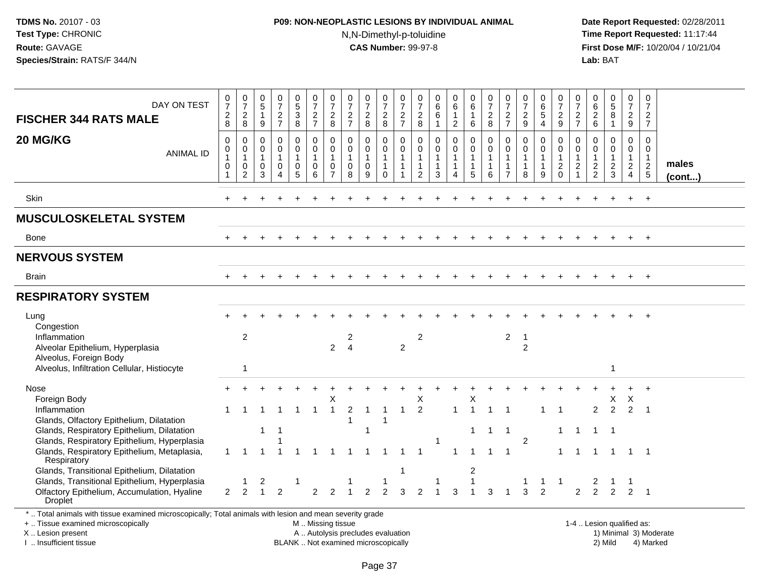**TDMS No.** 20107 - 03
**Test Type:** CHRONIC
**Route:** GAVAGE
**Species/Strain:** RATS/F 344/N

**P09: NON-NEOPLASTIC LESIONS BY INDIVIDUAL ANIMAL**
N,N-Dimethyl-p-toluidine
**CAS Number:** 99-97-8

**Date Report Requested:** 02/28/2011
**Time Report Requested:** 11:17:44
**First Dose M/F:** 10/20/04 / 10/21/04
**Lab:** BAT

| FISCHER 344 RATS MALE 20 MG/KG | | | | | | | | | | | | | | | | | | | | | | | | | | |
|---|---|---|---|---|---|---|---|---|---|---|---|---|---|---|---|---|---|---|---|---|---|---|---|---|---|---|
| DAY ON TEST | 0728 | 0728 | 0519 | 0727 | 0538 | 0727 | 0728 | 0727 | 0728 | 0728 | 0727 | 0728 | 0661 | 0612 | 0616 | 0728 | 0727 | 0729 | 0654 | 0729 | 0727 | 0626 | 0581 | 0729 | 0727 | |
| ANIMAL ID | 00101 | 00102 | 00103 | 00104 | 00105 | 00106 | 00107 | 00108 | 00109 | 00110 | 00111 | 00112 | 00113 | 00114 | 00115 | 00116 | 00117 | 00118 | 00119 | 00120 | 00121 | 00122 | 00123 | 00124 | 00125 | males (cont...) |
| Skin | + | + | + | + | + | + | + | + | + | + | + | + | + | + | + | + | + | + | + | + | + | + | + | + | + | |
| **MUSCULOSKELETAL SYSTEM** | | | | | | | | | | | | | | | | | | | | | | | | | | |
| Bone | + | + | + | + | + | + | + | + | + | + | + | + | + | + | + | + | + | + | + | + | + | + | + | + | + | |
| **NERVOUS SYSTEM** | | | | | | | | | | | | | | | | | | | | | | | | | | |
| Brain | + | + | + | + | + | + | + | + | + | + | + | + | + | + | + | + | + | + | + | + | + | + | + | + | + | |
| **RESPIRATORY SYSTEM** | | | | | | | | | | | | | | | | | | | | | | | | | | |
| Lung | + | + | + | + | + | + | + | + | + | + | + | + | + | + | + | + | + | + | + | + | + | + | + | + | + | |
| Congestion | | | | | | | | | | | | | | | | | | | | | | | | | | |
| Inflammation | | 2 | | | | | | 2 | | | | 2 | | | | | 2 | 1 | | | | | | | | |
| Alveolar Epithelium, Hyperplasia | | | | | | | 2 | 4 | | | 2 | | | | | | | 2 | | | | | | | | |
| Alveolus, Foreign Body | | | | | | | | | | | | | | | | | | | | | | | | | | |
| Alveolus, Infiltration Cellular, Histiocyte | | 1 | | | | | | | | | | | | | | | | | | | | | 1 | | | |
| Nose | + | + | + | + | + | + | + | + | + | + | + | + | + | + | + | + | + | + | + | + | + | + | + | + | + | |
| Foreign Body | | | | | | | X | | | | | X | | | X | | | | | | | | X | X | | |
| Inflammation | 1 | 1 | 1 | 1 | 1 | 1 | 1 | 2 | 1 | 1 | 1 | 2 | | 1 | 1 | 1 | 1 | | 1 | 1 | | 2 | 2 | 2 | 1 | |
| Glands, Olfactory Epithelium, Dilatation | | | | | | | | 1 | | 1 | | | | | | | | | | | | | | | | |
| Glands, Respiratory Epithelium, Dilatation | | | 1 | 1 | | | | | 1 | | | | | | 1 | 1 | 1 | | | 1 | 1 | 1 | 1 | | | |
| Glands, Respiratory Epithelium, Hyperplasia | | | | 1 | | | | | | | | | 1 | | | | | 2 | | | | | | | | |
| Glands, Respiratory Epithelium, Metaplasia, Respiratory | 1 | 1 | 1 | 1 | 1 | 1 | 1 | 1 | 1 | 1 | 1 | 1 | | 1 | 1 | 1 | 1 | | | 1 | 1 | 1 | 1 | 1 | 1 | |
| Glands, Transitional Epithelium, Dilatation | | | | | | | | | | | 1 | | | | 2 | | | | | | | | | | | |
| Glands, Transitional Epithelium, Hyperplasia | | 1 | 2 | | 1 | | | 1 | | 1 | | | 1 | | 1 | | | 1 | 1 | 1 | | 2 | 1 | 1 | | |
| Olfactory Epithelium, Accumulation, Hyaline Droplet | 2 | 2 | 1 | 2 | | 2 | 2 | 1 | 2 | 2 | 3 | 2 | 1 | 3 | 1 | 3 | 1 | 3 | 2 | | 2 | 2 | 2 | 2 | 1 | |

\* .. Total animals with tissue examined microscopically; Total animals with lesion and mean severity grade
+ .. Tissue examined microscopically
X .. Lesion present
I .. Insufficient tissue

M .. Missing tissue
A .. Autolysis precludes evaluation
BLANK .. Not examined microscopically

1-4 .. Lesion qualified as:
1) Minimal 3) Moderate
2) Mild 4) Marked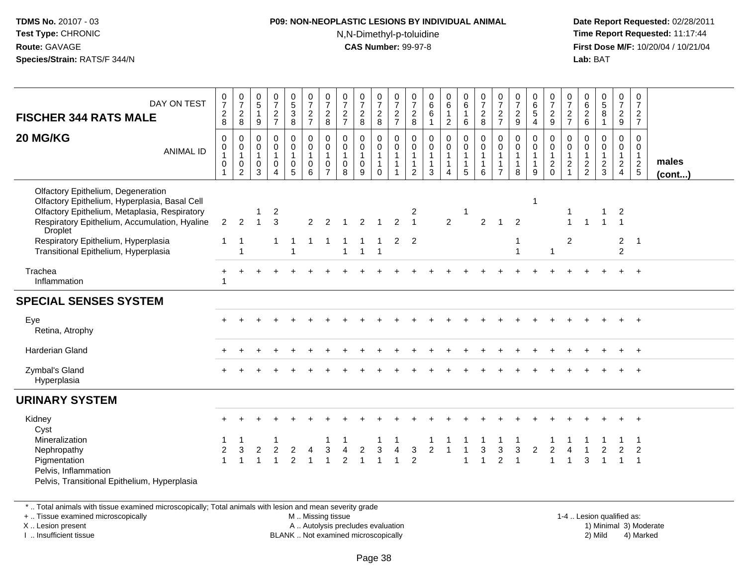TDMS No. 20107 - 03
Test Type: CHRONIC
Route: GAVAGE
Species/Strain: RATS/F 344/N

**P09: NON-NEOPLASTIC LESIONS BY INDIVIDUAL ANIMAL**
N,N-Dimethyl-p-toluidine
**CAS Number:** 99-97-8

Date Report Requested: 02/28/2011
Time Report Requested: 11:17:44
First Dose M/F: 10/20/04 / 10/21/04
Lab: BAT

| DAY ON TEST | 0728 | 0728 | 0519 | 0727 | 0538 | 0727 | 0728 | 0727 | 0728 | 0728 | 0727 | 0728 | 0661 | 0612 | 0616 | 0728 | 0727 | 0729 | 0654 | 0729 | 0727 | 0626 | 0581 | 0729 | 0727 | |
|---|---|---|---|---|---|---|---|---|---|---|---|---|---|---|---|---|---|---|---|---|---|---|---|---|---|---|
| **FISCHER 344 RATS MALE 20 MG/KG** ANIMAL ID | 00101 | 00102 | 00103 | 00104 | 00105 | 00106 | 00107 | 00108 | 00109 | 00110 | 00111 | 00112 | 00113 | 00114 | 00115 | 00116 | 00117 | 00118 | 00119 | 00120 | 00121 | 00122 | 00123 | 00124 | 00125 | **males (cont...)** |
| Olfactory Epithelium, Degeneration | | | | | | | | | | | | | | | | | | | | | | | | | | |
| Olfactory Epithelium, Hyperplasia, Basal Cell | | | | | | | | | | | | | | | | | | | 1 | | | | | | | |
| Olfactory Epithelium, Metaplasia, Respiratory | | | 1 | 2 | | | | | | | | 2 | | | 1 | | | | | | 1 | | 1 | 2 | | |
| Respiratory Epithelium, Accumulation, Hyaline Droplet | 2 | 2 | 1 | 3 | | 2 | 2 | 1 | 2 | 1 | 2 | 1 | | 2 | | 2 | 1 | 2 | | | 1 | 1 | 1 | 1 | | |
| Respiratory Epithelium, Hyperplasia | 1 | 1 | | 1 | 1 | 1 | 1 | 1 | 1 | 1 | 2 | 2 | | | | | | 1 | | | 2 | | | 2 | 1 | |
| Transitional Epithelium, Hyperplasia | | 1 | | | 1 | | | 1 | 1 | 1 | | | | | | | | 1 | | 1 | | | | 2 | | |
| Trachea | + | + | + | + | + | + | + | + | + | + | + | + | + | + | + | + | + | + | + | + | + | + | + | + | + | |
| Inflammation | 1 | | | | | | | | | | | | | | | | | | | | | | | | | |
| **SPECIAL SENSES SYSTEM** | | | | | | | | | | | | | | | | | | | | | | | | | | |
| Eye | + | + | + | + | + | + | + | + | + | + | + | + | + | + | + | + | + | + | + | + | + | + | + | + | + | |
| Retina, Atrophy | | | | | | | | | | | | | | | | | | | | | | | | | | |
| Harderian Gland | + | + | + | + | + | + | + | + | + | + | + | + | + | + | + | + | + | + | + | + | + | + | + | + | + | |
| Zymbal's Gland | + | + | + | + | + | + | + | + | + | + | + | + | + | + | + | + | + | + | + | + | + | + | + | + | + | |
| Hyperplasia | | | | | | | | | | | | | | | | | | | | | | | | | | |
| **URINARY SYSTEM** | | | | | | | | | | | | | | | | | | | | | | | | | | |
| Kidney | + | + | + | + | + | + | + | + | + | + | + | + | + | + | + | + | + | + | + | + | + | + | + | + | + | |
| Cyst | | | | | | | | | | | | | | | | | | | | | | | | | | |
| Mineralization | 1 | 1 | | 1 | | | 1 | 1 | | 1 | 1 | | 1 | 1 | 1 | 1 | 1 | 1 | | 1 | 1 | 1 | 1 | 1 | 1 | |
| Nephropathy | 2 | 3 | 2 | 2 | 2 | 4 | 3 | 4 | 2 | 3 | 4 | 3 | 2 | 1 | 1 | 3 | 3 | 3 | 2 | 2 | 4 | 1 | 2 | 2 | 2 | |
| Pigmentation | 1 | 1 | 1 | 1 | 2 | 1 | 1 | 2 | 1 | 1 | 1 | 2 | | | 1 | 1 | 2 | 1 | | 1 | 1 | 3 | 1 | 1 | 1 | |
| Pelvis, Inflammation | | | | | | | | | | | | | | | | | | | | | | | | | | |
| Pelvis, Transitional Epithelium, Hyperplasia | | | | | | | | | | | | | | | | | | | | | | | | | | |

\* .. Total animals with tissue examined microscopically; Total animals with lesion and mean severity grade
+ .. Tissue examined microscopically
X .. Lesion present
I .. Insufficient tissue

M .. Missing tissue
A .. Autolysis precludes evaluation
BLANK .. Not examined microscopically

1-4 .. Lesion qualified as:
1) Minimal 3) Moderate
2) Mild 4) Marked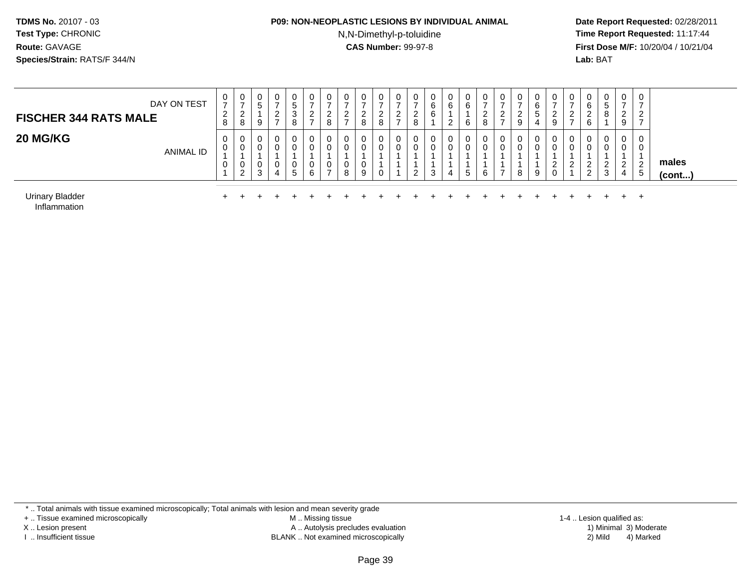**TDMS No.** 20107 - 03
**Test Type:** CHRONIC
**Route:** GAVAGE
**Species/Strain:** RATS/F 344/N

**P09: NON-NEOPLASTIC LESIONS BY INDIVIDUAL ANIMAL**
N,N-Dimethyl-p-toluidine
**CAS Number:** 99-97-8

**Date Report Requested:** 02/28/2011
**Time Report Requested:** 11:17:44
**First Dose M/F:** 10/20/04 / 10/21/04
**Lab:** BAT

| FISCHER 344 RATS MALE / 20 MG/KG | | | | | | | | | | | | | | | | | | | | | | | | | | |
|---|---|---|---|---|---|---|---|---|---|---|---|---|---|---|---|---|---|---|---|---|---|---|---|---|---|---|
| DAY ON TEST | 0728 | 0728 | 0519 | 0727 | 0538 | 0727 | 0728 | 0727 | 0728 | 0728 | 0727 | 0728 | 0661 | 0612 | 0616 | 0728 | 0727 | 0729 | 0654 | 0729 | 0727 | 0626 | 0581 | 0729 | 0727 | |
| ANIMAL ID | 00101 | 00102 | 00103 | 00104 | 00105 | 00106 | 00107 | 00108 | 00109 | 00110 | 00111 | 00112 | 00113 | 00114 | 00115 | 00116 | 00117 | 00118 | 00119 | 00120 | 00121 | 00122 | 00123 | 00124 | 00125 | males (cont...) |
| Urinary Bladder | + | + | + | + | + | + | + | + | + | + | + | + | + | + | + | + | + | + | + | + | + | + | + | + | + | |
| Inflammation | | | | | | | | | | | | | | | | | | | | | | | | | | |

* .. Total animals with tissue examined microscopically; Total animals with lesion and mean severity grade
+ .. Tissue examined microscopically
X .. Lesion present
I .. Insufficient tissue

M .. Missing tissue
A .. Autolysis precludes evaluation
BLANK .. Not examined microscopically

1-4 .. Lesion qualified as:
1) Minimal 3) Moderate
2) Mild 4) Marked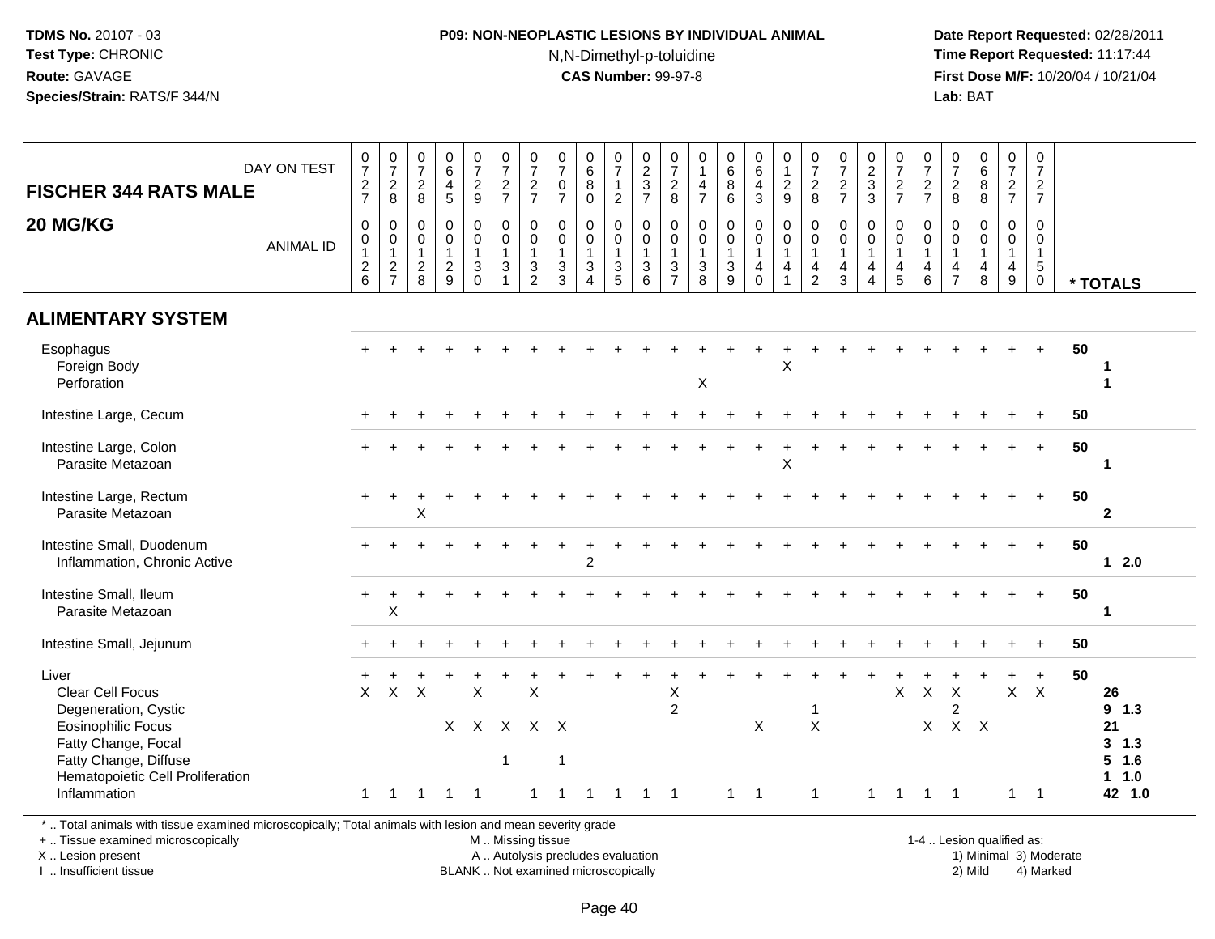**TDMS No.** 20107 - 03
**Test Type:** CHRONIC
**Route:** GAVAGE
**Species/Strain:** RATS/F 344/N

**P09: NON-NEOPLASTIC LESIONS BY INDIVIDUAL ANIMAL**
N,N-Dimethyl-p-toluidine
**CAS Number:** 99-97-8

**Date Report Requested:** 02/28/2011
**Time Report Requested:** 11:17:44
**First Dose M/F:** 10/20/04 / 10/21/04
**Lab:** BAT

## FISCHER 344 RATS MALE
## 20 MG/KG

| DAY ON TEST | 0727 | 0728 | 0728 | 0645 | 0729 | 0727 | 0727 | 0707 | 0680 | 0712 | 0237 | 0728 | 0147 | 0686 | 0643 | 0129 | 0728 | 0727 | 0233 | 0727 | 0727 | 0728 | 0688 | 0727 | 0727 | |
|---|---|---|---|---|---|---|---|---|---|---|---|---|---|---|---|---|---|---|---|---|---|---|---|---|---|---|
| **ANIMAL ID** | 0126 | 0127 | 0128 | 0129 | 0130 | 0131 | 0132 | 0133 | 0134 | 0135 | 0136 | 0137 | 0138 | 0139 | 0140 | 0141 | 0142 | 0143 | 0144 | 0145 | 0146 | 0147 | 0148 | 0149 | 0150 | *** TOTALS** |
| **ALIMENTARY SYSTEM** | | | | | | | | | | | | | | | | | | | | | | | | | | |
| Esophagus | + | + | + | + | + | + | + | + | + | + | + | + | + | + | + | + | + | + | + | + | + | + | + | + | + | 50 |
| Foreign Body | | | | | | | | | | | | | | | | X | | | | | | | | | | 1 |
| Perforation | | | | | | | | | | | | | X | | | | | | | | | | | | | 1 |
| Intestine Large, Cecum | + | + | + | + | + | + | + | + | + | + | + | + | + | + | + | + | + | + | + | + | + | + | + | + | + | 50 |
| Intestine Large, Colon | + | + | + | + | + | + | + | + | + | + | + | + | + | + | + | + | + | + | + | + | + | + | + | + | + | 50 |
| Parasite Metazoan | | | | | | | | | | | | | | | | X | | | | | | | | | | 1 |
| Intestine Large, Rectum | + | + | + | + | + | + | + | + | + | + | + | + | + | + | + | + | + | + | + | + | + | + | + | + | + | 50 |
| Parasite Metazoan | | | X | | | | | | | | | | | | | | | | | | | | | | | 2 |
| Intestine Small, Duodenum | + | + | + | + | + | + | + | + | + | + | + | + | + | + | + | + | + | + | + | + | + | + | + | + | + | 50 |
| Inflammation, Chronic Active | | | | | | | | | 2 | | | | | | | | | | | | | | | | | 1 2.0 |
| Intestine Small, Ileum | + | + | + | + | + | + | + | + | + | + | + | + | + | + | + | + | + | + | + | + | + | + | + | + | + | 50 |
| Parasite Metazoan | | X | | | | | | | | | | | | | | | | | | | | | | | | 1 |
| Intestine Small, Jejunum | + | + | + | + | + | + | + | + | + | + | + | + | + | + | + | + | + | + | + | + | + | + | + | + | + | 50 |
| Liver | + | + | + | + | + | + | + | + | + | + | + | + | + | + | + | + | + | + | + | + | + | + | + | + | + | 50 |
| Clear Cell Focus | X | X | X | | X | | X | | | | | X | | | | | | | | X | X | X | | X | X | 26 |
| Degeneration, Cystic | | | | | | | | | | | | 2 | | | | | 1 | | | | | 2 | | | | 9 1.3 |
| Eosinophilic Focus | | | | X | X | X | X | X | | | | | | | X | | X | | | | X | X | X | | | 21 |
| Fatty Change, Focal | | | | | | | | | | | | | | | | | | | | | | | | | | 3 1.3 |
| Fatty Change, Diffuse | | | | | | 1 | | 1 | | | | | | | | | | | | | | | | | | 5 1.6 |
| Hematopoietic Cell Proliferation | | | | | | | | | | | | | | | | | | | | | | | | | | 1 1.0 |
| Inflammation | 1 | 1 | 1 | 1 | 1 | | 1 | 1 | 1 | 1 | 1 | 1 | | 1 | 1 | | 1 | | 1 | 1 | 1 | 1 | | 1 | 1 | 42 1.0 |

* .. Total animals with tissue examined microscopically; Total animals with lesion and mean severity grade
+ .. Tissue examined microscopically
X .. Lesion present
I .. Insufficient tissue

M .. Missing tissue
A .. Autolysis precludes evaluation
BLANK .. Not examined microscopically

1-4 .. Lesion qualified as:
1) Minimal 3) Moderate
2) Mild 4) Marked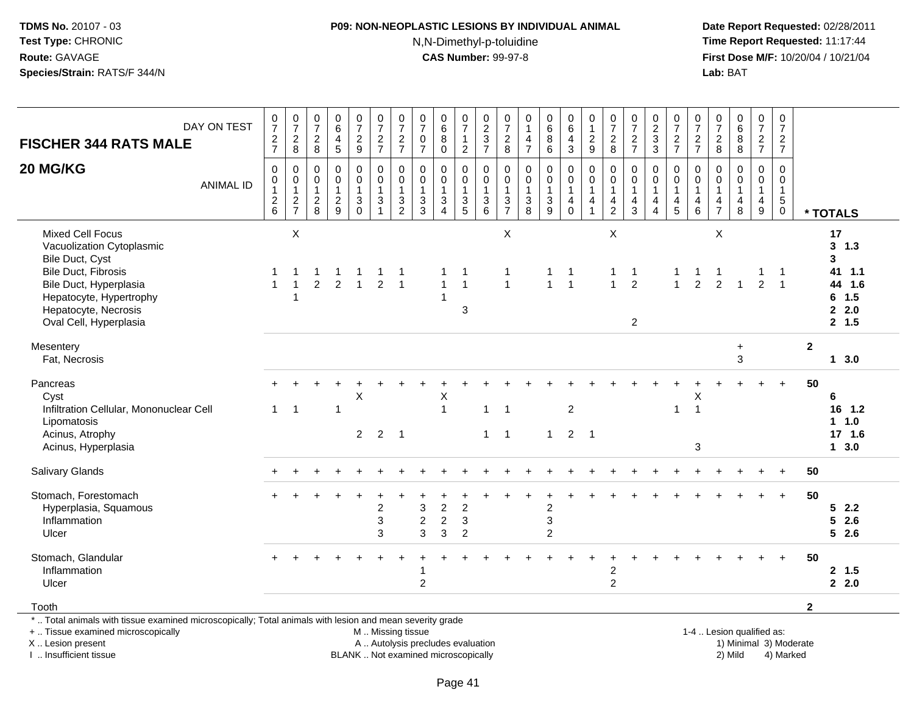**TDMS No.** 20107 - 03
**Test Type:** CHRONIC
**Route:** GAVAGE
**Species/Strain:** RATS/F 344/N

**P09: NON-NEOPLASTIC LESIONS BY INDIVIDUAL ANIMAL**
N,N-Dimethyl-p-toluidine
**CAS Number:** 99-97-8

**Date Report Requested:** 02/28/2011
**Time Report Requested:** 11:17:44
**First Dose M/F:** 10/20/04 / 10/21/04
**Lab:** BAT

## FISCHER 344 RATS MALE 20 MG/KG

| DAY ON TEST | 0727 | 0728 | 0728 | 0645 | 0729 | 0727 | 0727 | 0707 | 0680 | 0712 | 0237 | 0728 | 0147 | 0686 | 0643 | 0129 | 0728 | 0727 | 0233 | 0727 | 0727 | 0728 | 0688 | 0727 | 0727 | |
|---|---|---|---|---|---|---|---|---|---|---|---|---|---|---|---|---|---|---|---|---|---|---|---|---|---|---|
| **ANIMAL ID** | 0126 | 0127 | 0128 | 0129 | 0130 | 0131 | 0132 | 0133 | 0134 | 0135 | 0136 | 0137 | 0138 | 0139 | 0140 | 0141 | 0142 | 0143 | 0144 | 0145 | 0146 | 0147 | 0148 | 0149 | 0150 | *** TOTALS** |
| Mixed Cell Focus | | X | | | | | | | | | | X | | | | | X | | | | | X | | | | **17** |
| Vacuolization Cytoplasmic | | | | | | | | | | | | | | | | | | | | | | | | | | **3 1.3** |
| Bile Duct, Cyst | | | | | | | | | | | | | | | | | | | | | | | | | | **3** |
| Bile Duct, Fibrosis | 1 | 1 | 1 | 1 | 1 | 1 | 1 | | 1 | 1 | | 1 | | 1 | 1 | | 1 | 1 | | 1 | 1 | 1 | | 1 | 1 | **41 1.1** |
| Bile Duct, Hyperplasia | 1 | 1 | 2 | 2 | 1 | 2 | 1 | | 1 | 1 | | 1 | | 1 | 1 | | 1 | 2 | | 1 | 2 | 2 | 1 | 2 | 1 | **44 1.6** |
| Hepatocyte, Hypertrophy | | 1 | | | | | | | 1 | | | | | | | | | | | | | | | | | **6 1.5** |
| Hepatocyte, Necrosis | | | | | | | | | | 3 | | | | | | | | | | | | | | | | **2 2.0** |
| Oval Cell, Hyperplasia | | | | | | | | | | | | | | | | | | 2 | | | | | | | | **2 1.5** |
| Mesentery | | | | | | | | | | | | | | | | | | | | | | | + | | | **2** |
| Fat, Necrosis | | | | | | | | | | | | | | | | | | | | | | | 3 | | | **1 3.0** |
| Pancreas | + | + | + | + | + | + | + | + | + | + | + | + | + | + | + | + | + | + | + | + | + | + | + | + | + | **50** |
| Cyst | | | | | X | | | | X | | | | | | | | | | | | X | | | | | **6** |
| Infiltration Cellular, Mononuclear Cell | 1 | 1 | | 1 | | | | | 1 | | 1 | 1 | | | 2 | | | | | 1 | 1 | | | | | **16 1.2** |
| Lipomatosis | | | | | | | | | | | | | | | | | | | | | | | | | | **1 1.0** |
| Acinus, Atrophy | | | | | 2 | 2 | 1 | | | | 1 | 1 | | 1 | 2 | 1 | | | | | | | | | | **17 1.6** |
| Acinus, Hyperplasia | | | | | | | | | | | | | | | | | | | | | 3 | | | | | **1 3.0** |
| Salivary Glands | + | + | + | + | + | + | + | + | + | + | + | + | + | + | + | + | + | + | + | + | + | + | + | + | + | **50** |
| Stomach, Forestomach | + | + | + | + | + | + | + | + | + | + | + | + | + | + | + | + | + | + | + | + | + | + | + | + | + | **50** |
| Hyperplasia, Squamous | | | | | | 2 | | 3 | 2 | 2 | | | | 2 | | | | | | | | | | | | **5 2.2** |
| Inflammation | | | | | | 3 | | 2 | 2 | 3 | | | | 3 | | | | | | | | | | | | **5 2.6** |
| Ulcer | | | | | | 3 | | 3 | 3 | 2 | | | | 2 | | | | | | | | | | | | **5 2.6** |
| Stomach, Glandular | + | + | + | + | + | + | + | + | + | + | + | + | + | + | + | + | + | + | + | + | + | + | + | + | + | **50** |
| Inflammation | | | | | | | | 1 | | | | | | | | | 2 | | | | | | | | | **2 1.5** |
| Ulcer | | | | | | | | 2 | | | | | | | | | 2 | | | | | | | | | **2 2.0** |
| Tooth | | | | | | | | | | | | | | | | | | | | | | | | | | **2** |

\* .. Total animals with tissue examined microscopically; Total animals with lesion and mean severity grade
\+ .. Tissue examined microscopically
X .. Lesion present
I .. Insufficient tissue

M .. Missing tissue
A .. Autolysis precludes evaluation
BLANK .. Not examined microscopically

1-4 .. Lesion qualified as:
1) Minimal 3) Moderate
2) Mild 4) Marked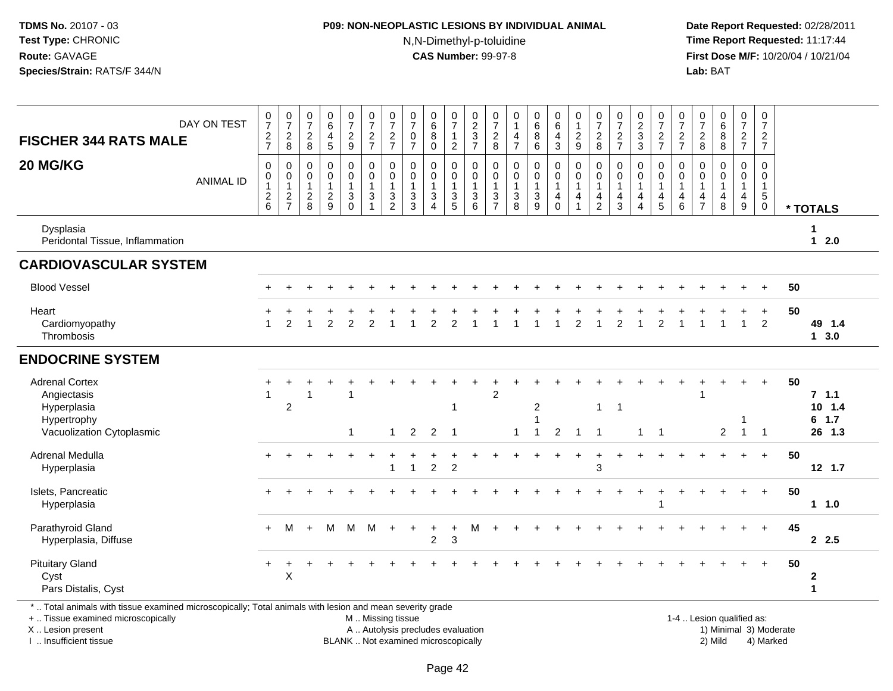**TDMS No.** 20107 - 03
**Test Type:** CHRONIC
**Route:** GAVAGE
**Species/Strain:** RATS/F 344/N

**P09: NON-NEOPLASTIC LESIONS BY INDIVIDUAL ANIMAL**
N,N-Dimethyl-p-toluidine
**CAS Number:** 99-97-8

**Date Report Requested:** 02/28/2011
**Time Report Requested:** 11:17:44
**First Dose M/F:** 10/20/04 / 10/21/04
**Lab:** BAT

| FISCHER 344 RATS MALE 20 MG/KG | | | | | | | | | | | | | | | | | | | | | | | | | | | |
|---|---|---|---|---|---|---|---|---|---|---|---|---|---|---|---|---|---|---|---|---|---|---|---|---|---|---|---|
| DAY ON TEST | 0727 | 0728 | 0728 | 0645 | 0729 | 0727 | 0727 | 0707 | 0680 | 0712 | 0237 | 0728 | 0147 | 0686 | 0643 | 0129 | 0728 | 0727 | 0233 | 0727 | 0727 | 0728 | 0688 | 0727 | 0727 | | |
| ANIMAL ID | 0126 | 0127 | 0128 | 0129 | 0130 | 0131 | 0132 | 0133 | 0134 | 0135 | 0136 | 0137 | 0138 | 0139 | 0140 | 0141 | 0142 | 0143 | 0144 | 0145 | 0146 | 0147 | 0148 | 0149 | 0150 | | * TOTALS |
| Dysplasia | | | | | | | | | | | | | | | | | | | | | | | | | | | 1 |
| Peridontal Tissue, Inflammation | | | | | | | | | | | | | | | | | | | | | | | | | | | 1 2.0 |
| **CARDIOVASCULAR SYSTEM** | | | | | | | | | | | | | | | | | | | | | | | | | | | |
| Blood Vessel | + | + | + | + | + | + | + | + | + | + | + | + | + | + | + | + | + | + | + | + | + | + | + | + | + | 50 | |
| Heart | + | + | + | + | + | + | + | + | + | + | + | + | + | + | + | + | + | + | + | + | + | + | + | + | + | 50 | |
| Cardiomyopathy | 1 | 2 | 1 | 2 | 2 | 2 | 1 | 1 | 2 | 2 | 1 | 1 | 1 | 1 | 1 | 2 | 1 | 2 | 1 | 2 | 1 | 1 | 1 | 1 | 2 | | 49 1.4 |
| Thrombosis | | | | | | | | | | | | | | | | | | | | | | | | | | | 1 3.0 |
| **ENDOCRINE SYSTEM** | | | | | | | | | | | | | | | | | | | | | | | | | | | |
| Adrenal Cortex | + | + | + | + | + | + | + | + | + | + | + | + | + | + | + | + | + | + | + | + | + | + | + | + | + | 50 | |
| Angiectasis | 1 | | 1 | | 1 | | | | | | | 2 | | | | | | | | | | 1 | | | | | 7 1.1 |
| Hyperplasia | | 2 | | | | | | | | 1 | | | | 2 | | | 1 | 1 | | | | | | | | | 10 1.4 |
| Hypertrophy | | | | | | | | | | | | | | 1 | | | | | | | | | | 1 | | | 6 1.7 |
| Vacuolization Cytoplasmic | | | | | 1 | | 1 | 2 | 2 | 1 | | | 1 | 1 | 2 | 1 | 1 | | 1 | 1 | | | 2 | 1 | 1 | | 26 1.3 |
| Adrenal Medulla | + | + | + | + | + | + | + | + | + | + | + | + | + | + | + | + | + | + | + | + | + | + | + | + | + | 50 | |
| Hyperplasia | | | | | | | 1 | 1 | 2 | 2 | | | | | | | 3 | | | | | | | | | | 12 1.7 |
| Islets, Pancreatic | + | + | + | + | + | + | + | + | + | + | + | + | + | + | + | + | + | + | + | + | + | + | + | + | + | 50 | |
| Hyperplasia | | | | | | | | | | | | | | | | | | | | 1 | | | | | | | 1 1.0 |
| Parathyroid Gland | + | M | + | M | M | M | + | + | + | + | M | + | + | + | + | + | + | + | + | + | + | + | + | + | + | 45 | |
| Hyperplasia, Diffuse | | | | | | | | | 2 | 3 | | | | | | | | | | | | | | | | | 2 2.5 |
| Pituitary Gland | + | + | + | + | + | + | + | + | + | + | + | + | + | + | + | + | + | + | + | + | + | + | + | + | + | 50 | |
| Cyst | | X | | | | | | | | | | | | | | | | | | | | | | | | | 2 |
| Pars Distalis, Cyst | | | | | | | | | | | | | | | | | | | | | | | | | | | 1 |

\* .. Total animals with tissue examined microscopically; Total animals with lesion and mean severity grade
\+ .. Tissue examined microscopically
X .. Lesion present
I .. Insufficient tissue

M .. Missing tissue
A .. Autolysis precludes evaluation
BLANK .. Not examined microscopically

1-4 .. Lesion qualified as:
1) Minimal 3) Moderate
2) Mild 4) Marked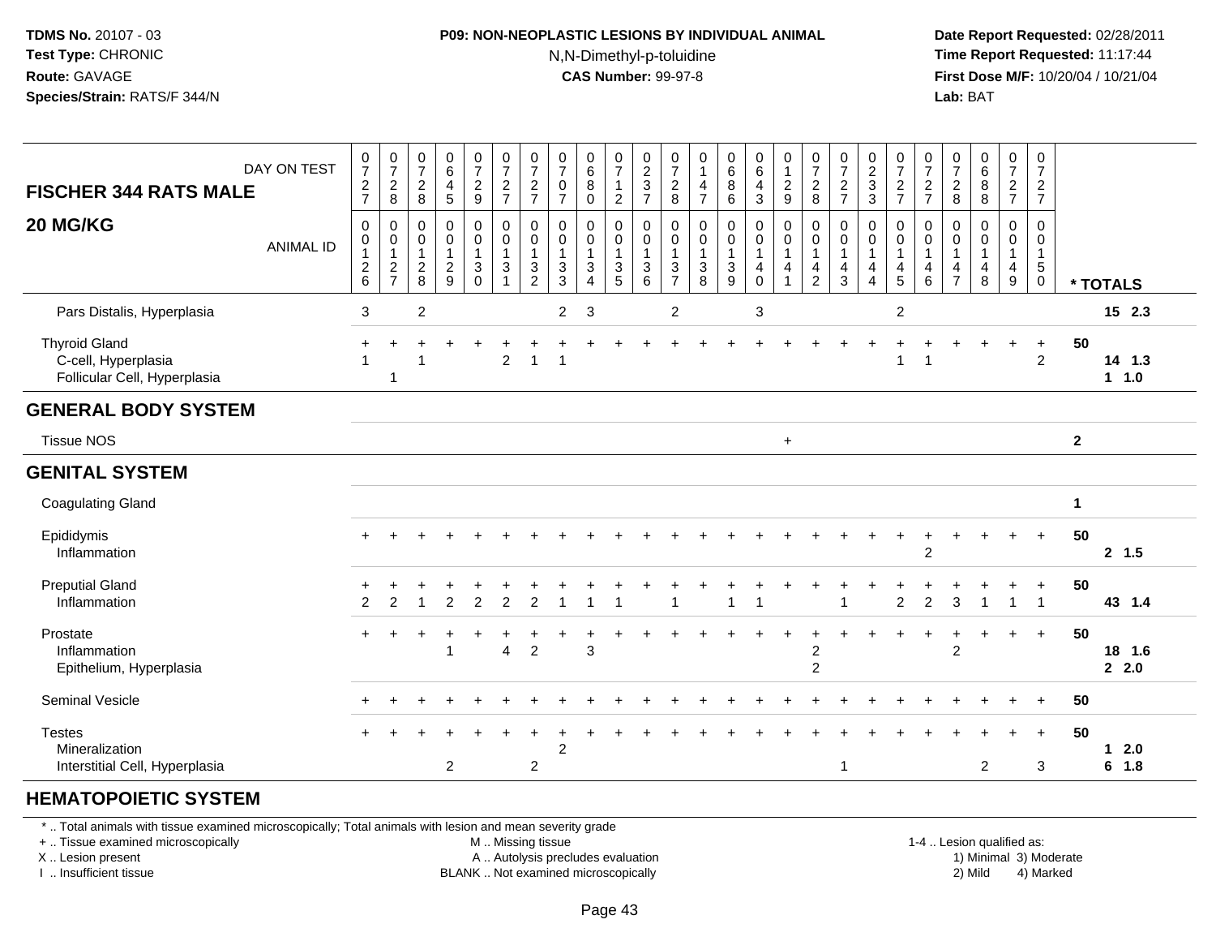**TDMS No.** 20107 - 03
**Test Type:** CHRONIC
**Route:** GAVAGE
**Species/Strain:** RATS/F 344/N

**P09: NON-NEOPLASTIC LESIONS BY INDIVIDUAL ANIMAL**
N,N-Dimethyl-p-toluidine
**CAS Number:** 99-97-8

**Date Report Requested:** 02/28/2011
**Time Report Requested:** 11:17:44
**First Dose M/F:** 10/20/04 / 10/21/04
**Lab:** BAT

| FISCHER 344 RATS MALE 20 MG/KG | | | | | | | | | | | | | | | | | | | | | | | | | | |
|---|---|---|---|---|---|---|---|---|---|---|---|---|---|---|---|---|---|---|---|---|---|---|---|---|---|---|
| DAY ON TEST | 0727 | 0728 | 0728 | 0645 | 0729 | 0727 | 0727 | 0707 | 0680 | 0712 | 0237 | 0728 | 0147 | 0686 | 0643 | 0129 | 0728 | 0727 | 0233 | 0727 | 0727 | 0728 | 0688 | 0727 | 0727 | |
| ANIMAL ID | 0126 | 0127 | 0128 | 0129 | 0130 | 0131 | 0132 | 0133 | 0134 | 0135 | 0136 | 0137 | 0138 | 0139 | 0140 | 0141 | 0142 | 0143 | 0144 | 0145 | 0146 | 0147 | 0148 | 0149 | 0150 | * TOTALS |
| Pars Distalis, Hyperplasia | 3 | | 2 | | | | | 2 | 3 | | | 2 | | | 3 | | | | | 2 | | | | | | 15 2.3 |
| Thyroid Gland | + | + | + | + | + | + | + | + | + | + | + | + | + | + | + | + | + | + | + | + | + | + | + | + | + | 50 |
| C-cell, Hyperplasia | 1 | | 1 | | | 2 | 1 | 1 | | | | | | | | | | | | 1 | 1 | | | | 2 | 14 1.3 |
| Follicular Cell, Hyperplasia | | 1 | | | | | | | | | | | | | | | | | | | | | | | | 1 1.0 |
| **GENERAL BODY SYSTEM** | | | | | | | | | | | | | | | | | | | | | | | | | | |
| Tissue NOS | | | | | | | | | | | | | | | | + | | | | | | | | | | 2 |
| **GENITAL SYSTEM** | | | | | | | | | | | | | | | | | | | | | | | | | | |
| Coagulating Gland | | | | | | | | | | | | | | | | | | | | | | | | | | 1 |
| Epididymis | + | + | + | + | + | + | + | + | + | + | + | + | + | + | + | + | + | + | + | + | + | + | + | + | + | 50 |
| Inflammation | | | | | | | | | | | | | | | | | | | | | 2 | | | | | 2 1.5 |
| Preputial Gland | + | + | + | + | + | + | + | + | + | + | + | + | + | + | + | + | + | + | + | + | + | + | + | + | + | 50 |
| Inflammation | 2 | 2 | 1 | 2 | 2 | 2 | 2 | 1 | 1 | 1 | | 1 | | 1 | 1 | | | 1 | | 2 | 2 | 3 | 1 | 1 | 1 | 43 1.4 |
| Prostate | + | + | + | + | + | + | + | + | + | + | + | + | + | + | + | + | + | + | + | + | + | + | + | + | + | 50 |
| Inflammation | | | | 1 | | 4 | 2 | | 3 | | | | | | | | 2 | | | | | 2 | | | | 18 1.6 |
| Epithelium, Hyperplasia | | | | | | | | | | | | | | | | | 2 | | | | | | | | | 2 2.0 |
| Seminal Vesicle | + | + | + | + | + | + | + | + | + | + | + | + | + | + | + | + | + | + | + | + | + | + | + | + | + | 50 |
| Testes | + | + | + | + | + | + | + | + | + | + | + | + | + | + | + | + | + | + | + | + | + | + | + | + | + | 50 |
| Mineralization | | | | | | | | 2 | | | | | | | | | | | | | | | | | | 1 2.0 |
| Interstitial Cell, Hyperplasia | | | | 2 | | | 2 | | | | | | | | | | | 1 | | | | | 2 | | 3 | 6 1.8 |
| **HEMATOPOIETIC SYSTEM** | | | | | | | | | | | | | | | | | | | | | | | | | | |

\* .. Total animals with tissue examined microscopically; Total animals with lesion and mean severity grade
+ .. Tissue examined microscopically
X .. Lesion present
I .. Insufficient tissue
M .. Missing tissue
A .. Autolysis precludes evaluation
BLANK .. Not examined microscopically
1-4 .. Lesion qualified as: 1) Minimal 2) Mild 3) Moderate 4) Marked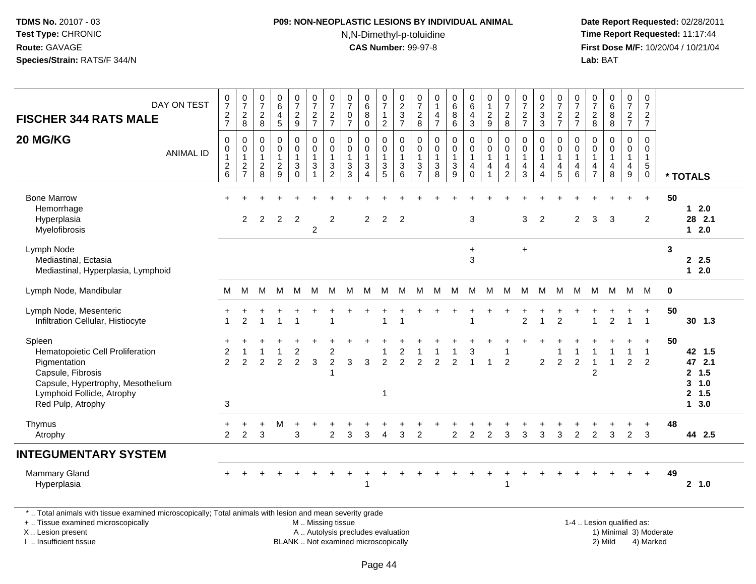**TDMS No.** 20107 - 03
**Test Type:** CHRONIC
**Route:** GAVAGE
**Species/Strain:** RATS/F 344/N

**P09: NON-NEOPLASTIC LESIONS BY INDIVIDUAL ANIMAL**
N,N-Dimethyl-p-toluidine
**CAS Number:** 99-97-8

**Date Report Requested:** 02/28/2011
**Time Report Requested:** 11:17:44
**First Dose M/F:** 10/20/04 / 10/21/04
**Lab:** BAT

## FISCHER 344 RATS MALE — 20 MG/KG

| DAY ON TEST | 0727 | 0728 | 0728 | 0645 | 0729 | 0727 | 0727 | 0707 | 0680 | 0712 | 0237 | 0728 | 0147 | 0686 | 0643 | 0129 | 0728 | 0727 | 0233 | 0727 | 0727 | 0728 | 0688 | 0727 | 0727 | |
|---|---|---|---|---|---|---|---|---|---|---|---|---|---|---|---|---|---|---|---|---|---|---|---|---|---|---|
| **ANIMAL ID** | 0126 | 0127 | 0128 | 0129 | 0130 | 0131 | 0132 | 0133 | 0134 | 0135 | 0136 | 0137 | 0138 | 0139 | 0140 | 0141 | 0142 | 0143 | 0144 | 0145 | 0146 | 0147 | 0148 | 0149 | 0150 | *** TOTALS** |
| Bone Marrow | + | + | + | + | + | + | + | + | + | + | + | + | + | + | + | + | + | + | + | + | + | + | + | + | + | 50 |
| Hemorrhage | | | | | | | | | | | | | | | | | | | | | | | | | | 1 2.0 |
| Hyperplasia | | 2 | 2 | 2 | 2 | | 2 | | 2 | 2 | 2 | | | | 3 | | | 3 | 2 | | 2 | 3 | 3 | | 2 | 28 2.1 |
| Myelofibrosis | | | | | | 2 | | | | | | | | | | | | | | | | | | | | 1 2.0 |
| Lymph Node | | | | | | | | | | | | | | | + | | | + | | | | | | | | 3 |
| Mediastinal, Ectasia | | | | | | | | | | | | | | | 3 | | | | | | | | | | | 2 2.5 |
| Mediastinal, Hyperplasia, Lymphoid | | | | | | | | | | | | | | | | | | | | | | | | | | 1 2.0 |
| Lymph Node, Mandibular | M | M | M | M | M | M | M | M | M | M | M | M | M | M | M | M | M | M | M | M | M | M | M | M | M | 0 |
| Lymph Node, Mesenteric | + | + | + | + | + | + | + | + | + | + | + | + | + | + | + | + | + | + | + | + | + | + | + | + | + | 50 |
| Infiltration Cellular, Histiocyte | 1 | 2 | 1 | 1 | 1 | | 1 | | | 1 | 1 | | | | 1 | | | 2 | 1 | 2 | | 1 | 2 | 1 | 1 | 30 1.3 |
| Spleen | + | + | + | + | + | + | + | + | + | + | + | + | + | + | + | + | + | + | + | + | + | + | + | + | + | 50 |
| Hematopoietic Cell Proliferation | 2 | 1 | 1 | 1 | 2 | | 2 | | | 1 | 2 | 1 | 1 | 1 | 3 | | 1 | | | 1 | 1 | 1 | 1 | 1 | 1 | 42 1.5 |
| Pigmentation | 2 | 2 | 2 | 2 | 2 | 3 | 2 | 3 | 3 | 2 | 2 | 2 | 2 | 2 | 1 | 1 | 2 | | 2 | 2 | 2 | 1 | 1 | 2 | 2 | 47 2.1 |
| Capsule, Fibrosis | | | | | | | 1 | | | | | | | | | | | | | | | 2 | | | | 2 1.5 |
| Capsule, Hypertrophy, Mesothelium | | | | | | | | | | | | | | | | | | | | | | | | | | 3 1.0 |
| Lymphoid Follicle, Atrophy | | | | | | | | | | 1 | | | | | | | | | | | | | | | | 2 1.5 |
| Red Pulp, Atrophy | 3 | | | | | | | | | | | | | | | | | | | | | | | | | 1 3.0 |
| Thymus | + | + | + | M | + | + | + | + | + | + | + | + | + | + | + | + | + | + | + | + | + | + | + | + | + | 48 |
| Atrophy | 2 | 2 | 3 | | 3 | | 2 | 3 | 3 | 4 | 3 | 2 | | 2 | 2 | 2 | 3 | 3 | 3 | 3 | 2 | 2 | 3 | 2 | 3 | 44 2.5 |
| **INTEGUMENTARY SYSTEM** | | | | | | | | | | | | | | | | | | | | | | | | | | |
| Mammary Gland | + | + | + | + | + | + | + | + | + | + | + | + | + | + | + | + | + | + | + | + | + | + | + | + | + | 49 |
| Hyperplasia | | | | | | | | | 1 | | | | | | | | 1 | | | | | | | | | 2 1.0 |

\* .. Total animals with tissue examined microscopically; Total animals with lesion and mean severity grade
\+ .. Tissue examined microscopically
X .. Lesion present
I .. Insufficient tissue
M .. Missing tissue
A .. Autolysis precludes evaluation
BLANK .. Not examined microscopically
1-4 .. Lesion qualified as: 1) Minimal 2) Mild 3) Moderate 4) Marked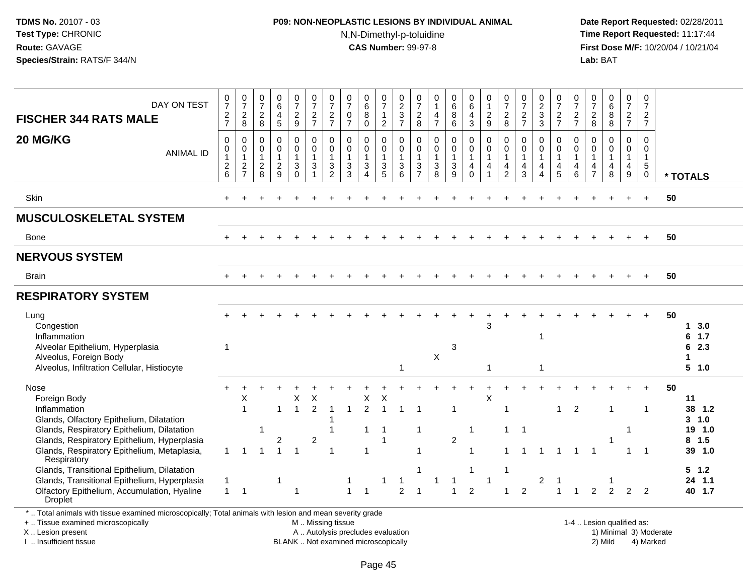| FISCHER 344 RATS MALE — DAY ON TEST | 0727 | 0728 | 0728 | 0645 | 0729 | 0727 | 0727 | 0707 | 0680 | 0712 | 0237 | 0728 | 0147 | 0686 | 0643 | 0129 | 0728 | 0727 | 0233 | 0727 | 0727 | 0728 | 0688 | 0727 | 0727 | |
|---|---|---|---|---|---|---|---|---|---|---|---|---|---|---|---|---|---|---|---|---|---|---|---|---|---|---|
| **20 MG/KG** — ANIMAL ID | 0126 | 0127 | 0128 | 0129 | 0130 | 0131 | 0132 | 0133 | 0134 | 0135 | 0136 | 0137 | 0138 | 0139 | 0140 | 0141 | 0142 | 0143 | 0144 | 0145 | 0146 | 0147 | 0148 | 0149 | 0150 | * TOTALS |
| Skin | + | + | + | + | + | + | + | + | + | + | + | + | + | + | + | + | + | + | + | + | + | + | + | + | + | 50 |
| **MUSCULOSKELETAL SYSTEM** | | | | | | | | | | | | | | | | | | | | | | | | | | |
| Bone | + | + | + | + | + | + | + | + | + | + | + | + | + | + | + | + | + | + | + | + | + | + | + | + | + | 50 |
| **NERVOUS SYSTEM** | | | | | | | | | | | | | | | | | | | | | | | | | | |
| Brain | + | + | + | + | + | + | + | + | + | + | + | + | + | + | + | + | + | + | + | + | + | + | + | + | + | 50 |
| **RESPIRATORY SYSTEM** | | | | | | | | | | | | | | | | | | | | | | | | | | |
| Lung | + | + | + | + | + | + | + | + | + | + | + | + | + | + | + | + | + | + | + | + | + | + | + | + | + | 50 |
| Congestion | | | | | | | | | | | | | | | | 3 | | | | | | | | | | 1 3.0 |
| Inflammation | | | | | | | | | | | | | | | | | | | 1 | | | | | | | 6 1.7 |
| Alveolar Epithelium, Hyperplasia | 1 | | | | | | | | | | | | | 3 | | | | | | | | | | | | 6 2.3 |
| Alveolus, Foreign Body | | | | | | | | | | | | | X | | | | | | | | | | | | | 1 |
| Alveolus, Infiltration Cellular, Histiocyte | | | | | | | | | | | 1 | | | | | 1 | | | 1 | | | | | | | 5 1.0 |
| Nose | + | + | + | + | + | + | + | + | + | + | + | + | + | + | + | + | + | + | + | + | + | + | + | + | + | 50 |
| Foreign Body | | X | | | X | X | | | X | X | | | | | | X | | | | | | | | | | 11 |
| Inflammation | | 1 | | 1 | 1 | 2 | 1 | 1 | 2 | 1 | 1 | 1 | | 1 | | | 1 | | | 1 | 2 | | 1 | | 1 | 38 1.2 |
| Glands, Olfactory Epithelium, Dilatation | | | | | | | 1 | | | | | | | | | | | | | | | | | | | 3 1.0 |
| Glands, Respiratory Epithelium, Dilatation | | | 1 | | | | 1 | | 1 | 1 | | 1 | | | 1 | | 1 | 1 | | | | | | 1 | | 19 1.0 |
| Glands, Respiratory Epithelium, Hyperplasia | | | | 2 | | 2 | | | | 1 | | | | 2 | | | | | | | | | 1 | | | 8 1.5 |
| Glands, Respiratory Epithelium, Metaplasia, Respiratory | 1 | 1 | 1 | 1 | 1 | | 1 | | 1 | | | 1 | | | 1 | | 1 | 1 | 1 | 1 | 1 | 1 | | 1 | 1 | 39 1.0 |
| Glands, Transitional Epithelium, Dilatation | | | | | | | | | | | | 1 | | | 1 | | 1 | | | | | | | | | 5 1.2 |
| Glands, Transitional Epithelium, Hyperplasia | 1 | | | 1 | | | | 1 | | 1 | 1 | | 1 | 1 | | 1 | | | 2 | 1 | | | 1 | | | 24 1.1 |
| Olfactory Epithelium, Accumulation, Hyaline Droplet | 1 | 1 | | | 1 | | | 1 | 1 | | 2 | 1 | | 1 | 2 | | 1 | 2 | | 1 | 1 | 2 | 2 | 2 | 2 | 40 1.7 |

\* .. Total animals with tissue examined microscopically; Total animals with lesion and mean severity grade

+ .. Tissue examined microscopically
X .. Lesion present
I .. Insufficient tissue

M .. Missing tissue
A .. Autolysis precludes evaluation
BLANK .. Not examined microscopically

1-4 .. Lesion qualified as:
1) Minimal 3) Moderate
2) Mild 4) Marked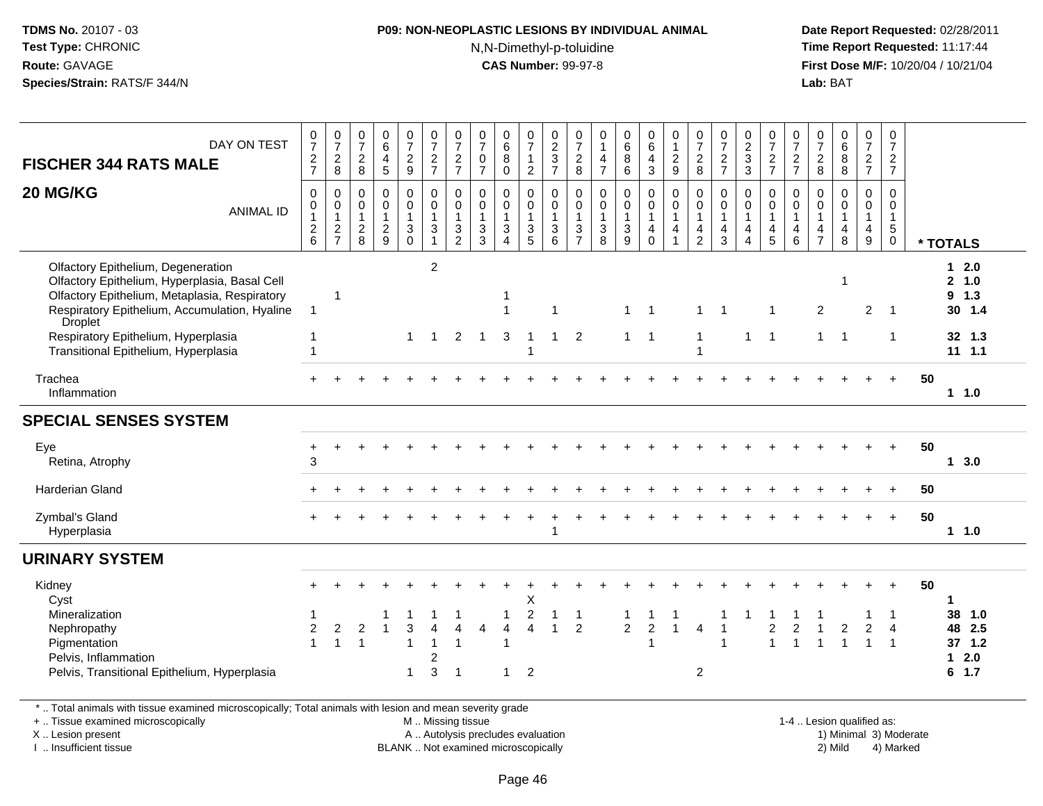TDMS No. 20107 - 03
Test Type: CHRONIC
Route: GAVAGE
Species/Strain: RATS/F 344/N

**P09: NON-NEOPLASTIC LESIONS BY INDIVIDUAL ANIMAL**
N,N-Dimethyl-p-toluidine
**CAS Number:** 99-97-8

Date Report Requested: 02/28/2011
Time Report Requested: 11:17:44
First Dose M/F: 10/20/04 / 10/21/04
Lab: BAT

| FISCHER 344 RATS MALE 20 MG/KG | | | | | | | | | | | | | | | | | | | | | | | | | | |
|---|---|---|---|---|---|---|---|---|---|---|---|---|---|---|---|---|---|---|---|---|---|---|---|---|---|---|
| DAY ON TEST | 0727 | 0728 | 0728 | 0645 | 0729 | 0727 | 0727 | 0707 | 0680 | 0712 | 0237 | 0728 | 0147 | 0686 | 0643 | 0129 | 0728 | 0727 | 0233 | 0727 | 0727 | 0728 | 0688 | 0727 | 0727 | |
| ANIMAL ID | 0012 6 | 0012 7 | 0012 8 | 0012 9 | 0013 0 | 0013 1 | 0013 2 | 0013 3 | 0013 4 | 0013 5 | 0013 6 | 0013 7 | 0013 8 | 0013 9 | 0014 0 | 0014 1 | 0014 2 | 0014 3 | 0014 4 | 0014 5 | 0014 6 | 0014 7 | 0014 8 | 0014 9 | 0015 0 | * TOTALS |
| Olfactory Epithelium, Degeneration | | | | | | 2 | | | | | | | | | | | | | | | | | | | | 1 2.0 |
| Olfactory Epithelium, Hyperplasia, Basal Cell | | | | | | | | | | | | | | | | | | | | | | | 1 | | | 2 1.0 |
| Olfactory Epithelium, Metaplasia, Respiratory | | 1 | | | | | | | 1 | | | | | | | | | | | | | | | | | 9 1.3 |
| Respiratory Epithelium, Accumulation, Hyaline Droplet | 1 | | | | | | | | 1 | | 1 | | | 1 | 1 | | 1 | 1 | | 1 | | 2 | | 2 | 1 | 30 1.4 |
| Respiratory Epithelium, Hyperplasia | 1 | | | | 1 | 1 | 2 | 1 | 3 | 1 | 1 | 2 | | 1 | 1 | | 1 | | 1 | 1 | | 1 | 1 | | 1 | 32 1.3 |
| Transitional Epithelium, Hyperplasia | 1 | | | | | | | | | 1 | | | | | | | 1 | | | | | | | | | 11 1.1 |
| Trachea | + | + | + | + | + | + | + | + | + | + | + | + | + | + | + | + | + | + | + | + | + | + | + | + | + | 50 |
| Inflammation | | | | | | | | | | | | | | | | | | | | | | | | | | 1 1.0 |
| **SPECIAL SENSES SYSTEM** | | | | | | | | | | | | | | | | | | | | | | | | | | |
| Eye | + | + | + | + | + | + | + | + | + | + | + | + | + | + | + | + | + | + | + | + | + | + | + | + | + | 50 |
| Retina, Atrophy | 3 | | | | | | | | | | | | | | | | | | | | | | | | | 1 3.0 |
| Harderian Gland | + | + | + | + | + | + | + | + | + | + | + | + | + | + | + | + | + | + | + | + | + | + | + | + | + | 50 |
| Zymbal's Gland | + | + | + | + | + | + | + | + | + | + | + | + | + | + | + | + | + | + | + | + | + | + | + | + | + | 50 |
| Hyperplasia | | | | | | | | | | | 1 | | | | | | | | | | | | | | | 1 1.0 |
| **URINARY SYSTEM** | | | | | | | | | | | | | | | | | | | | | | | | | | |
| Kidney | + | + | + | + | + | + | + | + | + | + | + | + | + | + | + | + | + | + | + | + | + | + | + | + | + | 50 |
| Cyst | | | | | | | | | | X | | | | | | | | | | | | | | | | 1 |
| Mineralization | 1 | | | 1 | 1 | 1 | 1 | | 1 | 2 | 1 | 1 | | 1 | 1 | 1 | | 1 | 1 | 1 | 1 | 1 | | 1 | 1 | 38 1.0 |
| Nephropathy | 2 | 2 | 2 | 1 | 3 | 4 | 4 | 4 | 4 | 4 | 1 | 2 | | 2 | 2 | 1 | 4 | 1 | | 2 | 2 | 1 | 2 | 2 | 4 | 48 2.5 |
| Pigmentation | 1 | 1 | 1 | | 1 | 1 | 1 | | 1 | | | | | | 1 | | | 1 | | 1 | 1 | 1 | 1 | 1 | 1 | 37 1.2 |
| Pelvis, Inflammation | | | | | | 2 | | | | | | | | | | | | | | | | | | | | 1 2.0 |
| Pelvis, Transitional Epithelium, Hyperplasia | | | | | 1 | 3 | 1 | | 1 | 2 | | | | | | | 2 | | | | | | | | | 6 1.7 |

\* .. Total animals with tissue examined microscopically; Total animals with lesion and mean severity grade
\+ .. Tissue examined microscopically
X .. Lesion present
I .. Insufficient tissue
M .. Missing tissue
A .. Autolysis precludes evaluation
BLANK .. Not examined microscopically
1-4 .. Lesion qualified as: 1) Minimal 2) Mild 3) Moderate 4) Marked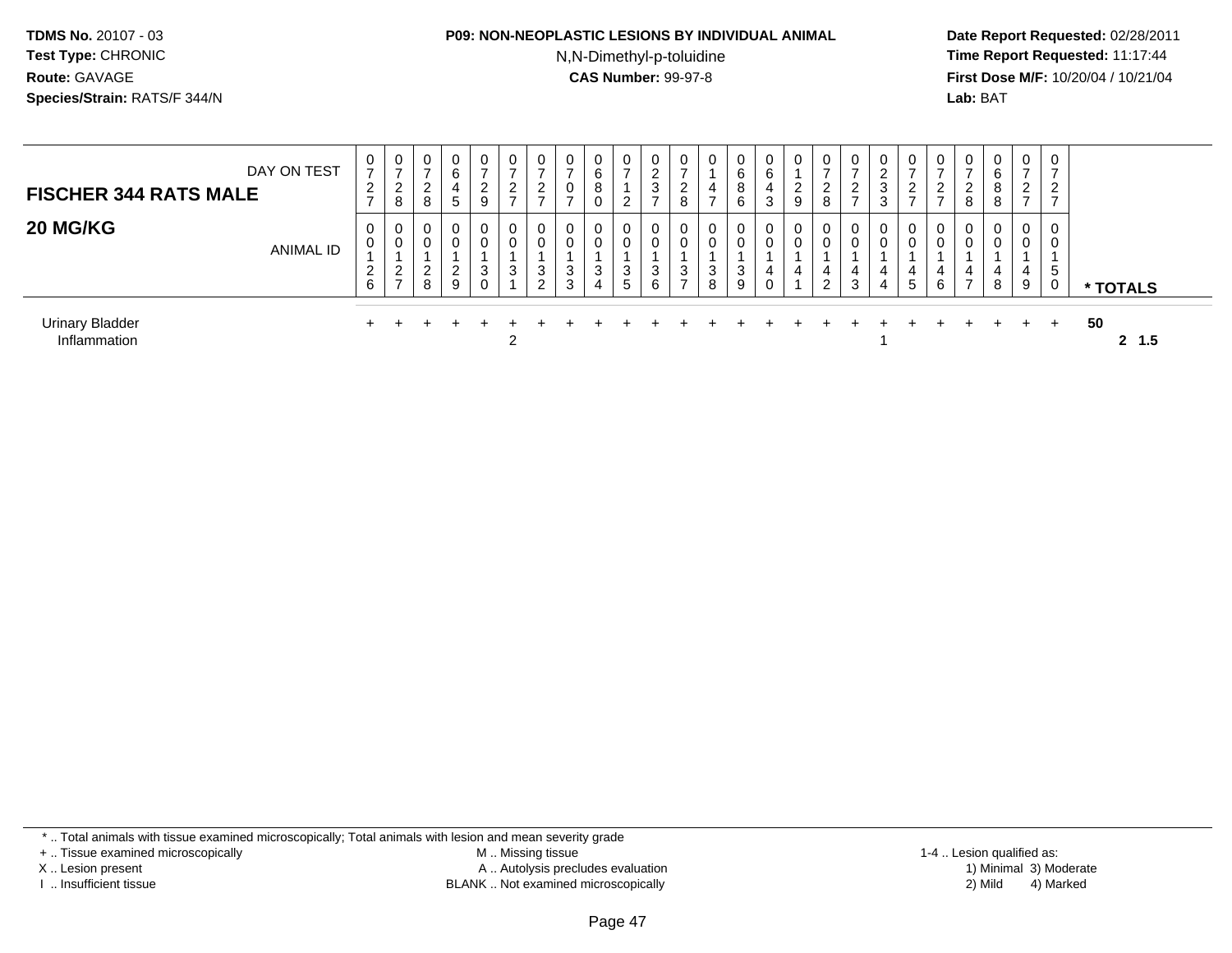**TDMS No.** 20107 - 03
**Test Type:** CHRONIC
**Route:** GAVAGE
**Species/Strain:** RATS/F 344/N

**P09: NON-NEOPLASTIC LESIONS BY INDIVIDUAL ANIMAL**
N,N-Dimethyl-p-toluidine
**CAS Number:** 99-97-8

**Date Report Requested:** 02/28/2011
**Time Report Requested:** 11:17:44
**First Dose M/F:** 10/20/04 / 10/21/04
**Lab:** BAT

| **FISCHER 344 RATS MALE** DAY ON TEST | 0727 | 0728 | 0728 | 0645 | 0729 | 0727 | 0727 | 0707 | 0680 | 0712 | 0237 | 0728 | 0147 | 0686 | 0643 | 0129 | 0728 | 0727 | 0233 | 0727 | 0727 | 0728 | 0688 | 0727 | 0727 | |
|---|---|---|---|---|---|---|---|---|---|---|---|---|---|---|---|---|---|---|---|---|---|---|---|---|---|---|
| **20 MG/KG** ANIMAL ID | 00126 | 00127 | 00128 | 00129 | 00130 | 00131 | 00132 | 00133 | 00134 | 00135 | 00136 | 00137 | 00138 | 00139 | 00140 | 00141 | 00142 | 00143 | 00144 | 00145 | 00146 | 00147 | 00148 | 00149 | 00150 | *** TOTALS** |
| Urinary Bladder | + | + | + | + | + | + | + | + | + | + | + | + | + | + | + | + | + | + | + | + | + | + | + | + | + | 50 |
| Inflammation | | | | | | 2 | | | | | | | | | | | | | 1 | | | | | | | **2 1.5** |

* .. Total animals with tissue examined microscopically; Total animals with lesion and mean severity grade
+ .. Tissue examined microscopically
X .. Lesion present
I .. Insufficient tissue

M .. Missing tissue
A .. Autolysis precludes evaluation
BLANK .. Not examined microscopically

1-4 .. Lesion qualified as:
1) Minimal 3) Moderate
2) Mild 4) Marked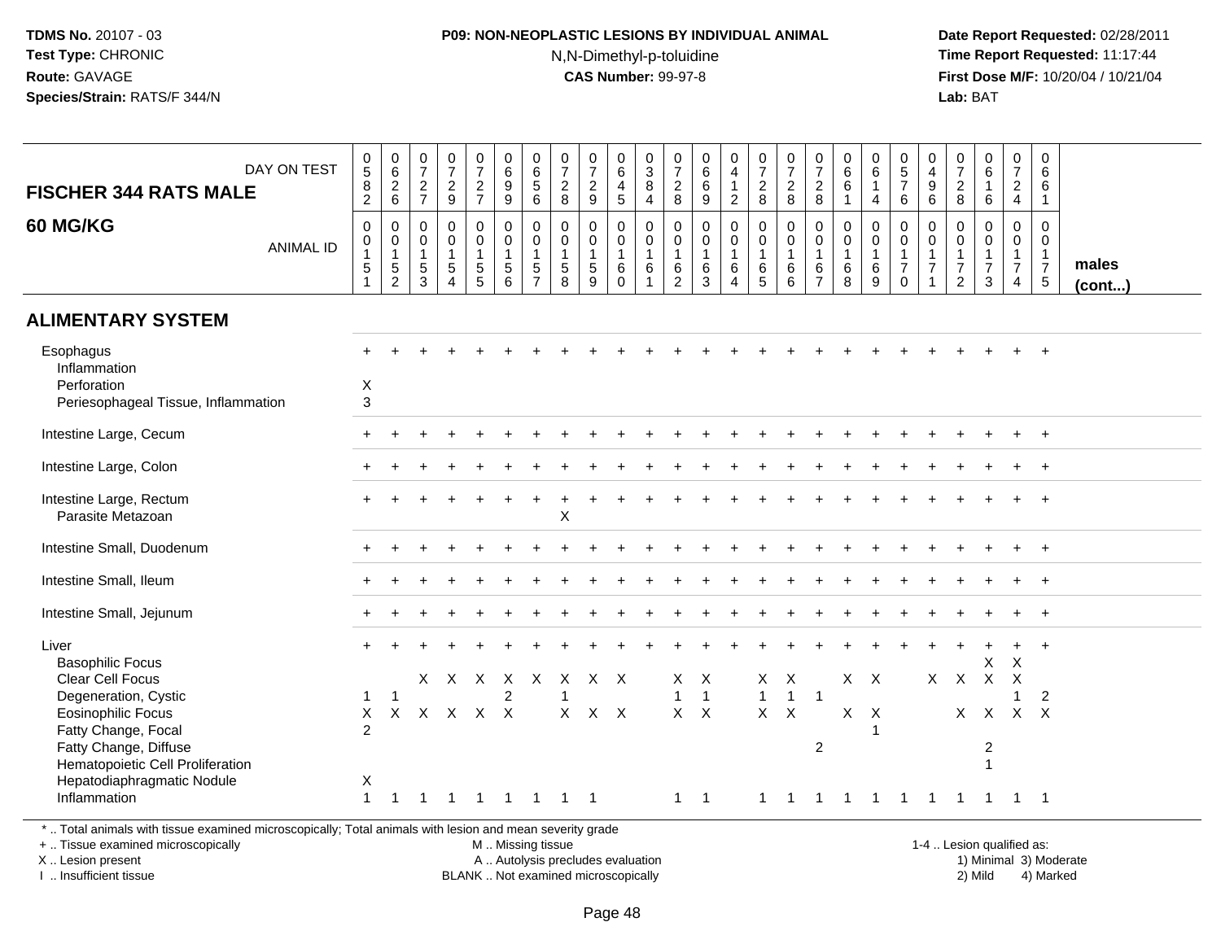**TDMS No.** 20107 - 03
**Test Type:** CHRONIC
**Route:** GAVAGE
**Species/Strain:** RATS/F 344/N

**P09: NON-NEOPLASTIC LESIONS BY INDIVIDUAL ANIMAL**
N,N-Dimethyl-p-toluidine
**CAS Number:** 99-97-8

**Date Report Requested:** 02/28/2011
**Time Report Requested:** 11:17:44
**First Dose M/F:** 10/20/04 / 10/21/04
**Lab:** BAT

| FISCHER 344 RATS MALE — DAY ON TEST | 0582 | 0626 | 0727 | 0729 | 0727 | 0699 | 0656 | 0728 | 0729 | 0645 | 0384 | 0728 | 0669 | 0412 | 0728 | 0728 | 0728 | 0661 | 0614 | 0576 | 0496 | 0728 | 0616 | 0724 | 0661 | |
|---|---|---|---|---|---|---|---|---|---|---|---|---|---|---|---|---|---|---|---|---|---|---|---|---|---|---|
| **60 MG/KG** — ANIMAL ID | 0151 | 0152 | 0153 | 0154 | 0155 | 0156 | 0157 | 0158 | 0159 | 0160 | 0161 | 0162 | 0163 | 0164 | 0165 | 0166 | 0167 | 0168 | 0169 | 0170 | 0171 | 0172 | 0173 | 0174 | 0175 | males (cont...) |
| **ALIMENTARY SYSTEM** | | | | | | | | | | | | | | | | | | | | | | | | | | |
| Esophagus | + | + | + | + | + | + | + | + | + | + | + | + | + | + | + | + | + | + | + | + | + | + | + | + | + | |
| Inflammation | | | | | | | | | | | | | | | | | | | | | | | | | | |
| Perforation | X | | | | | | | | | | | | | | | | | | | | | | | | | |
| Periesophageal Tissue, Inflammation | 3 | | | | | | | | | | | | | | | | | | | | | | | | | |
| Intestine Large, Cecum | + | + | + | + | + | + | + | + | + | + | + | + | + | + | + | + | + | + | + | + | + | + | + | + | + | |
| Intestine Large, Colon | + | + | + | + | + | + | + | + | + | + | + | + | + | + | + | + | + | + | + | + | + | + | + | + | + | |
| Intestine Large, Rectum | + | + | + | + | + | + | + | + | + | + | + | + | + | + | + | + | + | + | + | + | + | + | + | + | + | |
| Parasite Metazoan | | | | | | | | X | | | | | | | | | | | | | | | | | | |
| Intestine Small, Duodenum | + | + | + | + | + | + | + | + | + | + | + | + | + | + | + | + | + | + | + | + | + | + | + | + | + | |
| Intestine Small, Ileum | + | + | + | + | + | + | + | + | + | + | + | + | + | + | + | + | + | + | + | + | + | + | + | + | + | |
| Intestine Small, Jejunum | + | + | + | + | + | + | + | + | + | + | + | + | + | + | + | + | + | + | + | + | + | + | + | + | + | |
| Liver | + | + | + | + | + | + | + | + | + | + | + | + | + | + | + | + | + | + | + | + | + | + | + | + | + | |
| Basophilic Focus | | | | | | | | | | | | | | | | | | | | | | | X | X | | |
| Clear Cell Focus | | | X | X | X | X | X | X | X | X | | X | X | | X | X | | X | X | | X | X | X | X | | |
| Degeneration, Cystic | 1 | 1 | | | | 2 | | 1 | | | | 1 | 1 | | 1 | 1 | 1 | | | | | | | 1 | 2 | |
| Eosinophilic Focus | X | X | X | X | X | X | | X | X | X | | X | X | | X | X | | X | X | | | X | X | X | X | |
| Fatty Change, Focal | 2 | | | | | | | | | | | | | | | | | | 1 | | | | | | | |
| Fatty Change, Diffuse | | | | | | | | | | | | | | | | | 2 | | | | | | 2 | | | |
| Hematopoietic Cell Proliferation | | | | | | | | | | | | | | | | | | | | | | | 1 | | | |
| Hepatodiaphragmatic Nodule | X | | | | | | | | | | | | | | | | | | | | | | | | | |
| Inflammation | 1 | 1 | 1 | 1 | 1 | 1 | 1 | 1 | 1 | | | 1 | 1 | | 1 | 1 | 1 | 1 | 1 | 1 | 1 | 1 | 1 | 1 | 1 | |

* .. Total animals with tissue examined microscopically; Total animals with lesion and mean severity grade
+ .. Tissue examined microscopically
X .. Lesion present
I .. Insufficient tissue

M .. Missing tissue
A .. Autolysis precludes evaluation
BLANK .. Not examined microscopically

1-4 .. Lesion qualified as:
1) Minimal 3) Moderate
2) Mild 4) Marked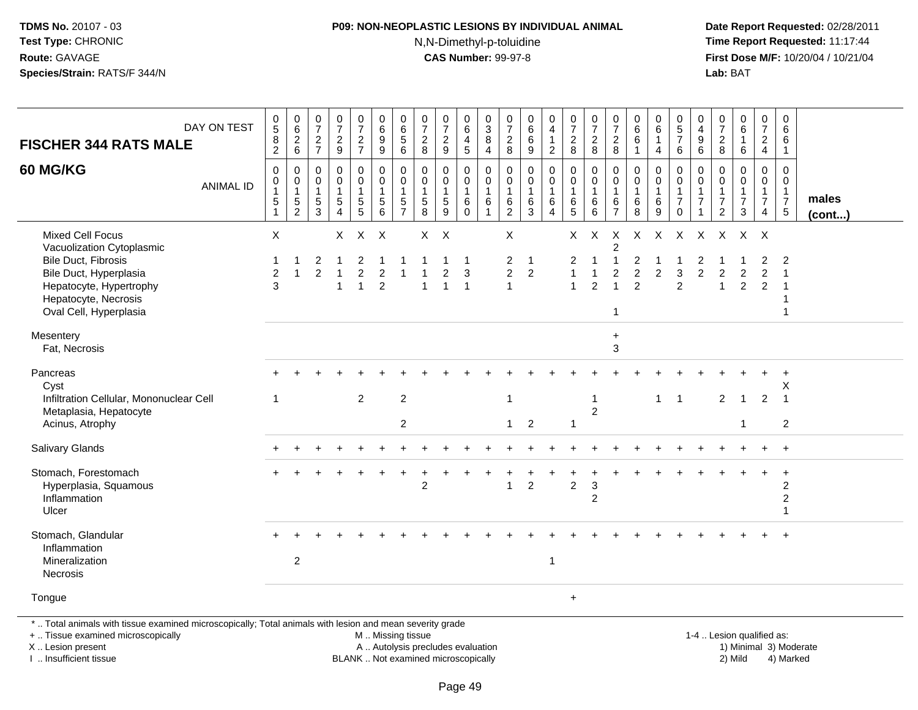**TDMS No.** 20107 - 03
**Test Type:** CHRONIC
**Route:** GAVAGE
**Species/Strain:** RATS/F 344/N

**P09: NON-NEOPLASTIC LESIONS BY INDIVIDUAL ANIMAL**
N,N-Dimethyl-p-toluidine
**CAS Number:** 99-97-8

**Date Report Requested:** 02/28/2011
**Time Report Requested:** 11:17:44
**First Dose M/F:** 10/20/04 / 10/21/04
**Lab:** BAT

| FISCHER 344 RATS MALE — 60 MG/KG | | | | | | | | | | | | | | | | | | | | | | | | | | |
|---|---|---|---|---|---|---|---|---|---|---|---|---|---|---|---|---|---|---|---|---|---|---|---|---|---|---|
| DAY ON TEST | 0582 | 0626 | 0727 | 0729 | 0727 | 0699 | 0656 | 0728 | 0729 | 0645 | 0384 | 0728 | 0669 | 0412 | 0728 | 0728 | 0728 | 0661 | 0614 | 0576 | 0496 | 0728 | 0616 | 0724 | 0661 | |
| ANIMAL ID | 0151 | 0152 | 0153 | 0154 | 0155 | 0156 | 0157 | 0158 | 0159 | 0160 | 0161 | 0162 | 0163 | 0164 | 0165 | 0166 | 0167 | 0168 | 0169 | 0170 | 0171 | 0172 | 0173 | 0174 | 0175 | males (cont...) |
| Mixed Cell Focus | X | | | X | X | X | | X | X | | | X | | | X | X | X | X | X | X | X | X | X | X | | |
| Vacuolization Cytoplasmic | | | | | | | | | | | | | | | | | 2 | | | | | | | | | |
| Bile Duct, Fibrosis | 1 | 1 | 2 | 1 | 2 | 1 | 1 | 1 | 1 | 1 | | 2 | 1 | | 2 | 1 | 1 | 2 | 1 | 1 | 2 | 1 | 1 | 2 | 2 | |
| Bile Duct, Hyperplasia | 2 | 1 | 2 | 1 | 2 | 2 | 1 | 1 | 2 | 3 | | 2 | 2 | | 1 | 1 | 2 | 2 | 2 | 3 | 2 | 2 | 2 | 2 | 1 | |
| Hepatocyte, Hypertrophy | 3 | | | 1 | 1 | 2 | | 1 | 1 | 1 | | 1 | | | 1 | 2 | 1 | 2 | | 2 | | 1 | 2 | 2 | 1 | |
| Hepatocyte, Necrosis | | | | | | | | | | | | | | | | | | | | | | | | | 1 | |
| Oval Cell, Hyperplasia | | | | | | | | | | | | | | | | | 1 | | | | | | | | 1 | |
| Mesentery | | | | | | | | | | | | | | | | | + | | | | | | | | | |
| Fat, Necrosis | | | | | | | | | | | | | | | | | 3 | | | | | | | | | |
| Pancreas | + | + | + | + | + | + | + | + | + | + | + | + | + | + | + | + | + | + | + | + | + | + | + | + | + | |
| Cyst | | | | | | | | | | | | | | | | | | | | | | | | | X | |
| Infiltration Cellular, Mononuclear Cell | 1 | | | | 2 | | 2 | | | | | 1 | | | | 1 | | | 1 | 1 | | 2 | 1 | 2 | 1 | |
| Metaplasia, Hepatocyte | | | | | | | | | | | | | | | | 2 | | | | | | | | | | |
| Acinus, Atrophy | | | | | | | 2 | | | | | 1 | 2 | | 1 | | | | | | | | 1 | | 2 | |
| Salivary Glands | + | + | + | + | + | + | + | + | + | + | + | + | + | + | + | + | + | + | + | + | + | + | + | + | + | |
| Stomach, Forestomach | + | + | + | + | + | + | + | + | + | + | + | + | + | + | + | + | + | + | + | + | + | + | + | + | + | |
| Hyperplasia, Squamous | | | | | | | | 2 | | | | 1 | 2 | | 2 | 3 | | | | | | | | | 2 | |
| Inflammation | | | | | | | | | | | | | | | | 2 | | | | | | | | | 2 | |
| Ulcer | | | | | | | | | | | | | | | | | | | | | | | | | 1 | |
| Stomach, Glandular | + | + | + | + | + | + | + | + | + | + | + | + | + | + | + | + | + | + | + | + | + | + | + | + | + | |
| Inflammation | | | | | | | | | | | | | | | | | | | | | | | | | | |
| Mineralization | | 2 | | | | | | | | | | | | 1 | | | | | | | | | | | | |
| Necrosis | | | | | | | | | | | | | | | | | | | | | | | | | | |
| Tongue | | | | | | | | | | | | | | | + | | | | | | | | | | | |

\* .. Total animals with tissue examined microscopically; Total animals with lesion and mean severity grade
\+ .. Tissue examined microscopically
X .. Lesion present
I .. Insufficient tissue

M .. Missing tissue
A .. Autolysis precludes evaluation
BLANK .. Not examined microscopically

1-4 .. Lesion qualified as:
1) Minimal 3) Moderate
2) Mild 4) Marked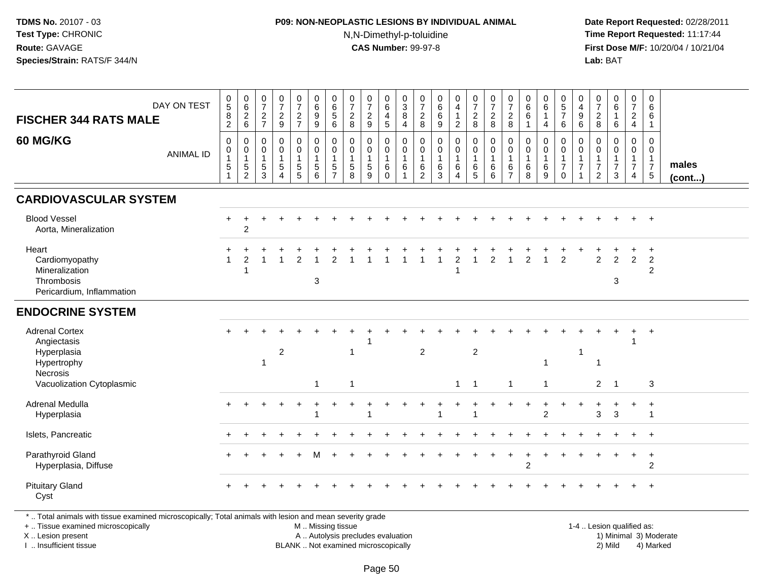**TDMS No.** 20107 - 03
**Test Type:** CHRONIC
**Route:** GAVAGE
**Species/Strain:** RATS/F 344/N

**P09: NON-NEOPLASTIC LESIONS BY INDIVIDUAL ANIMAL**
N,N-Dimethyl-p-toluidine
**CAS Number:** 99-97-8

**Date Report Requested:** 02/28/2011
**Time Report Requested:** 11:17:44
**First Dose M/F:** 10/20/04 / 10/21/04
**Lab:** BAT

| FISCHER 344 RATS MALE 60 MG/KG | | | | | | | | | | | | | | | | | | | | | | | | | | |
|---|---|---|---|---|---|---|---|---|---|---|---|---|---|---|---|---|---|---|---|---|---|---|---|---|---|---|
| DAY ON TEST | 0582 | 0626 | 0727 | 0729 | 0727 | 0699 | 0656 | 0728 | 0729 | 0645 | 0384 | 0728 | 0669 | 0412 | 0728 | 0728 | 0728 | 0661 | 0614 | 0576 | 0496 | 0728 | 0616 | 0724 | 0661 | |
| ANIMAL ID | 0015 1 | 0015 2 | 0015 3 | 0015 4 | 0015 5 | 0015 6 | 0015 7 | 0015 8 | 0015 9 | 0016 0 | 0016 1 | 0016 2 | 0016 3 | 0016 4 | 0016 5 | 0016 6 | 0016 7 | 0016 8 | 0016 9 | 0017 0 | 0017 1 | 0017 2 | 0017 3 | 0017 4 | 0017 5 | males (cont...) |
| **CARDIOVASCULAR SYSTEM** | | | | | | | | | | | | | | | | | | | | | | | | | | |
| Blood Vessel | + | + | + | + | + | + | + | + | + | + | + | + | + | + | + | + | + | + | + | + | + | + | + | + | + | |
| Aorta, Mineralization | | 2 | | | | | | | | | | | | | | | | | | | | | | | | |
| Heart | + | + | + | + | + | + | + | + | + | + | + | + | + | + | + | + | + | + | + | + | + | + | + | + | + | |
| Cardiomyopathy | 1 | 2 | 1 | 1 | 2 | 1 | 2 | 1 | 1 | 1 | 1 | 1 | 1 | 2 | 1 | 2 | 1 | 2 | 1 | 2 | | 2 | 2 | 2 | 2 | |
| Mineralization | | 1 | | | | | | | | | | | | 1 | | | | | | | | | | | 2 | |
| Thrombosis | | | | | | 3 | | | | | | | | | | | | | | | | | 3 | | | |
| Pericardium, Inflammation | | | | | | | | | | | | | | | | | | | | | | | | | | |
| **ENDOCRINE SYSTEM** | | | | | | | | | | | | | | | | | | | | | | | | | | |
| Adrenal Cortex | + | + | + | + | + | + | + | + | + | + | + | + | + | + | + | + | + | + | + | + | + | + | + | + | + | |
| Angiectasis | | | | | | | | | 1 | | | | | | | | | | | | | | | 1 | | |
| Hyperplasia | | | | 2 | | | | 1 | | | | 2 | | | 2 | | | | | | 1 | | | | | |
| Hypertrophy | | | 1 | | | | | | | | | | | | | | | | 1 | | | 1 | | | | |
| Necrosis | | | | | | | | | | | | | | | | | | | | | | | | | | |
| Vacuolization Cytoplasmic | | | | | | 1 | | 1 | | | | | | 1 | 1 | | 1 | | 1 | | | 2 | 1 | | 3 | |
| Adrenal Medulla | + | + | + | + | + | + | + | + | + | + | + | + | + | + | + | + | + | + | + | + | + | + | + | + | + | |
| Hyperplasia | | | | | | 1 | | | 1 | | | | 1 | | 1 | | | | 2 | | | 3 | 3 | | 1 | |
| Islets, Pancreatic | + | + | + | + | + | + | + | + | + | + | + | + | + | + | + | + | + | + | + | + | + | + | + | + | + | |
| Parathyroid Gland | + | + | + | + | + | M | + | + | + | + | + | + | + | + | + | + | + | + | + | + | + | + | + | + | + | |
| Hyperplasia, Diffuse | | | | | | | | | | | | | | | | | | 2 | | | | | | | 2 | |
| Pituitary Gland | + | + | + | + | + | + | + | + | + | + | + | + | + | + | + | + | + | + | + | + | + | + | + | + | + | |
| Cyst | | | | | | | | | | | | | | | | | | | | | | | | | | |

\* .. Total animals with tissue examined microscopically; Total animals with lesion and mean severity grade
\+ .. Tissue examined microscopically
X .. Lesion present
I .. Insufficient tissue

M .. Missing tissue
A .. Autolysis precludes evaluation
BLANK .. Not examined microscopically

1-4 .. Lesion qualified as:
1) Minimal 3) Moderate
2) Mild 4) Marked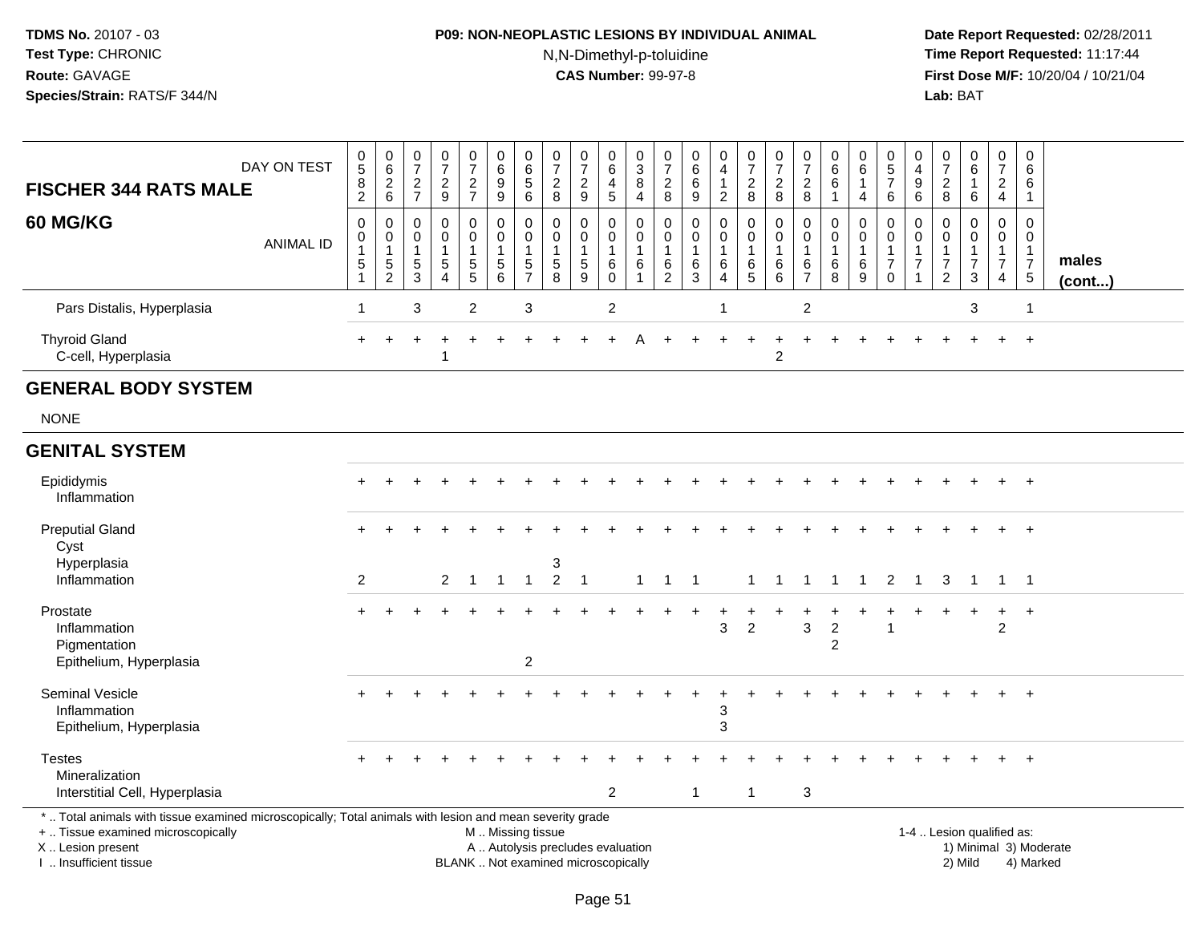**TDMS No.** 20107 - 03
**Test Type:** CHRONIC
**Route:** GAVAGE
**Species/Strain:** RATS/F 344/N

**P09: NON-NEOPLASTIC LESIONS BY INDIVIDUAL ANIMAL**
N,N-Dimethyl-p-toluidine
**CAS Number:** 99-97-8

**Date Report Requested:** 02/28/2011
**Time Report Requested:** 11:17:44
**First Dose M/F:** 10/20/04 / 10/21/04
**Lab:** BAT

| FISCHER 344 RATS MALE — DAY ON TEST | 0582 | 0626 | 0727 | 0729 | 0727 | 0699 | 0656 | 0728 | 0729 | 0645 | 0384 | 0728 | 0669 | 0412 | 0728 | 0728 | 0728 | 0661 | 0614 | 0576 | 0496 | 0728 | 0616 | 0724 | 0661 | |
|---|---|---|---|---|---|---|---|---|---|---|---|---|---|---|---|---|---|---|---|---|---|---|---|---|---|---|
| **60 MG/KG** — ANIMAL ID | 0015 1 | 0015 2 | 0015 3 | 0015 4 | 0015 5 | 0015 6 | 0015 7 | 0015 8 | 0015 9 | 0016 0 | 0016 1 | 0016 2 | 0016 3 | 0016 4 | 0016 5 | 0016 6 | 0016 7 | 0016 8 | 0016 9 | 0017 0 | 0017 1 | 0017 2 | 0017 3 | 0017 4 | 0017 5 | **males (cont...)** |
| Pars Distalis, Hyperplasia | 1 | | 3 | | 2 | | 3 | | | 2 | | | | 1 | | | 2 | | | | | | 3 | | 1 | |
| Thyroid Gland | + | + | + | + | + | + | + | + | + | + | A | + | + | + | + | + | + | + | + | + | + | + | + | + | + | |
| C-cell, Hyperplasia | | | | 1 | | | | | | | | | | | | 2 | | | | | | | | | | |
| **GENERAL BODY SYSTEM** | | | | | | | | | | | | | | | | | | | | | | | | | | |
| NONE | | | | | | | | | | | | | | | | | | | | | | | | | | |
| **GENITAL SYSTEM** | | | | | | | | | | | | | | | | | | | | | | | | | | |
| Epididymis | + | + | + | + | + | + | + | + | + | + | + | + | + | + | + | + | + | + | + | + | + | + | + | + | + | |
| Inflammation | | | | | | | | | | | | | | | | | | | | | | | | | | |
| Preputial Gland | + | + | + | + | + | + | + | + | + | + | + | + | + | + | + | + | + | + | + | + | + | + | + | + | + | |
| Cyst | | | | | | | | | | | | | | | | | | | | | | | | | | |
| Hyperplasia | | | | | | | | 3 | | | | | | | | | | | | | | | | | | |
| Inflammation | 2 | | | 2 | 1 | 1 | 1 | 2 | 1 | | 1 | 1 | 1 | | 1 | 1 | 1 | 1 | 1 | 2 | 1 | 3 | 1 | 1 | 1 | |
| Prostate | + | + | + | + | + | + | + | + | + | + | + | + | + | + | + | + | + | + | + | + | + | + | + | + | + | |
| Inflammation | | | | | | | | | | | | | | 3 | 2 | | 3 | 2 | | 1 | | | | 2 | | |
| Pigmentation | | | | | | | | | | | | | | | | | | 2 | | | | | | | | |
| Epithelium, Hyperplasia | | | | | | | 2 | | | | | | | | | | | | | | | | | | | |
| Seminal Vesicle | + | + | + | + | + | + | + | + | + | + | + | + | + | + | + | + | + | + | + | + | + | + | + | + | + | |
| Inflammation | | | | | | | | | | | | | | 3 | | | | | | | | | | | | |
| Epithelium, Hyperplasia | | | | | | | | | | | | | | 3 | | | | | | | | | | | | |
| Testes | + | + | + | + | + | + | + | + | + | + | + | + | + | + | + | + | + | + | + | + | + | + | + | + | + | |
| Mineralization | | | | | | | | | | | | | | | | | | | | | | | | | | |
| Interstitial Cell, Hyperplasia | | | | | | | | | | 2 | | | 1 | | 1 | | 3 | | | | | | | | | |

\* .. Total animals with tissue examined microscopically; Total animals with lesion and mean severity grade
+ .. Tissue examined microscopically
X .. Lesion present
I .. Insufficient tissue

M .. Missing tissue
A .. Autolysis precludes evaluation
BLANK .. Not examined microscopically

1-4 .. Lesion qualified as:
1) Minimal 3) Moderate
2) Mild 4) Marked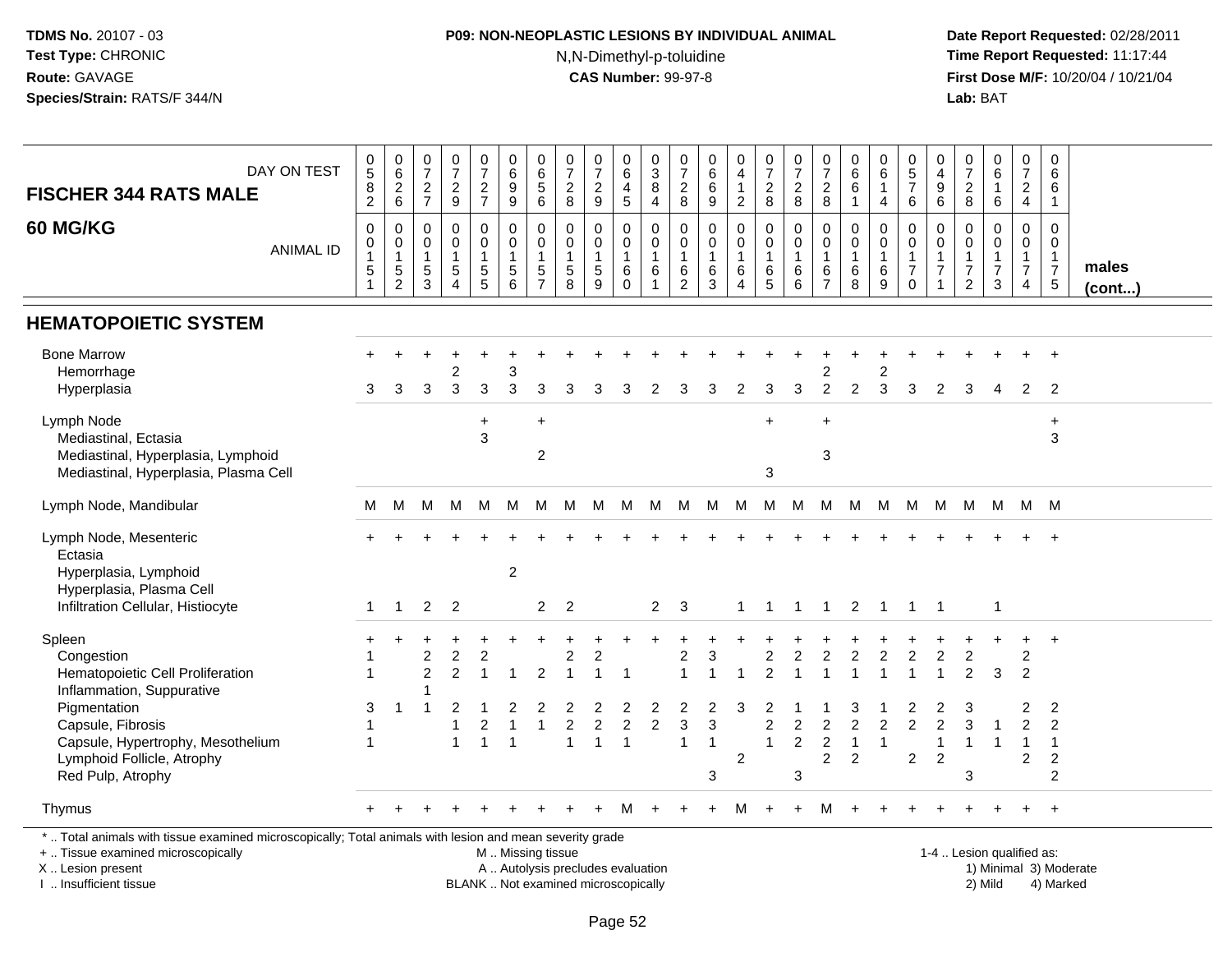**TDMS No.** 20107 - 03
**Test Type:** CHRONIC
**Route:** GAVAGE
**Species/Strain:** RATS/F 344/N

**P09: NON-NEOPLASTIC LESIONS BY INDIVIDUAL ANIMAL**
N,N-Dimethyl-p-toluidine
**CAS Number:** 99-97-8

**Date Report Requested:** 02/28/2011
**Time Report Requested:** 11:17:44
**First Dose M/F:** 10/20/04 / 10/21/04
**Lab:** BAT

**FISCHER 344 RATS MALE — 60 MG/KG**

| DAY ON TEST | 582 | 626 | 727 | 729 | 727 | 699 | 656 | 728 | 729 | 645 | 384 | 728 | 669 | 412 | 728 | 728 | 728 | 661 | 614 | 576 | 496 | 728 | 616 | 724 | 661 | |
|---|---|---|---|---|---|---|---|---|---|---|---|---|---|---|---|---|---|---|---|---|---|---|---|---|---|---|
| **ANIMAL ID** | 0151 | 0152 | 0153 | 0154 | 0155 | 0156 | 0157 | 0158 | 0159 | 0160 | 0161 | 0162 | 0163 | 0164 | 0165 | 0166 | 0167 | 0168 | 0169 | 0170 | 0171 | 0172 | 0173 | 0174 | 0175 | **males (cont...)** |
| **HEMATOPOIETIC SYSTEM** | | | | | | | | | | | | | | | | | | | | | | | | | | |
| Bone Marrow | + | + | + | + | + | + | + | + | + | + | + | + | + | + | + | + | + | + | + | + | + | + | + | + | + | |
| Hemorrhage | | | | 2 | | 3 | | | | | | | | | | | 2 | | 2 | | | | | | | |
| Hyperplasia | 3 | 3 | 3 | 3 | 3 | 3 | 3 | 3 | 3 | 3 | 2 | 3 | 3 | 2 | 3 | 3 | 2 | 2 | 3 | 3 | 2 | 3 | 4 | 2 | 2 | |
| Lymph Node | | | | | + | | + | | | | | | | | + | | + | | | | | | | | + | |
| Mediastinal, Ectasia | | | | | 3 | | | | | | | | | | | | | | | | | | | | 3 | |
| Mediastinal, Hyperplasia, Lymphoid | | | | | | | 2 | | | | | | | | | | 3 | | | | | | | | | |
| Mediastinal, Hyperplasia, Plasma Cell | | | | | | | | | | | | | | | 3 | | | | | | | | | | | |
| Lymph Node, Mandibular | M | M | M | M | M | M | M | M | M | M | M | M | M | M | M | M | M | M | M | M | M | M | M | M | M | |
| Lymph Node, Mesenteric | + | + | + | + | + | + | + | + | + | + | + | + | + | + | + | + | + | + | + | + | + | + | + | + | + | |
| Ectasia | | | | | | | | | | | | | | | | | | | | | | | | | | |
| Hyperplasia, Lymphoid | | | | | | 2 | | | | | | | | | | | | | | | | | | | | |
| Hyperplasia, Plasma Cell | | | | | | | | | | | | | | | | | | | | | | | | | | |
| Infiltration Cellular, Histiocyte | 1 | 1 | 2 | 2 | | | 2 | 2 | | | 2 | 3 | | 1 | 1 | 1 | 1 | 2 | 1 | 1 | 1 | | 1 | | | |
| Spleen | + | + | + | + | + | + | + | + | + | + | + | + | + | + | + | + | + | + | + | + | + | + | + | + | + | |
| Congestion | 1 | | 2 | 2 | 2 | | | 2 | 2 | | | 2 | 3 | | 2 | 2 | 2 | 2 | 2 | 2 | 2 | 2 | | 2 | | |
| Hematopoietic Cell Proliferation | 1 | | 2 | 2 | 1 | 1 | 2 | 1 | 1 | 1 | | 1 | 1 | 1 | 2 | 1 | 1 | 1 | 1 | 1 | 1 | 2 | 3 | 2 | | |
| Inflammation, Suppurative | | | 1 | | | | | | | | | | | | | | | | | | | | | | | |
| Pigmentation | 3 | 1 | 1 | 2 | 1 | 2 | 2 | 2 | 2 | 2 | 2 | 2 | 2 | 3 | 2 | 1 | 1 | 3 | 1 | 2 | 2 | 3 | | 2 | 2 | |
| Capsule, Fibrosis | 1 | | | 1 | 2 | 1 | 1 | 2 | 2 | 2 | 2 | 3 | 3 | | 2 | 2 | 2 | 2 | 2 | 2 | 2 | 3 | 1 | 2 | 2 | |
| Capsule, Hypertrophy, Mesothelium | 1 | | | 1 | 1 | 1 | | 1 | 1 | 1 | | 1 | 1 | | 1 | 2 | 2 | 1 | 1 | | 1 | 1 | 1 | 1 | 1 | |
| Lymphoid Follicle, Atrophy | | | | | | | | | | | | | | 2 | | | 2 | 2 | | 2 | 2 | | | 2 | 2 | |
| Red Pulp, Atrophy | | | | | | | | | | | | | 3 | | | 3 | | | | | | 3 | | | 2 | |
| Thymus | + | + | + | + | + | + | + | + | + | M | + | + | + | M | + | + | M | + | + | + | + | + | + | + | + | |

\* .. Total animals with tissue examined microscopically; Total animals with lesion and mean severity grade
+ .. Tissue examined microscopically
X .. Lesion present
I .. Insufficient tissue
M .. Missing tissue
A .. Autolysis precludes evaluation
BLANK .. Not examined microscopically
1-4 .. Lesion qualified as: 1) Minimal 2) Mild 3) Moderate 4) Marked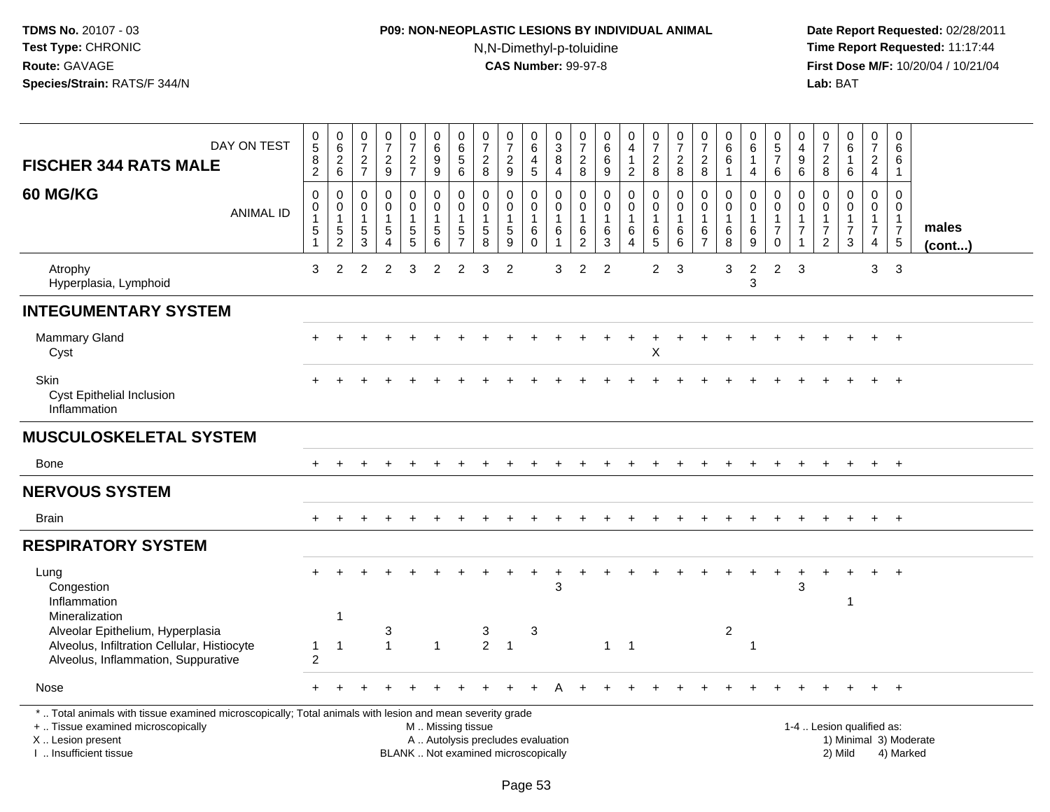**TDMS No.** 20107 - 03
**Test Type:** CHRONIC
**Route:** GAVAGE
**Species/Strain:** RATS/F 344/N

**P09: NON-NEOPLASTIC LESIONS BY INDIVIDUAL ANIMAL**
N,N-Dimethyl-p-toluidine
**CAS Number:** 99-97-8

**Date Report Requested:** 02/28/2011
**Time Report Requested:** 11:17:44
**First Dose M/F:** 10/20/04 / 10/21/04
**Lab:** BAT

| FISCHER 344 RATS MALE — DAY ON TEST | 0582 | 0626 | 0727 | 0729 | 0727 | 0699 | 0656 | 0728 | 0729 | 0645 | 0384 | 0728 | 0669 | 0412 | 0728 | 0728 | 0728 | 0661 | 0614 | 0576 | 0496 | 0728 | 0616 | 0724 | 0661 | |
|---|---|---|---|---|---|---|---|---|---|---|---|---|---|---|---|---|---|---|---|---|---|---|---|---|---|---|
| **60 MG/KG** — ANIMAL ID | 0015 1 | 0015 2 | 0015 3 | 0015 4 | 0015 5 | 0015 6 | 0015 7 | 0015 8 | 0015 9 | 0016 0 | 0016 1 | 0016 2 | 0016 3 | 0016 4 | 0016 5 | 0016 6 | 0016 7 | 0016 8 | 0016 9 | 0017 0 | 0017 1 | 0017 2 | 0017 3 | 0017 4 | 0017 5 | **males (cont...)** |
| Atrophy | 3 | 2 | 2 | 2 | 3 | 2 | 2 | 3 | 2 | | 3 | 2 | 2 | | 2 | 3 | | 3 | 2 | 2 | 3 | | | 3 | 3 | |
| Hyperplasia, Lymphoid | | | | | | | | | | | | | | | | | | | 3 | | | | | | | |
| **INTEGUMENTARY SYSTEM** | | | | | | | | | | | | | | | | | | | | | | | | | | |
| Mammary Gland | + | + | + | + | + | + | + | + | + | + | + | + | + | + | + | + | + | + | + | + | + | + | + | + | + | |
| Cyst | | | | | | | | | | | | | | | X | | | | | | | | | | | |
| Skin | + | + | + | + | + | + | + | + | + | + | + | + | + | + | + | + | + | + | + | + | + | + | + | + | + | |
| Cyst Epithelial Inclusion | | | | | | | | | | | | | | | | | | | | | | | | | | |
| Inflammation | | | | | | | | | | | | | | | | | | | | | | | | | | |
| **MUSCULOSKELETAL SYSTEM** | | | | | | | | | | | | | | | | | | | | | | | | | | |
| Bone | + | + | + | + | + | + | + | + | + | + | + | + | + | + | + | + | + | + | + | + | + | + | + | + | + | |
| **NERVOUS SYSTEM** | | | | | | | | | | | | | | | | | | | | | | | | | | |
| Brain | + | + | + | + | + | + | + | + | + | + | + | + | + | + | + | + | + | + | + | + | + | + | + | + | + | |
| **RESPIRATORY SYSTEM** | | | | | | | | | | | | | | | | | | | | | | | | | | |
| Lung | + | + | + | + | + | + | + | + | + | + | + | + | + | + | + | + | + | + | + | + | + | + | + | + | + | |
| Congestion | | | | | | | | | | | 3 | | | | | | | | | | 3 | | | | | |
| Inflammation | | | | | | | | | | | | | | | | | | | | | | | 1 | | | |
| Mineralization | | 1 | | | | | | | | | | | | | | | | | | | | | | | | |
| Alveolar Epithelium, Hyperplasia | | | | 3 | | | | 3 | | 3 | | | | | | | | 2 | | | | | | | | |
| Alveolus, Infiltration Cellular, Histiocyte | 1 | 1 | | 1 | | 1 | | 2 | 1 | | | | 1 | 1 | | | | | 1 | | | | | | | |
| Alveolus, Inflammation, Suppurative | 2 | | | | | | | | | | | | | | | | | | | | | | | | | |
| Nose | + | + | + | + | + | + | + | + | + | + | A | + | + | + | + | + | + | + | + | + | + | + | + | + | + | |

\* .. Total animals with tissue examined microscopically; Total animals with lesion and mean severity grade
\+ .. Tissue examined microscopically
X .. Lesion present
I .. Insufficient tissue
M .. Missing tissue
A .. Autolysis precludes evaluation
BLANK .. Not examined microscopically
1-4 .. Lesion qualified as: 1) Minimal 2) Mild 3) Moderate 4) Marked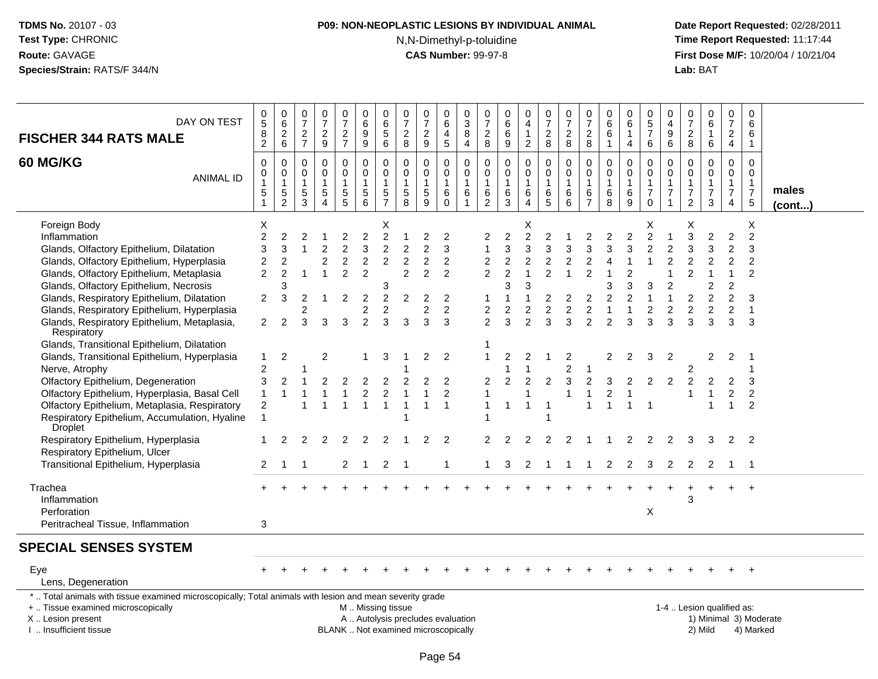**TDMS No.** 20107 - 03
**Test Type:** CHRONIC
**Route:** GAVAGE
**Species/Strain:** RATS/F 344/N

**P09: NON-NEOPLASTIC LESIONS BY INDIVIDUAL ANIMAL**
N,N-Dimethyl-p-toluidine
**CAS Number:** 99-97-8

**Date Report Requested:** 02/28/2011
**Time Report Requested:** 11:17:44
**First Dose M/F:** 10/20/04 / 10/21/04
**Lab:** BAT

## FISCHER 344 RATS MALE — 60 MG/KG

| DAY ON TEST | 0582 | 0626 | 0727 | 0729 | 0727 | 0699 | 0656 | 0728 | 0729 | 0645 | 0384 | 0728 | 0669 | 0412 | 0728 | 0728 | 0728 | 0661 | 0614 | 0576 | 0496 | 0728 | 0616 | 0724 | 0661 | |
|---|---|---|---|---|---|---|---|---|---|---|---|---|---|---|---|---|---|---|---|---|---|---|---|---|---|---|
| **ANIMAL ID** | 0151 | 0152 | 0153 | 0154 | 0155 | 0156 | 0157 | 0158 | 0159 | 0160 | 0161 | 0162 | 0163 | 0164 | 0165 | 0166 | 0167 | 0168 | 0169 | 0170 | 0171 | 0172 | 0173 | 0174 | 0175 | **males (cont...)** |
| Foreign Body | X | | | | | | X | | | | | | | X | | | | | | X | | X | | | X | |
| Inflammation | 2 | 2 | 2 | 1 | 2 | 2 | 2 | 1 | 2 | 2 | | 2 | 2 | 2 | 2 | 1 | 2 | 2 | 2 | 2 | 1 | 3 | 2 | 2 | 2 | |
| Glands, Olfactory Epithelium, Dilatation | 3 | 3 | 1 | 2 | 2 | 3 | 2 | 2 | 2 | 3 | | 1 | 3 | 3 | 3 | 3 | 3 | 3 | 3 | 2 | 2 | 3 | 3 | 2 | 3 | |
| Glands, Olfactory Epithelium, Hyperplasia | 2 | 2 | | 2 | 2 | 2 | 2 | 2 | 2 | 2 | | 2 | 2 | 2 | 2 | 2 | 2 | 4 | 1 | 1 | 2 | 2 | 2 | 2 | 2 | |
| Glands, Olfactory Epithelium, Metaplasia | 2 | 2 | 1 | 1 | 2 | 2 | | 2 | 2 | 2 | | 2 | 2 | 1 | 2 | 1 | 2 | 1 | 2 | | 1 | 2 | 1 | 1 | 2 | |
| Glands, Olfactory Epithelium, Necrosis | | 3 | | | | | 3 | | | | | | 3 | 3 | | | | 3 | 3 | 3 | 2 | | 2 | 2 | | |
| Glands, Respiratory Epithelium, Dilatation | 2 | 3 | 2 | 1 | 2 | 2 | 2 | 2 | 2 | 2 | | 1 | 1 | 1 | 2 | 2 | 2 | 2 | 2 | 1 | 1 | 2 | 2 | 2 | 3 | |
| Glands, Respiratory Epithelium, Hyperplasia | | | 2 | | | 2 | 2 | | 2 | 2 | | 2 | 2 | 2 | 2 | 2 | 2 | 1 | 1 | 2 | 2 | 2 | 2 | 2 | 1 | |
| Glands, Respiratory Epithelium, Metaplasia, Respiratory | 2 | 2 | 3 | 3 | 3 | 2 | 3 | 3 | 3 | 3 | | 2 | 3 | 2 | 3 | 3 | 2 | 2 | 3 | 3 | 3 | 3 | 3 | 3 | 3 | |
| Glands, Transitional Epithelium, Dilatation | | | | | | | | | | | | 1 | | | | | | | | | | | | | | |
| Glands, Transitional Epithelium, Hyperplasia | 1 | 2 | | 2 | | 1 | 3 | 1 | 2 | 2 | | 1 | 2 | 2 | 1 | 2 | | 2 | 2 | 3 | 2 | | 2 | 2 | 1 | |
| Nerve, Atrophy | 2 | | 1 | | | | | 1 | | | | | 1 | 1 | | 2 | 1 | | | | | 2 | | | 1 | |
| Olfactory Epithelium, Degeneration | 3 | 2 | 1 | 2 | 2 | 2 | 2 | 2 | 2 | 2 | | 2 | 2 | 2 | 2 | 3 | 2 | 3 | 2 | 2 | 2 | 2 | 2 | 2 | 3 | |
| Olfactory Epithelium, Hyperplasia, Basal Cell | 1 | 1 | 1 | 1 | 1 | 2 | 2 | 1 | 1 | 2 | | 1 | | 1 | | 1 | 1 | 2 | 1 | | | 1 | 1 | 2 | 2 | |
| Olfactory Epithelium, Metaplasia, Respiratory | 2 | | 1 | 1 | 1 | 1 | 1 | 1 | 1 | 1 | | 1 | 1 | 1 | 1 | | 1 | 1 | 1 | 1 | | | 1 | 1 | 2 | |
| Respiratory Epithelium, Accumulation, Hyaline Droplet | 1 | | | | | | | 1 | | | | 1 | | | 1 | | | | | | | | | | | |
| Respiratory Epithelium, Hyperplasia | 1 | 2 | 2 | 2 | 2 | 2 | 2 | 1 | 2 | 2 | | 2 | 2 | 2 | 2 | 2 | 1 | 1 | 2 | 2 | 2 | 3 | 3 | 2 | 2 | |
| Respiratory Epithelium, Ulcer | | | | | | | | | | | | | | | | | | | | | | | | | | |
| Transitional Epithelium, Hyperplasia | 2 | 1 | 1 | | 2 | 1 | 2 | 1 | | 1 | | 1 | 3 | 2 | 1 | 1 | 1 | 2 | 2 | 3 | 2 | 2 | 2 | 1 | 1 | |
| Trachea | + | + | + | + | + | + | + | + | + | + | + | + | + | + | + | + | + | + | + | + | + | + | + | + | + | |
| Inflammation | | | | | | | | | | | | | | | | | | | | | | 3 | | | | |
| Perforation | | | | | | | | | | | | | | | | | | | | X | | | | | | |
| Peritracheal Tissue, Inflammation | 3 | | | | | | | | | | | | | | | | | | | | | | | | | |
| **SPECIAL SENSES SYSTEM** | | | | | | | | | | | | | | | | | | | | | | | | | | |
| Eye | + | + | + | + | + | + | + | + | + | + | + | + | + | + | + | + | + | + | + | + | + | + | + | + | + | |
| Lens, Degeneration | | | | | | | | | | | | | | | | | | | | | | | | | | |

\* .. Total animals with tissue examined microscopically; Total animals with lesion and mean severity grade
\+ .. Tissue examined microscopically
X .. Lesion present
I .. Insufficient tissue

M .. Missing tissue
A .. Autolysis precludes evaluation
BLANK .. Not examined microscopically

1-4 .. Lesion qualified as:
1) Minimal 3) Moderate
2) Mild 4) Marked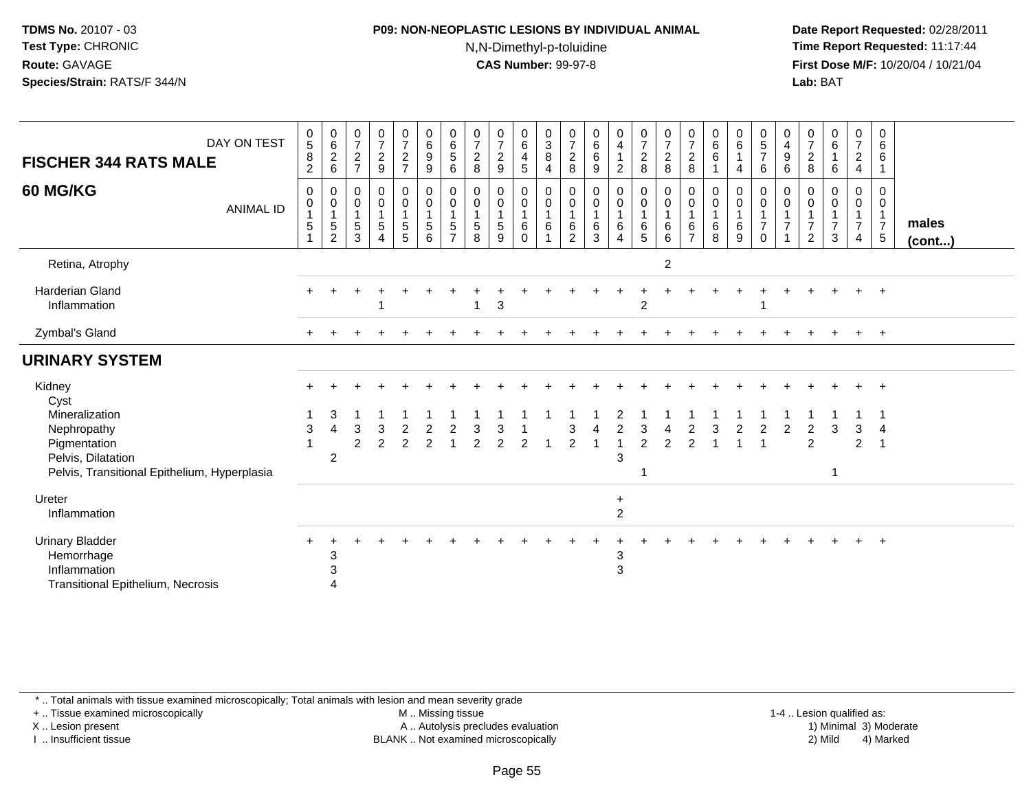**TDMS No.** 20107 - 03
**Test Type:** CHRONIC
**Route:** GAVAGE
**Species/Strain:** RATS/F 344/N

**P09: NON-NEOPLASTIC LESIONS BY INDIVIDUAL ANIMAL**
N,N-Dimethyl-p-toluidine
**CAS Number:** 99-97-8

**Date Report Requested:** 02/28/2011
**Time Report Requested:** 11:17:44
**First Dose M/F:** 10/20/04 / 10/21/04
**Lab:** BAT

## FISCHER 344 RATS MALE

## 60 MG/KG

| DAY ON TEST | 0582 | 0626 | 0727 | 0729 | 0727 | 0699 | 0656 | 0728 | 0729 | 0645 | 0384 | 0728 | 0669 | 0412 | 0728 | 0728 | 0728 | 0661 | 0614 | 0576 | 0496 | 0728 | 0616 | 0724 | 0661 | |
|---|---|---|---|---|---|---|---|---|---|---|---|---|---|---|---|---|---|---|---|---|---|---|---|---|---|---|
| **ANIMAL ID** | 0151 | 0152 | 0153 | 0154 | 0155 | 0156 | 0157 | 0158 | 0159 | 0160 | 0161 | 0162 | 0163 | 0164 | 0165 | 0166 | 0167 | 0168 | 0169 | 0170 | 0171 | 0172 | 0173 | 0174 | 0175 | **males (cont...)** |
| Retina, Atrophy | | | | | | | | | | | | | | | | 2 | | | | | | | | | | |
| Harderian Gland | + | + | + | + | + | + | + | + | + | + | + | + | + | + | + | + | + | + | + | + | + | + | + | + | + | |
| Inflammation | | | | 1 | | | | 1 | 3 | | | | | | 2 | | | | | 1 | | | | | | |
| Zymbal's Gland | + | + | + | + | + | + | + | + | + | + | + | + | + | + | + | + | + | + | + | + | + | + | + | + | + | |
| **URINARY SYSTEM** | | | | | | | | | | | | | | | | | | | | | | | | | | |
| Kidney | + | + | + | + | + | + | + | + | + | + | + | + | + | + | + | + | + | + | + | + | + | + | + | + | + | |
| Cyst | | | | | | | | | | | | | | | | | | | | | | | | | | |
| Mineralization | 1 | 3 | 1 | 1 | 1 | 1 | 1 | 1 | 1 | 1 | 1 | 1 | 1 | 2 | 1 | 1 | 1 | 1 | 1 | 1 | 1 | 1 | 1 | 1 | 1 | |
| Nephropathy | 3 | 4 | 3 | 3 | 2 | 2 | 2 | 3 | 3 | 1 | | 3 | 4 | 2 | 3 | 4 | 2 | 3 | 2 | 2 | 2 | 2 | 3 | 3 | 4 | |
| Pigmentation | 1 | | 2 | 2 | 2 | 2 | 1 | 2 | 2 | 2 | 1 | 2 | 1 | 1 | 2 | 2 | 2 | 1 | 1 | 1 | | 2 | | 2 | 1 | |
| Pelvis, Dilatation | | 2 | | | | | | | | | | | | 3 | | | | | | | | | | | | |
| Pelvis, Transitional Epithelium, Hyperplasia | | | | | | | | | | | | | | | 1 | | | | | | | | 1 | | | |
| Ureter | | | | | | | | | | | | | | + | | | | | | | | | | | | |
| Inflammation | | | | | | | | | | | | | | 2 | | | | | | | | | | | | |
| Urinary Bladder | + | + | + | + | + | + | + | + | + | + | + | + | + | + | + | + | + | + | + | + | + | + | + | + | + | |
| Hemorrhage | | 3 | | | | | | | | | | | | 3 | | | | | | | | | | | | |
| Inflammation | | 3 | | | | | | | | | | | | 3 | | | | | | | | | | | | |
| Transitional Epithelium, Necrosis | | 4 | | | | | | | | | | | | | | | | | | | | | | | | |

\* .. Total animals with tissue examined microscopically; Total animals with lesion and mean severity grade
+ .. Tissue examined microscopically
X .. Lesion present
I .. Insufficient tissue
M .. Missing tissue
A .. Autolysis precludes evaluation
BLANK .. Not examined microscopically
1-4 .. Lesion qualified as:
1) Minimal 3) Moderate
2) Mild 4) Marked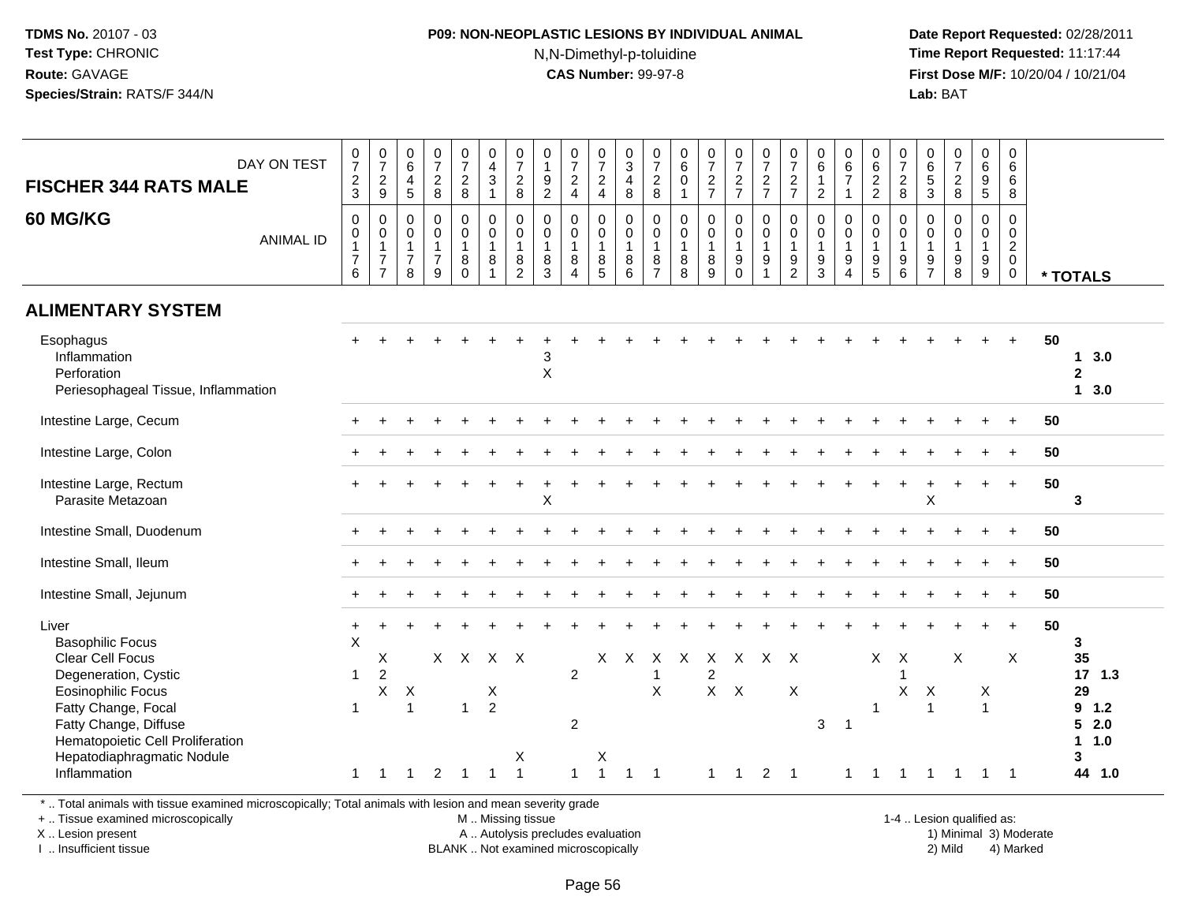TDMS No. 20107 - 03
Test Type: CHRONIC
Route: GAVAGE
Species/Strain: RATS/F 344/N

**P09: NON-NEOPLASTIC LESIONS BY INDIVIDUAL ANIMAL**
N,N-Dimethyl-p-toluidine
**CAS Number:** 99-97-8

Date Report Requested: 02/28/2011
Time Report Requested: 11:17:44
First Dose M/F: 10/20/04 / 10/21/04
Lab: BAT

**FISCHER 344 RATS MALE**

**60 MG/KG**

| DAY ON TEST | 0723 | 0729 | 0645 | 0728 | 0728 | 0431 | 0728 | 0192 | 0724 | 0724 | 0348 | 0728 | 0601 | 0727 | 0727 | 0727 | 0727 | 0612 | 0671 | 0622 | 0728 | 0653 | 0728 | 0695 | 0668 | |
|---|---|---|---|---|---|---|---|---|---|---|---|---|---|---|---|---|---|---|---|---|---|---|---|---|---|---|
| **ANIMAL ID** | 0176 | 0177 | 0178 | 0179 | 0180 | 0181 | 0182 | 0183 | 0184 | 0185 | 0186 | 0187 | 0188 | 0189 | 0190 | 0191 | 0192 | 0193 | 0194 | 0195 | 0196 | 0197 | 0198 | 0199 | 0200 | *** TOTALS** |
| **ALIMENTARY SYSTEM** | | | | | | | | | | | | | | | | | | | | | | | | | | |
| Esophagus | + | + | + | + | + | + | + | + | + | + | + | + | + | + | + | + | + | + | + | + | + | + | + | + | + | 50 |
| Inflammation | | | | | | | | 3 | | | | | | | | | | | | | | | | | | 1 3.0 |
| Perforation | | | | | | | | X | | | | | | | | | | | | | | | | | | 2 |
| Periesophageal Tissue, Inflammation | | | | | | | | | | | | | | | | | | | | | | | | | | 1 3.0 |
| Intestine Large, Cecum | + | + | + | + | + | + | + | + | + | + | + | + | + | + | + | + | + | + | + | + | + | + | + | + | + | 50 |
| Intestine Large, Colon | + | + | + | + | + | + | + | + | + | + | + | + | + | + | + | + | + | + | + | + | + | + | + | + | + | 50 |
| Intestine Large, Rectum | + | + | + | + | + | + | + | + | + | + | + | + | + | + | + | + | + | + | + | + | + | + | + | + | + | 50 |
| Parasite Metazoan | | | | | | | | X | | | | | | | | | | | | | | X | | | | 3 |
| Intestine Small, Duodenum | + | + | + | + | + | + | + | + | + | + | + | + | + | + | + | + | + | + | + | + | + | + | + | + | + | 50 |
| Intestine Small, Ileum | + | + | + | + | + | + | + | + | + | + | + | + | + | + | + | + | + | + | + | + | + | + | + | + | + | 50 |
| Intestine Small, Jejunum | + | + | + | + | + | + | + | + | + | + | + | + | + | + | + | + | + | + | + | + | + | + | + | + | + | 50 |
| Liver | + | + | + | + | + | + | + | + | + | + | + | + | + | + | + | + | + | + | + | + | + | + | + | + | + | 50 |
| Basophilic Focus | X | | | | | | | | | | | | | | | | | | | | | | | | | 3 |
| Clear Cell Focus | | X | | X | X | X | X | | | X | X | X | X | X | X | X | X | | | X | X | | X | | X | 35 |
| Degeneration, Cystic | 1 | 2 | | | | | | | 2 | | | 1 | | 2 | | | | | | | 1 | | | | | 17 1.3 |
| Eosinophilic Focus | | X | X | | | X | | | | | | X | | X | X | | X | | | | X | X | | X | | 29 |
| Fatty Change, Focal | 1 | | 1 | | 1 | 2 | | | | | | | | | | | | | | 1 | | 1 | | 1 | | 9 1.2 |
| Fatty Change, Diffuse | | | | | | | | | 2 | | | | | | | | | 3 | 1 | | | | | | | 5 2.0 |
| Hematopoietic Cell Proliferation | | | | | | | | | | | | | | | | | | | | | | | | | | 1 1.0 |
| Hepatodiaphragmatic Nodule | | | | | | | X | | | X | | | | | | | | | | | | | | | | 3 |
| Inflammation | 1 | 1 | 1 | 2 | 1 | 1 | 1 | | 1 | 1 | 1 | 1 | | 1 | 1 | 2 | 1 | | 1 | 1 | 1 | 1 | 1 | 1 | 1 | 44 1.0 |

\* .. Total animals with tissue examined microscopically; Total animals with lesion and mean severity grade
+ .. Tissue examined microscopically
X .. Lesion present
I .. Insufficient tissue

M .. Missing tissue
A .. Autolysis precludes evaluation
BLANK .. Not examined microscopically

1-4 .. Lesion qualified as:
1) Minimal 3) Moderate
2) Mild 4) Marked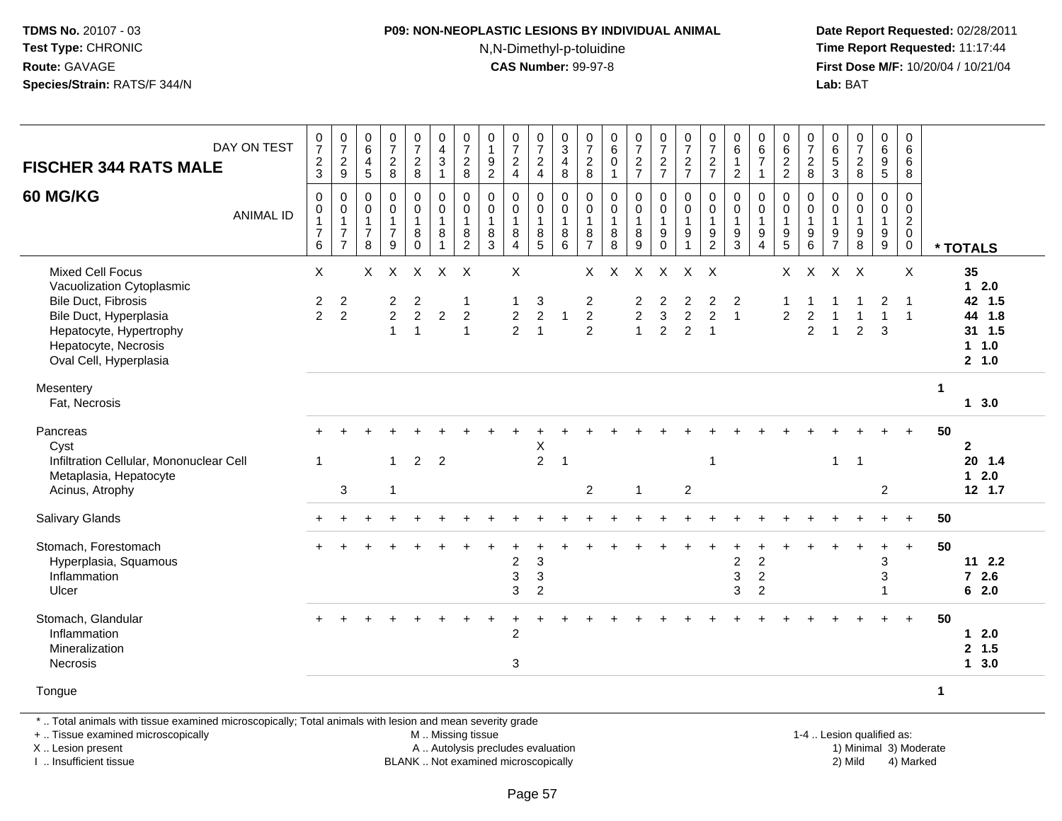**TDMS No.** 20107 - 03
**Test Type:** CHRONIC
**Route:** GAVAGE
**Species/Strain:** RATS/F 344/N

**P09: NON-NEOPLASTIC LESIONS BY INDIVIDUAL ANIMAL**
N,N-Dimethyl-p-toluidine
**CAS Number:** 99-97-8

**Date Report Requested:** 02/28/2011
**Time Report Requested:** 11:17:44
**First Dose M/F:** 10/20/04 / 10/21/04
**Lab:** BAT

## FISCHER 344 RATS MALE
## 60 MG/KG

| DAY ON TEST | 0723 | 0729 | 0645 | 0728 | 0728 | 0431 | 0728 | 0192 | 0724 | 0724 | 0348 | 0728 | 0601 | 0727 | 0727 | 0727 | 0727 | 0612 | 0671 | 0622 | 0728 | 0653 | 0728 | 0695 | 0668 | |
|---|---|---|---|---|---|---|---|---|---|---|---|---|---|---|---|---|---|---|---|---|---|---|---|---|---|---|
| **ANIMAL ID** | 0176 | 0177 | 0178 | 0179 | 0180 | 0181 | 0182 | 0183 | 0184 | 0185 | 0186 | 0187 | 0188 | 0189 | 0190 | 0191 | 0192 | 0193 | 0194 | 0195 | 0196 | 0197 | 0198 | 0199 | 0200 | *** TOTALS** |
| Mixed Cell Focus | X | | X | X | X | X | X | | X | | | X | X | X | X | X | X | | | X | X | X | X | | X | 35 |
| Vacuolization Cytoplasmic | | | | | | | | | | | | | | | | | | | | | | | | | | 1 2.0 |
| Bile Duct, Fibrosis | 2 | 2 | | 2 | 2 | | 1 | | 1 | 3 | | 2 | | 2 | 2 | 2 | 2 | 2 | | 1 | 1 | 1 | 1 | 2 | 1 | 42 1.5 |
| Bile Duct, Hyperplasia | 2 | 2 | | 2 | 2 | 2 | 2 | | 2 | 2 | 1 | 2 | | 2 | 3 | 2 | 2 | 1 | | 2 | 2 | 1 | 1 | 1 | 1 | 44 1.8 |
| Hepatocyte, Hypertrophy | | | | 1 | 1 | | 1 | | 2 | 1 | | 2 | | 1 | 2 | 2 | 1 | | | | 2 | 1 | 2 | 3 | | 31 1.5 |
| Hepatocyte, Necrosis | | | | | | | | | | | | | | | | | | | | | | | | | | 1 1.0 |
| Oval Cell, Hyperplasia | | | | | | | | | | | | | | | | | | | | | | | | | | 2 1.0 |
| Mesentery | | | | | | | | | | | | | | | | | | | | | | | | | | 1 |
| Fat, Necrosis | | | | | | | | | | | | | | | | | | | | | | | | | | 1 3.0 |
| Pancreas | + | + | + | + | + | + | + | + | + | + | + | + | + | + | + | + | + | + | + | + | + | + | + | + | + | 50 |
| Cyst | | | | | | | | | | X | | | | | | | | | | | | | | | | 2 |
| Infiltration Cellular, Mononuclear Cell | 1 | | | 1 | 2 | 2 | | | | 2 | 1 | | | | | | 1 | | | | | 1 | 1 | | | 20 1.4 |
| Metaplasia, Hepatocyte | | | | | | | | | | | | | | | | | | | | | | | | | | 1 2.0 |
| Acinus, Atrophy | | 3 | | 1 | | | | | | | | 2 | | 1 | | 2 | | | | | | | | 2 | | 12 1.7 |
| Salivary Glands | + | + | + | + | + | + | + | + | + | + | + | + | + | + | + | + | + | + | + | + | + | + | + | + | + | 50 |
| Stomach, Forestomach | + | + | + | + | + | + | + | + | + | + | + | + | + | + | + | + | + | + | + | + | + | + | + | + | + | 50 |
| Hyperplasia, Squamous | | | | | | | | | 2 | 3 | | | | | | | | 2 | 2 | | | | | 3 | | 11 2.2 |
| Inflammation | | | | | | | | | 3 | 3 | | | | | | | | 3 | 2 | | | | | 3 | | 7 2.6 |
| Ulcer | | | | | | | | | 3 | 2 | | | | | | | | 3 | 2 | | | | | 1 | | 6 2.0 |
| Stomach, Glandular | + | + | + | + | + | + | + | + | + | + | + | + | + | + | + | + | + | + | + | + | + | + | + | + | + | 50 |
| Inflammation | | | | | | | | | 2 | | | | | | | | | | | | | | | | | 1 2.0 |
| Mineralization | | | | | | | | | | | | | | | | | | | | | | | | | | 2 1.5 |
| Necrosis | | | | | | | | | 3 | | | | | | | | | | | | | | | | | 1 3.0 |
| Tongue | | | | | | | | | | | | | | | | | | | | | | | | | | 1 |

\* .. Total animals with tissue examined microscopically; Total animals with lesion and mean severity grade
+ .. Tissue examined microscopically
X .. Lesion present
I .. Insufficient tissue
M .. Missing tissue
A .. Autolysis precludes evaluation
BLANK .. Not examined microscopically
1-4 .. Lesion qualified as:
1) Minimal 3) Moderate
2) Mild 4) Marked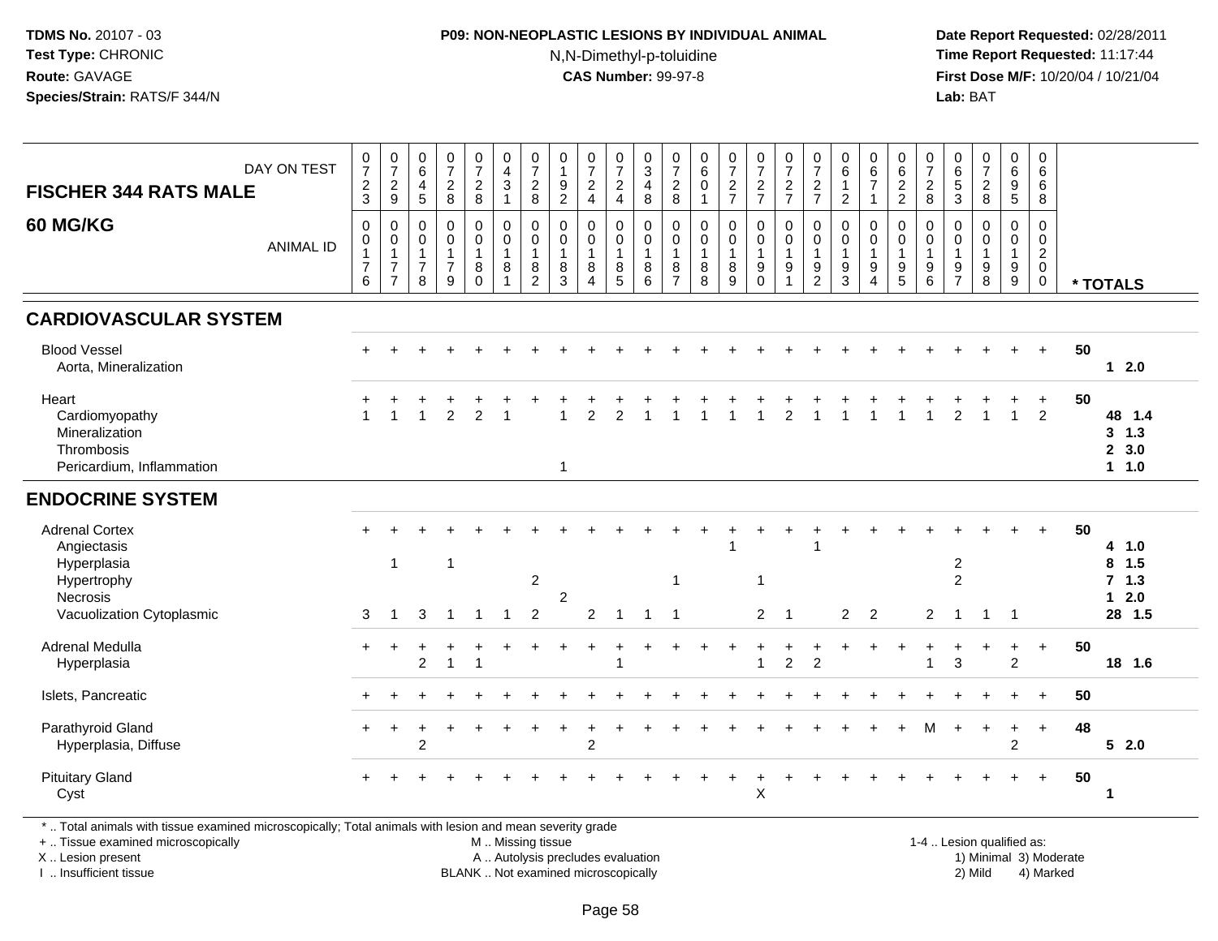TDMS No. 20107 - 03
Test Type: CHRONIC
Route: GAVAGE
Species/Strain: RATS/F 344/N

**P09: NON-NEOPLASTIC LESIONS BY INDIVIDUAL ANIMAL**
N,N-Dimethyl-p-toluidine
**CAS Number:** 99-97-8

Date Report Requested: 02/28/2011
Time Report Requested: 11:17:44
First Dose M/F: 10/20/04 / 10/21/04
Lab: BAT

| FISCHER 344 RATS MALE — DAY ON TEST | 0723 | 0729 | 0645 | 0728 | 0728 | 0431 | 0728 | 0192 | 0724 | 0724 | 0348 | 0728 | 0601 | 0727 | 0727 | 0727 | 0727 | 0612 | 0671 | 0622 | 0728 | 0653 | 0728 | 0695 | 0668 | |
|---|---|---|---|---|---|---|---|---|---|---|---|---|---|---|---|---|---|---|---|---|---|---|---|---|---|---|
| **60 MG/KG** — ANIMAL ID | 0176 | 0177 | 0178 | 0179 | 0180 | 0181 | 0182 | 0183 | 0184 | 0185 | 0186 | 0187 | 0188 | 0189 | 0190 | 0191 | 0192 | 0193 | 0194 | 0195 | 0196 | 0197 | 0198 | 0199 | 0200 | * TOTALS |
| **CARDIOVASCULAR SYSTEM** | | | | | | | | | | | | | | | | | | | | | | | | | | |
| Blood Vessel | + | + | + | + | + | + | + | + | + | + | + | + | + | + | + | + | + | + | + | + | + | + | + | + | + | 50 |
| Aorta, Mineralization | | | | | | | | | | | | | | | | | | | | | | | | | | 1 2.0 |
| Heart | + | + | + | + | + | + | + | + | + | + | + | + | + | + | + | + | + | + | + | + | + | + | + | + | + | 50 |
| Cardiomyopathy | 1 | 1 | 1 | 2 | 2 | 1 | | 1 | 2 | 2 | 1 | 1 | 1 | 1 | 1 | 2 | 1 | 1 | 1 | 1 | 1 | 2 | 1 | 1 | 2 | 48 1.4 |
| Mineralization | | | | | | | | | | | | | | | | | | | | | | | | | | 3 1.3 |
| Thrombosis | | | | | | | | | | | | | | | | | | | | | | | | | | 2 3.0 |
| Pericardium, Inflammation | | | | | | | | 1 | | | | | | | | | | | | | | | | | | 1 1.0 |
| **ENDOCRINE SYSTEM** | | | | | | | | | | | | | | | | | | | | | | | | | | |
| Adrenal Cortex | + | + | + | + | + | + | + | + | + | + | + | + | + | + | + | + | + | + | + | + | + | + | + | + | + | 50 |
| Angiectasis | | | | | | | | | | | | | | 1 | | | 1 | | | | | | | | | 4 1.0 |
| Hyperplasia | | 1 | | 1 | | | | | | | | | | | | | | | | | | 2 | | | | 8 1.5 |
| Hypertrophy | | | | | | | 2 | | | | | 1 | | | 1 | | | | | | | 2 | | | | 7 1.3 |
| Necrosis | | | | | | | | 2 | | | | | | | | | | | | | | | | | | 1 2.0 |
| Vacuolization Cytoplasmic | 3 | 1 | 3 | 1 | 1 | 1 | 2 | | 2 | 1 | 1 | 1 | | | 2 | 1 | | 2 | 2 | | 2 | 1 | 1 | 1 | | 28 1.5 |
| Adrenal Medulla | + | + | + | + | + | + | + | + | + | + | + | + | + | + | + | + | + | + | + | + | + | + | + | + | + | 50 |
| Hyperplasia | | | 2 | 1 | 1 | | | | | 1 | | | | | 1 | 2 | 2 | | | | 1 | 3 | | 2 | | 18 1.6 |
| Islets, Pancreatic | + | + | + | + | + | + | + | + | + | + | + | + | + | + | + | + | + | + | + | + | + | + | + | + | + | 50 |
| Parathyroid Gland | + | + | + | + | + | + | + | + | + | + | + | + | + | + | + | + | + | + | + | + | M | + | + | + | + | 48 |
| Hyperplasia, Diffuse | | | 2 | | | | | | 2 | | | | | | | | | | | | | | | 2 | | 5 2.0 |
| Pituitary Gland | + | + | + | + | + | + | + | + | + | + | + | + | + | + | + | + | + | + | + | + | + | + | + | + | + | 50 |
| Cyst | | | | | | | | | | | | | | | X | | | | | | | | | | | 1 |

* .. Total animals with tissue examined microscopically; Total animals with lesion and mean severity grade
+ .. Tissue examined microscopically
X .. Lesion present
I .. Insufficient tissue
M .. Missing tissue
A .. Autolysis precludes evaluation
BLANK .. Not examined microscopically
1-4 .. Lesion qualified as: 1) Minimal 2) Mild 3) Moderate 4) Marked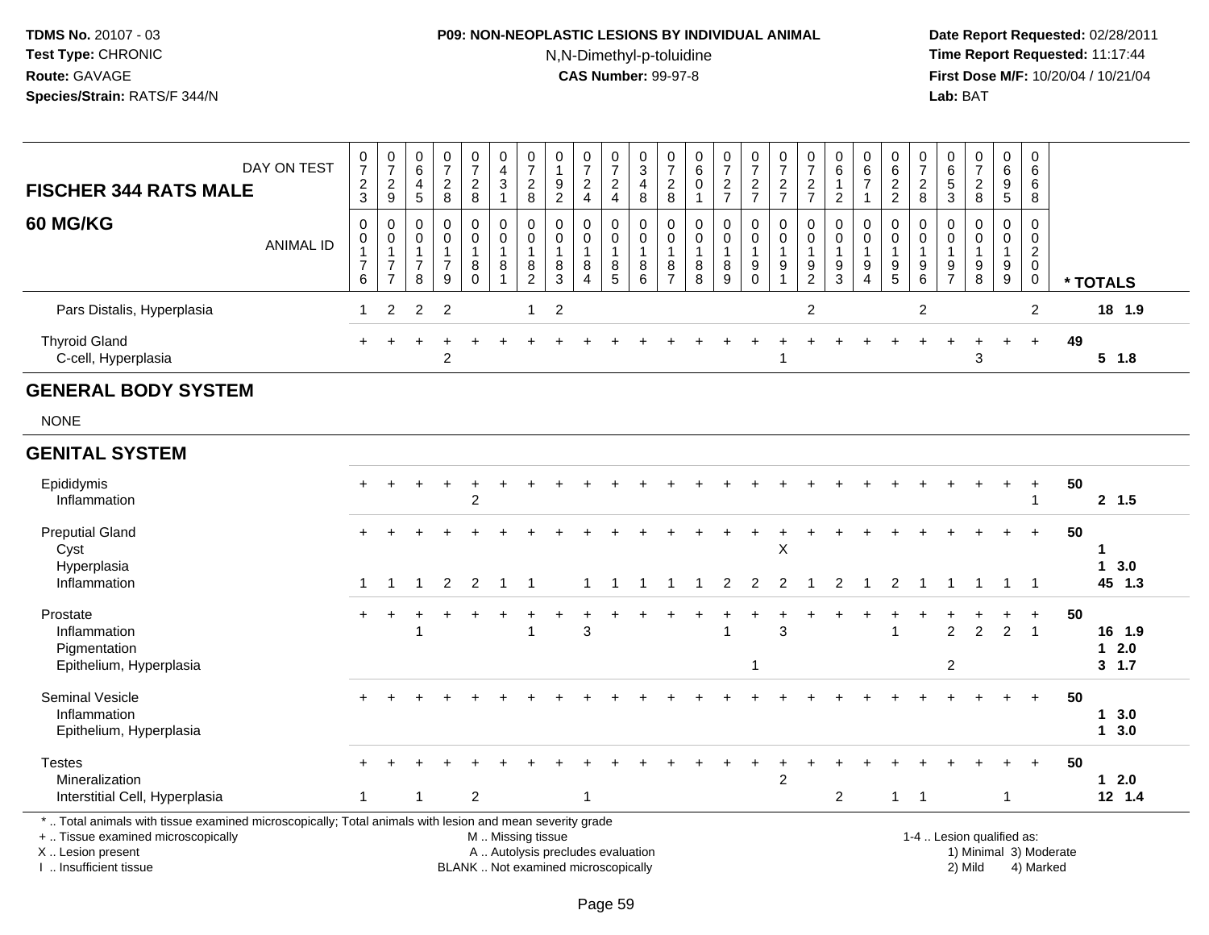**TDMS No.** 20107 - 03
**Test Type:** CHRONIC
**Route:** GAVAGE
**Species/Strain:** RATS/F 344/N

**P09: NON-NEOPLASTIC LESIONS BY INDIVIDUAL ANIMAL**
N,N-Dimethyl-p-toluidine
**CAS Number:** 99-97-8

**Date Report Requested:** 02/28/2011
**Time Report Requested:** 11:17:44
**First Dose M/F:** 10/20/04 / 10/21/04
**Lab:** BAT

| FISCHER 344 RATS MALE — DAY ON TEST | 0723 | 0729 | 0645 | 0728 | 0728 | 0431 | 0728 | 0192 | 0724 | 0724 | 0348 | 0728 | 0601 | 0727 | 0727 | 0727 | 0727 | 0612 | 0671 | 0622 | 0728 | 0653 | 0728 | 0695 | 0668 | | |
|---|---|---|---|---|---|---|---|---|---|---|---|---|---|---|---|---|---|---|---|---|---|---|---|---|---|---|---|
| **60 MG/KG** — ANIMAL ID | 0176 | 0177 | 0178 | 0179 | 0180 | 0181 | 0182 | 0183 | 0184 | 0185 | 0186 | 0187 | 0188 | 0189 | 0190 | 0191 | 0192 | 0193 | 0194 | 0195 | 0196 | 0197 | 0198 | 0199 | 0200 | | * TOTALS |
| Pars Distalis, Hyperplasia | 1 | 2 | 2 | 2 | | | 1 | 2 | | | | | | | | | 2 | | | | 2 | | | | 2 | | 18 1.9 |
| Thyroid Gland | + | + | + | + | + | + | + | + | + | + | + | + | + | + | + | + | + | + | + | + | + | + | + | + | + | 49 | |
| C-cell, Hyperplasia | | | | 2 | | | | | | | | | | | | 1 | | | | | | | 3 | | | | 5 1.8 |
| **GENERAL BODY SYSTEM** | | | | | | | | | | | | | | | | | | | | | | | | | | | |
| NONE | | | | | | | | | | | | | | | | | | | | | | | | | | | |
| **GENITAL SYSTEM** | | | | | | | | | | | | | | | | | | | | | | | | | | | |
| Epididymis | + | + | + | + | + | + | + | + | + | + | + | + | + | + | + | + | + | + | + | + | + | + | + | + | + | 50 | |
| Inflammation | | | | | 2 | | | | | | | | | | | | | | | | | | | | 1 | | 2 1.5 |
| Preputial Gland | + | + | + | + | + | + | + | + | + | + | + | + | + | + | + | + | + | + | + | + | + | + | + | + | + | 50 | |
| Cyst | | | | | | | | | | | | | | | | X | | | | | | | | | | | 1 |
| Hyperplasia | | | | | | | | | | | | | | | | | | | | | | | | | | | 1 3.0 |
| Inflammation | 1 | 1 | 1 | 2 | 2 | 1 | 1 | | 1 | 1 | 1 | 1 | 1 | 2 | 2 | 2 | 1 | 2 | 1 | 2 | 1 | 1 | 1 | 1 | 1 | | 45 1.3 |
| Prostate | + | + | + | + | + | + | + | + | + | + | + | + | + | + | + | + | + | + | + | + | + | + | + | + | + | 50 | |
| Inflammation | | | 1 | | | | 1 | | 3 | | | | | 1 | | 3 | | | | 1 | | 2 | 2 | 2 | 1 | | 16 1.9 |
| Pigmentation | | | | | | | | | | | | | | | | | | | | | | | | | | | 1 2.0 |
| Epithelium, Hyperplasia | | | | | | | | | | | | | | | 1 | | | | | | | 2 | | | | | 3 1.7 |
| Seminal Vesicle | + | + | + | + | + | + | + | + | + | + | + | + | + | + | + | + | + | + | + | + | + | + | + | + | + | 50 | |
| Inflammation | | | | | | | | | | | | | | | | | | | | | | | | | | | 1 3.0 |
| Epithelium, Hyperplasia | | | | | | | | | | | | | | | | | | | | | | | | | | | 1 3.0 |
| Testes | + | + | + | + | + | + | + | + | + | + | + | + | + | + | + | + | + | + | + | + | + | + | + | + | + | 50 | |
| Mineralization | | | | | | | | | | | | | | | | 2 | | | | | | | | | | | 1 2.0 |
| Interstitial Cell, Hyperplasia | 1 | | 1 | | 2 | | | | 1 | | | | | | | | | 2 | | 1 | 1 | | | 1 | | | 12 1.4 |

* .. Total animals with tissue examined microscopically; Total animals with lesion and mean severity grade
+ .. Tissue examined microscopically
X .. Lesion present
I .. Insufficient tissue

M .. Missing tissue
A .. Autolysis precludes evaluation
BLANK .. Not examined microscopically

1-4 .. Lesion qualified as:
1) Minimal 3) Moderate
2) Mild 4) Marked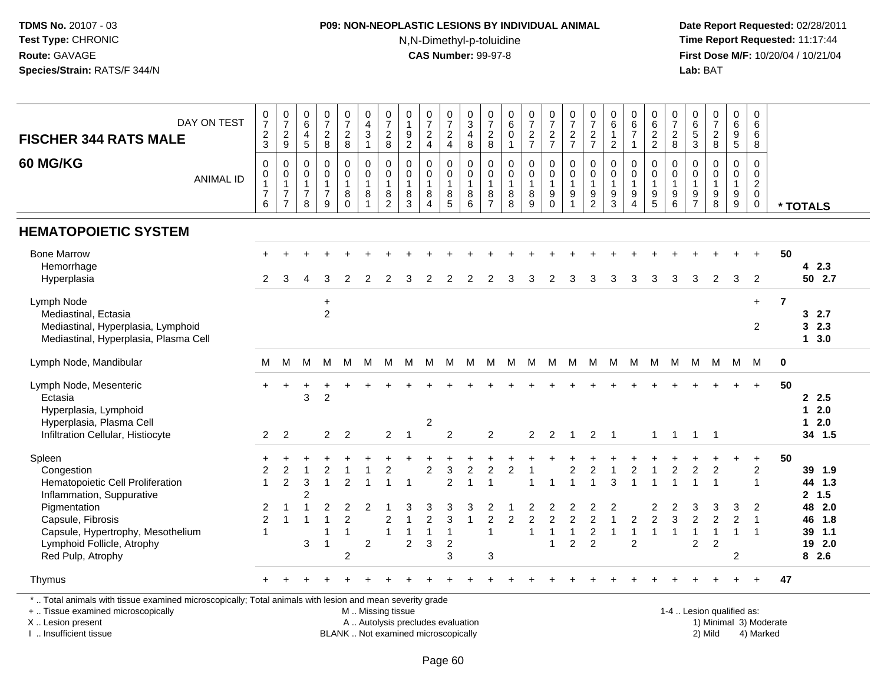## FISCHER 344 RATS MALE — 60 MG/KG

| DAY ON TEST | 0723 | 0729 | 0645 | 0728 | 0728 | 0431 | 0728 | 0192 | 0724 | 0724 | 0348 | 0728 | 0601 | 0727 | 0727 | 0727 | 0727 | 0612 | 0671 | 0622 | 0728 | 0653 | 0728 | 0695 | 0668 | |
|---|---|---|---|---|---|---|---|---|---|---|---|---|---|---|---|---|---|---|---|---|---|---|---|---|---|---|
| **ANIMAL ID** | 0176 | 0177 | 0178 | 0179 | 0180 | 0181 | 0182 | 0183 | 0184 | 0185 | 0186 | 0187 | 0188 | 0189 | 0190 | 0191 | 0192 | 0193 | 0194 | 0195 | 0196 | 0197 | 0198 | 0199 | 0200 | *** TOTALS** |
| **HEMATOPOIETIC SYSTEM** | | | | | | | | | | | | | | | | | | | | | | | | | | |
| Bone Marrow | + | + | + | + | + | + | + | + | + | + | + | + | + | + | + | + | + | + | + | + | + | + | + | + | + | 50 |
| Hemorrhage | | | | | | | | | | | | | | | | | | | | | | | | | | 4 2.3 |
| Hyperplasia | 2 | 3 | 4 | 3 | 2 | 2 | 2 | 3 | 2 | 2 | 2 | 2 | 3 | 3 | 2 | 3 | 3 | 3 | 3 | 3 | 3 | 3 | 2 | 3 | 2 | 50 2.7 |
| Lymph Node | | | | + | | | | | | | | | | | | | | | | | | | | | + | 7 |
| Mediastinal, Ectasia | | | | 2 | | | | | | | | | | | | | | | | | | | | | | 3 2.7 |
| Mediastinal, Hyperplasia, Lymphoid | | | | | | | | | | | | | | | | | | | | | | | | | 2 | 3 2.3 |
| Mediastinal, Hyperplasia, Plasma Cell | | | | | | | | | | | | | | | | | | | | | | | | | | 1 3.0 |
| Lymph Node, Mandibular | M | M | M | M | M | M | M | M | M | M | M | M | M | M | M | M | M | M | M | M | M | M | M | M | M | 0 |
| Lymph Node, Mesenteric | + | + | + | + | + | + | + | + | + | + | + | + | + | + | + | + | + | + | + | + | + | + | + | + | + | 50 |
| Ectasia | | | 3 | 2 | | | | | | | | | | | | | | | | | | | | | | 2 2.5 |
| Hyperplasia, Lymphoid | | | | | | | | | | | | | | | | | | | | | | | | | | 1 2.0 |
| Hyperplasia, Plasma Cell | | | | | | | | | 2 | | | | | | | | | | | | | | | | | 1 2.0 |
| Infiltration Cellular, Histiocyte | 2 | 2 | | 2 | 2 | | 2 | 1 | | 2 | | 2 | | 2 | 2 | 1 | 2 | 1 | | 1 | 1 | 1 | 1 | | | 34 1.5 |
| Spleen | + | + | + | + | + | + | + | + | + | + | + | + | + | + | + | + | + | + | + | + | + | + | + | + | + | 50 |
| Congestion | 2 | 2 | 1 | 2 | 1 | 1 | 2 | | 2 | 3 | 2 | 2 | 2 | 1 | | 2 | 2 | 1 | 2 | 1 | 2 | 2 | 2 | | 2 | 39 1.9 |
| Hematopoietic Cell Proliferation | 1 | 2 | 3 | 1 | 2 | 1 | 1 | 1 | | 2 | 1 | 1 | | 1 | 1 | 1 | 1 | 3 | 1 | 1 | 1 | 1 | 1 | | 1 | 44 1.3 |
| Inflammation, Suppurative | | | 2 | | | | | | | | | | | | | | | | | | | | | | | 2 1.5 |
| Pigmentation | 2 | 1 | 1 | 2 | 2 | 2 | 1 | 3 | 3 | 3 | 3 | 2 | 1 | 2 | 2 | 2 | 2 | 2 | | 2 | 2 | 3 | 3 | 3 | 2 | 48 2.0 |
| Capsule, Fibrosis | 2 | 1 | 1 | 1 | 2 | | 2 | 1 | 2 | 3 | 1 | 2 | 2 | 2 | 2 | 2 | 2 | 1 | 2 | 2 | 3 | 2 | 2 | 2 | 1 | 46 1.8 |
| Capsule, Hypertrophy, Mesothelium | 1 | | | 1 | 1 | | 1 | 1 | 1 | 1 | | 1 | | 1 | 1 | 1 | 2 | 1 | 1 | 1 | 1 | 1 | 1 | 1 | 1 | 39 1.1 |
| Lymphoid Follicle, Atrophy | | | 3 | 1 | | 2 | | 2 | 3 | 2 | | | | | 1 | 2 | 2 | | 2 | | | 2 | 2 | | | 19 2.0 |
| Red Pulp, Atrophy | | | | | 2 | | | | | 3 | | 3 | | | | | | | | | | | | 2 | | 8 2.6 |
| Thymus | + | + | + | + | + | + | + | + | + | + | + | + | + | + | + | + | + | + | + | + | + | + | + | + | + | 47 |

\* .. Total animals with tissue examined microscopically; Total animals with lesion and mean severity grade

+ .. Tissue examined microscopically M .. Missing tissue 1-4 .. Lesion qualified as:
X .. Lesion present A .. Autolysis precludes evaluation 1) Minimal 3) Moderate
I .. Insufficient tissue BLANK .. Not examined microscopically 2) Mild 4) Marked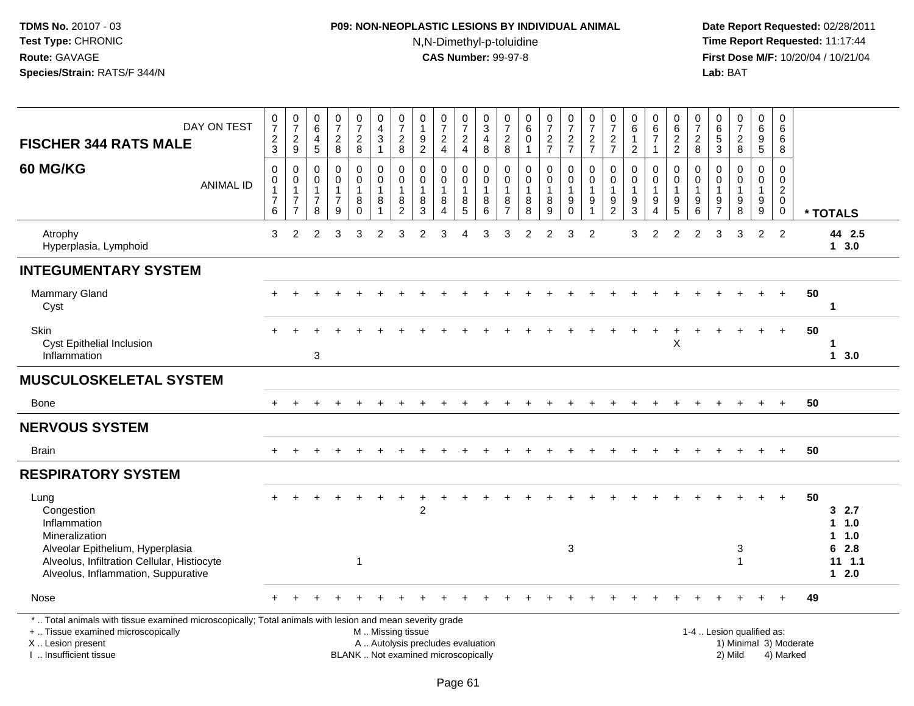**TDMS No.** 20107 - 03
**Test Type:** CHRONIC
**Route:** GAVAGE
**Species/Strain:** RATS/F 344/N

**P09: NON-NEOPLASTIC LESIONS BY INDIVIDUAL ANIMAL**
N,N-Dimethyl-p-toluidine
**CAS Number:** 99-97-8

**Date Report Requested:** 02/28/2011
**Time Report Requested:** 11:17:44
**First Dose M/F:** 10/20/04 / 10/21/04
**Lab:** BAT

| FISCHER 344 RATS MALE — DAY ON TEST | 0723 | 0729 | 0645 | 0728 | 0728 | 0431 | 0728 | 0192 | 0724 | 0724 | 0348 | 0728 | 0601 | 0727 | 0727 | 0727 | 0727 | 0612 | 0671 | 0622 | 0728 | 0653 | 0728 | 0695 | 0668 | |
|---|---|---|---|---|---|---|---|---|---|---|---|---|---|---|---|---|---|---|---|---|---|---|---|---|---|---|
| **60 MG/KG** — ANIMAL ID | 00176 | 00177 | 00178 | 00179 | 00180 | 00181 | 00182 | 00183 | 00184 | 00185 | 00186 | 00187 | 00188 | 00189 | 00190 | 00191 | 00192 | 00193 | 00194 | 00195 | 00196 | 00197 | 00198 | 00199 | 00200 | * TOTALS |
| Atrophy | 3 | 2 | 2 | 3 | 3 | 2 | 3 | 2 | 3 | 4 | 3 | 3 | 2 | 2 | 3 | 2 | | 3 | 2 | 2 | 2 | 3 | 3 | 2 | 2 | 44 2.5 |
| Hyperplasia, Lymphoid | | | | | | | | | | | | | | | | | | | | | | | | | | 1 3.0 |
| **INTEGUMENTARY SYSTEM** | | | | | | | | | | | | | | | | | | | | | | | | | | |
| Mammary Gland | + | + | + | + | + | + | + | + | + | + | + | + | + | + | + | + | + | + | + | + | + | + | + | + | + | 50 |
| Cyst | | | | | | | | | | | | | | | | | | | | | | | | | | 1 |
| Skin | + | + | + | + | + | + | + | + | + | + | + | + | + | + | + | + | + | + | + | + | + | + | + | + | + | 50 |
| Cyst Epithelial Inclusion | | | | | | | | | | | | | | | | | | | | X | | | | | | 1 |
| Inflammation | | | 3 | | | | | | | | | | | | | | | | | | | | | | | 1 3.0 |
| **MUSCULOSKELETAL SYSTEM** | | | | | | | | | | | | | | | | | | | | | | | | | | |
| Bone | + | + | + | + | + | + | + | + | + | + | + | + | + | + | + | + | + | + | + | + | + | + | + | + | + | 50 |
| **NERVOUS SYSTEM** | | | | | | | | | | | | | | | | | | | | | | | | | | |
| Brain | + | + | + | + | + | + | + | + | + | + | + | + | + | + | + | + | + | + | + | + | + | + | + | + | + | 50 |
| **RESPIRATORY SYSTEM** | | | | | | | | | | | | | | | | | | | | | | | | | | |
| Lung | + | + | + | + | + | + | + | + | + | + | + | + | + | + | + | + | + | + | + | + | + | + | + | + | + | 50 |
| Congestion | | | | | | | | 2 | | | | | | | | | | | | | | | | | | 3 2.7 |
| Inflammation | | | | | | | | | | | | | | | | | | | | | | | | | | 1 1.0 |
| Mineralization | | | | | | | | | | | | | | | | | | | | | | | | | | 1 1.0 |
| Alveolar Epithelium, Hyperplasia | | | | | | | | | | | | | | | 3 | | | | | | | | 3 | | | 6 2.8 |
| Alveolus, Infiltration Cellular, Histiocyte | | | | | 1 | | | | | | | | | | | | | | | | | | 1 | | | 11 1.1 |
| Alveolus, Inflammation, Suppurative | | | | | | | | | | | | | | | | | | | | | | | | | | 1 2.0 |
| Nose | + | + | + | + | + | + | + | + | + | + | + | + | + | + | + | + | + | + | + | + | + | + | + | + | + | 49 |

\* .. Total animals with tissue examined microscopically; Total animals with lesion and mean severity grade
\+ .. Tissue examined microscopically
X .. Lesion present
I .. Insufficient tissue

M .. Missing tissue
A .. Autolysis precludes evaluation
BLANK .. Not examined microscopically

1-4 .. Lesion qualified as:
1) Minimal 2) Mild 3) Moderate 4) Marked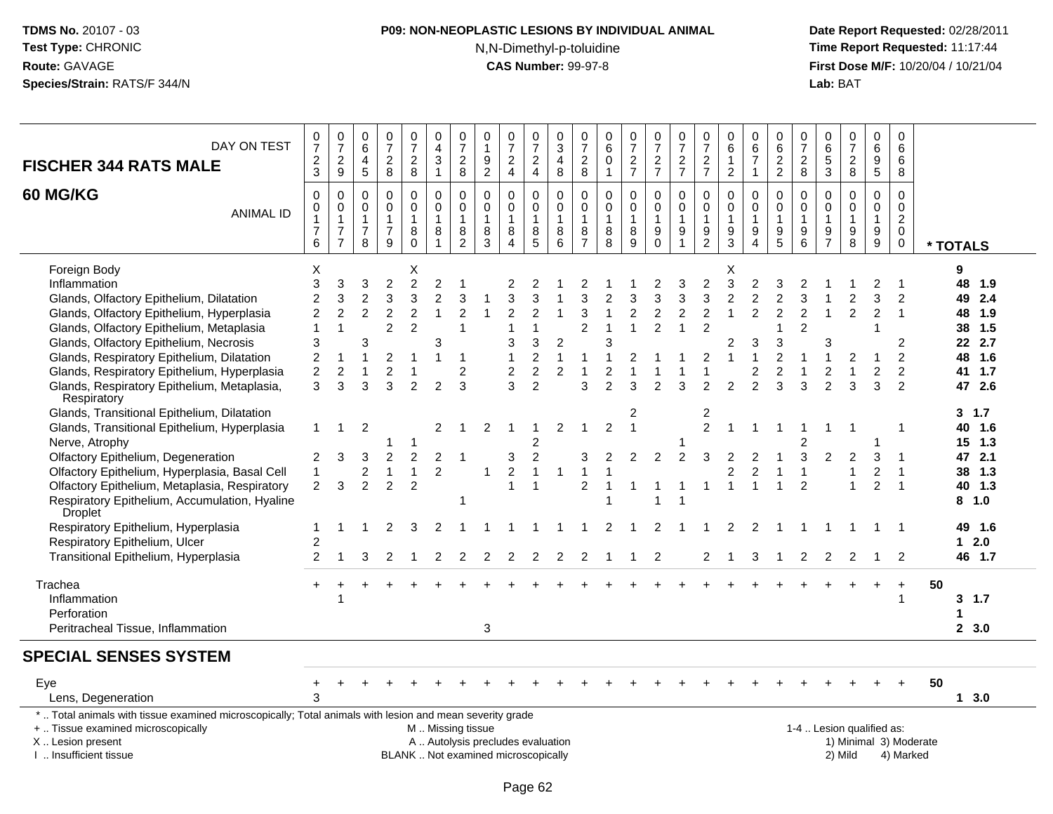TDMS No. 20107 - 03
Test Type: CHRONIC
Route: GAVAGE
Species/Strain: RATS/F 344/N

**P09: NON-NEOPLASTIC LESIONS BY INDIVIDUAL ANIMAL**
N,N-Dimethyl-p-toluidine
**CAS Number:** 99-97-8

Date Report Requested: 02/28/2011
Time Report Requested: 11:17:44
First Dose M/F: 10/20/04 / 10/21/04
Lab: BAT

## FISCHER 344 RATS MALE — 60 MG/KG

| DAY ON TEST | 0723 | 0729 | 0645 | 0728 | 0728 | 0431 | 0728 | 0192 | 0724 | 0724 | 0348 | 0728 | 0601 | 0727 | 0727 | 0727 | 0727 | 0612 | 0671 | 0622 | 0728 | 0653 | 0728 | 0695 | 0668 | |
|---|---|---|---|---|---|---|---|---|---|---|---|---|---|---|---|---|---|---|---|---|---|---|---|---|---|---|
| **ANIMAL ID** | 00176 | 00177 | 00178 | 00179 | 00180 | 00181 | 00182 | 00183 | 00184 | 00185 | 00186 | 00187 | 00188 | 00189 | 00190 | 00191 | 00192 | 00193 | 00194 | 00195 | 00196 | 00197 | 00198 | 00199 | 00200 | *** TOTALS** |
| Foreign Body | X | | | | X | | | | | | | | | | | | | X | | | | | | | | 9 |
| Inflammation | 3 | 3 | 3 | 2 | 2 | 2 | 1 | | 2 | 2 | 1 | 2 | 1 | 1 | 2 | 3 | 2 | 3 | 2 | 3 | 2 | 1 | 1 | 2 | 1 | 48 1.9 |
| Glands, Olfactory Epithelium, Dilatation | 2 | 3 | 2 | 3 | 3 | 2 | 3 | 1 | 3 | 3 | 1 | 3 | 2 | 3 | 3 | 3 | 3 | 2 | 2 | 2 | 3 | 1 | 2 | 3 | 2 | 49 2.4 |
| Glands, Olfactory Epithelium, Hyperplasia | 2 | 2 | | 2 | 2 | 1 | 2 | 1 | 2 | 2 | 1 | 3 | 1 | 2 | 2 | 2 | 2 | 1 | 2 | 2 | 2 | 1 | 2 | 2 | 1 | 48 1.9 |
| Glands, Olfactory Epithelium, Metaplasia | 1 | 1 | | 2 | 2 | | 1 | | 1 | 1 | | 2 | 1 | 1 | 2 | 1 | 2 | | | 1 | 2 | | | 1 | | 38 1.5 |
| Glands, Olfactory Epithelium, Necrosis | 3 | | 3 | | | 3 | | | 3 | 3 | 2 | | 3 | | | | | 2 | 3 | 3 | | 3 | | | 2 | 22 2.7 |
| Glands, Respiratory Epithelium, Dilatation | 2 | 1 | 1 | 2 | 1 | 1 | 1 | | 1 | 2 | 1 | 1 | 1 | 2 | 1 | 1 | | 2 | 1 | 2 | 1 | 1 | 2 | 1 | 2 | 48 1.6 |
| Glands, Respiratory Epithelium, Hyperplasia | 2 | 2 | 1 | 2 | 1 | | 2 | | 2 | 2 | 2 | 1 | 2 | 1 | 1 | 1 | 1 | | 2 | 2 | 1 | 2 | 1 | 2 | 2 | 41 1.7 |
| Glands, Respiratory Epithelium, Metaplasia, Respiratory | 3 | 3 | 3 | 3 | 2 | 2 | 3 | | 3 | 2 | | 3 | 2 | 3 | 2 | 3 | 2 | | 2 | 2 | 3 | 2 | 3 | 3 | 2 | 47 2.6 |
| Glands, Transitional Epithelium, Dilatation | | | | | | | | | | | | | | 2 | | | 2 | | | | | | | | | 3 1.7 |
| Glands, Transitional Epithelium, Hyperplasia | 1 | 1 | 2 | | | 2 | 1 | 2 | 1 | 1 | 2 | 1 | 2 | 1 | | | 2 | 1 | 1 | 1 | 1 | 1 | 1 | | 1 | 40 1.6 |
| Nerve, Atrophy | | | | 1 | 1 | | | | | 2 | | | | | | 1 | | | | | 2 | | | 1 | | 15 1.3 |
| Olfactory Epithelium, Degeneration | 2 | 3 | 3 | 2 | 2 | 2 | 1 | | 3 | 2 | | 3 | 2 | 2 | 2 | 2 | 3 | 2 | 2 | 1 | 3 | 2 | 2 | 3 | 1 | 47 2.1 |
| Olfactory Epithelium, Hyperplasia, Basal Cell | 1 | | 2 | 1 | 1 | 2 | | 1 | 2 | 1 | 1 | 1 | 1 | | | | | 2 | 2 | 1 | 1 | | 1 | 2 | 1 | 38 1.3 |
| Olfactory Epithelium, Metaplasia, Respiratory | 2 | 3 | 2 | 2 | 2 | | | | 1 | 1 | | 2 | 1 | 1 | 1 | 1 | 1 | 1 | 1 | 1 | 2 | | 1 | 2 | 1 | 40 1.3 |
| Respiratory Epithelium, Accumulation, Hyaline Droplet | | | | | | | 1 | | | | | | 1 | | 1 | 1 | | | | | | | | | | 8 1.0 |
| Respiratory Epithelium, Hyperplasia | 1 | 1 | 1 | 2 | 3 | 2 | 1 | 1 | 1 | 1 | 1 | 1 | 2 | 1 | 2 | 1 | 1 | 2 | 2 | 1 | 1 | 1 | 1 | 1 | 1 | 49 1.6 |
| Respiratory Epithelium, Ulcer | 2 | | | | | | | | | | | | | | | | | | | | | | | | | 1 2.0 |
| Transitional Epithelium, Hyperplasia | 2 | 1 | 3 | 2 | 1 | 2 | 2 | 2 | 2 | 2 | 2 | 2 | 1 | 1 | 2 | | 2 | 1 | 3 | 1 | 2 | 2 | 2 | 1 | 2 | 46 1.7 |
| Trachea | + | + | + | + | + | + | + | + | + | + | + | + | + | + | + | + | + | + | + | + | + | + | + | + | + | 50 |
| Inflammation | | 1 | | | | | | | | | | | | | | | | | | | | | | | 1 | 3 1.7 |
| Perforation | | | | | | | | | | | | | | | | | | | | | | | | | | 1 |
| Peritracheal Tissue, Inflammation | | | | | | | | 3 | | | | | | | | | | | | | | | | | | 2 3.0 |
| **SPECIAL SENSES SYSTEM** | | | | | | | | | | | | | | | | | | | | | | | | | | |
| Eye | + | + | + | + | + | + | + | + | + | + | + | + | + | + | + | + | + | + | + | + | + | + | + | + | + | 50 |
| Lens, Degeneration | 3 | | | | | | | | | | | | | | | | | | | | | | | | | 1 3.0 |

\* .. Total animals with tissue examined microscopically; Total animals with lesion and mean severity grade
\+ .. Tissue examined microscopically
X .. Lesion present
I .. Insufficient tissue

M .. Missing tissue
A .. Autolysis precludes evaluation
BLANK .. Not examined microscopically

1-4 .. Lesion qualified as:
1) Minimal 3) Moderate
2) Mild 4) Marked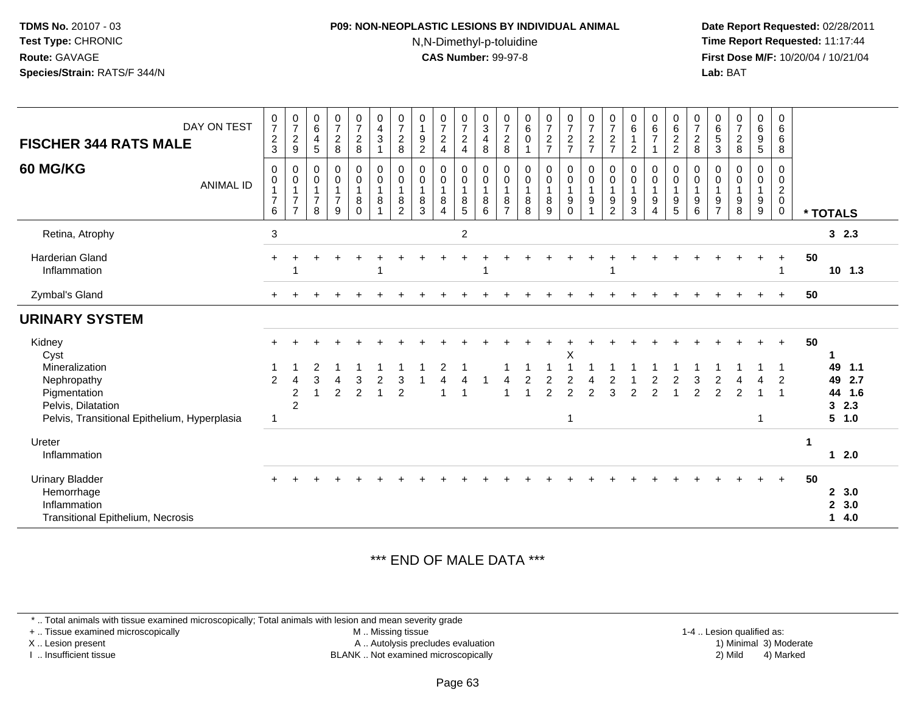**TDMS No.** 20107 - 03
**Test Type:** CHRONIC
**Route:** GAVAGE
**Species/Strain:** RATS/F 344/N

**P09: NON-NEOPLASTIC LESIONS BY INDIVIDUAL ANIMAL**
N,N-Dimethyl-p-toluidine
**CAS Number:** 99-97-8

**Date Report Requested:** 02/28/2011
**Time Report Requested:** 11:17:44
**First Dose M/F:** 10/20/04 / 10/21/04
**Lab:** BAT

| FISCHER 344 RATS MALE 60 MG/KG — DAY ON TEST | 0723 | 0729 | 0645 | 0728 | 0728 | 0431 | 0728 | 0192 | 0724 | 0724 | 0348 | 0728 | 0601 | 0727 | 0727 | 0727 | 0727 | 0612 | 0671 | 0622 | 0728 | 0653 | 0728 | 0695 | 0668 | |
|---|---|---|---|---|---|---|---|---|---|---|---|---|---|---|---|---|---|---|---|---|---|---|---|---|---|---|
| ANIMAL ID | 00176 | 00177 | 00178 | 00179 | 00180 | 00181 | 00182 | 00183 | 00184 | 00185 | 00186 | 00187 | 00188 | 00189 | 00190 | 00191 | 00192 | 00193 | 00194 | 00195 | 00196 | 00197 | 00198 | 00199 | 00200 | * TOTALS |
| Retina, Atrophy | 3 | | | | | | | | | 2 | | | | | | | | | | | | | | | | 3 2.3 |
| Harderian Gland | + | + | + | + | + | + | + | + | + | + | + | + | + | + | + | + | + | + | + | + | + | + | + | + | + | 50 |
| Inflammation | | 1 | | | | 1 | | | | | 1 | | | | | | 1 | | | | | | | | 1 | 10 1.3 |
| Zymbal's Gland | + | + | + | + | + | + | + | + | + | + | + | + | + | + | + | + | + | + | + | + | + | + | + | + | + | 50 |
| **URINARY SYSTEM** | | | | | | | | | | | | | | | | | | | | | | | | | | |
| Kidney | + | + | + | + | + | + | + | + | + | + | + | + | + | + | + | + | + | + | + | + | + | + | + | + | + | 50 |
| Cyst | | | | | | | | | | | | | | | X | | | | | | | | | | | 1 |
| Mineralization | 1 | 1 | 2 | 1 | 1 | 1 | 1 | 1 | 2 | 1 | | 1 | 1 | 1 | 1 | 1 | 1 | 1 | 1 | 1 | 1 | 1 | 1 | 1 | 1 | 49 1.1 |
| Nephropathy | 2 | 4 | 3 | 4 | 3 | 2 | 3 | 1 | 4 | 4 | 1 | 4 | 2 | 2 | 2 | 4 | 2 | 1 | 2 | 2 | 3 | 2 | 4 | 4 | 2 | 49 2.7 |
| Pigmentation | | 2 | 1 | 2 | 2 | 1 | 2 | | 1 | 1 | | 1 | 1 | 2 | 2 | 2 | 3 | 2 | 2 | 1 | 2 | 2 | 2 | 1 | 1 | 44 1.6 |
| Pelvis, Dilatation | | 2 | | | | | | | | | | | | | | | | | | | | | | | | 3 2.3 |
| Pelvis, Transitional Epithelium, Hyperplasia | 1 | | | | | | | | | | | | | | 1 | | | | | | | | | 1 | | 5 1.0 |
| Ureter | | | | | | | | | | | | | | | | | | | | | | | | | | 1 |
| Inflammation | | | | | | | | | | | | | | | | | | | | | | | | | | 1 2.0 |
| Urinary Bladder | + | + | + | + | + | + | + | + | + | + | + | + | + | + | + | + | + | + | + | + | + | + | + | + | + | 50 |
| Hemorrhage | | | | | | | | | | | | | | | | | | | | | | | | | | 2 3.0 |
| Inflammation | | | | | | | | | | | | | | | | | | | | | | | | | | 2 3.0 |
| Transitional Epithelium, Necrosis | | | | | | | | | | | | | | | | | | | | | | | | | | 1 4.0 |

*** END OF MALE DATA ***

* .. Total animals with tissue examined microscopically; Total animals with lesion and mean severity grade
+ .. Tissue examined microscopically
X .. Lesion present
I .. Insufficient tissue
M .. Missing tissue
A .. Autolysis precludes evaluation
BLANK .. Not examined microscopically
1-4 .. Lesion qualified as: 1) Minimal 2) Mild 3) Moderate 4) Marked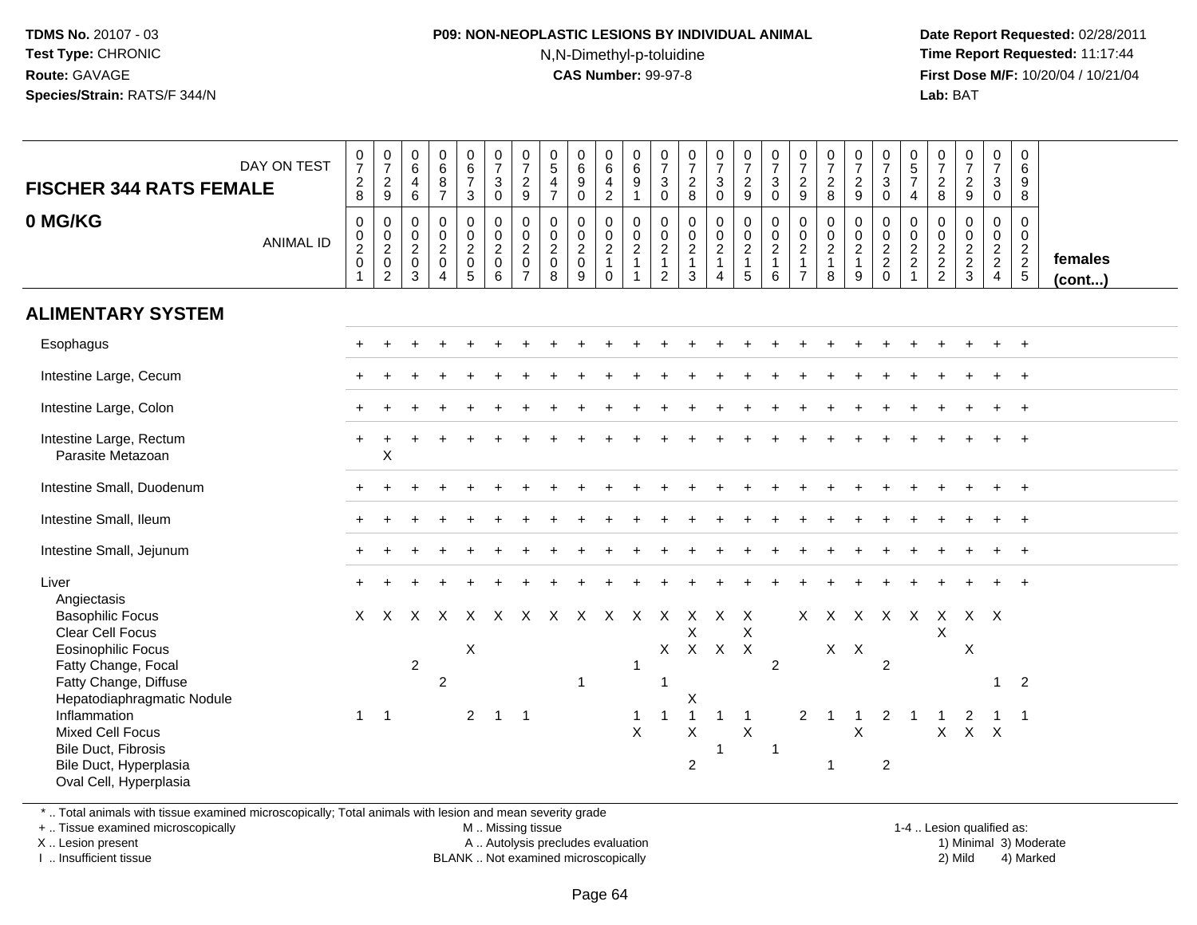**TDMS No.** 20107 - 03
**Test Type:** CHRONIC
**Route:** GAVAGE
**Species/Strain:** RATS/F 344/N

**P09: NON-NEOPLASTIC LESIONS BY INDIVIDUAL ANIMAL**
N,N-Dimethyl-p-toluidine
**CAS Number:** 99-97-8

**Date Report Requested:** 02/28/2011
**Time Report Requested:** 11:17:44
**First Dose M/F:** 10/20/04 / 10/21/04
**Lab:** BAT

| FISCHER 344 RATS FEMALE — DAY ON TEST | 0728 | 0729 | 0646 | 0687 | 0673 | 0730 | 0729 | 0547 | 0690 | 0642 | 0691 | 0730 | 0728 | 0730 | 0729 | 0730 | 0729 | 0728 | 0729 | 0730 | 0574 | 0728 | 0729 | 0730 | 0698 | |
|---|---|---|---|---|---|---|---|---|---|---|---|---|---|---|---|---|---|---|---|---|---|---|---|---|---|---|
| **0 MG/KG** — ANIMAL ID | 00201 | 00202 | 00203 | 00204 | 00205 | 00206 | 00207 | 00208 | 00209 | 00210 | 00211 | 00212 | 00213 | 00214 | 00215 | 00216 | 00217 | 00218 | 00219 | 00220 | 00221 | 00222 | 00223 | 00224 | 00225 | **females (cont...)** |
| **ALIMENTARY SYSTEM** | | | | | | | | | | | | | | | | | | | | | | | | | | |
| Esophagus | + | + | + | + | + | + | + | + | + | + | + | + | + | + | + | + | + | + | + | + | + | + | + | + | + | |
| Intestine Large, Cecum | + | + | + | + | + | + | + | + | + | + | + | + | + | + | + | + | + | + | + | + | + | + | + | + | + | |
| Intestine Large, Colon | + | + | + | + | + | + | + | + | + | + | + | + | + | + | + | + | + | + | + | + | + | + | + | + | + | |
| Intestine Large, Rectum | + | + | + | + | + | + | + | + | + | + | + | + | + | + | + | + | + | + | + | + | + | + | + | + | + | |
| Parasite Metazoan | | X | | | | | | | | | | | | | | | | | | | | | | | | |
| Intestine Small, Duodenum | + | + | + | + | + | + | + | + | + | + | + | + | + | + | + | + | + | + | + | + | + | + | + | + | + | |
| Intestine Small, Ileum | + | + | + | + | + | + | + | + | + | + | + | + | + | + | + | + | + | + | + | + | + | + | + | + | + | |
| Intestine Small, Jejunum | + | + | + | + | + | + | + | + | + | + | + | + | + | + | + | + | + | + | + | + | + | + | + | + | + | |
| Liver | + | + | + | + | + | + | + | + | + | + | + | + | + | + | + | + | + | + | + | + | + | + | + | + | + | |
| Angiectasis | | | | | | | | | | | | | | | | | | | | | | | | | | |
| Basophilic Focus | X | X | X | X | X | X | X | X | X | X | X | X | X | X | X | | X | X | X | X | X | X | X | X | | |
| Clear Cell Focus | | | | | | | | | | | | | X | | X | | | | | | | X | | | | |
| Eosinophilic Focus | | | | | X | | | | | | | X | X | X | X | | | X | X | | | | X | | | |
| Fatty Change, Focal | | | 2 | | | | | | | | 1 | | | | | 2 | | | | 2 | | | | | | |
| Fatty Change, Diffuse | | | | 2 | | | | | 1 | | | 1 | | | | | | | | | | | | 1 | 2 | |
| Hepatodiaphragmatic Nodule | | | | | | | | | | | | | X | | | | | | | | | | | | | |
| Inflammation | 1 | 1 | | | 2 | 1 | 1 | | | | 1 | 1 | 1 | 1 | 1 | | 2 | 1 | 1 | 2 | 1 | 1 | 2 | 1 | 1 | |
| Mixed Cell Focus | | | | | | | | | | | X | | X | | X | | | | X | | | X | X | X | | |
| Bile Duct, Fibrosis | | | | | | | | | | | | | | 1 | | 1 | | | | | | | | | | |
| Bile Duct, Hyperplasia | | | | | | | | | | | | | 2 | | | | | 1 | | 2 | | | | | | |
| Oval Cell, Hyperplasia | | | | | | | | | | | | | | | | | | | | | | | | | | |

* .. Total animals with tissue examined microscopically; Total animals with lesion and mean severity grade
+ .. Tissue examined microscopically
X .. Lesion present
I .. Insufficient tissue

M .. Missing tissue
A .. Autolysis precludes evaluation
BLANK .. Not examined microscopically

1-4 .. Lesion qualified as:
1) Minimal 3) Moderate
2) Mild 4) Marked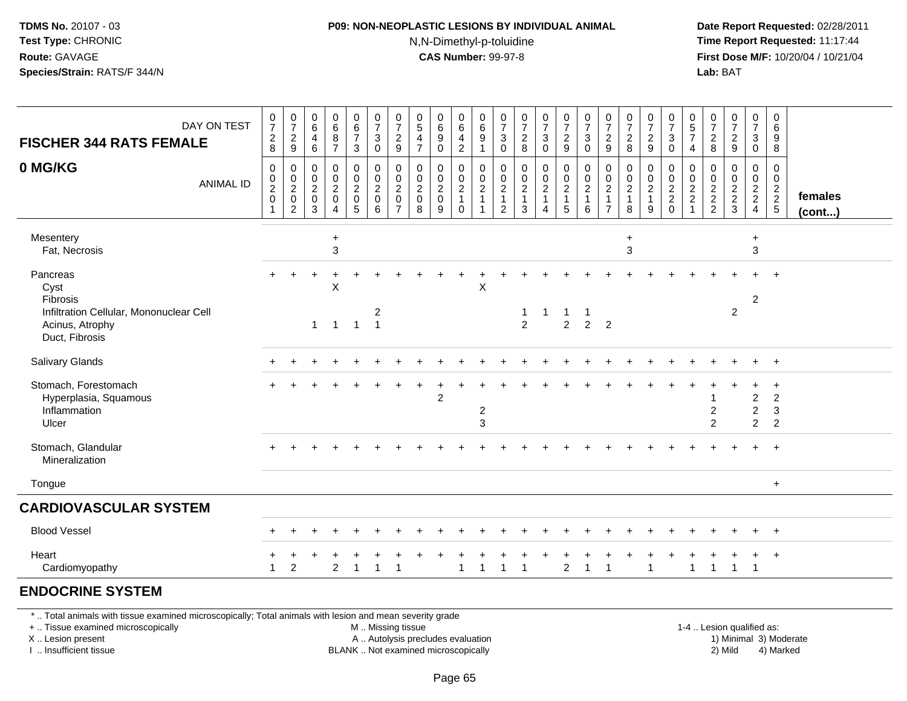**P09: NON-NEOPLASTIC LESIONS BY INDIVIDUAL ANIMAL**

N,N-Dimethyl-p-toluidine

**CAS Number:** 99-97-8

TDMS No. 20107 - 03
Test Type: CHRONIC
Route: GAVAGE
Species/Strain: RATS/F 344/N

Date Report Requested: 02/28/2011
Time Report Requested: 11:17:44
First Dose M/F: 10/20/04 / 10/21/04
Lab: BAT

**FISCHER 344 RATS FEMALE**

**0 MG/KG**

| DAY ON TEST | 0728 | 0729 | 0646 | 0687 | 0673 | 0730 | 0729 | 0547 | 0690 | 0642 | 0691 | 0730 | 0728 | 0730 | 0729 | 0730 | 0729 | 0728 | 0729 | 0730 | 0574 | 0728 | 0729 | 0730 | 0698 | |
|---|---|---|---|---|---|---|---|---|---|---|---|---|---|---|---|---|---|---|---|---|---|---|---|---|---|---|
| **ANIMAL ID** | 0201 | 0202 | 0203 | 0204 | 0205 | 0206 | 0207 | 0208 | 0209 | 0210 | 0211 | 0212 | 0213 | 0214 | 0215 | 0216 | 0217 | 0218 | 0219 | 0220 | 0221 | 0222 | 0223 | 0224 | 0225 | **females (cont...)** |
| Mesentery | | | | + | | | | | | | | | | | | | | + | | | | | | + | | |
| Fat, Necrosis | | | | 3 | | | | | | | | | | | | | | 3 | | | | | | 3 | | |
| Pancreas | + | + | + | + | + | + | + | + | + | + | + | + | + | + | + | + | + | + | + | + | + | + | + | + | + | |
| Cyst | | | | X | | | | | | | X | | | | | | | | | | | | | | | |
| Fibrosis | | | | | | | | | | | | | | | | | | | | | | | | 2 | | |
| Infiltration Cellular, Mononuclear Cell | | | | | | 2 | | | | | | | 1 | 1 | 1 | 1 | | | | | | | 2 | | | |
| Acinus, Atrophy | | | 1 | 1 | 1 | 1 | | | | | | | 2 | | 2 | 2 | 2 | | | | | | | | | |
| Duct, Fibrosis | | | | | | | | | | | | | | | | | | | | | | | | | | |
| Salivary Glands | + | + | + | + | + | + | + | + | + | + | + | + | + | + | + | + | + | + | + | + | + | + | + | + | + | |
| Stomach, Forestomach | + | + | + | + | + | + | + | + | + | + | + | + | + | + | + | + | + | + | + | + | + | + | + | + | + | |
| Hyperplasia, Squamous | | | | | | | | | 2 | | | | | | | | | | | | | 1 | | 2 | 2 | |
| Inflammation | | | | | | | | | | | 2 | | | | | | | | | | | 2 | | 2 | 3 | |
| Ulcer | | | | | | | | | | | 3 | | | | | | | | | | | 2 | | 2 | 2 | |
| Stomach, Glandular | + | + | + | + | + | + | + | + | + | + | + | + | + | + | + | + | + | + | + | + | + | + | + | + | + | |
| Mineralization | | | | | | | | | | | | | | | | | | | | | | | | | | |
| Tongue | | | | | | | | | | | | | | | | | | | | | | | | | + | |
| **CARDIOVASCULAR SYSTEM** | | | | | | | | | | | | | | | | | | | | | | | | | | |
| Blood Vessel | + | + | + | + | + | + | + | + | + | + | + | + | + | + | + | + | + | + | + | + | + | + | + | + | + | |
| Heart | + | + | + | + | + | + | + | + | + | + | + | + | + | + | + | + | + | + | + | + | + | + | + | + | + | |
| Cardiomyopathy | 1 | 2 | | 2 | 1 | 1 | 1 | | | 1 | 1 | 1 | 1 | | 2 | 1 | 1 | | 1 | | 1 | 1 | 1 | 1 | | |
| **ENDOCRINE SYSTEM** | | | | | | | | | | | | | | | | | | | | | | | | | | |

* .. Total animals with tissue examined microscopically; Total animals with lesion and mean severity grade
+ .. Tissue examined microscopically
X .. Lesion present
I .. Insufficient tissue

M .. Missing tissue
A .. Autolysis precludes evaluation
BLANK .. Not examined microscopically

1-4 .. Lesion qualified as:
1) Minimal 3) Moderate
2) Mild 4) Marked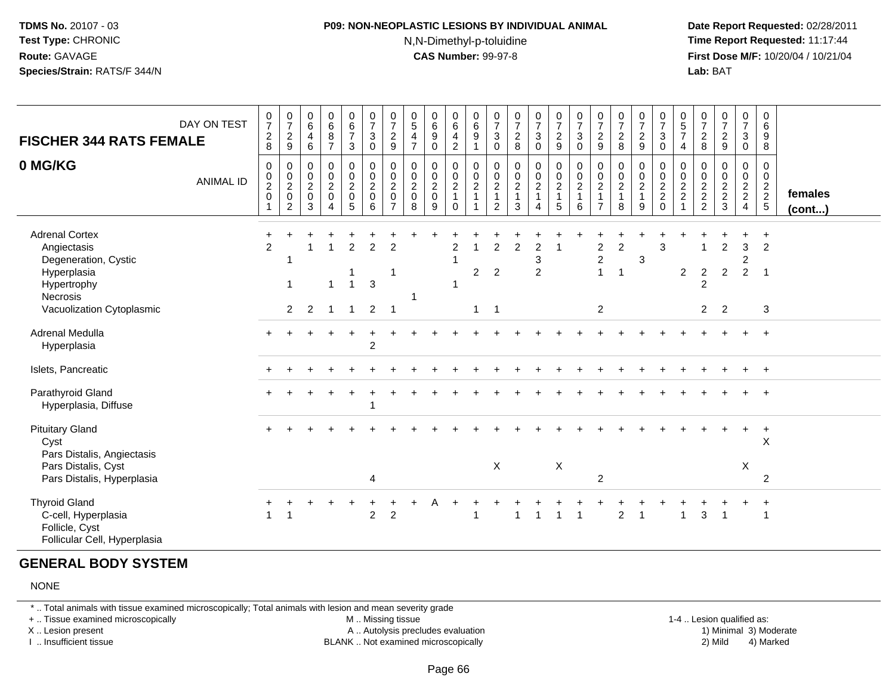**TDMS No.** 20107 - 03
**Test Type:** CHRONIC
**Route:** GAVAGE
**Species/Strain:** RATS/F 344/N

**P09: NON-NEOPLASTIC LESIONS BY INDIVIDUAL ANIMAL**
N,N-Dimethyl-p-toluidine
**CAS Number:** 99-97-8

**Date Report Requested:** 02/28/2011
**Time Report Requested:** 11:17:44
**First Dose M/F:** 10/20/04 / 10/21/04
**Lab:** BAT

| FISCHER 344 RATS FEMALE — DAY ON TEST | 0728 | 0729 | 0646 | 0687 | 0673 | 0730 | 0729 | 0547 | 0690 | 0642 | 0691 | 0730 | 0728 | 0730 | 0729 | 0730 | 0729 | 0728 | 0729 | 0730 | 0574 | 0728 | 0729 | 0730 | 0698 | |
|---|---|---|---|---|---|---|---|---|---|---|---|---|---|---|---|---|---|---|---|---|---|---|---|---|---|---|
| **0 MG/KG** — ANIMAL ID | 0201 | 0202 | 0203 | 0204 | 0205 | 0206 | 0207 | 0208 | 0209 | 0210 | 0211 | 0212 | 0213 | 0214 | 0215 | 0216 | 0217 | 0218 | 0219 | 0220 | 0221 | 0222 | 0223 | 0224 | 0225 | **females (cont...)** |
| Adrenal Cortex | + | + | + | + | + | + | + | + | + | + | + | + | + | + | + | + | + | + | + | + | + | + | + | + | + | |
| Angiectasis | 2 | | 1 | 1 | 2 | 2 | 2 | | | 2 | 1 | 2 | 2 | 2 | 1 | | 2 | 2 | | 3 | | 1 | 2 | 3 | 2 | |
| Degeneration, Cystic | | 1 | | | | | | | | 1 | | | | 3 | | | 2 | | 3 | | | | | 2 | | |
| Hyperplasia | | | | | 1 | | 1 | | | | 2 | 2 | | 2 | | | 1 | 1 | | | 2 | 2 | 2 | 2 | 1 | |
| Hypertrophy | | 1 | | 1 | 1 | 3 | | | | 1 | | | | | | | | | | | | 2 | | | | |
| Necrosis | | | | | | | | 1 | | | | | | | | | | | | | | | | | | |
| Vacuolization Cytoplasmic | | 2 | 2 | 1 | 1 | 2 | 1 | | | | 1 | 1 | | | | | 2 | | | | | 2 | 2 | | 3 | |
| Adrenal Medulla | + | + | + | + | + | + | + | + | + | + | + | + | + | + | + | + | + | + | + | + | + | + | + | + | + | |
| Hyperplasia | | | | | | 2 | | | | | | | | | | | | | | | | | | | | |
| Islets, Pancreatic | + | + | + | + | + | + | + | + | + | + | + | + | + | + | + | + | + | + | + | + | + | + | + | + | + | |
| Parathyroid Gland | + | + | + | + | + | + | + | + | + | + | + | + | + | + | + | + | + | + | + | + | + | + | + | + | + | |
| Hyperplasia, Diffuse | | | | | | 1 | | | | | | | | | | | | | | | | | | | | |
| Pituitary Gland | + | + | + | + | + | + | + | + | + | + | + | + | + | + | + | + | + | + | + | + | + | + | + | + | + | |
| Cyst | | | | | | | | | | | | | | | | | | | | | | | | | X | |
| Pars Distalis, Angiectasis | | | | | | | | | | | | | | | | | | | | | | | | | | |
| Pars Distalis, Cyst | | | | | | | | | | | | X | | | X | | | | | | | | | X | | |
| Pars Distalis, Hyperplasia | | | | | | 4 | | | | | | | | | | | 2 | | | | | | | | 2 | |
| Thyroid Gland | + | + | + | + | + | + | + | + | A | + | + | + | + | + | + | + | + | + | + | + | + | + | + | + | + | |
| C-cell, Hyperplasia | 1 | 1 | | | | 2 | 2 | | | | 1 | | 1 | 1 | 1 | 1 | | 2 | 1 | | 1 | 3 | 1 | | 1 | |
| Follicle, Cyst | | | | | | | | | | | | | | | | | | | | | | | | | | |
| Follicular Cell, Hyperplasia | | | | | | | | | | | | | | | | | | | | | | | | | | |

## GENERAL BODY SYSTEM

NONE

* .. Total animals with tissue examined microscopically; Total animals with lesion and mean severity grade
+ .. Tissue examined microscopically
X .. Lesion present
I .. Insufficient tissue

M .. Missing tissue
A .. Autolysis precludes evaluation
BLANK .. Not examined microscopically

1-4 .. Lesion qualified as:
1) Minimal 3) Moderate
2) Mild 4) Marked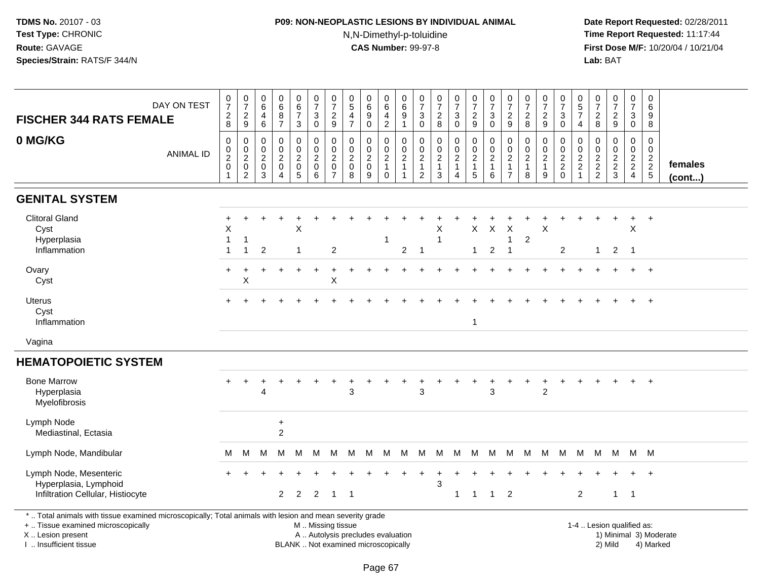**TDMS No.** 20107 - 03
**Test Type:** CHRONIC
**Route:** GAVAGE
**Species/Strain:** RATS/F 344/N

**P09: NON-NEOPLASTIC LESIONS BY INDIVIDUAL ANIMAL**
N,N-Dimethyl-p-toluidine
**CAS Number:** 99-97-8

**Date Report Requested:** 02/28/2011
**Time Report Requested:** 11:17:44
**First Dose M/F:** 10/20/04 / 10/21/04
**Lab:** BAT

| FISCHER 344 RATS FEMALE 0 MG/KG | 1 | 2 | 3 | 4 | 5 | 6 | 7 | 8 | 9 | 10 | 11 | 12 | 13 | 14 | 15 | 16 | 17 | 18 | 19 | 20 | 21 | 22 | 23 | 24 | 25 | |
|---|---|---|---|---|---|---|---|---|---|---|---|---|---|---|---|---|---|---|---|---|---|---|---|---|---|---|
| DAY ON TEST | 0728 | 0729 | 0646 | 0687 | 0673 | 0730 | 0729 | 0547 | 0690 | 0642 | 0691 | 0730 | 0728 | 0730 | 0729 | 0730 | 0729 | 0728 | 0729 | 0730 | 0574 | 0728 | 0729 | 0730 | 0698 | |
| ANIMAL ID | 0201 | 0202 | 0203 | 0204 | 0205 | 0206 | 0207 | 0208 | 0209 | 0210 | 0211 | 0212 | 0213 | 0214 | 0215 | 0216 | 0217 | 0218 | 0219 | 0220 | 0221 | 0222 | 0223 | 0224 | 0225 | females (cont...) |
| **GENITAL SYSTEM** | | | | | | | | | | | | | | | | | | | | | | | | | | |
| Clitoral Gland | + | + | + | + | + | + | + | + | + | + | + | + | + | + | + | + | + | + | + | + | + | + | + | + | + | |
| Cyst | X | | | | X | | | | | | | | X | | X | X | X | | X | | | | | X | | |
| Hyperplasia | 1 | 1 | | | | | | | | 1 | | | 1 | | | | 1 | 2 | | | | | | | | |
| Inflammation | 1 | 1 | 2 | | 1 | | 2 | | | | 2 | 1 | | | 1 | 2 | 1 | | | 2 | | 1 | 2 | 1 | | |
| Ovary | + | + | + | + | + | + | + | + | + | + | + | + | + | + | + | + | + | + | + | + | + | + | + | + | + | |
| Cyst | | X | | | | | X | | | | | | | | | | | | | | | | | | | |
| Uterus | + | + | + | + | + | + | + | + | + | + | + | + | + | + | + | + | + | + | + | + | + | + | + | + | + | |
| Cyst | | | | | | | | | | | | | | | | | | | | | | | | | | |
| Inflammation | | | | | | | | | | | | | | | 1 | | | | | | | | | | | |
| Vagina | | | | | | | | | | | | | | | | | | | | | | | | | | |
| **HEMATOPOIETIC SYSTEM** | | | | | | | | | | | | | | | | | | | | | | | | | | |
| Bone Marrow | + | + | + | + | + | + | + | + | + | + | + | + | + | + | + | + | + | + | + | + | + | + | + | + | + | |
| Hyperplasia | | | 4 | | | | | 3 | | | | 3 | | | | 3 | | | 2 | | | | | | | |
| Myelofibrosis | | | | | | | | | | | | | | | | | | | | | | | | | | |
| Lymph Node | | | | + | | | | | | | | | | | | | | | | | | | | | | |
| Mediastinal, Ectasia | | | | 2 | | | | | | | | | | | | | | | | | | | | | | |
| Lymph Node, Mandibular | M | M | M | M | M | M | M | M | M | M | M | M | M | M | M | M | M | M | M | M | M | M | M | M | M | |
| Lymph Node, Mesenteric | + | + | + | + | + | + | + | + | + | + | + | + | + | + | + | + | + | + | + | + | + | + | + | + | + | |
| Hyperplasia, Lymphoid | | | | | | | | | | | | | 3 | | | | | | | | | | | | | |
| Infiltration Cellular, Histiocyte | | | | 2 | 2 | 2 | 1 | 1 | | | | | | 1 | 1 | 1 | 2 | | | | 2 | | 1 | 1 | | |

\* .. Total animals with tissue examined microscopically; Total animals with lesion and mean severity grade
+ .. Tissue examined microscopically
X .. Lesion present
I .. Insufficient tissue

M .. Missing tissue
A .. Autolysis precludes evaluation
BLANK .. Not examined microscopically

1-4 .. Lesion qualified as:
1) Minimal 3) Moderate
2) Mild 4) Marked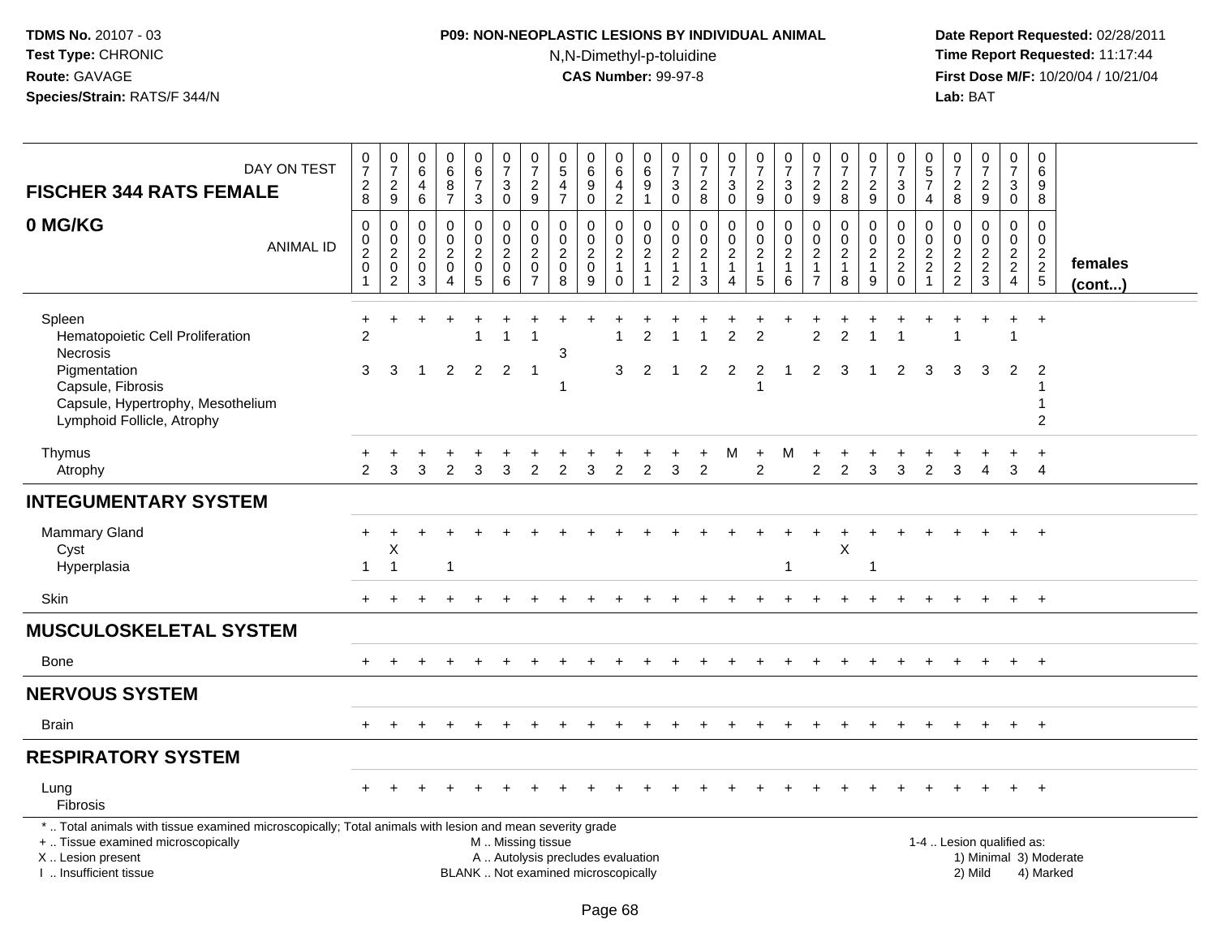TDMS No. 20107 - 03
Test Type: CHRONIC
Route: GAVAGE
Species/Strain: RATS/F 344/N

**P09: NON-NEOPLASTIC LESIONS BY INDIVIDUAL ANIMAL**
N,N-Dimethyl-p-toluidine
**CAS Number:** 99-97-8

Date Report Requested: 02/28/2011
Time Report Requested: 11:17:44
First Dose M/F: 10/20/04 / 10/21/04
Lab: BAT

| FISCHER 344 RATS FEMALE 0 MG/KG | | | | | | | | | | | | | | | | | | | | | | | | | | |
|---|---|---|---|---|---|---|---|---|---|---|---|---|---|---|---|---|---|---|---|---|---|---|---|---|---|---|
| DAY ON TEST | 0728 | 0729 | 0646 | 0687 | 0673 | 0730 | 0729 | 0547 | 0690 | 0642 | 0691 | 0730 | 0728 | 0730 | 0729 | 0730 | 0729 | 0728 | 0729 | 0730 | 0574 | 0728 | 0729 | 0730 | 0698 | |
| ANIMAL ID | 0020 1 | 0020 2 | 0020 3 | 0020 4 | 0020 5 | 0020 6 | 0020 7 | 0020 8 | 0020 9 | 0021 0 | 0021 1 | 0021 2 | 0021 3 | 0021 4 | 0021 5 | 0021 6 | 0021 7 | 0021 8 | 0021 9 | 0022 0 | 0022 1 | 0022 2 | 0022 3 | 0022 4 | 0022 5 | females (cont...) |
| Spleen | + | + | + | + | + | + | + | + | + | + | + | + | + | + | + | + | + | + | + | + | + | + | + | + | + | |
| Hematopoietic Cell Proliferation | 2 | | | | 1 | 1 | 1 | | | 1 | 2 | 1 | 1 | 2 | 2 | | 2 | 2 | 1 | 1 | | 1 | | 1 | | |
| Necrosis | | | | | | | | 3 | | | | | | | | | | | | | | | | | | |
| Pigmentation | 3 | 3 | 1 | 2 | 2 | 2 | 1 | | | 3 | 2 | 1 | 2 | 2 | 2 | 1 | 2 | 3 | 1 | 2 | 3 | 3 | 3 | 2 | 2 | |
| Capsule, Fibrosis | | | | | | | | 1 | | | | | | | 1 | | | | | | | | | | 1 | |
| Capsule, Hypertrophy, Mesothelium | | | | | | | | | | | | | | | | | | | | | | | | | 1 | |
| Lymphoid Follicle, Atrophy | | | | | | | | | | | | | | | | | | | | | | | | | 2 | |
| Thymus | + | + | + | + | + | + | + | + | + | + | + | + | + | M | + | M | + | + | + | + | + | + | + | + | + | |
| Atrophy | 2 | 3 | 3 | 2 | 3 | 3 | 2 | 2 | 3 | 2 | 2 | 3 | 2 | | 2 | | 2 | 2 | 3 | 3 | 2 | 3 | 4 | 3 | 4 | |
| **INTEGUMENTARY SYSTEM** | | | | | | | | | | | | | | | | | | | | | | | | | | |
| Mammary Gland | + | + | + | + | + | + | + | + | + | + | + | + | + | + | + | + | + | + | + | + | + | + | + | + | + | |
| Cyst | | X | | | | | | | | | | | | | | | | X | | | | | | | | |
| Hyperplasia | 1 | 1 | | 1 | | | | | | | | | | | | 1 | | | 1 | | | | | | | |
| Skin | + | + | + | + | + | + | + | + | + | + | + | + | + | + | + | + | + | + | + | + | + | + | + | + | + | |
| **MUSCULOSKELETAL SYSTEM** | | | | | | | | | | | | | | | | | | | | | | | | | | |
| Bone | + | + | + | + | + | + | + | + | + | + | + | + | + | + | + | + | + | + | + | + | + | + | + | + | + | |
| **NERVOUS SYSTEM** | | | | | | | | | | | | | | | | | | | | | | | | | | |
| Brain | + | + | + | + | + | + | + | + | + | + | + | + | + | + | + | + | + | + | + | + | + | + | + | + | + | |
| **RESPIRATORY SYSTEM** | | | | | | | | | | | | | | | | | | | | | | | | | | |
| Lung | + | + | + | + | + | + | + | + | + | + | + | + | + | + | + | + | + | + | + | + | + | + | + | + | + | |
| Fibrosis | | | | | | | | | | | | | | | | | | | | | | | | | | |

\* .. Total animals with tissue examined microscopically; Total animals with lesion and mean severity grade
\+ .. Tissue examined microscopically
X .. Lesion present
I .. Insufficient tissue

M .. Missing tissue
A .. Autolysis precludes evaluation
BLANK .. Not examined microscopically

1-4 .. Lesion qualified as:
1) Minimal 3) Moderate
2) Mild 4) Marked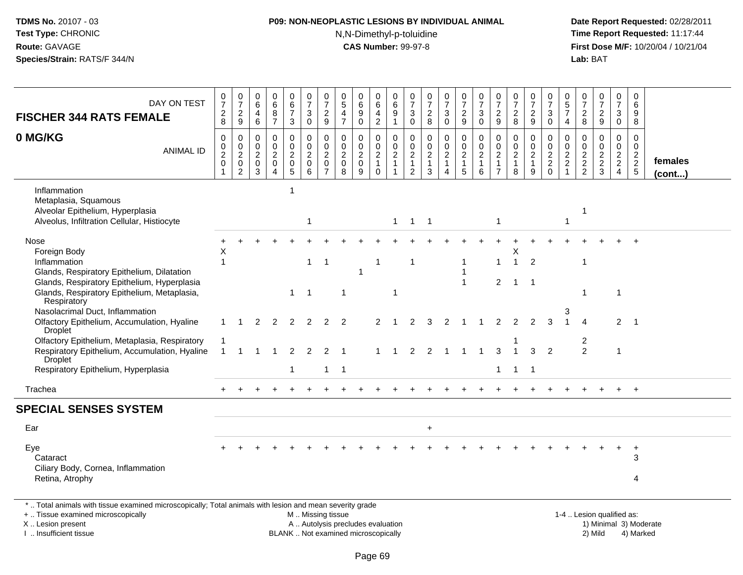**TDMS No.** 20107 - 03
**Test Type:** CHRONIC
**Route:** GAVAGE
**Species/Strain:** RATS/F 344/N

**P09: NON-NEOPLASTIC LESIONS BY INDIVIDUAL ANIMAL**
N,N-Dimethyl-p-toluidine
**CAS Number:** 99-97-8

**Date Report Requested:** 02/28/2011
**Time Report Requested:** 11:17:44
**First Dose M/F:** 10/20/04 / 10/21/04
**Lab:** BAT

| FISCHER 344 RATS FEMALE — DAY ON TEST | 0728 | 0729 | 0646 | 0687 | 0673 | 0730 | 0729 | 0547 | 0690 | 0642 | 0691 | 0730 | 0728 | 0730 | 0729 | 0730 | 0729 | 0728 | 0729 | 0730 | 0574 | 0728 | 0729 | 0730 | 0698 | |
|---|---|---|---|---|---|---|---|---|---|---|---|---|---|---|---|---|---|---|---|---|---|---|---|---|---|---|
| **0 MG/KG** — ANIMAL ID | 00201 | 00202 | 00203 | 00204 | 00205 | 00206 | 00207 | 00208 | 00209 | 00210 | 00211 | 00212 | 00213 | 00214 | 00215 | 00216 | 00217 | 00218 | 00219 | 00220 | 00221 | 00222 | 00223 | 00224 | 00225 | **females (cont...)** |
| Inflammation | | | | | 1 | | | | | | | | | | | | | | | | | | | | | |
| Metaplasia, Squamous | | | | | | | | | | | | | | | | | | | | | | | | | | |
| Alveolar Epithelium, Hyperplasia | | | | | | | | | | | | | | | | | | | | | | 1 | | | | |
| Alveolus, Infiltration Cellular, Histiocyte | | | | | | 1 | | | | | 1 | 1 | 1 | | | | 1 | | | | 1 | | | | | |
| Nose | + | + | + | + | + | + | + | + | + | + | + | + | + | + | + | + | + | + | + | + | + | + | + | + | + | |
| Foreign Body | X | | | | | | | | | | | | | | | | | X | | | | | | | | |
| Inflammation | 1 | | | | | 1 | 1 | | | 1 | | 1 | | | 1 | | 1 | 1 | 2 | | | 1 | | | | |
| Glands, Respiratory Epithelium, Dilatation | | | | | | | | | 1 | | | | | | 1 | | | | | | | | | | | |
| Glands, Respiratory Epithelium, Hyperplasia | | | | | | | | | | | | | | | 1 | | 2 | 1 | 1 | | | | | | | |
| Glands, Respiratory Epithelium, Metaplasia, Respiratory | | | | | 1 | 1 | | 1 | | | 1 | | | | | | | | | | | 1 | | 1 | | |
| Nasolacrimal Duct, Inflammation | | | | | | | | | | | | | | | | | | | | | 3 | | | | | |
| Olfactory Epithelium, Accumulation, Hyaline Droplet | 1 | 1 | 2 | 2 | 2 | 2 | 2 | 2 | | 2 | 1 | 2 | 3 | 2 | 1 | 1 | 2 | 2 | 2 | 3 | 1 | 4 | | 2 | 1 | |
| Olfactory Epithelium, Metaplasia, Respiratory | 1 | | | | | | | | | | | | | | | | | 1 | | | | 2 | | | | |
| Respiratory Epithelium, Accumulation, Hyaline Droplet | 1 | 1 | 1 | 1 | 2 | 2 | 2 | 1 | | 1 | 1 | 2 | 2 | 1 | 1 | 1 | 3 | 1 | 3 | 2 | | 2 | | 1 | | |
| Respiratory Epithelium, Hyperplasia | | | | | 1 | | 1 | 1 | | | | | | | | | 1 | 1 | 1 | | | | | | | |
| Trachea | + | + | + | + | + | + | + | + | + | + | + | + | + | + | + | + | + | + | + | + | + | + | + | + | + | |
| **SPECIAL SENSES SYSTEM** | | | | | | | | | | | | | | | | | | | | | | | | | | |
| Ear | | | | | | | | | | | | | + | | | | | | | | | | | | | |
| Eye | + | + | + | + | + | + | + | + | + | + | + | + | + | + | + | + | + | + | + | + | + | + | + | + | + | |
| Cataract | | | | | | | | | | | | | | | | | | | | | | | | | 3 | |
| Ciliary Body, Cornea, Inflammation | | | | | | | | | | | | | | | | | | | | | | | | | | |
| Retina, Atrophy | | | | | | | | | | | | | | | | | | | | | | | | | 4 | |

* .. Total animals with tissue examined microscopically; Total animals with lesion and mean severity grade
+ .. Tissue examined microscopically
X .. Lesion present
I .. Insufficient tissue

M .. Missing tissue
A .. Autolysis precludes evaluation
BLANK .. Not examined microscopically

1-4 .. Lesion qualified as:
1) Minimal 3) Moderate
2) Mild 4) Marked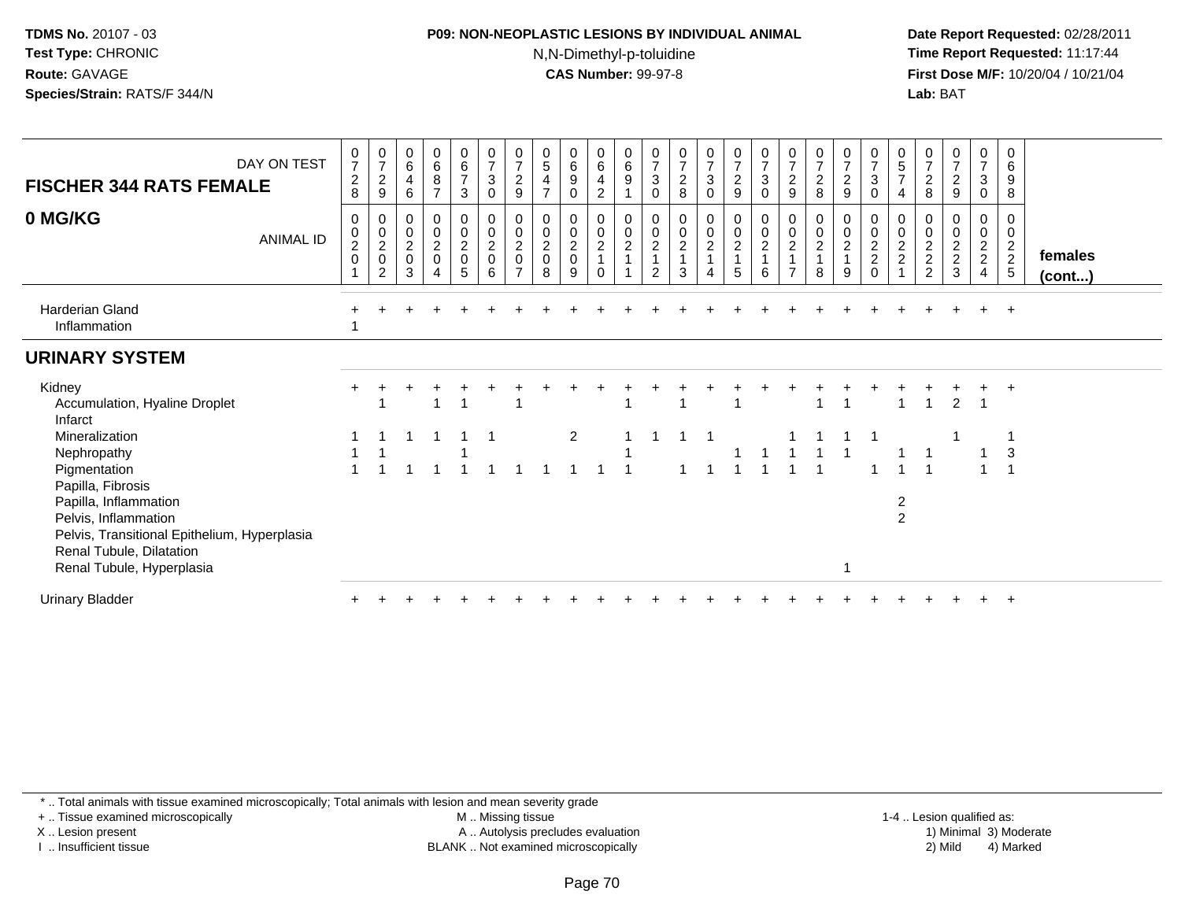**TDMS No.** 20107 - 03
**Test Type:** CHRONIC
**Route:** GAVAGE
**Species/Strain:** RATS/F 344/N

**P09: NON-NEOPLASTIC LESIONS BY INDIVIDUAL ANIMAL**
N,N-Dimethyl-p-toluidine
**CAS Number:** 99-97-8

**Date Report Requested:** 02/28/2011
**Time Report Requested:** 11:17:44
**First Dose M/F:** 10/20/04 / 10/21/04
**Lab:** BAT

## FISCHER 344 RATS FEMALE
## 0 MG/KG

| DAY ON TEST | 0728 | 0729 | 0646 | 0687 | 0673 | 0730 | 0729 | 0547 | 0690 | 0642 | 0691 | 0730 | 0728 | 0730 | 0729 | 0730 | 0729 | 0728 | 0729 | 0730 | 0574 | 0728 | 0729 | 0730 | 0698 | |
|---|---|---|---|---|---|---|---|---|---|---|---|---|---|---|---|---|---|---|---|---|---|---|---|---|---|---|
| **ANIMAL ID** | 00201 | 00202 | 00203 | 00204 | 00205 | 00206 | 00207 | 00208 | 00209 | 00210 | 00211 | 00212 | 00213 | 00214 | 00215 | 00216 | 00217 | 00218 | 00219 | 00220 | 00221 | 00222 | 00223 | 00224 | 00225 | **females (cont...)** |
| Harderian Gland | + | + | + | + | + | + | + | + | + | + | + | + | + | + | + | + | + | + | + | + | + | + | + | + | + | |
| Inflammation | 1 | | | | | | | | | | | | | | | | | | | | | | | | | |
| **URINARY SYSTEM** | | | | | | | | | | | | | | | | | | | | | | | | | | |
| Kidney | + | + | + | + | + | + | + | + | + | + | + | + | + | + | + | + | + | + | + | + | + | + | + | + | + | |
| Accumulation, Hyaline Droplet | | 1 | | 1 | 1 | | 1 | | | | 1 | | 1 | | 1 | | | 1 | 1 | | 1 | 1 | 2 | 1 | | |
| Infarct | | | | | | | | | | | | | | | | | | | | | | | | | | |
| Mineralization | 1 | 1 | 1 | 1 | 1 | 1 | | | 2 | | 1 | 1 | 1 | 1 | | | 1 | 1 | 1 | 1 | | | 1 | | 1 | |
| Nephropathy | 1 | 1 | | | 1 | | | | | | 1 | | | | 1 | 1 | 1 | 1 | 1 | | 1 | 1 | | 1 | 3 | |
| Pigmentation | 1 | 1 | 1 | 1 | 1 | 1 | 1 | 1 | 1 | 1 | 1 | | 1 | 1 | 1 | 1 | 1 | 1 | | 1 | 1 | 1 | | 1 | 1 | |
| Papilla, Fibrosis | | | | | | | | | | | | | | | | | | | | | | | | | | |
| Papilla, Inflammation | | | | | | | | | | | | | | | | | | | | | 2 | | | | | |
| Pelvis, Inflammation | | | | | | | | | | | | | | | | | | | | | 2 | | | | | |
| Pelvis, Transitional Epithelium, Hyperplasia | | | | | | | | | | | | | | | | | | | | | | | | | | |
| Renal Tubule, Dilatation | | | | | | | | | | | | | | | | | | | | | | | | | | |
| Renal Tubule, Hyperplasia | | | | | | | | | | | | | | | | | | | 1 | | | | | | | |
| Urinary Bladder | + | + | + | + | + | + | + | + | + | + | + | + | + | + | + | + | + | + | + | + | + | + | + | + | + | |

* .. Total animals with tissue examined microscopically; Total animals with lesion and mean severity grade
+ .. Tissue examined microscopically
X .. Lesion present
I .. Insufficient tissue

M .. Missing tissue
A .. Autolysis precludes evaluation
BLANK .. Not examined microscopically

1-4 .. Lesion qualified as:
1) Minimal 3) Moderate
2) Mild 4) Marked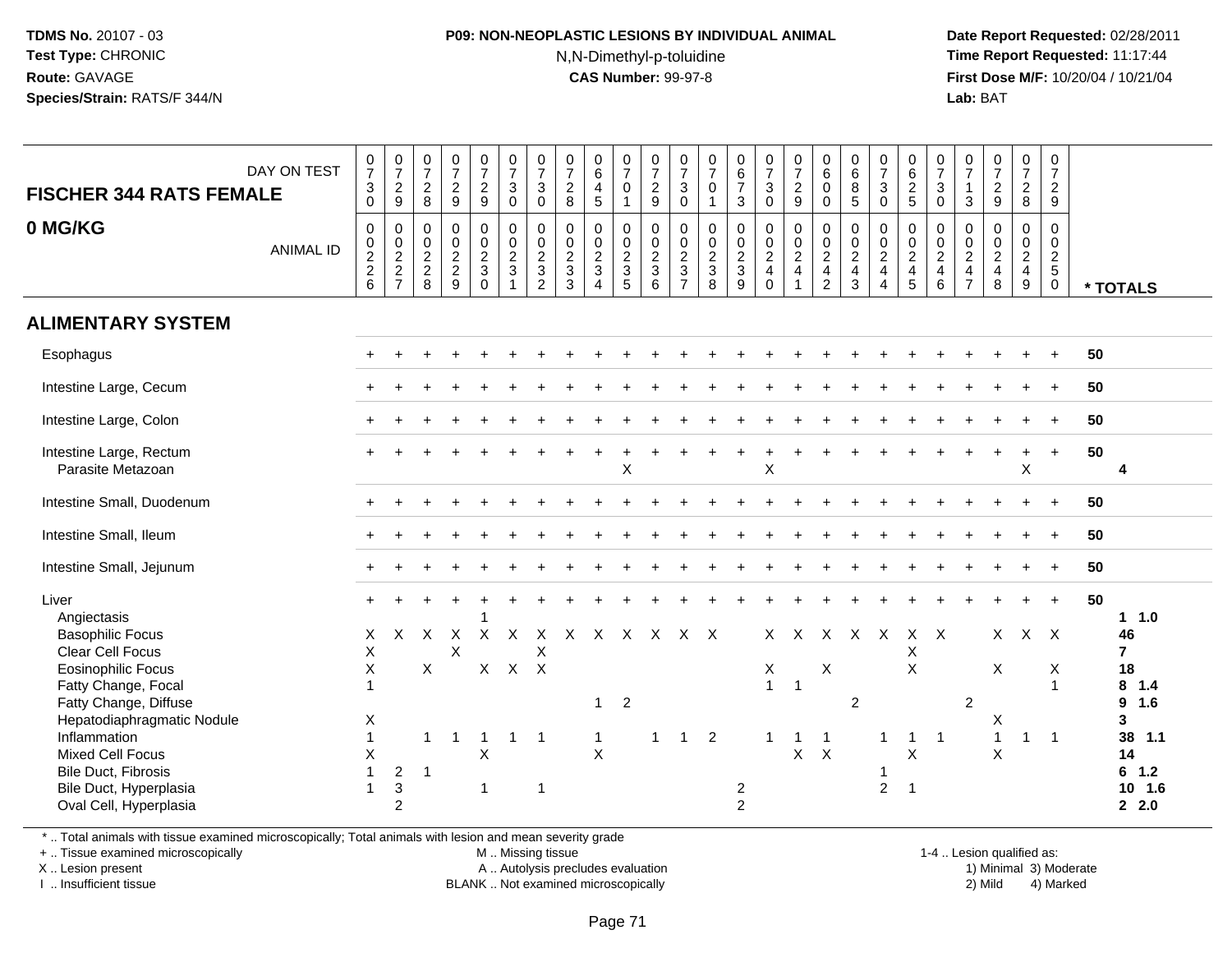**TDMS No.** 20107 - 03
**Test Type:** CHRONIC
**Route:** GAVAGE
**Species/Strain:** RATS/F 344/N

**P09: NON-NEOPLASTIC LESIONS BY INDIVIDUAL ANIMAL**
N,N-Dimethyl-p-toluidine
**CAS Number:** 99-97-8

**Date Report Requested:** 02/28/2011
**Time Report Requested:** 11:17:44
**First Dose M/F:** 10/20/04 / 10/21/04
**Lab:** BAT

| FISCHER 344 RATS FEMALE 0 MG/KG | | | | | | | | | | | | | | | | | | | | | | | | | | |
|---|---|---|---|---|---|---|---|---|---|---|---|---|---|---|---|---|---|---|---|---|---|---|---|---|---|---|
| DAY ON TEST | 0730 | 0729 | 0728 | 0729 | 0729 | 0730 | 0730 | 0728 | 0645 | 0701 | 0729 | 0730 | 0701 | 0673 | 0730 | 0729 | 0600 | 0685 | 0730 | 0625 | 0730 | 0713 | 0729 | 0728 | 0729 | |
| ANIMAL ID | 0226 | 0227 | 0228 | 0229 | 0230 | 0231 | 0232 | 0233 | 0234 | 0235 | 0236 | 0237 | 0238 | 0239 | 0240 | 0241 | 0242 | 0243 | 0244 | 0245 | 0246 | 0247 | 0248 | 0249 | 0250 | * TOTALS |
| **ALIMENTARY SYSTEM** | | | | | | | | | | | | | | | | | | | | | | | | | | |
| Esophagus | + | + | + | + | + | + | + | + | + | + | + | + | + | + | + | + | + | + | + | + | + | + | + | + | + | 50 |
| Intestine Large, Cecum | + | + | + | + | + | + | + | + | + | + | + | + | + | + | + | + | + | + | + | + | + | + | + | + | + | 50 |
| Intestine Large, Colon | + | + | + | + | + | + | + | + | + | + | + | + | + | + | + | + | + | + | + | + | + | + | + | + | + | 50 |
| Intestine Large, Rectum | + | + | + | + | + | + | + | + | + | + | + | + | + | + | + | + | + | + | + | + | + | + | + | + | + | 50 |
| Parasite Metazoan | | | | | | | | | | X | | | | | X | | | | | | | | | X | | 4 |
| Intestine Small, Duodenum | + | + | + | + | + | + | + | + | + | + | + | + | + | + | + | + | + | + | + | + | + | + | + | + | + | 50 |
| Intestine Small, Ileum | + | + | + | + | + | + | + | + | + | + | + | + | + | + | + | + | + | + | + | + | + | + | + | + | + | 50 |
| Intestine Small, Jejunum | + | + | + | + | + | + | + | + | + | + | + | + | + | + | + | + | + | + | + | + | + | + | + | + | + | 50 |
| Liver | + | + | + | + | + | + | + | + | + | + | + | + | + | + | + | + | + | + | + | + | + | + | + | + | + | 50 |
| Angiectasis | | | | | 1 | | | | | | | | | | | | | | | | | | | | | 1 1.0 |
| Basophilic Focus | X | X | X | X | X | X | X | X | X | X | X | X | X | | X | X | X | X | X | X | X | | X | X | X | 46 |
| Clear Cell Focus | X | | | X | | | X | | | | | | | | | | | | | X | | | | | | 7 |
| Eosinophilic Focus | X | | X | | X | X | X | | | | | | | | X | | X | | | X | | | X | | X | 18 |
| Fatty Change, Focal | 1 | | | | | | | | | | | | | | 1 | 1 | | | | | | | | | 1 | 8 1.4 |
| Fatty Change, Diffuse | | | | | | | | | 1 | 2 | | | | | | | | 2 | | | | 2 | | | | 9 1.6 |
| Hepatodiaphragmatic Nodule | X | | | | | | | | | | | | | | | | | | | | | | X | | | 3 |
| Inflammation | 1 | | 1 | 1 | 1 | 1 | 1 | | 1 | | 1 | 1 | 2 | | 1 | 1 | 1 | | 1 | 1 | 1 | | 1 | 1 | 1 | 38 1.1 |
| Mixed Cell Focus | X | | | | X | | | | X | | | | | | | X | X | | | X | | | X | | | 14 |
| Bile Duct, Fibrosis | 1 | 2 | 1 | | | | | | | | | | | | | | | | 1 | | | | | | | 6 1.2 |
| Bile Duct, Hyperplasia | 1 | 3 | | | 1 | | 1 | | | | | | | 2 | | | | | 2 | 1 | | | | | | 10 1.6 |
| Oval Cell, Hyperplasia | | 2 | | | | | | | | | | | | 2 | | | | | | | | | | | | 2 2.0 |

\* .. Total animals with tissue examined microscopically; Total animals with lesion and mean severity grade
\+ .. Tissue examined microscopically
X .. Lesion present
I .. Insufficient tissue
M .. Missing tissue
A .. Autolysis precludes evaluation
BLANK .. Not examined microscopically
1-4 .. Lesion qualified as: 1) Minimal 2) Mild 3) Moderate 4) Marked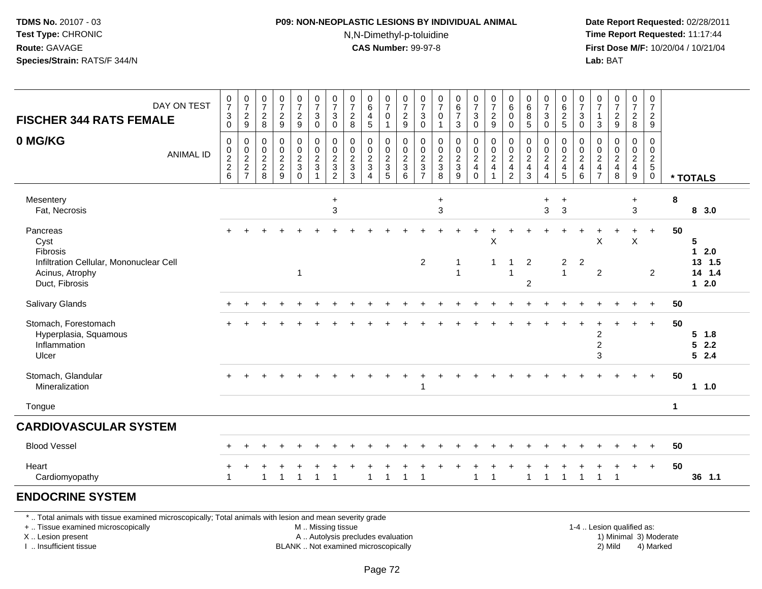**TDMS No.** 20107 - 03
**Test Type:** CHRONIC
**Route:** GAVAGE
**Species/Strain:** RATS/F 344/N

**P09: NON-NEOPLASTIC LESIONS BY INDIVIDUAL ANIMAL**
N,N-Dimethyl-p-toluidine
**CAS Number:** 99-97-8

**Date Report Requested:** 02/28/2011
**Time Report Requested:** 11:17:44
**First Dose M/F:** 10/20/04 / 10/21/04
**Lab:** BAT

| FISCHER 344 RATS FEMALE 0 MG/KG — DAY ON TEST | 0730 | 0729 | 0728 | 0729 | 0729 | 0730 | 0730 | 0728 | 0645 | 0701 | 0729 | 0730 | 0701 | 0673 | 0730 | 0729 | 0600 | 0685 | 0730 | 0625 | 0730 | 0713 | 0729 | 0728 | 0729 | |
|---|---|---|---|---|---|---|---|---|---|---|---|---|---|---|---|---|---|---|---|---|---|---|---|---|---|---|
| **ANIMAL ID** | 0226 | 0227 | 0228 | 0229 | 0230 | 0231 | 0232 | 0233 | 0234 | 0235 | 0236 | 0237 | 0238 | 0239 | 0240 | 0241 | 0242 | 0243 | 0244 | 0245 | 0246 | 0247 | 0248 | 0249 | 0250 | *** TOTALS** |
| Mesentery | | | | | | | + | | | | | | + | | | | | | + | + | | | | + | | 8 |
| Fat, Necrosis | | | | | | | 3 | | | | | | 3 | | | | | | 3 | 3 | | | | 3 | | 8 3.0 |
| Pancreas | + | + | + | + | + | + | + | + | + | + | + | + | + | + | + | + | + | + | + | + | + | + | + | + | + | 50 |
| Cyst | | | | | | | | | | | | | | | | X | | | | | | X | | X | | 5 |
| Fibrosis | | | | | | | | | | | | | | | | | | | | | | | | | | 1 2.0 |
| Infiltration Cellular, Mononuclear Cell | | | | | | | | | | | | 2 | | 1 | | 1 | 1 | 2 | | 2 | 2 | | | | | 13 1.5 |
| Acinus, Atrophy | | | | | 1 | | | | | | | | | 1 | | | 1 | | | 1 | | 2 | | | 2 | 14 1.4 |
| Duct, Fibrosis | | | | | | | | | | | | | | | | | | 2 | | | | | | | | 1 2.0 |
| Salivary Glands | + | + | + | + | + | + | + | + | + | + | + | + | + | + | + | + | + | + | + | + | + | + | + | + | + | 50 |
| Stomach, Forestomach | + | + | + | + | + | + | + | + | + | + | + | + | + | + | + | + | + | + | + | + | + | + | + | + | + | 50 |
| Hyperplasia, Squamous | | | | | | | | | | | | | | | | | | | | | | 2 | | | | 5 1.8 |
| Inflammation | | | | | | | | | | | | | | | | | | | | | | 2 | | | | 5 2.2 |
| Ulcer | | | | | | | | | | | | | | | | | | | | | | 3 | | | | 5 2.4 |
| Stomach, Glandular | + | + | + | + | + | + | + | + | + | + | + | + | + | + | + | + | + | + | + | + | + | + | + | + | + | 50 |
| Mineralization | | | | | | | | | | | | 1 | | | | | | | | | | | | | | 1 1.0 |
| Tongue | | | | | | | | | | | | | | | | | | | | | | | | | | 1 |
| **CARDIOVASCULAR SYSTEM** | | | | | | | | | | | | | | | | | | | | | | | | | | |
| Blood Vessel | + | + | + | + | + | + | + | + | + | + | + | + | + | + | + | + | + | + | + | + | + | + | + | + | + | 50 |
| Heart | + | + | + | + | + | + | + | + | + | + | + | + | + | + | + | + | + | + | + | + | + | + | + | + | + | 50 |
| Cardiomyopathy | 1 | | 1 | 1 | 1 | 1 | 1 | | 1 | 1 | 1 | 1 | | | 1 | 1 | | 1 | 1 | 1 | 1 | 1 | 1 | | | 36 1.1 |
| **ENDOCRINE SYSTEM** | | | | | | | | | | | | | | | | | | | | | | | | | | |

\* .. Total animals with tissue examined microscopically; Total animals with lesion and mean severity grade
+ .. Tissue examined microscopically
X .. Lesion present
I .. Insufficient tissue
M .. Missing tissue
A .. Autolysis precludes evaluation
BLANK .. Not examined microscopically
1-4 .. Lesion qualified as: 1) Minimal 2) Mild 3) Moderate 4) Marked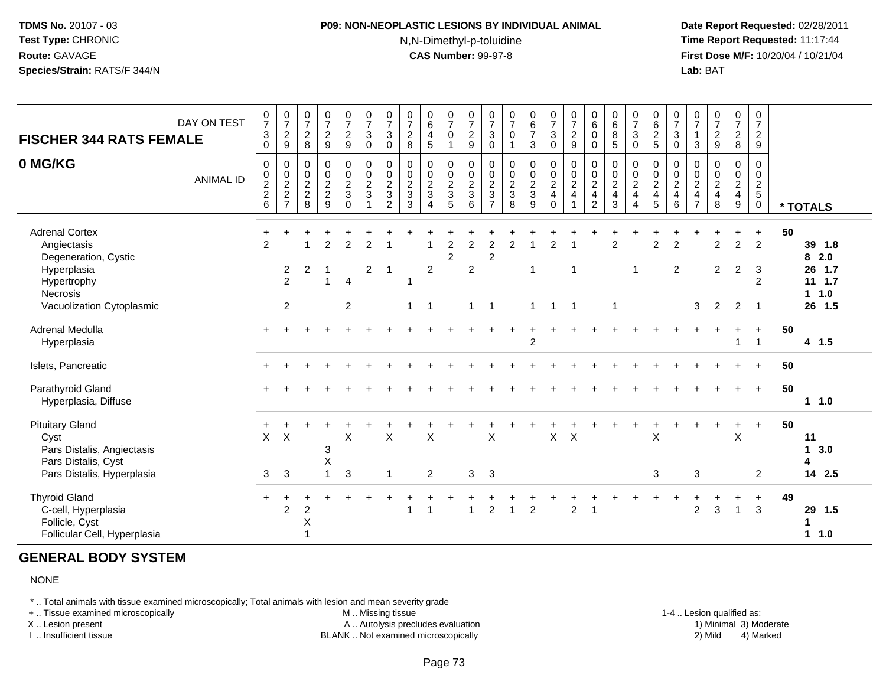**TDMS No.** 20107 - 03
**Test Type:** CHRONIC
**Route:** GAVAGE
**Species/Strain:** RATS/F 344/N

**P09: NON-NEOPLASTIC LESIONS BY INDIVIDUAL ANIMAL**
N,N-Dimethyl-p-toluidine
**CAS Number:** 99-97-8

**Date Report Requested:** 02/28/2011
**Time Report Requested:** 11:17:44
**First Dose M/F:** 10/20/04 / 10/21/04
**Lab:** BAT

## FISCHER 344 RATS FEMALE
## 0 MG/KG

| DAY ON TEST | 0730 | 0729 | 0728 | 0729 | 0729 | 0730 | 0730 | 0728 | 0645 | 0701 | 0729 | 0730 | 0701 | 0673 | 0730 | 0729 | 0600 | 0685 | 0730 | 0625 | 0730 | 0713 | 0729 | 0728 | 0729 | |
|---|---|---|---|---|---|---|---|---|---|---|---|---|---|---|---|---|---|---|---|---|---|---|---|---|---|---|
| **ANIMAL ID** | 0226 | 0227 | 0228 | 0229 | 0230 | 0231 | 0232 | 0233 | 0234 | 0235 | 0236 | 0237 | 0238 | 0239 | 0240 | 0241 | 0242 | 0243 | 0244 | 0245 | 0246 | 0247 | 0248 | 0249 | 0250 | *** TOTALS** |
| Adrenal Cortex | + | + | + | + | + | + | + | + | + | + | + | + | + | + | + | + | + | + | + | + | + | + | + | + | + | 50 |
| Angiectasis | 2 | | 1 | 2 | 2 | 2 | 1 | | 1 | 2 | 2 | 2 | 2 | 1 | 2 | 1 | | 2 | | 2 | 2 | | 2 | 2 | 2 | 39 1.8 |
| Degeneration, Cystic | | | | | | | | | | 2 | | 2 | | | | | | | | | | | | | | 8 2.0 |
| Hyperplasia | | 2 | 2 | 1 | | 2 | 1 | | 2 | | 2 | | | 1 | | 1 | | | 1 | | 2 | | 2 | 2 | 3 | 26 1.7 |
| Hypertrophy | | 2 | | 1 | 4 | | | 1 | | | | | | | | | | | | | | | | | 2 | 11 1.7 |
| Necrosis | | | | | | | | | | | | | | | | | | | | | | | | | | 1 1.0 |
| Vacuolization Cytoplasmic | | 2 | | | 2 | | | 1 | 1 | | 1 | 1 | | 1 | 1 | 1 | | 1 | | | | 3 | 2 | 2 | 1 | 26 1.5 |
| Adrenal Medulla | + | + | + | + | + | + | + | + | + | + | + | + | + | + | + | + | + | + | + | + | + | + | + | + | + | 50 |
| Hyperplasia | | | | | | | | | | | | | | 2 | | | | | | | | | | 1 | 1 | 4 1.5 |
| Islets, Pancreatic | + | + | + | + | + | + | + | + | + | + | + | + | + | + | + | + | + | + | + | + | + | + | + | + | + | 50 |
| Parathyroid Gland | + | + | + | + | + | + | + | + | + | + | + | + | + | + | + | + | + | + | + | + | + | + | + | + | + | 50 |
| Hyperplasia, Diffuse | | | | | | | | | | | | | | | | | | | | | | | | | | 1 1.0 |
| Pituitary Gland | + | + | + | + | + | + | + | + | + | + | + | + | + | + | + | + | + | + | + | + | + | + | + | + | + | 50 |
| Cyst | X | X | | | X | | X | | X | | | X | | | X | X | | | | X | | | | X | | 11 |
| Pars Distalis, Angiectasis | | | | 3 | | | | | | | | | | | | | | | | | | | | | | 1 3.0 |
| Pars Distalis, Cyst | | | | X | | | | | | | | | | | | | | | | | | | | | | 4 |
| Pars Distalis, Hyperplasia | 3 | 3 | | 1 | 3 | | 1 | | 2 | | 3 | 3 | | | | | | | | 3 | | 3 | | | 2 | 14 2.5 |
| Thyroid Gland | + | + | + | + | + | + | + | + | + | + | + | + | + | + | + | + | + | + | + | + | + | + | + | + | + | 49 |
| C-cell, Hyperplasia | | 2 | 2 | | | | | 1 | 1 | | 1 | 2 | 1 | 2 | | 2 | 1 | | | | | 2 | 3 | 1 | 3 | 29 1.5 |
| Follicle, Cyst | | | X | | | | | | | | | | | | | | | | | | | | | | | 1 |
| Follicular Cell, Hyperplasia | | | 1 | | | | | | | | | | | | | | | | | | | | | | | 1 1.0 |

## GENERAL BODY SYSTEM

NONE

\* .. Total animals with tissue examined microscopically; Total animals with lesion and mean severity grade
\+ .. Tissue examined microscopically
X .. Lesion present
I .. Insufficient tissue
M .. Missing tissue
A .. Autolysis precludes evaluation
BLANK .. Not examined microscopically
1-4 .. Lesion qualified as: 1) Minimal 2) Mild 3) Moderate 4) Marked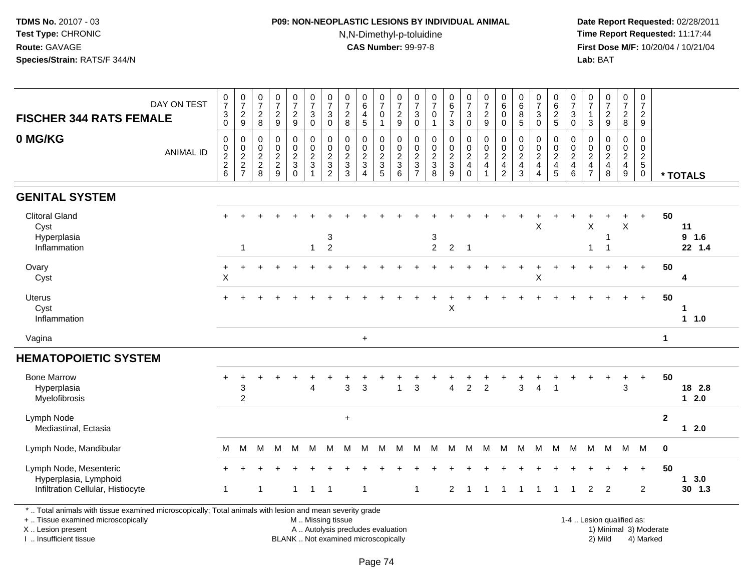TDMS No. 20107 - 03
Test Type: CHRONIC
Route: GAVAGE
Species/Strain: RATS/F 344/N

**P09: NON-NEOPLASTIC LESIONS BY INDIVIDUAL ANIMAL**
N,N-Dimethyl-p-toluidine
**CAS Number:** 99-97-8

Date Report Requested: 02/28/2011
Time Report Requested: 11:17:44
First Dose M/F: 10/20/04 / 10/21/04
Lab: BAT

**FISCHER 344 RATS FEMALE**
**0 MG/KG**

| DAY ON TEST | 0730 | 0729 | 0728 | 0729 | 0729 | 0730 | 0730 | 0728 | 0645 | 0701 | 0729 | 0730 | 0701 | 0673 | 0730 | 0729 | 0600 | 0685 | 0730 | 0625 | 0730 | 0713 | 0729 | 0728 | 0729 | |
|---|---|---|---|---|---|---|---|---|---|---|---|---|---|---|---|---|---|---|---|---|---|---|---|---|---|---|
| **ANIMAL ID** | 0226 | 0227 | 0228 | 0229 | 0230 | 0231 | 0232 | 0233 | 0234 | 0235 | 0236 | 0237 | 0238 | 0239 | 0240 | 0241 | 0242 | 0243 | 0244 | 0245 | 0246 | 0247 | 0248 | 0249 | 0250 | *** TOTALS** |
| **GENITAL SYSTEM** | | | | | | | | | | | | | | | | | | | | | | | | | | |
| Clitoral Gland | + | + | + | + | + | + | + | + | + | + | + | + | + | + | + | + | + | + | + | + | + | + | + | + | + | 50 |
| Cyst | | | | | | | | | | | | | | | | | | | X | | | X | | X | | 11 |
| Hyperplasia | | | | | | | 3 | | | | | | 3 | | | | | | | | | | 1 | | | 9 1.6 |
| Inflammation | | 1 | | | | 1 | 2 | | | | | | 2 | 2 | 1 | | | | | | | 1 | 1 | | | 22 1.4 |
| Ovary | + | + | + | + | + | + | + | + | + | + | + | + | + | + | + | + | + | + | + | + | + | + | + | + | + | 50 |
| Cyst | X | | | | | | | | | | | | | | | | | | X | | | | | | | 4 |
| Uterus | + | + | + | + | + | + | + | + | + | + | + | + | + | + | + | + | + | + | + | + | + | + | + | + | + | 50 |
| Cyst | | | | | | | | | | | | | | X | | | | | | | | | | | | 1 |
| Inflammation | | | | | | | | | | | | | | | | | | | | | | | | | | 1 1.0 |
| Vagina | | | | | | | | | + | | | | | | | | | | | | | | | | | 1 |
| **HEMATOPOIETIC SYSTEM** | | | | | | | | | | | | | | | | | | | | | | | | | | |
| Bone Marrow | + | + | + | + | + | + | + | + | + | + | + | + | + | + | + | + | + | + | + | + | + | + | + | + | + | 50 |
| Hyperplasia | | 3 | | | | 4 | | 3 | 3 | | 1 | 3 | | 4 | 2 | 2 | | 3 | 4 | 1 | | | | 3 | | 18 2.8 |
| Myelofibrosis | | 2 | | | | | | | | | | | | | | | | | | | | | | | | 1 2.0 |
| Lymph Node | | | | | | | | + | | | | | | | | | | | | | | | | | | 2 |
| Mediastinal, Ectasia | | | | | | | | | | | | | | | | | | | | | | | | | | 1 2.0 |
| Lymph Node, Mandibular | M | M | M | M | M | M | M | M | M | M | M | M | M | M | M | M | M | M | M | M | M | M | M | M | M | 0 |
| Lymph Node, Mesenteric | + | + | + | + | + | + | + | + | + | + | + | + | + | + | + | + | + | + | + | + | + | + | + | + | + | 50 |
| Hyperplasia, Lymphoid | | | | | | | | | | | | | | | | | | | | | | | | | | 1 3.0 |
| Infiltration Cellular, Histiocyte | 1 | | 1 | | 1 | 1 | 1 | | 1 | | | 1 | | 2 | 1 | 1 | 1 | 1 | 1 | 1 | 1 | 2 | 2 | | 2 | 30 1.3 |

* .. Total animals with tissue examined microscopically; Total animals with lesion and mean severity grade
+ .. Tissue examined microscopically
X .. Lesion present
I .. Insufficient tissue

M .. Missing tissue
A .. Autolysis precludes evaluation
BLANK .. Not examined microscopically

1-4 .. Lesion qualified as:
1) Minimal 3) Moderate
2) Mild 4) Marked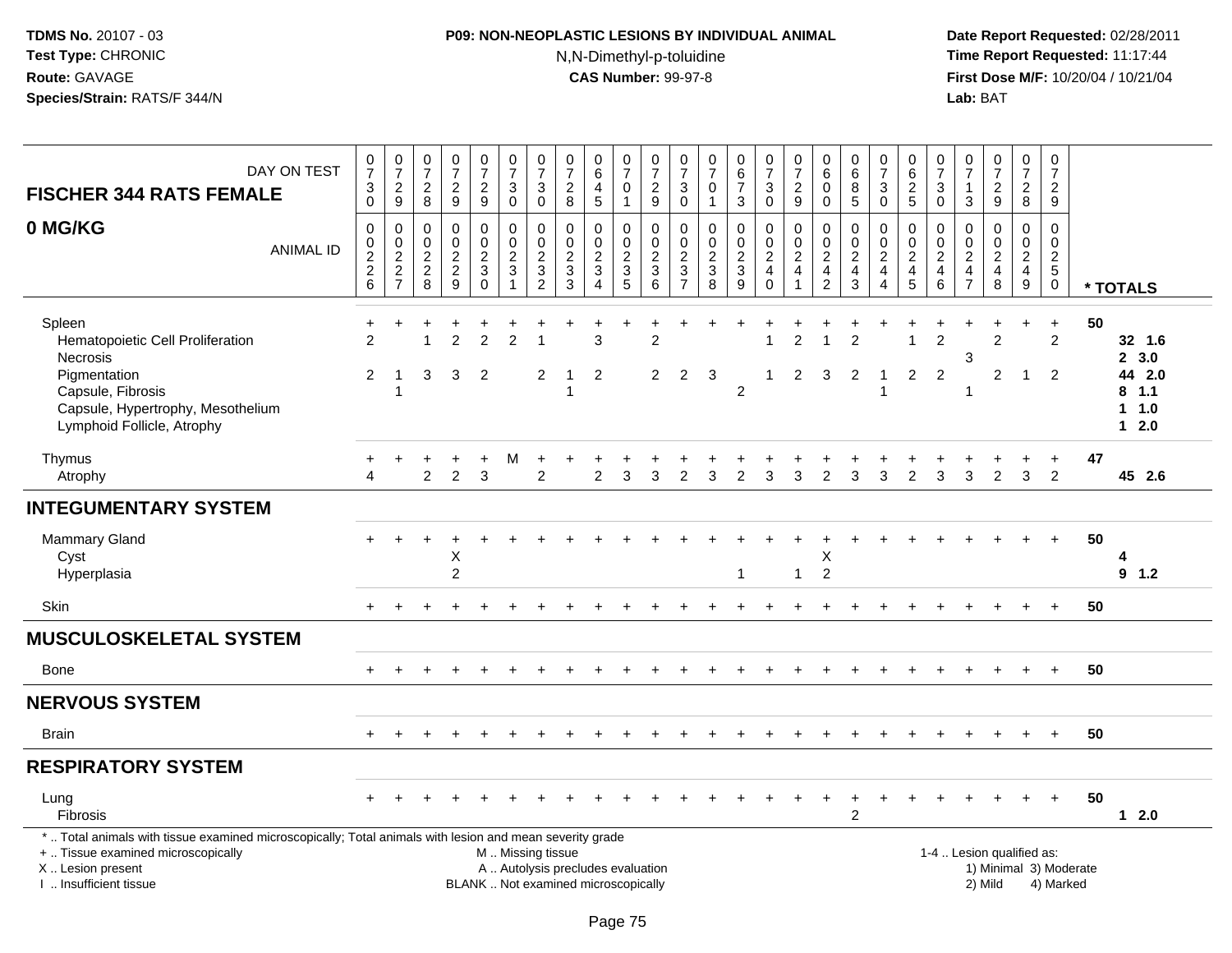TDMS No. 20107 - 03
Test Type: CHRONIC
Route: GAVAGE
Species/Strain: RATS/F 344/N

**P09: NON-NEOPLASTIC LESIONS BY INDIVIDUAL ANIMAL**
N,N-Dimethyl-p-toluidine
**CAS Number:** 99-97-8

Date Report Requested: 02/28/2011
Time Report Requested: 11:17:44
First Dose M/F: 10/20/04 / 10/21/04
Lab: BAT

| FISCHER 344 RATS FEMALE 0 MG/KG — DAY ON TEST | 0730 | 0729 | 0728 | 0729 | 0729 | 0730 | 0730 | 0728 | 0645 | 0701 | 0729 | 0730 | 0701 | 0673 | 0730 | 0729 | 0600 | 0685 | 0730 | 0625 | 0730 | 0713 | 0729 | 0728 | 0729 | |
|---|---|---|---|---|---|---|---|---|---|---|---|---|---|---|---|---|---|---|---|---|---|---|---|---|---|---|
| **ANIMAL ID** | 0226 | 0227 | 0228 | 0229 | 0230 | 0231 | 0232 | 0233 | 0234 | 0235 | 0236 | 0237 | 0238 | 0239 | 0240 | 0241 | 0242 | 0243 | 0244 | 0245 | 0246 | 0247 | 0248 | 0249 | 0250 | *** TOTALS** |
| Spleen | + | + | + | + | + | + | + | + | + | + | + | + | + | + | + | + | + | + | + | + | + | + | + | + | + | 50 |
| Hematopoietic Cell Proliferation | 2 | | 1 | 2 | 2 | 2 | 1 | | 3 | | 2 | | | | 1 | 2 | 1 | 2 | | 1 | 2 | | 2 | | 2 | 32 1.6 |
| Necrosis | | | | | | | | | | | | | | | | | | | | | | 3 | | | | 2 3.0 |
| Pigmentation | 2 | 1 | 3 | 3 | 2 | | 2 | 1 | 2 | | 2 | 2 | 3 | | 1 | 2 | 3 | 2 | 1 | 2 | 2 | | 2 | 1 | 2 | 44 2.0 |
| Capsule, Fibrosis | | 1 | | | | | | 1 | | | | | | 2 | | | | | 1 | | | 1 | | | | 8 1.1 |
| Capsule, Hypertrophy, Mesothelium | | | | | | | | | | | | | | | | | | | | | | | | | | 1 1.0 |
| Lymphoid Follicle, Atrophy | | | | | | | | | | | | | | | | | | | | | | | | | | 1 2.0 |
| Thymus | + | + | + | + | + | M | + | + | + | + | + | + | + | + | + | + | + | + | + | + | + | + | + | + | + | 47 |
| Atrophy | 4 | | 2 | 2 | 3 | | 2 | | 2 | 3 | 3 | 2 | 3 | 2 | 3 | 3 | 2 | 3 | 3 | 2 | 3 | 3 | 2 | 3 | 2 | 45 2.6 |
| **INTEGUMENTARY SYSTEM** | | | | | | | | | | | | | | | | | | | | | | | | | | |
| Mammary Gland | + | + | + | + | + | + | + | + | + | + | + | + | + | + | + | + | + | + | + | + | + | + | + | + | + | 50 |
| Cyst | | | | X | | | | | | | | | | | | | X | | | | | | | | | 4 |
| Hyperplasia | | | | 2 | | | | | | | | | | 1 | | 1 | 2 | | | | | | | | | 9 1.2 |
| Skin | + | + | + | + | + | + | + | + | + | + | + | + | + | + | + | + | + | + | + | + | + | + | + | + | + | 50 |
| **MUSCULOSKELETAL SYSTEM** | | | | | | | | | | | | | | | | | | | | | | | | | | |
| Bone | + | + | + | + | + | + | + | + | + | + | + | + | + | + | + | + | + | + | + | + | + | + | + | + | + | 50 |
| **NERVOUS SYSTEM** | | | | | | | | | | | | | | | | | | | | | | | | | | |
| Brain | + | + | + | + | + | + | + | + | + | + | + | + | + | + | + | + | + | + | + | + | + | + | + | + | + | 50 |
| **RESPIRATORY SYSTEM** | | | | | | | | | | | | | | | | | | | | | | | | | | |
| Lung | + | + | + | + | + | + | + | + | + | + | + | + | + | + | + | + | + | + | + | + | + | + | + | + | + | 50 |
| Fibrosis | | | | | | | | | | | | | | | | | | 2 | | | | | | | | 1 2.0 |

\* .. Total animals with tissue examined microscopically; Total animals with lesion and mean severity grade
\+ .. Tissue examined microscopically
X .. Lesion present
I .. Insufficient tissue

M .. Missing tissue
A .. Autolysis precludes evaluation
BLANK .. Not examined microscopically

1-4 .. Lesion qualified as:
1) Minimal 3) Moderate
2) Mild 4) Marked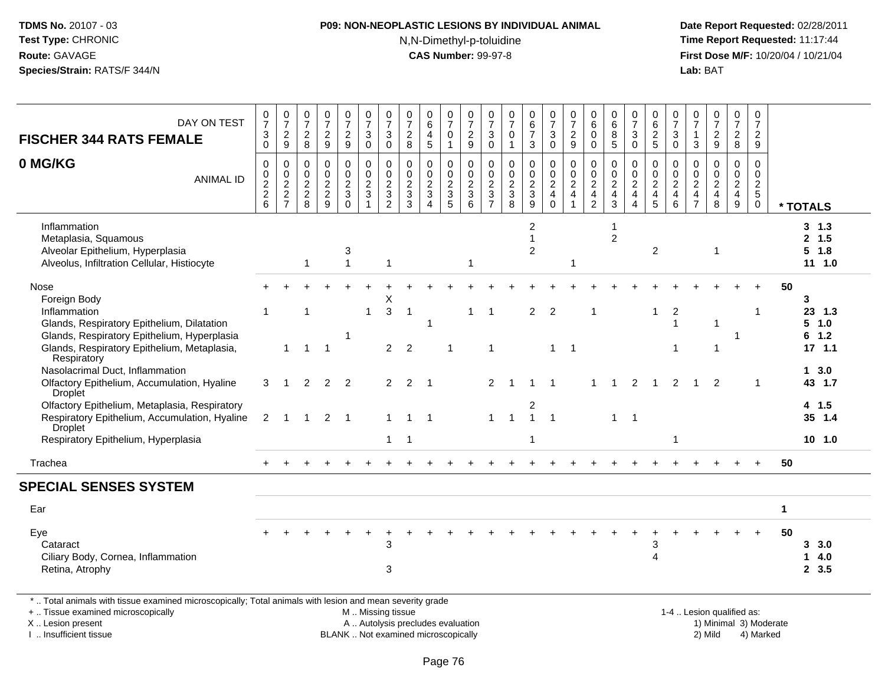## P09: NON-NEOPLASTIC LESIONS BY INDIVIDUAL ANIMAL

N,N-Dimethyl-p-toluidine
**CAS Number:** 99-97-8

| FISCHER 344 RATS FEMALE 0 MG/KG | | | | | | | | | | | | | | | | | | | | | | | | | | | |
|---|---|---|---|---|---|---|---|---|---|---|---|---|---|---|---|---|---|---|---|---|---|---|---|---|---|---|---|
| DAY ON TEST | 0730 | 0729 | 0728 | 0729 | 0729 | 0730 | 0730 | 0728 | 0645 | 0701 | 0729 | 0730 | 0701 | 0673 | 0730 | 0729 | 0600 | 0685 | 0730 | 0625 | 0730 | 0713 | 0729 | 0728 | 0729 | | |
| ANIMAL ID | 0226 | 0227 | 0228 | 0229 | 0230 | 0231 | 0232 | 0233 | 0234 | 0235 | 0236 | 0237 | 0238 | 0239 | 0240 | 0241 | 0242 | 0243 | 0244 | 0245 | 0246 | 0247 | 0248 | 0249 | 0250 | | * TOTALS |
| Inflammation | | | | | | | | | | | | | | 2 | | | | 1 | | | | | | | | | 3 1.3 |
| Metaplasia, Squamous | | | | | | | | | | | | | | 1 | | | | 2 | | | | | | | | | 2 1.5 |
| Alveolar Epithelium, Hyperplasia | | | | | 3 | | | | | | | | | 2 | | | | | | 2 | | | 1 | | | | 5 1.8 |
| Alveolus, Infiltration Cellular, Histiocyte | | | 1 | | 1 | | 1 | | | | 1 | | | | | 1 | | | | | | | | | | | 11 1.0 |
| Nose | + | + | + | + | + | + | + | + | + | + | + | + | + | + | + | + | + | + | + | + | + | + | + | + | + | 50 | |
| Foreign Body | | | | | | | X | | | | | | | | | | | | | | | | | | | | 3 |
| Inflammation | 1 | | 1 | | | 1 | 3 | 1 | | | 1 | 1 | | 2 | 2 | | 1 | | | 1 | 2 | | | | 1 | | 23 1.3 |
| Glands, Respiratory Epithelium, Dilatation | | | | | | | | | 1 | | | | | | | | | | | | 1 | | 1 | | | | 5 1.0 |
| Glands, Respiratory Epithelium, Hyperplasia | | | | | 1 | | | | | | | | | | | | | | | | | | | 1 | | | 6 1.2 |
| Glands, Respiratory Epithelium, Metaplasia, Respiratory | | 1 | 1 | 1 | | | 2 | 2 | | 1 | | 1 | | | 1 | 1 | | | | | 1 | | 1 | | | | 17 1.1 |
| Nasolacrimal Duct, Inflammation | | | | | | | | | | | | | | | | | | | | | | | | | | | 1 3.0 |
| Olfactory Epithelium, Accumulation, Hyaline Droplet | 3 | 1 | 2 | 2 | 2 | | 2 | 2 | 1 | | | 2 | 1 | 1 | 1 | | 1 | 1 | 2 | 1 | 2 | 1 | 2 | | 1 | | 43 1.7 |
| Olfactory Epithelium, Metaplasia, Respiratory | | | | | | | | | | | | | | 2 | | | | | | | | | | | | | 4 1.5 |
| Respiratory Epithelium, Accumulation, Hyaline Droplet | 2 | 1 | 1 | 2 | 1 | | 1 | 1 | 1 | | | 1 | 1 | 1 | 1 | | | 1 | 1 | | | | | | | | 35 1.4 |
| Respiratory Epithelium, Hyperplasia | | | | | | | 1 | 1 | | | | | | 1 | | | | | | | 1 | | | | | | 10 1.0 |
| Trachea | + | + | + | + | + | + | + | + | + | + | + | + | + | + | + | + | + | + | + | + | + | + | + | + | + | 50 | |
| **SPECIAL SENSES SYSTEM** | | | | | | | | | | | | | | | | | | | | | | | | | | | |
| Ear | | | | | | | | | | | | | | | | | | | | | | | | | | 1 | |
| Eye | + | + | + | + | + | + | + | + | + | + | + | + | + | + | + | + | + | + | + | + | + | + | + | + | + | 50 | |
| Cataract | | | | | | | 3 | | | | | | | | | | | | | 3 | | | | | | | 3 3.0 |
| Ciliary Body, Cornea, Inflammation | | | | | | | | | | | | | | | | | | | | 4 | | | | | | | 1 4.0 |
| Retina, Atrophy | | | | | | | 3 | | | | | | | | | | | | | | | | | | | | 2 3.5 |

\* .. Total animals with tissue examined microscopically; Total animals with lesion and mean severity grade
+ .. Tissue examined microscopically
X .. Lesion present
I .. Insufficient tissue
M .. Missing tissue
A .. Autolysis precludes evaluation
BLANK .. Not examined microscopically
1-4 .. Lesion qualified as: 1) Minimal 2) Mild 3) Moderate 4) Marked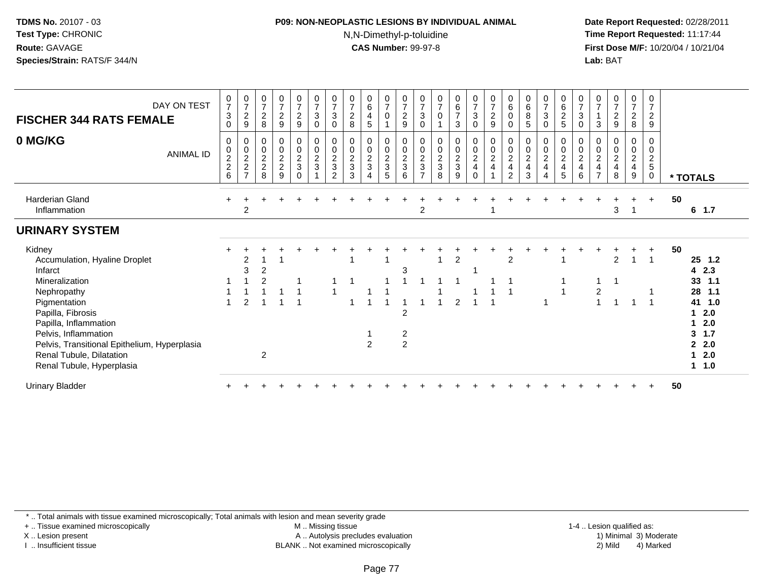## FISCHER 344 RATS FEMALE

### 0 MG/KG

| DAY ON TEST | 0730 | 0729 | 0728 | 0729 | 0729 | 0730 | 0730 | 0728 | 0645 | 0701 | 0729 | 0730 | 0701 | 0673 | 0730 | 0729 | 0600 | 0685 | 0730 | 0625 | 0730 | 0713 | 0729 | 0728 | 0729 | |
|---|---|---|---|---|---|---|---|---|---|---|---|---|---|---|---|---|---|---|---|---|---|---|---|---|---|---|
| **ANIMAL ID** | 0226 | 0227 | 0228 | 0229 | 0230 | 0231 | 0232 | 0233 | 0234 | 0235 | 0236 | 0237 | 0238 | 0239 | 0240 | 0241 | 0242 | 0243 | 0244 | 0245 | 0246 | 0247 | 0248 | 0249 | 0250 | *** TOTALS** |
| Harderian Gland | + | + | + | + | + | + | + | + | + | + | + | + | + | + | + | + | + | + | + | + | + | + | + | + | + | 50 |
| Inflammation | | 2 | | | | | | | | | | 2 | | | | 1 | | | | | | | 3 | 1 | | 6 1.7 |
| **URINARY SYSTEM** | | | | | | | | | | | | | | | | | | | | | | | | | | |
| Kidney | + | + | + | + | + | + | + | + | + | + | + | + | + | + | + | + | + | + | + | + | + | + | + | + | + | 50 |
| Accumulation, Hyaline Droplet | | 2 | 1 | 1 | | | | 1 | | 1 | | | 1 | 2 | | | 2 | | | 1 | | | 2 | 1 | 1 | 25 1.2 |
| Infarct | | 3 | 2 | | | | | | | | 3 | | | | 1 | | | | | | | | | | | 4 2.3 |
| Mineralization | 1 | 1 | 2 | | 1 | | 1 | 1 | | 1 | 1 | 1 | 1 | 1 | | 1 | 1 | | | 1 | | 1 | 1 | | | 33 1.1 |
| Nephropathy | 1 | 1 | 1 | 1 | 1 | | 1 | | 1 | 1 | | | 1 | | 1 | 1 | 1 | | | 1 | | 2 | | | 1 | 28 1.1 |
| Pigmentation | 1 | 2 | 1 | 1 | 1 | | | 1 | 1 | 1 | 1 | 1 | 1 | 2 | 1 | 1 | | | 1 | | | 1 | 1 | 1 | 1 | 41 1.0 |
| Papilla, Fibrosis | | | | | | | | | | | 2 | | | | | | | | | | | | | | | 1 2.0 |
| Papilla, Inflammation | | | | | | | | | | | | | | | | | | | | | | | | | | 1 2.0 |
| Pelvis, Inflammation | | | | | | | | | 1 | | 2 | | | | | | | | | | | | | | | 3 1.7 |
| Pelvis, Transitional Epithelium, Hyperplasia | | | | | | | | | 2 | | 2 | | | | | | | | | | | | | | | 2 2.0 |
| Renal Tubule, Dilatation | | | 2 | | | | | | | | | | | | | | | | | | | | | | | 1 2.0 |
| Renal Tubule, Hyperplasia | | | | | | | | | | | | | | | | | | | | | | | | | | 1 1.0 |
| Urinary Bladder | + | + | + | + | + | + | + | + | + | + | + | + | + | + | + | + | + | + | + | + | + | + | + | + | + | 50 |

* .. Total animals with tissue examined microscopically; Total animals with lesion and mean severity grade

+ .. Tissue examined microscopically | M .. Missing tissue | 1-4 .. Lesion qualified as:
X .. Lesion present | A .. Autolysis precludes evaluation | 1) Minimal 3) Moderate
I .. Insufficient tissue | BLANK .. Not examined microscopically | 2) Mild 4) Marked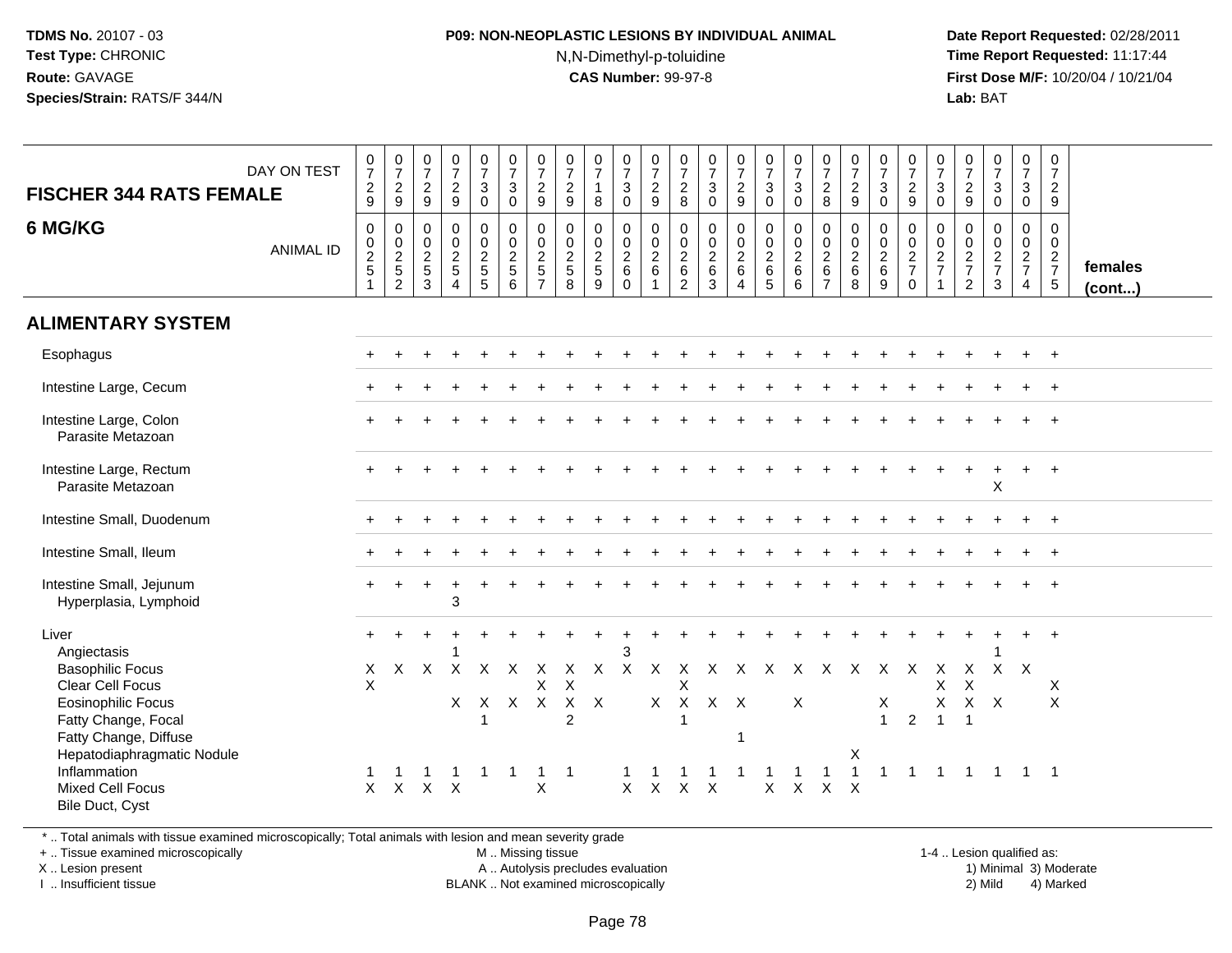**TDMS No.** 20107 - 03
**Test Type:** CHRONIC
**Route:** GAVAGE
**Species/Strain:** RATS/F 344/N

**P09: NON-NEOPLASTIC LESIONS BY INDIVIDUAL ANIMAL**
N,N-Dimethyl-p-toluidine
**CAS Number:** 99-97-8

**Date Report Requested:** 02/28/2011
**Time Report Requested:** 11:17:44
**First Dose M/F:** 10/20/04 / 10/21/04
**Lab:** BAT

## FISCHER 344 RATS FEMALE
## 6 MG/KG

| DAY ON TEST | 0729 | 0729 | 0729 | 0729 | 0730 | 0730 | 0729 | 0729 | 0718 | 0730 | 0729 | 0728 | 0730 | 0729 | 0730 | 0730 | 0728 | 0729 | 0730 | 0729 | 0730 | 0729 | 0730 | 0730 | 0729 | |
|---|---|---|---|---|---|---|---|---|---|---|---|---|---|---|---|---|---|---|---|---|---|---|---|---|---|---|
| **ANIMAL ID** | 0251 | 0252 | 0253 | 0254 | 0255 | 0256 | 0257 | 0258 | 0259 | 0260 | 0261 | 0262 | 0263 | 0264 | 0265 | 0266 | 0267 | 0268 | 0269 | 0270 | 0271 | 0272 | 0273 | 0274 | 0275 | **females (cont...)** |
| **ALIMENTARY SYSTEM** | | | | | | | | | | | | | | | | | | | | | | | | | | |
| Esophagus | + | + | + | + | + | + | + | + | + | + | + | + | + | + | + | + | + | + | + | + | + | + | + | + | + | |
| Intestine Large, Cecum | + | + | + | + | + | + | + | + | + | + | + | + | + | + | + | + | + | + | + | + | + | + | + | + | + | |
| Intestine Large, Colon | + | + | + | + | + | + | + | + | + | + | + | + | + | + | + | + | + | + | + | + | + | + | + | + | + | |
| Parasite Metazoan | | | | | | | | | | | | | | | | | | | | | | | | | | |
| Intestine Large, Rectum | + | + | + | + | + | + | + | + | + | + | + | + | + | + | + | + | + | + | + | + | + | + | + | + | + | |
| Parasite Metazoan | | | | | | | | | | | | | | | | | | | | | | | X | | | |
| Intestine Small, Duodenum | + | + | + | + | + | + | + | + | + | + | + | + | + | + | + | + | + | + | + | + | + | + | + | + | + | |
| Intestine Small, Ileum | + | + | + | + | + | + | + | + | + | + | + | + | + | + | + | + | + | + | + | + | + | + | + | + | + | |
| Intestine Small, Jejunum | + | + | + | + | + | + | + | + | + | + | + | + | + | + | + | + | + | + | + | + | + | + | + | + | + | |
| Hyperplasia, Lymphoid | | | | 3 | | | | | | | | | | | | | | | | | | | | | | |
| Liver | + | + | + | + | + | + | + | + | + | + | + | + | + | + | + | + | + | + | + | + | + | + | + | + | + | |
| Angiectasis | | | | 1 | | | | | | 3 | | | | | | | | | | | | | 1 | | | |
| Basophilic Focus | X | X | X | X | X | X | X | X | X | X | X | X | X | X | X | X | X | X | X | X | X | X | X | X | | |
| Clear Cell Focus | X | | | | | | X | X | | | | X | | | | | | | | | X | X | | | X | |
| Eosinophilic Focus | | | | X | X | X | X | X | X | | X | X | X | X | | X | | | X | | X | X | X | | X | |
| Fatty Change, Focal | | | | | 1 | | | 2 | | | | 1 | | | | | | | 1 | 2 | 1 | 1 | | | | |
| Fatty Change, Diffuse | | | | | | | | | | | | | | 1 | | | | | | | | | | | | |
| Hepatodiaphragmatic Nodule | | | | | | | | | | | | | | | | | | X | | | | | | | | |
| Inflammation | 1 | 1 | 1 | 1 | 1 | 1 | 1 | 1 | | 1 | 1 | 1 | 1 | 1 | 1 | 1 | 1 | 1 | 1 | 1 | 1 | 1 | 1 | 1 | 1 | |
| Mixed Cell Focus | X | X | X | X | | | X | | | X | X | X | X | | X | X | X | X | | | | | | | | |
| Bile Duct, Cyst | | | | | | | | | | | | | | | | | | | | | | | | | | |

* .. Total animals with tissue examined microscopically; Total animals with lesion and mean severity grade
+ .. Tissue examined microscopically
X .. Lesion present
I .. Insufficient tissue

M .. Missing tissue
A .. Autolysis precludes evaluation
BLANK .. Not examined microscopically

1-4 .. Lesion qualified as:
1) Minimal 3) Moderate
2) Mild 4) Marked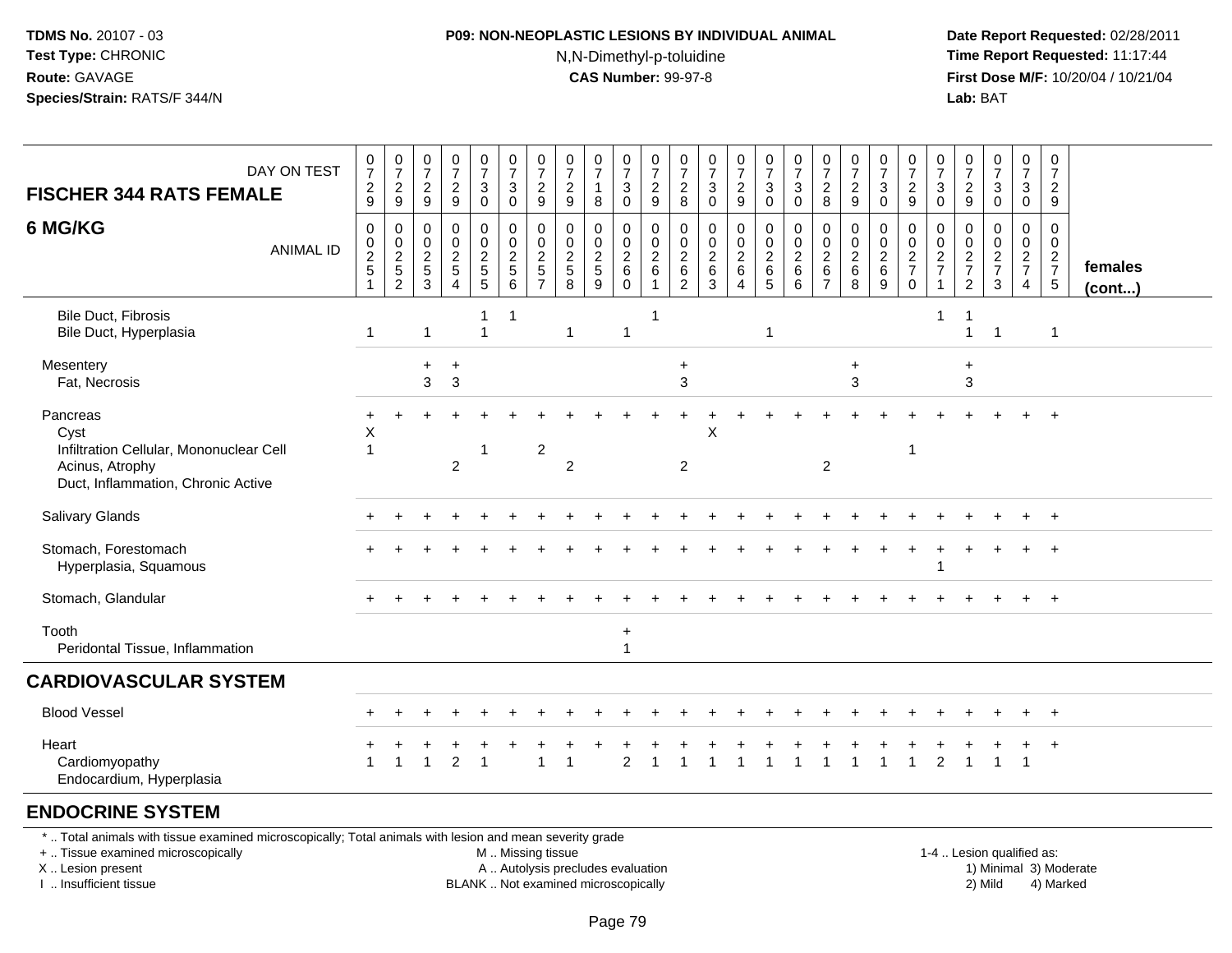TDMS No. 20107 - 03
Test Type: CHRONIC
Route: GAVAGE
Species/Strain: RATS/F 344/N

**P09: NON-NEOPLASTIC LESIONS BY INDIVIDUAL ANIMAL**
N,N-Dimethyl-p-toluidine
**CAS Number:** 99-97-8

Date Report Requested: 02/28/2011
Time Report Requested: 11:17:44
First Dose M/F: 10/20/04 / 10/21/04
Lab: BAT

| FISCHER 344 RATS FEMALE — 6 MG/KG | | | | | | | | | | | | | | | | | | | | | | | | | | |
|---|---|---|---|---|---|---|---|---|---|---|---|---|---|---|---|---|---|---|---|---|---|---|---|---|---|---|
| DAY ON TEST | 0729 | 0729 | 0729 | 0729 | 0730 | 0730 | 0729 | 0729 | 0718 | 0730 | 0729 | 0728 | 0730 | 0729 | 0730 | 0730 | 0728 | 0729 | 0730 | 0729 | 0730 | 0729 | 0730 | 0730 | 0729 | |
| ANIMAL ID | 0251 | 0252 | 0253 | 0254 | 0255 | 0256 | 0257 | 0258 | 0259 | 0260 | 0261 | 0262 | 0263 | 0264 | 0265 | 0266 | 0267 | 0268 | 0269 | 0270 | 0271 | 0272 | 0273 | 0274 | 0275 | females (cont...) |
| Bile Duct, Fibrosis | | | | | 1 | 1 | | | | | 1 | | | | | | | | | | 1 | 1 | | | | |
| Bile Duct, Hyperplasia | 1 | | 1 | | 1 | | | 1 | | 1 | | | | | 1 | | | | | | | 1 | 1 | | 1 | |
| Mesentery | | | + | + | | | | | | | | + | | | | | | + | | | | + | | | | |
| Fat, Necrosis | | | 3 | 3 | | | | | | | | 3 | | | | | | 3 | | | | 3 | | | | |
| Pancreas | + | + | + | + | + | + | + | + | + | + | + | + | + | + | + | + | + | + | + | + | + | + | + | + | + | |
| Cyst | X | | | | | | | | | | | | X | | | | | | | | | | | | | |
| Infiltration Cellular, Mononuclear Cell | 1 | | | | 1 | | 2 | | | | | | | | | | | | | 1 | | | | | | |
| Acinus, Atrophy | | | | 2 | | | | 2 | | | | 2 | | | | | 2 | | | | | | | | | |
| Duct, Inflammation, Chronic Active | | | | | | | | | | | | | | | | | | | | | | | | | | |
| Salivary Glands | + | + | + | + | + | + | + | + | + | + | + | + | + | + | + | + | + | + | + | + | + | + | + | + | + | |
| Stomach, Forestomach | + | + | + | + | + | + | + | + | + | + | + | + | + | + | + | + | + | + | + | + | + | + | + | + | + | |
| Hyperplasia, Squamous | | | | | | | | | | | | | | | | | | | | | 1 | | | | | |
| Stomach, Glandular | + | + | + | + | + | + | + | + | + | + | + | + | + | + | + | + | + | + | + | + | + | + | + | + | + | |
| Tooth | | | | | | | | | | + | | | | | | | | | | | | | | | | |
| Peridontal Tissue, Inflammation | | | | | | | | | | 1 | | | | | | | | | | | | | | | | |
| **CARDIOVASCULAR SYSTEM** | | | | | | | | | | | | | | | | | | | | | | | | | | |
| Blood Vessel | + | + | + | + | + | + | + | + | + | + | + | + | + | + | + | + | + | + | + | + | + | + | + | + | + | |
| Heart | + | + | + | + | + | + | + | + | + | + | + | + | + | + | + | + | + | + | + | + | + | + | + | + | + | |
| Cardiomyopathy | 1 | 1 | 1 | 2 | 1 | | 1 | 1 | | 2 | 1 | 1 | 1 | 1 | 1 | 1 | 1 | 1 | 1 | 1 | 2 | 1 | 1 | 1 | | |
| Endocardium, Hyperplasia | | | | | | | | | | | | | | | | | | | | | | | | | | |
| **ENDOCRINE SYSTEM** | | | | | | | | | | | | | | | | | | | | | | | | | | |

\* .. Total animals with tissue examined microscopically; Total animals with lesion and mean severity grade
\+ .. Tissue examined microscopically
X .. Lesion present
I .. Insufficient tissue
M .. Missing tissue
A .. Autolysis precludes evaluation
BLANK .. Not examined microscopically
1-4 .. Lesion qualified as: 1) Minimal 2) Mild 3) Moderate 4) Marked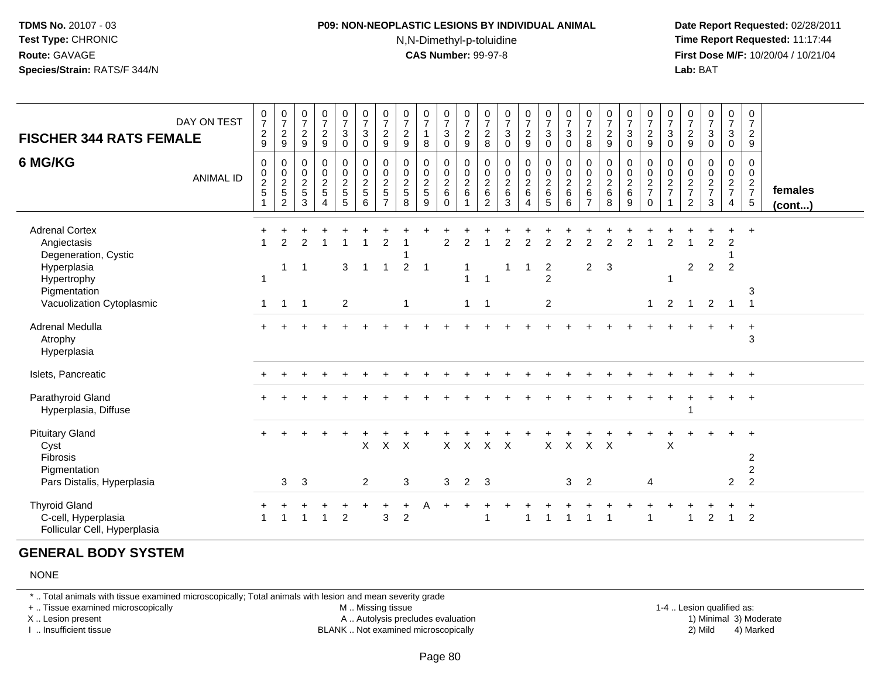**TDMS No.** 20107 - 03
**Test Type:** CHRONIC
**Route:** GAVAGE
**Species/Strain:** RATS/F 344/N

**P09: NON-NEOPLASTIC LESIONS BY INDIVIDUAL ANIMAL**
N,N-Dimethyl-p-toluidine
**CAS Number:** 99-97-8

**Date Report Requested:** 02/28/2011
**Time Report Requested:** 11:17:44
**First Dose M/F:** 10/20/04 / 10/21/04
**Lab:** BAT

| FISCHER 344 RATS FEMALE 6 MG/KG — DAY ON TEST | 0729 | 0729 | 0729 | 0729 | 0730 | 0730 | 0729 | 0729 | 0718 | 0730 | 0729 | 0728 | 0730 | 0729 | 0730 | 0730 | 0728 | 0729 | 0730 | 0729 | 0730 | 0729 | 0730 | 0730 | 0729 | |
|---|---|---|---|---|---|---|---|---|---|---|---|---|---|---|---|---|---|---|---|---|---|---|---|---|---|---|
| **ANIMAL ID** | 0251 | 0252 | 0253 | 0254 | 0255 | 0256 | 0257 | 0258 | 0259 | 0260 | 0261 | 0262 | 0263 | 0264 | 0265 | 0266 | 0267 | 0268 | 0269 | 0270 | 0271 | 0272 | 0273 | 0274 | 0275 | **females (cont...)** |
| Adrenal Cortex | + | + | + | + | + | + | + | + | + | + | + | + | + | + | + | + | + | + | + | + | + | + | + | + | + | |
| Angiectasis | 1 | 2 | 2 | 1 | 1 | 1 | 2 | 1 | | 2 | 2 | 1 | 2 | 2 | 2 | 2 | 2 | 2 | 2 | 1 | 2 | 1 | 2 | 2 | | |
| Degeneration, Cystic | | | | | | | | 1 | | | | | | | | | | | | | | | | 1 | | |
| Hyperplasia | | 1 | 1 | | 3 | 1 | 1 | 2 | 1 | | 1 | | 1 | 1 | 2 | | 2 | 3 | | | | 2 | 2 | 2 | | |
| Hypertrophy | 1 | | | | | | | | | | 1 | 1 | | | 2 | | | | | | 1 | | | | | |
| Pigmentation | | | | | | | | | | | | | | | | | | | | | | | | | 3 | |
| Vacuolization Cytoplasmic | 1 | 1 | 1 | | 2 | | | 1 | | | 1 | 1 | | | 2 | | | | | 1 | 2 | 1 | 2 | 1 | 1 | |
| Adrenal Medulla | + | + | + | + | + | + | + | + | + | + | + | + | + | + | + | + | + | + | + | + | + | + | + | + | + | |
| Atrophy | | | | | | | | | | | | | | | | | | | | | | | | | 3 | |
| Hyperplasia | | | | | | | | | | | | | | | | | | | | | | | | | | |
| Islets, Pancreatic | + | + | + | + | + | + | + | + | + | + | + | + | + | + | + | + | + | + | + | + | + | + | + | + | + | |
| Parathyroid Gland | + | + | + | + | + | + | + | + | + | + | + | + | + | + | + | + | + | + | + | + | + | + | + | + | + | |
| Hyperplasia, Diffuse | | | | | | | | | | | | | | | | | | | | | | 1 | | | | |
| Pituitary Gland | + | + | + | + | + | + | + | + | + | + | + | + | + | + | + | + | + | + | + | + | + | + | + | + | + | |
| Cyst | | | | | | X | X | X | | X | X | X | X | | X | X | X | X | | | X | | | | | |
| Fibrosis | | | | | | | | | | | | | | | | | | | | | | | | | 2 | |
| Pigmentation | | | | | | | | | | | | | | | | | | | | | | | | | 2 | |
| Pars Distalis, Hyperplasia | | 3 | 3 | | | 2 | | 3 | | 3 | 2 | 3 | | | | 3 | 2 | | | 4 | | | | 2 | 2 | |
| Thyroid Gland | + | + | + | + | + | + | + | + | A | + | + | + | + | + | + | + | + | + | + | + | + | + | + | + | + | |
| C-cell, Hyperplasia | 1 | 1 | 1 | 1 | 2 | | 3 | 2 | | | | 1 | | 1 | 1 | 1 | 1 | 1 | | 1 | | 1 | 2 | 1 | 2 | |
| Follicular Cell, Hyperplasia | | | | | | | | | | | | | | | | | | | | | | | | | | |

## GENERAL BODY SYSTEM

NONE

* .. Total animals with tissue examined microscopically; Total animals with lesion and mean severity grade
+ .. Tissue examined microscopically
X .. Lesion present
I .. Insufficient tissue

M .. Missing tissue
A .. Autolysis precludes evaluation
BLANK .. Not examined microscopically

1-4 .. Lesion qualified as:
1) Minimal 3) Moderate
2) Mild 4) Marked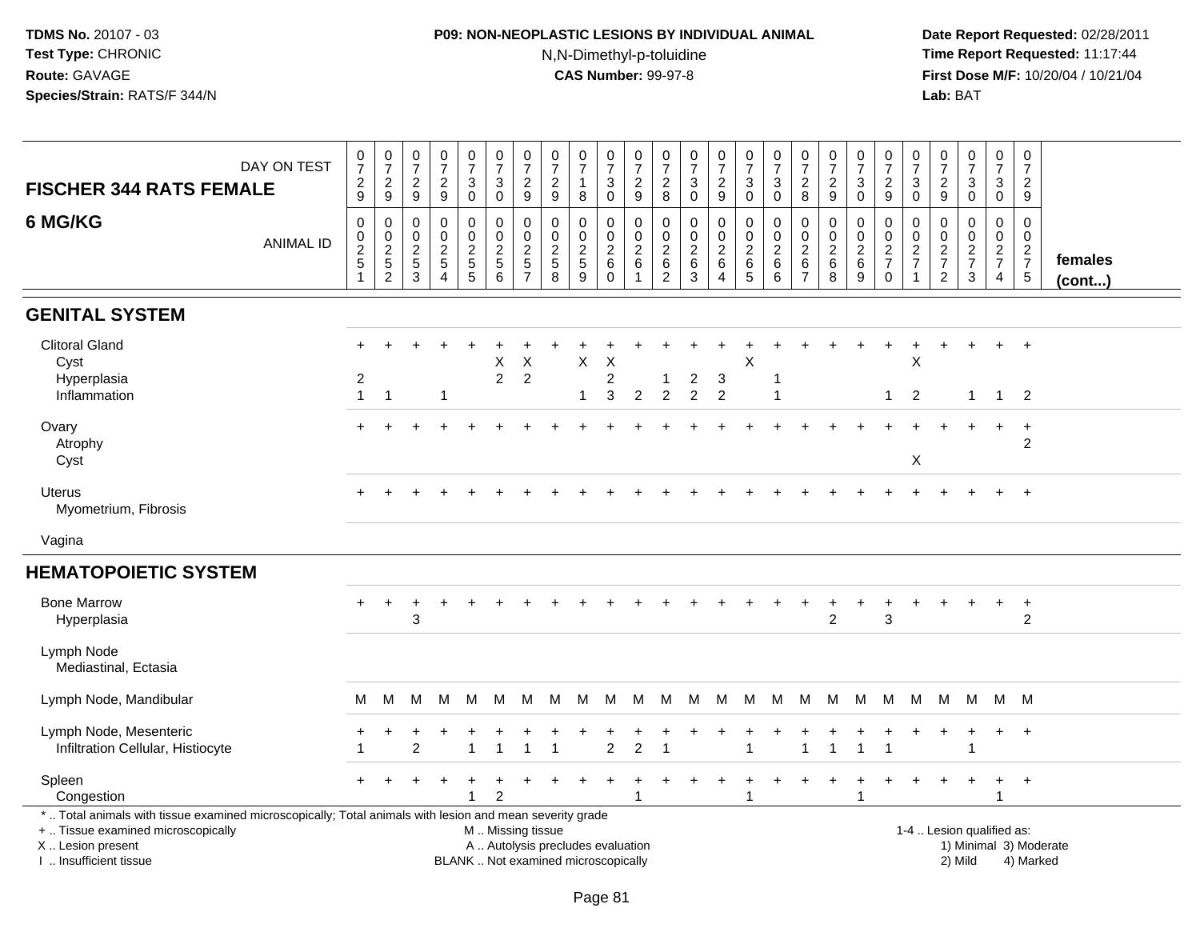**TDMS No.** 20107 - 03
**Test Type:** CHRONIC
**Route:** GAVAGE
**Species/Strain:** RATS/F 344/N

**P09: NON-NEOPLASTIC LESIONS BY INDIVIDUAL ANIMAL**
N,N-Dimethyl-p-toluidine
**CAS Number:** 99-97-8

**Date Report Requested:** 02/28/2011
**Time Report Requested:** 11:17:44
**First Dose M/F:** 10/20/04 / 10/21/04
**Lab:** BAT

| FISCHER 344 RATS FEMALE — DAY ON TEST | 0729 | 0729 | 0729 | 0729 | 0730 | 0730 | 0729 | 0729 | 0718 | 0730 | 0729 | 0728 | 0730 | 0729 | 0730 | 0730 | 0728 | 0729 | 0730 | 0729 | 0730 | 0729 | 0730 | 0730 | 0729 | |
|---|---|---|---|---|---|---|---|---|---|---|---|---|---|---|---|---|---|---|---|---|---|---|---|---|---|---|
| **6 MG/KG** — ANIMAL ID | 00251 | 00252 | 00253 | 00254 | 00255 | 00256 | 00257 | 00258 | 00259 | 00260 | 00261 | 00262 | 00263 | 00264 | 00265 | 00266 | 00267 | 00268 | 00269 | 00270 | 00271 | 00272 | 00273 | 00274 | 00275 | **females (cont...)** |
| **GENITAL SYSTEM** | | | | | | | | | | | | | | | | | | | | | | | | | | |
| Clitoral Gland | + | + | + | + | + | + | + | + | + | + | + | + | + | + | + | + | + | + | + | + | + | + | + | + | + | |
| Cyst | | | | | | X | X | | X | X | | | | | X | | | | | | X | | | | | |
| Hyperplasia | 2 | | | | | 2 | 2 | | | 2 | | 1 | 2 | 3 | | 1 | | | | | | | | | | |
| Inflammation | 1 | 1 | | 1 | | | | | 1 | 3 | 2 | 2 | 2 | 2 | | 1 | | | | 1 | 2 | | 1 | 1 | 2 | |
| Ovary | + | + | + | + | + | + | + | + | + | + | + | + | + | + | + | + | + | + | + | + | + | + | + | + | + | |
| Atrophy | | | | | | | | | | | | | | | | | | | | | | | | | 2 | |
| Cyst | | | | | | | | | | | | | | | | | | | | | X | | | | | |
| Uterus | + | + | + | + | + | + | + | + | + | + | + | + | + | + | + | + | + | + | + | + | + | + | + | + | + | |
| Myometrium, Fibrosis | | | | | | | | | | | | | | | | | | | | | | | | | | |
| Vagina | | | | | | | | | | | | | | | | | | | | | | | | | | |
| **HEMATOPOIETIC SYSTEM** | | | | | | | | | | | | | | | | | | | | | | | | | | |
| Bone Marrow | + | + | + | + | + | + | + | + | + | + | + | + | + | + | + | + | + | + | + | + | + | + | + | + | + | |
| Hyperplasia | | | 3 | | | | | | | | | | | | | | | 2 | | 3 | | | | | 2 | |
| Lymph Node | | | | | | | | | | | | | | | | | | | | | | | | | | |
| Mediastinal, Ectasia | | | | | | | | | | | | | | | | | | | | | | | | | | |
| Lymph Node, Mandibular | M | M | M | M | M | M | M | M | M | M | M | M | M | M | M | M | M | M | M | M | M | M | M | M | M | |
| Lymph Node, Mesenteric | + | + | + | + | + | + | + | + | + | + | + | + | + | + | + | + | + | + | + | + | + | + | + | + | + | |
| Infiltration Cellular, Histiocyte | 1 | | 2 | | 1 | 1 | 1 | 1 | | 2 | 2 | 1 | | | 1 | | 1 | 1 | 1 | 1 | | | 1 | | | |
| Spleen | + | + | + | + | + | + | + | + | + | + | + | + | + | + | + | + | + | + | + | + | + | + | + | + | + | |
| Congestion | | | | | 1 | 2 | | | | | 1 | | | | 1 | | | | 1 | | | | | 1 | | |

\* .. Total animals with tissue examined microscopically; Total animals with lesion and mean severity grade
+ .. Tissue examined microscopically
X .. Lesion present
I .. Insufficient tissue

M .. Missing tissue
A .. Autolysis precludes evaluation
BLANK .. Not examined microscopically

1-4 .. Lesion qualified as:
1) Minimal 3) Moderate
2) Mild 4) Marked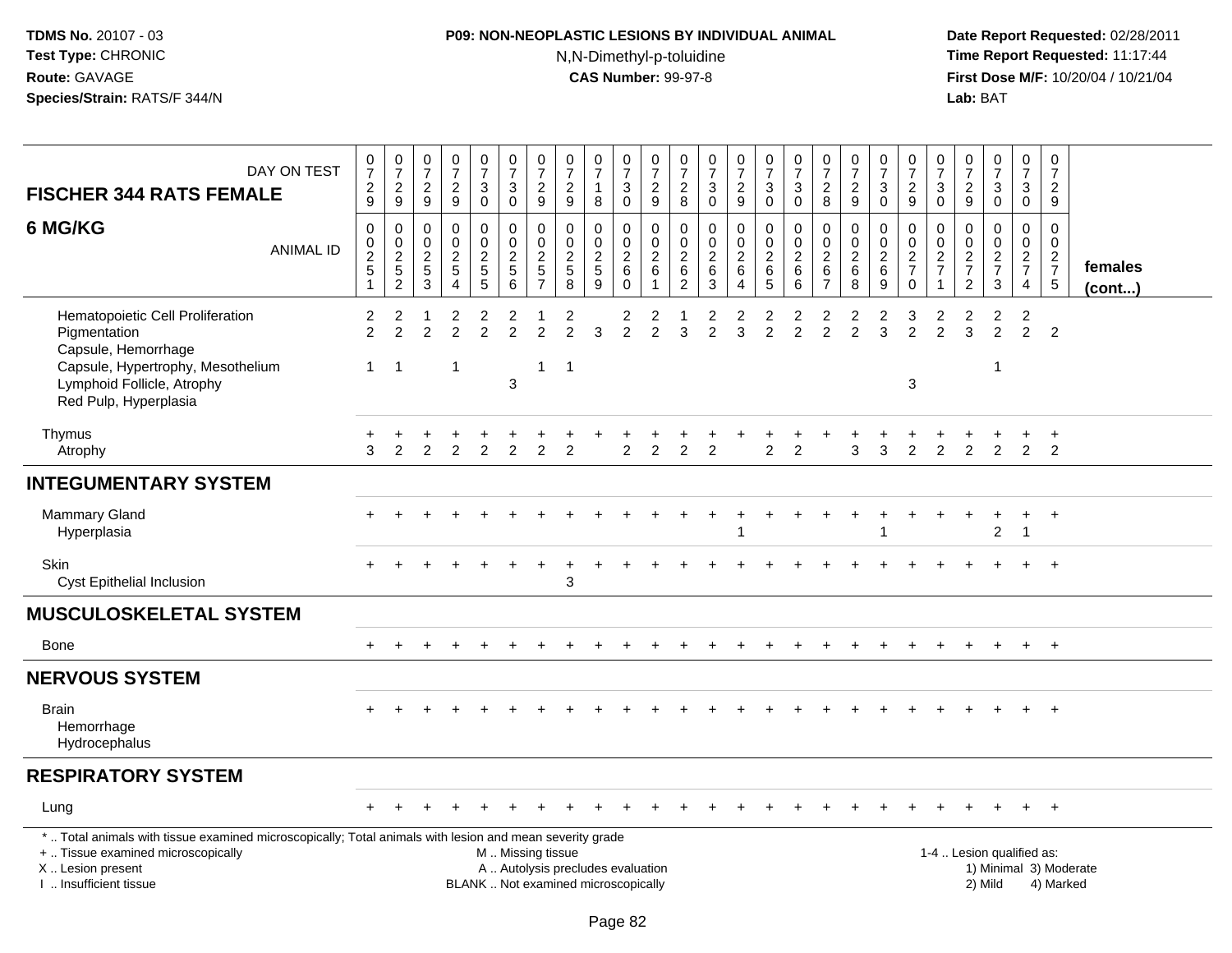TDMS No. 20107 - 03
Test Type: CHRONIC
Route: GAVAGE
Species/Strain: RATS/F 344/N

**P09: NON-NEOPLASTIC LESIONS BY INDIVIDUAL ANIMAL**
N,N-Dimethyl-p-toluidine
**CAS Number:** 99-97-8

Date Report Requested: 02/28/2011
Time Report Requested: 11:17:44
First Dose M/F: 10/20/04 / 10/21/04
Lab: BAT

| DAY ON TEST | 0729 | 0729 | 0729 | 0729 | 0730 | 0730 | 0729 | 0729 | 0718 | 0730 | 0729 | 0728 | 0730 | 0729 | 0730 | 0730 | 0728 | 0729 | 0730 | 0729 | 0730 | 0729 | 0730 | 0730 | 0729 | |
|---|---|---|---|---|---|---|---|---|---|---|---|---|---|---|---|---|---|---|---|---|---|---|---|---|---|---|
| **FISCHER 344 RATS FEMALE 6 MG/KG** ANIMAL ID | 0025 1 | 0025 2 | 0025 3 | 0025 4 | 0025 5 | 0025 6 | 0025 7 | 0025 8 | 0025 9 | 0026 0 | 0026 1 | 0026 2 | 0026 3 | 0026 4 | 0026 5 | 0026 6 | 0026 7 | 0026 8 | 0026 9 | 0027 0 | 0027 1 | 0027 2 | 0027 3 | 0027 4 | 0027 5 | **females (cont...)** |
| Hematopoietic Cell Proliferation | 2 | 2 | 1 | 2 | 2 | 2 | 1 | 2 | | 2 | 2 | 1 | 2 | 2 | 2 | 2 | 2 | 2 | 2 | 3 | 2 | 2 | 2 | 2 | | |
| Pigmentation | 2 | 2 | 2 | 2 | 2 | 2 | 2 | 2 | 3 | 2 | 2 | 3 | 2 | 3 | 2 | 2 | 2 | 2 | 3 | 2 | 2 | 3 | 2 | 2 | 2 | |
| Capsule, Hemorrhage | | | | | | | | | | | | | | | | | | | | | | | | | | |
| Capsule, Hypertrophy, Mesothelium | 1 | 1 | | 1 | | | 1 | 1 | | | | | | | | | | | | | | | 1 | | | |
| Lymphoid Follicle, Atrophy | | | | | | 3 | | | | | | | | | | | | | | 3 | | | | | | |
| Red Pulp, Hyperplasia | | | | | | | | | | | | | | | | | | | | | | | | | | |
| Thymus | + | + | + | + | + | + | + | + | + | + | + | + | + | + | + | + | + | + | + | + | + | + | + | + | + | |
| Atrophy | 3 | 2 | 2 | 2 | 2 | 2 | 2 | 2 | | 2 | 2 | 2 | 2 | | 2 | 2 | | 3 | 3 | 2 | 2 | 2 | 2 | 2 | 2 | |
| **INTEGUMENTARY SYSTEM** | | | | | | | | | | | | | | | | | | | | | | | | | | |
| Mammary Gland | + | + | + | + | + | + | + | + | + | + | + | + | + | + | + | + | + | + | + | + | + | + | + | + | + | |
| Hyperplasia | | | | | | | | | | | | | | 1 | | | | | 1 | | | | 2 | 1 | | |
| Skin | + | + | + | + | + | + | + | + | + | + | + | + | + | + | + | + | + | + | + | + | + | + | + | + | + | |
| Cyst Epithelial Inclusion | | | | | | | | 3 | | | | | | | | | | | | | | | | | | |
| **MUSCULOSKELETAL SYSTEM** | | | | | | | | | | | | | | | | | | | | | | | | | | |
| Bone | + | + | + | + | + | + | + | + | + | + | + | + | + | + | + | + | + | + | + | + | + | + | + | + | + | |
| **NERVOUS SYSTEM** | | | | | | | | | | | | | | | | | | | | | | | | | | |
| Brain | + | + | + | + | + | + | + | + | + | + | + | + | + | + | + | + | + | + | + | + | + | + | + | + | + | |
| Hemorrhage | | | | | | | | | | | | | | | | | | | | | | | | | | |
| Hydrocephalus | | | | | | | | | | | | | | | | | | | | | | | | | | |
| **RESPIRATORY SYSTEM** | | | | | | | | | | | | | | | | | | | | | | | | | | |
| Lung | + | + | + | + | + | + | + | + | + | + | + | + | + | + | + | + | + | + | + | + | + | + | + | + | + | |

* .. Total animals with tissue examined microscopically; Total animals with lesion and mean severity grade
+ .. Tissue examined microscopically
X .. Lesion present
I .. Insufficient tissue

M .. Missing tissue
A .. Autolysis precludes evaluation
BLANK .. Not examined microscopically

1-4 .. Lesion qualified as:
1) Minimal 3) Moderate
2) Mild 4) Marked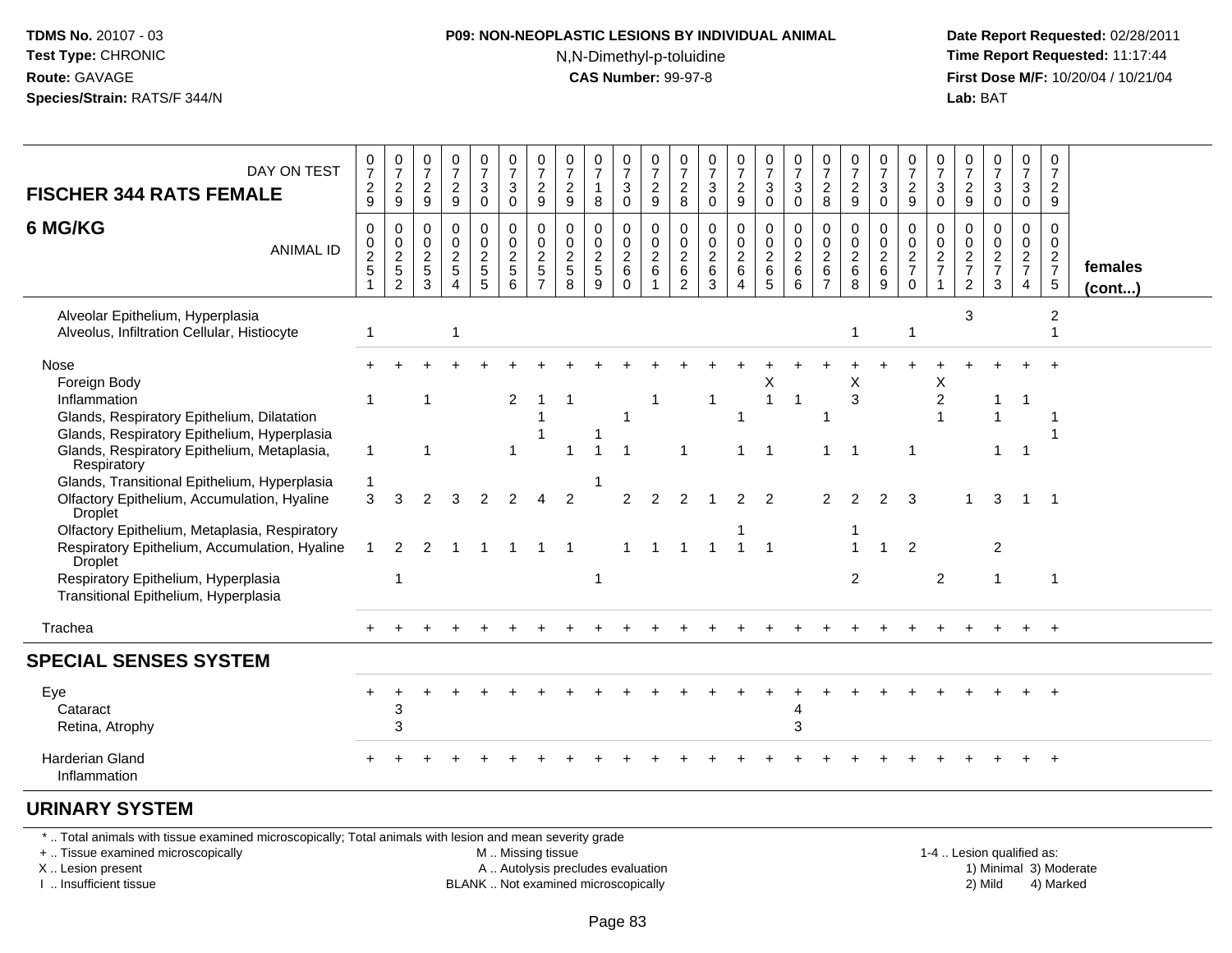**TDMS No.** 20107 - 03
**Test Type:** CHRONIC
**Route:** GAVAGE
**Species/Strain:** RATS/F 344/N

**P09: NON-NEOPLASTIC LESIONS BY INDIVIDUAL ANIMAL**
N,N-Dimethyl-p-toluidine
**CAS Number:** 99-97-8

**Date Report Requested:** 02/28/2011
**Time Report Requested:** 11:17:44
**First Dose M/F:** 10/20/04 / 10/21/04
**Lab:** BAT

| FISCHER 344 RATS FEMALE — 6 MG/KG | | | | | | | | | | | | | | | | | | | | | | | | | | |
|---|---|---|---|---|---|---|---|---|---|---|---|---|---|---|---|---|---|---|---|---|---|---|---|---|---|---|
| DAY ON TEST | 0729 | 0729 | 0729 | 0729 | 0730 | 0730 | 0729 | 0729 | 0718 | 0730 | 0729 | 0728 | 0730 | 0729 | 0730 | 0730 | 0728 | 0729 | 0730 | 0729 | 0730 | 0729 | 0730 | 0730 | 0729 | |
| ANIMAL ID | 0251 | 0252 | 0253 | 0254 | 0255 | 0256 | 0257 | 0258 | 0259 | 0260 | 0261 | 0262 | 0263 | 0264 | 0265 | 0266 | 0267 | 0268 | 0269 | 0270 | 0271 | 0272 | 0273 | 0274 | 0275 | females (cont...) |
| Alveolar Epithelium, Hyperplasia | | | | | | | | | | | | | | | | | | | | | | 3 | | | 2 | |
| Alveolus, Infiltration Cellular, Histiocyte | 1 | | | 1 | | | | | | | | | | | | | | 1 | | 1 | | | | | 1 | |
| Nose | + | + | + | + | + | + | + | + | + | + | + | + | + | + | + | + | + | + | + | + | + | + | + | + | + | |
| Foreign Body | | | | | | | | | | | | | | | X | | | X | | | X | | | | | |
| Inflammation | 1 | | 1 | | | 2 | 1 | 1 | | | 1 | | 1 | | 1 | 1 | | 3 | | | 2 | | 1 | 1 | | |
| Glands, Respiratory Epithelium, Dilatation | | | | | | | 1 | | | 1 | | | | 1 | | | 1 | | | | 1 | | 1 | | 1 | |
| Glands, Respiratory Epithelium, Hyperplasia | | | | | | | 1 | | 1 | | | | | | | | | | | | | | | | 1 | |
| Glands, Respiratory Epithelium, Metaplasia, Respiratory | 1 | | 1 | | | 1 | | 1 | 1 | 1 | | 1 | | 1 | 1 | | 1 | 1 | | 1 | | | 1 | 1 | | |
| Glands, Transitional Epithelium, Hyperplasia | 1 | | | | | | | | 1 | | | | | | | | | | | | | | | | | |
| Olfactory Epithelium, Accumulation, Hyaline Droplet | 3 | 3 | 2 | 3 | 2 | 2 | 4 | 2 | | 2 | 2 | 2 | 1 | 2 | 2 | | 2 | 2 | 2 | 3 | | 1 | 3 | 1 | 1 | |
| Olfactory Epithelium, Metaplasia, Respiratory | | | | | | | | | | | | | | 1 | | | | 1 | | | | | | | | |
| Respiratory Epithelium, Accumulation, Hyaline Droplet | 1 | 2 | 2 | 1 | 1 | 1 | 1 | 1 | | 1 | 1 | 1 | 1 | 1 | 1 | | | 1 | 1 | 2 | | | 2 | | | |
| Respiratory Epithelium, Hyperplasia | | 1 | | | | | | | 1 | | | | | | | | | 2 | | | 2 | | 1 | | 1 | |
| Transitional Epithelium, Hyperplasia | | | | | | | | | | | | | | | | | | | | | | | | | | |
| Trachea | + | + | + | + | + | + | + | + | + | + | + | + | + | + | + | + | + | + | + | + | + | + | + | + | + | |
| **SPECIAL SENSES SYSTEM** | | | | | | | | | | | | | | | | | | | | | | | | | | |
| Eye | + | + | + | + | + | + | + | + | + | + | + | + | + | + | + | + | + | + | + | + | + | + | + | + | + | |
| Cataract | | 3 | | | | | | | | | | | | | | 4 | | | | | | | | | | |
| Retina, Atrophy | | 3 | | | | | | | | | | | | | | 3 | | | | | | | | | | |
| Harderian Gland | + | + | + | + | + | + | + | + | + | + | + | + | + | + | + | + | + | + | + | + | + | + | + | + | + | |
| Inflammation | | | | | | | | | | | | | | | | | | | | | | | | | | |
| **URINARY SYSTEM** | | | | | | | | | | | | | | | | | | | | | | | | | | |

* .. Total animals with tissue examined microscopically; Total animals with lesion and mean severity grade
+ .. Tissue examined microscopically
X .. Lesion present
I .. Insufficient tissue

M .. Missing tissue
A .. Autolysis precludes evaluation
BLANK .. Not examined microscopically

1-4 .. Lesion qualified as:
1) Minimal 2) Mild 3) Moderate 4) Marked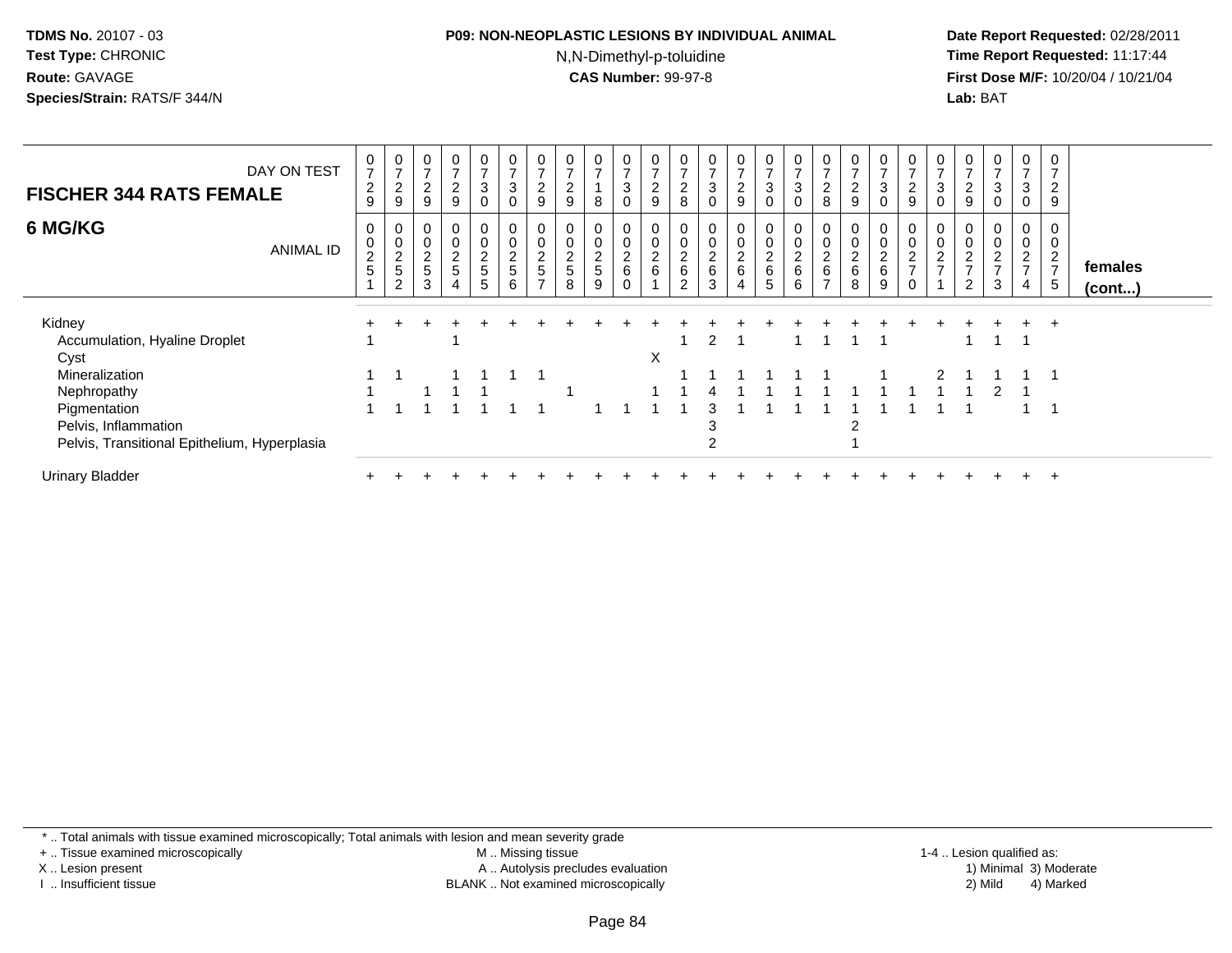**TDMS No.** 20107 - 03
**Test Type:** CHRONIC
**Route:** GAVAGE
**Species/Strain:** RATS/F 344/N

**P09: NON-NEOPLASTIC LESIONS BY INDIVIDUAL ANIMAL**
N,N-Dimethyl-p-toluidine
**CAS Number:** 99-97-8

**Date Report Requested:** 02/28/2011
**Time Report Requested:** 11:17:44
**First Dose M/F:** 10/20/04 / 10/21/04
**Lab:** BAT

## FISCHER 344 RATS FEMALE
## 6 MG/KG

| DAY ON TEST | 0729 | 0729 | 0729 | 0729 | 0730 | 0730 | 0729 | 0729 | 0718 | 0730 | 0729 | 0728 | 0730 | 0729 | 0730 | 0730 | 0728 | 0729 | 0730 | 0729 | 0730 | 0729 | 0730 | 0730 | 0729 | |
|---|---|---|---|---|---|---|---|---|---|---|---|---|---|---|---|---|---|---|---|---|---|---|---|---|---|---|
| **ANIMAL ID** | 0251 | 0252 | 0253 | 0254 | 0255 | 0256 | 0257 | 0258 | 0259 | 0260 | 0261 | 0262 | 0263 | 0264 | 0265 | 0266 | 0267 | 0268 | 0269 | 0270 | 0271 | 0272 | 0273 | 0274 | 0275 | **females (cont...)** |
| Kidney | + | + | + | + | + | + | + | + | + | + | + | + | + | + | + | + | + | + | + | + | + | + | + | + | + | |
| Accumulation, Hyaline Droplet | 1 | | | 1 | | | | | | | | 1 | 2 | 1 | | 1 | 1 | 1 | 1 | | | 1 | 1 | 1 | | |
| Cyst | | | | | | | | | | | X | | | | | | | | | | | | | | | |
| Mineralization | 1 | 1 | | 1 | 1 | 1 | 1 | | | | | 1 | 1 | 1 | 1 | 1 | 1 | | 1 | | 2 | 1 | 1 | 1 | 1 | |
| Nephropathy | 1 | | 1 | 1 | 1 | | | 1 | | | 1 | 1 | 4 | 1 | 1 | 1 | 1 | 1 | 1 | 1 | 1 | 1 | 2 | 1 | | |
| Pigmentation | 1 | 1 | 1 | 1 | 1 | 1 | 1 | | 1 | 1 | 1 | 1 | 3 | 1 | 1 | 1 | 1 | 1 | 1 | 1 | 1 | 1 | | 1 | 1 | |
| Pelvis, Inflammation | | | | | | | | | | | | | 3 | | | | | 2 | | | | | | | | |
| Pelvis, Transitional Epithelium, Hyperplasia | | | | | | | | | | | | | 2 | | | | | 1 | | | | | | | | |
| Urinary Bladder | + | + | + | + | + | + | + | + | + | + | + | + | + | + | + | + | + | + | + | + | + | + | + | + | + | |

\* .. Total animals with tissue examined microscopically; Total animals with lesion and mean severity grade
+ .. Tissue examined microscopically
X .. Lesion present
I .. Insufficient tissue
M .. Missing tissue
A .. Autolysis precludes evaluation
BLANK .. Not examined microscopically
1-4 .. Lesion qualified as: 1) Minimal 2) Mild 3) Moderate 4) Marked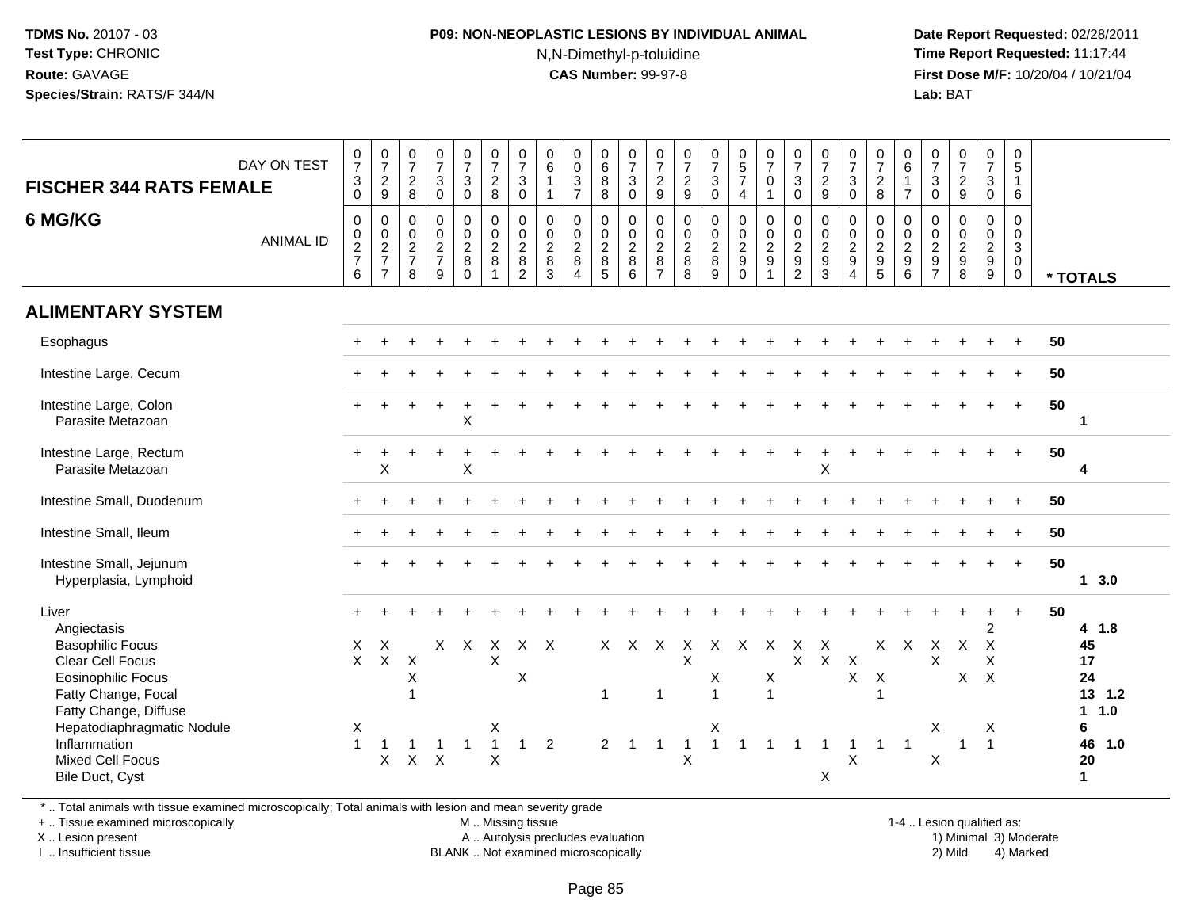TDMS No. 20107 - 03
Test Type: CHRONIC
Route: GAVAGE
Species/Strain: RATS/F 344/N

**P09: NON-NEOPLASTIC LESIONS BY INDIVIDUAL ANIMAL**
N,N-Dimethyl-p-toluidine
**CAS Number:** 99-97-8

Date Report Requested: 02/28/2011
Time Report Requested: 11:17:44
First Dose M/F: 10/20/04 / 10/21/04
Lab: BAT

| FISCHER 344 RATS FEMALE 6 MG/KG | | | | | | | | | | | | | | | | | | | | | | | | | | | |
|---|---|---|---|---|---|---|---|---|---|---|---|---|---|---|---|---|---|---|---|---|---|---|---|---|---|---|---|
| DAY ON TEST | 0730 | 0729 | 0728 | 0730 | 0730 | 0728 | 0730 | 0611 | 0037 | 0688 | 0730 | 0729 | 0729 | 0730 | 0574 | 0701 | 0730 | 0729 | 0730 | 0728 | 0617 | 0730 | 0729 | 0730 | 0516 | |
| ANIMAL ID | 00276 | 00277 | 00278 | 00279 | 00280 | 00281 | 00282 | 00283 | 00284 | 00285 | 00286 | 00287 | 00288 | 00289 | 00290 | 00291 | 00292 | 00293 | 00294 | 00295 | 00296 | 00297 | 00298 | 00299 | 00300 | * TOTALS |
| **ALIMENTARY SYSTEM** | | | | | | | | | | | | | | | | | | | | | | | | | | |
| Esophagus | + | + | + | + | + | + | + | + | + | + | + | + | + | + | + | + | + | + | + | + | + | + | + | + | + | 50 |
| Intestine Large, Cecum | + | + | + | + | + | + | + | + | + | + | + | + | + | + | + | + | + | + | + | + | + | + | + | + | + | 50 |
| Intestine Large, Colon | + | + | + | + | + | + | + | + | + | + | + | + | + | + | + | + | + | + | + | + | + | + | + | + | + | 50 |
| Parasite Metazoan | | | | | X | | | | | | | | | | | | | | | | | | | | | 1 |
| Intestine Large, Rectum | + | + | + | + | + | + | + | + | + | + | + | + | + | + | + | + | + | + | + | + | + | + | + | + | + | 50 |
| Parasite Metazoan | | X | | | X | | | | | | | | | | | | | X | | | | | | | | 4 |
| Intestine Small, Duodenum | + | + | + | + | + | + | + | + | + | + | + | + | + | + | + | + | + | + | + | + | + | + | + | + | + | 50 |
| Intestine Small, Ileum | + | + | + | + | + | + | + | + | + | + | + | + | + | + | + | + | + | + | + | + | + | + | + | + | + | 50 |
| Intestine Small, Jejunum | + | + | + | + | + | + | + | + | + | + | + | + | + | + | + | + | + | + | + | + | + | + | + | + | + | 50 |
| Hyperplasia, Lymphoid | | | | | | | | | | | | | | | | | | | | | | | | | | 1 3.0 |
| Liver | + | + | + | + | + | + | + | + | + | + | + | + | + | + | + | + | + | + | + | + | + | + | + | + | + | 50 |
| Angiectasis | | | | | | | | | | | | | | | | | | | | | | | | 2 | | 4 1.8 |
| Basophilic Focus | X | X | | X | X | X | X | X | | X | X | X | X | X | X | X | X | X | | X | X | X | X | X | | 45 |
| Clear Cell Focus | X | X | X | | | X | | | | | | | X | | | | X | X | X | | | X | | X | | 17 |
| Eosinophilic Focus | | | X | | | | X | | | | | | | X | | X | | | X | X | | | X | X | | 24 |
| Fatty Change, Focal | | | 1 | | | | | | | 1 | | 1 | | 1 | | 1 | | | | 1 | | | | | | 13 1.2 |
| Fatty Change, Diffuse | | | | | | | | | | | | | | | | | | | | | | | | | | 1 1.0 |
| Hepatodiaphragmatic Nodule | X | | | | | X | | | | | | | | X | | | | | | | | X | | X | | 6 |
| Inflammation | 1 | 1 | 1 | 1 | 1 | 1 | 1 | 2 | | 2 | 1 | 1 | 1 | 1 | 1 | 1 | 1 | 1 | 1 | 1 | 1 | | 1 | 1 | | 46 1.0 |
| Mixed Cell Focus | | X | X | X | | X | | | | | | | X | | | | | | X | | | X | | | | 20 |
| Bile Duct, Cyst | | | | | | | | | | | | | | | | | | X | | | | | | | | 1 |

* .. Total animals with tissue examined microscopically; Total animals with lesion and mean severity grade
+ .. Tissue examined microscopically
X .. Lesion present
I .. Insufficient tissue

M .. Missing tissue
A .. Autolysis precludes evaluation
BLANK .. Not examined microscopically

1-4 .. Lesion qualified as:
1) Minimal 2) Mild 3) Moderate 4) Marked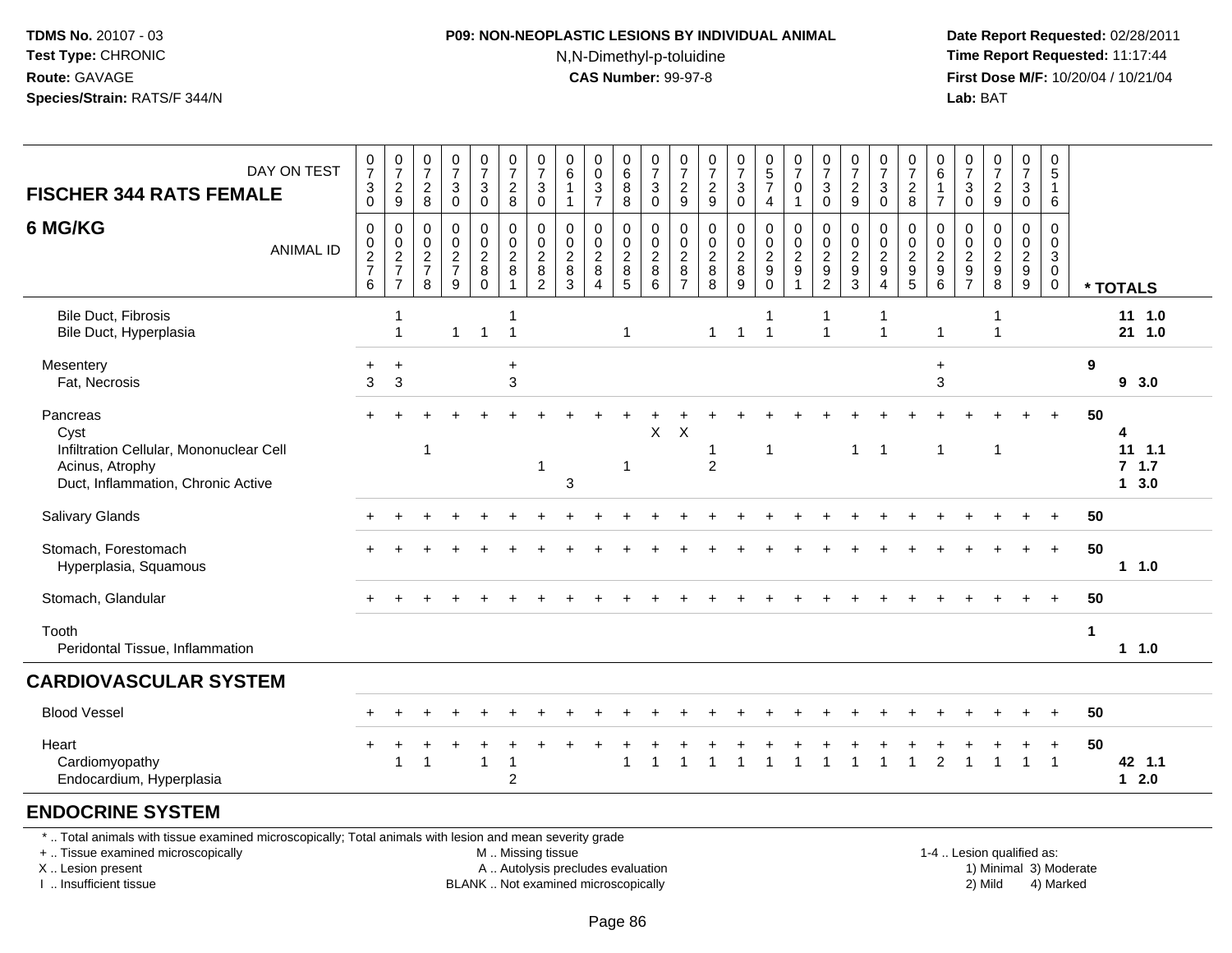TDMS No. 20107 - 03
Test Type: CHRONIC
Route: GAVAGE
Species/Strain: RATS/F 344/N

P09: NON-NEOPLASTIC LESIONS BY INDIVIDUAL ANIMAL
N,N-Dimethyl-p-toluidine
CAS Number: 99-97-8

Date Report Requested: 02/28/2011
Time Report Requested: 11:17:44
First Dose M/F: 10/20/04 / 10/21/04
Lab: BAT

## FISCHER 344 RATS FEMALE
## 6 MG/KG

| DAY ON TEST | 0730 | 0729 | 0728 | 0730 | 0730 | 0728 | 0730 | 0611 | 0037 | 0688 | 0730 | 0729 | 0729 | 0730 | 0574 | 0701 | 0730 | 0729 | 0730 | 0728 | 0617 | 0730 | 0729 | 0730 | 0516 | |
|---|---|---|---|---|---|---|---|---|---|---|---|---|---|---|---|---|---|---|---|---|---|---|---|---|---|---|
| ANIMAL ID | 0276 | 0277 | 0278 | 0279 | 0280 | 0281 | 0282 | 0283 | 0284 | 0285 | 0286 | 0287 | 0288 | 0289 | 0290 | 0291 | 0292 | 0293 | 0294 | 0295 | 0296 | 0297 | 0298 | 0299 | 0300 | * TOTALS |
| Bile Duct, Fibrosis | | 1 | | | | 1 | | | | | | | | | 1 | | 1 | | 1 | | | | 1 | | | 11 1.0 |
| Bile Duct, Hyperplasia | | 1 | | 1 | 1 | 1 | | | | 1 | | | 1 | 1 | 1 | | 1 | | 1 | | 1 | | 1 | | | 21 1.0 |
| Mesentery | + | + | | | | + | | | | | | | | | | | | | | | + | | | | | 9 |
| Fat, Necrosis | 3 | 3 | | | | 3 | | | | | | | | | | | | | | | 3 | | | | | 9 3.0 |
| Pancreas | + | + | + | + | + | + | + | + | + | + | + | + | + | + | + | + | + | + | + | + | + | + | + | + | + | 50 |
| Cyst | | | | | | | | | | | X | X | | | | | | | | | | | | | | 4 |
| Infiltration Cellular, Mononuclear Cell | | | 1 | | | | | | | | | | 1 | | 1 | | | 1 | 1 | | 1 | | 1 | | | 11 1.1 |
| Acinus, Atrophy | | | | | | | 1 | | | 1 | | | 2 | | | | | | | | | | | | | 7 1.7 |
| Duct, Inflammation, Chronic Active | | | | | | | | 3 | | | | | | | | | | | | | | | | | | 1 3.0 |
| Salivary Glands | + | + | + | + | + | + | + | + | + | + | + | + | + | + | + | + | + | + | + | + | + | + | + | + | + | 50 |
| Stomach, Forestomach | + | + | + | + | + | + | + | + | + | + | + | + | + | + | + | + | + | + | + | + | + | + | + | + | + | 50 |
| Hyperplasia, Squamous | | | | | | | | | | | | | | | | | | | | | | | | | | 1 1.0 |
| Stomach, Glandular | + | + | + | + | + | + | + | + | + | + | + | + | + | + | + | + | + | + | + | + | + | + | + | + | + | 50 |
| Tooth | | | | | | | | | | | | | | | | | | | | | | | | | | 1 |
| Peridontal Tissue, Inflammation | | | | | | | | | | | | | | | | | | | | | | | | | | 1 1.0 |
| **CARDIOVASCULAR SYSTEM** | | | | | | | | | | | | | | | | | | | | | | | | | | |
| Blood Vessel | + | + | + | + | + | + | + | + | + | + | + | + | + | + | + | + | + | + | + | + | + | + | + | + | + | 50 |
| Heart | + | + | + | + | + | + | + | + | + | + | + | + | + | + | + | + | + | + | + | + | + | + | + | + | + | 50 |
| Cardiomyopathy | | 1 | 1 | | 1 | 1 | | | | 1 | 1 | 1 | 1 | 1 | 1 | 1 | 1 | 1 | 1 | 1 | 2 | 1 | 1 | 1 | 1 | 42 1.1 |
| Endocardium, Hyperplasia | | | | | | 2 | | | | | | | | | | | | | | | | | | | | 1 2.0 |
| **ENDOCRINE SYSTEM** | | | | | | | | | | | | | | | | | | | | | | | | | | |

\* .. Total animals with tissue examined microscopically; Total animals with lesion and mean severity grade
+ .. Tissue examined microscopically
X .. Lesion present
I .. Insufficient tissue
M .. Missing tissue
A .. Autolysis precludes evaluation
BLANK .. Not examined microscopically
1-4 .. Lesion qualified as: 1) Minimal 2) Mild 3) Moderate 4) Marked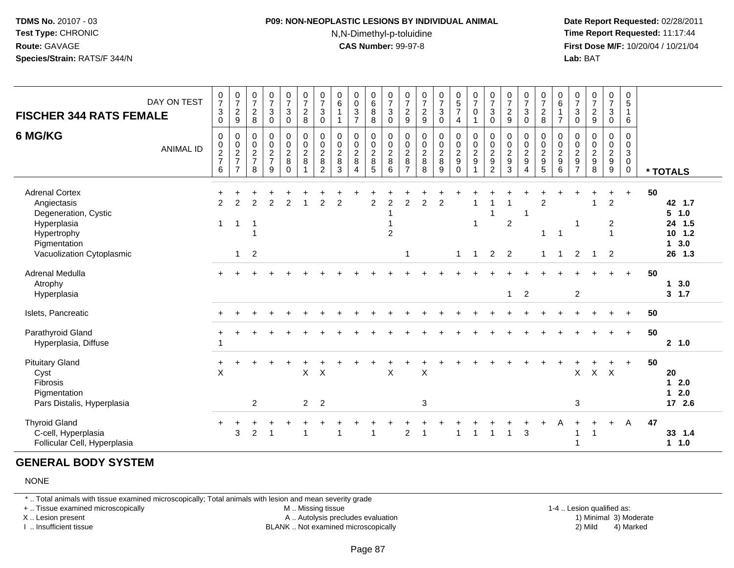TDMS No. 20107 - 03
Test Type: CHRONIC
Route: GAVAGE
Species/Strain: RATS/F 344/N

# P09: NON-NEOPLASTIC LESIONS BY INDIVIDUAL ANIMAL

N,N-Dimethyl-p-toluidine
CAS Number: 99-97-8

Date Report Requested: 02/28/2011
Time Report Requested: 11:17:44
First Dose M/F: 10/20/04 / 10/21/04
Lab: BAT

| FISCHER 344 RATS FEMALE — DAY ON TEST | 0730 | 0729 | 0728 | 0730 | 0730 | 0728 | 0730 | 0611 | 0037 | 0688 | 0730 | 0729 | 0729 | 0730 | 0574 | 0701 | 0730 | 0729 | 0730 | 0728 | 0617 | 0730 | 0729 | 0730 | 0516 | |
|---|---|---|---|---|---|---|---|---|---|---|---|---|---|---|---|---|---|---|---|---|---|---|---|---|---|---|
| **6 MG/KG** — ANIMAL ID | 0276 | 0277 | 0278 | 0279 | 0280 | 0281 | 0282 | 0283 | 0284 | 0285 | 0286 | 0287 | 0288 | 0289 | 0290 | 0291 | 0292 | 0293 | 0294 | 0295 | 0296 | 0297 | 0298 | 0299 | 0300 | * TOTALS |
| Adrenal Cortex | + | + | + | + | + | + | + | + | + | + | + | + | + | + | + | + | + | + | + | + | + | + | + | + | + | 50 |
| Angiectasis | 2 | 2 | 2 | 2 | 2 | 1 | 2 | 2 | | 2 | 2 | 2 | 2 | 2 | | 1 | 1 | 1 | | 2 | | | 1 | 2 | | 42 1.7 |
| Degeneration, Cystic | | | | | | | | | | | 1 | | | | | | 1 | | 1 | | | | | | | 5 1.0 |
| Hyperplasia | 1 | 1 | 1 | | | | | | | | 1 | | | | | 1 | | 2 | | | | 1 | | 2 | | 24 1.5 |
| Hypertrophy | | | 1 | | | | | | | | 2 | | | | | | | | | 1 | 1 | | | 1 | | 10 1.2 |
| Pigmentation | | | | | | | | | | | | | | | | | | | | | | | | | | 1 3.0 |
| Vacuolization Cytoplasmic | | 1 | 2 | | | | | | | | | 1 | | | 1 | 1 | 2 | 2 | | 1 | 1 | 2 | 1 | 2 | | 26 1.3 |
| Adrenal Medulla | + | + | + | + | + | + | + | + | + | + | + | + | + | + | + | + | + | + | + | + | + | + | + | + | + | 50 |
| Atrophy | | | | | | | | | | | | | | | | | | | | | | | | | | 1 3.0 |
| Hyperplasia | | | | | | | | | | | | | | | | | | 1 | 2 | | | 2 | | | | 3 1.7 |
| Islets, Pancreatic | + | + | + | + | + | + | + | + | + | + | + | + | + | + | + | + | + | + | + | + | + | + | + | + | + | 50 |
| Parathyroid Gland | + | + | + | + | + | + | + | + | + | + | + | + | + | + | + | + | + | + | + | + | + | + | + | + | + | 50 |
| Hyperplasia, Diffuse | 1 | | | | | | | | | | | | | | | | | | | | | | | | | 2 1.0 |
| Pituitary Gland | + | + | + | + | + | + | + | + | + | + | + | + | + | + | + | + | + | + | + | + | + | + | + | + | + | 50 |
| Cyst | X | | | | | X | X | | | | X | | X | | | | | | | | | X | X | X | | 20 |
| Fibrosis | | | | | | | | | | | | | | | | | | | | | | | | | | 1 2.0 |
| Pigmentation | | | | | | | | | | | | | | | | | | | | | | | | | | 1 2.0 |
| Pars Distalis, Hyperplasia | | | 2 | | | 2 | 2 | | | | | | 3 | | | | | | | | | 3 | | | | 17 2.6 |
| Thyroid Gland | + | + | + | + | + | + | + | + | + | + | + | + | + | + | + | + | + | + | + | + | A | + | + | + | A | 47 |
| C-cell, Hyperplasia | | 3 | 2 | 1 | | 1 | | 1 | | 1 | | 2 | 1 | | 1 | 1 | 1 | 1 | 3 | | | 1 | 1 | | | 33 1.4 |
| Follicular Cell, Hyperplasia | | | | | | | | | | | | | | | | | | | | | | 1 | | | | 1 1.0 |

## GENERAL BODY SYSTEM

NONE

\* .. Total animals with tissue examined microscopically; Total animals with lesion and mean severity grade
+ .. Tissue examined microscopically
X .. Lesion present
I .. Insufficient tissue
M .. Missing tissue
A .. Autolysis precludes evaluation
BLANK .. Not examined microscopically
1-4 .. Lesion qualified as:
1) Minimal 3) Moderate
2) Mild 4) Marked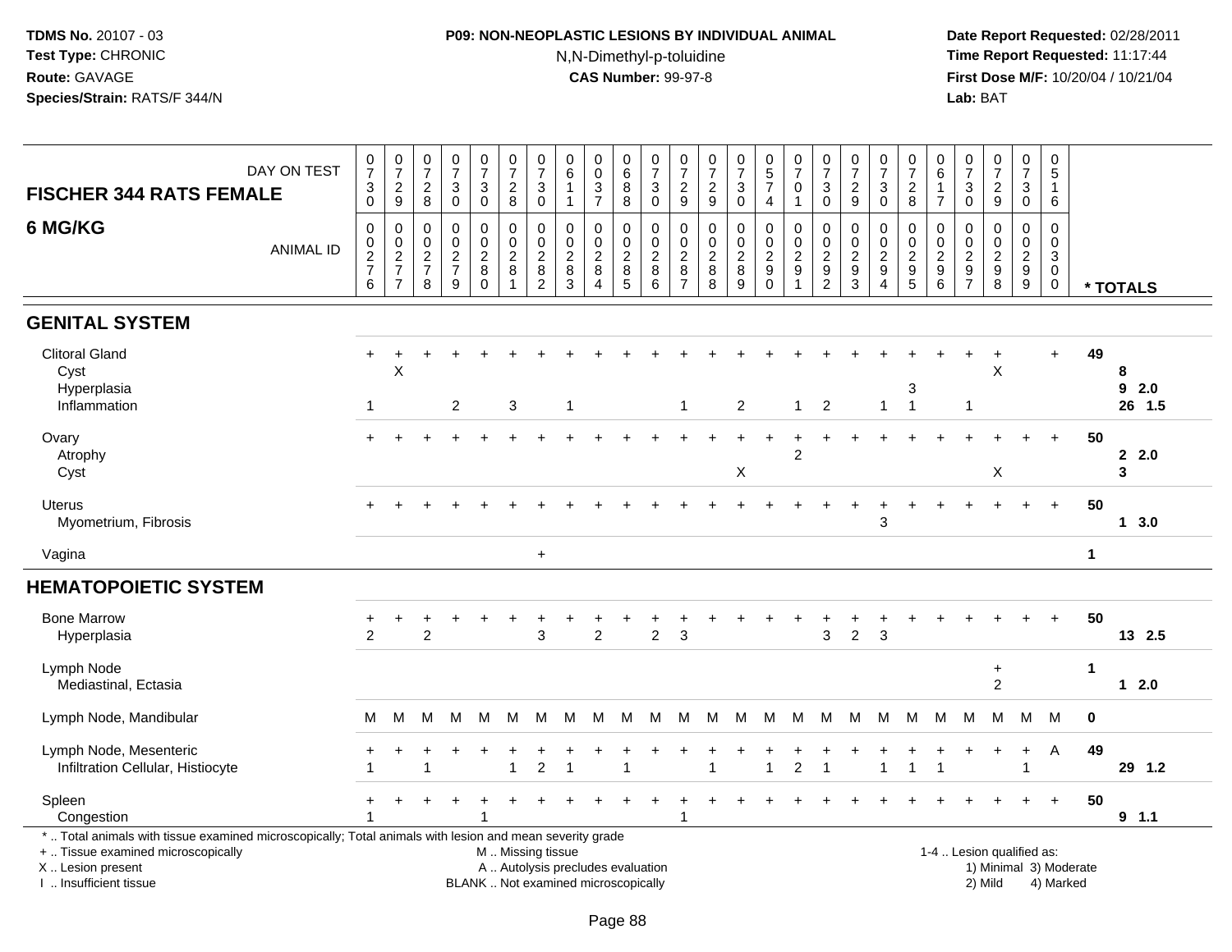TDMS No. 20107 - 03
Test Type: CHRONIC
Route: GAVAGE
Species/Strain: RATS/F 344/N

**P09: NON-NEOPLASTIC LESIONS BY INDIVIDUAL ANIMAL**
N,N-Dimethyl-p-toluidine
**CAS Number:** 99-97-8

Date Report Requested: 02/28/2011
Time Report Requested: 11:17:44
First Dose M/F: 10/20/04 / 10/21/04
Lab: BAT

| FISCHER 344 RATS FEMALE 6 MG/KG | | | | | | | | | | | | | | | | | | | | | | | | | | |
|---|---|---|---|---|---|---|---|---|---|---|---|---|---|---|---|---|---|---|---|---|---|---|---|---|---|---|
| DAY ON TEST | 0730 | 0729 | 0728 | 0730 | 0730 | 0728 | 0730 | 0611 | 0037 | 0688 | 0730 | 0729 | 0729 | 0730 | 0574 | 0701 | 0730 | 0729 | 0730 | 0728 | 0617 | 0730 | 0729 | 0730 | 0516 | |
| ANIMAL ID | 0276 | 0277 | 0278 | 0279 | 0280 | 0281 | 0282 | 0283 | 0284 | 0285 | 0286 | 0287 | 0288 | 0289 | 0290 | 0291 | 0292 | 0293 | 0294 | 0295 | 0296 | 0297 | 0298 | 0299 | 0300 | * TOTALS |
| **GENITAL SYSTEM** | | | | | | | | | | | | | | | | | | | | | | | | | | |
| Clitoral Gland | + | + | + | + | + | + | + | + | + | + | + | + | + | + | + | + | + | + | + | + | + | + | + | | + | 49 |
| Cyst | | X | | | | | | | | | | | | | | | | | | | | | X | | | 8 |
| Hyperplasia | | | | | | | | | | | | | | | | | | | | 3 | | | | | | 9 2.0 |
| Inflammation | 1 | | | 2 | | 3 | | 1 | | | | 1 | | 2 | | 1 | 2 | | 1 | 1 | | 1 | | | | 26 1.5 |
| Ovary | + | + | + | + | + | + | + | + | + | + | + | + | + | + | + | + | + | + | + | + | + | + | + | + | + | 50 |
| Atrophy | | | | | | | | | | | | | | | | 2 | | | | | | | | | | 2 2.0 |
| Cyst | | | | | | | | | | | | | | X | | | | | | | | | X | | | 3 |
| Uterus | + | + | + | + | + | + | + | + | + | + | + | + | + | + | + | + | + | + | + | + | + | + | + | + | + | 50 |
| Myometrium, Fibrosis | | | | | | | | | | | | | | | | | | | 3 | | | | | | | 1 3.0 |
| Vagina | | | | | | | + | | | | | | | | | | | | | | | | | | | 1 |
| **HEMATOPOIETIC SYSTEM** | | | | | | | | | | | | | | | | | | | | | | | | | | |
| Bone Marrow | + | + | + | + | + | + | + | + | + | + | + | + | + | + | + | + | + | + | + | + | + | + | + | + | + | 50 |
| Hyperplasia | 2 | | 2 | | | | 3 | | 2 | | 2 | 3 | | | | | 3 | 2 | 3 | | | | | | | 13 2.5 |
| Lymph Node | | | | | | | | | | | | | | | | | | | | | | | + | | | 1 |
| Mediastinal, Ectasia | | | | | | | | | | | | | | | | | | | | | | | 2 | | | 1 2.0 |
| Lymph Node, Mandibular | M | M | M | M | M | M | M | M | M | M | M | M | M | M | M | M | M | M | M | M | M | M | M | M | M | 0 |
| Lymph Node, Mesenteric | + | + | + | + | + | + | + | + | + | + | + | + | + | + | + | + | + | + | + | + | + | + | + | + | A | 49 |
| Infiltration Cellular, Histiocyte | 1 | | 1 | | | 1 | 2 | 1 | | 1 | | | 1 | | 1 | 2 | 1 | | 1 | 1 | 1 | | | 1 | | 29 1.2 |
| Spleen | + | + | + | + | + | + | + | + | + | + | + | + | + | + | + | + | + | + | + | + | + | + | + | + | + | 50 |
| Congestion | 1 | | | | 1 | | | | | | | 1 | | | | | | | | | | | | | | 9 1.1 |

\* .. Total animals with tissue examined microscopically; Total animals with lesion and mean severity grade
\+ .. Tissue examined microscopically
X .. Lesion present
I .. Insufficient tissue

M .. Missing tissue
A .. Autolysis precludes evaluation
BLANK .. Not examined microscopically

1-4 .. Lesion qualified as:
1) Minimal 3) Moderate
2) Mild 4) Marked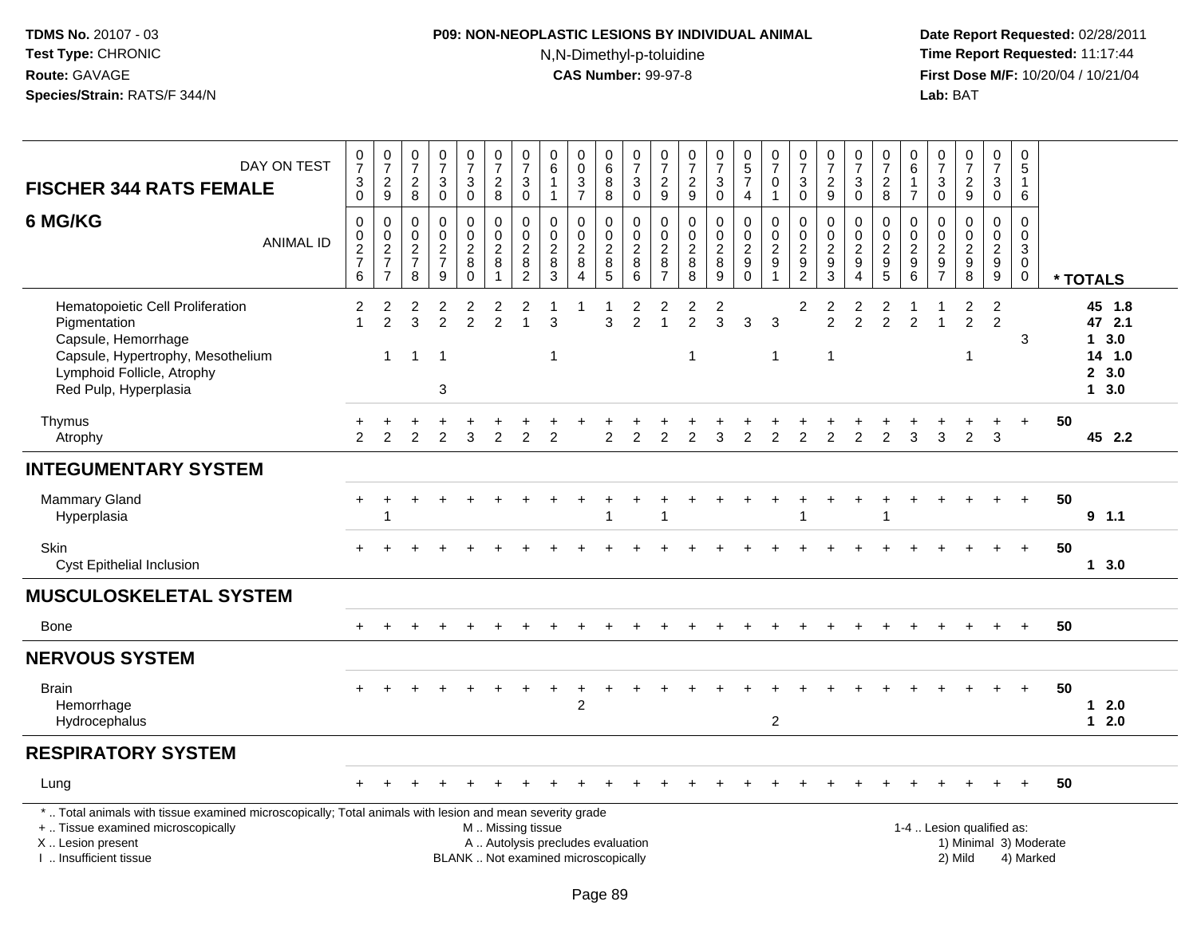**TDMS No.** 20107 - 03
**Test Type:** CHRONIC
**Route:** GAVAGE
**Species/Strain:** RATS/F 344/N

**P09: NON-NEOPLASTIC LESIONS BY INDIVIDUAL ANIMAL**
N,N-Dimethyl-p-toluidine
**CAS Number:** 99-97-8

**Date Report Requested:** 02/28/2011
**Time Report Requested:** 11:17:44
**First Dose M/F:** 10/20/04 / 10/21/04
**Lab:** BAT

## FISCHER 344 RATS FEMALE

### 6 MG/KG

| DAY ON TEST | 0730 | 0729 | 0728 | 0730 | 0730 | 0728 | 0730 | 0611 | 0037 | 0688 | 0730 | 0729 | 0729 | 0730 | 0574 | 0701 | 0730 | 0729 | 0730 | 0728 | 0617 | 0730 | 0729 | 0730 | 0516 | |
|---|---|---|---|---|---|---|---|---|---|---|---|---|---|---|---|---|---|---|---|---|---|---|---|---|---|---|
| **ANIMAL ID** | 0276 | 0277 | 0278 | 0279 | 0280 | 0281 | 0282 | 0283 | 0284 | 0285 | 0286 | 0287 | 0288 | 0289 | 0290 | 0291 | 0292 | 0293 | 0294 | 0295 | 0296 | 0297 | 0298 | 0299 | 0300 | *** TOTALS** |
| Hematopoietic Cell Proliferation | 2 | 2 | 2 | 2 | 2 | 2 | 2 | 1 | 1 | 1 | 2 | 2 | 2 | 2 | | | 2 | 2 | 2 | 2 | 1 | 1 | 2 | 2 | | 45 1.8 |
| Pigmentation | 1 | 2 | 3 | 2 | 2 | 2 | 1 | 3 | | 3 | 2 | 1 | 2 | 3 | 3 | 3 | | 2 | 2 | 2 | 2 | 1 | 2 | 2 | | 47 2.1 |
| Capsule, Hemorrhage | | | | | | | | | | | | | | | | | | | | | | | | | 3 | 1 3.0 |
| Capsule, Hypertrophy, Mesothelium | | 1 | 1 | 1 | | | | 1 | | | | | 1 | | | 1 | | 1 | | | | | 1 | | | 14 1.0 |
| Lymphoid Follicle, Atrophy | | | | | | | | | | | | | | | | | | | | | | | | | | 2 3.0 |
| Red Pulp, Hyperplasia | | | | 3 | | | | | | | | | | | | | | | | | | | | | | 1 3.0 |
| Thymus | + | + | + | + | + | + | + | + | + | + | + | + | + | + | + | + | + | + | + | + | + | + | + | + | + | 50 |
| Atrophy | 2 | 2 | 2 | 2 | 3 | 2 | 2 | 2 | | 2 | 2 | 2 | 2 | 3 | 2 | 2 | 2 | 2 | 2 | 2 | 3 | 3 | 2 | 3 | | 45 2.2 |
| **INTEGUMENTARY SYSTEM** | | | | | | | | | | | | | | | | | | | | | | | | | | |
| Mammary Gland | + | + | + | + | + | + | + | + | + | + | + | + | + | + | + | + | + | + | + | + | + | + | + | + | + | 50 |
| Hyperplasia | | 1 | | | | | | | | 1 | | 1 | | | | | 1 | | | 1 | | | | | | 9 1.1 |
| Skin | + | + | + | + | + | + | + | + | + | + | + | + | + | + | + | + | + | + | + | + | + | + | + | + | + | 50 |
| Cyst Epithelial Inclusion | | | | | | | | | | | | | | | | | | | | | | | | | | 1 3.0 |
| **MUSCULOSKELETAL SYSTEM** | | | | | | | | | | | | | | | | | | | | | | | | | | |
| Bone | + | + | + | + | + | + | + | + | + | + | + | + | + | + | + | + | + | + | + | + | + | + | + | + | + | 50 |
| **NERVOUS SYSTEM** | | | | | | | | | | | | | | | | | | | | | | | | | | |
| Brain | + | + | + | + | + | + | + | + | + | + | + | + | + | + | + | + | + | + | + | + | + | + | + | + | + | 50 |
| Hemorrhage | | | | | | | | | 2 | | | | | | | | | | | | | | | | | 1 2.0 |
| Hydrocephalus | | | | | | | | | | | | | | | | 2 | | | | | | | | | | 1 2.0 |
| **RESPIRATORY SYSTEM** | | | | | | | | | | | | | | | | | | | | | | | | | | |
| Lung | + | + | + | + | + | + | + | + | + | + | + | + | + | + | + | + | + | + | + | + | + | + | + | + | + | 50 |

* .. Total animals with tissue examined microscopically; Total animals with lesion and mean severity grade
+ .. Tissue examined microscopically
X .. Lesion present
I .. Insufficient tissue

M .. Missing tissue
A .. Autolysis precludes evaluation
BLANK .. Not examined microscopically

1-4 .. Lesion qualified as:
1) Minimal 3) Moderate
2) Mild 4) Marked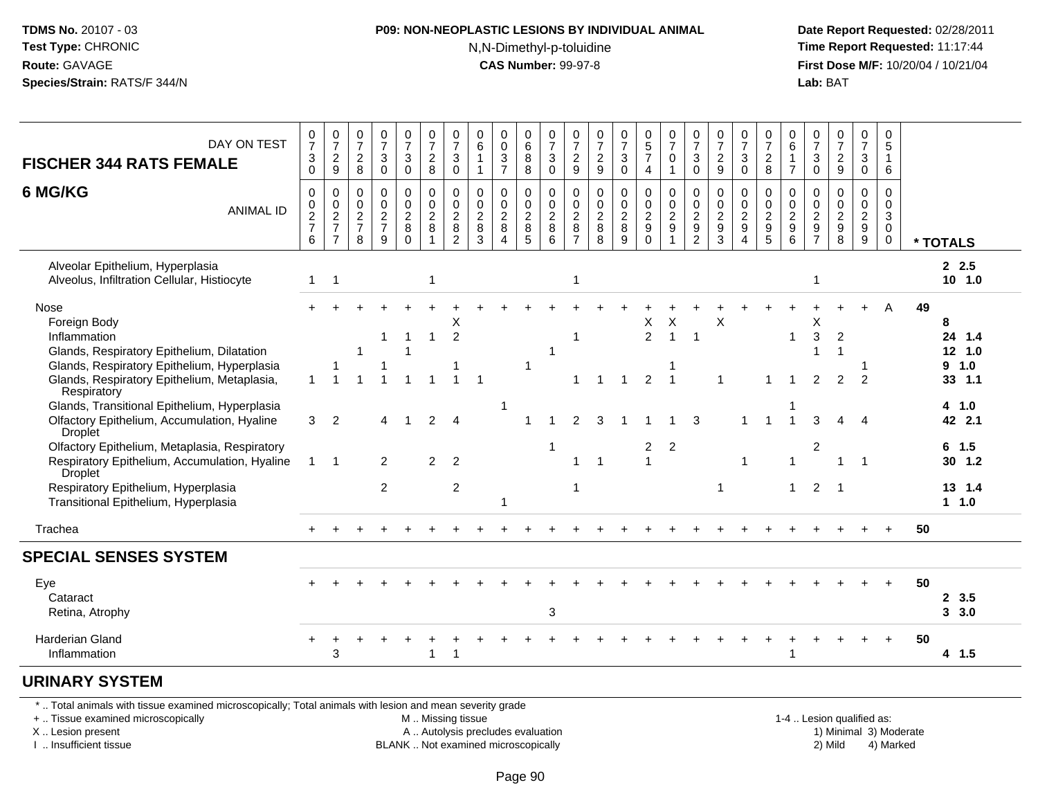**TDMS No.** 20107 - 03
**Test Type:** CHRONIC
**Route:** GAVAGE
**Species/Strain:** RATS/F 344/N

**P09: NON-NEOPLASTIC LESIONS BY INDIVIDUAL ANIMAL**
N,N-Dimethyl-p-toluidine
**CAS Number:** 99-97-8

**Date Report Requested:** 02/28/2011
**Time Report Requested:** 11:17:44
**First Dose M/F:** 10/20/04 / 10/21/04
**Lab:** BAT

| FISCHER 344 RATS FEMALE — DAY ON TEST | 0730 | 0729 | 0728 | 0730 | 0730 | 0728 | 0730 | 0611 | 0037 | 0688 | 0730 | 0729 | 0729 | 0730 | 0574 | 0701 | 0730 | 0729 | 0730 | 0728 | 0617 | 0730 | 0729 | 0730 | 0516 | |
|---|---|---|---|---|---|---|---|---|---|---|---|---|---|---|---|---|---|---|---|---|---|---|---|---|---|---|
| **6 MG/KG** — ANIMAL ID | 0276 | 0277 | 0278 | 0279 | 0280 | 0281 | 0282 | 0283 | 0284 | 0285 | 0286 | 0287 | 0288 | 0289 | 0290 | 0291 | 0292 | 0293 | 0294 | 0295 | 0296 | 0297 | 0298 | 0299 | 0300 | * TOTALS |
| Alveolar Epithelium, Hyperplasia | | | | | | | | | | | | | | | | | | | | | | | | | | 2 2.5 |
| Alveolus, Infiltration Cellular, Histiocyte | 1 | 1 | | | | 1 | | | | | | 1 | | | | | | | | | | 1 | | | | 10 1.0 |
| Nose | + | + | + | + | + | + | + | + | + | + | + | + | + | + | + | + | + | + | + | + | + | + | + | + | A | 49 |
| Foreign Body | | | | | | | X | | | | | | | | X | X | | X | | | | X | | | | 8 |
| Inflammation | | | | 1 | 1 | 1 | 2 | | | | | 1 | | | 2 | 1 | 1 | | | | 1 | 3 | 2 | | | 24 1.4 |
| Glands, Respiratory Epithelium, Dilatation | | | 1 | | 1 | | | | | | 1 | | | | | | | | | | | 1 | 1 | | | 12 1.0 |
| Glands, Respiratory Epithelium, Hyperplasia | | 1 | | 1 | | | 1 | | | 1 | | | | | | 1 | | | | | | | | 1 | | 9 1.0 |
| Glands, Respiratory Epithelium, Metaplasia, Respiratory | 1 | 1 | 1 | 1 | 1 | 1 | 1 | 1 | | | | 1 | 1 | 1 | 2 | 1 | | 1 | | 1 | 1 | 2 | 2 | 2 | | 33 1.1 |
| Glands, Transitional Epithelium, Hyperplasia | | | | | | | | | 1 | | | | | | | | | | | | 1 | | | | | 4 1.0 |
| Olfactory Epithelium, Accumulation, Hyaline Droplet | 3 | 2 | | 4 | 1 | 2 | 4 | | | 1 | 1 | 2 | 3 | 1 | 1 | 1 | 3 | | 1 | 1 | 1 | 3 | 4 | 4 | | 42 2.1 |
| Olfactory Epithelium, Metaplasia, Respiratory | | | | | | | | | | | 1 | | | | 2 | 2 | | | | | | 2 | | | | 6 1.5 |
| Respiratory Epithelium, Accumulation, Hyaline Droplet | 1 | 1 | | 2 | | 2 | 2 | | | | | 1 | 1 | | 1 | | | | 1 | | 1 | | 1 | 1 | | 30 1.2 |
| Respiratory Epithelium, Hyperplasia | | | | 2 | | | 2 | | | | | 1 | | | | | | 1 | | | 1 | 2 | 1 | | | 13 1.4 |
| Transitional Epithelium, Hyperplasia | | | | | | | | | 1 | | | | | | | | | | | | | | | | | 1 1.0 |
| Trachea | + | + | + | + | + | + | + | + | + | + | + | + | + | + | + | + | + | + | + | + | + | + | + | + | + | 50 |
| **SPECIAL SENSES SYSTEM** | | | | | | | | | | | | | | | | | | | | | | | | | | |
| Eye | + | + | + | + | + | + | + | + | + | + | + | + | + | + | + | + | + | + | + | + | + | + | + | + | + | 50 |
| Cataract | | | | | | | | | | | | | | | | | | | | | | | | | | 2 3.5 |
| Retina, Atrophy | | | | | | | | | | | 3 | | | | | | | | | | | | | | | 3 3.0 |
| Harderian Gland | + | + | + | + | + | + | + | + | + | + | + | + | + | + | + | + | + | + | + | + | + | + | + | + | + | 50 |
| Inflammation | | 3 | | | | 1 | 1 | | | | | | | | | | | | | | 1 | | | | | 4 1.5 |
| **URINARY SYSTEM** | | | | | | | | | | | | | | | | | | | | | | | | | | |

\* .. Total animals with tissue examined microscopically; Total animals with lesion and mean severity grade
+ .. Tissue examined microscopically
X .. Lesion present
I .. Insufficient tissue

M .. Missing tissue
A .. Autolysis precludes evaluation
BLANK .. Not examined microscopically

1-4 .. Lesion qualified as:
1) Minimal 3) Moderate
2) Mild 4) Marked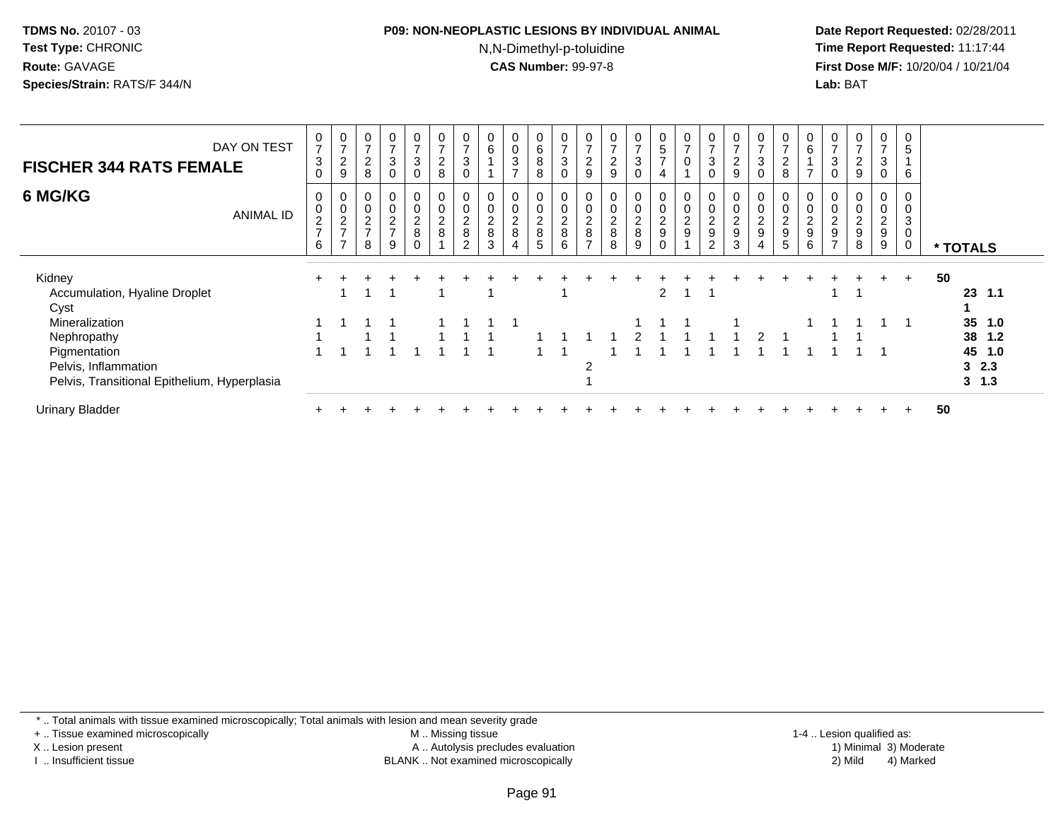**TDMS No.** 20107 - 03
**Test Type:** CHRONIC
**Route:** GAVAGE
**Species/Strain:** RATS/F 344/N

**P09: NON-NEOPLASTIC LESIONS BY INDIVIDUAL ANIMAL**
N,N-Dimethyl-p-toluidine
**CAS Number:** 99-97-8

**Date Report Requested:** 02/28/2011
**Time Report Requested:** 11:17:44
**First Dose M/F:** 10/20/04 / 10/21/04
**Lab:** BAT

## FISCHER 344 RATS FEMALE
## 6 MG/KG

| DAY ON TEST | 0730 | 0729 | 0728 | 0730 | 0730 | 0728 | 0730 | 0611 | 0037 | 0688 | 0730 | 0729 | 0729 | 0730 | 0574 | 0701 | 0730 | 0729 | 0730 | 0728 | 0617 | 0730 | 0729 | 0730 | 0516 | |
|---|---|---|---|---|---|---|---|---|---|---|---|---|---|---|---|---|---|---|---|---|---|---|---|---|---|---|
| **ANIMAL ID** | 0276 | 0277 | 0278 | 0279 | 0280 | 0281 | 0282 | 0283 | 0284 | 0285 | 0286 | 0287 | 0288 | 0289 | 0290 | 0291 | 0292 | 0293 | 0294 | 0295 | 0296 | 0297 | 0298 | 0299 | 0300 | *** TOTALS** |
| Kidney | + | + | + | + | + | + | + | + | + | + | + | + | + | + | + | + | + | + | + | + | + | + | + | + | + | 50 |
| Accumulation, Hyaline Droplet | | 1 | 1 | 1 | | 1 | | 1 | | | 1 | | | | 2 | 1 | 1 | | | | | 1 | 1 | | | 23 1.1 |
| Cyst | | | | | | | | | | | | | | | | | | | | | | | | | | 1 |
| Mineralization | 1 | 1 | 1 | 1 | | 1 | 1 | 1 | 1 | | | | | 1 | 1 | 1 | | 1 | | | 1 | 1 | 1 | 1 | 1 | 35 1.0 |
| Nephropathy | 1 | | 1 | 1 | | 1 | 1 | 1 | | 1 | 1 | 1 | 1 | 2 | 1 | 1 | 1 | 1 | 2 | 1 | | 1 | 1 | | | 38 1.2 |
| Pigmentation | 1 | 1 | 1 | 1 | 1 | 1 | 1 | 1 | | 1 | 1 | | 1 | 1 | 1 | 1 | 1 | 1 | 1 | 1 | 1 | 1 | 1 | 1 | | 45 1.0 |
| Pelvis, Inflammation | | | | | | | | | | | | 2 | | | | | | | | | | | | | | 3 2.3 |
| Pelvis, Transitional Epithelium, Hyperplasia | | | | | | | | | | | | 1 | | | | | | | | | | | | | | 3 1.3 |
| Urinary Bladder | + | + | + | + | + | + | + | + | + | + | + | + | + | + | + | + | + | + | + | + | + | + | + | + | + | 50 |

* .. Total animals with tissue examined microscopically; Total animals with lesion and mean severity grade
+ .. Tissue examined microscopically
X .. Lesion present
I .. Insufficient tissue
M .. Missing tissue
A .. Autolysis precludes evaluation
BLANK .. Not examined microscopically
1-4 .. Lesion qualified as:
1) Minimal 3) Moderate
2) Mild 4) Marked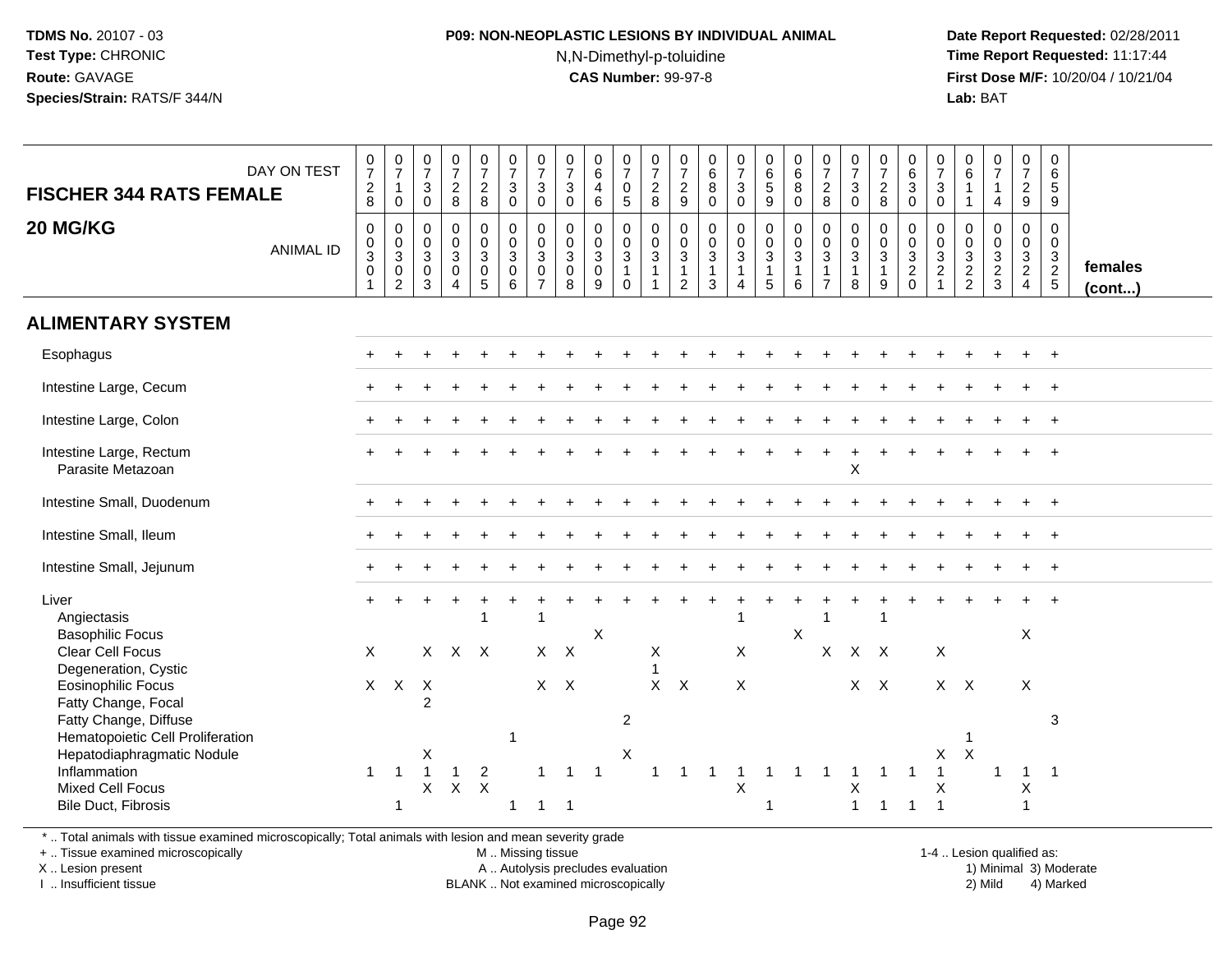**TDMS No.** 20107 - 03
**Test Type:** CHRONIC
**Route:** GAVAGE
**Species/Strain:** RATS/F 344/N

**P09: NON-NEOPLASTIC LESIONS BY INDIVIDUAL ANIMAL**
N,N-Dimethyl-p-toluidine
**CAS Number:** 99-97-8

**Date Report Requested:** 02/28/2011
**Time Report Requested:** 11:17:44
**First Dose M/F:** 10/20/04 / 10/21/04
**Lab:** BAT

## FISCHER 344 RATS FEMALE — 20 MG/KG

| DAY ON TEST | 0728 | 0710 | 0730 | 0728 | 0728 | 0730 | 0730 | 0730 | 0646 | 0705 | 0728 | 0729 | 0680 | 0730 | 0659 | 0680 | 0728 | 0730 | 0728 | 0630 | 0730 | 0611 | 0714 | 0729 | 0659 | |
|---|---|---|---|---|---|---|---|---|---|---|---|---|---|---|---|---|---|---|---|---|---|---|---|---|---|---|
| **ANIMAL ID** | 0301 | 0302 | 0303 | 0304 | 0305 | 0306 | 0307 | 0308 | 0309 | 0310 | 0311 | 0312 | 0313 | 0314 | 0315 | 0316 | 0317 | 0318 | 0319 | 0320 | 0321 | 0322 | 0323 | 0324 | 0325 | **females (cont...)** |
| **ALIMENTARY SYSTEM** | | | | | | | | | | | | | | | | | | | | | | | | | | |
| Esophagus | + | + | + | + | + | + | + | + | + | + | + | + | + | + | + | + | + | + | + | + | + | + | + | + | + | |
| Intestine Large, Cecum | + | + | + | + | + | + | + | + | + | + | + | + | + | + | + | + | + | + | + | + | + | + | + | + | + | |
| Intestine Large, Colon | + | + | + | + | + | + | + | + | + | + | + | + | + | + | + | + | + | + | + | + | + | + | + | + | + | |
| Intestine Large, Rectum | + | + | + | + | + | + | + | + | + | + | + | + | + | + | + | + | + | + | + | + | + | + | + | + | + | |
| Parasite Metazoan | | | | | | | | | | | | | | | | | | X | | | | | | | | |
| Intestine Small, Duodenum | + | + | + | + | + | + | + | + | + | + | + | + | + | + | + | + | + | + | + | + | + | + | + | + | + | |
| Intestine Small, Ileum | + | + | + | + | + | + | + | + | + | + | + | + | + | + | + | + | + | + | + | + | + | + | + | + | + | |
| Intestine Small, Jejunum | + | + | + | + | + | + | + | + | + | + | + | + | + | + | + | + | + | + | + | + | + | + | + | + | + | |
| Liver | + | + | + | + | + | + | + | + | + | + | + | + | + | + | + | + | + | + | + | + | + | + | + | + | + | |
| Angiectasis | | | | | 1 | | 1 | | | | | | | 1 | | | 1 | | 1 | | | | | | | |
| Basophilic Focus | | | | | | | | | X | | | | | | | X | | | | | | | | X | | |
| Clear Cell Focus | X | | X | X | X | | X | X | | | X | | | X | | | X | X | X | | X | | | | | |
| Degeneration, Cystic | | | | | | | | | | | 1 | | | | | | | | | | | | | | | |
| Eosinophilic Focus | X | X | X | | | | X | X | | | X | X | | X | | | | X | X | | X | X | | X | | |
| Fatty Change, Focal | | | 2 | | | | | | | | | | | | | | | | | | | | | | | |
| Fatty Change, Diffuse | | | | | | | | | | 2 | | | | | | | | | | | | | | | 3 | |
| Hematopoietic Cell Proliferation | | | | | | 1 | | | | | | | | | | | | | | | | 1 | | | | |
| Hepatodiaphragmatic Nodule | | | X | | | | | | | X | | | | | | | | | | | X | X | | | | |
| Inflammation | 1 | 1 | 1 | 1 | 2 | | 1 | 1 | 1 | | 1 | 1 | 1 | 1 | 1 | 1 | 1 | 1 | 1 | 1 | 1 | | 1 | 1 | 1 | |
| Mixed Cell Focus | | | X | X | X | | | | | | | | | X | | | | X | | | X | | | X | | |
| Bile Duct, Fibrosis | | 1 | | | | 1 | 1 | 1 | | | | | | | 1 | | | 1 | 1 | 1 | 1 | | | 1 | | |

\* .. Total animals with tissue examined microscopically; Total animals with lesion and mean severity grade
+ .. Tissue examined microscopically
X .. Lesion present
I .. Insufficient tissue

M .. Missing tissue
A .. Autolysis precludes evaluation
BLANK .. Not examined microscopically

1-4 .. Lesion qualified as:
1) Minimal 3) Moderate
2) Mild 4) Marked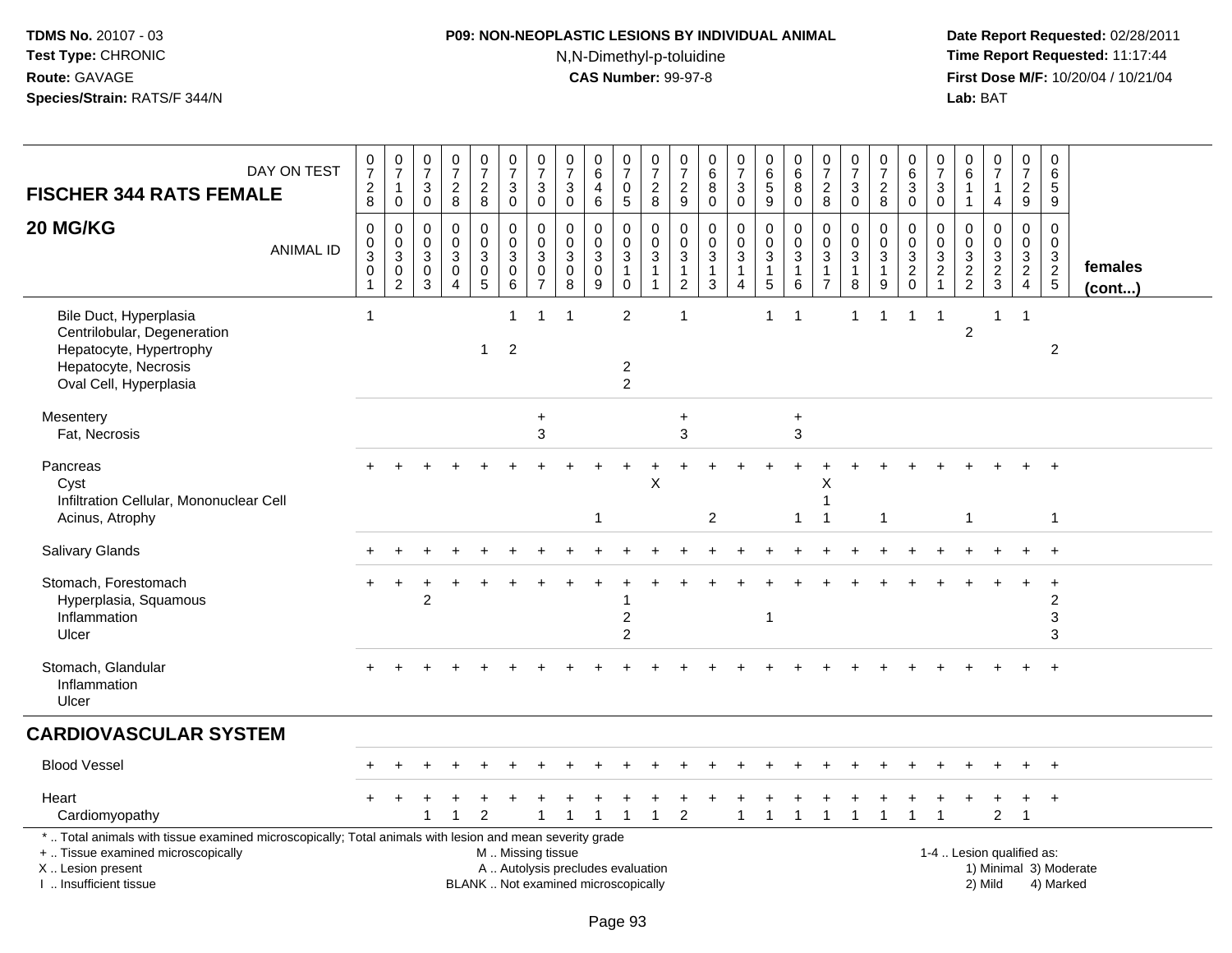**TDMS No.** 20107 - 03
**Test Type:** CHRONIC
**Route:** GAVAGE
**Species/Strain:** RATS/F 344/N

**P09: NON-NEOPLASTIC LESIONS BY INDIVIDUAL ANIMAL**
N,N-Dimethyl-p-toluidine
**CAS Number:** 99-97-8

**Date Report Requested:** 02/28/2011
**Time Report Requested:** 11:17:44
**First Dose M/F:** 10/20/04 / 10/21/04
**Lab:** BAT

## FISCHER 344 RATS FEMALE 20 MG/KG

| DAY ON TEST | 0728 | 0710 | 0730 | 0728 | 0728 | 0730 | 0730 | 0730 | 0646 | 0705 | 0728 | 0729 | 0680 | 0730 | 0659 | 0680 | 0728 | 0730 | 0728 | 0630 | 0730 | 0611 | 0714 | 0729 | 0659 | |
|---|---|---|---|---|---|---|---|---|---|---|---|---|---|---|---|---|---|---|---|---|---|---|---|---|---|---|
| **ANIMAL ID** | 00301 | 00302 | 00303 | 00304 | 00305 | 00306 | 00307 | 00308 | 00309 | 00310 | 00311 | 00312 | 00313 | 00314 | 00315 | 00316 | 00317 | 00318 | 00319 | 00320 | 00321 | 00322 | 00323 | 00324 | 00325 | **females (cont...)** |
| Bile Duct, Hyperplasia | 1 | | | | | 1 | 1 | 1 | | 2 | | 1 | | | 1 | 1 | | 1 | 1 | 1 | 1 | | 1 | 1 | | |
| Centrilobular, Degeneration | | | | | | | | | | | | | | | | | | | | | | 2 | | | | |
| Hepatocyte, Hypertrophy | | | | | 1 | 2 | | | | | | | | | | | | | | | | | | | 2 | |
| Hepatocyte, Necrosis | | | | | | | | | | 2 | | | | | | | | | | | | | | | | |
| Oval Cell, Hyperplasia | | | | | | | | | | 2 | | | | | | | | | | | | | | | | |
| Mesentery | | | | | | | + | | | | | + | | | | + | | | | | | | | | | |
| Fat, Necrosis | | | | | | | 3 | | | | | 3 | | | | 3 | | | | | | | | | | |
| Pancreas | + | + | + | + | + | + | + | + | + | + | + | + | + | + | + | + | + | + | + | + | + | + | + | + | + | |
| Cyst | | | | | | | | | | | X | | | | | | X | | | | | | | | | |
| Infiltration Cellular, Mononuclear Cell | | | | | | | | | | | | | | | | | 1 | | | | | | | | | |
| Acinus, Atrophy | | | | | | | | | 1 | | | | 2 | | | 1 | 1 | | 1 | | | 1 | | | 1 | |
| Salivary Glands | + | + | + | + | + | + | + | + | + | + | + | + | + | + | + | + | + | + | + | + | + | + | + | + | + | |
| Stomach, Forestomach | + | + | + | + | + | + | + | + | + | + | + | + | + | + | + | + | + | + | + | + | + | + | + | + | + | |
| Hyperplasia, Squamous | | | 2 | | | | | | | 1 | | | | | | | | | | | | | | | 2 | |
| Inflammation | | | | | | | | | | 2 | | | | | 1 | | | | | | | | | | 3 | |
| Ulcer | | | | | | | | | | 2 | | | | | | | | | | | | | | | 3 | |
| Stomach, Glandular | + | + | + | + | + | + | + | + | + | + | + | + | + | + | + | + | + | + | + | + | + | + | + | + | + | |
| Inflammation | | | | | | | | | | | | | | | | | | | | | | | | | | |
| Ulcer | | | | | | | | | | | | | | | | | | | | | | | | | | |
| **CARDIOVASCULAR SYSTEM** | | | | | | | | | | | | | | | | | | | | | | | | | | |
| Blood Vessel | + | + | + | + | + | + | + | + | + | + | + | + | + | + | + | + | + | + | + | + | + | + | + | + | + | |
| Heart | + | + | + | + | + | + | + | + | + | + | + | + | + | + | + | + | + | + | + | + | + | + | + | + | + | |
| Cardiomyopathy | | | 1 | 1 | 2 | | 1 | 1 | 1 | 1 | 1 | 2 | | 1 | 1 | 1 | 1 | 1 | 1 | 1 | 1 | | 2 | 1 | | |

\* .. Total animals with tissue examined microscopically; Total animals with lesion and mean severity grade
\+ .. Tissue examined microscopically
X .. Lesion present
I .. Insufficient tissue

M .. Missing tissue
A .. Autolysis precludes evaluation
BLANK .. Not examined microscopically

1-4 .. Lesion qualified as:
1) Minimal 3) Moderate
2) Mild 4) Marked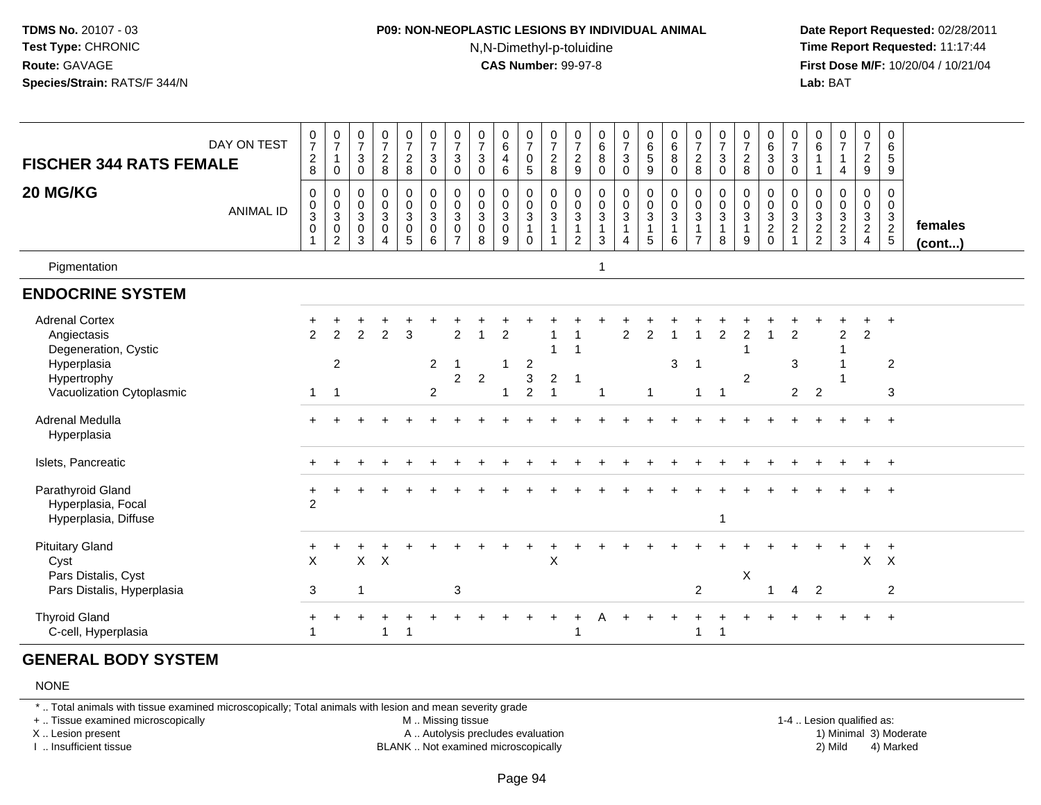**TDMS No.** 20107 - 03
**Test Type:** CHRONIC
**Route:** GAVAGE
**Species/Strain:** RATS/F 344/N

**P09: NON-NEOPLASTIC LESIONS BY INDIVIDUAL ANIMAL**
N,N-Dimethyl-p-toluidine
**CAS Number:** 99-97-8

**Date Report Requested:** 02/28/2011
**Time Report Requested:** 11:17:44
**First Dose M/F:** 10/20/04 / 10/21/04
**Lab:** BAT

| FISCHER 344 RATS FEMALE — 20 MG/KG | | | | | | | | | | | | | | | | | | | | | | | | | | |
|---|---|---|---|---|---|---|---|---|---|---|---|---|---|---|---|---|---|---|---|---|---|---|---|---|---|---|
| DAY ON TEST | 0728 | 0710 | 0730 | 0728 | 0728 | 0730 | 0730 | 0730 | 0646 | 0705 | 0728 | 0729 | 0680 | 0730 | 0659 | 0680 | 0728 | 0730 | 0728 | 0630 | 0730 | 0611 | 0714 | 0729 | 0659 | |
| ANIMAL ID | 0301 | 0302 | 0303 | 0304 | 0305 | 0306 | 0307 | 0308 | 0309 | 0310 | 0311 | 0312 | 0313 | 0314 | 0315 | 0316 | 0317 | 0318 | 0319 | 0320 | 0321 | 0322 | 0323 | 0324 | 0325 | **females (cont...)** |
| Pigmentation | | | | | | | | | | | | | 1 | | | | | | | | | | | | | |
| **ENDOCRINE SYSTEM** | | | | | | | | | | | | | | | | | | | | | | | | | | |
| Adrenal Cortex | + | + | + | + | + | + | + | + | + | + | + | + | + | + | + | + | + | + | + | + | + | + | + | + | + | |
| Angiectasis | 2 | 2 | 2 | 2 | 3 | | 2 | 1 | 2 | | 1 | 1 | | 2 | 2 | 1 | 1 | 2 | 2 | 1 | 2 | | 2 | 2 | | |
| Degeneration, Cystic | | | | | | | | | | | 1 | 1 | | | | | | | 1 | | | | 1 | | | |
| Hyperplasia | | 2 | | | | 2 | 1 | | 1 | 2 | | | | | | 3 | 1 | | | | 3 | | 1 | | 2 | |
| Hypertrophy | | | | | | | 2 | 2 | | 3 | 2 | 1 | | | | | | | 2 | | | | 1 | | | |
| Vacuolization Cytoplasmic | 1 | 1 | | | | 2 | | | 1 | 2 | 1 | | 1 | | 1 | | 1 | 1 | | | 2 | 2 | | | 3 | |
| Adrenal Medulla | + | + | + | + | + | + | + | + | + | + | + | + | + | + | + | + | + | + | + | + | + | + | + | + | + | |
| Hyperplasia | | | | | | | | | | | | | | | | | | | | | | | | | | |
| Islets, Pancreatic | + | + | + | + | + | + | + | + | + | + | + | + | + | + | + | + | + | + | + | + | + | + | + | + | + | |
| Parathyroid Gland | + | + | + | + | + | + | + | + | + | + | + | + | + | + | + | + | + | + | + | + | + | + | + | + | + | |
| Hyperplasia, Focal | 2 | | | | | | | | | | | | | | | | | | | | | | | | | |
| Hyperplasia, Diffuse | | | | | | | | | | | | | | | | | | 1 | | | | | | | | |
| Pituitary Gland | + | + | + | + | + | + | + | + | + | + | + | + | + | + | + | + | + | + | + | + | + | + | + | + | + | |
| Cyst | X | | X | X | | | | | | | X | | | | | | | | | | | | | X | X | |
| Pars Distalis, Cyst | | | | | | | | | | | | | | | | | | | X | | | | | | | |
| Pars Distalis, Hyperplasia | 3 | | 1 | | | | 3 | | | | | | | | | | 2 | | | 1 | 4 | 2 | | | 2 | |
| Thyroid Gland | + | + | + | + | + | + | + | + | + | + | + | + | A | + | + | + | + | + | + | + | + | + | + | + | + | |
| C-cell, Hyperplasia | 1 | | | 1 | 1 | | | | | | | 1 | | | | | 1 | 1 | | | | | | | | |

## GENERAL BODY SYSTEM

NONE

* .. Total animals with tissue examined microscopically; Total animals with lesion and mean severity grade
+ .. Tissue examined microscopically
X .. Lesion present
I .. Insufficient tissue
M .. Missing tissue
A .. Autolysis precludes evaluation
BLANK .. Not examined microscopically
1-4 .. Lesion qualified as:
1) Minimal 3) Moderate
2) Mild 4) Marked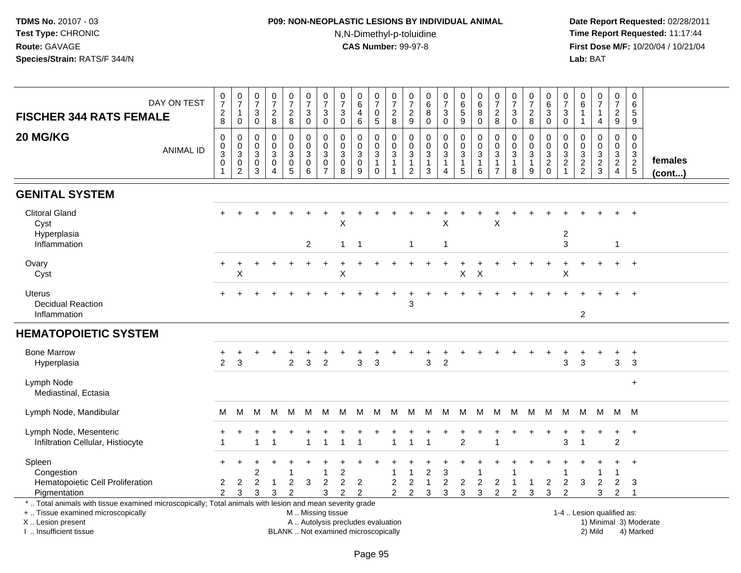**TDMS No.** 20107 - 03
**Test Type:** CHRONIC
**Route:** GAVAGE
**Species/Strain:** RATS/F 344/N

**P09: NON-NEOPLASTIC LESIONS BY INDIVIDUAL ANIMAL**
N,N-Dimethyl-p-toluidine
**CAS Number:** 99-97-8

**Date Report Requested:** 02/28/2011
**Time Report Requested:** 11:17:44
**First Dose M/F:** 10/20/04 / 10/21/04
**Lab:** BAT

## FISCHER 344 RATS FEMALE — 20 MG/KG

| DAY ON TEST | 0728 | 0710 | 0730 | 0728 | 0728 | 0730 | 0730 | 0730 | 0646 | 0705 | 0728 | 0729 | 0680 | 0730 | 0659 | 0680 | 0728 | 0730 | 0728 | 0630 | 0730 | 0611 | 0714 | 0729 | 0659 | |
|---|---|---|---|---|---|---|---|---|---|---|---|---|---|---|---|---|---|---|---|---|---|---|---|---|---|---|
| **ANIMAL ID** | 0301 | 0302 | 0303 | 0304 | 0305 | 0306 | 0307 | 0308 | 0309 | 0310 | 0311 | 0312 | 0313 | 0314 | 0315 | 0316 | 0317 | 0318 | 0319 | 0320 | 0321 | 0322 | 0323 | 0324 | 0325 | **females (cont...)** |
| **GENITAL SYSTEM** | | | | | | | | | | | | | | | | | | | | | | | | | | |
| Clitoral Gland | + | + | + | + | + | + | + | + | + | + | + | + | + | + | + | + | + | + | + | + | + | + | + | + | + | |
| Cyst | | | | | | | | X | | | | | | X | | | X | | | | | | | | | |
| Hyperplasia | | | | | | | | | | | | | | | | | | | | | 2 | | | | | |
| Inflammation | | | | | | 2 | | 1 | 1 | | | 1 | | 1 | | | | | | | 3 | | | 1 | | |
| Ovary | + | + | + | + | + | + | + | + | + | + | + | + | + | + | + | + | + | + | + | + | + | + | + | + | + | |
| Cyst | | X | | | | | | X | | | | | | | X | X | | | | | X | | | | | |
| Uterus | + | + | + | + | + | + | + | + | + | + | + | + | + | + | + | + | + | + | + | + | + | + | + | + | + | |
| Decidual Reaction | | | | | | | | | | | | 3 | | | | | | | | | | | | | | |
| Inflammation | | | | | | | | | | | | | | | | | | | | | | 2 | | | | |
| **HEMATOPOIETIC SYSTEM** | | | | | | | | | | | | | | | | | | | | | | | | | | |
| Bone Marrow | + | + | + | + | + | + | + | + | + | + | + | + | + | + | + | + | + | + | + | + | + | + | + | + | + | |
| Hyperplasia | 2 | 3 | | | 2 | 3 | 2 | | 3 | 3 | | | 3 | 2 | | | | | | | 3 | 3 | | 3 | 3 | |
| Lymph Node | | | | | | | | | | | | | | | | | | | | | | | | | + | |
| Mediastinal, Ectasia | | | | | | | | | | | | | | | | | | | | | | | | | | |
| Lymph Node, Mandibular | M | M | M | M | M | M | M | M | M | M | M | M | M | M | M | M | M | M | M | M | M | M | M | M | M | |
| Lymph Node, Mesenteric | + | + | + | + | + | + | + | + | + | + | + | + | + | + | + | + | + | + | + | + | + | + | + | + | + | |
| Infiltration Cellular, Histiocyte | 1 | | 1 | 1 | | 1 | 1 | 1 | 1 | | 1 | 1 | 1 | | 2 | | 1 | | | | 3 | 1 | | 2 | | |
| Spleen | + | + | + | + | + | + | + | + | + | + | + | + | + | + | + | + | + | + | + | + | + | + | + | + | + | |
| Congestion | | | 2 | | 1 | | 1 | 2 | | | 1 | 1 | 2 | 3 | | 1 | | 1 | | | 1 | | 1 | 1 | | |
| Hematopoietic Cell Proliferation | 2 | 2 | 2 | 1 | 2 | 3 | 2 | 2 | 2 | | 2 | 2 | 1 | 2 | 2 | 2 | 2 | 1 | 1 | 2 | 2 | 3 | 2 | 2 | 3 | |
| Pigmentation | 2 | 3 | 3 | 3 | 2 | | 3 | 2 | 2 | | 2 | 2 | 3 | 3 | 3 | 3 | 2 | 2 | 3 | 3 | 2 | | 3 | 2 | 1 | |

* .. Total animals with tissue examined microscopically; Total animals with lesion and mean severity grade
+ .. Tissue examined microscopically
X .. Lesion present
I .. Insufficient tissue

M .. Missing tissue
A .. Autolysis precludes evaluation
BLANK .. Not examined microscopically

1-4 .. Lesion qualified as:
1) Minimal 3) Moderate
2) Mild 4) Marked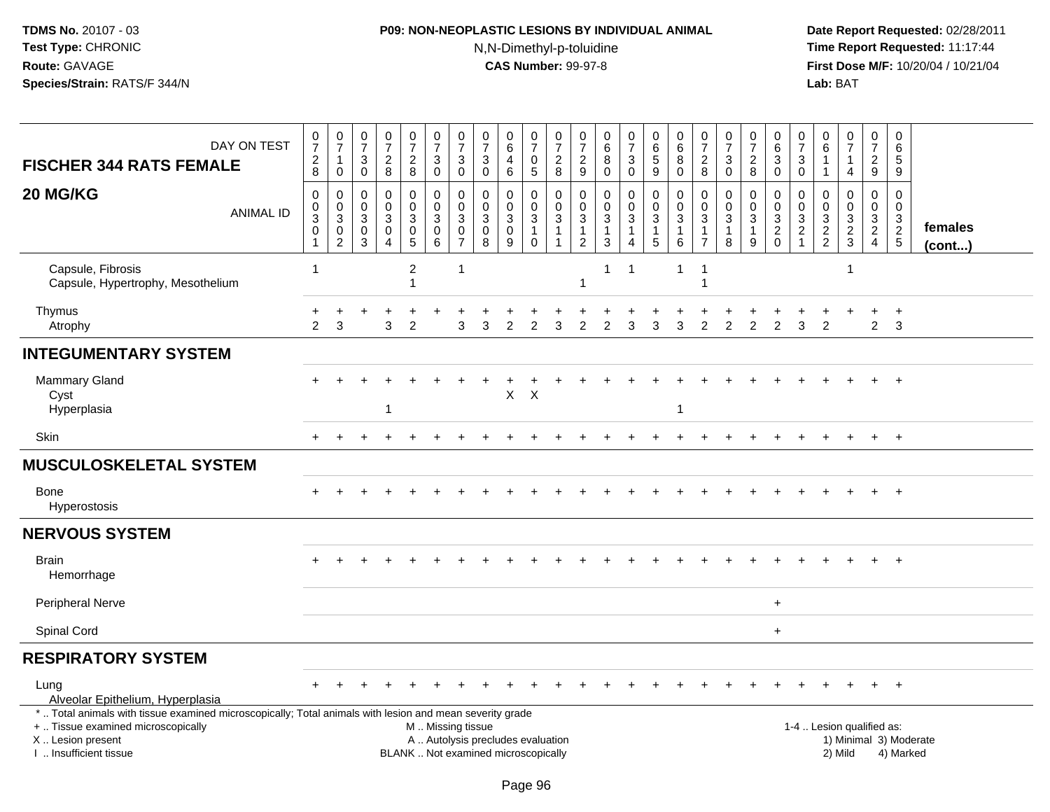**TDMS No.** 20107 - 03
**Test Type:** CHRONIC
**Route:** GAVAGE
**Species/Strain:** RATS/F 344/N

**P09: NON-NEOPLASTIC LESIONS BY INDIVIDUAL ANIMAL**
N,N-Dimethyl-p-toluidine
**CAS Number:** 99-97-8

**Date Report Requested:** 02/28/2011
**Time Report Requested:** 11:17:44
**First Dose M/F:** 10/20/04 / 10/21/04
**Lab:** BAT

| FISCHER 344 RATS FEMALE 20 MG/KG | | | | | | | | | | | | | | | | | | | | | | | | | | |
|---|---|---|---|---|---|---|---|---|---|---|---|---|---|---|---|---|---|---|---|---|---|---|---|---|---|---|
| DAY ON TEST | 0728 | 0710 | 0730 | 0728 | 0728 | 0730 | 0730 | 0730 | 0646 | 0705 | 0728 | 0729 | 0680 | 0730 | 0659 | 0680 | 0728 | 0730 | 0728 | 0630 | 0730 | 0611 | 0714 | 0729 | 0659 | |
| ANIMAL ID | 0030 1 | 0030 2 | 0030 3 | 0030 4 | 0030 5 | 0030 6 | 0030 7 | 0030 8 | 0030 9 | 0031 0 | 0031 1 | 0031 2 | 0031 3 | 0031 4 | 0031 5 | 0031 6 | 0031 7 | 0031 8 | 0031 9 | 0032 0 | 0032 1 | 0032 2 | 0032 3 | 0032 4 | 0032 5 | females (cont...) |
| Capsule, Fibrosis | 1 | | | | 2 | | 1 | | | | | | 1 | 1 | | 1 | 1 | | | | | | 1 | | | |
| Capsule, Hypertrophy, Mesothelium | | | | | 1 | | | | | | | 1 | | | | | 1 | | | | | | | | | |
| Thymus | + | + | + | + | + | + | + | + | + | + | + | + | + | + | + | + | + | + | + | + | + | + | + | + | + | |
| Atrophy | 2 | 3 | | 3 | 2 | | 3 | 3 | 2 | 2 | 3 | 2 | 2 | 3 | 3 | 3 | 2 | 2 | 2 | 2 | 3 | 2 | | 2 | 3 | |
| **INTEGUMENTARY SYSTEM** | | | | | | | | | | | | | | | | | | | | | | | | | | |
| Mammary Gland | + | + | + | + | + | + | + | + | + | + | + | + | + | + | + | + | + | + | + | + | + | + | + | + | + | |
| Cyst | | | | | | | | | X | X | | | | | | | | | | | | | | | | |
| Hyperplasia | | | | 1 | | | | | | | | | | | | 1 | | | | | | | | | | |
| Skin | + | + | + | + | + | + | + | + | + | + | + | + | + | + | + | + | + | + | + | + | + | + | + | + | + | |
| **MUSCULOSKELETAL SYSTEM** | | | | | | | | | | | | | | | | | | | | | | | | | | |
| Bone | + | + | + | + | + | + | + | + | + | + | + | + | + | + | + | + | + | + | + | + | + | + | + | + | + | |
| Hyperostosis | | | | | | | | | | | | | | | | | | | | | | | | | | |
| **NERVOUS SYSTEM** | | | | | | | | | | | | | | | | | | | | | | | | | | |
| Brain | + | + | + | + | + | + | + | + | + | + | + | + | + | + | + | + | + | + | + | + | + | + | + | + | + | |
| Hemorrhage | | | | | | | | | | | | | | | | | | | | | | | | | | |
| Peripheral Nerve | | | | | | | | | | | | | | | | | | | | + | | | | | | |
| Spinal Cord | | | | | | | | | | | | | | | | | | | | + | | | | | | |
| **RESPIRATORY SYSTEM** | | | | | | | | | | | | | | | | | | | | | | | | | | |
| Lung | + | + | + | + | + | + | + | + | + | + | + | + | + | + | + | + | + | + | + | + | + | + | + | + | + | |
| Alveolar Epithelium, Hyperplasia | | | | | | | | | | | | | | | | | | | | | | | | | | |

* .. Total animals with tissue examined microscopically; Total animals with lesion and mean severity grade
+ .. Tissue examined microscopically
X .. Lesion present
I .. Insufficient tissue

M .. Missing tissue
A .. Autolysis precludes evaluation
BLANK .. Not examined microscopically

1-4 .. Lesion qualified as:
1) Minimal 3) Moderate
2) Mild 4) Marked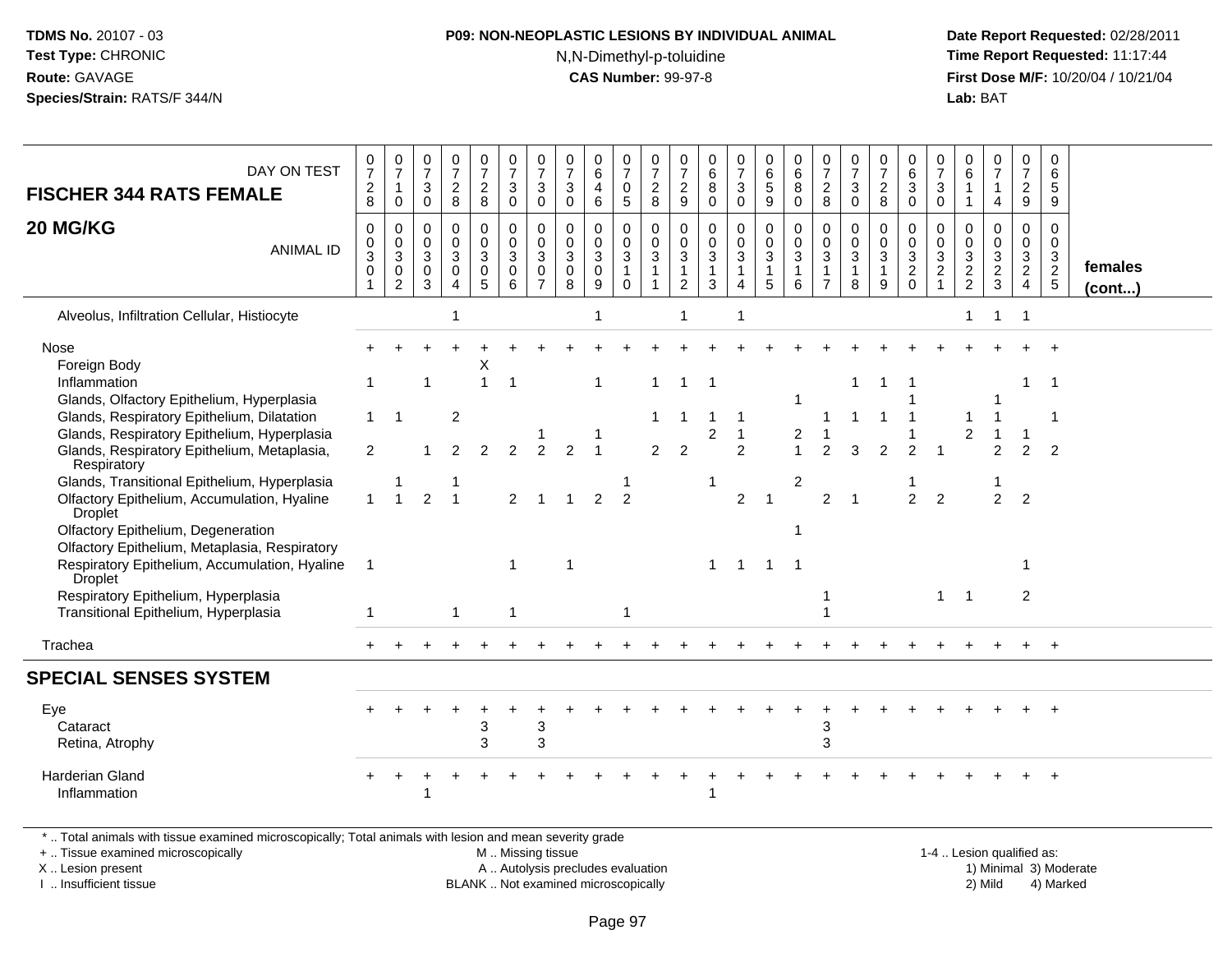TDMS No. 20107 - 03
Test Type: CHRONIC
Route: GAVAGE
Species/Strain: RATS/F 344/N

**P09: NON-NEOPLASTIC LESIONS BY INDIVIDUAL ANIMAL**
N,N-Dimethyl-p-toluidine
**CAS Number:** 99-97-8

Date Report Requested: 02/28/2011
Time Report Requested: 11:17:44
First Dose M/F: 10/20/04 / 10/21/04
Lab: BAT

| FISCHER 344 RATS FEMALE — 20 MG/KG — DAY ON TEST | 0728 | 0710 | 0730 | 0728 | 0728 | 0730 | 0730 | 0730 | 0646 | 0705 | 0728 | 0729 | 0680 | 0730 | 0659 | 0680 | 0728 | 0730 | 0728 | 0630 | 0730 | 0611 | 0714 | 0729 | 0659 | |
|---|---|---|---|---|---|---|---|---|---|---|---|---|---|---|---|---|---|---|---|---|---|---|---|---|---|---|
| ANIMAL ID | 00301 | 00302 | 00303 | 00304 | 00305 | 00306 | 00307 | 00308 | 00309 | 00310 | 00311 | 00312 | 00313 | 00314 | 00315 | 00316 | 00317 | 00318 | 00319 | 00320 | 00321 | 00322 | 00323 | 00324 | 00325 | females (cont...) |
| Alveolus, Infiltration Cellular, Histiocyte | | | | 1 | | | | | 1 | | | 1 | | 1 | | | | | | | | 1 | 1 | 1 | | |
| Nose | + | + | + | + | + | + | + | + | + | + | + | + | + | + | + | + | + | + | + | + | + | + | + | + | + | |
| Foreign Body | | | | | X | | | | | | | | | | | | | | | | | | | | | |
| Inflammation | 1 | | 1 | | 1 | 1 | | | 1 | | 1 | 1 | 1 | | | | | 1 | 1 | 1 | | | | 1 | 1 | |
| Glands, Olfactory Epithelium, Hyperplasia | | | | | | | | | | | | | | | | 1 | | | | 1 | | | 1 | | | |
| Glands, Respiratory Epithelium, Dilatation | 1 | 1 | | 2 | | | | | | | 1 | 1 | 1 | 1 | | | 1 | 1 | 1 | 1 | | 1 | 1 | | 1 | |
| Glands, Respiratory Epithelium, Hyperplasia | | | | | | | 1 | | 1 | | | | 2 | 1 | | 2 | 1 | | | 1 | | 2 | 1 | 1 | | |
| Glands, Respiratory Epithelium, Metaplasia, Respiratory | 2 | | 1 | 2 | 2 | 2 | 2 | 2 | 1 | | 2 | 2 | | 2 | | 1 | 2 | 3 | 2 | 2 | 1 | | 2 | 2 | 2 | |
| Glands, Transitional Epithelium, Hyperplasia | | 1 | | 1 | | | | | | 1 | | | 1 | | | 2 | | | | 1 | | | 1 | | | |
| Olfactory Epithelium, Accumulation, Hyaline Droplet | 1 | 1 | 2 | 1 | | 2 | 1 | 1 | 2 | 2 | | | | 2 | 1 | | 2 | 1 | | 2 | 2 | | 2 | 2 | | |
| Olfactory Epithelium, Degeneration | | | | | | | | | | | | | | | | 1 | | | | | | | | | | |
| Olfactory Epithelium, Metaplasia, Respiratory | | | | | | | | | | | | | | | | | | | | | | | | | | |
| Respiratory Epithelium, Accumulation, Hyaline Droplet | 1 | | | | | 1 | | 1 | | | | | 1 | 1 | 1 | 1 | | | | | | | | 1 | | |
| Respiratory Epithelium, Hyperplasia | | | | | | | | | | | | | | | | | 1 | | | | 1 | 1 | | 2 | | |
| Transitional Epithelium, Hyperplasia | 1 | | | 1 | | 1 | | | | 1 | | | | | | | 1 | | | | | | | | | |
| Trachea | + | + | + | + | + | + | + | + | + | + | + | + | + | + | + | + | + | + | + | + | + | + | + | + | + | |
| **SPECIAL SENSES SYSTEM** | | | | | | | | | | | | | | | | | | | | | | | | | | |
| Eye | + | + | + | + | + | + | + | + | + | + | + | + | + | + | + | + | + | + | + | + | + | + | + | + | + | |
| Cataract | | | | | 3 | | 3 | | | | | | | | | | 3 | | | | | | | | | |
| Retina, Atrophy | | | | | 3 | | 3 | | | | | | | | | | 3 | | | | | | | | | |
| Harderian Gland | + | + | + | + | + | + | + | + | + | + | + | + | + | + | + | + | + | + | + | + | + | + | + | + | + | |
| Inflammation | | | 1 | | | | | | | | | | 1 | | | | | | | | | | | | | |

* .. Total animals with tissue examined microscopically; Total animals with lesion and mean severity grade
+ .. Tissue examined microscopically
X .. Lesion present
I .. Insufficient tissue

M .. Missing tissue
A .. Autolysis precludes evaluation
BLANK .. Not examined microscopically

1-4 .. Lesion qualified as:
1) Minimal 3) Moderate
2) Mild 4) Marked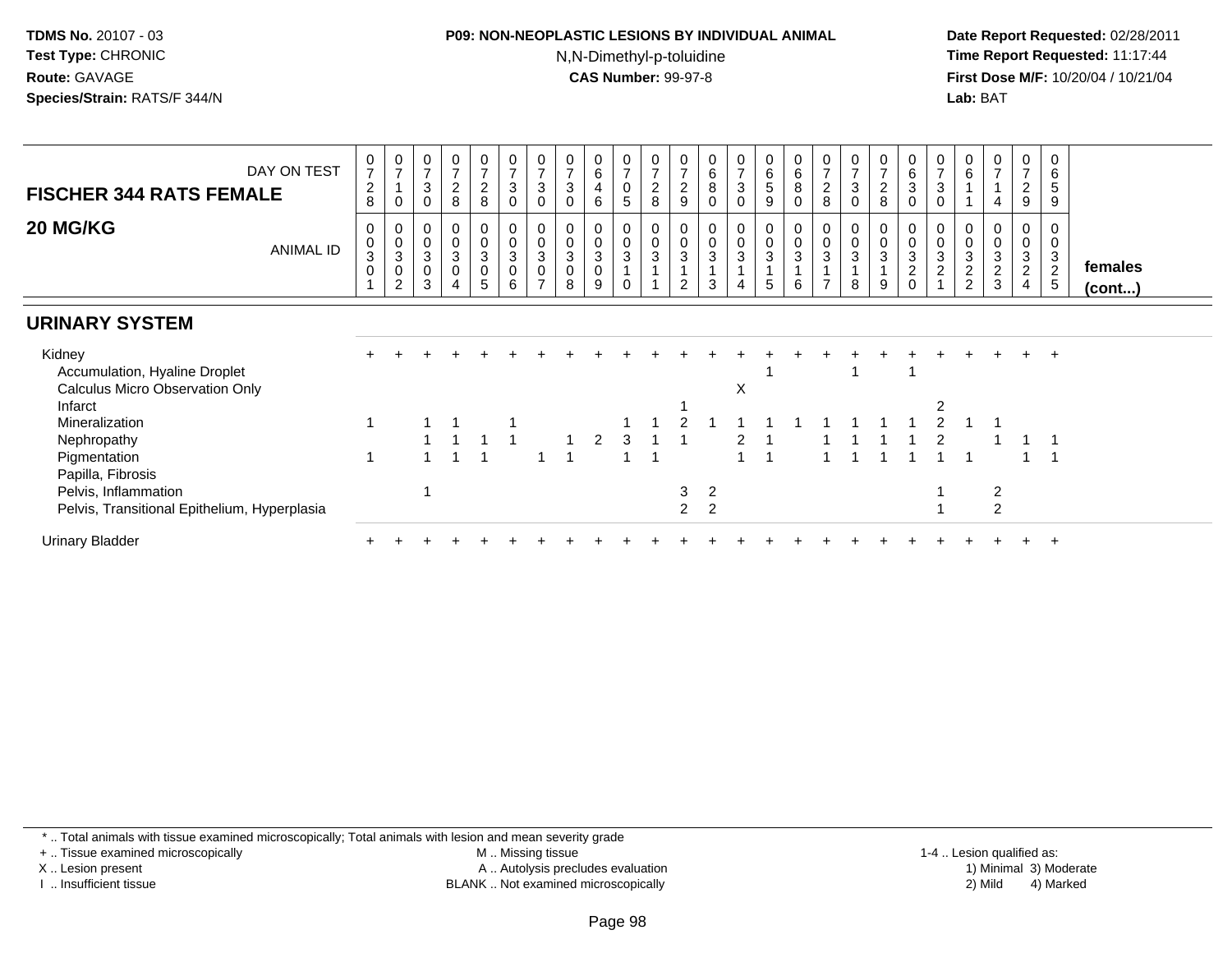**TDMS No.** 20107 - 03
**Test Type:** CHRONIC
**Route:** GAVAGE
**Species/Strain:** RATS/F 344/N

**P09: NON-NEOPLASTIC LESIONS BY INDIVIDUAL ANIMAL**
N,N-Dimethyl-p-toluidine
**CAS Number:** 99-97-8

**Date Report Requested:** 02/28/2011
**Time Report Requested:** 11:17:44
**First Dose M/F:** 10/20/04 / 10/21/04
**Lab:** BAT

| FISCHER 344 RATS FEMALE — DAY ON TEST | 0728 | 0710 | 0730 | 0728 | 0728 | 0730 | 0730 | 0730 | 0646 | 0705 | 0728 | 0729 | 0680 | 0730 | 0659 | 0680 | 0728 | 0730 | 0728 | 0630 | 0730 | 0611 | 0714 | 0729 | 0659 | |
|---|---|---|---|---|---|---|---|---|---|---|---|---|---|---|---|---|---|---|---|---|---|---|---|---|---|---|
| **20 MG/KG** — ANIMAL ID | 0030 1 | 0030 2 | 0030 3 | 0030 4 | 0030 5 | 0030 6 | 0030 7 | 0030 8 | 0030 9 | 0031 0 | 0031 1 | 0031 2 | 0031 3 | 0031 4 | 0031 5 | 0031 6 | 0031 7 | 0031 8 | 0031 9 | 0032 0 | 0032 1 | 0032 2 | 0032 3 | 0032 4 | 0032 5 | **females (cont...)** |
| **URINARY SYSTEM** | | | | | | | | | | | | | | | | | | | | | | | | | | |
| Kidney | + | + | + | + | + | + | + | + | + | + | + | + | + | + | + | + | + | + | + | + | + | + | + | + | + | |
| Accumulation, Hyaline Droplet | | | | | | | | | | | | | | | 1 | | | 1 | | 1 | | | | | | |
| Calculus Micro Observation Only | | | | | | | | | | | | | | X | | | | | | | | | | | | |
| Infarct | | | | | | | | | | | | 1 | | | | | | | | | 2 | | | | | |
| Mineralization | 1 | | 1 | 1 | | 1 | | | | 1 | 1 | 2 | 1 | 1 | 1 | 1 | 1 | 1 | 1 | 1 | 2 | 1 | 1 | | | |
| Nephropathy | | | 1 | 1 | 1 | 1 | | 1 | 2 | 3 | 1 | 1 | | 2 | 1 | | 1 | 1 | 1 | 1 | 2 | | 1 | 1 | 1 | |
| Pigmentation | 1 | | 1 | 1 | 1 | | 1 | 1 | | 1 | 1 | | | 1 | 1 | | 1 | 1 | 1 | 1 | 1 | 1 | | 1 | 1 | |
| Papilla, Fibrosis | | | | | | | | | | | | | | | | | | | | | | | | | | |
| Pelvis, Inflammation | | | 1 | | | | | | | | | 3 | 2 | | | | | | | | 1 | | 2 | | | |
| Pelvis, Transitional Epithelium, Hyperplasia | | | | | | | | | | | | 2 | 2 | | | | | | | | 1 | | 2 | | | |
| Urinary Bladder | + | + | + | + | + | + | + | + | + | + | + | + | + | + | + | + | + | + | + | + | + | + | + | + | + | |

\* .. Total animals with tissue examined microscopically; Total animals with lesion and mean severity grade
+ .. Tissue examined microscopically
X .. Lesion present
I .. Insufficient tissue
M .. Missing tissue
A .. Autolysis precludes evaluation
BLANK .. Not examined microscopically
1-4 .. Lesion qualified as:
1) Minimal 3) Moderate
2) Mild 4) Marked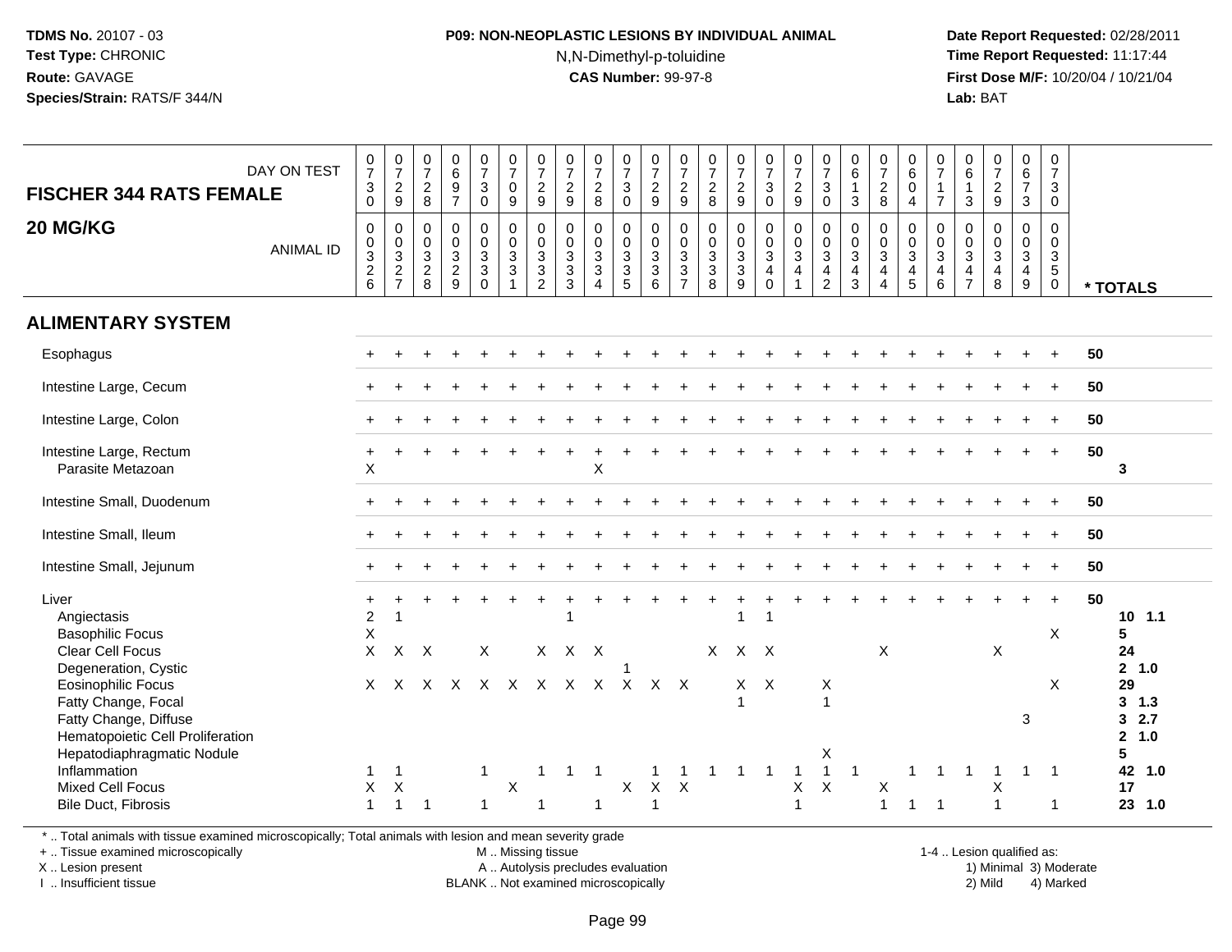TDMS No. 20107 - 03
Test Type: CHRONIC
Route: GAVAGE
Species/Strain: RATS/F 344/N

**P09: NON-NEOPLASTIC LESIONS BY INDIVIDUAL ANIMAL**
N,N-Dimethyl-p-toluidine
**CAS Number:** 99-97-8

Date Report Requested: 02/28/2011
Time Report Requested: 11:17:44
First Dose M/F: 10/20/04 / 10/21/04
Lab: BAT

## FISCHER 344 RATS FEMALE
## 20 MG/KG

| DAY ON TEST | 0730 | 0729 | 0728 | 0697 | 0730 | 0709 | 0729 | 0729 | 0728 | 0730 | 0729 | 0729 | 0728 | 0729 | 0730 | 0729 | 0730 | 0613 | 0728 | 0604 | 0717 | 0613 | 0729 | 0673 | 0730 | |
|---|---|---|---|---|---|---|---|---|---|---|---|---|---|---|---|---|---|---|---|---|---|---|---|---|---|---|
| **ANIMAL ID** | 0326 | 0327 | 0328 | 0329 | 0330 | 0331 | 0332 | 0333 | 0334 | 0335 | 0336 | 0337 | 0338 | 0339 | 0340 | 0341 | 0342 | 0343 | 0344 | 0345 | 0346 | 0347 | 0348 | 0349 | 0350 | *** TOTALS** |
| **ALIMENTARY SYSTEM** | | | | | | | | | | | | | | | | | | | | | | | | | | |
| Esophagus | + | + | + | + | + | + | + | + | + | + | + | + | + | + | + | + | + | + | + | + | + | + | + | + | + | 50 |
| Intestine Large, Cecum | + | + | + | + | + | + | + | + | + | + | + | + | + | + | + | + | + | + | + | + | + | + | + | + | + | 50 |
| Intestine Large, Colon | + | + | + | + | + | + | + | + | + | + | + | + | + | + | + | + | + | + | + | + | + | + | + | + | + | 50 |
| Intestine Large, Rectum | + | + | + | + | + | + | + | + | + | + | + | + | + | + | + | + | + | + | + | + | + | + | + | + | + | 50 |
| Parasite Metazoan | X | | | | | | | | X | | | | | | | | | | | | | | | | | 3 |
| Intestine Small, Duodenum | + | + | + | + | + | + | + | + | + | + | + | + | + | + | + | + | + | + | + | + | + | + | + | + | + | 50 |
| Intestine Small, Ileum | + | + | + | + | + | + | + | + | + | + | + | + | + | + | + | + | + | + | + | + | + | + | + | + | + | 50 |
| Intestine Small, Jejunum | + | + | + | + | + | + | + | + | + | + | + | + | + | + | + | + | + | + | + | + | + | + | + | + | + | 50 |
| Liver | + | + | + | + | + | + | + | + | + | + | + | + | + | + | + | + | + | + | + | + | + | + | + | + | + | 50 |
| Angiectasis | 2 | 1 | | | | | | 1 | | | | | | 1 | 1 | | | | | | | | | | | 10 1.1 |
| Basophilic Focus | X | | | | | | | | | | | | | | | | | | | | | | | | X | 5 |
| Clear Cell Focus | X | X | X | | X | | X | X | X | | | | X | X | X | | | | X | | | | X | | | 24 |
| Degeneration, Cystic | | | | | | | | | | 1 | | | | | | | | | | | | | | | | 2 1.0 |
| Eosinophilic Focus | X | X | X | X | X | X | X | X | X | X | X | X | | X | X | | X | | | | | | | | X | 29 |
| Fatty Change, Focal | | | | | | | | | | | | | | 1 | | | 1 | | | | | | | | | 3 1.3 |
| Fatty Change, Diffuse | | | | | | | | | | | | | | | | | | | | | | | | 3 | | 3 2.7 |
| Hematopoietic Cell Proliferation | | | | | | | | | | | | | | | | | | | | | | | | | | 2 1.0 |
| Hepatodiaphragmatic Nodule | | | | | | | | | | | | | | | | | X | | | | | | | | | 5 |
| Inflammation | 1 | 1 | | | 1 | | 1 | 1 | 1 | | 1 | 1 | 1 | 1 | 1 | 1 | 1 | 1 | | 1 | 1 | 1 | 1 | 1 | 1 | 42 1.0 |
| Mixed Cell Focus | X | X | | | | X | | | | X | X | X | | | | X | X | | X | | | | X | | | 17 |
| Bile Duct, Fibrosis | 1 | 1 | 1 | | 1 | | 1 | | 1 | | 1 | | | | | 1 | | | 1 | 1 | 1 | | 1 | | 1 | 23 1.0 |

\* .. Total animals with tissue examined microscopically; Total animals with lesion and mean severity grade
\+ .. Tissue examined microscopically
X .. Lesion present
I .. Insufficient tissue

M .. Missing tissue
A .. Autolysis precludes evaluation
BLANK .. Not examined microscopically

1-4 .. Lesion qualified as:
1) Minimal 3) Moderate
2) Mild 4) Marked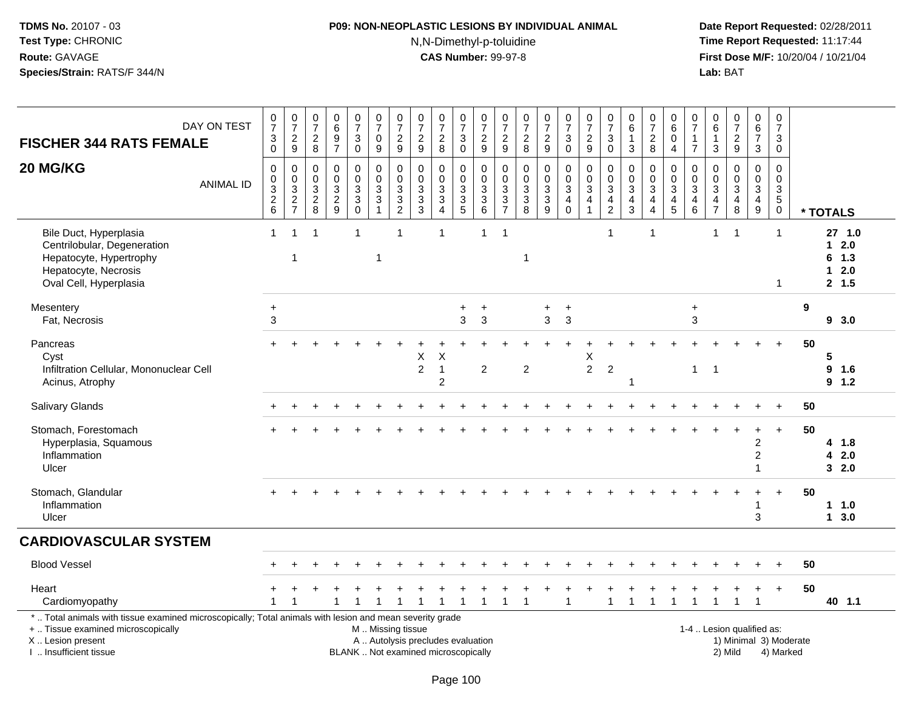**TDMS No.** 20107 - 03
**Test Type:** CHRONIC
**Route:** GAVAGE
**Species/Strain:** RATS/F 344/N

**P09: NON-NEOPLASTIC LESIONS BY INDIVIDUAL ANIMAL**
N,N-Dimethyl-p-toluidine
**CAS Number:** 99-97-8

**Date Report Requested:** 02/28/2011
**Time Report Requested:** 11:17:44
**First Dose M/F:** 10/20/04 / 10/21/04
**Lab:** BAT

## FISCHER 344 RATS FEMALE 20 MG/KG

| DAY ON TEST | 0730 | 0729 | 0728 | 0697 | 0730 | 0709 | 0729 | 0729 | 0728 | 0730 | 0729 | 0729 | 0728 | 0729 | 0730 | 0729 | 0730 | 0613 | 0728 | 0604 | 0717 | 0613 | 0729 | 0673 | 0730 | | |
|---|---|---|---|---|---|---|---|---|---|---|---|---|---|---|---|---|---|---|---|---|---|---|---|---|---|---|---|
| **ANIMAL ID** | 0326 | 0327 | 0328 | 0329 | 0330 | 0331 | 0332 | 0333 | 0334 | 0335 | 0336 | 0337 | 0338 | 0339 | 0340 | 0341 | 0342 | 0343 | 0344 | 0345 | 0346 | 0347 | 0348 | 0349 | 0350 | | **\* TOTALS** |
| Bile Duct, Hyperplasia | 1 | 1 | 1 | | 1 | | 1 | | 1 | | 1 | 1 | | | | | 1 | | 1 | | | 1 | 1 | | 1 | | 27 1.0 |
| Centrilobular, Degeneration | | | | | | | | | | | | | | | | | | | | | | | | | | | 1 2.0 |
| Hepatocyte, Hypertrophy | | 1 | | | | 1 | | | | | | | 1 | | | | | | | | | | | | | | 6 1.3 |
| Hepatocyte, Necrosis | | | | | | | | | | | | | | | | | | | | | | | | | | | 1 2.0 |
| Oval Cell, Hyperplasia | | | | | | | | | | | | | | | | | | | | | | | | | 1 | | 2 1.5 |
| Mesentery | + | | | | | | | | | + | + | | | + | + | | | | | | + | | | | | 9 | |
| Fat, Necrosis | 3 | | | | | | | | | 3 | 3 | | | 3 | 3 | | | | | | 3 | | | | | | 9 3.0 |
| Pancreas | + | + | + | + | + | + | + | + | + | + | + | + | + | + | + | + | + | + | + | + | + | + | + | + | + | 50 | |
| Cyst | | | | | | | | X | X | | | | | | | X | | | | | | | | | | | 5 |
| Infiltration Cellular, Mononuclear Cell | | | | | | | | 2 | 1 | | 2 | | 2 | | | 2 | 2 | | | | 1 | 1 | | | | | 9 1.6 |
| Acinus, Atrophy | | | | | | | | | 2 | | | | | | | | | 1 | | | | | | | | | 9 1.2 |
| Salivary Glands | + | + | + | + | + | + | + | + | + | + | + | + | + | + | + | + | + | + | + | + | + | + | + | + | + | 50 | |
| Stomach, Forestomach | + | + | + | + | + | + | + | + | + | + | + | + | + | + | + | + | + | + | + | + | + | + | + | + | + | 50 | |
| Hyperplasia, Squamous | | | | | | | | | | | | | | | | | | | | | | | | 2 | | | 4 1.8 |
| Inflammation | | | | | | | | | | | | | | | | | | | | | | | | 2 | | | 4 2.0 |
| Ulcer | | | | | | | | | | | | | | | | | | | | | | | | 1 | | | 3 2.0 |
| Stomach, Glandular | + | + | + | + | + | + | + | + | + | + | + | + | + | + | + | + | + | + | + | + | + | + | + | + | + | 50 | |
| Inflammation | | | | | | | | | | | | | | | | | | | | | | | | 1 | | | 1 1.0 |
| Ulcer | | | | | | | | | | | | | | | | | | | | | | | | 3 | | | 1 3.0 |
| **CARDIOVASCULAR SYSTEM** | | | | | | | | | | | | | | | | | | | | | | | | | | | |
| Blood Vessel | + | + | + | + | + | + | + | + | + | + | + | + | + | + | + | + | + | + | + | + | + | + | + | + | + | 50 | |
| Heart | + | + | + | + | + | + | + | + | + | + | + | + | + | + | + | + | + | + | + | + | + | + | + | + | + | 50 | |
| Cardiomyopathy | 1 | 1 | | 1 | 1 | 1 | 1 | 1 | 1 | 1 | 1 | 1 | 1 | | 1 | | 1 | 1 | 1 | 1 | 1 | 1 | 1 | 1 | | | 40 1.1 |

\* .. Total animals with tissue examined microscopically; Total animals with lesion and mean severity grade
\+ .. Tissue examined microscopically
X .. Lesion present
I .. Insufficient tissue

M .. Missing tissue
A .. Autolysis precludes evaluation
BLANK .. Not examined microscopically

1-4 .. Lesion qualified as:
1) Minimal 3) Moderate
2) Mild 4) Marked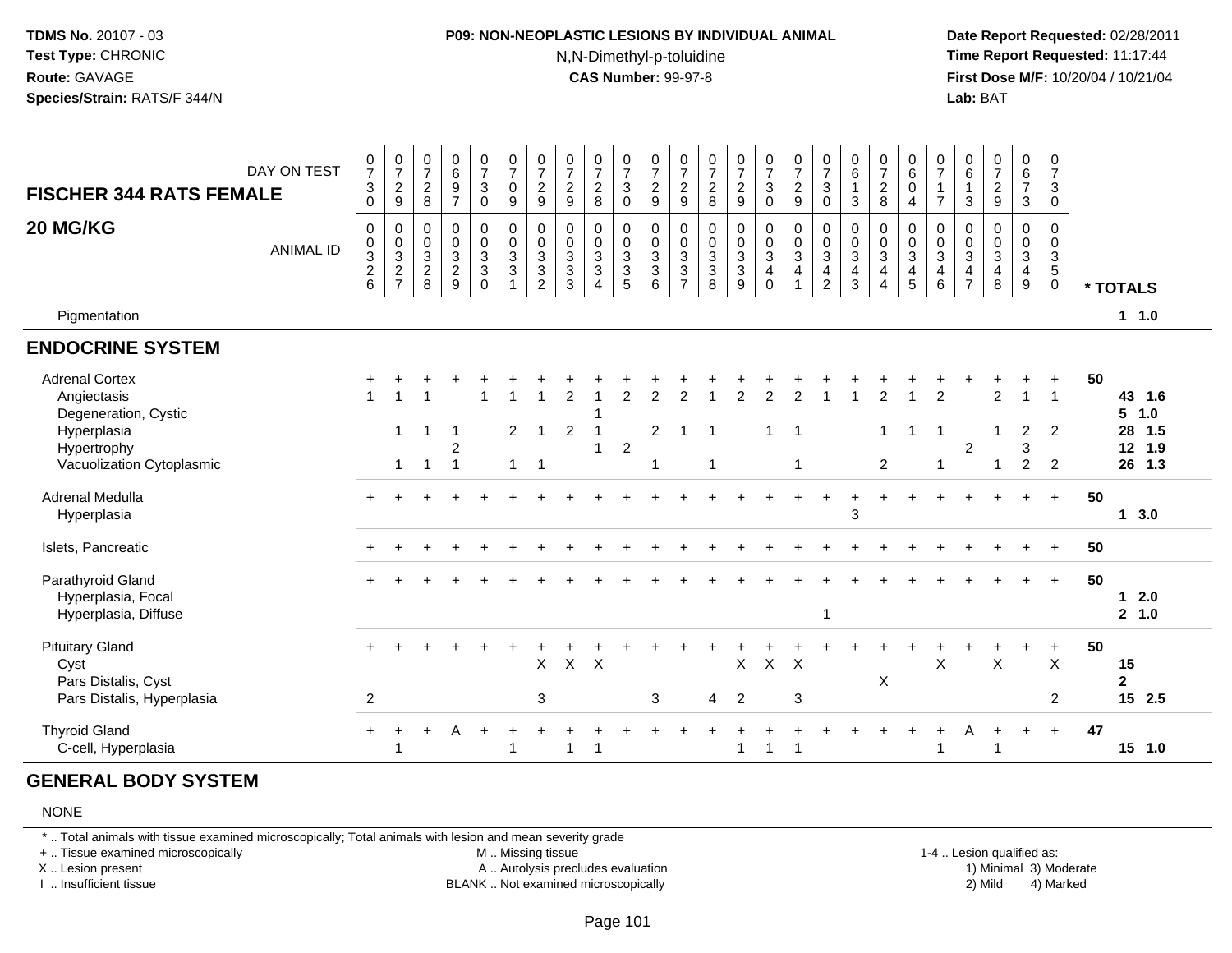**TDMS No.** 20107 - 03
**Test Type:** CHRONIC
**Route:** GAVAGE
**Species/Strain:** RATS/F 344/N

**P09: NON-NEOPLASTIC LESIONS BY INDIVIDUAL ANIMAL**
N,N-Dimethyl-p-toluidine
**CAS Number:** 99-97-8

**Date Report Requested:** 02/28/2011
**Time Report Requested:** 11:17:44
**First Dose M/F:** 10/20/04 / 10/21/04
**Lab:** BAT

## FISCHER 344 RATS FEMALE
## 20 MG/KG

| DAY ON TEST | 730 | 729 | 728 | 697 | 730 | 709 | 729 | 729 | 728 | 730 | 729 | 729 | 728 | 729 | 730 | 729 | 730 | 613 | 728 | 604 | 717 | 613 | 729 | 673 | 730 | |
|---|---|---|---|---|---|---|---|---|---|---|---|---|---|---|---|---|---|---|---|---|---|---|---|---|---|---|
| **ANIMAL ID** | 0326 | 0327 | 0328 | 0329 | 0330 | 0331 | 0332 | 0333 | 0334 | 0335 | 0336 | 0337 | 0338 | 0339 | 0340 | 0341 | 0342 | 0343 | 0344 | 0345 | 0346 | 0347 | 0348 | 0349 | 0350 | *** TOTALS** |
| Pigmentation | | | | | | | | | | | | | | | | | | | | | | | | | | **1 1.0** |
| **ENDOCRINE SYSTEM** | | | | | | | | | | | | | | | | | | | | | | | | | | |
| Adrenal Cortex | + | + | + | + | + | + | + | + | + | + | + | + | + | + | + | + | + | + | + | + | + | + | + | + | + | **50** |
| Angiectasis | 1 | 1 | 1 | | 1 | 1 | 1 | 2 | 1 | 2 | 2 | 2 | 1 | 2 | 2 | 2 | 1 | 1 | 2 | 1 | 2 | | 2 | 1 | 1 | **43 1.6** |
| Degeneration, Cystic | | | | | | | | | 1 | | | | | | | | | | | | | | | | | **5 1.0** |
| Hyperplasia | | 1 | 1 | 1 | | 2 | 1 | 2 | 1 | | 2 | 1 | 1 | | 1 | 1 | | | 1 | 1 | 1 | | 1 | 2 | 2 | **28 1.5** |
| Hypertrophy | | | | 2 | | | | | 1 | 2 | | | | | | | | | | | | 2 | | 3 | | **12 1.9** |
| Vacuolization Cytoplasmic | | 1 | 1 | 1 | | 1 | 1 | | | | 1 | | 1 | | | 1 | | | 2 | | 1 | | 1 | 2 | 2 | **26 1.3** |
| Adrenal Medulla | + | + | + | + | + | + | + | + | + | + | + | + | + | + | + | + | + | + | + | + | + | + | + | + | + | **50** |
| Hyperplasia | | | | | | | | | | | | | | | | | | 3 | | | | | | | | **1 3.0** |
| Islets, Pancreatic | + | + | + | + | + | + | + | + | + | + | + | + | + | + | + | + | + | + | + | + | + | + | + | + | + | **50** |
| Parathyroid Gland | + | + | + | + | + | + | + | + | + | + | + | + | + | + | + | + | + | + | + | + | + | + | + | + | + | **50** |
| Hyperplasia, Focal | | | | | | | | | | | | | | | | | | | | | | | | | | **1 2.0** |
| Hyperplasia, Diffuse | | | | | | | | | | | | | | | | | 1 | | | | | | | | | **2 1.0** |
| Pituitary Gland | + | + | + | + | + | + | + | + | + | + | + | + | + | + | + | + | + | + | + | + | + | + | + | + | + | **50** |
| Cyst | | | | | | | X | X | X | | | | | X | X | X | | | | | X | | X | | X | **15** |
| Pars Distalis, Cyst | | | | | | | | | | | | | | | | | | | X | | | | | | | **2** |
| Pars Distalis, Hyperplasia | 2 | | | | | | 3 | | | | 3 | | 4 | 2 | | 3 | | | | | | | | | 2 | **15 2.5** |
| Thyroid Gland | + | + | + | A | + | + | + | + | + | + | + | + | + | + | + | + | + | + | + | + | + | A | + | + | + | **47** |
| C-cell, Hyperplasia | | 1 | | | | 1 | | 1 | 1 | | | | | 1 | 1 | 1 | | | | | 1 | | 1 | | | **15 1.0** |

## GENERAL BODY SYSTEM

NONE

\* .. Total animals with tissue examined microscopically; Total animals with lesion and mean severity grade
+ .. Tissue examined microscopically
X .. Lesion present
I .. Insufficient tissue
M .. Missing tissue
A .. Autolysis precludes evaluation
BLANK .. Not examined microscopically
1-4 .. Lesion qualified as: 1) Minimal 2) Mild 3) Moderate 4) Marked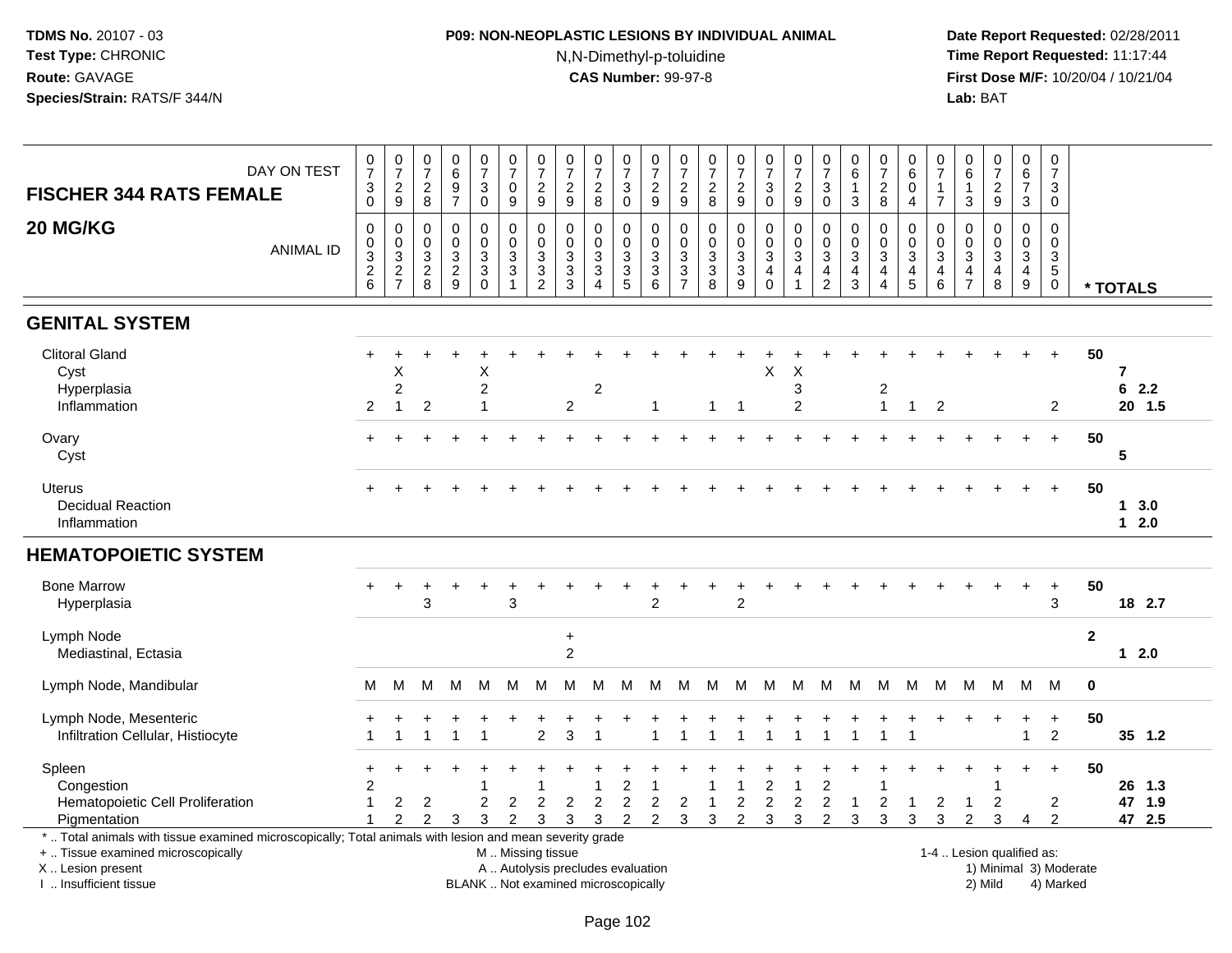**P09: NON-NEOPLASTIC LESIONS BY INDIVIDUAL ANIMAL**

N,N-Dimethyl-p-toluidine

**CAS Number:** 99-97-8

TDMS No. 20107 - 03 | Test Type: CHRONIC | Route: GAVAGE | Species/Strain: RATS/F 344/N

Date Report Requested: 02/28/2011 | Time Report Requested: 11:17:44 | First Dose M/F: 10/20/04 / 10/21/04 | Lab: BAT

| FISCHER 344 RATS FEMALE 20 MG/KG | | | | | | | | | | | | | | | | | | | | | | | | | | |
|---|---|---|---|---|---|---|---|---|---|---|---|---|---|---|---|---|---|---|---|---|---|---|---|---|---|---|
| DAY ON TEST | 0730 | 0729 | 0728 | 0697 | 0730 | 0709 | 0729 | 0729 | 0728 | 0730 | 0729 | 0729 | 0728 | 0729 | 0730 | 0729 | 0730 | 0613 | 0728 | 0604 | 0717 | 0613 | 0729 | 0673 | 0730 | |
| ANIMAL ID | 0326 | 0327 | 0328 | 0329 | 0330 | 0331 | 0332 | 0333 | 0334 | 0335 | 0336 | 0337 | 0338 | 0339 | 0340 | 0341 | 0342 | 0343 | 0344 | 0345 | 0346 | 0347 | 0348 | 0349 | 0350 | * TOTALS |
| **GENITAL SYSTEM** | | | | | | | | | | | | | | | | | | | | | | | | | | |
| Clitoral Gland | + | + | + | + | + | + | + | + | + | + | + | + | + | + | + | + | + | + | + | + | + | + | + | + | + | 50 |
| Cyst | | X | | | X | | | | | | | | | | X | X | | | | | | | | | | 7 |
| Hyperplasia | | 2 | | | 2 | | | | 2 | | | | | | | 3 | | | 2 | | | | | | | 6 2.2 |
| Inflammation | 2 | 1 | 2 | | 1 | | | 2 | | | 1 | | 1 | 1 | | 2 | | | 1 | 1 | 2 | | | | 2 | 20 1.5 |
| Ovary | + | + | + | + | + | + | + | + | + | + | + | + | + | + | + | + | + | + | + | + | + | + | + | + | + | 50 |
| Cyst | | | | | | | | | | | | | | | | | | | | | | | | | | 5 |
| Uterus | + | + | + | + | + | + | + | + | + | + | + | + | + | + | + | + | + | + | + | + | + | + | + | + | + | 50 |
| Decidual Reaction | | | | | | | | | | | | | | | | | | | | | | | | | | 1 3.0 |
| Inflammation | | | | | | | | | | | | | | | | | | | | | | | | | | 1 2.0 |
| **HEMATOPOIETIC SYSTEM** | | | | | | | | | | | | | | | | | | | | | | | | | | |
| Bone Marrow | + | + | + | + | + | + | + | + | + | + | + | + | + | + | + | + | + | + | + | + | + | + | + | + | + | 50 |
| Hyperplasia | | | 3 | | | 3 | | | | | 2 | | | 2 | | | | | | | | | | | 3 | 18 2.7 |
| Lymph Node | | | | | | | | + | | | | | | | | | | | | | | | | | | 2 |
| Mediastinal, Ectasia | | | | | | | | 2 | | | | | | | | | | | | | | | | | | 1 2.0 |
| Lymph Node, Mandibular | M | M | M | M | M | M | M | M | M | M | M | M | M | M | M | M | M | M | M | M | M | M | M | M | M | 0 |
| Lymph Node, Mesenteric | + | + | + | + | + | + | + | + | + | + | + | + | + | + | + | + | + | + | + | + | + | + | + | + | + | 50 |
| Infiltration Cellular, Histiocyte | 1 | 1 | 1 | 1 | 1 | | 2 | 3 | 1 | | 1 | 1 | 1 | 1 | 1 | 1 | 1 | 1 | 1 | 1 | | | | 1 | 2 | 35 1.2 |
| Spleen | + | + | + | + | + | + | + | + | + | + | + | + | + | + | + | + | + | + | + | + | + | + | + | + | + | 50 |
| Congestion | 2 | | | | 1 | | 1 | | 1 | 2 | 1 | | 1 | 1 | 2 | 1 | 2 | | 1 | | | | 1 | | | 26 1.3 |
| Hematopoietic Cell Proliferation | 1 | 2 | 2 | | 2 | 2 | 2 | 2 | 2 | 2 | 2 | 2 | 1 | 2 | 2 | 2 | 2 | 1 | 2 | 1 | 2 | 1 | 2 | | 2 | 47 1.9 |
| Pigmentation | 1 | 2 | 2 | 3 | 3 | 2 | 3 | 3 | 3 | 2 | 2 | 3 | 3 | 2 | 3 | 3 | 2 | 3 | 3 | 3 | 3 | 2 | 3 | 4 | 2 | 47 2.5 |

\* .. Total animals with tissue examined microscopically; Total animals with lesion and mean severity grade

+ .. Tissue examined microscopically | M .. Missing tissue | 1-4 .. Lesion qualified as:

X .. Lesion present | A .. Autolysis precludes evaluation | 1) Minimal 3) Moderate

I .. Insufficient tissue | BLANK .. Not examined microscopically | 2) Mild 4) Marked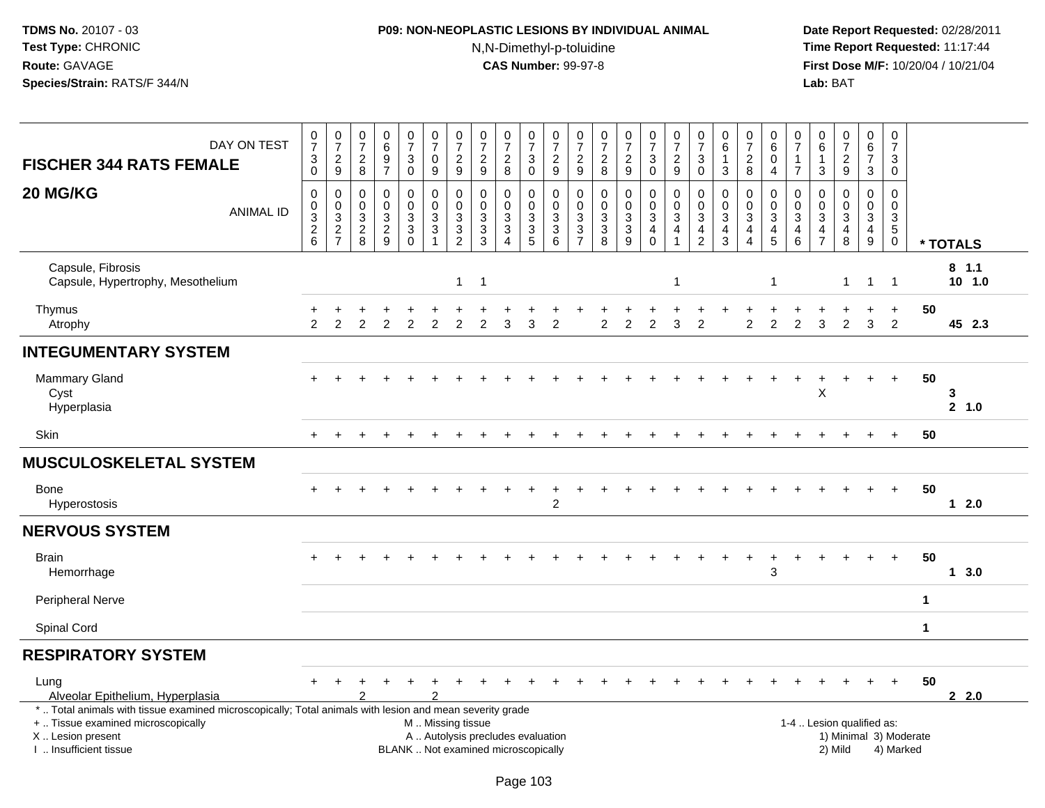**TDMS No.** 20107 - 03
**Test Type:** CHRONIC
**Route:** GAVAGE
**Species/Strain:** RATS/F 344/N

**P09: NON-NEOPLASTIC LESIONS BY INDIVIDUAL ANIMAL**
N,N-Dimethyl-p-toluidine
**CAS Number:** 99-97-8

**Date Report Requested:** 02/28/2011
**Time Report Requested:** 11:17:44
**First Dose M/F:** 10/20/04 / 10/21/04
**Lab:** BAT

| FISCHER 344 RATS FEMALE 20 MG/KG | | | | | | | | | | | | | | | | | | | | | | | | | | | |
|---|---|---|---|---|---|---|---|---|---|---|---|---|---|---|---|---|---|---|---|---|---|---|---|---|---|---|---|
| DAY ON TEST | 0730 | 0729 | 0728 | 0697 | 0730 | 0709 | 0729 | 0729 | 0728 | 0730 | 0729 | 0729 | 0728 | 0729 | 0730 | 0729 | 0730 | 0613 | 0728 | 0604 | 0717 | 0613 | 0729 | 0673 | 0730 | | |
| ANIMAL ID | 00326 | 00327 | 00328 | 00329 | 00330 | 00331 | 00332 | 00333 | 00334 | 00335 | 00336 | 00337 | 00338 | 00339 | 00340 | 00341 | 00342 | 00343 | 00344 | 00345 | 00346 | 00347 | 00348 | 00349 | 00350 | | * TOTALS |
| Capsule, Fibrosis | | | | | | | | | | | | | | | | | | | | | | | | | | | 8 1.1 |
| Capsule, Hypertrophy, Mesothelium | | | | | | | 1 | 1 | | | | | | | | 1 | | | | 1 | | | 1 | 1 | 1 | | 10 1.0 |
| Thymus | + | + | + | + | + | + | + | + | + | + | + | + | + | + | + | + | + | + | + | + | + | + | + | + | + | 50 | |
| Atrophy | 2 | 2 | 2 | 2 | 2 | 2 | 2 | 2 | 3 | 3 | 2 | | 2 | 2 | 2 | 3 | 2 | | 2 | 2 | 2 | 3 | 2 | 3 | 2 | | 45 2.3 |
| **INTEGUMENTARY SYSTEM** | | | | | | | | | | | | | | | | | | | | | | | | | | | |
| Mammary Gland | + | + | + | + | + | + | + | + | + | + | + | + | + | + | + | + | + | + | + | + | + | + | + | + | + | 50 | |
| Cyst | | | | | | | | | | | | | | | | | | | | | | X | | | | | 3 |
| Hyperplasia | | | | | | | | | | | | | | | | | | | | | | | | | | | 2 1.0 |
| Skin | + | + | + | + | + | + | + | + | + | + | + | + | + | + | + | + | + | + | + | + | + | + | + | + | + | 50 | |
| **MUSCULOSKELETAL SYSTEM** | | | | | | | | | | | | | | | | | | | | | | | | | | | |
| Bone | + | + | + | + | + | + | + | + | + | + | + | + | + | + | + | + | + | + | + | + | + | + | + | + | + | 50 | |
| Hyperostosis | | | | | | | | | | | 2 | | | | | | | | | | | | | | | | 1 2.0 |
| **NERVOUS SYSTEM** | | | | | | | | | | | | | | | | | | | | | | | | | | | |
| Brain | + | + | + | + | + | + | + | + | + | + | + | + | + | + | + | + | + | + | + | + | + | + | + | + | + | 50 | |
| Hemorrhage | | | | | | | | | | | | | | | | | | | | 3 | | | | | | | 1 3.0 |
| Peripheral Nerve | | | | | | | | | | | | | | | | | | | | | | | | | | 1 | |
| Spinal Cord | | | | | | | | | | | | | | | | | | | | | | | | | | 1 | |
| **RESPIRATORY SYSTEM** | | | | | | | | | | | | | | | | | | | | | | | | | | | |
| Lung | + | + | + | + | + | + | + | + | + | + | + | + | + | + | + | + | + | + | + | + | + | + | + | + | + | 50 | |
| Alveolar Epithelium, Hyperplasia | | | 2 | | | 2 | | | | | | | | | | | | | | | | | | | | | 2 2.0 |

* .. Total animals with tissue examined microscopically; Total animals with lesion and mean severity grade
+ .. Tissue examined microscopically
X .. Lesion present
I .. Insufficient tissue

M .. Missing tissue
A .. Autolysis precludes evaluation
BLANK .. Not examined microscopically

1-4 .. Lesion qualified as:
1) Minimal 3) Moderate
2) Mild 4) Marked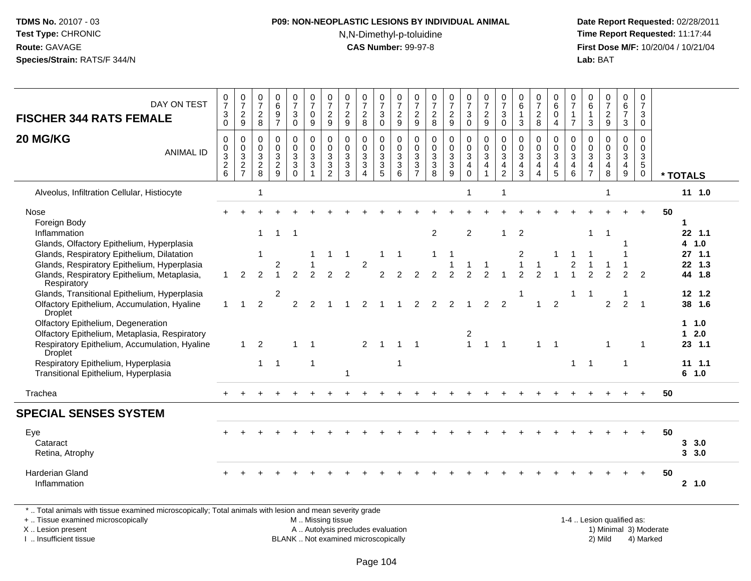**TDMS No.** 20107 - 03
**Test Type:** CHRONIC
**Route:** GAVAGE
**Species/Strain:** RATS/F 344/N

## P09: NON-NEOPLASTIC LESIONS BY INDIVIDUAL ANIMAL

N,N-Dimethyl-p-toluidine
**CAS Number:** 99-97-8

**Date Report Requested:** 02/28/2011
**Time Report Requested:** 11:17:44
**First Dose M/F:** 10/20/04 / 10/21/04
**Lab:** BAT

| FISCHER 344 RATS FEMALE — 20 MG/KG | | | | | | | | | | | | | | | | | | | | | | | | | | |
|---|---|---|---|---|---|---|---|---|---|---|---|---|---|---|---|---|---|---|---|---|---|---|---|---|---|---|
| DAY ON TEST | 0730 | 0729 | 0728 | 0697 | 0730 | 0709 | 0729 | 0729 | 0728 | 0730 | 0729 | 0729 | 0728 | 0729 | 0730 | 0729 | 0730 | 0613 | 0728 | 0604 | 0717 | 0613 | 0729 | 0673 | 0730 | |
| ANIMAL ID | 0326 | 0327 | 0328 | 0329 | 0330 | 0331 | 0332 | 0333 | 0334 | 0335 | 0336 | 0337 | 0338 | 0339 | 0340 | 0341 | 0342 | 0343 | 0344 | 0345 | 0346 | 0347 | 0348 | 0349 | 0350 | * TOTALS |
| Alveolus, Infiltration Cellular, Histiocyte | | | 1 | | | | | | | | | | | | 1 | | 1 | | | | | | 1 | | | 11 1.0 |
| Nose | + | + | + | + | + | + | + | + | + | + | + | + | + | + | + | + | + | + | + | + | + | + | + | + | + | 50 |
| Foreign Body | | | | | | | | | | | | | | | | | | | | | | | | | | 1 |
| Inflammation | | | 1 | 1 | 1 | | | | | | | | 2 | | 2 | | 1 | 2 | | | | 1 | 1 | | | 22 1.1 |
| Glands, Olfactory Epithelium, Hyperplasia | | | | | | | | | | | | | | | | | | | | | | | | 1 | | 4 1.0 |
| Glands, Respiratory Epithelium, Dilatation | | | 1 | | | 1 | 1 | 1 | | 1 | 1 | | 1 | 1 | | | | 2 | | 1 | 1 | 1 | | 1 | | 27 1.1 |
| Glands, Respiratory Epithelium, Hyperplasia | | | | 2 | | 1 | | | 2 | | | | | 1 | 1 | 1 | | 1 | 1 | | 2 | 1 | 1 | 1 | | 22 1.3 |
| Glands, Respiratory Epithelium, Metaplasia, Respiratory | 1 | 2 | 2 | 1 | 2 | 2 | 2 | 2 | | 2 | 2 | 2 | 2 | 2 | 2 | 2 | 1 | 2 | 2 | 1 | 1 | 2 | 2 | 2 | 2 | 44 1.8 |
| Glands, Transitional Epithelium, Hyperplasia | | | | 2 | | | | | | | | | | | | | | 1 | | | 1 | 1 | | 1 | | 12 1.2 |
| Olfactory Epithelium, Accumulation, Hyaline Droplet | 1 | 1 | 2 | | 2 | 2 | 1 | 1 | 2 | 1 | 1 | 2 | 2 | 2 | 1 | 2 | 2 | | 1 | 2 | | | 2 | 2 | 1 | 38 1.6 |
| Olfactory Epithelium, Degeneration | | | | | | | | | | | | | | | | | | | | | | | | | | 1 1.0 |
| Olfactory Epithelium, Metaplasia, Respiratory | | | | | | | | | | | | | | | 2 | | | | | | | | | | | 1 2.0 |
| Respiratory Epithelium, Accumulation, Hyaline Droplet | | 1 | 2 | | 1 | 1 | | | 2 | 1 | 1 | 1 | | | 1 | 1 | 1 | | 1 | 1 | | | 1 | | 1 | 23 1.1 |
| Respiratory Epithelium, Hyperplasia | | | 1 | 1 | | 1 | | | | | 1 | | | | | | | | | | 1 | 1 | | 1 | | 11 1.1 |
| Transitional Epithelium, Hyperplasia | | | | | | | | 1 | | | | | | | | | | | | | | | | | | 6 1.0 |
| Trachea | + | + | + | + | + | + | + | + | + | + | + | + | + | + | + | + | + | + | + | + | + | + | + | + | + | 50 |
| **SPECIAL SENSES SYSTEM** | | | | | | | | | | | | | | | | | | | | | | | | | | |
| Eye | + | + | + | + | + | + | + | + | + | + | + | + | + | + | + | + | + | + | + | + | + | + | + | + | + | 50 |
| Cataract | | | | | | | | | | | | | | | | | | | | | | | | | | 3 3.0 |
| Retina, Atrophy | | | | | | | | | | | | | | | | | | | | | | | | | | 3 3.0 |
| Harderian Gland | + | + | + | + | + | + | + | + | + | + | + | + | + | + | + | + | + | + | + | + | + | + | + | + | + | 50 |
| Inflammation | | | | | | | | | | | | | | | | | | | | | | | | | | 2 1.0 |

* .. Total animals with tissue examined microscopically; Total animals with lesion and mean severity grade
+ .. Tissue examined microscopically
X .. Lesion present
I .. Insufficient tissue

M .. Missing tissue
A .. Autolysis precludes evaluation
BLANK .. Not examined microscopically

1-4 .. Lesion qualified as:
1) Minimal 3) Moderate
2) Mild 4) Marked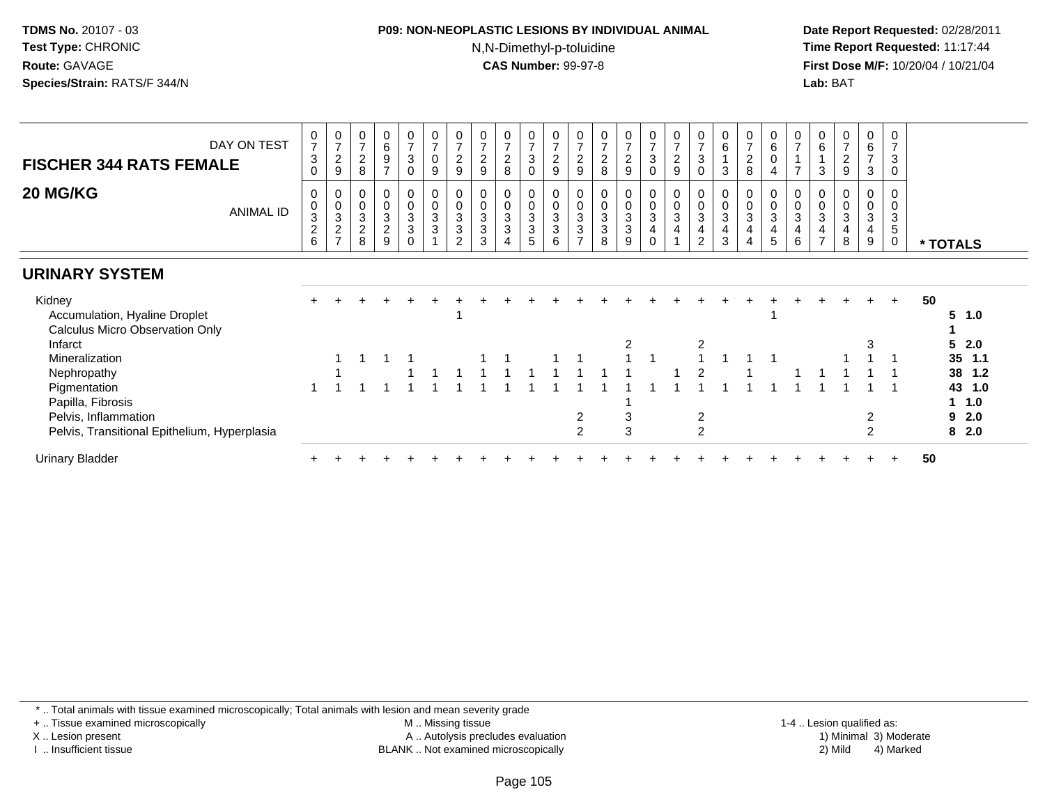**TDMS No.** 20107 - 03
**Test Type:** CHRONIC
**Route:** GAVAGE
**Species/Strain:** RATS/F 344/N

**P09: NON-NEOPLASTIC LESIONS BY INDIVIDUAL ANIMAL**
N,N-Dimethyl-p-toluidine
**CAS Number:** 99-97-8

**Date Report Requested:** 02/28/2011
**Time Report Requested:** 11:17:44
**First Dose M/F:** 10/20/04 / 10/21/04
**Lab:** BAT

| FISCHER 344 RATS FEMALE 20 MG/KG — DAY ON TEST | 0730 | 0729 | 0728 | 0697 | 0730 | 0709 | 0729 | 0729 | 0728 | 0730 | 0729 | 0729 | 0728 | 0729 | 0730 | 0729 | 0730 | 0613 | 0728 | 0604 | 0717 | 0613 | 0729 | 0673 | 0730 | |
|---|---|---|---|---|---|---|---|---|---|---|---|---|---|---|---|---|---|---|---|---|---|---|---|---|---|---|
| **ANIMAL ID** | 0326 | 0327 | 0328 | 0329 | 0330 | 0331 | 0332 | 0333 | 0334 | 0335 | 0336 | 0337 | 0338 | 0339 | 0340 | 0341 | 0342 | 0343 | 0344 | 0345 | 0346 | 0347 | 0348 | 0349 | 0350 | *** TOTALS** |
| **URINARY SYSTEM** | | | | | | | | | | | | | | | | | | | | | | | | | | |
| Kidney | + | + | + | + | + | + | + | + | + | + | + | + | + | + | + | + | + | + | + | + | + | + | + | + | + | 50 |
| Accumulation, Hyaline Droplet | | | | | | | 1 | | | | | | | | | | | | | 1 | | | | | | 5 1.0 |
| Calculus Micro Observation Only | | | | | | | | | | | | | | | | | | | | | | | | | | 1 |
| Infarct | | | | | | | | | | | | | | 2 | | | 2 | | | | | | | 3 | | 5 2.0 |
| Mineralization | | 1 | 1 | 1 | 1 | | | 1 | 1 | | 1 | 1 | | 1 | 1 | | 1 | 1 | 1 | 1 | | | 1 | 1 | 1 | 35 1.1 |
| Nephropathy | | 1 | | | 1 | 1 | 1 | 1 | 1 | 1 | 1 | 1 | 1 | 1 | | 1 | 2 | | 1 | | 1 | 1 | 1 | 1 | 1 | 38 1.2 |
| Pigmentation | 1 | 1 | 1 | 1 | 1 | 1 | 1 | 1 | 1 | 1 | 1 | 1 | 1 | 1 | 1 | 1 | 1 | 1 | 1 | 1 | 1 | 1 | 1 | 1 | 1 | 43 1.0 |
| Papilla, Fibrosis | | | | | | | | | | | | | | 1 | | | | | | | | | | | | 1 1.0 |
| Pelvis, Inflammation | | | | | | | | | | | | 2 | | 3 | | | 2 | | | | | | | 2 | | 9 2.0 |
| Pelvis, Transitional Epithelium, Hyperplasia | | | | | | | | | | | | 2 | | 3 | | | 2 | | | | | | | 2 | | 8 2.0 |
| Urinary Bladder | + | + | + | + | + | + | + | + | + | + | + | + | + | + | + | + | + | + | + | + | + | + | + | + | + | 50 |

* .. Total animals with tissue examined microscopically; Total animals with lesion and mean severity grade
+ .. Tissue examined microscopically
X .. Lesion present
I .. Insufficient tissue
M .. Missing tissue
A .. Autolysis precludes evaluation
BLANK .. Not examined microscopically
1-4 .. Lesion qualified as: 1) Minimal 2) Mild 3) Moderate 4) Marked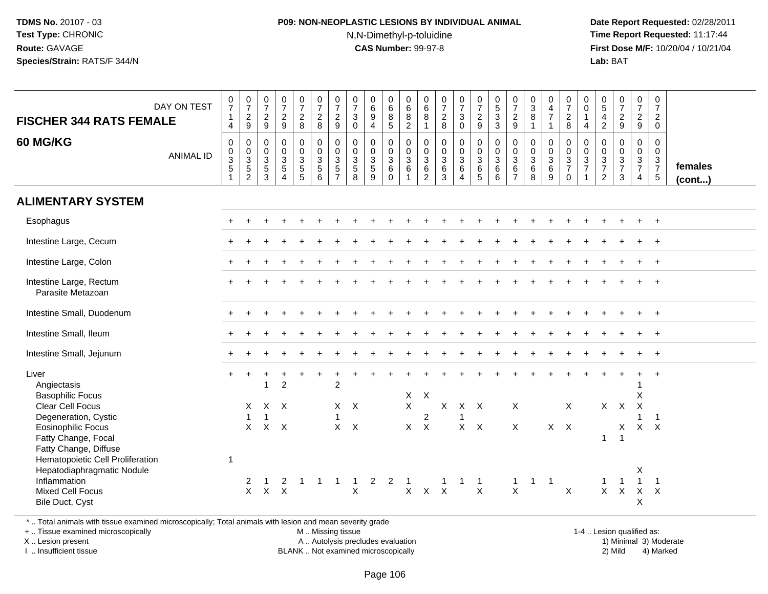TDMS No. 20107 - 03
Test Type: CHRONIC
Route: GAVAGE
Species/Strain: RATS/F 344/N

**P09: NON-NEOPLASTIC LESIONS BY INDIVIDUAL ANIMAL**
N,N-Dimethyl-p-toluidine
**CAS Number:** 99-97-8

Date Report Requested: 02/28/2011
Time Report Requested: 11:17:44
First Dose M/F: 10/20/04 / 10/21/04
Lab: BAT

| FISCHER 344 RATS FEMALE 60 MG/KG | | | | | | | | | | | | | | | | | | | | | | | | | | |
|---|---|---|---|---|---|---|---|---|---|---|---|---|---|---|---|---|---|---|---|---|---|---|---|---|---|---|
| DAY ON TEST | 0714 | 0729 | 0729 | 0729 | 0728 | 0728 | 0729 | 0730 | 0694 | 0685 | 0682 | 0681 | 0728 | 0730 | 0729 | 0533 | 0729 | 0381 | 0471 | 0728 | 0014 | 0542 | 0729 | 0729 | 0720 | |
| ANIMAL ID | 0351 | 0352 | 0353 | 0354 | 0355 | 0356 | 0357 | 0358 | 0359 | 0360 | 0361 | 0362 | 0363 | 0364 | 0365 | 0366 | 0367 | 0368 | 0369 | 0370 | 0371 | 0372 | 0373 | 0374 | 0375 | females (cont...) |
| **ALIMENTARY SYSTEM** | | | | | | | | | | | | | | | | | | | | | | | | | | |
| Esophagus | + | + | + | + | + | + | + | + | + | + | + | + | + | + | + | + | + | + | + | + | + | + | + | + | + | |
| Intestine Large, Cecum | + | + | + | + | + | + | + | + | + | + | + | + | + | + | + | + | + | + | + | + | + | + | + | + | + | |
| Intestine Large, Colon | + | + | + | + | + | + | + | + | + | + | + | + | + | + | + | + | + | + | + | + | + | + | + | + | + | |
| Intestine Large, Rectum | + | + | + | + | + | + | + | + | + | + | + | + | + | + | + | + | + | + | + | + | + | + | + | + | + | |
| Parasite Metazoan | | | | | | | | | | | | | | | | | | | | | | | | | | |
| Intestine Small, Duodenum | + | + | + | + | + | + | + | + | + | + | + | + | + | + | + | + | + | + | + | + | + | + | + | + | + | |
| Intestine Small, Ileum | + | + | + | + | + | + | + | + | + | + | + | + | + | + | + | + | + | + | + | + | + | + | + | + | + | |
| Intestine Small, Jejunum | + | + | + | + | + | + | + | + | + | + | + | + | + | + | + | + | + | + | + | + | + | + | + | + | + | |
| Liver | + | + | + | + | + | + | + | + | + | + | + | + | + | + | + | + | + | + | + | + | + | + | + | + | + | |
| Angiectasis | | | 1 | 2 | | | 2 | | | | | | | | | | | | | | | | | 1 | | |
| Basophilic Focus | | | | | | | | | | | X | X | | | | | | | | | | | | X | | |
| Clear Cell Focus | | X | X | X | | | X | X | | | X | | X | X | X | | X | | | X | | X | X | X | | |
| Degeneration, Cystic | | 1 | 1 | | | | 1 | | | | | 2 | | 1 | | | | | | | | | | 1 | 1 | |
| Eosinophilic Focus | | X | X | X | | | X | X | | | X | X | | X | X | | X | | X | X | | | X | X | X | |
| Fatty Change, Focal | | | | | | | | | | | | | | | | | | | | | | 1 | 1 | | | |
| Fatty Change, Diffuse | | | | | | | | | | | | | | | | | | | | | | | | | | |
| Hematopoietic Cell Proliferation | 1 | | | | | | | | | | | | | | | | | | | | | | | | | |
| Hepatodiaphragmatic Nodule | | | | | | | | | | | | | | | | | | | | | | | | X | | |
| Inflammation | | 2 | 1 | 2 | 1 | 1 | 1 | 1 | 2 | 2 | 1 | | 1 | 1 | 1 | | 1 | 1 | 1 | | | 1 | 1 | 1 | 1 | |
| Mixed Cell Focus | | X | X | X | | | | X | | | X | X | X | | X | | X | | | X | | X | X | X | X | |
| Bile Duct, Cyst | | | | | | | | | | | | | | | | | | | | | | | | X | | |

\* .. Total animals with tissue examined microscopically; Total animals with lesion and mean severity grade
+ .. Tissue examined microscopically
X .. Lesion present
I .. Insufficient tissue

M .. Missing tissue
A .. Autolysis precludes evaluation
BLANK .. Not examined microscopically

1-4 .. Lesion qualified as:
1) Minimal 3) Moderate
2) Mild 4) Marked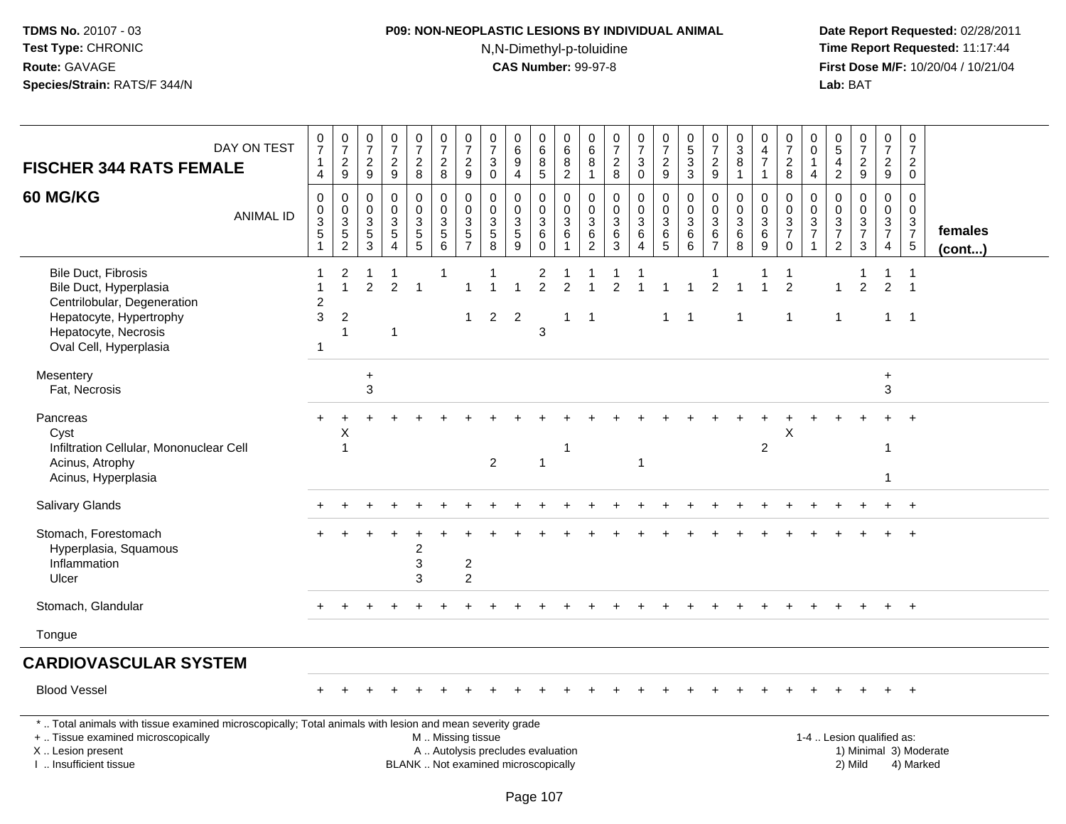TDMS No. 20107 - 03
Test Type: CHRONIC
Route: GAVAGE
Species/Strain: RATS/F 344/N

**P09: NON-NEOPLASTIC LESIONS BY INDIVIDUAL ANIMAL**

N,N-Dimethyl-p-toluidine

**CAS Number:** 99-97-8

Date Report Requested: 02/28/2011
Time Report Requested: 11:17:44
First Dose M/F: 10/20/04 / 10/21/04
Lab: BAT

| FISCHER 344 RATS FEMALE 60 MG/KG — DAY ON TEST | 0714 | 0729 | 0729 | 0729 | 0728 | 0728 | 0729 | 0730 | 0694 | 0685 | 0682 | 0681 | 0728 | 0730 | 0729 | 0533 | 0729 | 0381 | 0471 | 0728 | 0014 | 0542 | 0729 | 0729 | 0720 | |
|---|---|---|---|---|---|---|---|---|---|---|---|---|---|---|---|---|---|---|---|---|---|---|---|---|---|---|
| ANIMAL ID | 00351 | 00352 | 00353 | 00354 | 00355 | 00356 | 00357 | 00358 | 00359 | 00360 | 00361 | 00362 | 00363 | 00364 | 00365 | 00366 | 00367 | 00368 | 00369 | 00370 | 00371 | 00372 | 00373 | 00374 | 00375 | females (cont...) |
| Bile Duct, Fibrosis | 1 | 2 | 1 | 1 | | 1 | | 1 | | 2 | 1 | 1 | 1 | 1 | | | 1 | | 1 | 1 | | | 1 | 1 | 1 | |
| Bile Duct, Hyperplasia | 1 | 1 | 2 | 2 | 1 | | 1 | 1 | 1 | 2 | 2 | 1 | 2 | 1 | 1 | 1 | 2 | 1 | 1 | 2 | | 1 | 2 | 2 | 1 | |
| Centrilobular, Degeneration | 2 | | | | | | | | | | | | | | | | | | | | | | | | | |
| Hepatocyte, Hypertrophy | 3 | 2 | | | | | 1 | 2 | 2 | | 1 | 1 | | | 1 | 1 | | 1 | | 1 | | 1 | | 1 | 1 | |
| Hepatocyte, Necrosis | | 1 | | 1 | | | | | | 3 | | | | | | | | | | | | | | | | |
| Oval Cell, Hyperplasia | 1 | | | | | | | | | | | | | | | | | | | | | | | | | |
| Mesentery | | | + | | | | | | | | | | | | | | | | | | | | | + | | |
| Fat, Necrosis | | | 3 | | | | | | | | | | | | | | | | | | | | | 3 | | |
| Pancreas | + | + | + | + | + | + | + | + | + | + | + | + | + | + | + | + | + | + | + | + | + | + | + | + | + | |
| Cyst | | X | | | | | | | | | | | | | | | | | | X | | | | | | |
| Infiltration Cellular, Mononuclear Cell | | 1 | | | | | | | | | 1 | | | | | | | | 2 | | | | | 1 | | |
| Acinus, Atrophy | | | | | | | | 2 | | 1 | | | | 1 | | | | | | | | | | | | |
| Acinus, Hyperplasia | | | | | | | | | | | | | | | | | | | | | | | | 1 | | |
| Salivary Glands | + | + | + | + | + | + | + | + | + | + | + | + | + | + | + | + | + | + | + | + | + | + | + | + | + | |
| Stomach, Forestomach | + | + | + | + | + | + | + | + | + | + | + | + | + | + | + | + | + | + | + | + | + | + | + | + | + | |
| Hyperplasia, Squamous | | | | | 2 | | | | | | | | | | | | | | | | | | | | | |
| Inflammation | | | | | 3 | | 2 | | | | | | | | | | | | | | | | | | | |
| Ulcer | | | | | 3 | | 2 | | | | | | | | | | | | | | | | | | | |
| Stomach, Glandular | + | + | + | + | + | + | + | + | + | + | + | + | + | + | + | + | + | + | + | + | + | + | + | + | + | |
| Tongue | | | | | | | | | | | | | | | | | | | | | | | | | | |
| **CARDIOVASCULAR SYSTEM** | | | | | | | | | | | | | | | | | | | | | | | | | | |
| Blood Vessel | + | + | + | + | + | + | + | + | + | + | + | + | + | + | + | + | + | + | + | + | + | + | + | + | + | |

* .. Total animals with tissue examined microscopically; Total animals with lesion and mean severity grade
+ .. Tissue examined microscopically
X .. Lesion present
I .. Insufficient tissue

M .. Missing tissue
A .. Autolysis precludes evaluation
BLANK .. Not examined microscopically

1-4 .. Lesion qualified as:
1) Minimal 3) Moderate
2) Mild 4) Marked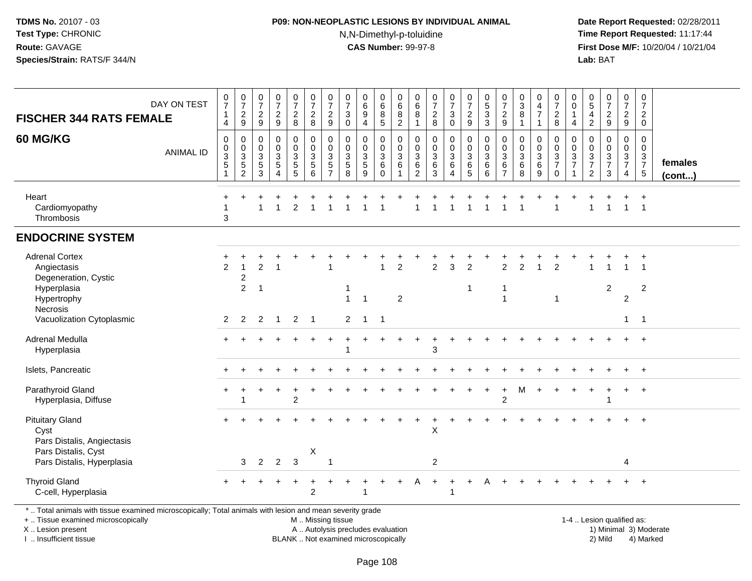TDMS No. 20107 - 03
Test Type: CHRONIC
Route: GAVAGE
Species/Strain: RATS/F 344/N

**P09: NON-NEOPLASTIC LESIONS BY INDIVIDUAL ANIMAL**
N,N-Dimethyl-p-toluidine
**CAS Number:** 99-97-8

Date Report Requested: 02/28/2011
Time Report Requested: 11:17:44
First Dose M/F: 10/20/04 / 10/21/04
Lab: BAT

| FISCHER 344 RATS FEMALE — DAY ON TEST | 0714 | 0729 | 0729 | 0729 | 0728 | 0728 | 0729 | 0730 | 0694 | 0685 | 0682 | 0681 | 0728 | 0730 | 0729 | 0533 | 0729 | 0381 | 0471 | 0728 | 0014 | 0542 | 0729 | 0729 | 0720 | |
|---|---|---|---|---|---|---|---|---|---|---|---|---|---|---|---|---|---|---|---|---|---|---|---|---|---|---|
| **60 MG/KG** — ANIMAL ID | 00351 | 00352 | 00353 | 00354 | 00355 | 00356 | 00357 | 00358 | 00359 | 00360 | 00361 | 00362 | 00363 | 00364 | 00365 | 00366 | 00367 | 00368 | 00369 | 00370 | 00371 | 00372 | 00373 | 00374 | 00375 | **females (cont...)** |
| Heart | + | + | + | + | + | + | + | + | + | + | + | + | + | + | + | + | + | + | + | + | + | + | + | + | + | |
| Cardiomyopathy | 1 | | 1 | 1 | 2 | 1 | 1 | 1 | 1 | 1 | | 1 | 1 | 1 | 1 | 1 | 1 | 1 | | 1 | | 1 | 1 | 1 | 1 | |
| Thrombosis | 3 | | | | | | | | | | | | | | | | | | | | | | | | | |
| **ENDOCRINE SYSTEM** | | | | | | | | | | | | | | | | | | | | | | | | | | |
| Adrenal Cortex | + | + | + | + | + | + | + | + | + | + | + | + | + | + | + | + | + | + | + | + | + | + | + | + | + | |
| Angiectasis | 2 | 1 | 2 | 1 | | | 1 | | | 1 | 2 | | 2 | 3 | 2 | | 2 | 2 | 1 | 2 | | 1 | 1 | 1 | 1 | |
| Degeneration, Cystic | | 2 | | | | | | | | | | | | | | | | | | | | | | | | |
| Hyperplasia | | 2 | 1 | | | | | 1 | | | | | | | 1 | | 1 | | | | | | 2 | | 2 | |
| Hypertrophy | | | | | | | | 1 | 1 | | 2 | | | | | | 1 | | | 1 | | | | 2 | | |
| Necrosis | | | | | | | | | | | | | | | | | | | | | | | | | | |
| Vacuolization Cytoplasmic | 2 | 2 | 2 | 1 | 2 | 1 | | 2 | 1 | 1 | | | | | | | | | | | | | | 1 | 1 | |
| Adrenal Medulla | + | + | + | + | + | + | + | + | + | + | + | + | + | + | + | + | + | + | + | + | + | + | + | + | + | |
| Hyperplasia | | | | | | | | 1 | | | | | 3 | | | | | | | | | | | | | |
| Islets, Pancreatic | + | + | + | + | + | + | + | + | + | + | + | + | + | + | + | + | + | + | + | + | + | + | + | + | + | |
| Parathyroid Gland | + | + | + | + | + | + | + | + | + | + | + | + | + | + | + | + | + | M | + | + | + | + | + | + | + | |
| Hyperplasia, Diffuse | | 1 | | | 2 | | | | | | | | | | | | 2 | | | | | | 1 | | | |
| Pituitary Gland | + | + | + | + | + | + | + | + | + | + | + | + | + | + | + | + | + | + | + | + | + | + | + | + | + | |
| Cyst | | | | | | | | | | | | | X | | | | | | | | | | | | | |
| Pars Distalis, Angiectasis | | | | | | | | | | | | | | | | | | | | | | | | | | |
| Pars Distalis, Cyst | | | | | | X | | | | | | | | | | | | | | | | | | | | |
| Pars Distalis, Hyperplasia | | 3 | 2 | 2 | 3 | | 1 | | | | | | 2 | | | | | | | | | | | 4 | | |
| Thyroid Gland | + | + | + | + | + | + | + | + | + | + | + | A | + | + | + | A | + | + | + | + | + | + | + | + | + | |
| C-cell, Hyperplasia | | | | | | 2 | | | 1 | | | | | 1 | | | | | | | | | | | | |

\* .. Total animals with tissue examined microscopically; Total animals with lesion and mean severity grade
\+ .. Tissue examined microscopically
X .. Lesion present
I .. Insufficient tissue
M .. Missing tissue
A .. Autolysis precludes evaluation
BLANK .. Not examined microscopically
1-4 .. Lesion qualified as: 1) Minimal 2) Mild 3) Moderate 4) Marked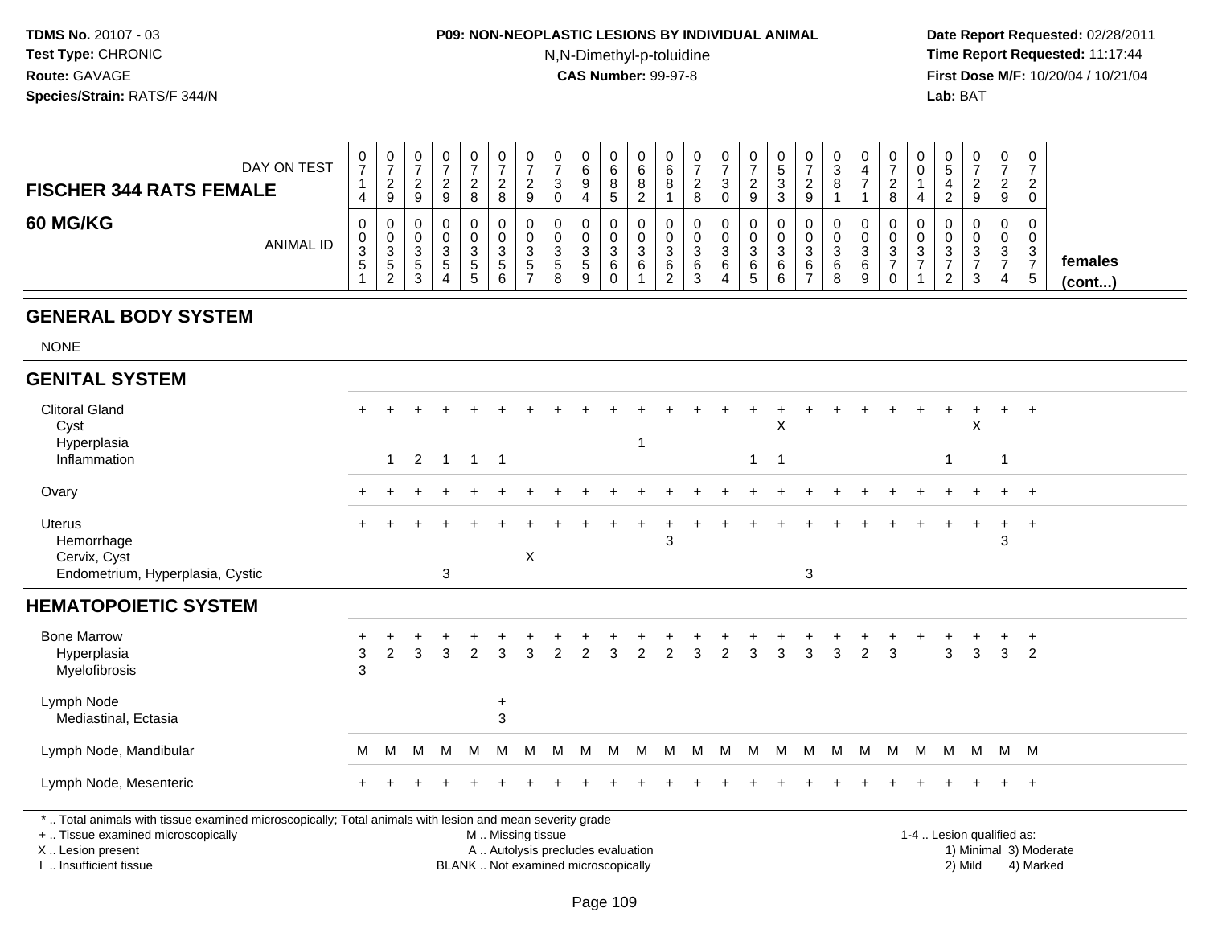**TDMS No.** 20107 - 03
**Test Type:** CHRONIC
**Route:** GAVAGE
**Species/Strain:** RATS/F 344/N

**P09: NON-NEOPLASTIC LESIONS BY INDIVIDUAL ANIMAL**
N,N-Dimethyl-p-toluidine
**CAS Number:** 99-97-8

**Date Report Requested:** 02/28/2011
**Time Report Requested:** 11:17:44
**First Dose M/F:** 10/20/04 / 10/21/04
**Lab:** BAT

| FISCHER 344 RATS FEMALE 60 MG/KG | | | | | | | | | | | | | | | | | | | | | | | | | | |
|---|---|---|---|---|---|---|---|---|---|---|---|---|---|---|---|---|---|---|---|---|---|---|---|---|---|---|
| DAY ON TEST | 0714 | 0729 | 0729 | 0729 | 0728 | 0728 | 0729 | 0730 | 0694 | 0685 | 0682 | 0681 | 0728 | 0730 | 0729 | 0533 | 0729 | 0381 | 0471 | 0728 | 0014 | 0542 | 0729 | 0729 | 0720 | |
| ANIMAL ID | 0351 | 0352 | 0353 | 0354 | 0355 | 0356 | 0357 | 0358 | 0359 | 0360 | 0361 | 0362 | 0363 | 0364 | 0365 | 0366 | 0367 | 0368 | 0369 | 0370 | 0371 | 0372 | 0373 | 0374 | 0375 | females (cont...) |
| **GENERAL BODY SYSTEM** | | | | | | | | | | | | | | | | | | | | | | | | | | |
| NONE | | | | | | | | | | | | | | | | | | | | | | | | | | |
| **GENITAL SYSTEM** | | | | | | | | | | | | | | | | | | | | | | | | | | |
| Clitoral Gland | + | + | + | + | + | + | + | + | + | + | + | + | + | + | + | + | + | + | + | + | + | + | + | + | + | |
| Cyst | | | | | | | | | | | | | | | | X | | | | | | | X | | | |
| Hyperplasia | | | | | | | | | | | 1 | | | | | | | | | | | | | | | |
| Inflammation | | 1 | 2 | 1 | 1 | 1 | | | | | | | | | 1 | 1 | | | | | | 1 | | 1 | | |
| Ovary | + | + | + | + | + | + | + | + | + | + | + | + | + | + | + | + | + | + | + | + | + | + | + | + | + | |
| Uterus | + | + | + | + | + | + | + | + | + | + | + | + | + | + | + | + | + | + | + | + | + | + | + | + | + | |
| Hemorrhage | | | | | | | | | | | | 3 | | | | | | | | | | | | 3 | | |
| Cervix, Cyst | | | | | | | X | | | | | | | | | | | | | | | | | | | |
| Endometrium, Hyperplasia, Cystic | | | | 3 | | | | | | | | | | | | | 3 | | | | | | | | | |
| **HEMATOPOIETIC SYSTEM** | | | | | | | | | | | | | | | | | | | | | | | | | | |
| Bone Marrow | + | + | + | + | + | + | + | + | + | + | + | + | + | + | + | + | + | + | + | + | + | + | + | + | + | |
| Hyperplasia | 3 | 2 | 3 | 3 | 2 | 3 | 3 | 2 | 2 | 3 | 2 | 2 | 3 | 2 | 3 | 3 | 3 | 3 | 2 | 3 | | 3 | 3 | 3 | 2 | |
| Myelofibrosis | 3 | | | | | | | | | | | | | | | | | | | | | | | | | |
| Lymph Node | | | | | | + | | | | | | | | | | | | | | | | | | | | |
| Mediastinal, Ectasia | | | | | | 3 | | | | | | | | | | | | | | | | | | | | |
| Lymph Node, Mandibular | M | M | M | M | M | M | M | M | M | M | M | M | M | M | M | M | M | M | M | M | M | M | M | M | M | |
| Lymph Node, Mesenteric | + | + | + | + | + | + | + | + | + | + | + | + | + | + | + | + | + | + | + | + | + | + | + | + | + | |

* .. Total animals with tissue examined microscopically; Total animals with lesion and mean severity grade
+ .. Tissue examined microscopically
X .. Lesion present
I .. Insufficient tissue

M .. Missing tissue
A .. Autolysis precludes evaluation
BLANK .. Not examined microscopically

1-4 .. Lesion qualified as:
1) Minimal 3) Moderate
2) Mild 4) Marked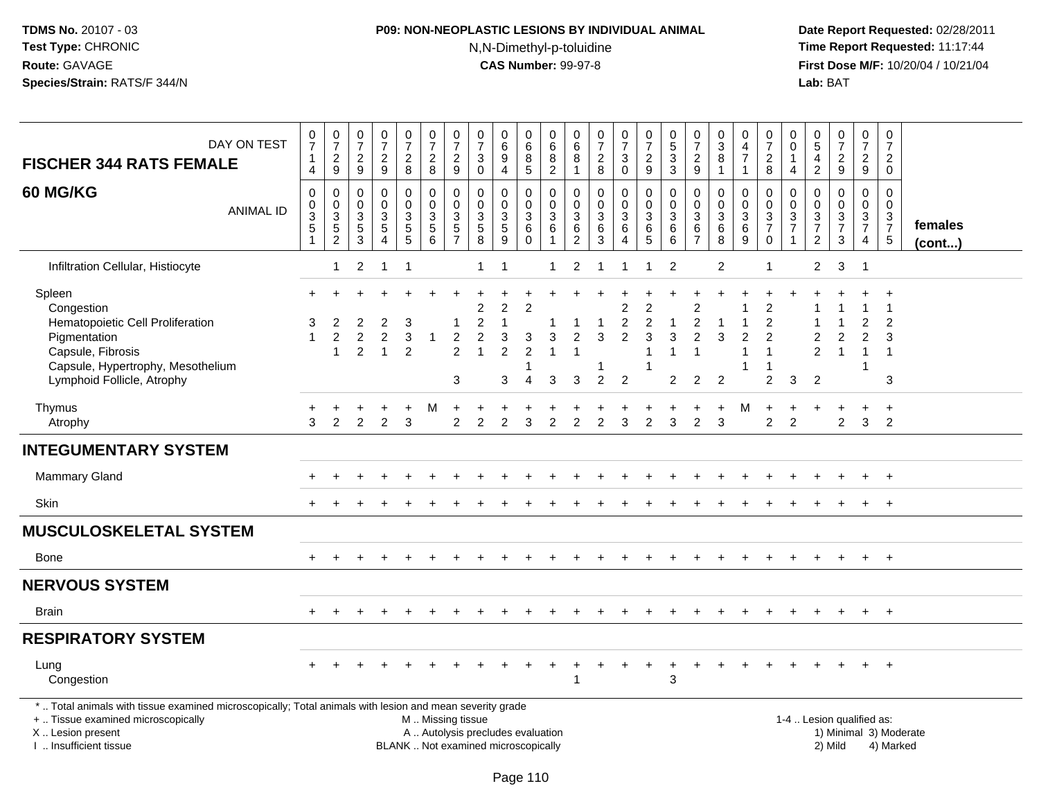**FISCHER 344 RATS FEMALE 60 MG/KG**

| DAY ON TEST | 0714 | 0729 | 0729 | 0729 | 0728 | 0728 | 0729 | 0730 | 0694 | 0685 | 0682 | 0681 | 0728 | 0730 | 0729 | 0533 | 0729 | 0381 | 0471 | 0728 | 0014 | 0542 | 0729 | 0729 | 0720 | |
|---|---|---|---|---|---|---|---|---|---|---|---|---|---|---|---|---|---|---|---|---|---|---|---|---|---|---|
| **ANIMAL ID** | 0351 | 0352 | 0353 | 0354 | 0355 | 0356 | 0357 | 0358 | 0359 | 0360 | 0361 | 0362 | 0363 | 0364 | 0365 | 0366 | 0367 | 0368 | 0369 | 0370 | 0371 | 0372 | 0373 | 0374 | 0375 | **females (cont...)** |
| Infiltration Cellular, Histiocyte | | 1 | 2 | 1 | 1 | | | 1 | 1 | | 1 | 2 | 1 | 1 | 1 | 2 | | 2 | | 1 | | 2 | 3 | 1 | | |
| Spleen | + | + | + | + | + | + | + | + | + | + | + | + | + | + | + | + | + | + | + | + | + | + | + | + | + | |
| Congestion | | | | | | | | 2 | 2 | 2 | | | | 2 | 2 | | 2 | | 1 | 2 | | 1 | 1 | 1 | 1 | |
| Hematopoietic Cell Proliferation | 3 | 2 | 2 | 2 | 3 | | 1 | 2 | 1 | | 1 | 1 | 1 | 2 | 2 | 1 | 2 | 1 | 1 | 2 | | 1 | 1 | 2 | 2 | |
| Pigmentation | 1 | 2 | 2 | 2 | 3 | 1 | 2 | 2 | 3 | 3 | 3 | 2 | 3 | 2 | 3 | 3 | 2 | 3 | 2 | 2 | | 2 | 2 | 2 | 3 | |
| Capsule, Fibrosis | | 1 | 2 | 1 | 2 | | 2 | 1 | 2 | 2 | 1 | 1 | | | 1 | 1 | 1 | | 1 | 1 | | 2 | 1 | 1 | 1 | |
| Capsule, Hypertrophy, Mesothelium | | | | | | | | | | 1 | | | 1 | | 1 | | | | 1 | 1 | | | | 1 | | |
| Lymphoid Follicle, Atrophy | | | | | | | 3 | | 3 | 4 | 3 | 3 | 2 | 2 | | 2 | 2 | 2 | | 2 | 3 | 2 | | | 3 | |
| Thymus | + | + | + | + | + | M | + | + | + | + | + | + | + | + | + | + | + | + | M | + | + | + | + | + | + | |
| Atrophy | 3 | 2 | 2 | 2 | 3 | | 2 | 2 | 2 | 3 | 2 | 2 | 2 | 3 | 2 | 3 | 2 | 3 | | 2 | 2 | | 2 | 3 | 2 | |
| **INTEGUMENTARY SYSTEM** | | | | | | | | | | | | | | | | | | | | | | | | | | |
| Mammary Gland | + | + | + | + | + | + | + | + | + | + | + | + | + | + | + | + | + | + | + | + | + | + | + | + | + | |
| Skin | + | + | + | + | + | + | + | + | + | + | + | + | + | + | + | + | + | + | + | + | + | + | + | + | + | |
| **MUSCULOSKELETAL SYSTEM** | | | | | | | | | | | | | | | | | | | | | | | | | | |
| Bone | + | + | + | + | + | + | + | + | + | + | + | + | + | + | + | + | + | + | + | + | + | + | + | + | + | |
| **NERVOUS SYSTEM** | | | | | | | | | | | | | | | | | | | | | | | | | | |
| Brain | + | + | + | + | + | + | + | + | + | + | + | + | + | + | + | + | + | + | + | + | + | + | + | + | + | |
| **RESPIRATORY SYSTEM** | | | | | | | | | | | | | | | | | | | | | | | | | | |
| Lung | + | + | + | + | + | + | + | + | + | + | + | + | + | + | + | + | + | + | + | + | + | + | + | + | + | |
| Congestion | | | | | | | | | | | | 1 | | | | 3 | | | | | | | | | | |

* .. Total animals with tissue examined microscopically; Total animals with lesion and mean severity grade
+ .. Tissue examined microscopically
X .. Lesion present
I .. Insufficient tissue
M .. Missing tissue
A .. Autolysis precludes evaluation
BLANK .. Not examined microscopically
1-4 .. Lesion qualified as: 1) Minimal 2) Mild 3) Moderate 4) Marked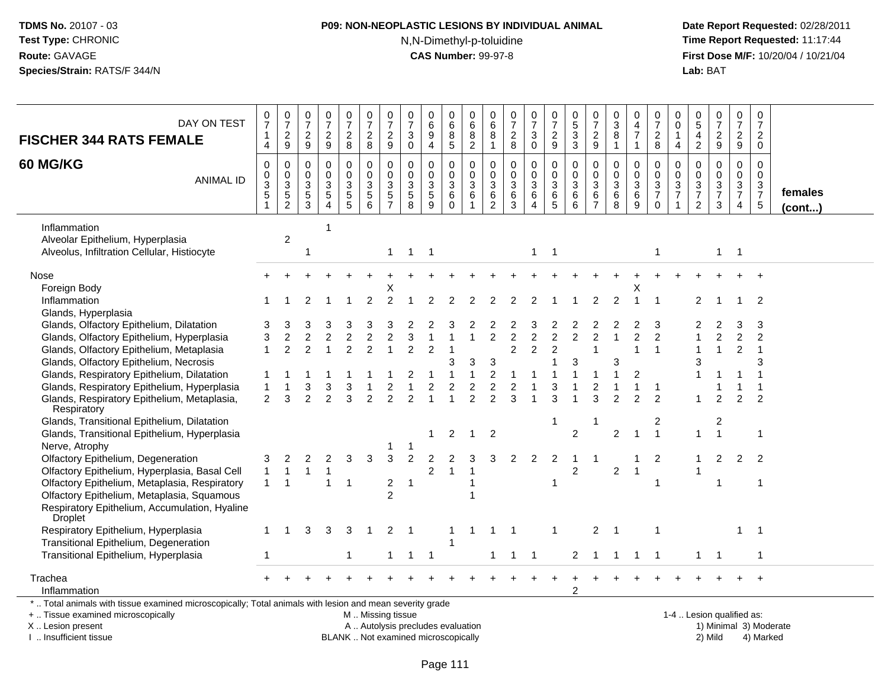**TDMS No.** 20107 - 03
**Test Type:** CHRONIC
**Route:** GAVAGE
**Species/Strain:** RATS/F 344/N

## P09: NON-NEOPLASTIC LESIONS BY INDIVIDUAL ANIMAL

N,N-Dimethyl-p-toluidine
**CAS Number:** 99-97-8

**Date Report Requested:** 02/28/2011
**Time Report Requested:** 11:17:44
**First Dose M/F:** 10/20/04 / 10/21/04
**Lab:** BAT

| FISCHER 344 RATS FEMALE — DAY ON TEST | 0714 | 0729 | 0729 | 0729 | 0728 | 0728 | 0729 | 0730 | 0694 | 0685 | 0682 | 0681 | 0728 | 0730 | 0729 | 0533 | 0729 | 0381 | 0471 | 0728 | 0014 | 0542 | 0729 | 0729 | 0720 | |
|---|---|---|---|---|---|---|---|---|---|---|---|---|---|---|---|---|---|---|---|---|---|---|---|---|---|---|
| **60 MG/KG** — ANIMAL ID | 0351 | 0352 | 0353 | 0354 | 0355 | 0356 | 0357 | 0358 | 0359 | 0360 | 0361 | 0362 | 0363 | 0364 | 0365 | 0366 | 0367 | 0368 | 0369 | 0370 | 0371 | 0372 | 0373 | 0374 | 0375 | **females (cont...)** |
| Inflammation | | | | 1 | | | | | | | | | | | | | | | | | | | | | | |
| Alveolar Epithelium, Hyperplasia | | 2 | | | | | | | | | | | | | | | | | | | | | | | | |
| Alveolus, Infiltration Cellular, Histiocyte | | | 1 | | | | 1 | 1 | 1 | | | | | 1 | 1 | | | | | 1 | | | 1 | 1 | | |
| Nose | + | + | + | + | + | + | + | + | + | + | + | + | + | + | + | + | + | + | + | + | + | + | + | + | + | |
| Foreign Body | | | | | | | X | | | | | | | | | | | | X | | | | | | | |
| Inflammation | 1 | 1 | 2 | 1 | 1 | 2 | 2 | 1 | 2 | 2 | 2 | 2 | 2 | 2 | 1 | 1 | 2 | 2 | 1 | 1 | | 2 | 1 | 1 | 2 | |
| Glands, Hyperplasia | | | | | | | | | | | | | | | | | | | | | | | | | | |
| Glands, Olfactory Epithelium, Dilatation | 3 | 3 | 3 | 3 | 3 | 3 | 3 | 2 | 2 | 3 | 2 | 2 | 2 | 3 | 2 | 2 | 2 | 2 | 2 | 3 | | 2 | 2 | 3 | 3 | |
| Glands, Olfactory Epithelium, Hyperplasia | 3 | 2 | 2 | 2 | 2 | 2 | 2 | 3 | 1 | 1 | 1 | 2 | 2 | 2 | 2 | 2 | 2 | 1 | 2 | 2 | | 1 | 2 | 2 | 2 | |
| Glands, Olfactory Epithelium, Metaplasia | 1 | 2 | 2 | 1 | 2 | 2 | 1 | 2 | 2 | 1 | | | 2 | 2 | 2 | | 1 | | 1 | 1 | | 1 | 1 | 2 | 1 | |
| Glands, Olfactory Epithelium, Necrosis | | | | | | | | | | 3 | 3 | 3 | | | 1 | 3 | | 3 | | | | 3 | | | 3 | |
| Glands, Respiratory Epithelium, Dilatation | 1 | 1 | 1 | 1 | 1 | 1 | 1 | 2 | 1 | 1 | 1 | 2 | 1 | 1 | 1 | 1 | 1 | 1 | 2 | | | 1 | 1 | 1 | 1 | |
| Glands, Respiratory Epithelium, Hyperplasia | 1 | 1 | 3 | 3 | 3 | 1 | 2 | 1 | 2 | 2 | 2 | 2 | 2 | 1 | 3 | 1 | 2 | 1 | 1 | 1 | | | 1 | 1 | 1 | |
| Glands, Respiratory Epithelium, Metaplasia, Respiratory | 2 | 3 | 2 | 2 | 3 | 2 | 2 | 2 | 1 | 1 | 2 | 2 | 3 | 1 | 3 | 1 | 3 | 2 | 2 | 2 | | 1 | 2 | 2 | 2 | |
| Glands, Transitional Epithelium, Dilatation | | | | | | | | | | | | | | | 1 | | 1 | | | 2 | | | 2 | | | |
| Glands, Transitional Epithelium, Hyperplasia | | | | | | | | | 1 | 2 | 1 | 2 | | | | 2 | | 2 | 1 | 1 | | 1 | 1 | | 1 | |
| Nerve, Atrophy | | | | | | | 1 | 1 | | | | | | | | | | | | | | | | | | |
| Olfactory Epithelium, Degeneration | 3 | 2 | 2 | 2 | 3 | 3 | 3 | 2 | 2 | 2 | 3 | 3 | 2 | 2 | 2 | 1 | 1 | | 1 | 2 | | 1 | 2 | 2 | 2 | |
| Olfactory Epithelium, Hyperplasia, Basal Cell | 1 | 1 | 1 | 1 | | | | | 2 | 1 | 1 | | | | | 2 | | 2 | 1 | | | 1 | | | | |
| Olfactory Epithelium, Metaplasia, Respiratory | 1 | 1 | | 1 | 1 | | 2 | 1 | | | 1 | | | | 1 | | | | | 1 | | | 1 | | 1 | |
| Olfactory Epithelium, Metaplasia, Squamous | | | | | | | 2 | | | | 1 | | | | | | | | | | | | | | | |
| Respiratory Epithelium, Accumulation, Hyaline Droplet | | | | | | | | | | | | | | | | | | | | | | | | | | |
| Respiratory Epithelium, Hyperplasia | 1 | 1 | 3 | 3 | 3 | 1 | 2 | 1 | | 1 | 1 | 1 | 1 | | 1 | | 2 | 1 | | 1 | | | | 1 | 1 | |
| Transitional Epithelium, Degeneration | | | | | | | | | | 1 | | | | | | | | | | | | | | | | |
| Transitional Epithelium, Hyperplasia | 1 | | | | 1 | | 1 | 1 | 1 | | | 1 | 1 | 1 | | 2 | 1 | 1 | 1 | 1 | | 1 | 1 | | 1 | |
| Trachea | + | + | + | + | + | + | + | + | + | + | + | + | + | + | + | + | + | + | + | + | + | + | + | + | + | |
| Inflammation | | | | | | | | | | | | | | | | 2 | | | | | | | | | | |

\* .. Total animals with tissue examined microscopically; Total animals with lesion and mean severity grade
+ .. Tissue examined microscopically
X .. Lesion present
I .. Insufficient tissue

M .. Missing tissue
A .. Autolysis precludes evaluation
BLANK .. Not examined microscopically

1-4 .. Lesion qualified as:
1) Minimal 3) Moderate
2) Mild 4) Marked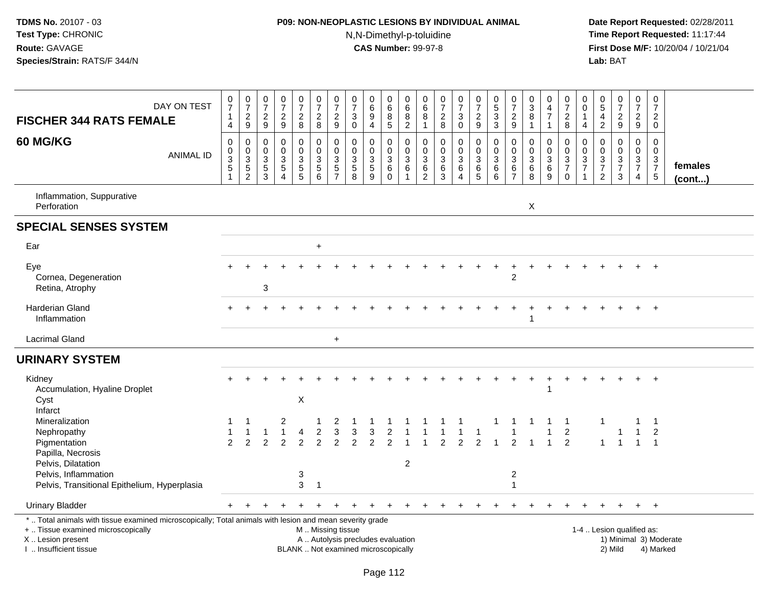**TDMS No.** 20107 - 03
**Test Type:** CHRONIC
**Route:** GAVAGE
**Species/Strain:** RATS/F 344/N

**P09: NON-NEOPLASTIC LESIONS BY INDIVIDUAL ANIMAL**
N,N-Dimethyl-p-toluidine
**CAS Number:** 99-97-8

**Date Report Requested:** 02/28/2011
**Time Report Requested:** 11:17:44
**First Dose M/F:** 10/20/04 / 10/21/04
**Lab:** BAT

| FISCHER 344 RATS FEMALE 60 MG/KG | | | | | | | | | | | | | | | | | | | | | | | | | | |
|---|---|---|---|---|---|---|---|---|---|---|---|---|---|---|---|---|---|---|---|---|---|---|---|---|---|---|
| DAY ON TEST | 0714 | 0729 | 0729 | 0729 | 0728 | 0728 | 0729 | 0730 | 0694 | 0685 | 0682 | 0681 | 0728 | 0730 | 0729 | 0533 | 0729 | 0381 | 0471 | 0728 | 0014 | 0542 | 0729 | 0729 | 0720 | |
| ANIMAL ID | 0351 | 0352 | 0353 | 0354 | 0355 | 0356 | 0357 | 0358 | 0359 | 0360 | 0361 | 0362 | 0363 | 0364 | 0365 | 0366 | 0367 | 0368 | 0369 | 0370 | 0371 | 0372 | 0373 | 0374 | 0375 | females (cont...) |
| Inflammation, Suppurative | | | | | | | | | | | | | | | | | | | | | | | | | | |
| Perforation | | | | | | | | | | | | | | | | | | X | | | | | | | | |
| **SPECIAL SENSES SYSTEM** | | | | | | | | | | | | | | | | | | | | | | | | | | |
| Ear | | | | | | + | | | | | | | | | | | | | | | | | | | | |
| Eye | + | + | + | + | + | + | + | + | + | + | + | + | + | + | + | + | + | + | + | + | + | + | + | + | + | |
| Cornea, Degeneration | | | | | | | | | | | | | | | | | 2 | | | | | | | | | |
| Retina, Atrophy | | | 3 | | | | | | | | | | | | | | | | | | | | | | | |
| Harderian Gland | + | + | + | + | + | + | + | + | + | + | + | + | + | + | + | + | + | + | + | + | + | + | + | + | + | |
| Inflammation | | | | | | | | | | | | | | | | | | 1 | | | | | | | | |
| Lacrimal Gland | | | | | | | + | | | | | | | | | | | | | | | | | | | |
| **URINARY SYSTEM** | | | | | | | | | | | | | | | | | | | | | | | | | | |
| Kidney | + | + | + | + | + | + | + | + | + | + | + | + | + | + | + | + | + | + | + | + | + | + | + | + | + | |
| Accumulation, Hyaline Droplet | | | | | | | | | | | | | | | | | | | 1 | | | | | | | |
| Cyst | | | | | X | | | | | | | | | | | | | | | | | | | | | |
| Infarct | | | | | | | | | | | | | | | | | | | | | | | | | | |
| Mineralization | 1 | 1 | | 2 | | 1 | 2 | 1 | 1 | 1 | 1 | 1 | 1 | 1 | | 1 | 1 | 1 | 1 | 1 | | 1 | | 1 | 1 | |
| Nephropathy | 1 | 1 | 1 | 1 | 4 | 2 | 3 | 3 | 3 | 2 | 1 | 1 | 1 | 1 | 1 | | 1 | | 1 | 2 | | | 1 | 1 | 2 | |
| Pigmentation | 2 | 2 | 2 | 2 | 2 | 2 | 2 | 2 | 2 | 2 | 1 | 1 | 2 | 2 | 2 | 1 | 2 | 1 | 1 | 2 | | 1 | 1 | 1 | 1 | |
| Papilla, Necrosis | | | | | | | | | | | | | | | | | | | | | | | | | | |
| Pelvis, Dilatation | | | | | | | | | | | 2 | | | | | | | | | | | | | | | |
| Pelvis, Inflammation | | | | | 3 | | | | | | | | | | | | 2 | | | | | | | | | |
| Pelvis, Transitional Epithelium, Hyperplasia | | | | | 3 | 1 | | | | | | | | | | | 1 | | | | | | | | | |
| Urinary Bladder | + | + | + | + | + | + | + | + | + | + | + | + | + | + | + | + | + | + | + | + | + | + | + | + | + | |

* .. Total animals with tissue examined microscopically; Total animals with lesion and mean severity grade
+ .. Tissue examined microscopically
X .. Lesion present
I .. Insufficient tissue

M .. Missing tissue
A .. Autolysis precludes evaluation
BLANK .. Not examined microscopically

1-4 .. Lesion qualified as:
1) Minimal 3) Moderate
2) Mild 4) Marked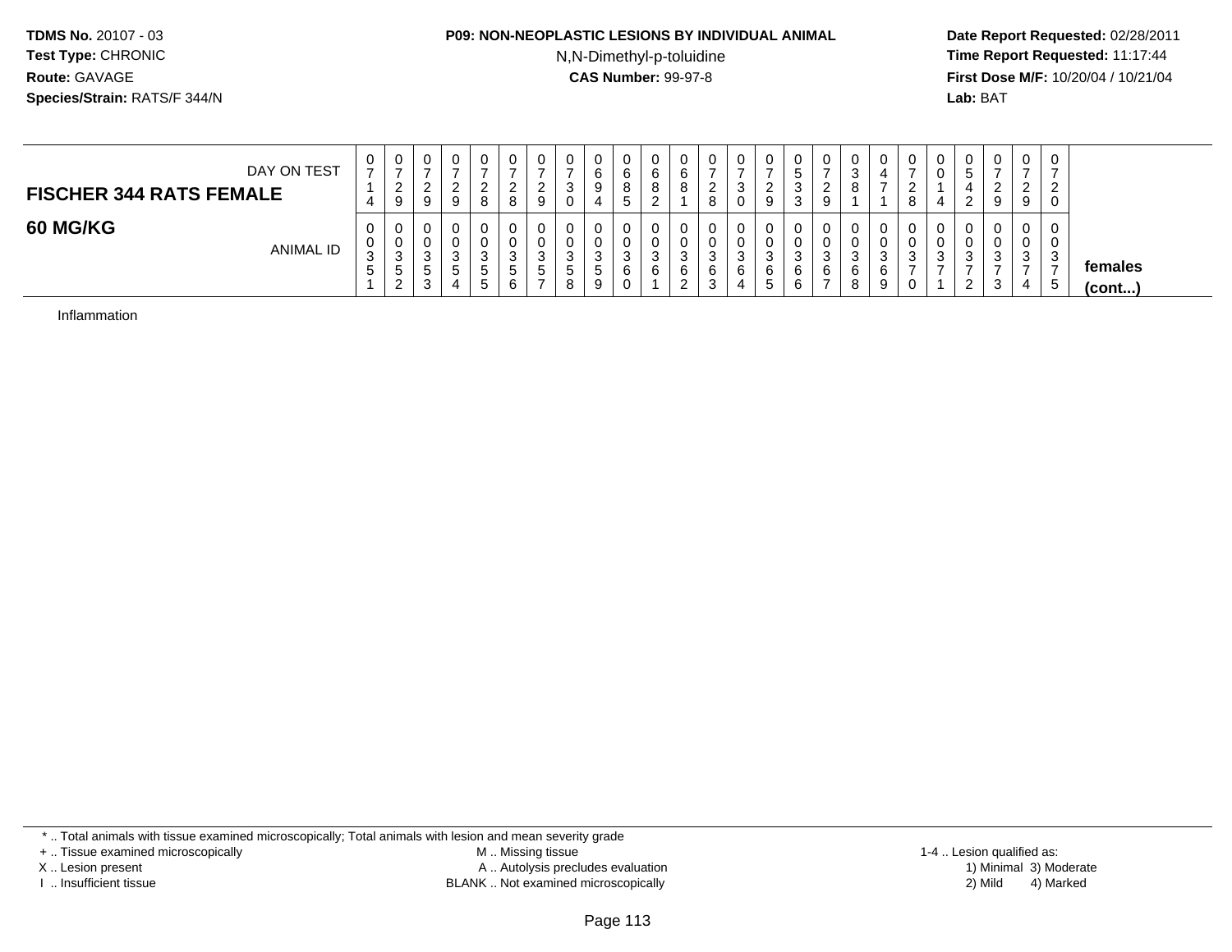**TDMS No.** 20107 - 03
**Test Type:** CHRONIC
**Route:** GAVAGE
**Species/Strain:** RATS/F 344/N

**P09: NON-NEOPLASTIC LESIONS BY INDIVIDUAL ANIMAL**
N,N-Dimethyl-p-toluidine
**CAS Number:** 99-97-8

**Date Report Requested:** 02/28/2011
**Time Report Requested:** 11:17:44
**First Dose M/F:** 10/20/04 / 10/21/04
**Lab:** BAT

| **FISCHER 344 RATS FEMALE** DAY ON TEST | 0714 | 0729 | 0729 | 0729 | 0728 | 0728 | 0729 | 0730 | 0694 | 0685 | 0682 | 0681 | 0728 | 0730 | 0729 | 0533 | 0729 | 0381 | 0471 | 0728 | 0014 | 0542 | 0729 | 0729 | 0720 | |
|---|---|---|---|---|---|---|---|---|---|---|---|---|---|---|---|---|---|---|---|---|---|---|---|---|---|---|
| **60 MG/KG** ANIMAL ID | 00351 | 00352 | 00353 | 00354 | 00355 | 00356 | 00357 | 00358 | 00359 | 00360 | 00361 | 00362 | 00363 | 00364 | 00365 | 00366 | 00367 | 00368 | 00369 | 00370 | 00371 | 00372 | 00373 | 00374 | 00375 | **females (cont...)** |
| Inflammation | | | | | | | | | | | | | | | | | | | | | | | | | | |

* .. Total animals with tissue examined microscopically; Total animals with lesion and mean severity grade
+ .. Tissue examined microscopically
X .. Lesion present
I .. Insufficient tissue
M .. Missing tissue
A .. Autolysis precludes evaluation
BLANK .. Not examined microscopically
1-4 .. Lesion qualified as:
1) Minimal 3) Moderate
2) Mild 4) Marked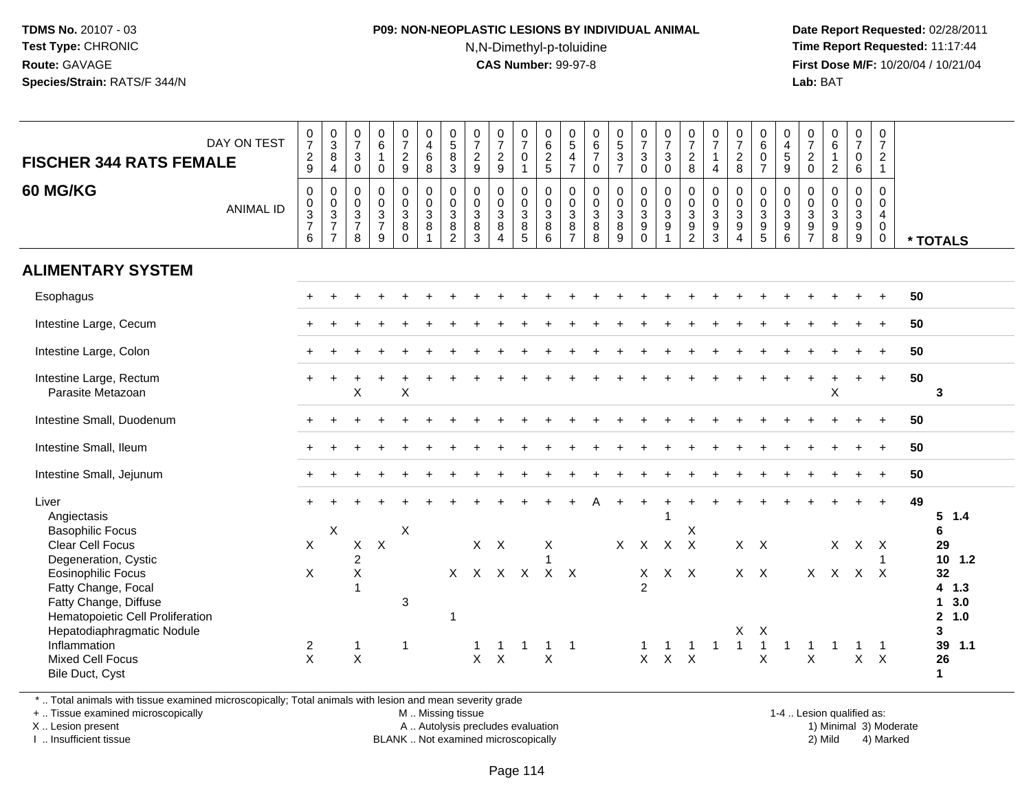TDMS No. 20107 - 03
Test Type: CHRONIC
Route: GAVAGE
Species/Strain: RATS/F 344/N

**P09: NON-NEOPLASTIC LESIONS BY INDIVIDUAL ANIMAL**
N,N-Dimethyl-p-toluidine
**CAS Number:** 99-97-8

Date Report Requested: 02/28/2011
Time Report Requested: 11:17:44
First Dose M/F: 10/20/04 / 10/21/04
Lab: BAT

| **FISCHER 344 RATS FEMALE** DAY ON TEST | 0729 | 0384 | 0730 | 0610 | 0729 | 0468 | 0583 | 0729 | 0729 | 0701 | 0625 | 0547 | 0670 | 0537 | 0730 | 0730 | 0728 | 0714 | 0728 | 0607 | 0459 | 0720 | 0612 | 0706 | 0721 | |
|---|---|---|---|---|---|---|---|---|---|---|---|---|---|---|---|---|---|---|---|---|---|---|---|---|---|---|
| **60 MG/KG** ANIMAL ID | 0376 | 0377 | 0378 | 0379 | 0380 | 0381 | 0382 | 0383 | 0384 | 0385 | 0386 | 0387 | 0388 | 0389 | 0390 | 0391 | 0392 | 0393 | 0394 | 0395 | 0396 | 0397 | 0398 | 0399 | 0400 | *** TOTALS** |
| **ALIMENTARY SYSTEM** | | | | | | | | | | | | | | | | | | | | | | | | | | |
| Esophagus | + | + | + | + | + | + | + | + | + | + | + | + | + | + | + | + | + | + | + | + | + | + | + | + | + | 50 |
| Intestine Large, Cecum | + | + | + | + | + | + | + | + | + | + | + | + | + | + | + | + | + | + | + | + | + | + | + | + | + | 50 |
| Intestine Large, Colon | + | + | + | + | + | + | + | + | + | + | + | + | + | + | + | + | + | + | + | + | + | + | + | + | + | 50 |
| Intestine Large, Rectum | + | + | + | + | + | + | + | + | + | + | + | + | + | + | + | + | + | + | + | + | + | + | + | + | + | 50 |
| Parasite Metazoan | | | X | | X | | | | | | | | | | | | | | | | | | X | | | 3 |
| Intestine Small, Duodenum | + | + | + | + | + | + | + | + | + | + | + | + | + | + | + | + | + | + | + | + | + | + | + | + | + | 50 |
| Intestine Small, Ileum | + | + | + | + | + | + | + | + | + | + | + | + | + | + | + | + | + | + | + | + | + | + | + | + | + | 50 |
| Intestine Small, Jejunum | + | + | + | + | + | + | + | + | + | + | + | + | + | + | + | + | + | + | + | + | + | + | + | + | + | 50 |
| Liver | + | + | + | + | + | + | + | + | + | + | + | + | A | + | + | + | + | + | + | + | + | + | + | + | + | 49 |
| Angiectasis | | | | | | | | | | | | | | | | 1 | | | | | | | | | | 5 1.4 |
| Basophilic Focus | | X | | | X | | | | | | | | | | | | X | | | | | | | | | 6 |
| Clear Cell Focus | X | | X | X | | | | X | X | | X | | | X | X | X | X | | X | X | | | X | X | X | 29 |
| Degeneration, Cystic | | | 2 | | | | | | | | 1 | | | | | | | | | | | | | | 1 | 10 1.2 |
| Eosinophilic Focus | X | | X | | | | X | X | X | X | X | X | | | X | X | X | | X | X | | X | X | X | X | 32 |
| Fatty Change, Focal | | | 1 | | | | | | | | | | | | 2 | | | | | | | | | | | 4 1.3 |
| Fatty Change, Diffuse | | | | | 3 | | | | | | | | | | | | | | | | | | | | | 1 3.0 |
| Hematopoietic Cell Proliferation | | | | | | | 1 | | | | | | | | | | | | | | | | | | | 2 1.0 |
| Hepatodiaphragmatic Nodule | | | | | | | | | | | | | | | | | | | X | X | | | | | | 3 |
| Inflammation | 2 | | 1 | | 1 | | | 1 | 1 | 1 | 1 | 1 | | | 1 | 1 | 1 | 1 | 1 | 1 | 1 | 1 | 1 | 1 | 1 | 39 1.1 |
| Mixed Cell Focus | X | | X | | | | | X | X | | X | | | | X | X | X | | | X | | X | | X | X | 26 |
| Bile Duct, Cyst | | | | | | | | | | | | | | | | | | | | | | | | | | 1 |

* .. Total animals with tissue examined microscopically; Total animals with lesion and mean severity grade
+ .. Tissue examined microscopically
X .. Lesion present
I .. Insufficient tissue

M .. Missing tissue
A .. Autolysis precludes evaluation
BLANK .. Not examined microscopically

1-4 .. Lesion qualified as:
1) Minimal 3) Moderate
2) Mild 4) Marked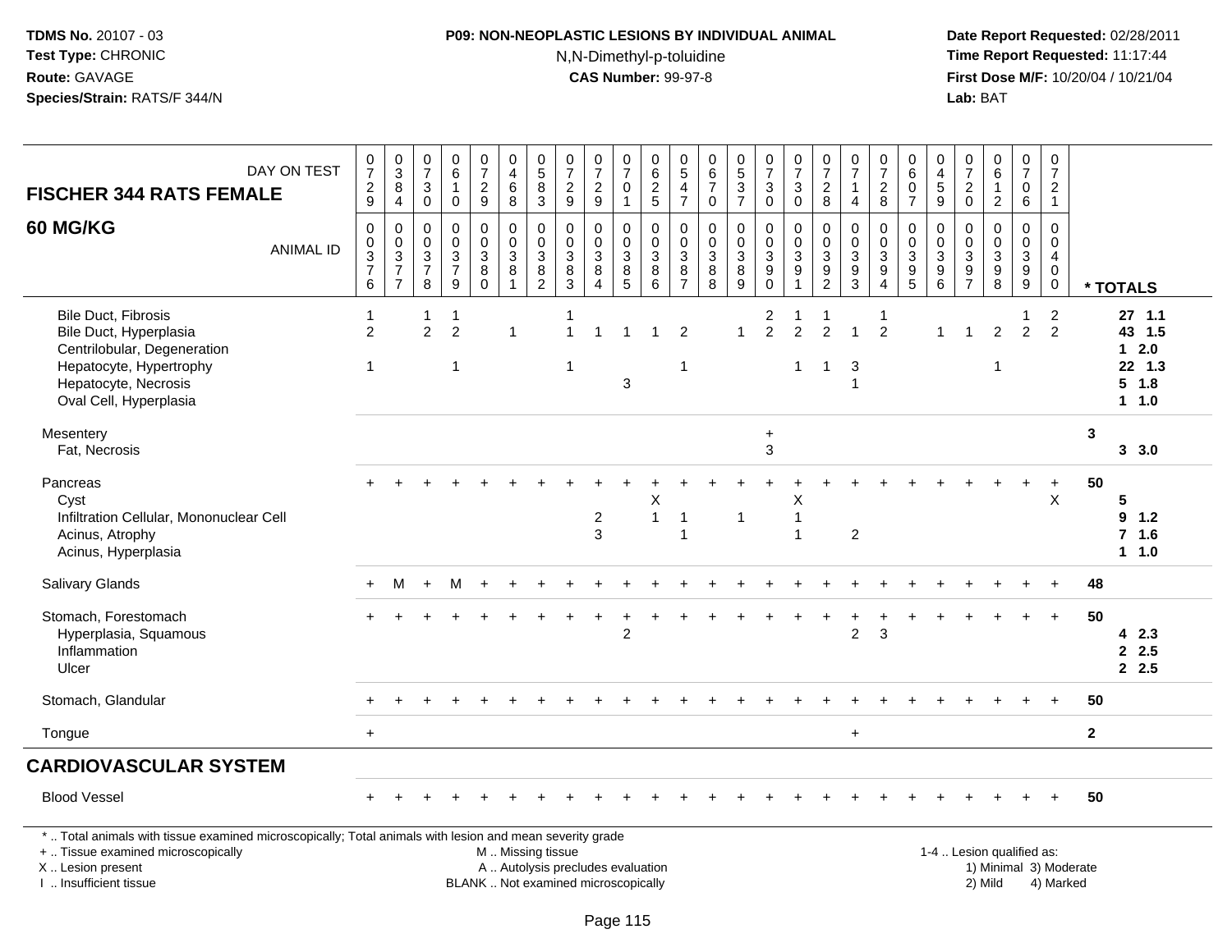**TDMS No.** 20107 - 03
**Test Type:** CHRONIC
**Route:** GAVAGE
**Species/Strain:** RATS/F 344/N

**P09: NON-NEOPLASTIC LESIONS BY INDIVIDUAL ANIMAL**
N,N-Dimethyl-p-toluidine
**CAS Number:** 99-97-8

**Date Report Requested:** 02/28/2011
**Time Report Requested:** 11:17:44
**First Dose M/F:** 10/20/04 / 10/21/04
**Lab:** BAT

| FISCHER 344 RATS FEMALE — DAY ON TEST | 0729 | 0384 | 0730 | 0610 | 0729 | 0468 | 0583 | 0729 | 0729 | 0701 | 0625 | 0547 | 0670 | 0537 | 0730 | 0730 | 0728 | 0714 | 0728 | 0607 | 0459 | 0720 | 0612 | 0706 | 0721 | |
|---|---|---|---|---|---|---|---|---|---|---|---|---|---|---|---|---|---|---|---|---|---|---|---|---|---|---|
| **60 MG/KG** — ANIMAL ID | 00376 | 00377 | 00378 | 00379 | 00380 | 00381 | 00382 | 00383 | 00384 | 00385 | 00386 | 00387 | 00388 | 00389 | 00390 | 00391 | 00392 | 00393 | 00394 | 00395 | 00396 | 00397 | 00398 | 00399 | 00400 | *** TOTALS** |
| Bile Duct, Fibrosis | 1 | | 1 | 1 | | | | 1 | | | | | | | 2 | 1 | 1 | | 1 | | | | | 1 | 2 | 27 1.1 |
| Bile Duct, Hyperplasia | 2 | | 2 | 2 | | 1 | | 1 | 1 | 1 | 1 | 2 | | 1 | 2 | 2 | 2 | 1 | 2 | | 1 | 1 | 2 | 2 | 2 | 43 1.5 |
| Centrilobular, Degeneration | | | | | | | | | | | | | | | | | | | | | | | | | | 1 2.0 |
| Hepatocyte, Hypertrophy | 1 | | | 1 | | | | 1 | | | | 1 | | | | 1 | 1 | 3 | | | | | 1 | | | 22 1.3 |
| Hepatocyte, Necrosis | | | | | | | | | | 3 | | | | | | | | 1 | | | | | | | | 5 1.8 |
| Oval Cell, Hyperplasia | | | | | | | | | | | | | | | | | | | | | | | | | | 1 1.0 |
| Mesentery | | | | | | | | | | | | | | | + | | | | | | | | | | | 3 |
| Fat, Necrosis | | | | | | | | | | | | | | | 3 | | | | | | | | | | | 3 3.0 |
| Pancreas | + | + | + | + | + | + | + | + | + | + | + | + | + | + | + | + | + | + | + | + | + | + | + | + | + | 50 |
| Cyst | | | | | | | | | | | X | | | | | X | | | | | | | | | X | 5 |
| Infiltration Cellular, Mononuclear Cell | | | | | | | | | 2 | | 1 | 1 | | 1 | | 1 | | | | | | | | | | 9 1.2 |
| Acinus, Atrophy | | | | | | | | | 3 | | | 1 | | | | 1 | | 2 | | | | | | | | 7 1.6 |
| Acinus, Hyperplasia | | | | | | | | | | | | | | | | | | | | | | | | | | 1 1.0 |
| Salivary Glands | + | M | + | M | + | + | + | + | + | + | + | + | + | + | + | + | + | + | + | + | + | + | + | + | + | 48 |
| Stomach, Forestomach | + | + | + | + | + | + | + | + | + | + | + | + | + | + | + | + | + | + | + | + | + | + | + | + | + | 50 |
| Hyperplasia, Squamous | | | | | | | | | | 2 | | | | | | | | 2 | 3 | | | | | | | 4 2.3 |
| Inflammation | | | | | | | | | | | | | | | | | | | | | | | | | | 2 2.5 |
| Ulcer | | | | | | | | | | | | | | | | | | | | | | | | | | 2 2.5 |
| Stomach, Glandular | + | + | + | + | + | + | + | + | + | + | + | + | + | + | + | + | + | + | + | + | + | + | + | + | + | 50 |
| Tongue | + | | | | | | | | | | | | | | | | | + | | | | | | | | 2 |
| **CARDIOVASCULAR SYSTEM** | | | | | | | | | | | | | | | | | | | | | | | | | | |
| Blood Vessel | + | + | + | + | + | + | + | + | + | + | + | + | + | + | + | + | + | + | + | + | + | + | + | + | + | 50 |

\* .. Total animals with tissue examined microscopically; Total animals with lesion and mean severity grade
\+ .. Tissue examined microscopically
X .. Lesion present
I .. Insufficient tissue
M .. Missing tissue
A .. Autolysis precludes evaluation
BLANK .. Not examined microscopically
1-4 .. Lesion qualified as: 1) Minimal 2) Mild 3) Moderate 4) Marked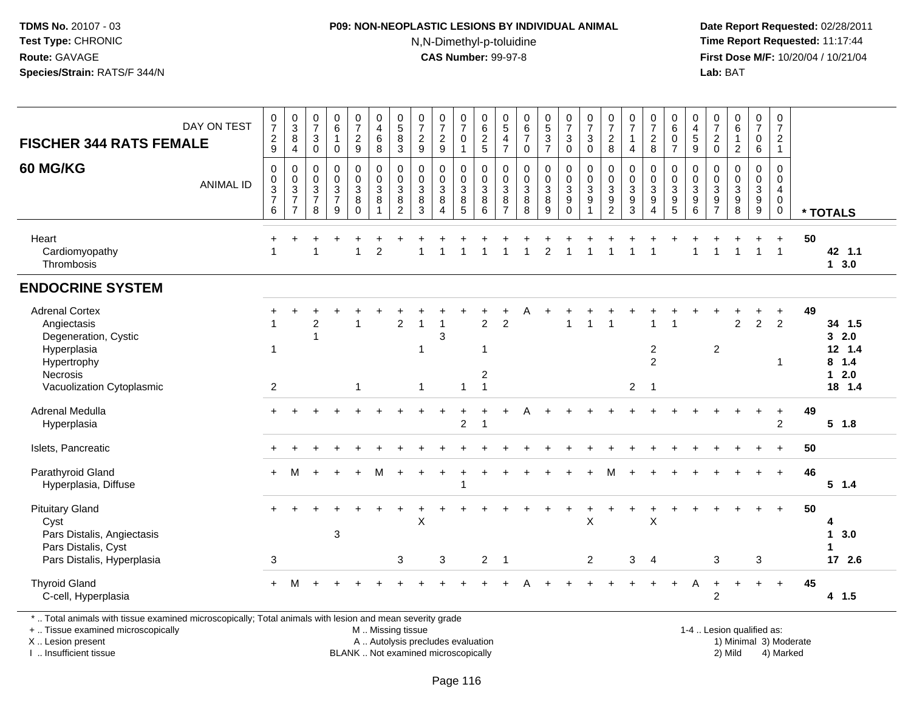TDMS No. 20107 - 03
Test Type: CHRONIC
Route: GAVAGE
Species/Strain: RATS/F 344/N

**P09: NON-NEOPLASTIC LESIONS BY INDIVIDUAL ANIMAL**
N,N-Dimethyl-p-toluidine
**CAS Number:** 99-97-8

Date Report Requested: 02/28/2011
Time Report Requested: 11:17:44
First Dose M/F: 10/20/04 / 10/21/04
Lab: BAT

| FISCHER 344 RATS FEMALE 60 MG/KG | | | | | | | | | | | | | | | | | | | | | | | | | | | |
|---|---|---|---|---|---|---|---|---|---|---|---|---|---|---|---|---|---|---|---|---|---|---|---|---|---|---|---|
| DAY ON TEST | 0729 | 0384 | 0730 | 0610 | 0729 | 0468 | 0583 | 0729 | 0729 | 0701 | 0625 | 0547 | 0670 | 0537 | 0730 | 0730 | 0728 | 0714 | 0728 | 0607 | 0459 | 0720 | 0612 | 0706 | 0721 | | |
| ANIMAL ID | 0376 | 0377 | 0378 | 0379 | 0380 | 0381 | 0382 | 0383 | 0384 | 0385 | 0386 | 0387 | 0388 | 0389 | 0390 | 0391 | 0392 | 0393 | 0394 | 0395 | 0396 | 0397 | 0398 | 0399 | 0400 | | * TOTALS |
| Heart | + | + | + | + | + | + | + | + | + | + | + | + | + | + | + | + | + | + | + | + | + | + | + | + | + | 50 | |
| Cardiomyopathy | 1 | | 1 | | 1 | 2 | | 1 | 1 | 1 | 1 | 1 | 1 | 2 | 1 | 1 | 1 | 1 | 1 | | 1 | 1 | 1 | 1 | 1 | | 42 1.1 |
| Thrombosis | | | | | | | | | | | | | | | | | | | | | | | | | | | 1 3.0 |
| **ENDOCRINE SYSTEM** | | | | | | | | | | | | | | | | | | | | | | | | | | | |
| Adrenal Cortex | + | + | + | + | + | + | + | + | + | + | + | + | A | + | + | + | + | + | + | + | + | + | + | + | + | 49 | |
| Angiectasis | 1 | | 2 | | 1 | | 2 | 1 | 1 | | 2 | 2 | | | 1 | 1 | 1 | | 1 | 1 | | | 2 | 2 | 2 | | 34 1.5 |
| Degeneration, Cystic | | | 1 | | | | | | 3 | | | | | | | | | | | | | | | | | | 3 2.0 |
| Hyperplasia | 1 | | | | | | | 1 | | | 1 | | | | | | | | 2 | | | 2 | | | | | 12 1.4 |
| Hypertrophy | | | | | | | | | | | | | | | | | | | 2 | | | | | | 1 | | 8 1.4 |
| Necrosis | | | | | | | | | | | 2 | | | | | | | | | | | | | | | | 1 2.0 |
| Vacuolization Cytoplasmic | 2 | | | | 1 | | | 1 | | 1 | 1 | | | | | | | 2 | 1 | | | | | | | | 18 1.4 |
| Adrenal Medulla | + | + | + | + | + | + | + | + | + | + | + | + | A | + | + | + | + | + | + | + | + | + | + | + | + | 49 | |
| Hyperplasia | | | | | | | | | | 2 | 1 | | | | | | | | | | | | | | 2 | | 5 1.8 |
| Islets, Pancreatic | + | + | + | + | + | + | + | + | + | + | + | + | + | + | + | + | + | + | + | + | + | + | + | + | + | 50 | |
| Parathyroid Gland | + | M | + | + | + | M | + | + | + | + | + | + | + | + | + | + | M | + | + | + | + | + | + | + | + | 46 | |
| Hyperplasia, Diffuse | | | | | | | | | | 1 | | | | | | | | | | | | | | | | | 5 1.4 |
| Pituitary Gland | + | + | + | + | + | + | + | + | + | + | + | + | + | + | + | + | + | + | + | + | + | + | + | + | + | 50 | |
| Cyst | | | | | | | | X | | | | | | | | X | | | X | | | | | | | | 4 |
| Pars Distalis, Angiectasis | | | | 3 | | | | | | | | | | | | | | | | | | | | | | | 1 3.0 |
| Pars Distalis, Cyst | | | | | | | | | | | | | | | | | | | | | | | | | | | 1 |
| Pars Distalis, Hyperplasia | 3 | | | | | | 3 | | 3 | | 2 | 1 | | | | 2 | | 3 | 4 | | | 3 | | 3 | | | 17 2.6 |
| Thyroid Gland | + | M | + | + | + | + | + | + | + | + | + | + | A | + | + | + | + | + | + | + | A | + | + | + | + | 45 | |
| C-cell, Hyperplasia | | | | | | | | | | | | | | | | | | | | | | 2 | | | | | 4 1.5 |

\* .. Total animals with tissue examined microscopically; Total animals with lesion and mean severity grade
+ .. Tissue examined microscopically
X .. Lesion present
I .. Insufficient tissue
M .. Missing tissue
A .. Autolysis precludes evaluation
BLANK .. Not examined microscopically
1-4 .. Lesion qualified as: 1) Minimal 2) Mild 3) Moderate 4) Marked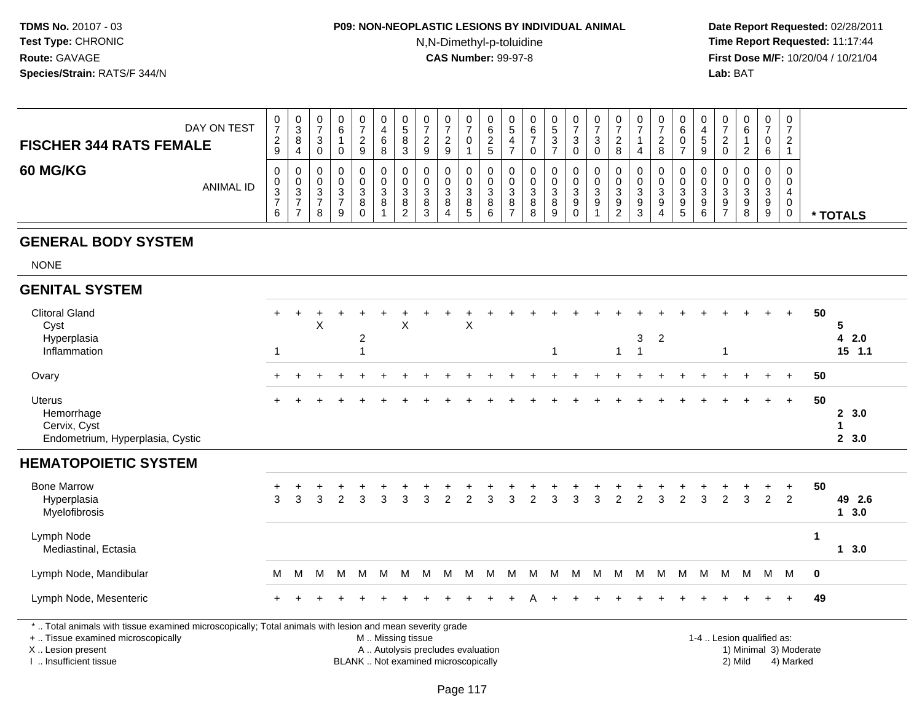TDMS No. 20107 - 03
Test Type: CHRONIC
Route: GAVAGE
Species/Strain: RATS/F 344/N

**P09: NON-NEOPLASTIC LESIONS BY INDIVIDUAL ANIMAL**
N,N-Dimethyl-p-toluidine
**CAS Number:** 99-97-8

Date Report Requested: 02/28/2011
Time Report Requested: 11:17:44
First Dose M/F: 10/20/04 / 10/21/04
Lab: BAT

| FISCHER 344 RATS FEMALE 60 MG/KG | | | | | | | | | | | | | | | | | | | | | | | | | | |
|---|---|---|---|---|---|---|---|---|---|---|---|---|---|---|---|---|---|---|---|---|---|---|---|---|---|---|
| DAY ON TEST | 0729 | 0384 | 0730 | 0610 | 0729 | 0468 | 0583 | 0729 | 0729 | 0701 | 0625 | 0547 | 0670 | 0537 | 0730 | 0730 | 0728 | 0714 | 0728 | 0607 | 0459 | 0720 | 0612 | 0706 | 0721 | |
| ANIMAL ID | 0376 | 0377 | 0378 | 0379 | 0380 | 0381 | 0382 | 0383 | 0384 | 0385 | 0386 | 0387 | 0388 | 0389 | 0390 | 0391 | 0392 | 0393 | 0394 | 0395 | 0396 | 0397 | 0398 | 0399 | 0400 | * TOTALS |
| **GENERAL BODY SYSTEM** | | | | | | | | | | | | | | | | | | | | | | | | | | |
| NONE | | | | | | | | | | | | | | | | | | | | | | | | | | |
| **GENITAL SYSTEM** | | | | | | | | | | | | | | | | | | | | | | | | | | |
| Clitoral Gland | + | + | + | + | + | + | + | + | + | + | + | + | + | + | + | + | + | + | + | + | + | + | + | + | + | 50 |
| Cyst | | | X | | | | X | | | X | | | | | | | | | | | | | | | | 5 |
| Hyperplasia | | | | | 2 | | | | | | | | | | | | | 3 | 2 | | | | | | | 4 2.0 |
| Inflammation | 1 | | | | 1 | | | | | | | | | 1 | | | 1 | 1 | | | | 1 | | | | 15 1.1 |
| Ovary | + | + | + | + | + | + | + | + | + | + | + | + | + | + | + | + | + | + | + | + | + | + | + | + | + | 50 |
| Uterus | + | + | + | + | + | + | + | + | + | + | + | + | + | + | + | + | + | + | + | + | + | + | + | + | + | 50 |
| Hemorrhage | | | | | | | | | | | | | | | | | | | | | | | | | | 2 3.0 |
| Cervix, Cyst | | | | | | | | | | | | | | | | | | | | | | | | | | 1 |
| Endometrium, Hyperplasia, Cystic | | | | | | | | | | | | | | | | | | | | | | | | | | 2 3.0 |
| **HEMATOPOIETIC SYSTEM** | | | | | | | | | | | | | | | | | | | | | | | | | | |
| Bone Marrow | + | + | + | + | + | + | + | + | + | + | + | + | + | + | + | + | + | + | + | + | + | + | + | + | + | 50 |
| Hyperplasia | 3 | 3 | 3 | 2 | 3 | 3 | 3 | 3 | 2 | 2 | 3 | 3 | 2 | 3 | 3 | 3 | 2 | 2 | 3 | 2 | 3 | 2 | 3 | 2 | 2 | 49 2.6 |
| Myelofibrosis | | | | | | | | | | | | | | | | | | | | | | | | | | 1 3.0 |
| Lymph Node | | | | | | | | | | | | | | | | | | | | | | | | | | 1 |
| Mediastinal, Ectasia | | | | | | | | | | | | | | | | | | | | | | | | | | 1 3.0 |
| Lymph Node, Mandibular | M | M | M | M | M | M | M | M | M | M | M | M | M | M | M | M | M | M | M | M | M | M | M | M | M | 0 |
| Lymph Node, Mesenteric | + | + | + | + | + | + | + | + | + | + | + | + | A | + | + | + | + | + | + | + | + | + | + | + | + | 49 |

* .. Total animals with tissue examined microscopically; Total animals with lesion and mean severity grade
+ .. Tissue examined microscopically
X .. Lesion present
I .. Insufficient tissue
M .. Missing tissue
A .. Autolysis precludes evaluation
BLANK .. Not examined microscopically
1-4 .. Lesion qualified as:
1) Minimal 2) Mild 3) Moderate 4) Marked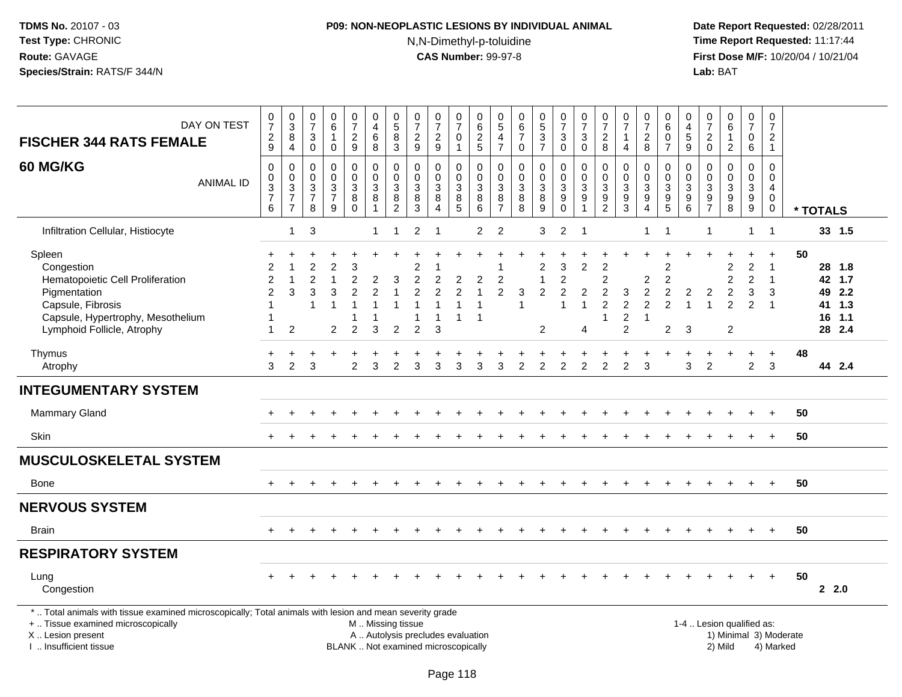**TDMS No.** 20107 - 03
**Test Type:** CHRONIC
**Route:** GAVAGE
**Species/Strain:** RATS/F 344/N

**P09: NON-NEOPLASTIC LESIONS BY INDIVIDUAL ANIMAL**
N,N-Dimethyl-p-toluidine
**CAS Number:** 99-97-8

**Date Report Requested:** 02/28/2011
**Time Report Requested:** 11:17:44
**First Dose M/F:** 10/20/04 / 10/21/04
**Lab:** BAT

| FISCHER 344 RATS FEMALE — DAY ON TEST | 0729 | 0384 | 0730 | 0610 | 0729 | 0468 | 0583 | 0729 | 0729 | 0701 | 0625 | 0547 | 0670 | 0537 | 0730 | 0730 | 0728 | 0714 | 0728 | 0607 | 0459 | 0720 | 0612 | 0706 | 0721 | |
|---|---|---|---|---|---|---|---|---|---|---|---|---|---|---|---|---|---|---|---|---|---|---|---|---|---|---|
| **60 MG/KG** — ANIMAL ID | 00376 | 00377 | 00378 | 00379 | 00380 | 00381 | 00382 | 00383 | 00384 | 00385 | 00386 | 00387 | 00388 | 00389 | 00390 | 00391 | 00392 | 00393 | 00394 | 00395 | 00396 | 00397 | 00398 | 00399 | 00400 | * TOTALS |
| Infiltration Cellular, Histiocyte | | 1 | 3 | | | 1 | 1 | 2 | 1 | | 2 | 2 | | 3 | 2 | 1 | | | 1 | 1 | | 1 | | 1 | 1 | 33 1.5 |
| Spleen | + | + | + | + | + | + | + | + | + | + | + | + | + | + | + | + | + | + | + | + | + | + | + | + | + | 50 |
| Congestion | 2 | 1 | 2 | 2 | 3 | | | 2 | 1 | | | 1 | | 2 | 3 | 2 | 2 | | | 2 | | | 2 | 2 | 1 | 28 1.8 |
| Hematopoietic Cell Proliferation | 2 | 1 | 2 | 1 | 2 | 2 | 3 | 2 | 2 | 2 | 2 | 2 | | 1 | 2 | | 2 | 3 | 2 | 2 | | | 2 | 2 | 1 | 42 1.7 |
| Pigmentation | 2 | 3 | 3 | 3 | 2 | 2 | 1 | 2 | 2 | 2 | 1 | 2 | 3 | 2 | 2 | 2 | 2 | 3 | 2 | 2 | 2 | 2 | 2 | 3 | 3 | 49 2.2 |
| Capsule, Fibrosis | 1 | | 1 | 1 | 1 | 1 | 1 | 1 | 1 | 1 | 1 | | 1 | | 1 | 1 | 2 | 2 | 2 | 2 | 1 | 1 | 2 | 2 | 1 | 41 1.3 |
| Capsule, Hypertrophy, Mesothelium | 1 | | | | 1 | 1 | | 1 | 1 | 1 | 1 | | | | | | 1 | 2 | 1 | | | | | | | 16 1.1 |
| Lymphoid Follicle, Atrophy | 1 | 2 | | 2 | 2 | 3 | 2 | 2 | 3 | | | | | 2 | | 4 | | 2 | | 2 | 3 | | 2 | | | 28 2.4 |
| Thymus | + | + | + | + | + | + | + | + | + | + | + | + | + | + | + | + | + | + | + | + | + | + | + | + | + | 48 |
| Atrophy | 3 | 2 | 3 | | 2 | 3 | 2 | 3 | 3 | 3 | 3 | 3 | 2 | 2 | 2 | 2 | 2 | 2 | 3 | | 3 | 2 | | 2 | 3 | 44 2.4 |
| **INTEGUMENTARY SYSTEM** | | | | | | | | | | | | | | | | | | | | | | | | | | |
| Mammary Gland | + | + | + | + | + | + | + | + | + | + | + | + | + | + | + | + | + | + | + | + | + | + | + | + | + | 50 |
| Skin | + | + | + | + | + | + | + | + | + | + | + | + | + | + | + | + | + | + | + | + | + | + | + | + | + | 50 |
| **MUSCULOSKELETAL SYSTEM** | | | | | | | | | | | | | | | | | | | | | | | | | | |
| Bone | + | + | + | + | + | + | + | + | + | + | + | + | + | + | + | + | + | + | + | + | + | + | + | + | + | 50 |
| **NERVOUS SYSTEM** | | | | | | | | | | | | | | | | | | | | | | | | | | |
| Brain | + | + | + | + | + | + | + | + | + | + | + | + | + | + | + | + | + | + | + | + | + | + | + | + | + | 50 |
| **RESPIRATORY SYSTEM** | | | | | | | | | | | | | | | | | | | | | | | | | | |
| Lung | + | + | + | + | + | + | + | + | + | + | + | + | + | + | + | + | + | + | + | + | + | + | + | + | + | 50 |
| Congestion | | | | | | | | | | | | | | | | | | | | | | | | | | 2 2.0 |

* .. Total animals with tissue examined microscopically; Total animals with lesion and mean severity grade
+ .. Tissue examined microscopically
X .. Lesion present
I .. Insufficient tissue

M .. Missing tissue
A .. Autolysis precludes evaluation
BLANK .. Not examined microscopically

1-4 .. Lesion qualified as:
1) Minimal 3) Moderate
2) Mild 4) Marked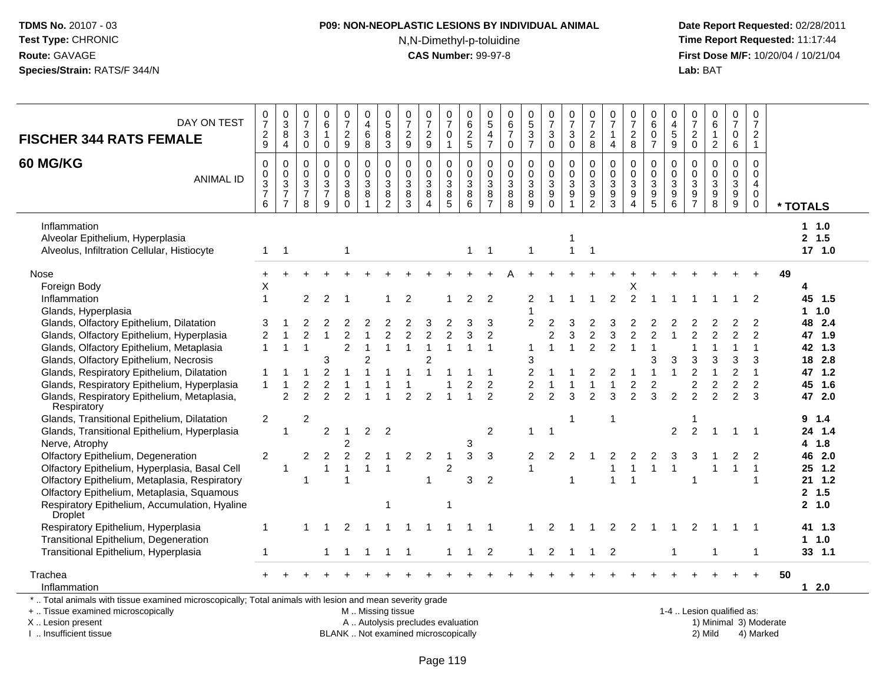**TDMS No.** 20107 - 03
**Test Type:** CHRONIC
**Route:** GAVAGE
**Species/Strain:** RATS/F 344/N

**P09: NON-NEOPLASTIC LESIONS BY INDIVIDUAL ANIMAL**
N,N-Dimethyl-p-toluidine
**CAS Number:** 99-97-8

**Date Report Requested:** 02/28/2011
**Time Report Requested:** 11:17:44
**First Dose M/F:** 10/20/04 / 10/21/04
**Lab:** BAT

| FISCHER 344 RATS FEMALE — DAY ON TEST | 0729 | 0384 | 0730 | 0610 | 0729 | 0468 | 0583 | 0729 | 0729 | 0701 | 0625 | 0547 | 0670 | 0537 | 0730 | 0730 | 0728 | 0714 | 0728 | 0607 | 0459 | 0720 | 0612 | 0706 | 0721 | |
|---|---|---|---|---|---|---|---|---|---|---|---|---|---|---|---|---|---|---|---|---|---|---|---|---|---|---|
| **60 MG/KG** — ANIMAL ID | 00376 | 00377 | 00378 | 00379 | 00380 | 00381 | 00382 | 00383 | 00384 | 00385 | 00386 | 00387 | 00388 | 00389 | 00390 | 00391 | 00392 | 00393 | 00394 | 00395 | 00396 | 00397 | 00398 | 00399 | 00400 | * TOTALS |
| Inflammation | | | | | | | | | | | | | | | | | | | | | | | | | | 1 1.0 |
| Alveolar Epithelium, Hyperplasia | | | | | | | | | | | | | | | | 1 | | | | | | | | | | 2 1.5 |
| Alveolus, Infiltration Cellular, Histiocyte | 1 | 1 | | | 1 | | | | | | 1 | 1 | | 1 | | 1 | 1 | | | | | | | | | 17 1.0 |
| Nose | + | + | + | + | + | + | + | + | + | + | + | + | A | + | + | + | + | + | + | + | + | + | + | + | + | 49 |
| Foreign Body | X | | | | | | | | | | | | | | | | | | X | | | | | | | 4 |
| Inflammation | 1 | | 2 | 2 | 1 | | 1 | 2 | | 1 | 2 | 2 | | 2 | 1 | 1 | 1 | 2 | 2 | 1 | 1 | 1 | 1 | 1 | 2 | 45 1.5 |
| Glands, Hyperplasia | | | | | | | | | | | | | | 1 | | | | | | | | | | | | 1 1.0 |
| Glands, Olfactory Epithelium, Dilatation | 3 | 1 | 2 | 2 | 2 | 2 | 2 | 2 | 3 | 2 | 3 | 3 | | 2 | 2 | 3 | 2 | 3 | 2 | 2 | 2 | 2 | 2 | 2 | 2 | 48 2.4 |
| Glands, Olfactory Epithelium, Hyperplasia | 2 | 1 | 2 | 1 | 2 | 1 | 2 | 2 | 2 | 2 | 3 | 2 | | | 2 | 3 | 2 | 3 | 2 | 2 | 1 | 2 | 2 | 2 | 2 | 47 1.9 |
| Glands, Olfactory Epithelium, Metaplasia | 1 | 1 | 1 | | 2 | 1 | 1 | 1 | 1 | 1 | 1 | 1 | | 1 | 1 | 1 | 2 | 2 | 1 | 1 | | 1 | 1 | 1 | 1 | 42 1.3 |
| Glands, Olfactory Epithelium, Necrosis | | | | 3 | | 2 | | | 2 | | | | | 3 | | | | | | 3 | 3 | 3 | 3 | 3 | 3 | 18 2.8 |
| Glands, Respiratory Epithelium, Dilatation | 1 | 1 | 1 | 2 | 1 | 1 | 1 | 1 | 1 | 1 | 1 | 1 | | 2 | 1 | 1 | 2 | 2 | 1 | 1 | 1 | 2 | 1 | 2 | 1 | 47 1.2 |
| Glands, Respiratory Epithelium, Hyperplasia | 1 | 1 | 2 | 2 | 1 | 1 | 1 | 1 | | 1 | 2 | 2 | | 2 | 1 | 1 | 1 | 1 | 2 | 2 | | 2 | 2 | 2 | 2 | 45 1.6 |
| Glands, Respiratory Epithelium, Metaplasia, Respiratory | | 2 | 2 | 2 | 2 | 1 | 1 | 2 | 2 | 1 | 1 | 2 | | 2 | 2 | 3 | 2 | 3 | 2 | 3 | 2 | 2 | 2 | 2 | 3 | 47 2.0 |
| Glands, Transitional Epithelium, Dilatation | 2 | | 2 | | | | | | | | | | | | | 1 | | 1 | | | | 1 | | | | 9 1.4 |
| Glands, Transitional Epithelium, Hyperplasia | | 1 | | 2 | 1 | 2 | 2 | | | | | 2 | | 1 | 1 | | | | | | 2 | 2 | 1 | 1 | 1 | 24 1.4 |
| Nerve, Atrophy | | | | | 2 | | | | | | 3 | | | | | | | | | | | | | | | 4 1.8 |
| Olfactory Epithelium, Degeneration | 2 | | 2 | 2 | 2 | 2 | 1 | 2 | 2 | 1 | 3 | 3 | | 2 | 2 | 2 | 1 | 2 | 2 | 2 | 3 | 3 | 1 | 2 | 2 | 46 2.0 |
| Olfactory Epithelium, Hyperplasia, Basal Cell | | 1 | | 1 | 1 | 1 | 1 | | | 2 | | | | 1 | | | | 1 | 1 | 1 | 1 | | 1 | 1 | 1 | 25 1.2 |
| Olfactory Epithelium, Metaplasia, Respiratory | | | 1 | | 1 | | | | 1 | | 3 | 2 | | | | 1 | | 1 | 1 | | | 1 | | | 1 | 21 1.2 |
| Olfactory Epithelium, Metaplasia, Squamous | | | | | | | | | | | | | | | | | | | | | | | | | | 2 1.5 |
| Respiratory Epithelium, Accumulation, Hyaline Droplet | | | | | | | 1 | | | 1 | | | | | | | | | | | | | | | | 2 1.0 |
| Respiratory Epithelium, Hyperplasia | 1 | | 1 | 1 | 2 | 1 | 1 | 1 | 1 | 1 | 1 | 1 | | 1 | 2 | 1 | 1 | 2 | 2 | 1 | 1 | 2 | 1 | 1 | 1 | 41 1.3 |
| Transitional Epithelium, Degeneration | | | | | | | | | | | | | | | | | | | | | | | | | | 1 1.0 |
| Transitional Epithelium, Hyperplasia | 1 | | | 1 | 1 | 1 | 1 | 1 | | 1 | 1 | 2 | | 1 | 2 | 1 | 1 | 2 | | | 1 | | 1 | | 1 | 33 1.1 |
| Trachea | + | + | + | + | + | + | + | + | + | + | + | + | + | + | + | + | + | + | + | + | + | + | + | + | + | 50 |
| Inflammation | | | | | | | | | | | | | | | | | | | | | | | | | | 1 2.0 |

\* .. Total animals with tissue examined microscopically; Total animals with lesion and mean severity grade
+ .. Tissue examined microscopically
X .. Lesion present
I .. Insufficient tissue

M .. Missing tissue
A .. Autolysis precludes evaluation
BLANK .. Not examined microscopically

1-4 .. Lesion qualified as:
1) Minimal 3) Moderate
2) Mild 4) Marked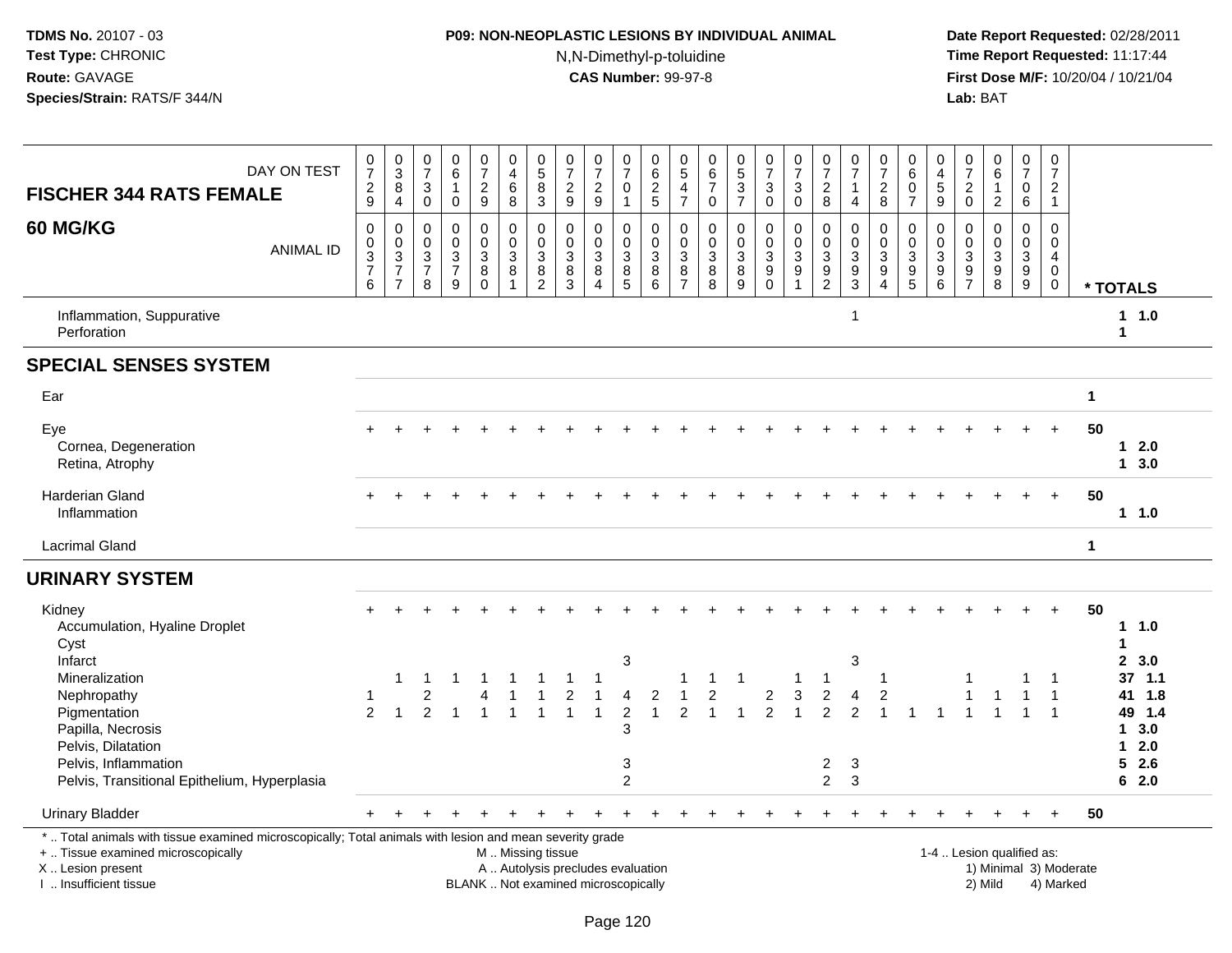**TDMS No.** 20107 - 03
**Test Type:** CHRONIC
**Route:** GAVAGE
**Species/Strain:** RATS/F 344/N

**P09: NON-NEOPLASTIC LESIONS BY INDIVIDUAL ANIMAL**
N,N-Dimethyl-p-toluidine
**CAS Number:** 99-97-8

**Date Report Requested:** 02/28/2011
**Time Report Requested:** 11:17:44
**First Dose M/F:** 10/20/04 / 10/21/04
**Lab:** BAT

| **FISCHER 344 RATS FEMALE** DAY ON TEST | 0729 | 0384 | 0730 | 0610 | 0729 | 0468 | 0583 | 0729 | 0729 | 0701 | 0625 | 0547 | 0670 | 0537 | 0730 | 0730 | 0728 | 0714 | 0728 | 0607 | 0459 | 0720 | 0612 | 0706 | 0721 | |
|---|---|---|---|---|---|---|---|---|---|---|---|---|---|---|---|---|---|---|---|---|---|---|---|---|---|---|
| **60 MG/KG** ANIMAL ID | 0376 | 0377 | 0378 | 0379 | 0380 | 0381 | 0382 | 0383 | 0384 | 0385 | 0386 | 0387 | 0388 | 0389 | 0390 | 0391 | 0392 | 0393 | 0394 | 0395 | 0396 | 0397 | 0398 | 0399 | 0400 | *** TOTALS** |
| Inflammation, Suppurative | | | | | | | | | | | | | | | | | | 1 | | | | | | | | **1 1.0** |
| Perforation | | | | | | | | | | | | | | | | | | | | | | | | | | **1** |
| **SPECIAL SENSES SYSTEM** | | | | | | | | | | | | | | | | | | | | | | | | | | |
| Ear | | | | | | | | | | | | | | | | | | | | | | | | | | **1** |
| Eye | + | + | + | + | + | + | + | + | + | + | + | + | + | + | + | + | + | + | + | + | + | + | + | + | + | **50** |
| Cornea, Degeneration | | | | | | | | | | | | | | | | | | | | | | | | | | **1 2.0** |
| Retina, Atrophy | | | | | | | | | | | | | | | | | | | | | | | | | | **1 3.0** |
| Harderian Gland | + | + | + | + | + | + | + | + | + | + | + | + | + | + | + | + | + | + | + | + | + | + | + | + | + | **50** |
| Inflammation | | | | | | | | | | | | | | | | | | | | | | | | | | **1 1.0** |
| Lacrimal Gland | | | | | | | | | | | | | | | | | | | | | | | | | | **1** |
| **URINARY SYSTEM** | | | | | | | | | | | | | | | | | | | | | | | | | | |
| Kidney | + | + | + | + | + | + | + | + | + | + | + | + | + | + | + | + | + | + | + | + | + | + | + | + | + | **50** |
| Accumulation, Hyaline Droplet | | | | | | | | | | | | | | | | | | | | | | | | | | **1 1.0** |
| Cyst | | | | | | | | | | | | | | | | | | | | | | | | | | **1** |
| Infarct | | | | | | | | | | 3 | | | | | | | | 3 | | | | | | | | **2 3.0** |
| Mineralization | | 1 | 1 | 1 | 1 | 1 | 1 | 1 | 1 | | | 1 | 1 | 1 | | 1 | 1 | | 1 | | | 1 | | 1 | 1 | **37 1.1** |
| Nephropathy | 1 | | 2 | | 4 | 1 | 1 | 2 | 1 | 4 | 2 | 1 | 2 | | 2 | 3 | 2 | 4 | 2 | | | 1 | 1 | 1 | 1 | **41 1.8** |
| Pigmentation | 2 | 1 | 2 | 1 | 1 | 1 | 1 | 1 | 1 | 2 | 1 | 2 | 1 | 1 | 2 | 1 | 2 | 2 | 1 | 1 | 1 | 1 | 1 | 1 | 1 | **49 1.4** |
| Papilla, Necrosis | | | | | | | | | | 3 | | | | | | | | | | | | | | | | **1 3.0** |
| Pelvis, Dilatation | | | | | | | | | | | | | | | | | | | | | | | | | | **1 2.0** |
| Pelvis, Inflammation | | | | | | | | | | 3 | | | | | | | 2 | 3 | | | | | | | | **5 2.6** |
| Pelvis, Transitional Epithelium, Hyperplasia | | | | | | | | | | 2 | | | | | | | 2 | 3 | | | | | | | | **6 2.0** |
| Urinary Bladder | + | + | + | + | + | + | + | + | + | + | + | + | + | + | + | + | + | + | + | + | + | + | + | + | + | **50** |

\* .. Total animals with tissue examined microscopically; Total animals with lesion and mean severity grade
+ .. Tissue examined microscopically
X .. Lesion present
I .. Insufficient tissue

M .. Missing tissue
A .. Autolysis precludes evaluation
BLANK .. Not examined microscopically

1-4 .. Lesion qualified as:
1) Minimal 3) Moderate
2) Mild 4) Marked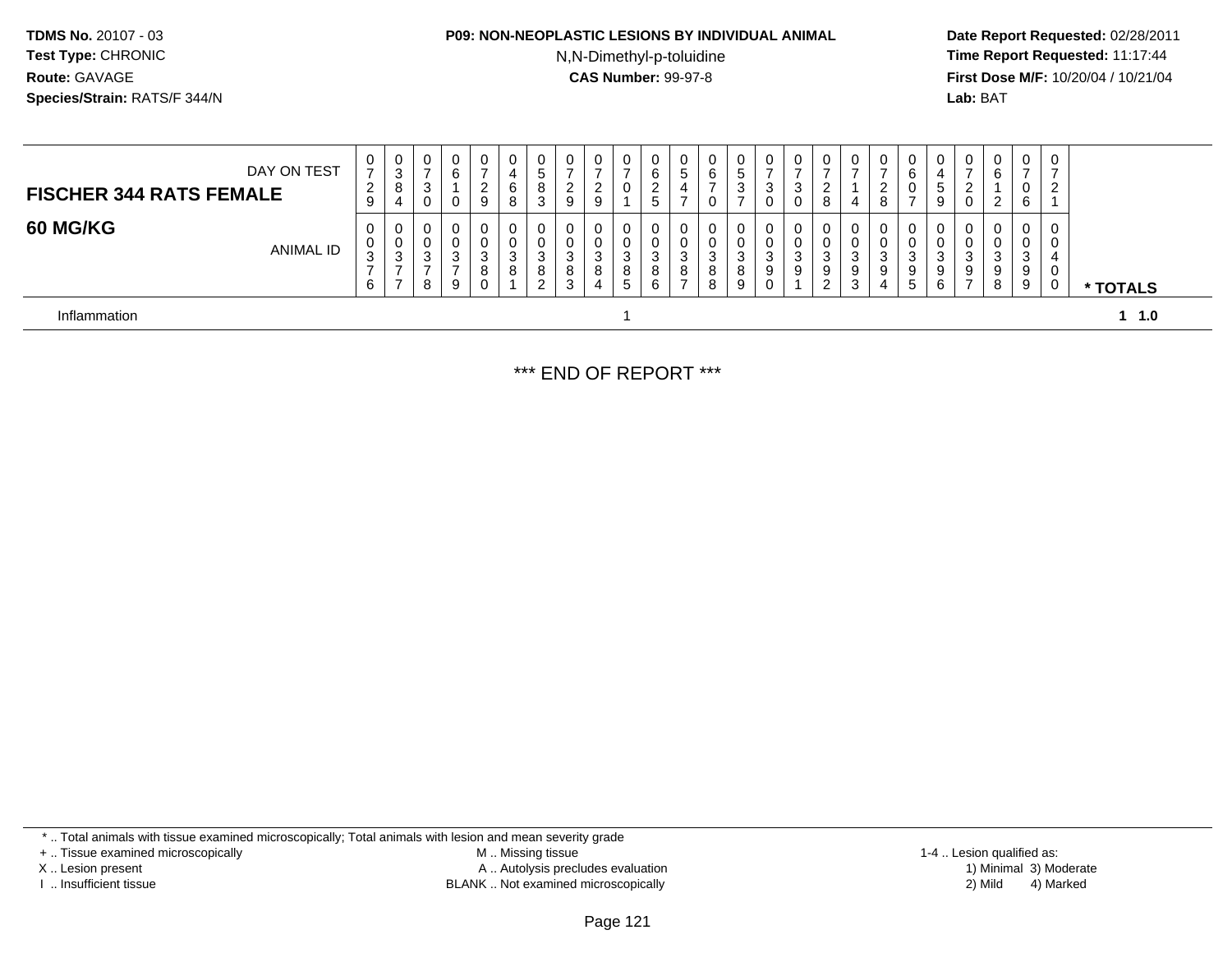**TDMS No.** 20107 - 03
**Test Type:** CHRONIC
**Route:** GAVAGE
**Species/Strain:** RATS/F 344/N

**P09: NON-NEOPLASTIC LESIONS BY INDIVIDUAL ANIMAL**
N,N-Dimethyl-p-toluidine
**CAS Number:** 99-97-8

**Date Report Requested:** 02/28/2011
**Time Report Requested:** 11:17:44
**First Dose M/F:** 10/20/04 / 10/21/04
**Lab:** BAT

| **FISCHER 344 RATS FEMALE** DAY ON TEST | 0729 | 0384 | 0730 | 0610 | 0729 | 0468 | 0583 | 0729 | 0729 | 0701 | 0625 | 0547 | 0670 | 0537 | 0730 | 0730 | 0728 | 0714 | 0728 | 0607 | 0459 | 0720 | 0612 | 0706 | 0721 | |
|---|---|---|---|---|---|---|---|---|---|---|---|---|---|---|---|---|---|---|---|---|---|---|---|---|---|---|
| **60 MG/KG** ANIMAL ID | 00376 | 00377 | 00378 | 00379 | 00380 | 00381 | 00382 | 00383 | 00384 | 00385 | 00386 | 00387 | 00388 | 00389 | 00390 | 00391 | 00392 | 00393 | 00394 | 00395 | 00396 | 00397 | 00398 | 00399 | 00400 | *** TOTALS** |
| Inflammation | | | | | | | | | | 1 | | | | | | | | | | | | | | | | **1 1.0** |

*** END OF REPORT ***

* .. Total animals with tissue examined microscopically; Total animals with lesion and mean severity grade
+ .. Tissue examined microscopically
X .. Lesion present
I .. Insufficient tissue
M .. Missing tissue
A .. Autolysis precludes evaluation
BLANK .. Not examined microscopically
1-4 .. Lesion qualified as:
1) Minimal 3) Moderate
2) Mild 4) Marked